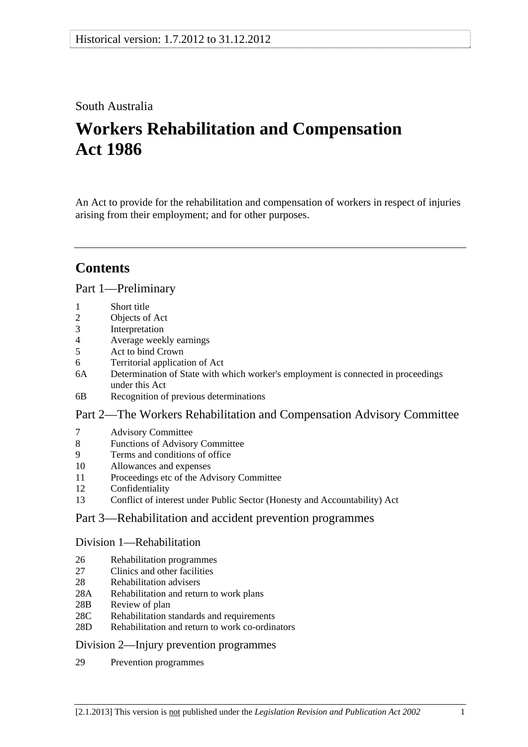Historical version: 1.7.2012 to 31.12.2012

South Australia

# Workers Rehabilitation and Compensation Act 1986

An Act to provide for the rehabilitation and compensation of workers in respect of injuries arising from their employment; and for other purposes.

## Contents

### Part 1—Preliminary

1 Short title
2 Objects of Act
3 Interpretation
4 Average weekly earnings
5 Act to bind Crown
6 Territorial application of Act
6A Determination of State with which worker's employment is connected in proceedings under this Act
6B Recognition of previous determinations

### Part 2—The Workers Rehabilitation and Compensation Advisory Committee

7 Advisory Committee
8 Functions of Advisory Committee
9 Terms and conditions of office
10 Allowances and expenses
11 Proceedings etc of the Advisory Committee
12 Confidentiality
13 Conflict of interest under Public Sector (Honesty and Accountability) Act

### Part 3—Rehabilitation and accident prevention programmes

#### Division 1—Rehabilitation

26 Rehabilitation programmes
27 Clinics and other facilities
28 Rehabilitation advisers
28A Rehabilitation and return to work plans
28B Review of plan
28C Rehabilitation standards and requirements
28D Rehabilitation and return to work co-ordinators

#### Division 2—Injury prevention programmes

29 Prevention programmes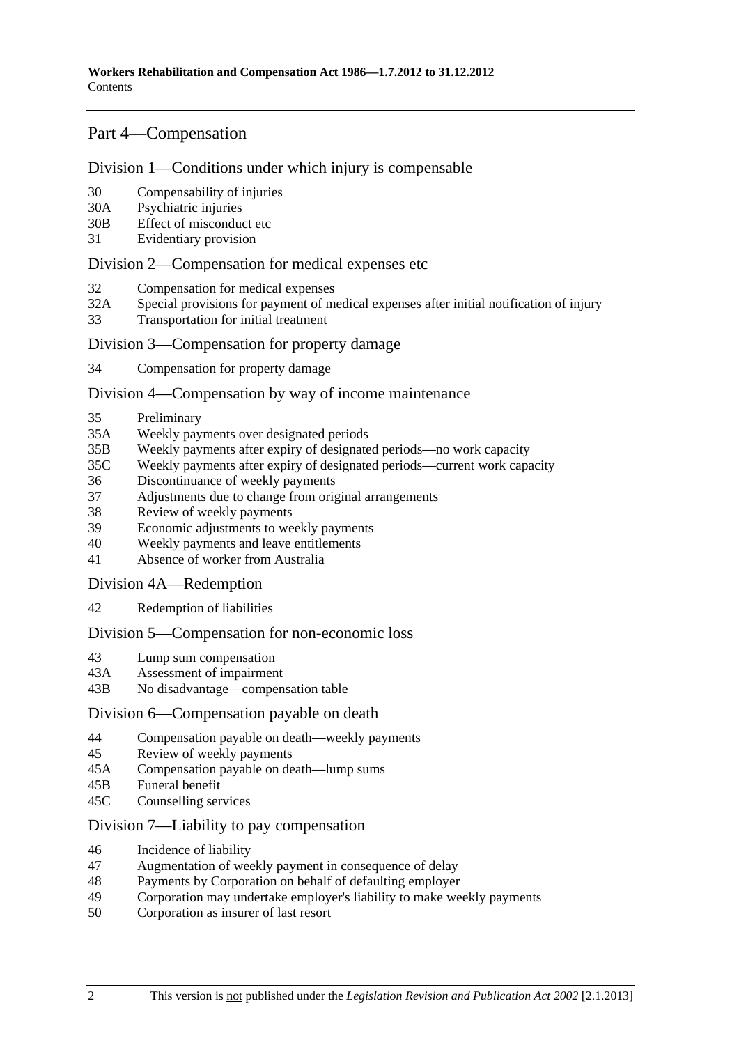## Part 4—Compensation

### Division 1—Conditions under which injury is compensable

30 Compensability of injuries
30A Psychiatric injuries
30B Effect of misconduct etc
31 Evidentiary provision

### Division 2—Compensation for medical expenses etc

32 Compensation for medical expenses
32A Special provisions for payment of medical expenses after initial notification of injury
33 Transportation for initial treatment

### Division 3—Compensation for property damage

34 Compensation for property damage

### Division 4—Compensation by way of income maintenance

35 Preliminary
35A Weekly payments over designated periods
35B Weekly payments after expiry of designated periods—no work capacity
35C Weekly payments after expiry of designated periods—current work capacity
36 Discontinuance of weekly payments
37 Adjustments due to change from original arrangements
38 Review of weekly payments
39 Economic adjustments to weekly payments
40 Weekly payments and leave entitlements
41 Absence of worker from Australia

### Division 4A—Redemption

42 Redemption of liabilities

### Division 5—Compensation for non-economic loss

43 Lump sum compensation
43A Assessment of impairment
43B No disadvantage—compensation table

### Division 6—Compensation payable on death

44 Compensation payable on death—weekly payments
45 Review of weekly payments
45A Compensation payable on death—lump sums
45B Funeral benefit
45C Counselling services

### Division 7—Liability to pay compensation

46 Incidence of liability
47 Augmentation of weekly payment in consequence of delay
48 Payments by Corporation on behalf of defaulting employer
49 Corporation may undertake employer's liability to make weekly payments
50 Corporation as insurer of last resort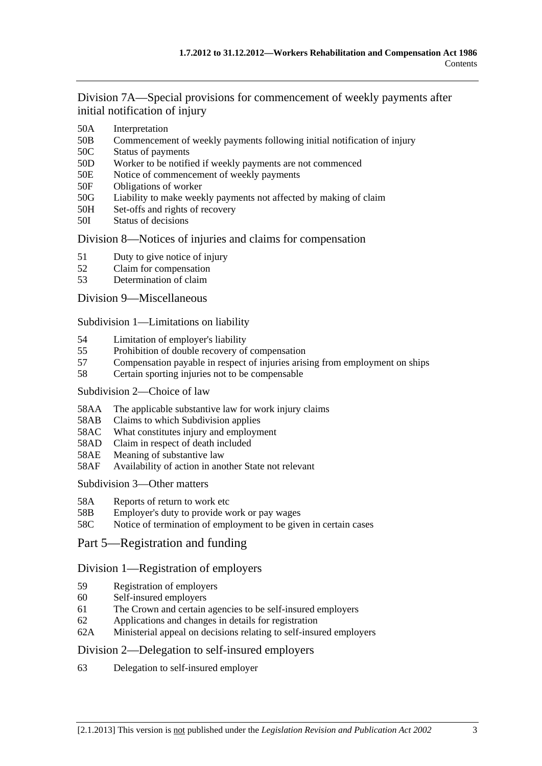## Division 7A—Special provisions for commencement of weekly payments after initial notification of injury

50A Interpretation
50B Commencement of weekly payments following initial notification of injury
50C Status of payments
50D Worker to be notified if weekly payments are not commenced
50E Notice of commencement of weekly payments
50F Obligations of worker
50G Liability to make weekly payments not affected by making of claim
50H Set-offs and rights of recovery
50I Status of decisions

## Division 8—Notices of injuries and claims for compensation

51 Duty to give notice of injury
52 Claim for compensation
53 Determination of claim

## Division 9—Miscellaneous

### Subdivision 1—Limitations on liability

54 Limitation of employer's liability
55 Prohibition of double recovery of compensation
57 Compensation payable in respect of injuries arising from employment on ships
58 Certain sporting injuries not to be compensable

### Subdivision 2—Choice of law

58AA The applicable substantive law for work injury claims
58AB Claims to which Subdivision applies
58AC What constitutes injury and employment
58AD Claim in respect of death included
58AE Meaning of substantive law
58AF Availability of action in another State not relevant

### Subdivision 3—Other matters

58A Reports of return to work etc
58B Employer's duty to provide work or pay wages
58C Notice of termination of employment to be given in certain cases

# Part 5—Registration and funding

## Division 1—Registration of employers

59 Registration of employers
60 Self-insured employers
61 The Crown and certain agencies to be self-insured employers
62 Applications and changes in details for registration
62A Ministerial appeal on decisions relating to self-insured employers

## Division 2—Delegation to self-insured employers

63 Delegation to self-insured employer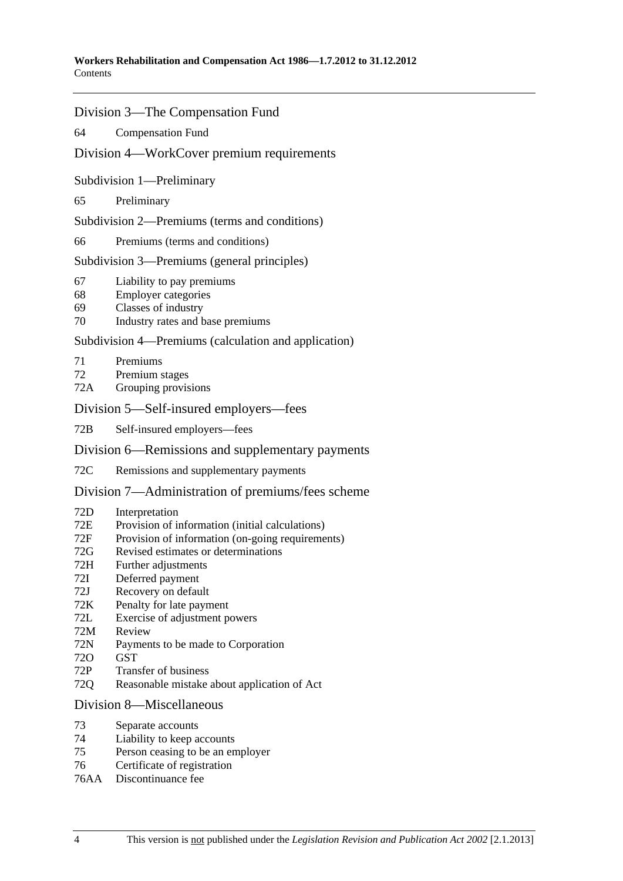## Division 3—The Compensation Fund

64 Compensation Fund

## Division 4—WorkCover premium requirements

### Subdivision 1—Preliminary

65 Preliminary

### Subdivision 2—Premiums (terms and conditions)

66 Premiums (terms and conditions)

### Subdivision 3—Premiums (general principles)

67 Liability to pay premiums
68 Employer categories
69 Classes of industry
70 Industry rates and base premiums

### Subdivision 4—Premiums (calculation and application)

71 Premiums
72 Premium stages
72A Grouping provisions

## Division 5—Self-insured employers—fees

72B Self-insured employers—fees

## Division 6—Remissions and supplementary payments

72C Remissions and supplementary payments

## Division 7—Administration of premiums/fees scheme

72D Interpretation
72E Provision of information (initial calculations)
72F Provision of information (on-going requirements)
72G Revised estimates or determinations
72H Further adjustments
72I Deferred payment
72J Recovery on default
72K Penalty for late payment
72L Exercise of adjustment powers
72M Review
72N Payments to be made to Corporation
72O GST
72P Transfer of business
72Q Reasonable mistake about application of Act

## Division 8—Miscellaneous

73 Separate accounts
74 Liability to keep accounts
75 Person ceasing to be an employer
76 Certificate of registration
76AA Discontinuance fee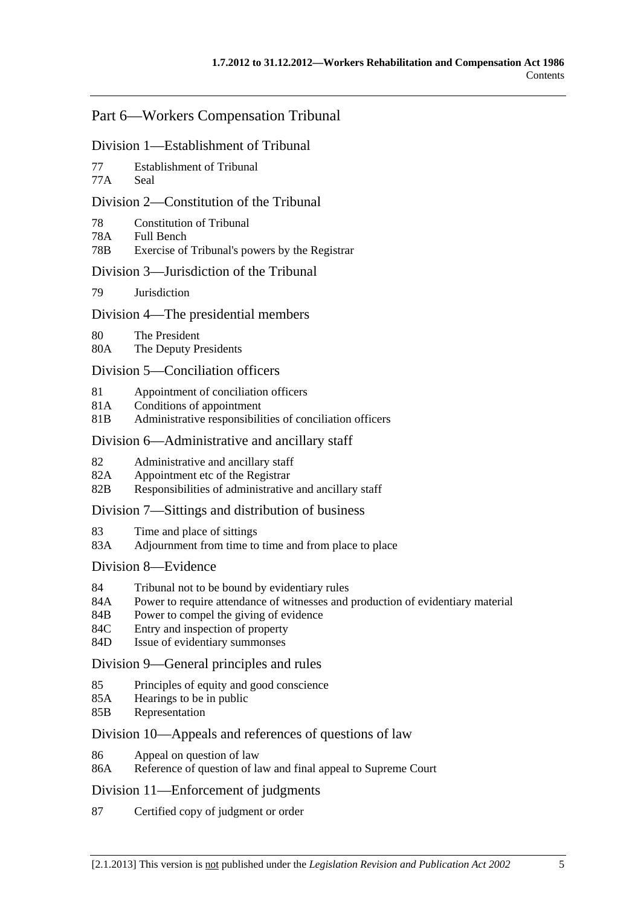## Part 6—Workers Compensation Tribunal

### Division 1—Establishment of Tribunal

77 Establishment of Tribunal
77A Seal

### Division 2—Constitution of the Tribunal

78 Constitution of Tribunal
78A Full Bench
78B Exercise of Tribunal's powers by the Registrar

### Division 3—Jurisdiction of the Tribunal

79 Jurisdiction

### Division 4—The presidential members

80 The President
80A The Deputy Presidents

### Division 5—Conciliation officers

81 Appointment of conciliation officers
81A Conditions of appointment
81B Administrative responsibilities of conciliation officers

### Division 6—Administrative and ancillary staff

82 Administrative and ancillary staff
82A Appointment etc of the Registrar
82B Responsibilities of administrative and ancillary staff

### Division 7—Sittings and distribution of business

83 Time and place of sittings
83A Adjournment from time to time and from place to place

### Division 8—Evidence

84 Tribunal not to be bound by evidentiary rules
84A Power to require attendance of witnesses and production of evidentiary material
84B Power to compel the giving of evidence
84C Entry and inspection of property
84D Issue of evidentiary summonses

### Division 9—General principles and rules

85 Principles of equity and good conscience
85A Hearings to be in public
85B Representation

### Division 10—Appeals and references of questions of law

86 Appeal on question of law
86A Reference of question of law and final appeal to Supreme Court

### Division 11—Enforcement of judgments

87 Certified copy of judgment or order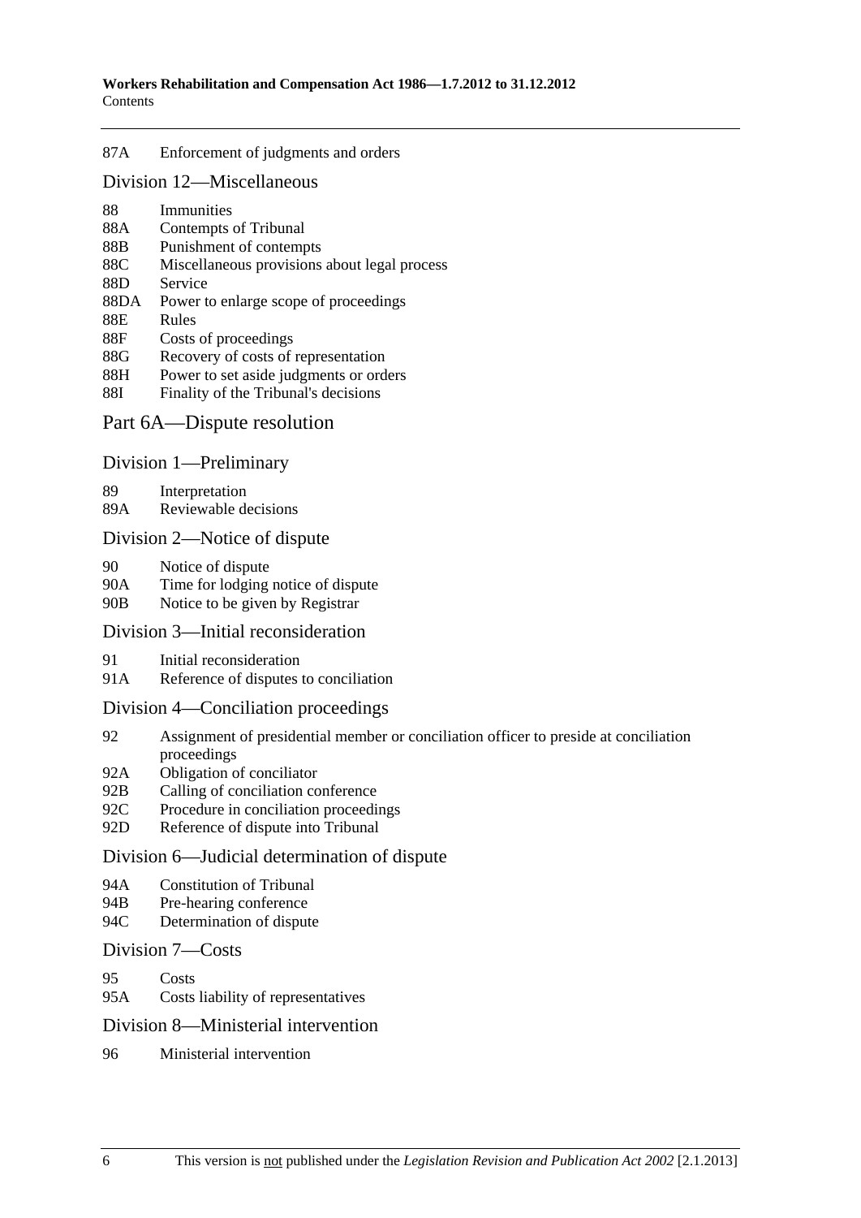87A Enforcement of judgments and orders

## Division 12—Miscellaneous

88 Immunities
88A Contempts of Tribunal
88B Punishment of contempts
88C Miscellaneous provisions about legal process
88D Service
88DA Power to enlarge scope of proceedings
88E Rules
88F Costs of proceedings
88G Recovery of costs of representation
88H Power to set aside judgments or orders
88I Finality of the Tribunal's decisions

# Part 6A—Dispute resolution

## Division 1—Preliminary

89 Interpretation
89A Reviewable decisions

## Division 2—Notice of dispute

90 Notice of dispute
90A Time for lodging notice of dispute
90B Notice to be given by Registrar

## Division 3—Initial reconsideration

91 Initial reconsideration
91A Reference of disputes to conciliation

## Division 4—Conciliation proceedings

92 Assignment of presidential member or conciliation officer to preside at conciliation proceedings
92A Obligation of conciliator
92B Calling of conciliation conference
92C Procedure in conciliation proceedings
92D Reference of dispute into Tribunal

## Division 6—Judicial determination of dispute

94A Constitution of Tribunal
94B Pre-hearing conference
94C Determination of dispute

## Division 7—Costs

95 Costs
95A Costs liability of representatives

## Division 8—Ministerial intervention

96 Ministerial intervention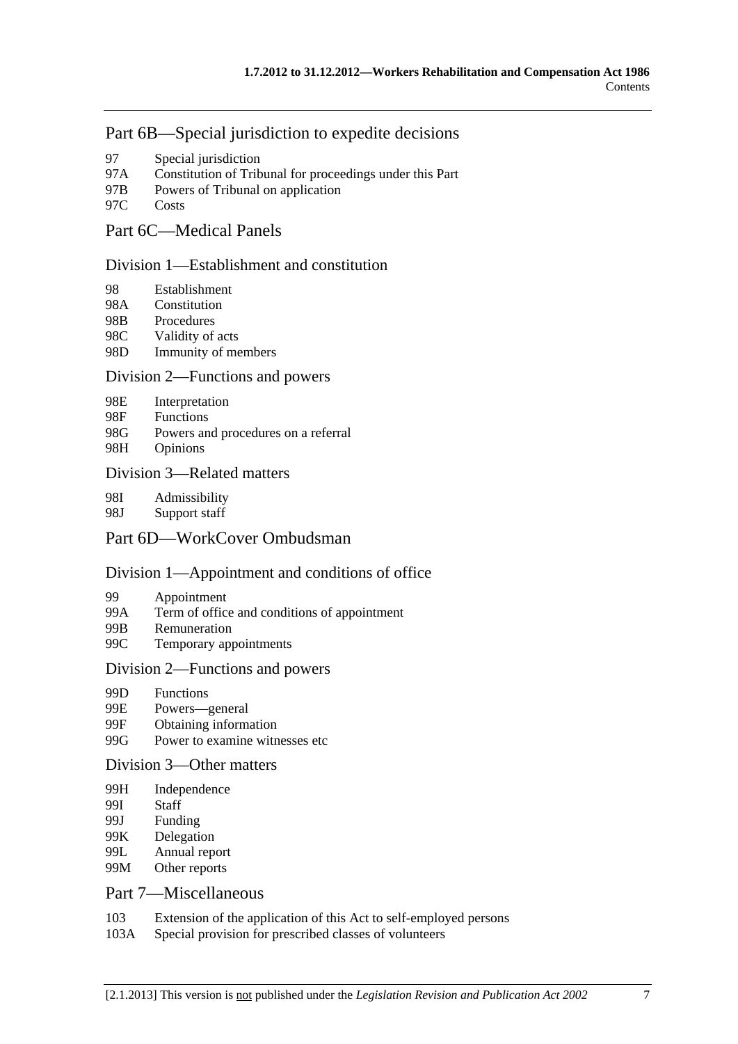## Part 6B—Special jurisdiction to expedite decisions

97 Special jurisdiction
97A Constitution of Tribunal for proceedings under this Part
97B Powers of Tribunal on application
97C Costs

## Part 6C—Medical Panels

### Division 1—Establishment and constitution

98 Establishment
98A Constitution
98B Procedures
98C Validity of acts
98D Immunity of members

### Division 2—Functions and powers

98E Interpretation
98F Functions
98G Powers and procedures on a referral
98H Opinions

### Division 3—Related matters

98I Admissibility
98J Support staff

## Part 6D—WorkCover Ombudsman

### Division 1—Appointment and conditions of office

99 Appointment
99A Term of office and conditions of appointment
99B Remuneration
99C Temporary appointments

### Division 2—Functions and powers

99D Functions
99E Powers—general
99F Obtaining information
99G Power to examine witnesses etc

### Division 3—Other matters

99H Independence
99I Staff
99J Funding
99K Delegation
99L Annual report
99M Other reports

## Part 7—Miscellaneous

103 Extension of the application of this Act to self-employed persons
103A Special provision for prescribed classes of volunteers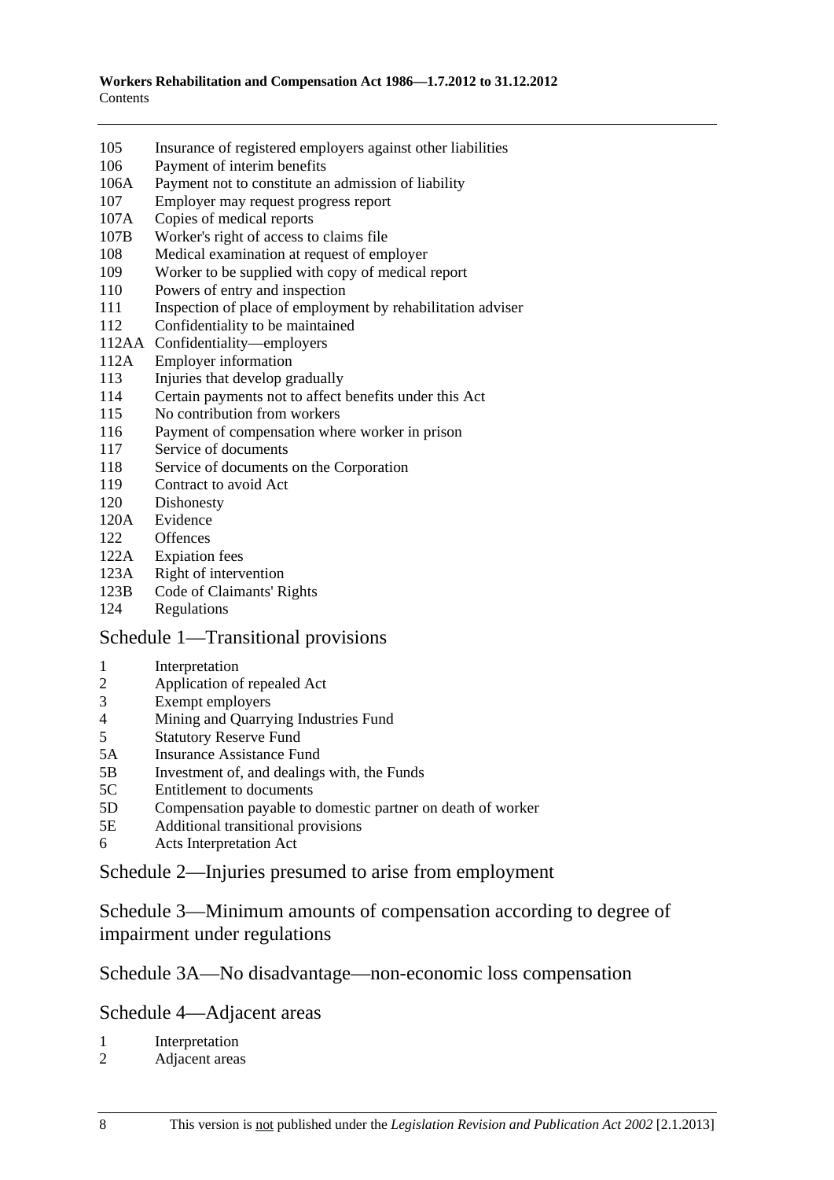105 Insurance of registered employers against other liabilities
106 Payment of interim benefits
106A Payment not to constitute an admission of liability
107 Employer may request progress report
107A Copies of medical reports
107B Worker's right of access to claims file
108 Medical examination at request of employer
109 Worker to be supplied with copy of medical report
110 Powers of entry and inspection
111 Inspection of place of employment by rehabilitation adviser
112 Confidentiality to be maintained
112AA Confidentiality—employers
112A Employer information
113 Injuries that develop gradually
114 Certain payments not to affect benefits under this Act
115 No contribution from workers
116 Payment of compensation where worker in prison
117 Service of documents
118 Service of documents on the Corporation
119 Contract to avoid Act
120 Dishonesty
120A Evidence
122 Offences
122A Expiation fees
123A Right of intervention
123B Code of Claimants' Rights
124 Regulations

## Schedule 1—Transitional provisions

1 Interpretation
2 Application of repealed Act
3 Exempt employers
4 Mining and Quarrying Industries Fund
5 Statutory Reserve Fund
5A Insurance Assistance Fund
5B Investment of, and dealings with, the Funds
5C Entitlement to documents
5D Compensation payable to domestic partner on death of worker
5E Additional transitional provisions
6 Acts Interpretation Act

## Schedule 2—Injuries presumed to arise from employment

## Schedule 3—Minimum amounts of compensation according to degree of impairment under regulations

## Schedule 3A—No disadvantage—non-economic loss compensation

## Schedule 4—Adjacent areas

1 Interpretation
2 Adjacent areas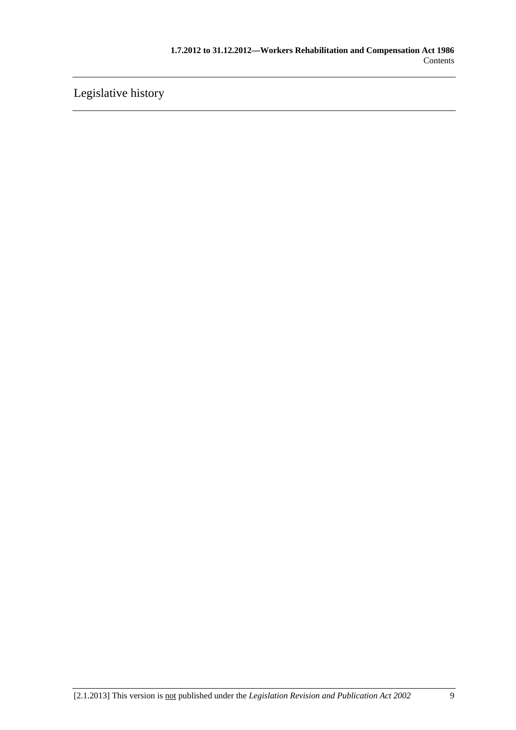Legislative history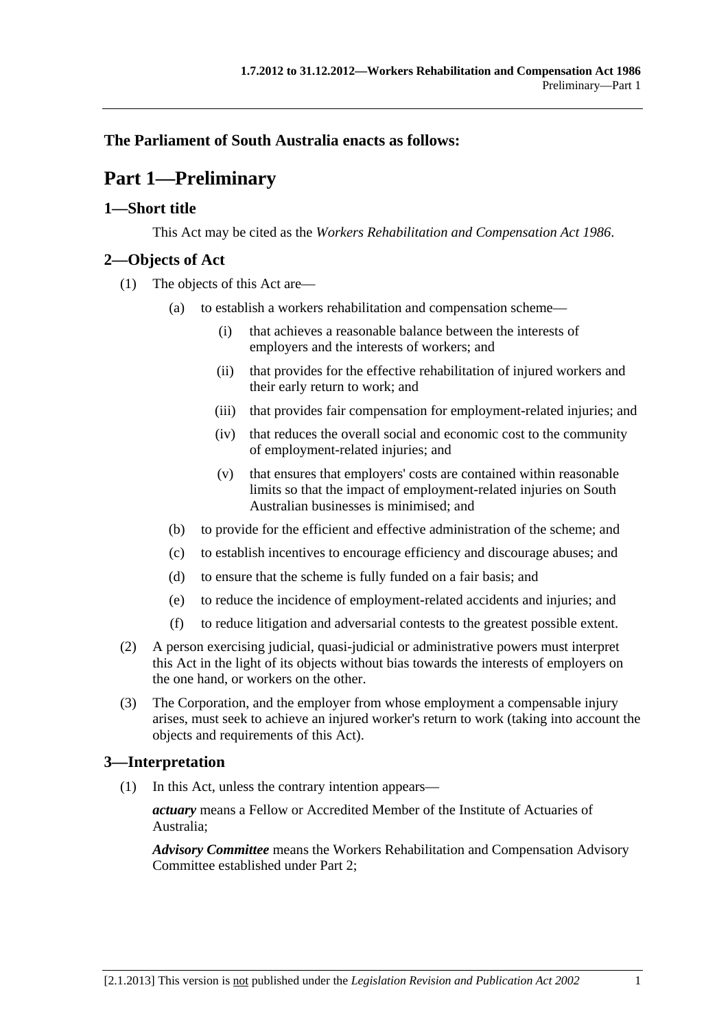**The Parliament of South Australia enacts as follows:**

# Part 1—Preliminary

## 1—Short title

This Act may be cited as the *Workers Rehabilitation and Compensation Act 1986*.

## 2—Objects of Act

(1) The objects of this Act are—

(a) to establish a workers rehabilitation and compensation scheme—

(i) that achieves a reasonable balance between the interests of employers and the interests of workers; and

(ii) that provides for the effective rehabilitation of injured workers and their early return to work; and

(iii) that provides fair compensation for employment-related injuries; and

(iv) that reduces the overall social and economic cost to the community of employment-related injuries; and

(v) that ensures that employers' costs are contained within reasonable limits so that the impact of employment-related injuries on South Australian businesses is minimised; and

(b) to provide for the efficient and effective administration of the scheme; and

(c) to establish incentives to encourage efficiency and discourage abuses; and

(d) to ensure that the scheme is fully funded on a fair basis; and

(e) to reduce the incidence of employment-related accidents and injuries; and

(f) to reduce litigation and adversarial contests to the greatest possible extent.

(2) A person exercising judicial, quasi-judicial or administrative powers must interpret this Act in the light of its objects without bias towards the interests of employers on the one hand, or workers on the other.

(3) The Corporation, and the employer from whose employment a compensable injury arises, must seek to achieve an injured worker's return to work (taking into account the objects and requirements of this Act).

## 3—Interpretation

(1) In this Act, unless the contrary intention appears—

***actuary*** means a Fellow or Accredited Member of the Institute of Actuaries of Australia;

***Advisory Committee*** means the Workers Rehabilitation and Compensation Advisory Committee established under Part 2;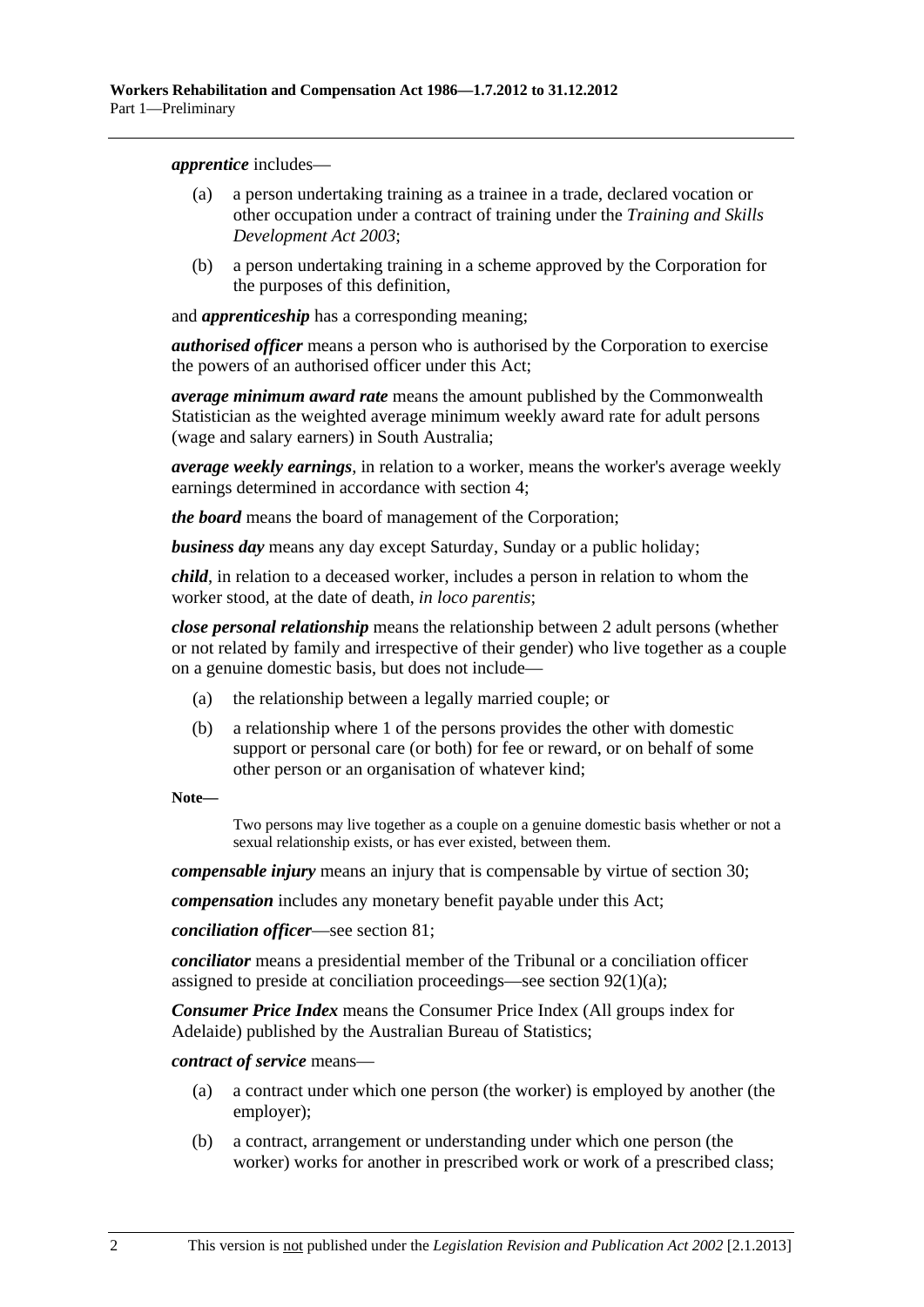***apprentice*** includes—

(a) a person undertaking training as a trainee in a trade, declared vocation or other occupation under a contract of training under the *Training and Skills Development Act 2003*;

(b) a person undertaking training in a scheme approved by the Corporation for the purposes of this definition,

and ***apprenticeship*** has a corresponding meaning;

***authorised officer*** means a person who is authorised by the Corporation to exercise the powers of an authorised officer under this Act;

***average minimum award rate*** means the amount published by the Commonwealth Statistician as the weighted average minimum weekly award rate for adult persons (wage and salary earners) in South Australia;

***average weekly earnings***, in relation to a worker, means the worker's average weekly earnings determined in accordance with section 4;

***the board*** means the board of management of the Corporation;

***business day*** means any day except Saturday, Sunday or a public holiday;

***child***, in relation to a deceased worker, includes a person in relation to whom the worker stood, at the date of death, *in loco parentis*;

***close personal relationship*** means the relationship between 2 adult persons (whether or not related by family and irrespective of their gender) who live together as a couple on a genuine domestic basis, but does not include—

(a) the relationship between a legally married couple; or

(b) a relationship where 1 of the persons provides the other with domestic support or personal care (or both) for fee or reward, or on behalf of some other person or an organisation of whatever kind;

**Note—**

Two persons may live together as a couple on a genuine domestic basis whether or not a sexual relationship exists, or has ever existed, between them.

***compensable injury*** means an injury that is compensable by virtue of section 30;

***compensation*** includes any monetary benefit payable under this Act;

***conciliation officer***—see section 81;

***conciliator*** means a presidential member of the Tribunal or a conciliation officer assigned to preside at conciliation proceedings—see section 92(1)(a);

***Consumer Price Index*** means the Consumer Price Index (All groups index for Adelaide) published by the Australian Bureau of Statistics;

***contract of service*** means—

(a) a contract under which one person (the worker) is employed by another (the employer);

(b) a contract, arrangement or understanding under which one person (the worker) works for another in prescribed work or work of a prescribed class;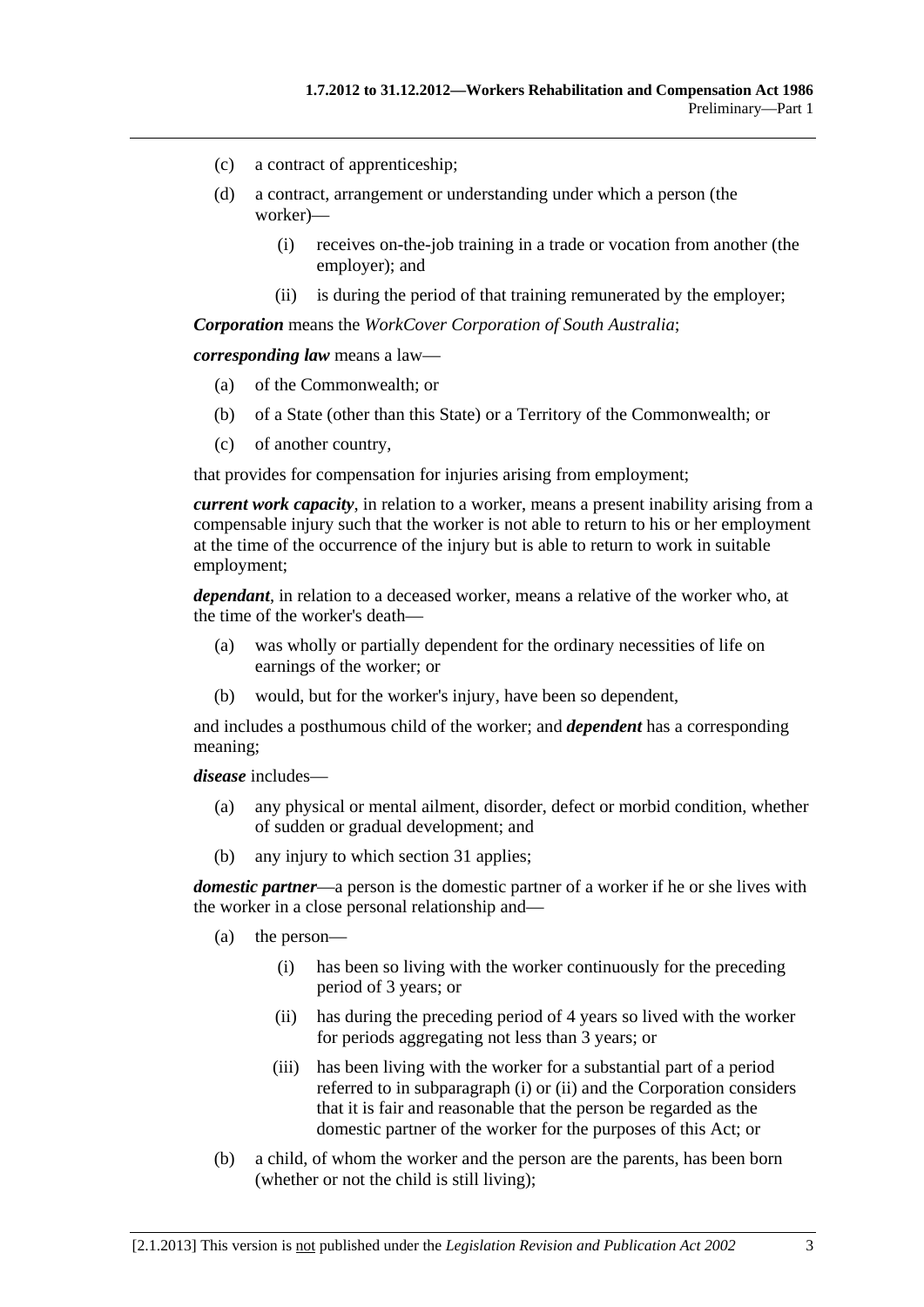(c) a contract of apprenticeship;

(d) a contract, arrangement or understanding under which a person (the worker)—

  (i) receives on-the-job training in a trade or vocation from another (the employer); and

  (ii) is during the period of that training remunerated by the employer;

***Corporation*** means the *WorkCover Corporation of South Australia*;

***corresponding law*** means a law—

(a) of the Commonwealth; or

(b) of a State (other than this State) or a Territory of the Commonwealth; or

(c) of another country,

that provides for compensation for injuries arising from employment;

***current work capacity***, in relation to a worker, means a present inability arising from a compensable injury such that the worker is not able to return to his or her employment at the time of the occurrence of the injury but is able to return to work in suitable employment;

***dependant***, in relation to a deceased worker, means a relative of the worker who, at the time of the worker's death—

(a) was wholly or partially dependent for the ordinary necessities of life on earnings of the worker; or

(b) would, but for the worker's injury, have been so dependent,

and includes a posthumous child of the worker; and ***dependent*** has a corresponding meaning;

***disease*** includes—

(a) any physical or mental ailment, disorder, defect or morbid condition, whether of sudden or gradual development; and

(b) any injury to which section 31 applies;

***domestic partner***—a person is the domestic partner of a worker if he or she lives with the worker in a close personal relationship and—

(a) the person—

  (i) has been so living with the worker continuously for the preceding period of 3 years; or

  (ii) has during the preceding period of 4 years so lived with the worker for periods aggregating not less than 3 years; or

  (iii) has been living with the worker for a substantial part of a period referred to in subparagraph (i) or (ii) and the Corporation considers that it is fair and reasonable that the person be regarded as the domestic partner of the worker for the purposes of this Act; or

(b) a child, of whom the worker and the person are the parents, has been born (whether or not the child is still living);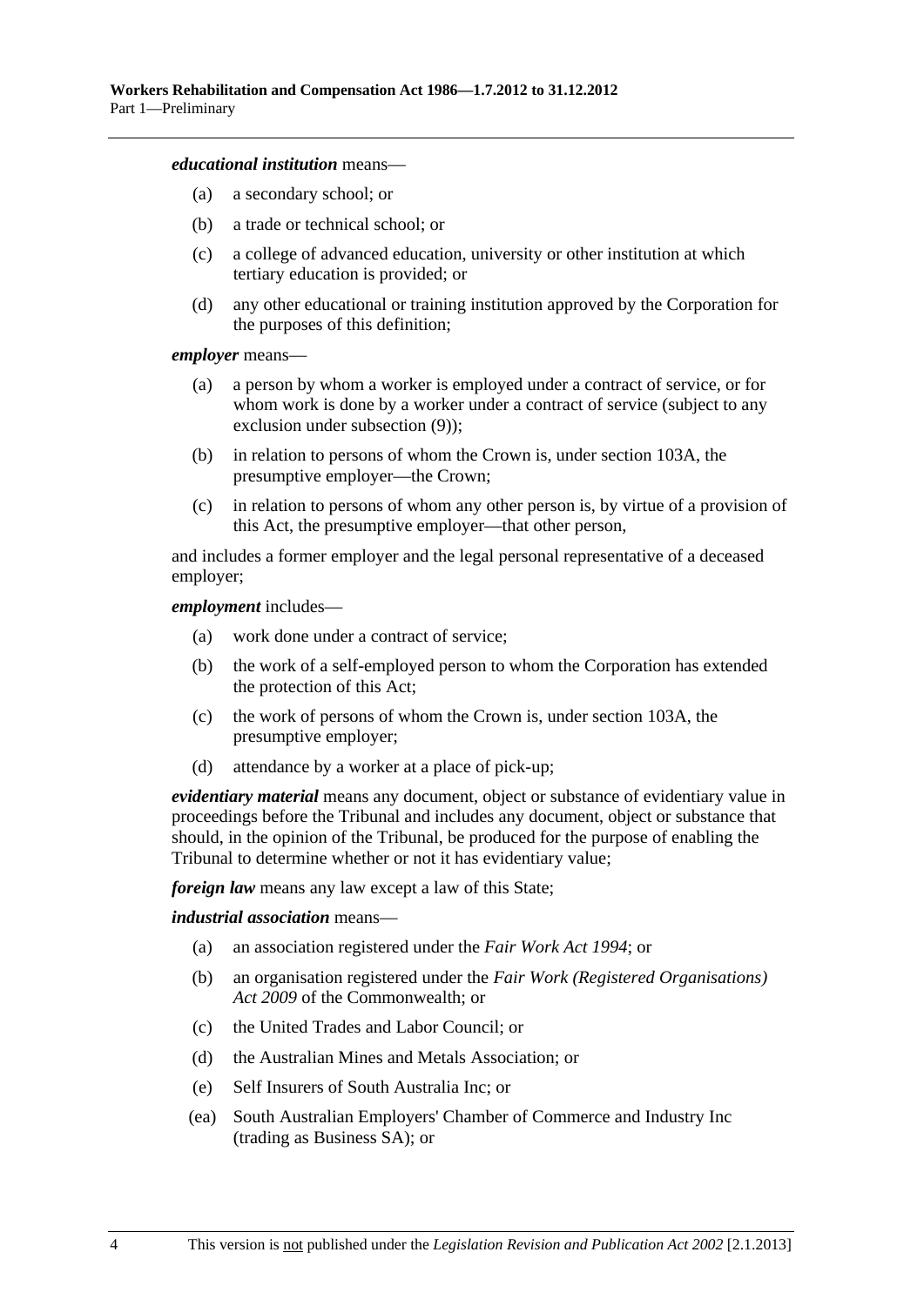***educational institution*** means—

(a) a secondary school; or

(b) a trade or technical school; or

(c) a college of advanced education, university or other institution at which tertiary education is provided; or

(d) any other educational or training institution approved by the Corporation for the purposes of this definition;

***employer*** means—

(a) a person by whom a worker is employed under a contract of service, or for whom work is done by a worker under a contract of service (subject to any exclusion under subsection (9));

(b) in relation to persons of whom the Crown is, under section 103A, the presumptive employer—the Crown;

(c) in relation to persons of whom any other person is, by virtue of a provision of this Act, the presumptive employer—that other person,

and includes a former employer and the legal personal representative of a deceased employer;

***employment*** includes—

(a) work done under a contract of service;

(b) the work of a self-employed person to whom the Corporation has extended the protection of this Act;

(c) the work of persons of whom the Crown is, under section 103A, the presumptive employer;

(d) attendance by a worker at a place of pick-up;

***evidentiary material*** means any document, object or substance of evidentiary value in proceedings before the Tribunal and includes any document, object or substance that should, in the opinion of the Tribunal, be produced for the purpose of enabling the Tribunal to determine whether or not it has evidentiary value;

***foreign law*** means any law except a law of this State;

***industrial association*** means—

(a) an association registered under the *Fair Work Act 1994*; or

(b) an organisation registered under the *Fair Work (Registered Organisations) Act 2009* of the Commonwealth; or

(c) the United Trades and Labor Council; or

(d) the Australian Mines and Metals Association; or

(e) Self Insurers of South Australia Inc; or

(ea) South Australian Employers' Chamber of Commerce and Industry Inc (trading as Business SA); or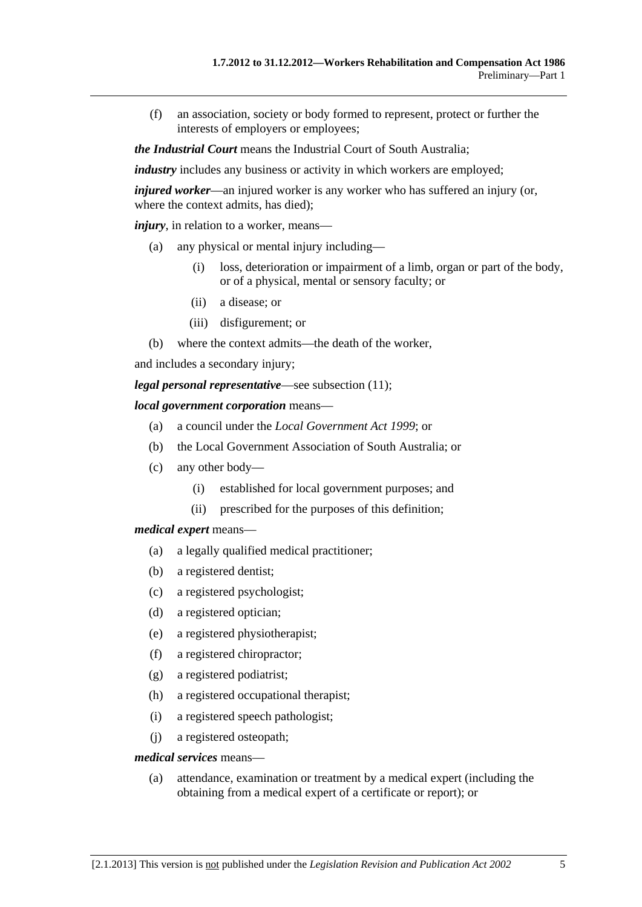(f) an association, society or body formed to represent, protect or further the interests of employers or employees;

***the Industrial Court*** means the Industrial Court of South Australia;

***industry*** includes any business or activity in which workers are employed;

***injured worker***—an injured worker is any worker who has suffered an injury (or, where the context admits, has died);

***injury***, in relation to a worker, means—

(a) any physical or mental injury including—

(i) loss, deterioration or impairment of a limb, organ or part of the body, or of a physical, mental or sensory faculty; or

(ii) a disease; or

(iii) disfigurement; or

(b) where the context admits—the death of the worker,

and includes a secondary injury;

***legal personal representative***—see subsection (11);

***local government corporation*** means—

(a) a council under the *Local Government Act 1999*; or

(b) the Local Government Association of South Australia; or

(c) any other body—

(i) established for local government purposes; and

(ii) prescribed for the purposes of this definition;

***medical expert*** means—

(a) a legally qualified medical practitioner;

(b) a registered dentist;

(c) a registered psychologist;

(d) a registered optician;

(e) a registered physiotherapist;

(f) a registered chiropractor;

(g) a registered podiatrist;

(h) a registered occupational therapist;

(i) a registered speech pathologist;

(j) a registered osteopath;

***medical services*** means—

(a) attendance, examination or treatment by a medical expert (including the obtaining from a medical expert of a certificate or report); or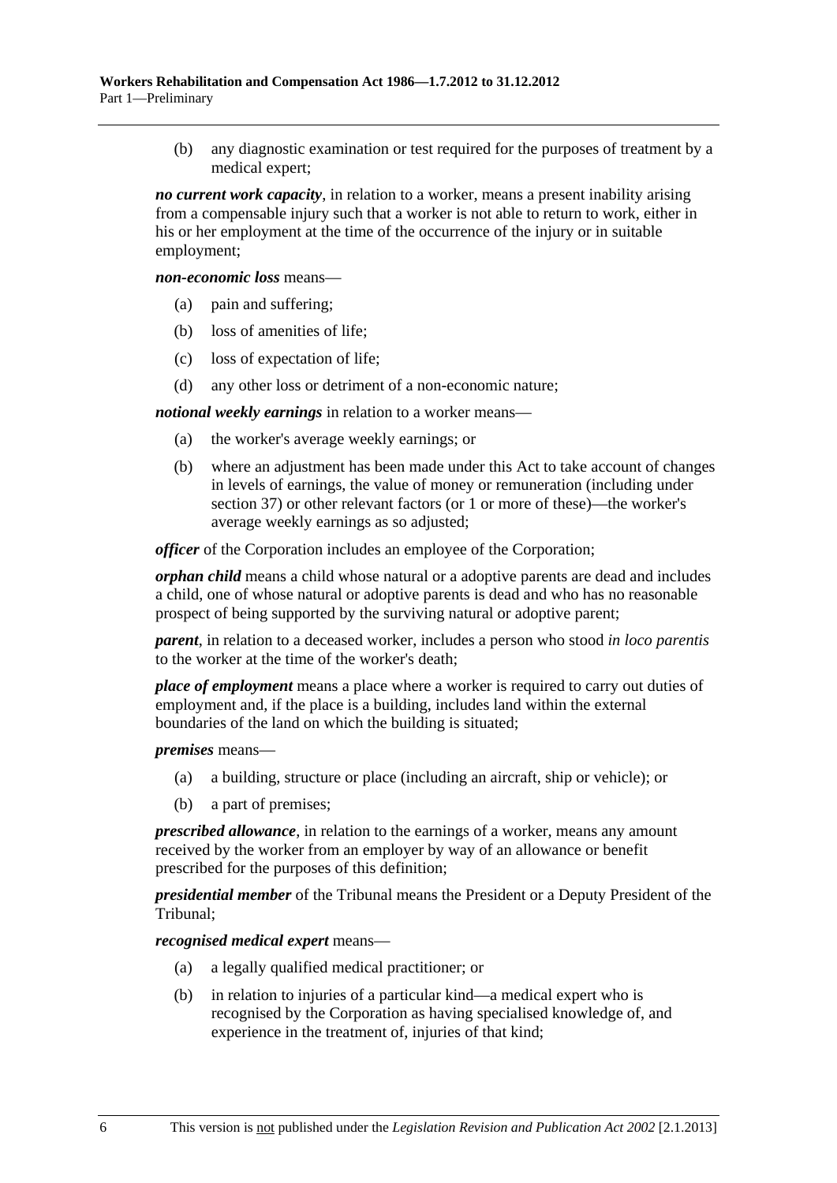(b) any diagnostic examination or test required for the purposes of treatment by a medical expert;

***no current work capacity***, in relation to a worker, means a present inability arising from a compensable injury such that a worker is not able to return to work, either in his or her employment at the time of the occurrence of the injury or in suitable employment;

***non-economic loss*** means—

(a) pain and suffering;

(b) loss of amenities of life;

(c) loss of expectation of life;

(d) any other loss or detriment of a non-economic nature;

***notional weekly earnings*** in relation to a worker means—

(a) the worker's average weekly earnings; or

(b) where an adjustment has been made under this Act to take account of changes in levels of earnings, the value of money or remuneration (including under section 37) or other relevant factors (or 1 or more of these)—the worker's average weekly earnings as so adjusted;

***officer*** of the Corporation includes an employee of the Corporation;

***orphan child*** means a child whose natural or a adoptive parents are dead and includes a child, one of whose natural or adoptive parents is dead and who has no reasonable prospect of being supported by the surviving natural or adoptive parent;

***parent***, in relation to a deceased worker, includes a person who stood *in loco parentis* to the worker at the time of the worker's death;

***place of employment*** means a place where a worker is required to carry out duties of employment and, if the place is a building, includes land within the external boundaries of the land on which the building is situated;

***premises*** means—

(a) a building, structure or place (including an aircraft, ship or vehicle); or

(b) a part of premises;

***prescribed allowance***, in relation to the earnings of a worker, means any amount received by the worker from an employer by way of an allowance or benefit prescribed for the purposes of this definition;

***presidential member*** of the Tribunal means the President or a Deputy President of the Tribunal;

***recognised medical expert*** means—

(a) a legally qualified medical practitioner; or

(b) in relation to injuries of a particular kind—a medical expert who is recognised by the Corporation as having specialised knowledge of, and experience in the treatment of, injuries of that kind;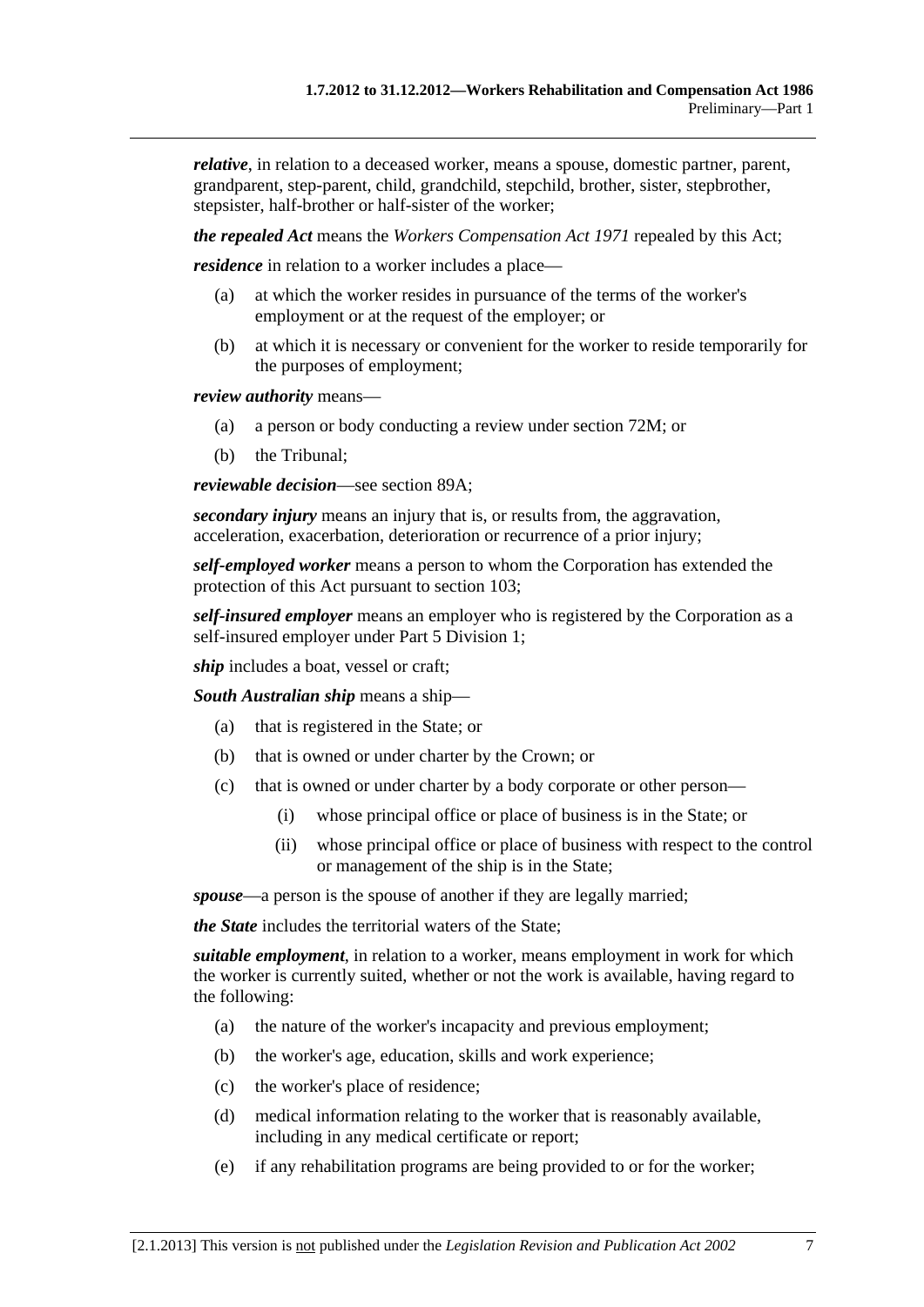***relative***, in relation to a deceased worker, means a spouse, domestic partner, parent, grandparent, step-parent, child, grandchild, stepchild, brother, sister, stepbrother, stepsister, half-brother or half-sister of the worker;

***the repealed Act*** means the *Workers Compensation Act 1971* repealed by this Act;

***residence*** in relation to a worker includes a place—

- (a) at which the worker resides in pursuance of the terms of the worker's employment or at the request of the employer; or
- (b) at which it is necessary or convenient for the worker to reside temporarily for the purposes of employment;

***review authority*** means—

- (a) a person or body conducting a review under section 72M; or
- (b) the Tribunal;

***reviewable decision***—see section 89A;

***secondary injury*** means an injury that is, or results from, the aggravation, acceleration, exacerbation, deterioration or recurrence of a prior injury;

***self-employed worker*** means a person to whom the Corporation has extended the protection of this Act pursuant to section 103;

***self-insured employer*** means an employer who is registered by the Corporation as a self-insured employer under Part 5 Division 1;

***ship*** includes a boat, vessel or craft;

***South Australian ship*** means a ship—

- (a) that is registered in the State; or
- (b) that is owned or under charter by the Crown; or
- (c) that is owned or under charter by a body corporate or other person—
  - (i) whose principal office or place of business is in the State; or
  - (ii) whose principal office or place of business with respect to the control or management of the ship is in the State;

***spouse***—a person is the spouse of another if they are legally married;

***the State*** includes the territorial waters of the State;

***suitable employment***, in relation to a worker, means employment in work for which the worker is currently suited, whether or not the work is available, having regard to the following:

- (a) the nature of the worker's incapacity and previous employment;
- (b) the worker's age, education, skills and work experience;
- (c) the worker's place of residence;
- (d) medical information relating to the worker that is reasonably available, including in any medical certificate or report;
- (e) if any rehabilitation programs are being provided to or for the worker;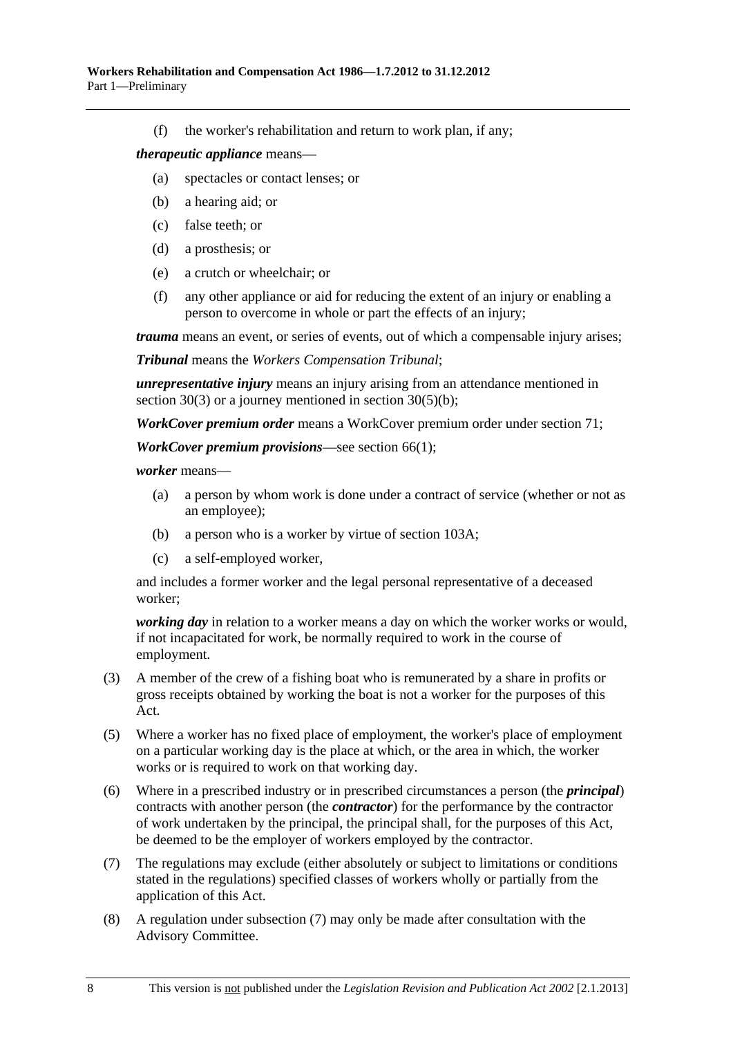(f) the worker's rehabilitation and return to work plan, if any;

***therapeutic appliance*** means—

(a) spectacles or contact lenses; or

(b) a hearing aid; or

(c) false teeth; or

(d) a prosthesis; or

(e) a crutch or wheelchair; or

(f) any other appliance or aid for reducing the extent of an injury or enabling a person to overcome in whole or part the effects of an injury;

***trauma*** means an event, or series of events, out of which a compensable injury arises;

***Tribunal*** means the *Workers Compensation Tribunal*;

***unrepresentative injury*** means an injury arising from an attendance mentioned in section 30(3) or a journey mentioned in section 30(5)(b);

***WorkCover premium order*** means a WorkCover premium order under section 71;

***WorkCover premium provisions***—see section 66(1);

***worker*** means—

(a) a person by whom work is done under a contract of service (whether or not as an employee);

(b) a person who is a worker by virtue of section 103A;

(c) a self-employed worker,

and includes a former worker and the legal personal representative of a deceased worker;

***working day*** in relation to a worker means a day on which the worker works or would, if not incapacitated for work, be normally required to work in the course of employment.

(3) A member of the crew of a fishing boat who is remunerated by a share in profits or gross receipts obtained by working the boat is not a worker for the purposes of this Act.

(5) Where a worker has no fixed place of employment, the worker's place of employment on a particular working day is the place at which, or the area in which, the worker works or is required to work on that working day.

(6) Where in a prescribed industry or in prescribed circumstances a person (the ***principal***) contracts with another person (the ***contractor***) for the performance by the contractor of work undertaken by the principal, the principal shall, for the purposes of this Act, be deemed to be the employer of workers employed by the contractor.

(7) The regulations may exclude (either absolutely or subject to limitations or conditions stated in the regulations) specified classes of workers wholly or partially from the application of this Act.

(8) A regulation under subsection (7) may only be made after consultation with the Advisory Committee.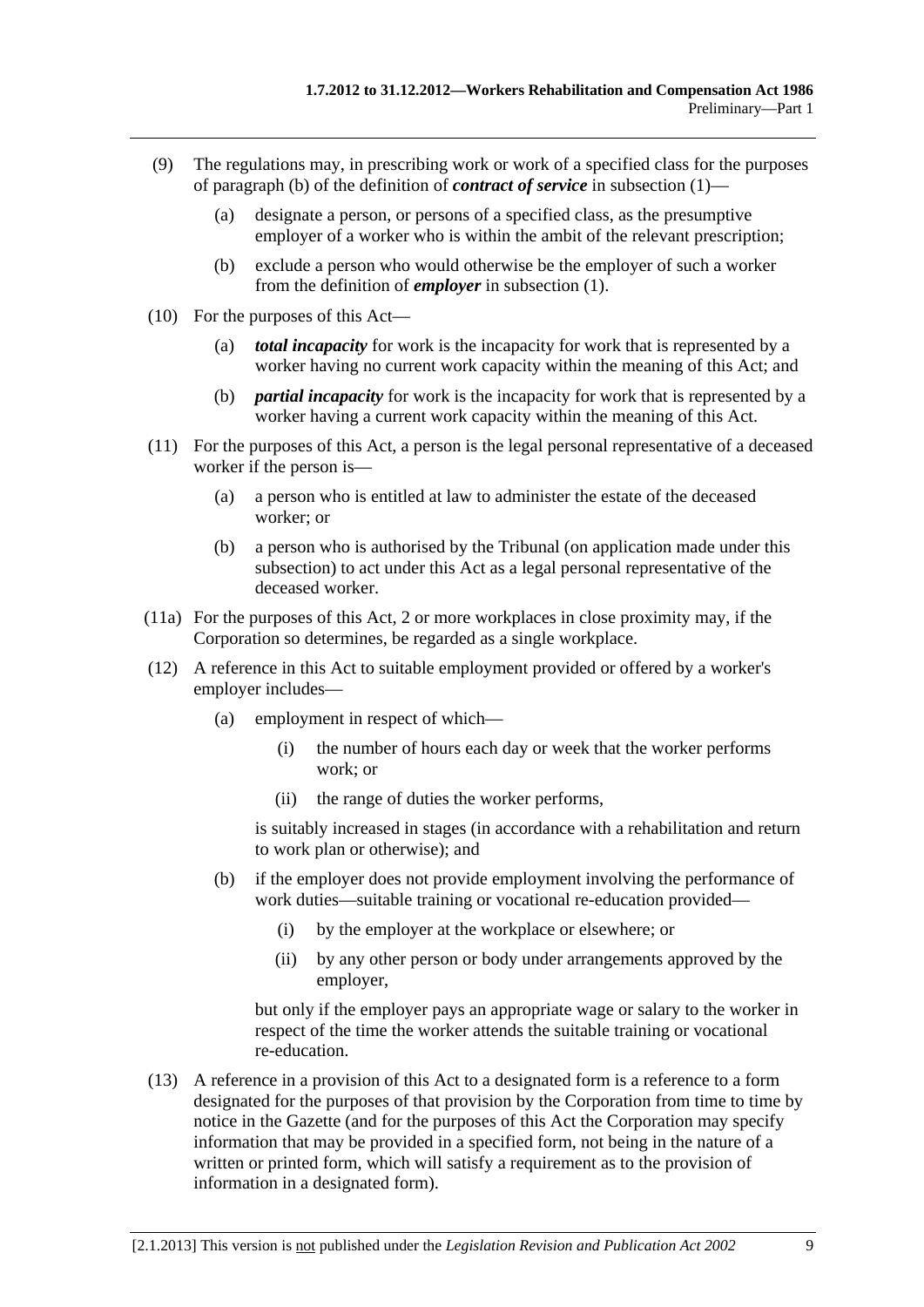(9) The regulations may, in prescribing work or work of a specified class for the purposes of paragraph (b) of the definition of ***contract of service*** in subsection (1)—

(a) designate a person, or persons of a specified class, as the presumptive employer of a worker who is within the ambit of the relevant prescription;

(b) exclude a person who would otherwise be the employer of such a worker from the definition of ***employer*** in subsection (1).

(10) For the purposes of this Act—

(a) ***total incapacity*** for work is the incapacity for work that is represented by a worker having no current work capacity within the meaning of this Act; and

(b) ***partial incapacity*** for work is the incapacity for work that is represented by a worker having a current work capacity within the meaning of this Act.

(11) For the purposes of this Act, a person is the legal personal representative of a deceased worker if the person is—

(a) a person who is entitled at law to administer the estate of the deceased worker; or

(b) a person who is authorised by the Tribunal (on application made under this subsection) to act under this Act as a legal personal representative of the deceased worker.

(11a) For the purposes of this Act, 2 or more workplaces in close proximity may, if the Corporation so determines, be regarded as a single workplace.

(12) A reference in this Act to suitable employment provided or offered by a worker's employer includes—

(a) employment in respect of which—

(i) the number of hours each day or week that the worker performs work; or

(ii) the range of duties the worker performs,

is suitably increased in stages (in accordance with a rehabilitation and return to work plan or otherwise); and

(b) if the employer does not provide employment involving the performance of work duties—suitable training or vocational re-education provided—

(i) by the employer at the workplace or elsewhere; or

(ii) by any other person or body under arrangements approved by the employer,

but only if the employer pays an appropriate wage or salary to the worker in respect of the time the worker attends the suitable training or vocational re-education.

(13) A reference in a provision of this Act to a designated form is a reference to a form designated for the purposes of that provision by the Corporation from time to time by notice in the Gazette (and for the purposes of this Act the Corporation may specify information that may be provided in a specified form, not being in the nature of a written or printed form, which will satisfy a requirement as to the provision of information in a designated form).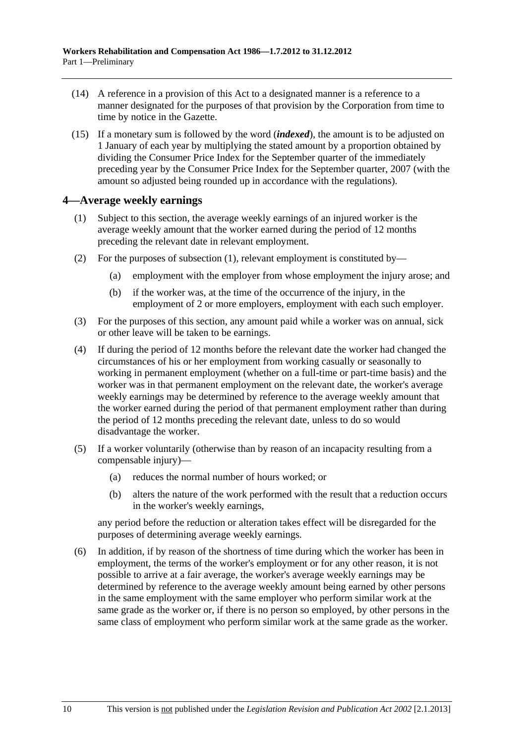(14) A reference in a provision of this Act to a designated manner is a reference to a manner designated for the purposes of that provision by the Corporation from time to time by notice in the Gazette.

(15) If a monetary sum is followed by the word (***indexed***), the amount is to be adjusted on 1 January of each year by multiplying the stated amount by a proportion obtained by dividing the Consumer Price Index for the September quarter of the immediately preceding year by the Consumer Price Index for the September quarter, 2007 (with the amount so adjusted being rounded up in accordance with the regulations).

## 4—Average weekly earnings

(1) Subject to this section, the average weekly earnings of an injured worker is the average weekly amount that the worker earned during the period of 12 months preceding the relevant date in relevant employment.

(2) For the purposes of subsection (1), relevant employment is constituted by—

(a) employment with the employer from whose employment the injury arose; and

(b) if the worker was, at the time of the occurrence of the injury, in the employment of 2 or more employers, employment with each such employer.

(3) For the purposes of this section, any amount paid while a worker was on annual, sick or other leave will be taken to be earnings.

(4) If during the period of 12 months before the relevant date the worker had changed the circumstances of his or her employment from working casually or seasonally to working in permanent employment (whether on a full-time or part-time basis) and the worker was in that permanent employment on the relevant date, the worker's average weekly earnings may be determined by reference to the average weekly amount that the worker earned during the period of that permanent employment rather than during the period of 12 months preceding the relevant date, unless to do so would disadvantage the worker.

(5) If a worker voluntarily (otherwise than by reason of an incapacity resulting from a compensable injury)—

(a) reduces the normal number of hours worked; or

(b) alters the nature of the work performed with the result that a reduction occurs in the worker's weekly earnings,

any period before the reduction or alteration takes effect will be disregarded for the purposes of determining average weekly earnings.

(6) In addition, if by reason of the shortness of time during which the worker has been in employment, the terms of the worker's employment or for any other reason, it is not possible to arrive at a fair average, the worker's average weekly earnings may be determined by reference to the average weekly amount being earned by other persons in the same employment with the same employer who perform similar work at the same grade as the worker or, if there is no person so employed, by other persons in the same class of employment who perform similar work at the same grade as the worker.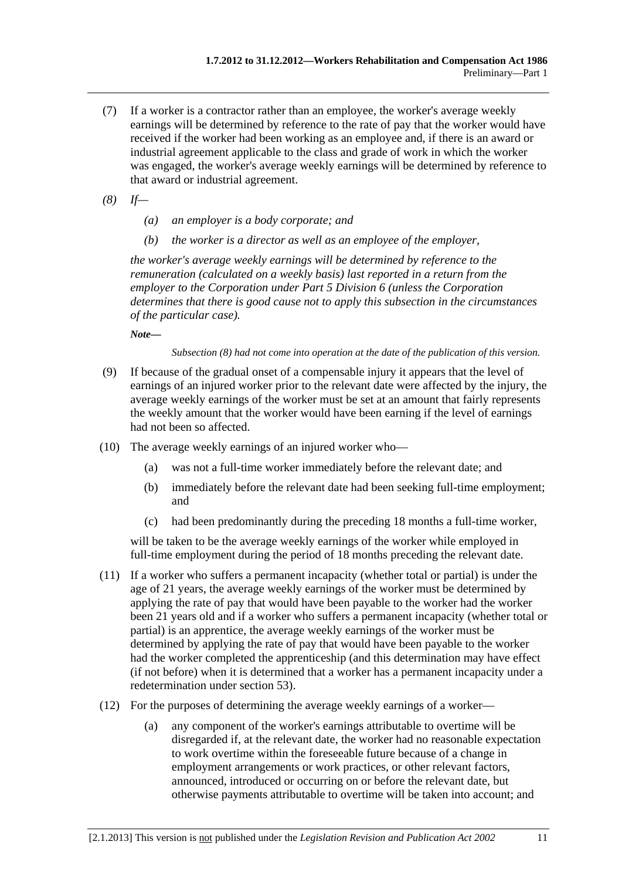(7) If a worker is a contractor rather than an employee, the worker's average weekly earnings will be determined by reference to the rate of pay that the worker would have received if the worker had been working as an employee and, if there is an award or industrial agreement applicable to the class and grade of work in which the worker was engaged, the worker's average weekly earnings will be determined by reference to that award or industrial agreement.

*(8) If—*

*(a) an employer is a body corporate; and*

*(b) the worker is a director as well as an employee of the employer,*

*the worker's average weekly earnings will be determined by reference to the remuneration (calculated on a weekly basis) last reported in a return from the employer to the Corporation under Part 5 Division 6 (unless the Corporation determines that there is good cause not to apply this subsection in the circumstances of the particular case).*

***Note—***

*Subsection (8) had not come into operation at the date of the publication of this version.*

(9) If because of the gradual onset of a compensable injury it appears that the level of earnings of an injured worker prior to the relevant date were affected by the injury, the average weekly earnings of the worker must be set at an amount that fairly represents the weekly amount that the worker would have been earning if the level of earnings had not been so affected.

(10) The average weekly earnings of an injured worker who—

(a) was not a full-time worker immediately before the relevant date; and

(b) immediately before the relevant date had been seeking full-time employment; and

(c) had been predominantly during the preceding 18 months a full-time worker,

will be taken to be the average weekly earnings of the worker while employed in full-time employment during the period of 18 months preceding the relevant date.

(11) If a worker who suffers a permanent incapacity (whether total or partial) is under the age of 21 years, the average weekly earnings of the worker must be determined by applying the rate of pay that would have been payable to the worker had the worker been 21 years old and if a worker who suffers a permanent incapacity (whether total or partial) is an apprentice, the average weekly earnings of the worker must be determined by applying the rate of pay that would have been payable to the worker had the worker completed the apprenticeship (and this determination may have effect (if not before) when it is determined that a worker has a permanent incapacity under a redetermination under section 53).

(12) For the purposes of determining the average weekly earnings of a worker—

(a) any component of the worker's earnings attributable to overtime will be disregarded if, at the relevant date, the worker had no reasonable expectation to work overtime within the foreseeable future because of a change in employment arrangements or work practices, or other relevant factors, announced, introduced or occurring on or before the relevant date, but otherwise payments attributable to overtime will be taken into account; and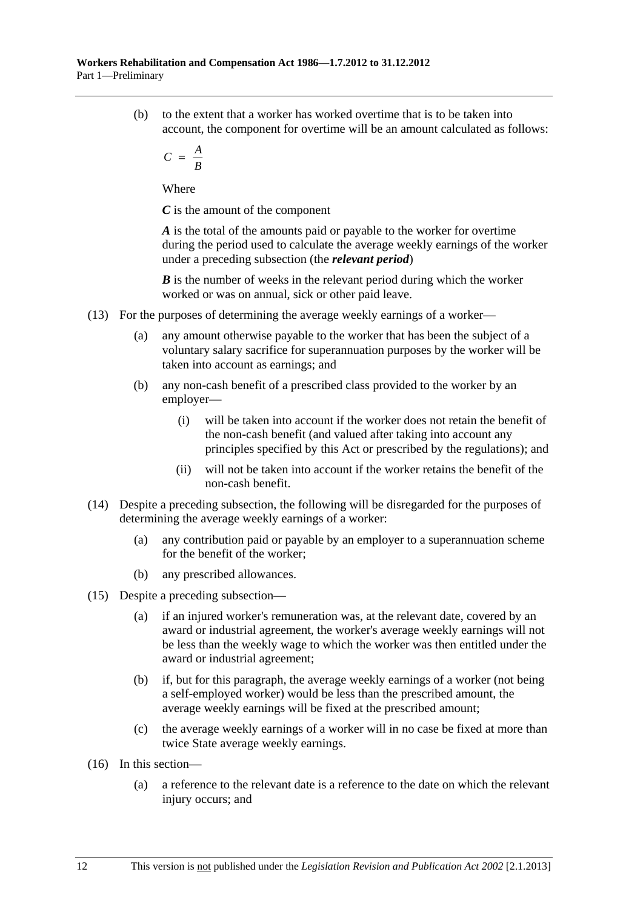(b) to the extent that a worker has worked overtime that is to be taken into account, the component for overtime will be an amount calculated as follows:

$$C = \frac{A}{B}$$

Where

***C*** is the amount of the component

***A*** is the total of the amounts paid or payable to the worker for overtime during the period used to calculate the average weekly earnings of the worker under a preceding subsection (the ***relevant period***)

***B*** is the number of weeks in the relevant period during which the worker worked or was on annual, sick or other paid leave.

(13) For the purposes of determining the average weekly earnings of a worker—

(a) any amount otherwise payable to the worker that has been the subject of a voluntary salary sacrifice for superannuation purposes by the worker will be taken into account as earnings; and

(b) any non-cash benefit of a prescribed class provided to the worker by an employer—

(i) will be taken into account if the worker does not retain the benefit of the non-cash benefit (and valued after taking into account any principles specified by this Act or prescribed by the regulations); and

(ii) will not be taken into account if the worker retains the benefit of the non-cash benefit.

(14) Despite a preceding subsection, the following will be disregarded for the purposes of determining the average weekly earnings of a worker:

(a) any contribution paid or payable by an employer to a superannuation scheme for the benefit of the worker;

(b) any prescribed allowances.

(15) Despite a preceding subsection—

(a) if an injured worker's remuneration was, at the relevant date, covered by an award or industrial agreement, the worker's average weekly earnings will not be less than the weekly wage to which the worker was then entitled under the award or industrial agreement;

(b) if, but for this paragraph, the average weekly earnings of a worker (not being a self-employed worker) would be less than the prescribed amount, the average weekly earnings will be fixed at the prescribed amount;

(c) the average weekly earnings of a worker will in no case be fixed at more than twice State average weekly earnings.

(16) In this section—

(a) a reference to the relevant date is a reference to the date on which the relevant injury occurs; and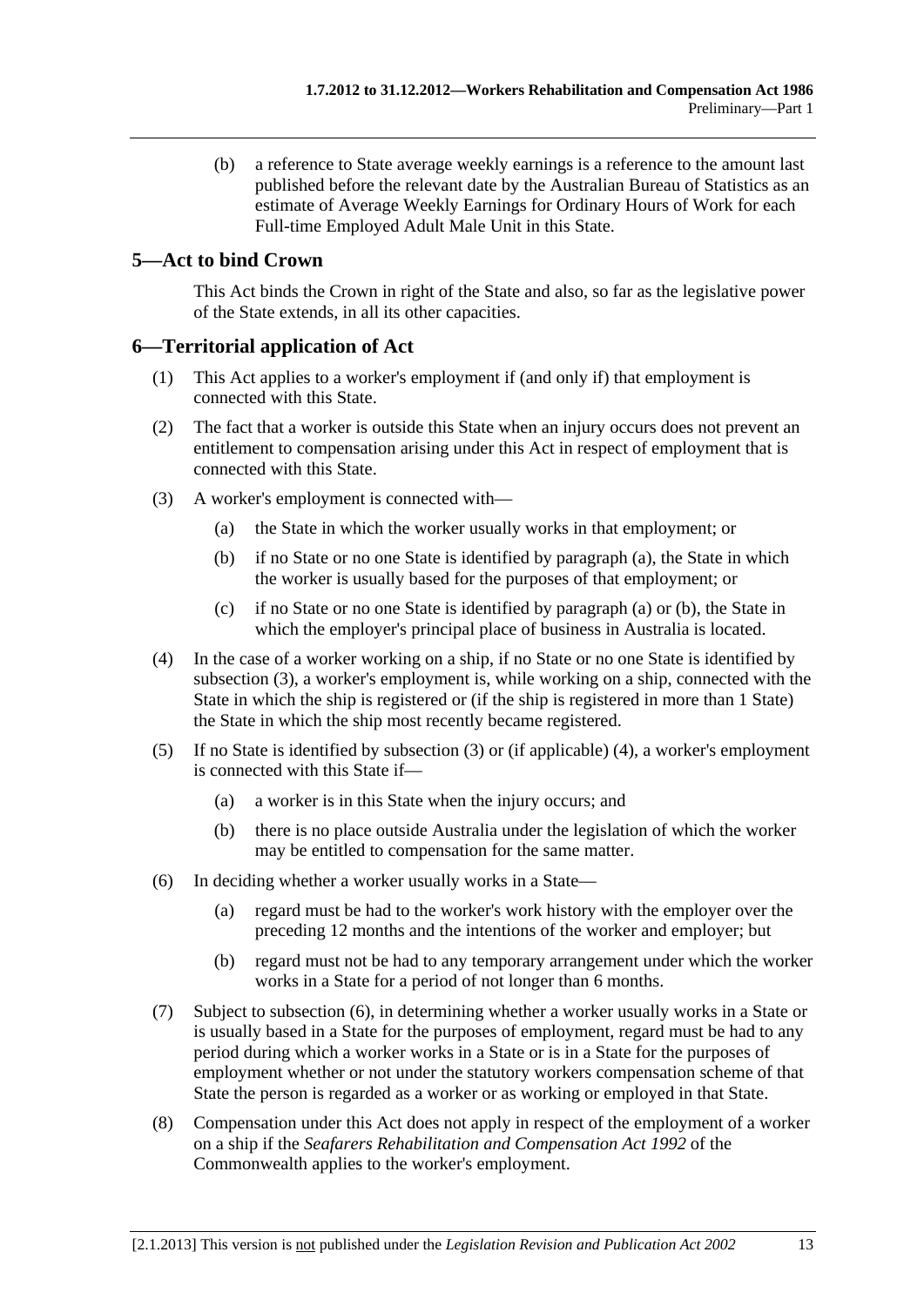(b) a reference to State average weekly earnings is a reference to the amount last published before the relevant date by the Australian Bureau of Statistics as an estimate of Average Weekly Earnings for Ordinary Hours of Work for each Full-time Employed Adult Male Unit in this State.

## 5—Act to bind Crown

This Act binds the Crown in right of the State and also, so far as the legislative power of the State extends, in all its other capacities.

## 6—Territorial application of Act

(1) This Act applies to a worker's employment if (and only if) that employment is connected with this State.

(2) The fact that a worker is outside this State when an injury occurs does not prevent an entitlement to compensation arising under this Act in respect of employment that is connected with this State.

(3) A worker's employment is connected with—

(a) the State in which the worker usually works in that employment; or

(b) if no State or no one State is identified by paragraph (a), the State in which the worker is usually based for the purposes of that employment; or

(c) if no State or no one State is identified by paragraph (a) or (b), the State in which the employer's principal place of business in Australia is located.

(4) In the case of a worker working on a ship, if no State or no one State is identified by subsection (3), a worker's employment is, while working on a ship, connected with the State in which the ship is registered or (if the ship is registered in more than 1 State) the State in which the ship most recently became registered.

(5) If no State is identified by subsection (3) or (if applicable) (4), a worker's employment is connected with this State if—

(a) a worker is in this State when the injury occurs; and

(b) there is no place outside Australia under the legislation of which the worker may be entitled to compensation for the same matter.

(6) In deciding whether a worker usually works in a State—

(a) regard must be had to the worker's work history with the employer over the preceding 12 months and the intentions of the worker and employer; but

(b) regard must not be had to any temporary arrangement under which the worker works in a State for a period of not longer than 6 months.

(7) Subject to subsection (6), in determining whether a worker usually works in a State or is usually based in a State for the purposes of employment, regard must be had to any period during which a worker works in a State or is in a State for the purposes of employment whether or not under the statutory workers compensation scheme of that State the person is regarded as a worker or as working or employed in that State.

(8) Compensation under this Act does not apply in respect of the employment of a worker on a ship if the *Seafarers Rehabilitation and Compensation Act 1992* of the Commonwealth applies to the worker's employment.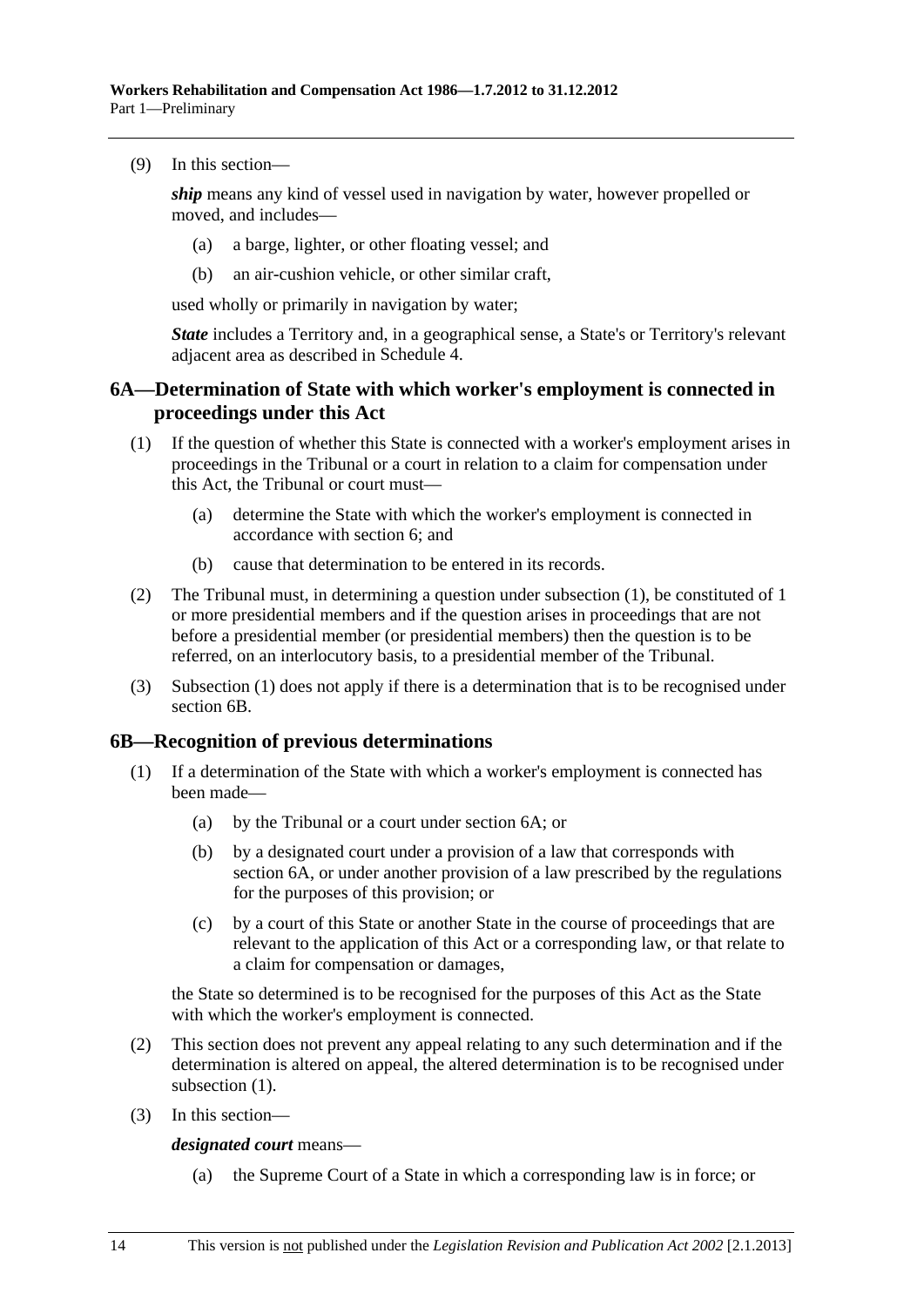(9) In this section—

***ship*** means any kind of vessel used in navigation by water, however propelled or moved, and includes—

- (a) a barge, lighter, or other floating vessel; and
- (b) an air-cushion vehicle, or other similar craft,

used wholly or primarily in navigation by water;

***State*** includes a Territory and, in a geographical sense, a State's or Territory's relevant adjacent area as described in Schedule 4.

## 6A—Determination of State with which worker's employment is connected in proceedings under this Act

(1) If the question of whether this State is connected with a worker's employment arises in proceedings in the Tribunal or a court in relation to a claim for compensation under this Act, the Tribunal or court must—

- (a) determine the State with which the worker's employment is connected in accordance with section 6; and
- (b) cause that determination to be entered in its records.

(2) The Tribunal must, in determining a question under subsection (1), be constituted of 1 or more presidential members and if the question arises in proceedings that are not before a presidential member (or presidential members) then the question is to be referred, on an interlocutory basis, to a presidential member of the Tribunal.

(3) Subsection (1) does not apply if there is a determination that is to be recognised under section 6B.

## 6B—Recognition of previous determinations

(1) If a determination of the State with which a worker's employment is connected has been made—

- (a) by the Tribunal or a court under section 6A; or
- (b) by a designated court under a provision of a law that corresponds with section 6A, or under another provision of a law prescribed by the regulations for the purposes of this provision; or
- (c) by a court of this State or another State in the course of proceedings that are relevant to the application of this Act or a corresponding law, or that relate to a claim for compensation or damages,

the State so determined is to be recognised for the purposes of this Act as the State with which the worker's employment is connected.

(2) This section does not prevent any appeal relating to any such determination and if the determination is altered on appeal, the altered determination is to be recognised under subsection (1).

(3) In this section—

***designated court*** means—

- (a) the Supreme Court of a State in which a corresponding law is in force; or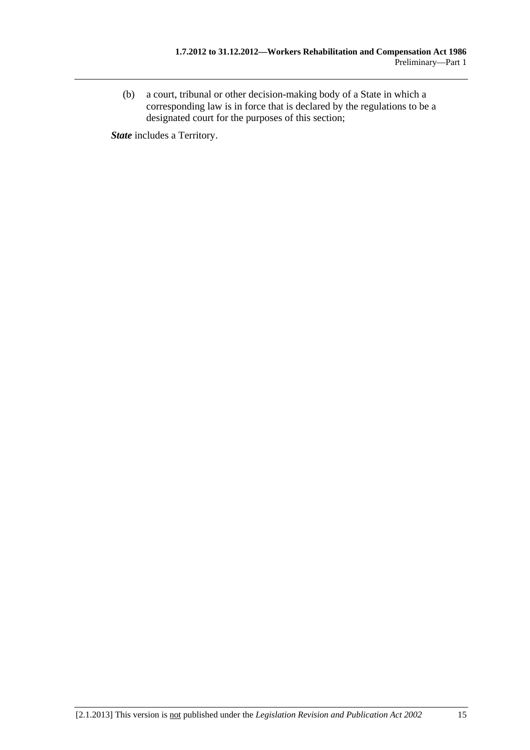(b) a court, tribunal or other decision-making body of a State in which a corresponding law is in force that is declared by the regulations to be a designated court for the purposes of this section;

***State*** includes a Territory.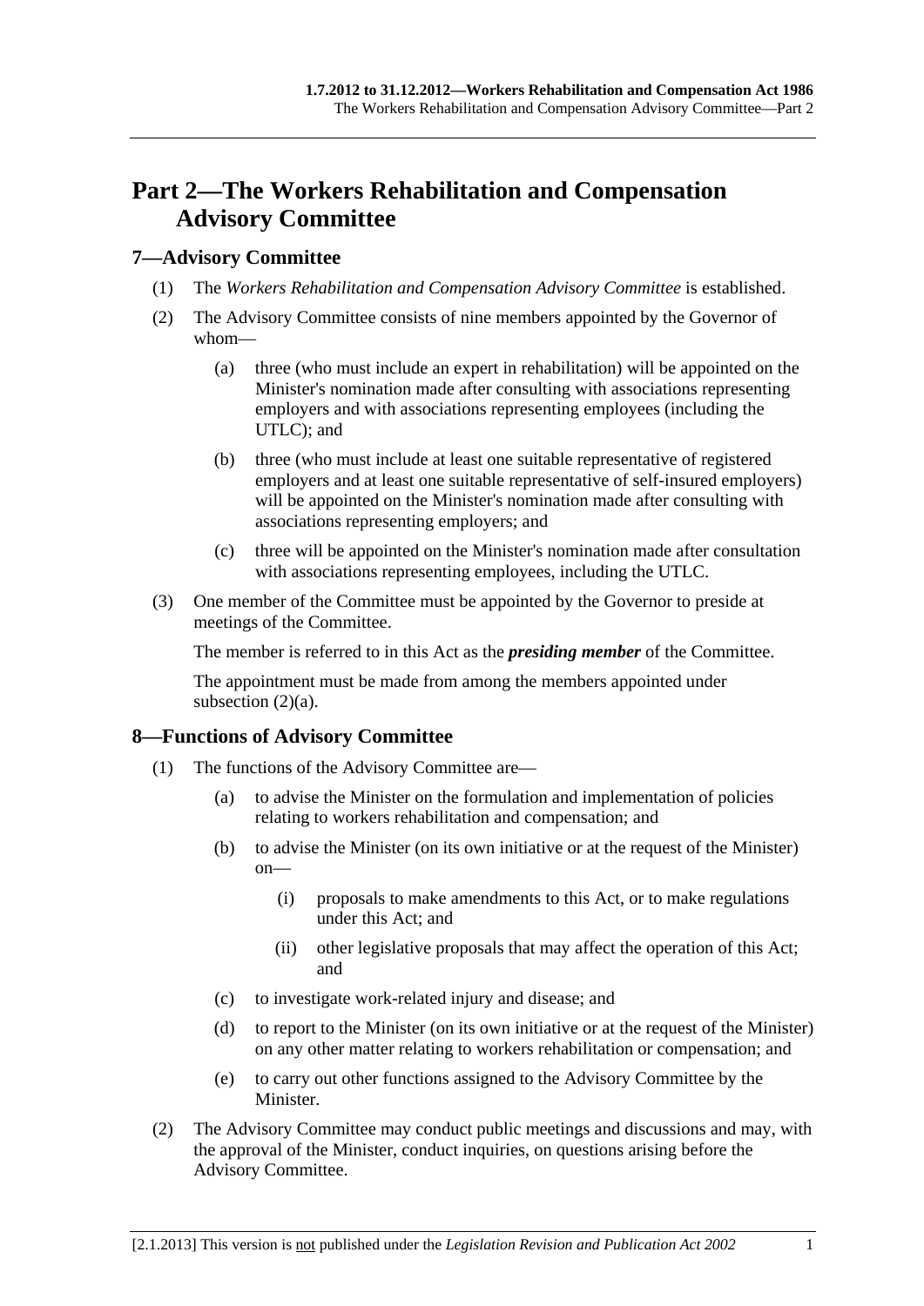# Part 2—The Workers Rehabilitation and Compensation Advisory Committee

## 7—Advisory Committee

(1) The *Workers Rehabilitation and Compensation Advisory Committee* is established.

(2) The Advisory Committee consists of nine members appointed by the Governor of whom—

(a) three (who must include an expert in rehabilitation) will be appointed on the Minister's nomination made after consulting with associations representing employers and with associations representing employees (including the UTLC); and

(b) three (who must include at least one suitable representative of registered employers and at least one suitable representative of self-insured employers) will be appointed on the Minister's nomination made after consulting with associations representing employers; and

(c) three will be appointed on the Minister's nomination made after consultation with associations representing employees, including the UTLC.

(3) One member of the Committee must be appointed by the Governor to preside at meetings of the Committee.

The member is referred to in this Act as the ***presiding member*** of the Committee.

The appointment must be made from among the members appointed under subsection (2)(a).

## 8—Functions of Advisory Committee

(1) The functions of the Advisory Committee are—

(a) to advise the Minister on the formulation and implementation of policies relating to workers rehabilitation and compensation; and

(b) to advise the Minister (on its own initiative or at the request of the Minister) on—

(i) proposals to make amendments to this Act, or to make regulations under this Act; and

(ii) other legislative proposals that may affect the operation of this Act; and

(c) to investigate work-related injury and disease; and

(d) to report to the Minister (on its own initiative or at the request of the Minister) on any other matter relating to workers rehabilitation or compensation; and

(e) to carry out other functions assigned to the Advisory Committee by the Minister.

(2) The Advisory Committee may conduct public meetings and discussions and may, with the approval of the Minister, conduct inquiries, on questions arising before the Advisory Committee.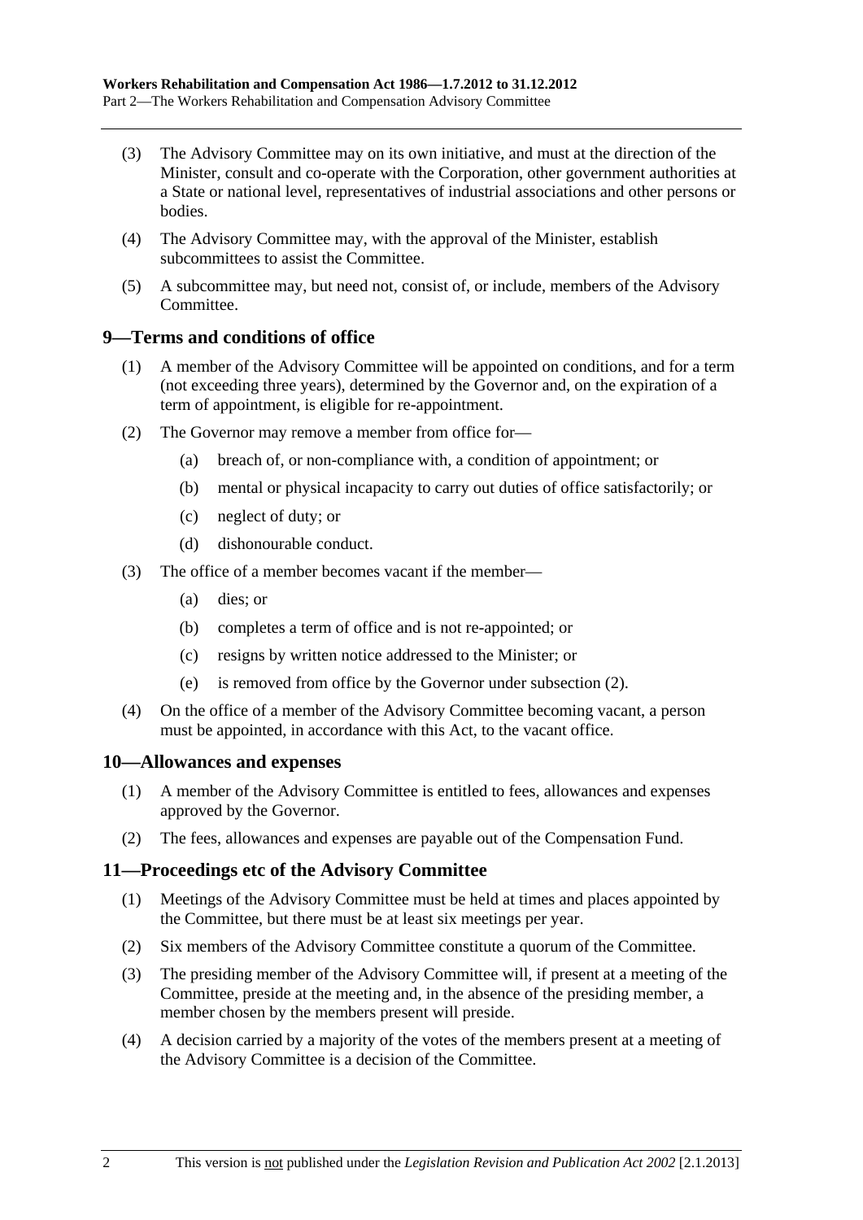(3) The Advisory Committee may on its own initiative, and must at the direction of the Minister, consult and co-operate with the Corporation, other government authorities at a State or national level, representatives of industrial associations and other persons or bodies.

(4) The Advisory Committee may, with the approval of the Minister, establish subcommittees to assist the Committee.

(5) A subcommittee may, but need not, consist of, or include, members of the Advisory Committee.

## 9—Terms and conditions of office

(1) A member of the Advisory Committee will be appointed on conditions, and for a term (not exceeding three years), determined by the Governor and, on the expiration of a term of appointment, is eligible for re-appointment.

(2) The Governor may remove a member from office for—

(a) breach of, or non-compliance with, a condition of appointment; or

(b) mental or physical incapacity to carry out duties of office satisfactorily; or

(c) neglect of duty; or

(d) dishonourable conduct.

(3) The office of a member becomes vacant if the member—

(a) dies; or

(b) completes a term of office and is not re-appointed; or

(c) resigns by written notice addressed to the Minister; or

(e) is removed from office by the Governor under subsection (2).

(4) On the office of a member of the Advisory Committee becoming vacant, a person must be appointed, in accordance with this Act, to the vacant office.

## 10—Allowances and expenses

(1) A member of the Advisory Committee is entitled to fees, allowances and expenses approved by the Governor.

(2) The fees, allowances and expenses are payable out of the Compensation Fund.

## 11—Proceedings etc of the Advisory Committee

(1) Meetings of the Advisory Committee must be held at times and places appointed by the Committee, but there must be at least six meetings per year.

(2) Six members of the Advisory Committee constitute a quorum of the Committee.

(3) The presiding member of the Advisory Committee will, if present at a meeting of the Committee, preside at the meeting and, in the absence of the presiding member, a member chosen by the members present will preside.

(4) A decision carried by a majority of the votes of the members present at a meeting of the Advisory Committee is a decision of the Committee.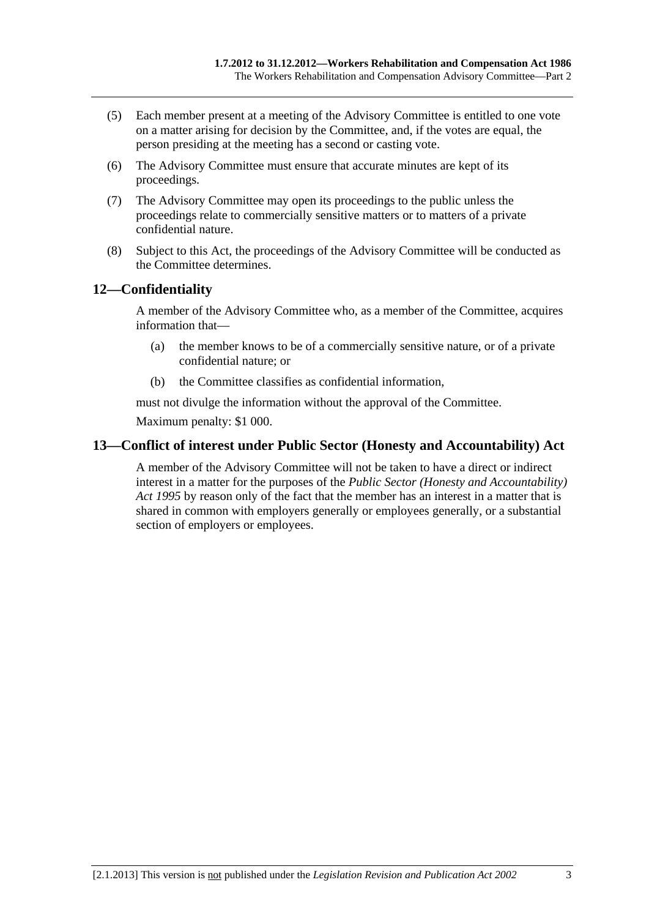(5) Each member present at a meeting of the Advisory Committee is entitled to one vote on a matter arising for decision by the Committee, and, if the votes are equal, the person presiding at the meeting has a second or casting vote.

(6) The Advisory Committee must ensure that accurate minutes are kept of its proceedings.

(7) The Advisory Committee may open its proceedings to the public unless the proceedings relate to commercially sensitive matters or to matters of a private confidential nature.

(8) Subject to this Act, the proceedings of the Advisory Committee will be conducted as the Committee determines.

## 12—Confidentiality

A member of the Advisory Committee who, as a member of the Committee, acquires information that—

(a) the member knows to be of a commercially sensitive nature, or of a private confidential nature; or

(b) the Committee classifies as confidential information,

must not divulge the information without the approval of the Committee.

Maximum penalty: $1 000.

## 13—Conflict of interest under Public Sector (Honesty and Accountability) Act

A member of the Advisory Committee will not be taken to have a direct or indirect interest in a matter for the purposes of the *Public Sector (Honesty and Accountability) Act 1995* by reason only of the fact that the member has an interest in a matter that is shared in common with employers generally or employees generally, or a substantial section of employers or employees.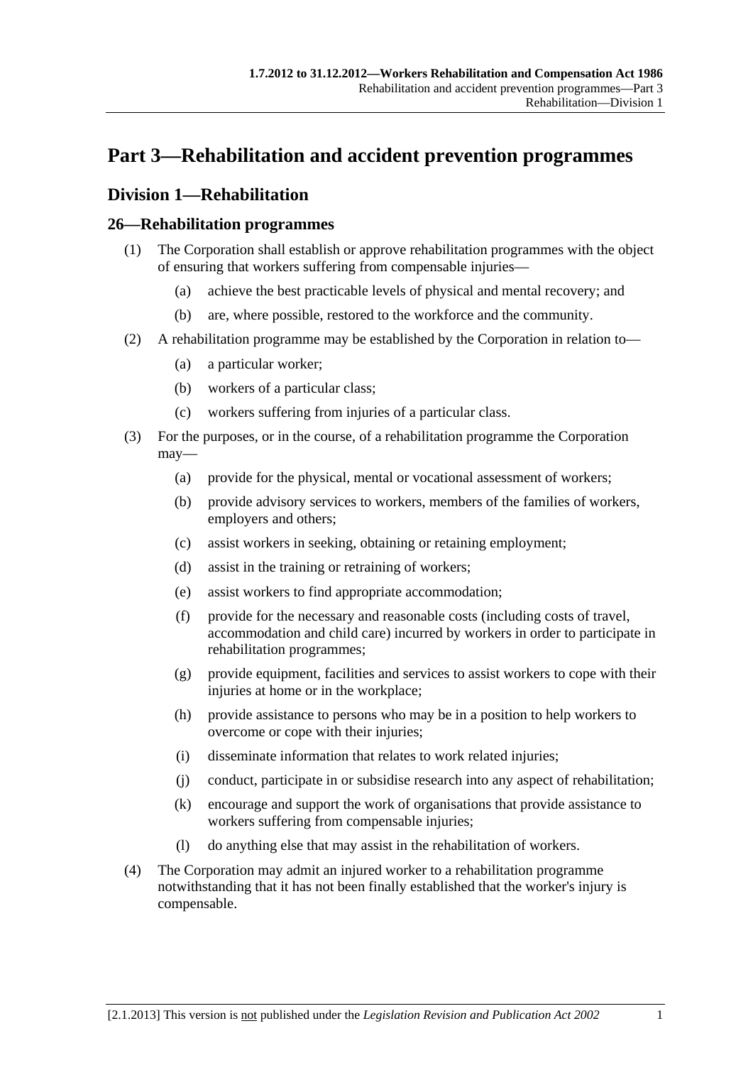# Part 3—Rehabilitation and accident prevention programmes

## Division 1—Rehabilitation

### 26—Rehabilitation programmes

(1) The Corporation shall establish or approve rehabilitation programmes with the object of ensuring that workers suffering from compensable injuries—

(a) achieve the best practicable levels of physical and mental recovery; and

(b) are, where possible, restored to the workforce and the community.

(2) A rehabilitation programme may be established by the Corporation in relation to—

(a) a particular worker;

(b) workers of a particular class;

(c) workers suffering from injuries of a particular class.

(3) For the purposes, or in the course, of a rehabilitation programme the Corporation may—

(a) provide for the physical, mental or vocational assessment of workers;

(b) provide advisory services to workers, members of the families of workers, employers and others;

(c) assist workers in seeking, obtaining or retaining employment;

(d) assist in the training or retraining of workers;

(e) assist workers to find appropriate accommodation;

(f) provide for the necessary and reasonable costs (including costs of travel, accommodation and child care) incurred by workers in order to participate in rehabilitation programmes;

(g) provide equipment, facilities and services to assist workers to cope with their injuries at home or in the workplace;

(h) provide assistance to persons who may be in a position to help workers to overcome or cope with their injuries;

(i) disseminate information that relates to work related injuries;

(j) conduct, participate in or subsidise research into any aspect of rehabilitation;

(k) encourage and support the work of organisations that provide assistance to workers suffering from compensable injuries;

(l) do anything else that may assist in the rehabilitation of workers.

(4) The Corporation may admit an injured worker to a rehabilitation programme notwithstanding that it has not been finally established that the worker's injury is compensable.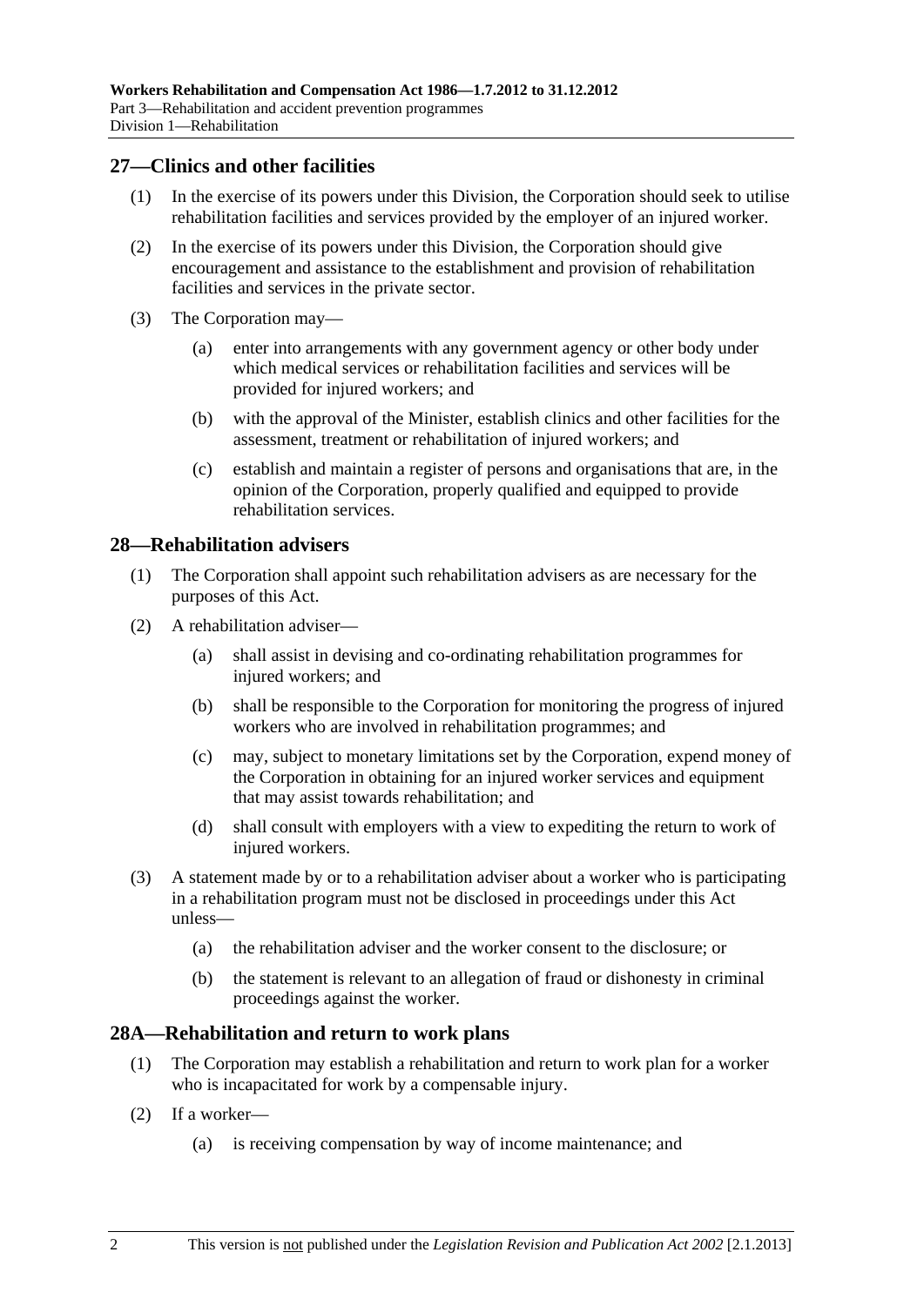## 27—Clinics and other facilities

(1) In the exercise of its powers under this Division, the Corporation should seek to utilise rehabilitation facilities and services provided by the employer of an injured worker.

(2) In the exercise of its powers under this Division, the Corporation should give encouragement and assistance to the establishment and provision of rehabilitation facilities and services in the private sector.

(3) The Corporation may—

(a) enter into arrangements with any government agency or other body under which medical services or rehabilitation facilities and services will be provided for injured workers; and

(b) with the approval of the Minister, establish clinics and other facilities for the assessment, treatment or rehabilitation of injured workers; and

(c) establish and maintain a register of persons and organisations that are, in the opinion of the Corporation, properly qualified and equipped to provide rehabilitation services.

## 28—Rehabilitation advisers

(1) The Corporation shall appoint such rehabilitation advisers as are necessary for the purposes of this Act.

(2) A rehabilitation adviser—

(a) shall assist in devising and co-ordinating rehabilitation programmes for injured workers; and

(b) shall be responsible to the Corporation for monitoring the progress of injured workers who are involved in rehabilitation programmes; and

(c) may, subject to monetary limitations set by the Corporation, expend money of the Corporation in obtaining for an injured worker services and equipment that may assist towards rehabilitation; and

(d) shall consult with employers with a view to expediting the return to work of injured workers.

(3) A statement made by or to a rehabilitation adviser about a worker who is participating in a rehabilitation program must not be disclosed in proceedings under this Act unless—

(a) the rehabilitation adviser and the worker consent to the disclosure; or

(b) the statement is relevant to an allegation of fraud or dishonesty in criminal proceedings against the worker.

## 28A—Rehabilitation and return to work plans

(1) The Corporation may establish a rehabilitation and return to work plan for a worker who is incapacitated for work by a compensable injury.

(2) If a worker—

(a) is receiving compensation by way of income maintenance; and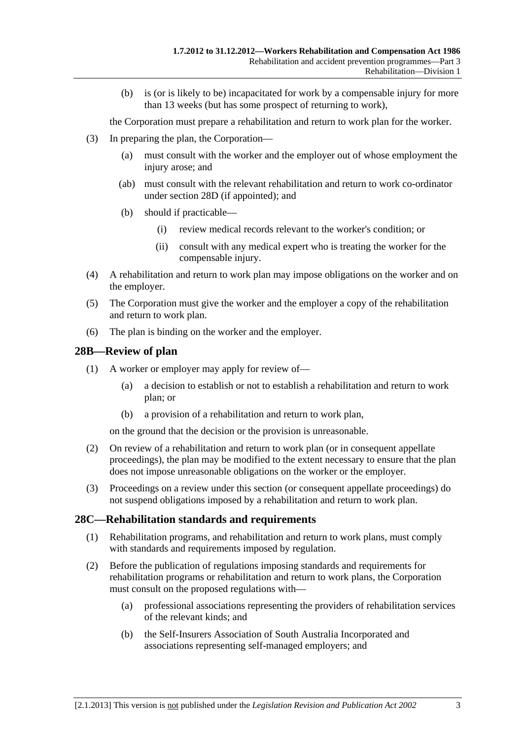(b) is (or is likely to be) incapacitated for work by a compensable injury for more than 13 weeks (but has some prospect of returning to work),

the Corporation must prepare a rehabilitation and return to work plan for the worker.

(3) In preparing the plan, the Corporation—

(a) must consult with the worker and the employer out of whose employment the injury arose; and

(ab) must consult with the relevant rehabilitation and return to work co-ordinator under section 28D (if appointed); and

(b) should if practicable—

(i) review medical records relevant to the worker's condition; or

(ii) consult with any medical expert who is treating the worker for the compensable injury.

(4) A rehabilitation and return to work plan may impose obligations on the worker and on the employer.

(5) The Corporation must give the worker and the employer a copy of the rehabilitation and return to work plan.

(6) The plan is binding on the worker and the employer.

## 28B—Review of plan

(1) A worker or employer may apply for review of—

(a) a decision to establish or not to establish a rehabilitation and return to work plan; or

(b) a provision of a rehabilitation and return to work plan,

on the ground that the decision or the provision is unreasonable.

(2) On review of a rehabilitation and return to work plan (or in consequent appellate proceedings), the plan may be modified to the extent necessary to ensure that the plan does not impose unreasonable obligations on the worker or the employer.

(3) Proceedings on a review under this section (or consequent appellate proceedings) do not suspend obligations imposed by a rehabilitation and return to work plan.

## 28C—Rehabilitation standards and requirements

(1) Rehabilitation programs, and rehabilitation and return to work plans, must comply with standards and requirements imposed by regulation.

(2) Before the publication of regulations imposing standards and requirements for rehabilitation programs or rehabilitation and return to work plans, the Corporation must consult on the proposed regulations with—

(a) professional associations representing the providers of rehabilitation services of the relevant kinds; and

(b) the Self-Insurers Association of South Australia Incorporated and associations representing self-managed employers; and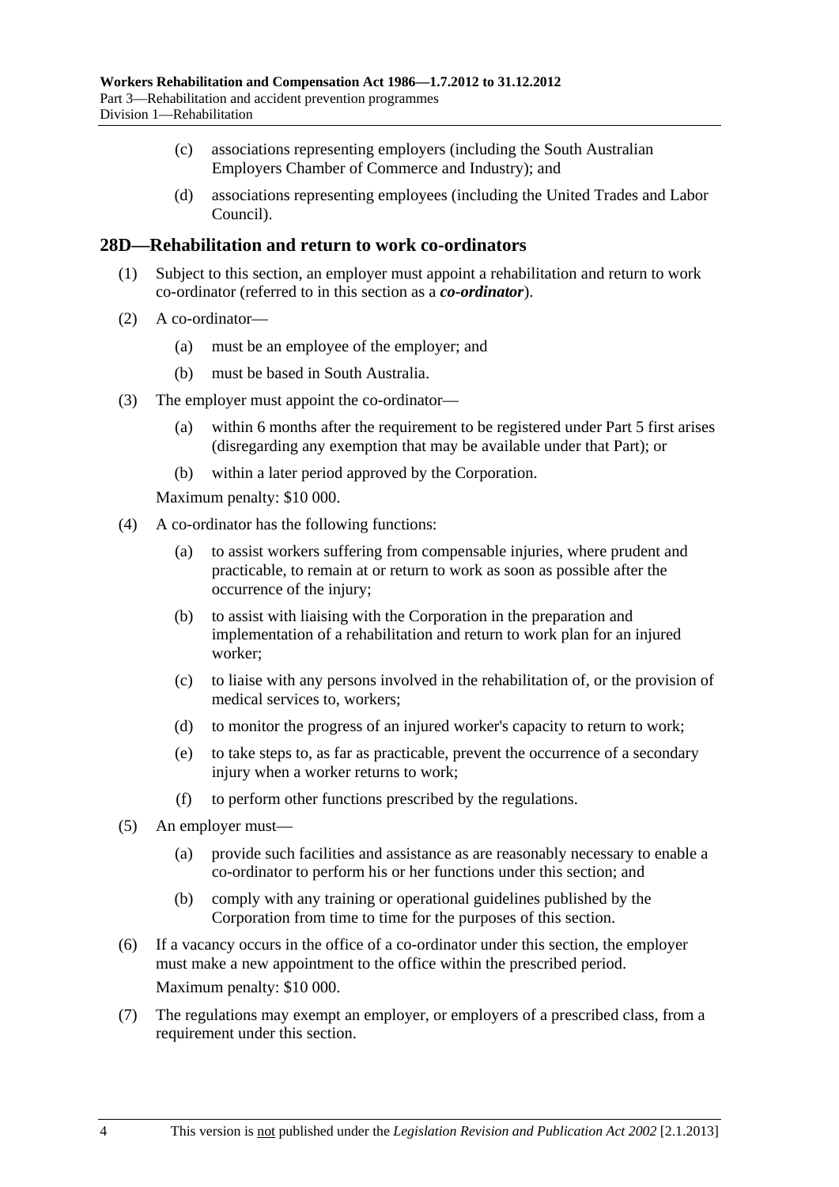(c) associations representing employers (including the South Australian Employers Chamber of Commerce and Industry); and

(d) associations representing employees (including the United Trades and Labor Council).

## 28D—Rehabilitation and return to work co-ordinators

(1) Subject to this section, an employer must appoint a rehabilitation and return to work co-ordinator (referred to in this section as a ***co-ordinator***).

(2) A co-ordinator—

(a) must be an employee of the employer; and

(b) must be based in South Australia.

(3) The employer must appoint the co-ordinator—

(a) within 6 months after the requirement to be registered under Part 5 first arises (disregarding any exemption that may be available under that Part); or

(b) within a later period approved by the Corporation.

Maximum penalty: $10 000.

(4) A co-ordinator has the following functions:

(a) to assist workers suffering from compensable injuries, where prudent and practicable, to remain at or return to work as soon as possible after the occurrence of the injury;

(b) to assist with liaising with the Corporation in the preparation and implementation of a rehabilitation and return to work plan for an injured worker;

(c) to liaise with any persons involved in the rehabilitation of, or the provision of medical services to, workers;

(d) to monitor the progress of an injured worker's capacity to return to work;

(e) to take steps to, as far as practicable, prevent the occurrence of a secondary injury when a worker returns to work;

(f) to perform other functions prescribed by the regulations.

(5) An employer must—

(a) provide such facilities and assistance as are reasonably necessary to enable a co-ordinator to perform his or her functions under this section; and

(b) comply with any training or operational guidelines published by the Corporation from time to time for the purposes of this section.

(6) If a vacancy occurs in the office of a co-ordinator under this section, the employer must make a new appointment to the office within the prescribed period.

Maximum penalty: $10 000.

(7) The regulations may exempt an employer, or employers of a prescribed class, from a requirement under this section.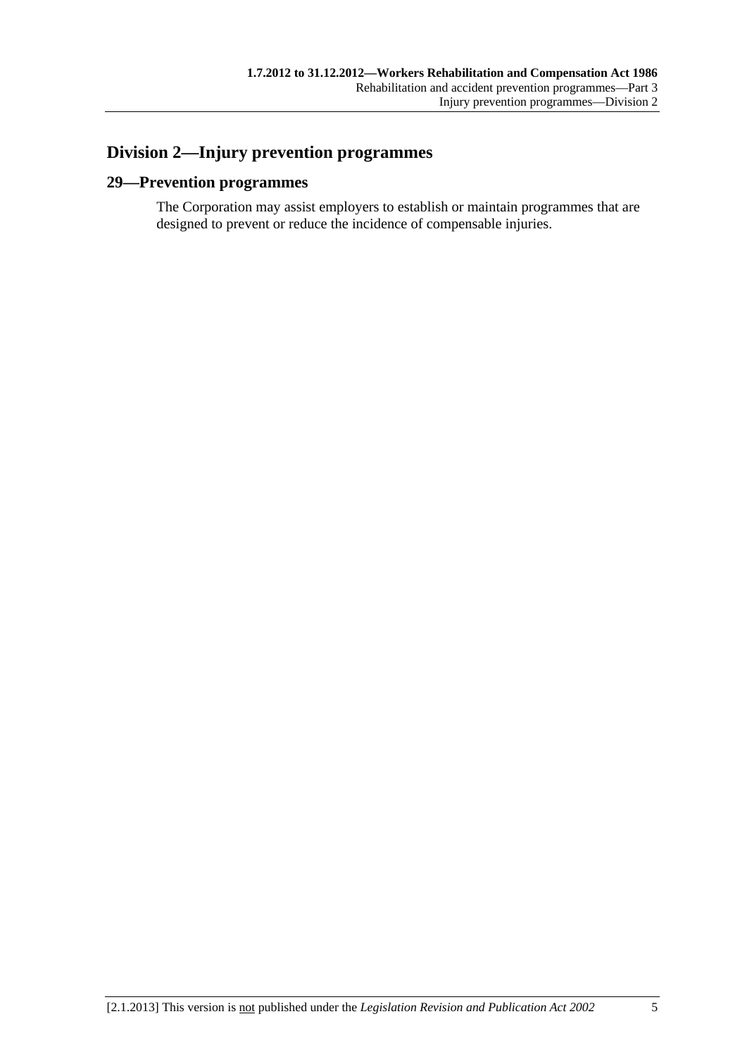## Division 2—Injury prevention programmes

### 29—Prevention programmes

The Corporation may assist employers to establish or maintain programmes that are designed to prevent or reduce the incidence of compensable injuries.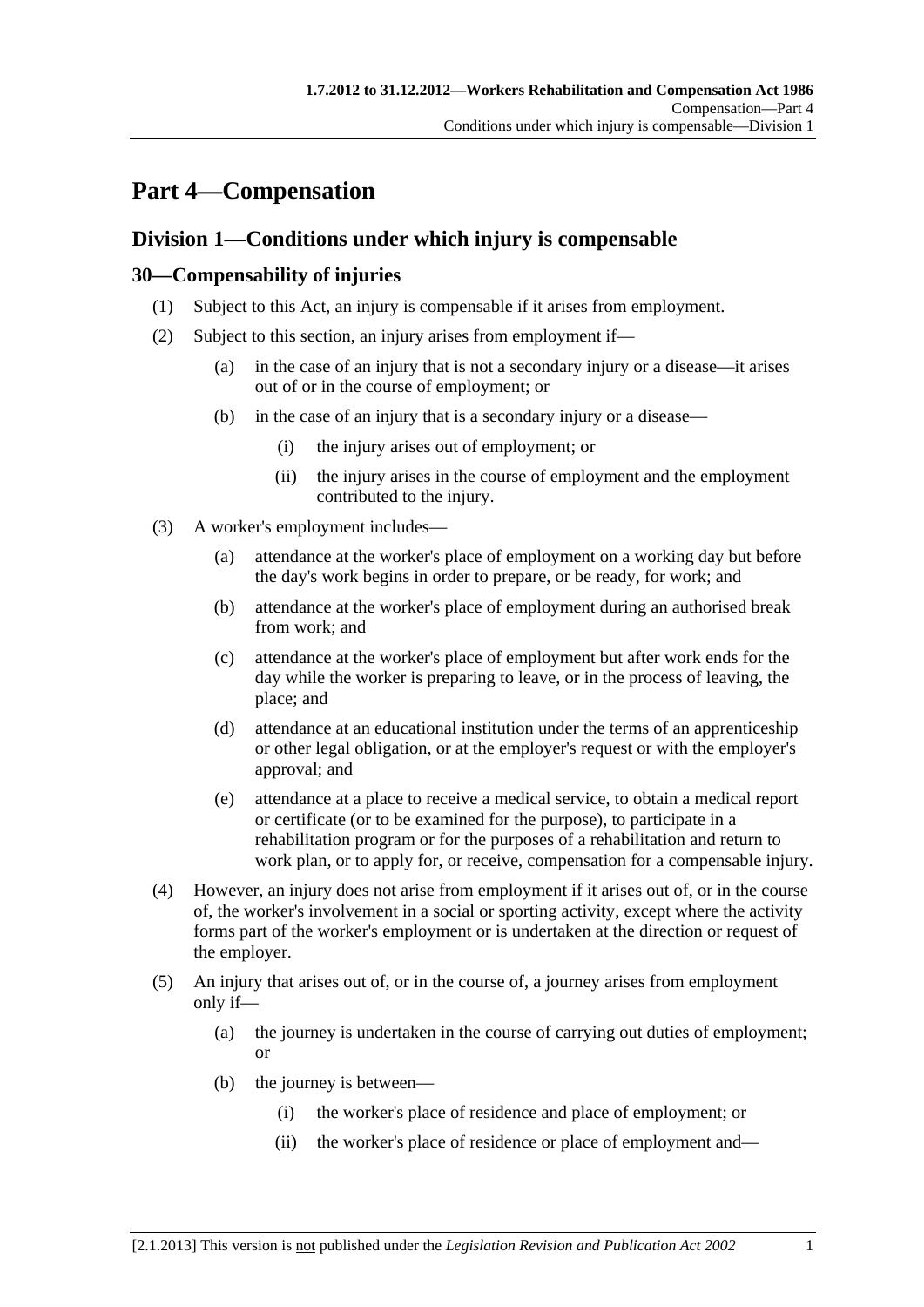# Part 4—Compensation

## Division 1—Conditions under which injury is compensable

### 30—Compensability of injuries

(1) Subject to this Act, an injury is compensable if it arises from employment.

(2) Subject to this section, an injury arises from employment if—

  (a) in the case of an injury that is not a secondary injury or a disease—it arises out of or in the course of employment; or

  (b) in the case of an injury that is a secondary injury or a disease—

    (i) the injury arises out of employment; or

    (ii) the injury arises in the course of employment and the employment contributed to the injury.

(3) A worker's employment includes—

  (a) attendance at the worker's place of employment on a working day but before the day's work begins in order to prepare, or be ready, for work; and

  (b) attendance at the worker's place of employment during an authorised break from work; and

  (c) attendance at the worker's place of employment but after work ends for the day while the worker is preparing to leave, or in the process of leaving, the place; and

  (d) attendance at an educational institution under the terms of an apprenticeship or other legal obligation, or at the employer's request or with the employer's approval; and

  (e) attendance at a place to receive a medical service, to obtain a medical report or certificate (or to be examined for the purpose), to participate in a rehabilitation program or for the purposes of a rehabilitation and return to work plan, or to apply for, or receive, compensation for a compensable injury.

(4) However, an injury does not arise from employment if it arises out of, or in the course of, the worker's involvement in a social or sporting activity, except where the activity forms part of the worker's employment or is undertaken at the direction or request of the employer.

(5) An injury that arises out of, or in the course of, a journey arises from employment only if—

  (a) the journey is undertaken in the course of carrying out duties of employment; or

  (b) the journey is between—

    (i) the worker's place of residence and place of employment; or

    (ii) the worker's place of residence or place of employment and—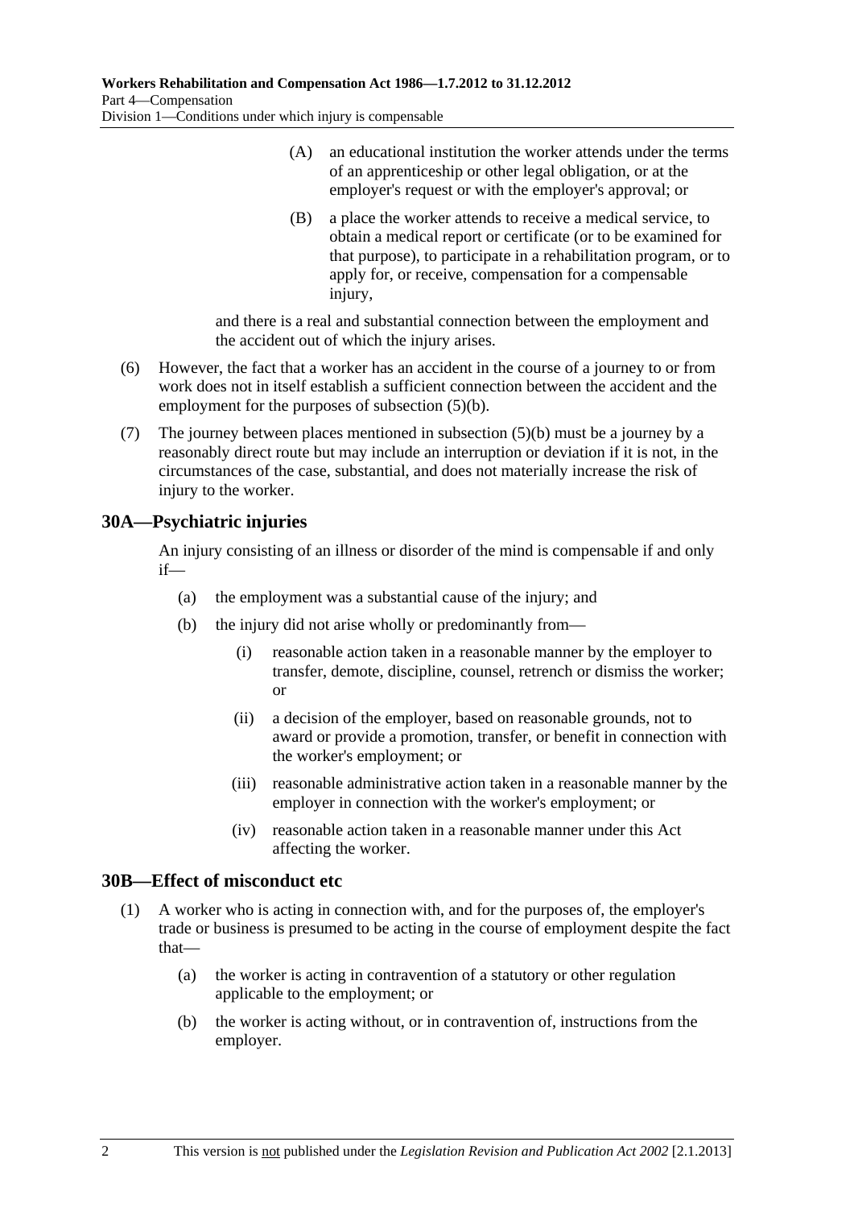(A) an educational institution the worker attends under the terms of an apprenticeship or other legal obligation, or at the employer's request or with the employer's approval; or

(B) a place the worker attends to receive a medical service, to obtain a medical report or certificate (or to be examined for that purpose), to participate in a rehabilitation program, or to apply for, or receive, compensation for a compensable injury,

and there is a real and substantial connection between the employment and the accident out of which the injury arises.

(6) However, the fact that a worker has an accident in the course of a journey to or from work does not in itself establish a sufficient connection between the accident and the employment for the purposes of subsection (5)(b).

(7) The journey between places mentioned in subsection (5)(b) must be a journey by a reasonably direct route but may include an interruption or deviation if it is not, in the circumstances of the case, substantial, and does not materially increase the risk of injury to the worker.

## 30A—Psychiatric injuries

An injury consisting of an illness or disorder of the mind is compensable if and only if—

(a) the employment was a substantial cause of the injury; and

(b) the injury did not arise wholly or predominantly from—

(i) reasonable action taken in a reasonable manner by the employer to transfer, demote, discipline, counsel, retrench or dismiss the worker; or

(ii) a decision of the employer, based on reasonable grounds, not to award or provide a promotion, transfer, or benefit in connection with the worker's employment; or

(iii) reasonable administrative action taken in a reasonable manner by the employer in connection with the worker's employment; or

(iv) reasonable action taken in a reasonable manner under this Act affecting the worker.

## 30B—Effect of misconduct etc

(1) A worker who is acting in connection with, and for the purposes of, the employer's trade or business is presumed to be acting in the course of employment despite the fact that—

(a) the worker is acting in contravention of a statutory or other regulation applicable to the employment; or

(b) the worker is acting without, or in contravention of, instructions from the employer.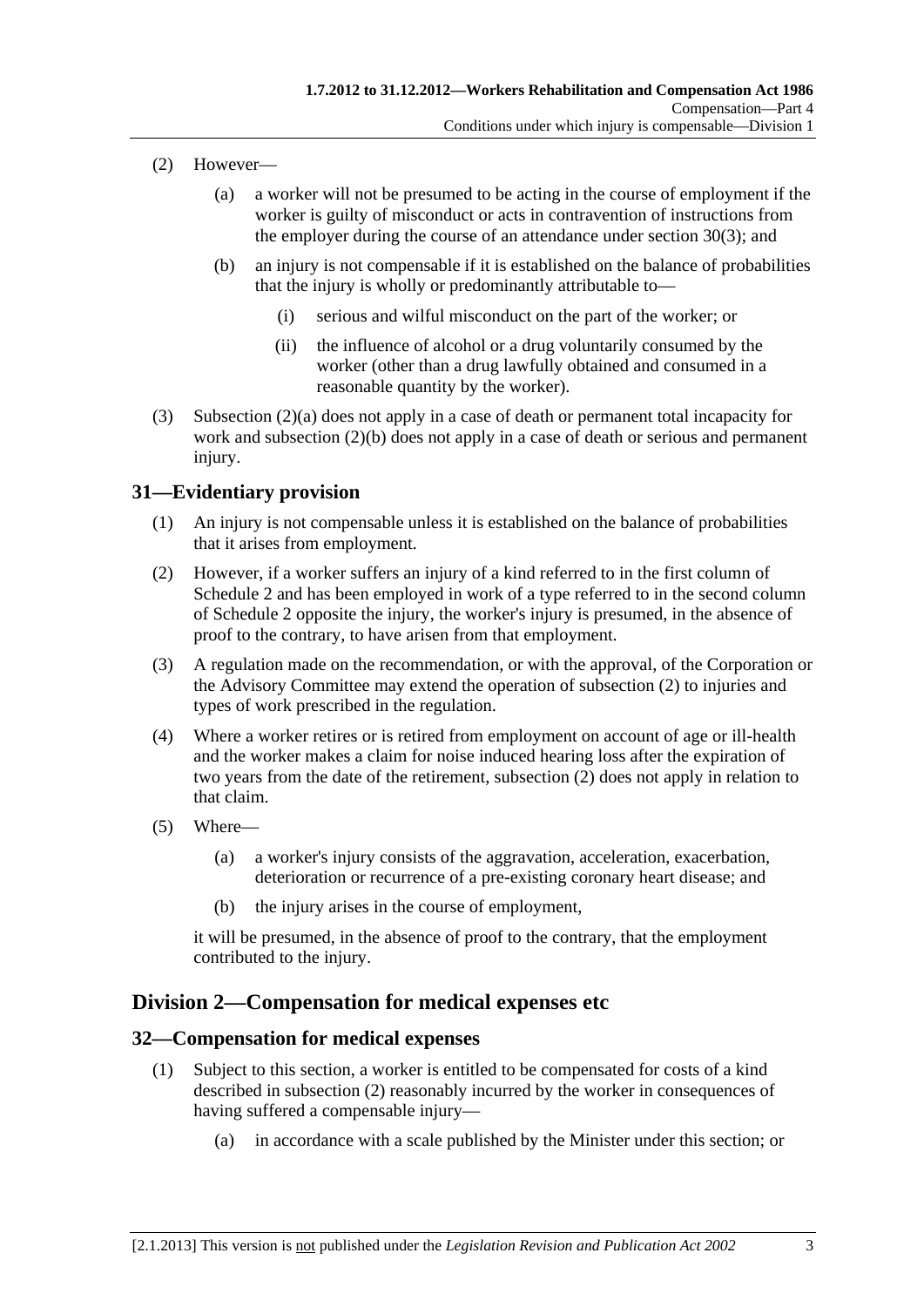(2) However—

(a) a worker will not be presumed to be acting in the course of employment if the worker is guilty of misconduct or acts in contravention of instructions from the employer during the course of an attendance under section 30(3); and

(b) an injury is not compensable if it is established on the balance of probabilities that the injury is wholly or predominantly attributable to—

(i) serious and wilful misconduct on the part of the worker; or

(ii) the influence of alcohol or a drug voluntarily consumed by the worker (other than a drug lawfully obtained and consumed in a reasonable quantity by the worker).

(3) Subsection (2)(a) does not apply in a case of death or permanent total incapacity for work and subsection (2)(b) does not apply in a case of death or serious and permanent injury.

## 31—Evidentiary provision

(1) An injury is not compensable unless it is established on the balance of probabilities that it arises from employment.

(2) However, if a worker suffers an injury of a kind referred to in the first column of Schedule 2 and has been employed in work of a type referred to in the second column of Schedule 2 opposite the injury, the worker's injury is presumed, in the absence of proof to the contrary, to have arisen from that employment.

(3) A regulation made on the recommendation, or with the approval, of the Corporation or the Advisory Committee may extend the operation of subsection (2) to injuries and types of work prescribed in the regulation.

(4) Where a worker retires or is retired from employment on account of age or ill-health and the worker makes a claim for noise induced hearing loss after the expiration of two years from the date of the retirement, subsection (2) does not apply in relation to that claim.

(5) Where—

(a) a worker's injury consists of the aggravation, acceleration, exacerbation, deterioration or recurrence of a pre-existing coronary heart disease; and

(b) the injury arises in the course of employment,

it will be presumed, in the absence of proof to the contrary, that the employment contributed to the injury.

# Division 2—Compensation for medical expenses etc

## 32—Compensation for medical expenses

(1) Subject to this section, a worker is entitled to be compensated for costs of a kind described in subsection (2) reasonably incurred by the worker in consequences of having suffered a compensable injury—

(a) in accordance with a scale published by the Minister under this section; or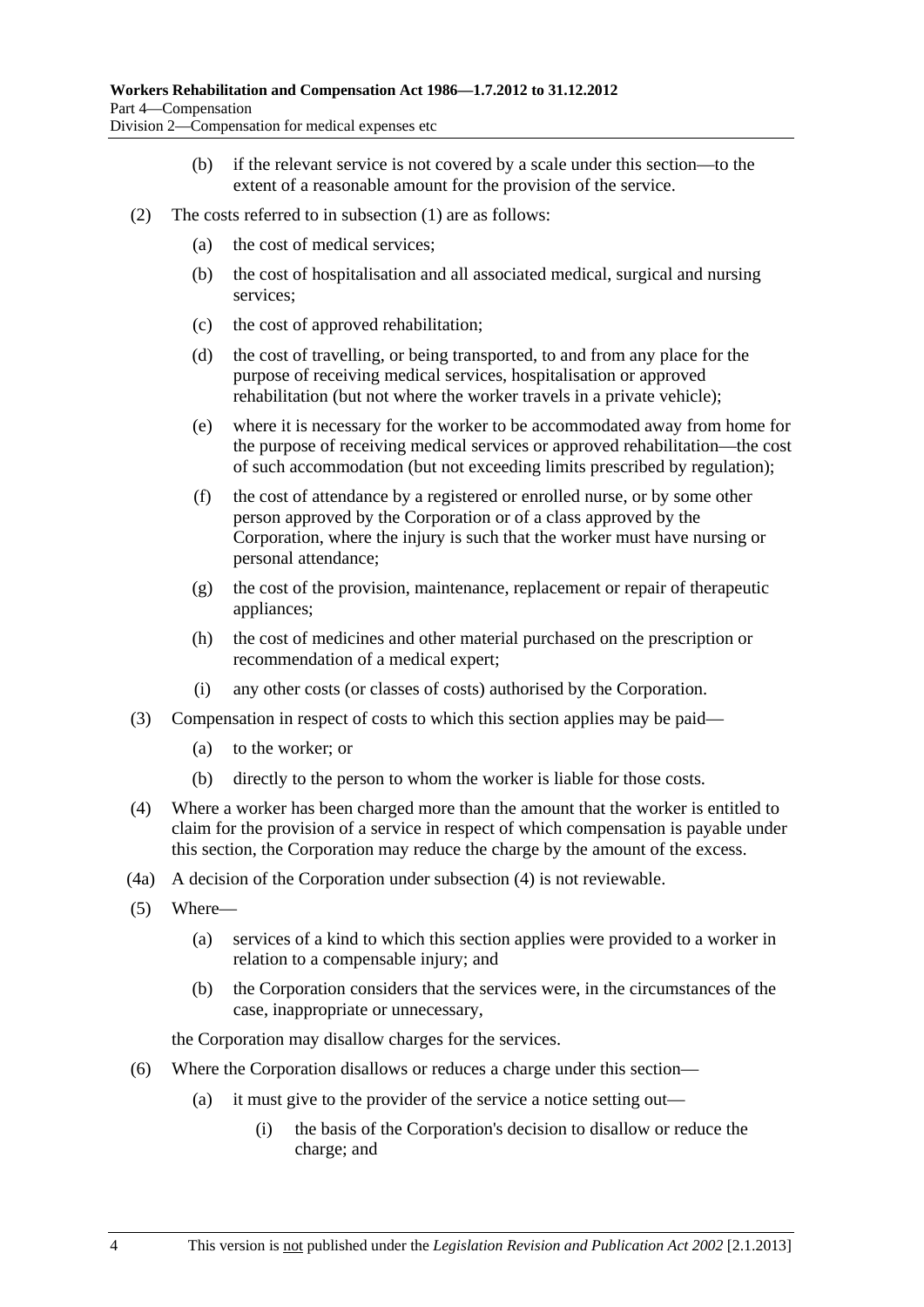(b) if the relevant service is not covered by a scale under this section—to the extent of a reasonable amount for the provision of the service.

(2) The costs referred to in subsection (1) are as follows:

(a) the cost of medical services;

(b) the cost of hospitalisation and all associated medical, surgical and nursing services;

(c) the cost of approved rehabilitation;

(d) the cost of travelling, or being transported, to and from any place for the purpose of receiving medical services, hospitalisation or approved rehabilitation (but not where the worker travels in a private vehicle);

(e) where it is necessary for the worker to be accommodated away from home for the purpose of receiving medical services or approved rehabilitation—the cost of such accommodation (but not exceeding limits prescribed by regulation);

(f) the cost of attendance by a registered or enrolled nurse, or by some other person approved by the Corporation or of a class approved by the Corporation, where the injury is such that the worker must have nursing or personal attendance;

(g) the cost of the provision, maintenance, replacement or repair of therapeutic appliances;

(h) the cost of medicines and other material purchased on the prescription or recommendation of a medical expert;

(i) any other costs (or classes of costs) authorised by the Corporation.

(3) Compensation in respect of costs to which this section applies may be paid—

(a) to the worker; or

(b) directly to the person to whom the worker is liable for those costs.

(4) Where a worker has been charged more than the amount that the worker is entitled to claim for the provision of a service in respect of which compensation is payable under this section, the Corporation may reduce the charge by the amount of the excess.

(4a) A decision of the Corporation under subsection (4) is not reviewable.

(5) Where—

(a) services of a kind to which this section applies were provided to a worker in relation to a compensable injury; and

(b) the Corporation considers that the services were, in the circumstances of the case, inappropriate or unnecessary,

the Corporation may disallow charges for the services.

(6) Where the Corporation disallows or reduces a charge under this section—

(a) it must give to the provider of the service a notice setting out—

(i) the basis of the Corporation's decision to disallow or reduce the charge; and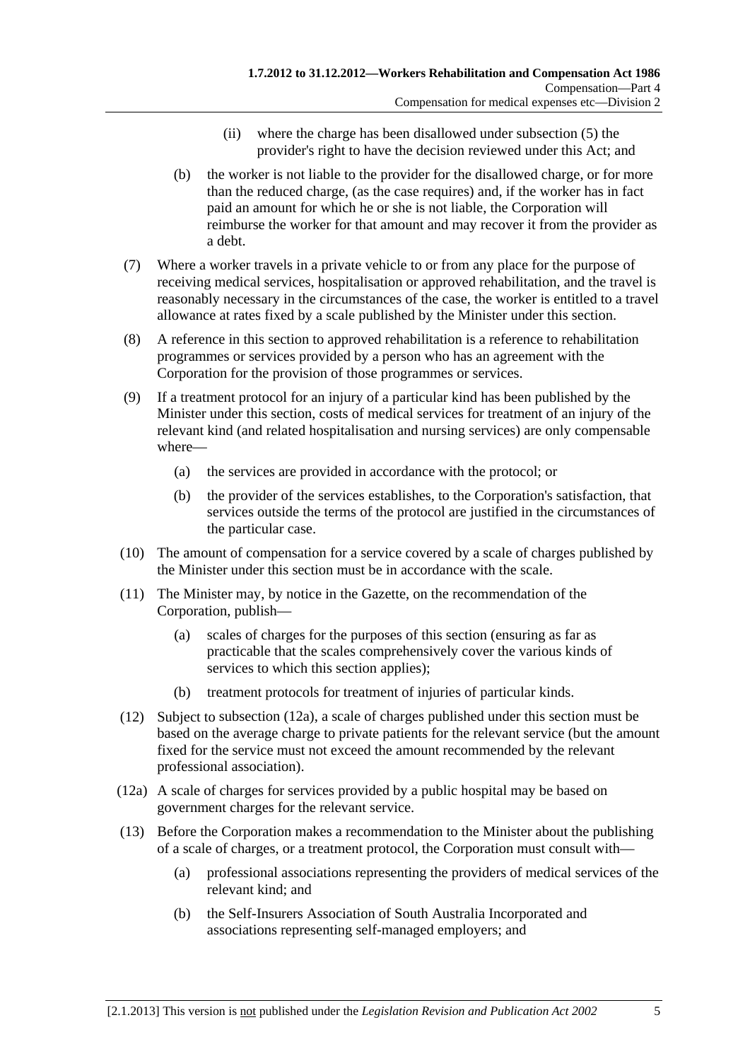(ii) where the charge has been disallowed under subsection (5) the provider's right to have the decision reviewed under this Act; and

(b) the worker is not liable to the provider for the disallowed charge, or for more than the reduced charge, (as the case requires) and, if the worker has in fact paid an amount for which he or she is not liable, the Corporation will reimburse the worker for that amount and may recover it from the provider as a debt.

(7) Where a worker travels in a private vehicle to or from any place for the purpose of receiving medical services, hospitalisation or approved rehabilitation, and the travel is reasonably necessary in the circumstances of the case, the worker is entitled to a travel allowance at rates fixed by a scale published by the Minister under this section.

(8) A reference in this section to approved rehabilitation is a reference to rehabilitation programmes or services provided by a person who has an agreement with the Corporation for the provision of those programmes or services.

(9) If a treatment protocol for an injury of a particular kind has been published by the Minister under this section, costs of medical services for treatment of an injury of the relevant kind (and related hospitalisation and nursing services) are only compensable where—

(a) the services are provided in accordance with the protocol; or

(b) the provider of the services establishes, to the Corporation's satisfaction, that services outside the terms of the protocol are justified in the circumstances of the particular case.

(10) The amount of compensation for a service covered by a scale of charges published by the Minister under this section must be in accordance with the scale.

(11) The Minister may, by notice in the Gazette, on the recommendation of the Corporation, publish—

(a) scales of charges for the purposes of this section (ensuring as far as practicable that the scales comprehensively cover the various kinds of services to which this section applies);

(b) treatment protocols for treatment of injuries of particular kinds.

(12) Subject to subsection (12a), a scale of charges published under this section must be based on the average charge to private patients for the relevant service (but the amount fixed for the service must not exceed the amount recommended by the relevant professional association).

(12a) A scale of charges for services provided by a public hospital may be based on government charges for the relevant service.

(13) Before the Corporation makes a recommendation to the Minister about the publishing of a scale of charges, or a treatment protocol, the Corporation must consult with—

(a) professional associations representing the providers of medical services of the relevant kind; and

(b) the Self-Insurers Association of South Australia Incorporated and associations representing self-managed employers; and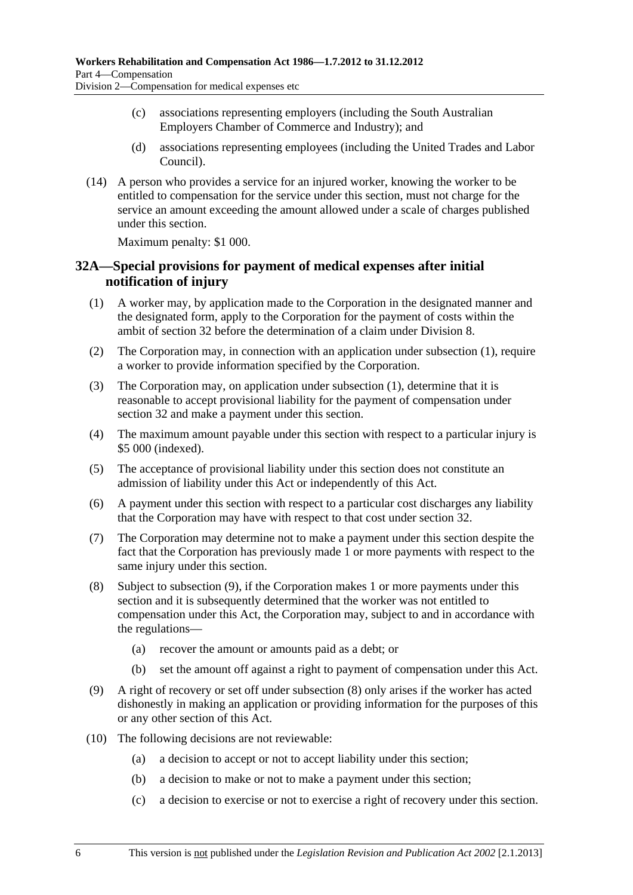(c) associations representing employers (including the South Australian Employers Chamber of Commerce and Industry); and

(d) associations representing employees (including the United Trades and Labor Council).

(14) A person who provides a service for an injured worker, knowing the worker to be entitled to compensation for the service under this section, must not charge for the service an amount exceeding the amount allowed under a scale of charges published under this section.

Maximum penalty: $1 000.

## 32A—Special provisions for payment of medical expenses after initial notification of injury

(1) A worker may, by application made to the Corporation in the designated manner and the designated form, apply to the Corporation for the payment of costs within the ambit of section 32 before the determination of a claim under Division 8.

(2) The Corporation may, in connection with an application under subsection (1), require a worker to provide information specified by the Corporation.

(3) The Corporation may, on application under subsection (1), determine that it is reasonable to accept provisional liability for the payment of compensation under section 32 and make a payment under this section.

(4) The maximum amount payable under this section with respect to a particular injury is $5 000 (indexed).

(5) The acceptance of provisional liability under this section does not constitute an admission of liability under this Act or independently of this Act.

(6) A payment under this section with respect to a particular cost discharges any liability that the Corporation may have with respect to that cost under section 32.

(7) The Corporation may determine not to make a payment under this section despite the fact that the Corporation has previously made 1 or more payments with respect to the same injury under this section.

(8) Subject to subsection (9), if the Corporation makes 1 or more payments under this section and it is subsequently determined that the worker was not entitled to compensation under this Act, the Corporation may, subject to and in accordance with the regulations—

(a) recover the amount or amounts paid as a debt; or

(b) set the amount off against a right to payment of compensation under this Act.

(9) A right of recovery or set off under subsection (8) only arises if the worker has acted dishonestly in making an application or providing information for the purposes of this or any other section of this Act.

(10) The following decisions are not reviewable:

(a) a decision to accept or not to accept liability under this section;

(b) a decision to make or not to make a payment under this section;

(c) a decision to exercise or not to exercise a right of recovery under this section.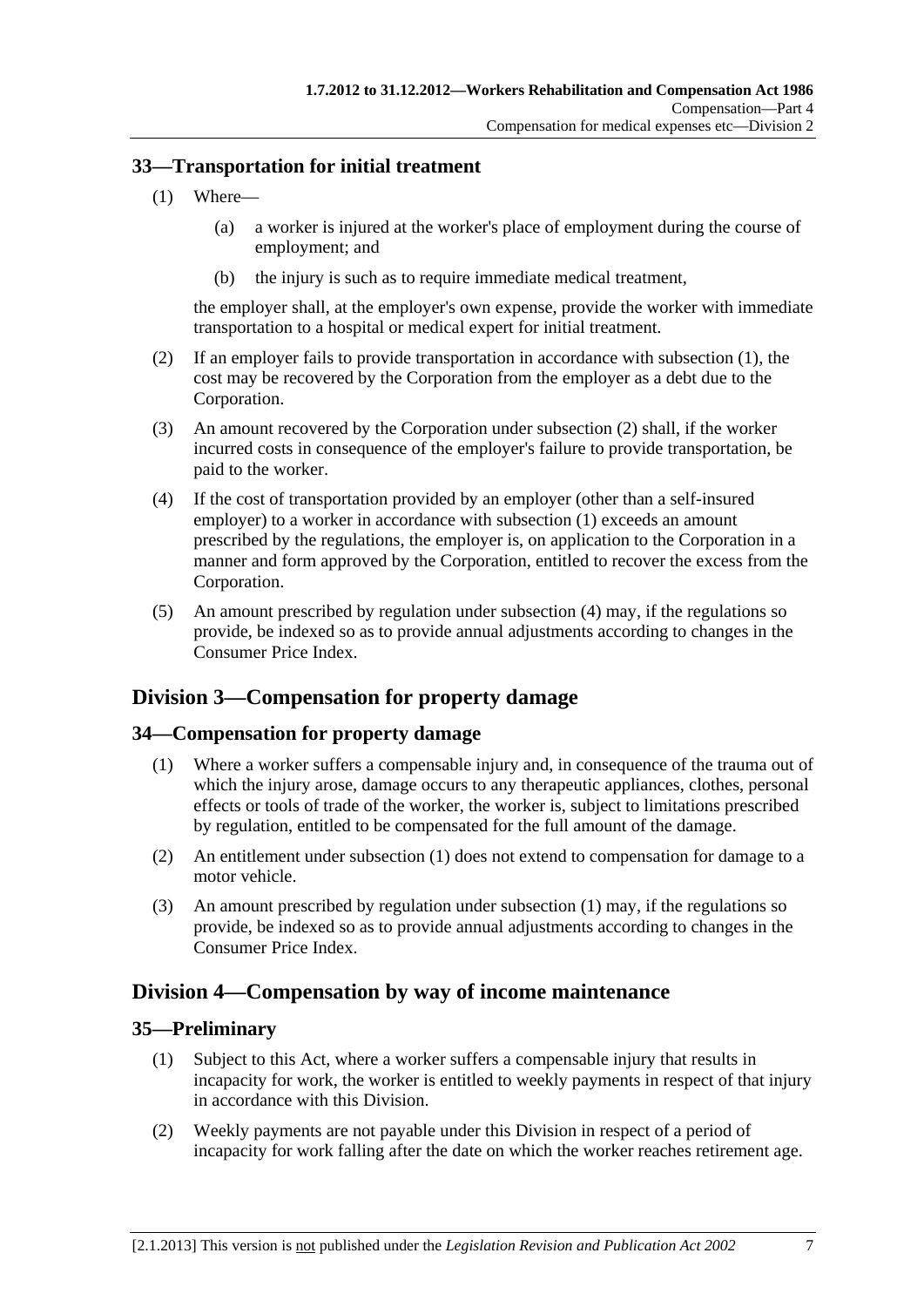### 33—Transportation for initial treatment

(1) Where—

(a) a worker is injured at the worker's place of employment during the course of employment; and

(b) the injury is such as to require immediate medical treatment,

the employer shall, at the employer's own expense, provide the worker with immediate transportation to a hospital or medical expert for initial treatment.

(2) If an employer fails to provide transportation in accordance with subsection (1), the cost may be recovered by the Corporation from the employer as a debt due to the Corporation.

(3) An amount recovered by the Corporation under subsection (2) shall, if the worker incurred costs in consequence of the employer's failure to provide transportation, be paid to the worker.

(4) If the cost of transportation provided by an employer (other than a self-insured employer) to a worker in accordance with subsection (1) exceeds an amount prescribed by the regulations, the employer is, on application to the Corporation in a manner and form approved by the Corporation, entitled to recover the excess from the Corporation.

(5) An amount prescribed by regulation under subsection (4) may, if the regulations so provide, be indexed so as to provide annual adjustments according to changes in the Consumer Price Index.

## Division 3—Compensation for property damage

### 34—Compensation for property damage

(1) Where a worker suffers a compensable injury and, in consequence of the trauma out of which the injury arose, damage occurs to any therapeutic appliances, clothes, personal effects or tools of trade of the worker, the worker is, subject to limitations prescribed by regulation, entitled to be compensated for the full amount of the damage.

(2) An entitlement under subsection (1) does not extend to compensation for damage to a motor vehicle.

(3) An amount prescribed by regulation under subsection (1) may, if the regulations so provide, be indexed so as to provide annual adjustments according to changes in the Consumer Price Index.

## Division 4—Compensation by way of income maintenance

### 35—Preliminary

(1) Subject to this Act, where a worker suffers a compensable injury that results in incapacity for work, the worker is entitled to weekly payments in respect of that injury in accordance with this Division.

(2) Weekly payments are not payable under this Division in respect of a period of incapacity for work falling after the date on which the worker reaches retirement age.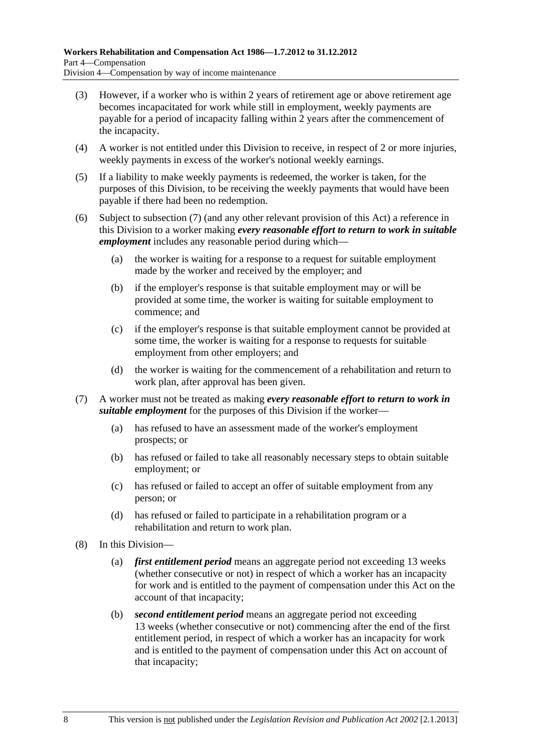(3) However, if a worker who is within 2 years of retirement age or above retirement age becomes incapacitated for work while still in employment, weekly payments are payable for a period of incapacity falling within 2 years after the commencement of the incapacity.

(4) A worker is not entitled under this Division to receive, in respect of 2 or more injuries, weekly payments in excess of the worker's notional weekly earnings.

(5) If a liability to make weekly payments is redeemed, the worker is taken, for the purposes of this Division, to be receiving the weekly payments that would have been payable if there had been no redemption.

(6) Subject to subsection (7) (and any other relevant provision of this Act) a reference in this Division to a worker making ***every reasonable effort to return to work in suitable employment*** includes any reasonable period during which—

- (a) the worker is waiting for a response to a request for suitable employment made by the worker and received by the employer; and
- (b) if the employer's response is that suitable employment may or will be provided at some time, the worker is waiting for suitable employment to commence; and
- (c) if the employer's response is that suitable employment cannot be provided at some time, the worker is waiting for a response to requests for suitable employment from other employers; and
- (d) the worker is waiting for the commencement of a rehabilitation and return to work plan, after approval has been given.

(7) A worker must not be treated as making ***every reasonable effort to return to work in suitable employment*** for the purposes of this Division if the worker—

- (a) has refused to have an assessment made of the worker's employment prospects; or
- (b) has refused or failed to take all reasonably necessary steps to obtain suitable employment; or
- (c) has refused or failed to accept an offer of suitable employment from any person; or
- (d) has refused or failed to participate in a rehabilitation program or a rehabilitation and return to work plan.

(8) In this Division—

- (a) ***first entitlement period*** means an aggregate period not exceeding 13 weeks (whether consecutive or not) in respect of which a worker has an incapacity for work and is entitled to the payment of compensation under this Act on the account of that incapacity;
- (b) ***second entitlement period*** means an aggregate period not exceeding 13 weeks (whether consecutive or not) commencing after the end of the first entitlement period, in respect of which a worker has an incapacity for work and is entitled to the payment of compensation under this Act on account of that incapacity;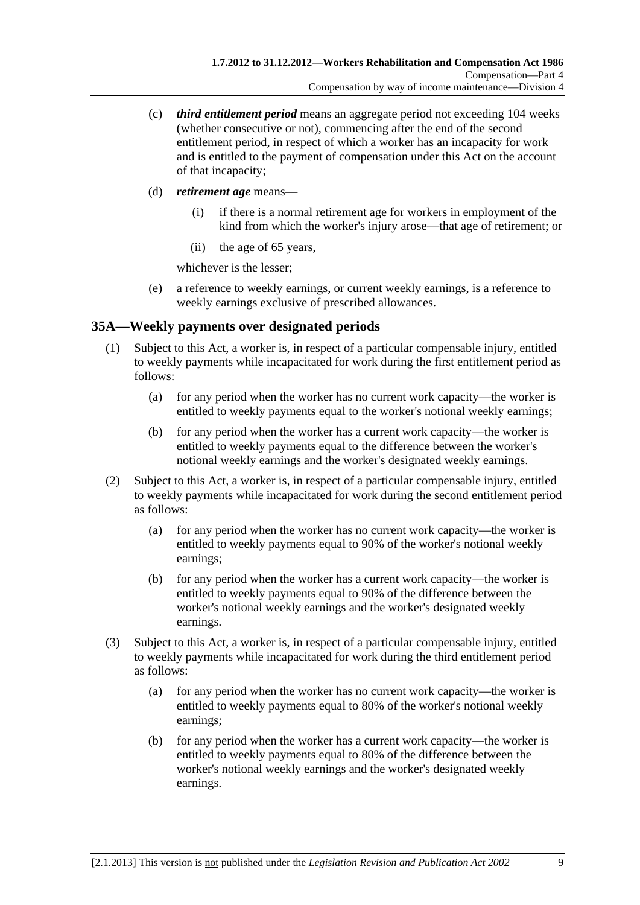(c) ***third entitlement period*** means an aggregate period not exceeding 104 weeks (whether consecutive or not), commencing after the end of the second entitlement period, in respect of which a worker has an incapacity for work and is entitled to the payment of compensation under this Act on the account of that incapacity;

(d) ***retirement age*** means—

(i) if there is a normal retirement age for workers in employment of the kind from which the worker's injury arose—that age of retirement; or

(ii) the age of 65 years,

whichever is the lesser;

(e) a reference to weekly earnings, or current weekly earnings, is a reference to weekly earnings exclusive of prescribed allowances.

## 35A—Weekly payments over designated periods

(1) Subject to this Act, a worker is, in respect of a particular compensable injury, entitled to weekly payments while incapacitated for work during the first entitlement period as follows:

(a) for any period when the worker has no current work capacity—the worker is entitled to weekly payments equal to the worker's notional weekly earnings;

(b) for any period when the worker has a current work capacity—the worker is entitled to weekly payments equal to the difference between the worker's notional weekly earnings and the worker's designated weekly earnings.

(2) Subject to this Act, a worker is, in respect of a particular compensable injury, entitled to weekly payments while incapacitated for work during the second entitlement period as follows:

(a) for any period when the worker has no current work capacity—the worker is entitled to weekly payments equal to 90% of the worker's notional weekly earnings;

(b) for any period when the worker has a current work capacity—the worker is entitled to weekly payments equal to 90% of the difference between the worker's notional weekly earnings and the worker's designated weekly earnings.

(3) Subject to this Act, a worker is, in respect of a particular compensable injury, entitled to weekly payments while incapacitated for work during the third entitlement period as follows:

(a) for any period when the worker has no current work capacity—the worker is entitled to weekly payments equal to 80% of the worker's notional weekly earnings;

(b) for any period when the worker has a current work capacity—the worker is entitled to weekly payments equal to 80% of the difference between the worker's notional weekly earnings and the worker's designated weekly earnings.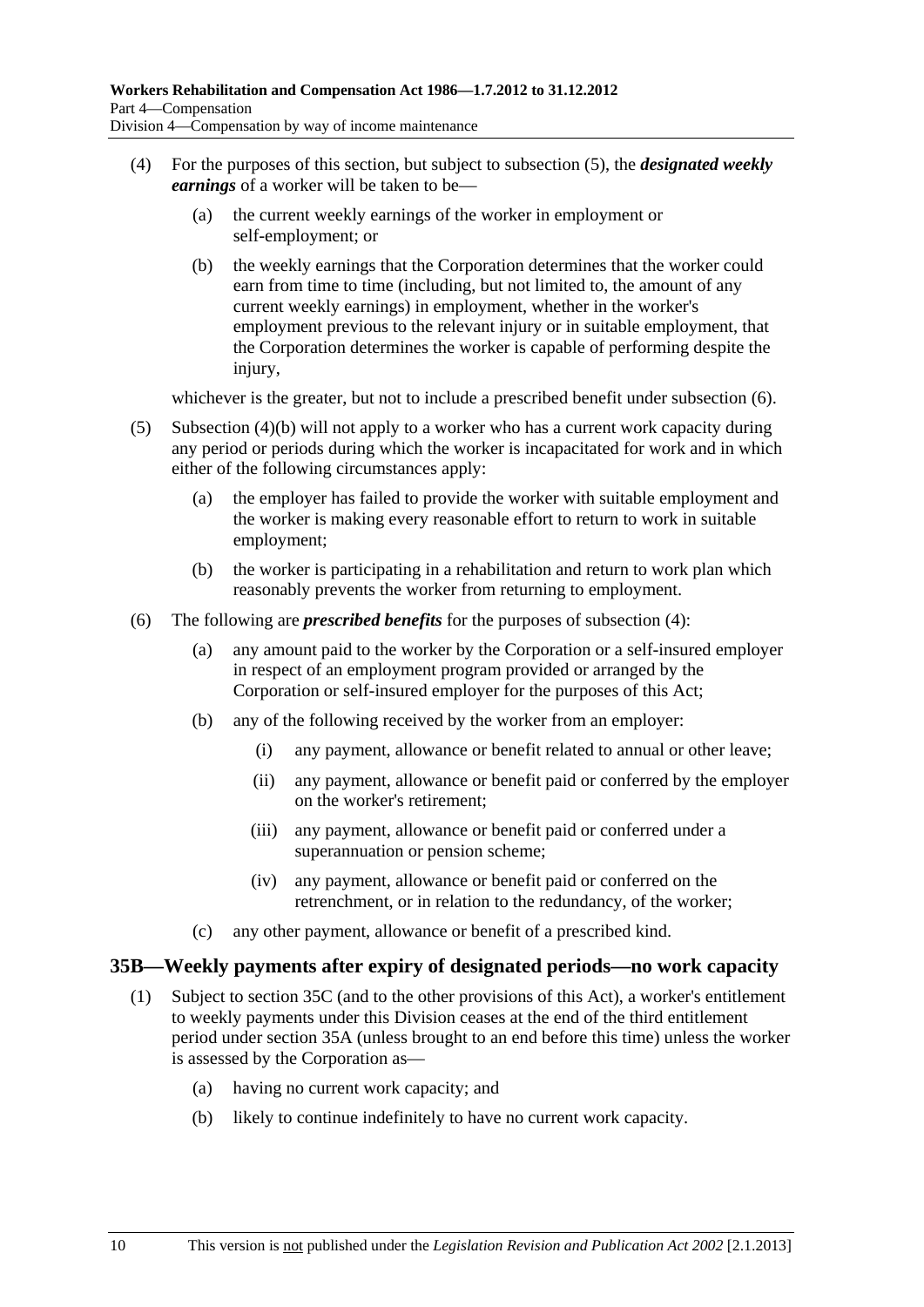(4) For the purposes of this section, but subject to subsection (5), the ***designated weekly earnings*** of a worker will be taken to be—

(a) the current weekly earnings of the worker in employment or self-employment; or

(b) the weekly earnings that the Corporation determines that the worker could earn from time to time (including, but not limited to, the amount of any current weekly earnings) in employment, whether in the worker's employment previous to the relevant injury or in suitable employment, that the Corporation determines the worker is capable of performing despite the injury,

whichever is the greater, but not to include a prescribed benefit under subsection (6).

(5) Subsection (4)(b) will not apply to a worker who has a current work capacity during any period or periods during which the worker is incapacitated for work and in which either of the following circumstances apply:

(a) the employer has failed to provide the worker with suitable employment and the worker is making every reasonable effort to return to work in suitable employment;

(b) the worker is participating in a rehabilitation and return to work plan which reasonably prevents the worker from returning to employment.

(6) The following are ***prescribed benefits*** for the purposes of subsection (4):

(a) any amount paid to the worker by the Corporation or a self-insured employer in respect of an employment program provided or arranged by the Corporation or self-insured employer for the purposes of this Act;

(b) any of the following received by the worker from an employer:

(i) any payment, allowance or benefit related to annual or other leave;

(ii) any payment, allowance or benefit paid or conferred by the employer on the worker's retirement;

(iii) any payment, allowance or benefit paid or conferred under a superannuation or pension scheme;

(iv) any payment, allowance or benefit paid or conferred on the retrenchment, or in relation to the redundancy, of the worker;

(c) any other payment, allowance or benefit of a prescribed kind.

## 35B—Weekly payments after expiry of designated periods—no work capacity

(1) Subject to section 35C (and to the other provisions of this Act), a worker's entitlement to weekly payments under this Division ceases at the end of the third entitlement period under section 35A (unless brought to an end before this time) unless the worker is assessed by the Corporation as—

(a) having no current work capacity; and

(b) likely to continue indefinitely to have no current work capacity.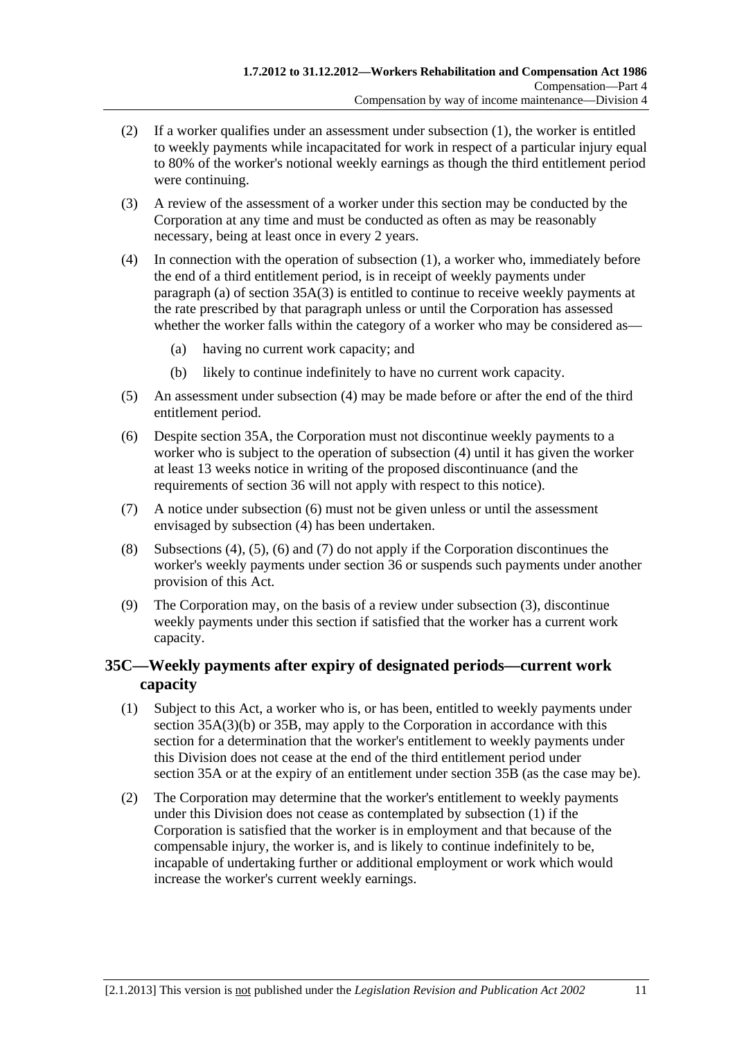(2) If a worker qualifies under an assessment under subsection (1), the worker is entitled to weekly payments while incapacitated for work in respect of a particular injury equal to 80% of the worker's notional weekly earnings as though the third entitlement period were continuing.

(3) A review of the assessment of a worker under this section may be conducted by the Corporation at any time and must be conducted as often as may be reasonably necessary, being at least once in every 2 years.

(4) In connection with the operation of subsection (1), a worker who, immediately before the end of a third entitlement period, is in receipt of weekly payments under paragraph (a) of section 35A(3) is entitled to continue to receive weekly payments at the rate prescribed by that paragraph unless or until the Corporation has assessed whether the worker falls within the category of a worker who may be considered as—

- (a) having no current work capacity; and
- (b) likely to continue indefinitely to have no current work capacity.

(5) An assessment under subsection (4) may be made before or after the end of the third entitlement period.

(6) Despite section 35A, the Corporation must not discontinue weekly payments to a worker who is subject to the operation of subsection (4) until it has given the worker at least 13 weeks notice in writing of the proposed discontinuance (and the requirements of section 36 will not apply with respect to this notice).

(7) A notice under subsection (6) must not be given unless or until the assessment envisaged by subsection (4) has been undertaken.

(8) Subsections (4), (5), (6) and (7) do not apply if the Corporation discontinues the worker's weekly payments under section 36 or suspends such payments under another provision of this Act.

(9) The Corporation may, on the basis of a review under subsection (3), discontinue weekly payments under this section if satisfied that the worker has a current work capacity.

## 35C—Weekly payments after expiry of designated periods—current work capacity

(1) Subject to this Act, a worker who is, or has been, entitled to weekly payments under section 35A(3)(b) or 35B, may apply to the Corporation in accordance with this section for a determination that the worker's entitlement to weekly payments under this Division does not cease at the end of the third entitlement period under section 35A or at the expiry of an entitlement under section 35B (as the case may be).

(2) The Corporation may determine that the worker's entitlement to weekly payments under this Division does not cease as contemplated by subsection (1) if the Corporation is satisfied that the worker is in employment and that because of the compensable injury, the worker is, and is likely to continue indefinitely to be, incapable of undertaking further or additional employment or work which would increase the worker's current weekly earnings.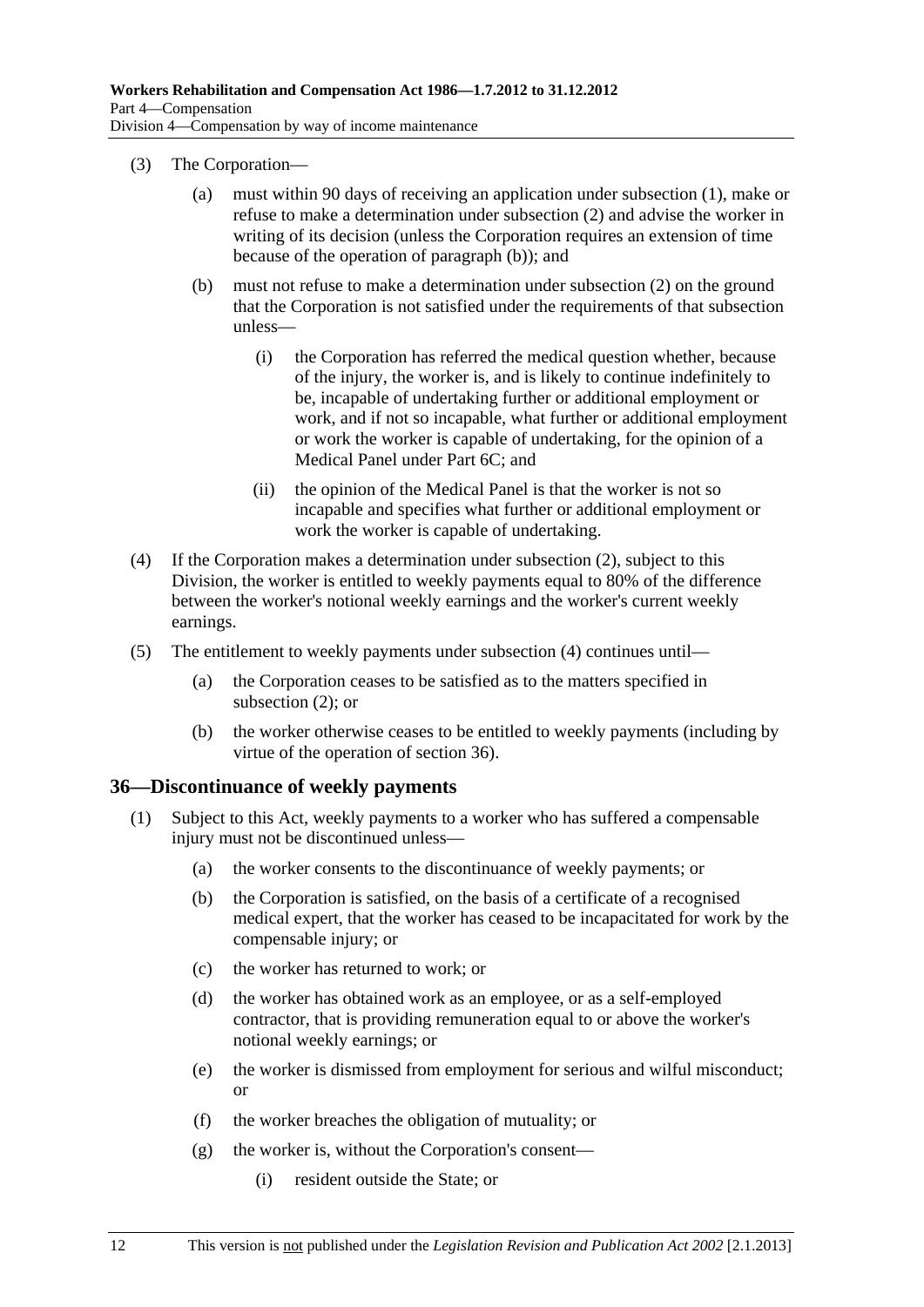(3) The Corporation—

(a) must within 90 days of receiving an application under subsection (1), make or refuse to make a determination under subsection (2) and advise the worker in writing of its decision (unless the Corporation requires an extension of time because of the operation of paragraph (b)); and

(b) must not refuse to make a determination under subsection (2) on the ground that the Corporation is not satisfied under the requirements of that subsection unless—

(i) the Corporation has referred the medical question whether, because of the injury, the worker is, and is likely to continue indefinitely to be, incapable of undertaking further or additional employment or work, and if not so incapable, what further or additional employment or work the worker is capable of undertaking, for the opinion of a Medical Panel under Part 6C; and

(ii) the opinion of the Medical Panel is that the worker is not so incapable and specifies what further or additional employment or work the worker is capable of undertaking.

(4) If the Corporation makes a determination under subsection (2), subject to this Division, the worker is entitled to weekly payments equal to 80% of the difference between the worker's notional weekly earnings and the worker's current weekly earnings.

(5) The entitlement to weekly payments under subsection (4) continues until—

(a) the Corporation ceases to be satisfied as to the matters specified in subsection (2); or

(b) the worker otherwise ceases to be entitled to weekly payments (including by virtue of the operation of section 36).

## 36—Discontinuance of weekly payments

(1) Subject to this Act, weekly payments to a worker who has suffered a compensable injury must not be discontinued unless—

(a) the worker consents to the discontinuance of weekly payments; or

(b) the Corporation is satisfied, on the basis of a certificate of a recognised medical expert, that the worker has ceased to be incapacitated for work by the compensable injury; or

(c) the worker has returned to work; or

(d) the worker has obtained work as an employee, or as a self-employed contractor, that is providing remuneration equal to or above the worker's notional weekly earnings; or

(e) the worker is dismissed from employment for serious and wilful misconduct; or

(f) the worker breaches the obligation of mutuality; or

(g) the worker is, without the Corporation's consent—

(i) resident outside the State; or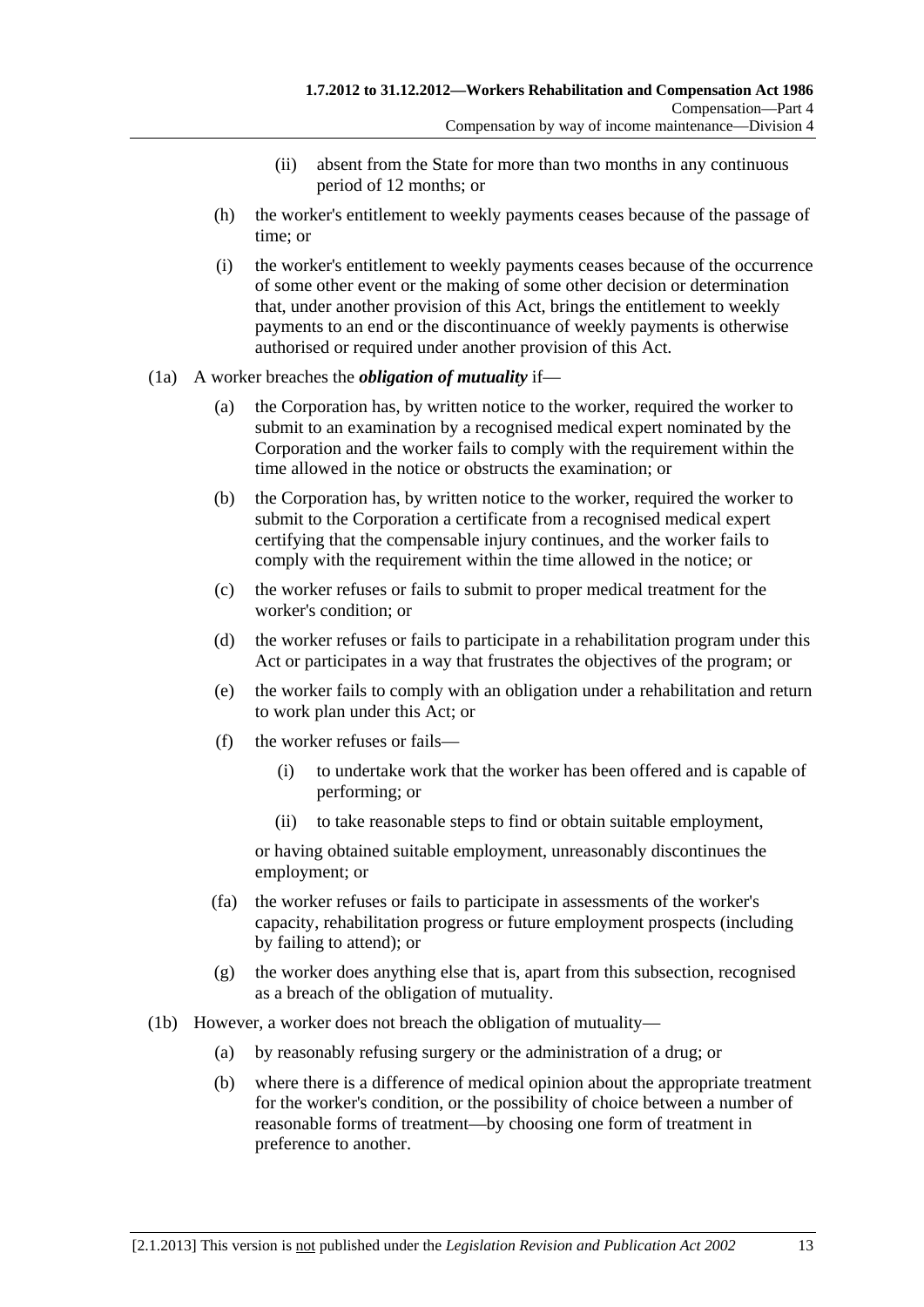(ii) absent from the State for more than two months in any continuous period of 12 months; or

(h) the worker's entitlement to weekly payments ceases because of the passage of time; or

(i) the worker's entitlement to weekly payments ceases because of the occurrence of some other event or the making of some other decision or determination that, under another provision of this Act, brings the entitlement to weekly payments to an end or the discontinuance of weekly payments is otherwise authorised or required under another provision of this Act.

(1a) A worker breaches the ***obligation of mutuality*** if—

(a) the Corporation has, by written notice to the worker, required the worker to submit to an examination by a recognised medical expert nominated by the Corporation and the worker fails to comply with the requirement within the time allowed in the notice or obstructs the examination; or

(b) the Corporation has, by written notice to the worker, required the worker to submit to the Corporation a certificate from a recognised medical expert certifying that the compensable injury continues, and the worker fails to comply with the requirement within the time allowed in the notice; or

(c) the worker refuses or fails to submit to proper medical treatment for the worker's condition; or

(d) the worker refuses or fails to participate in a rehabilitation program under this Act or participates in a way that frustrates the objectives of the program; or

(e) the worker fails to comply with an obligation under a rehabilitation and return to work plan under this Act; or

(f) the worker refuses or fails—

(i) to undertake work that the worker has been offered and is capable of performing; or

(ii) to take reasonable steps to find or obtain suitable employment,

or having obtained suitable employment, unreasonably discontinues the employment; or

(fa) the worker refuses or fails to participate in assessments of the worker's capacity, rehabilitation progress or future employment prospects (including by failing to attend); or

(g) the worker does anything else that is, apart from this subsection, recognised as a breach of the obligation of mutuality.

(1b) However, a worker does not breach the obligation of mutuality—

(a) by reasonably refusing surgery or the administration of a drug; or

(b) where there is a difference of medical opinion about the appropriate treatment for the worker's condition, or the possibility of choice between a number of reasonable forms of treatment—by choosing one form of treatment in preference to another.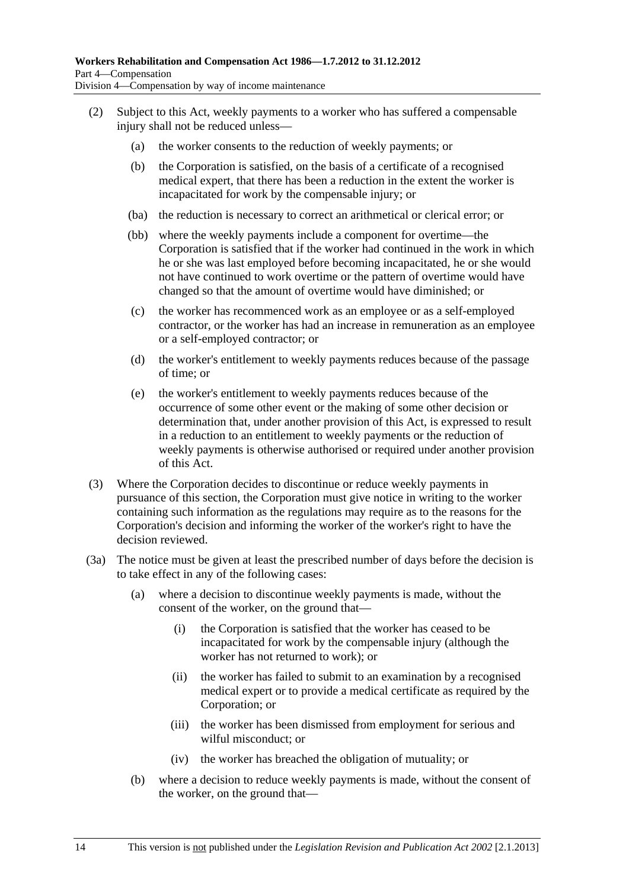(2) Subject to this Act, weekly payments to a worker who has suffered a compensable injury shall not be reduced unless—

  (a) the worker consents to the reduction of weekly payments; or

  (b) the Corporation is satisfied, on the basis of a certificate of a recognised medical expert, that there has been a reduction in the extent the worker is incapacitated for work by the compensable injury; or

  (ba) the reduction is necessary to correct an arithmetical or clerical error; or

  (bb) where the weekly payments include a component for overtime—the Corporation is satisfied that if the worker had continued in the work in which he or she was last employed before becoming incapacitated, he or she would not have continued to work overtime or the pattern of overtime would have changed so that the amount of overtime would have diminished; or

  (c) the worker has recommenced work as an employee or as a self-employed contractor, or the worker has had an increase in remuneration as an employee or a self-employed contractor; or

  (d) the worker's entitlement to weekly payments reduces because of the passage of time; or

  (e) the worker's entitlement to weekly payments reduces because of the occurrence of some other event or the making of some other decision or determination that, under another provision of this Act, is expressed to result in a reduction to an entitlement to weekly payments or the reduction of weekly payments is otherwise authorised or required under another provision of this Act.

(3) Where the Corporation decides to discontinue or reduce weekly payments in pursuance of this section, the Corporation must give notice in writing to the worker containing such information as the regulations may require as to the reasons for the Corporation's decision and informing the worker of the worker's right to have the decision reviewed.

(3a) The notice must be given at least the prescribed number of days before the decision is to take effect in any of the following cases:

  (a) where a decision to discontinue weekly payments is made, without the consent of the worker, on the ground that—

    (i) the Corporation is satisfied that the worker has ceased to be incapacitated for work by the compensable injury (although the worker has not returned to work); or

    (ii) the worker has failed to submit to an examination by a recognised medical expert or to provide a medical certificate as required by the Corporation; or

    (iii) the worker has been dismissed from employment for serious and wilful misconduct; or

    (iv) the worker has breached the obligation of mutuality; or

  (b) where a decision to reduce weekly payments is made, without the consent of the worker, on the ground that—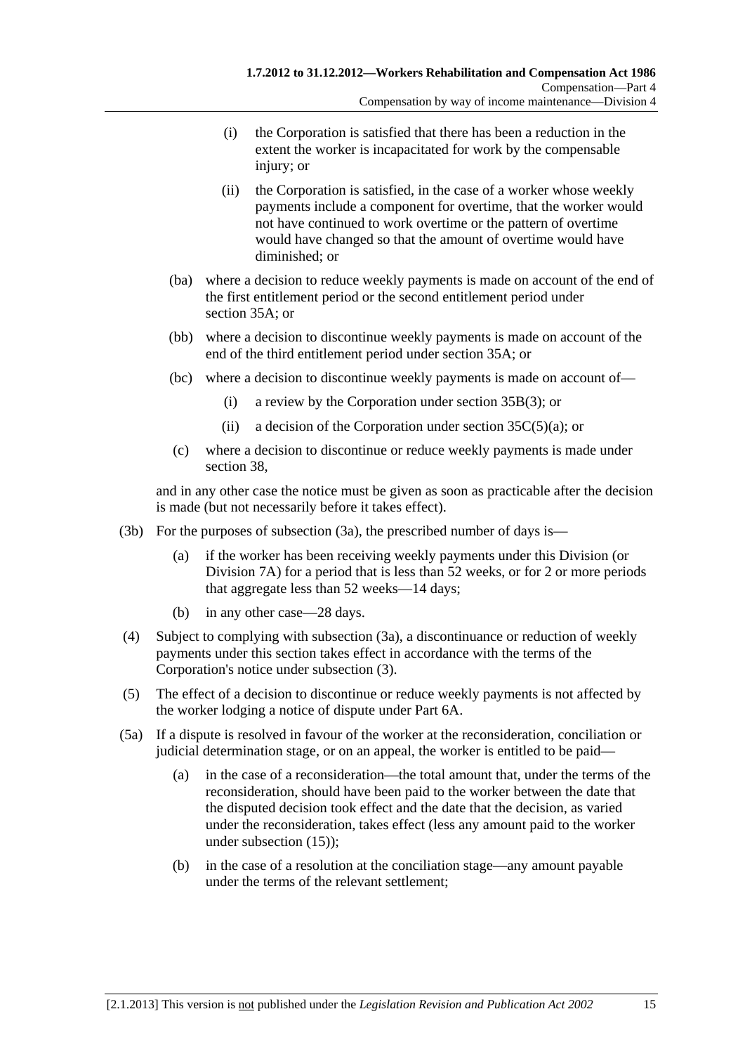(i) the Corporation is satisfied that there has been a reduction in the extent the worker is incapacitated for work by the compensable injury; or

(ii) the Corporation is satisfied, in the case of a worker whose weekly payments include a component for overtime, that the worker would not have continued to work overtime or the pattern of overtime would have changed so that the amount of overtime would have diminished; or

(ba) where a decision to reduce weekly payments is made on account of the end of the first entitlement period or the second entitlement period under section 35A; or

(bb) where a decision to discontinue weekly payments is made on account of the end of the third entitlement period under section 35A; or

(bc) where a decision to discontinue weekly payments is made on account of—

(i) a review by the Corporation under section 35B(3); or

(ii) a decision of the Corporation under section 35C(5)(a); or

(c) where a decision to discontinue or reduce weekly payments is made under section 38,

and in any other case the notice must be given as soon as practicable after the decision is made (but not necessarily before it takes effect).

(3b) For the purposes of subsection (3a), the prescribed number of days is—

(a) if the worker has been receiving weekly payments under this Division (or Division 7A) for a period that is less than 52 weeks, or for 2 or more periods that aggregate less than 52 weeks—14 days;

(b) in any other case—28 days.

(4) Subject to complying with subsection (3a), a discontinuance or reduction of weekly payments under this section takes effect in accordance with the terms of the Corporation's notice under subsection (3).

(5) The effect of a decision to discontinue or reduce weekly payments is not affected by the worker lodging a notice of dispute under Part 6A.

(5a) If a dispute is resolved in favour of the worker at the reconsideration, conciliation or judicial determination stage, or on an appeal, the worker is entitled to be paid—

(a) in the case of a reconsideration—the total amount that, under the terms of the reconsideration, should have been paid to the worker between the date that the disputed decision took effect and the date that the decision, as varied under the reconsideration, takes effect (less any amount paid to the worker under subsection (15));

(b) in the case of a resolution at the conciliation stage—any amount payable under the terms of the relevant settlement;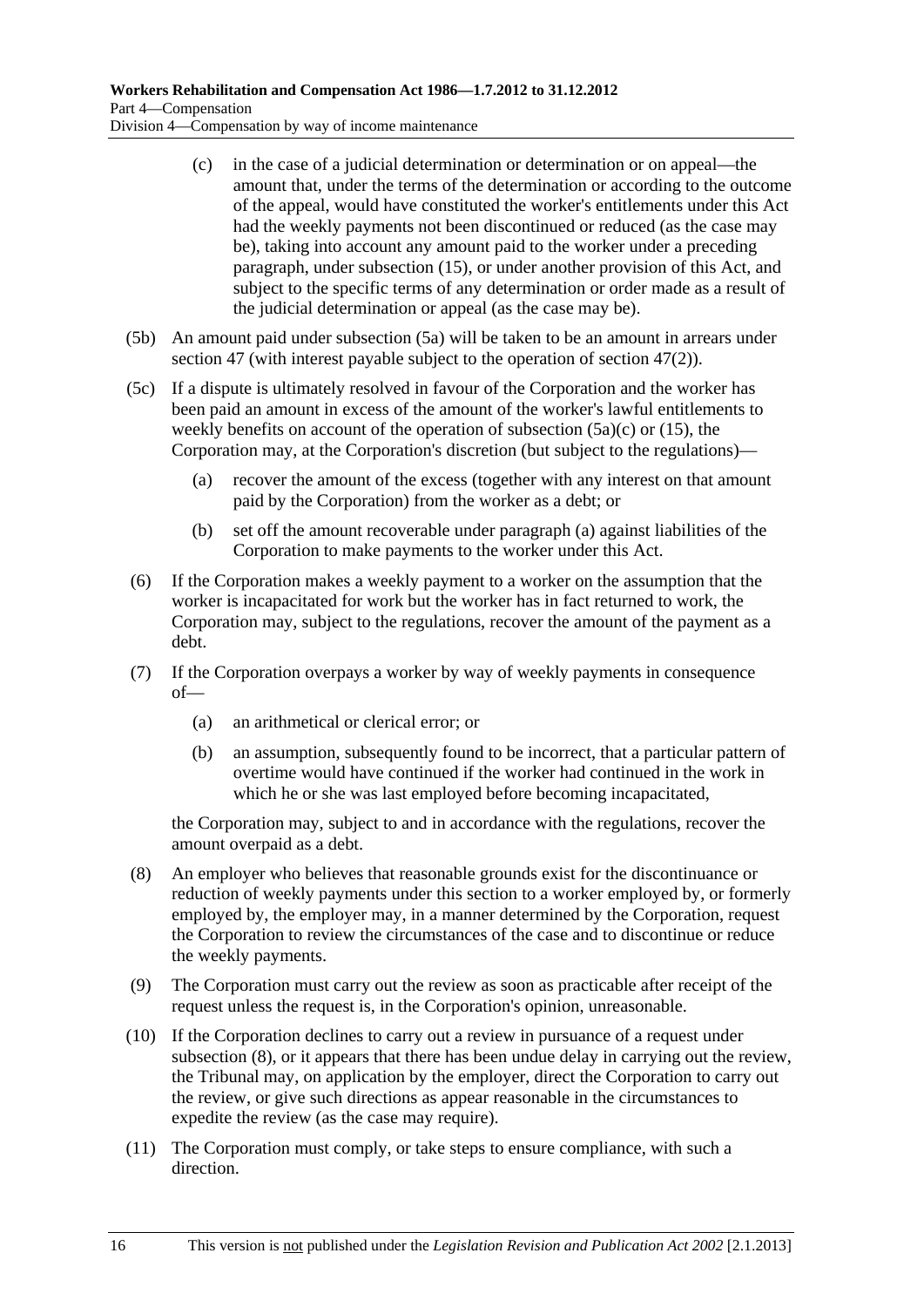(c) in the case of a judicial determination or determination or on appeal—the amount that, under the terms of the determination or according to the outcome of the appeal, would have constituted the worker's entitlements under this Act had the weekly payments not been discontinued or reduced (as the case may be), taking into account any amount paid to the worker under a preceding paragraph, under subsection (15), or under another provision of this Act, and subject to the specific terms of any determination or order made as a result of the judicial determination or appeal (as the case may be).

(5b) An amount paid under subsection (5a) will be taken to be an amount in arrears under section 47 (with interest payable subject to the operation of section 47(2)).

(5c) If a dispute is ultimately resolved in favour of the Corporation and the worker has been paid an amount in excess of the amount of the worker's lawful entitlements to weekly benefits on account of the operation of subsection (5a)(c) or (15), the Corporation may, at the Corporation's discretion (but subject to the regulations)—

(a) recover the amount of the excess (together with any interest on that amount paid by the Corporation) from the worker as a debt; or

(b) set off the amount recoverable under paragraph (a) against liabilities of the Corporation to make payments to the worker under this Act.

(6) If the Corporation makes a weekly payment to a worker on the assumption that the worker is incapacitated for work but the worker has in fact returned to work, the Corporation may, subject to the regulations, recover the amount of the payment as a debt.

(7) If the Corporation overpays a worker by way of weekly payments in consequence of—

(a) an arithmetical or clerical error; or

(b) an assumption, subsequently found to be incorrect, that a particular pattern of overtime would have continued if the worker had continued in the work in which he or she was last employed before becoming incapacitated,

the Corporation may, subject to and in accordance with the regulations, recover the amount overpaid as a debt.

(8) An employer who believes that reasonable grounds exist for the discontinuance or reduction of weekly payments under this section to a worker employed by, or formerly employed by, the employer may, in a manner determined by the Corporation, request the Corporation to review the circumstances of the case and to discontinue or reduce the weekly payments.

(9) The Corporation must carry out the review as soon as practicable after receipt of the request unless the request is, in the Corporation's opinion, unreasonable.

(10) If the Corporation declines to carry out a review in pursuance of a request under subsection (8), or it appears that there has been undue delay in carrying out the review, the Tribunal may, on application by the employer, direct the Corporation to carry out the review, or give such directions as appear reasonable in the circumstances to expedite the review (as the case may require).

(11) The Corporation must comply, or take steps to ensure compliance, with such a direction.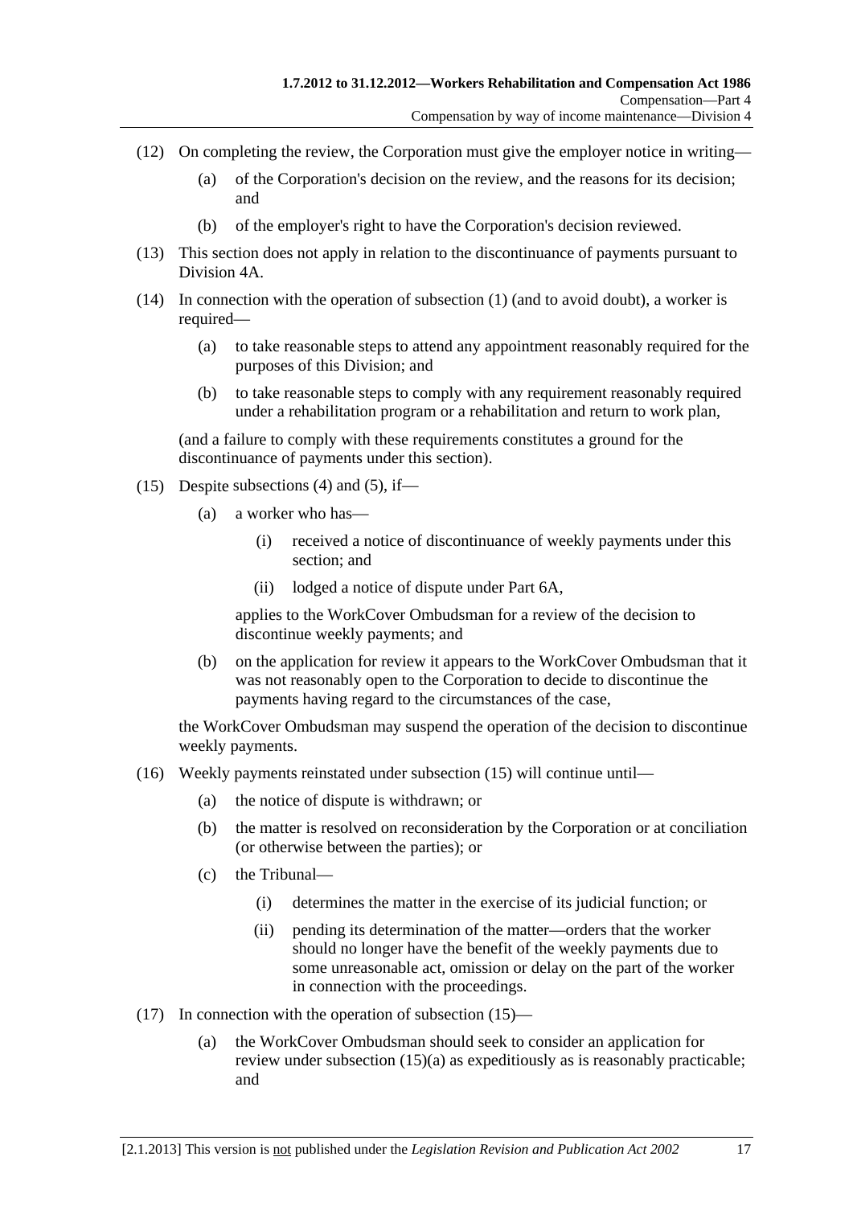(12) On completing the review, the Corporation must give the employer notice in writing—

(a) of the Corporation's decision on the review, and the reasons for its decision; and

(b) of the employer's right to have the Corporation's decision reviewed.

(13) This section does not apply in relation to the discontinuance of payments pursuant to Division 4A.

(14) In connection with the operation of subsection (1) (and to avoid doubt), a worker is required—

(a) to take reasonable steps to attend any appointment reasonably required for the purposes of this Division; and

(b) to take reasonable steps to comply with any requirement reasonably required under a rehabilitation program or a rehabilitation and return to work plan,

(and a failure to comply with these requirements constitutes a ground for the discontinuance of payments under this section).

(15) Despite subsections (4) and (5), if—

(a) a worker who has—

(i) received a notice of discontinuance of weekly payments under this section; and

(ii) lodged a notice of dispute under Part 6A,

applies to the WorkCover Ombudsman for a review of the decision to discontinue weekly payments; and

(b) on the application for review it appears to the WorkCover Ombudsman that it was not reasonably open to the Corporation to decide to discontinue the payments having regard to the circumstances of the case,

the WorkCover Ombudsman may suspend the operation of the decision to discontinue weekly payments.

(16) Weekly payments reinstated under subsection (15) will continue until—

(a) the notice of dispute is withdrawn; or

(b) the matter is resolved on reconsideration by the Corporation or at conciliation (or otherwise between the parties); or

(c) the Tribunal—

(i) determines the matter in the exercise of its judicial function; or

(ii) pending its determination of the matter—orders that the worker should no longer have the benefit of the weekly payments due to some unreasonable act, omission or delay on the part of the worker in connection with the proceedings.

(17) In connection with the operation of subsection (15)—

(a) the WorkCover Ombudsman should seek to consider an application for review under subsection (15)(a) as expeditiously as is reasonably practicable; and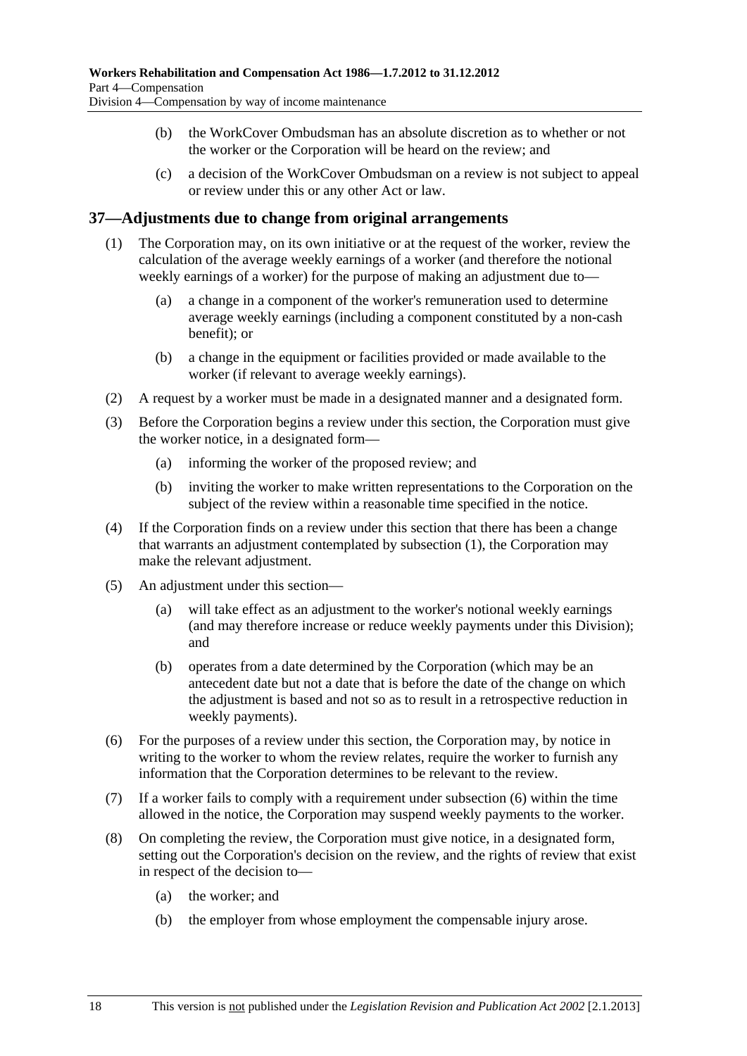(b) the WorkCover Ombudsman has an absolute discretion as to whether or not the worker or the Corporation will be heard on the review; and

(c) a decision of the WorkCover Ombudsman on a review is not subject to appeal or review under this or any other Act or law.

## 37—Adjustments due to change from original arrangements

(1) The Corporation may, on its own initiative or at the request of the worker, review the calculation of the average weekly earnings of a worker (and therefore the notional weekly earnings of a worker) for the purpose of making an adjustment due to—

(a) a change in a component of the worker's remuneration used to determine average weekly earnings (including a component constituted by a non-cash benefit); or

(b) a change in the equipment or facilities provided or made available to the worker (if relevant to average weekly earnings).

(2) A request by a worker must be made in a designated manner and a designated form.

(3) Before the Corporation begins a review under this section, the Corporation must give the worker notice, in a designated form—

(a) informing the worker of the proposed review; and

(b) inviting the worker to make written representations to the Corporation on the subject of the review within a reasonable time specified in the notice.

(4) If the Corporation finds on a review under this section that there has been a change that warrants an adjustment contemplated by subsection (1), the Corporation may make the relevant adjustment.

(5) An adjustment under this section—

(a) will take effect as an adjustment to the worker's notional weekly earnings (and may therefore increase or reduce weekly payments under this Division); and

(b) operates from a date determined by the Corporation (which may be an antecedent date but not a date that is before the date of the change on which the adjustment is based and not so as to result in a retrospective reduction in weekly payments).

(6) For the purposes of a review under this section, the Corporation may, by notice in writing to the worker to whom the review relates, require the worker to furnish any information that the Corporation determines to be relevant to the review.

(7) If a worker fails to comply with a requirement under subsection (6) within the time allowed in the notice, the Corporation may suspend weekly payments to the worker.

(8) On completing the review, the Corporation must give notice, in a designated form, setting out the Corporation's decision on the review, and the rights of review that exist in respect of the decision to—

(a) the worker; and

(b) the employer from whose employment the compensable injury arose.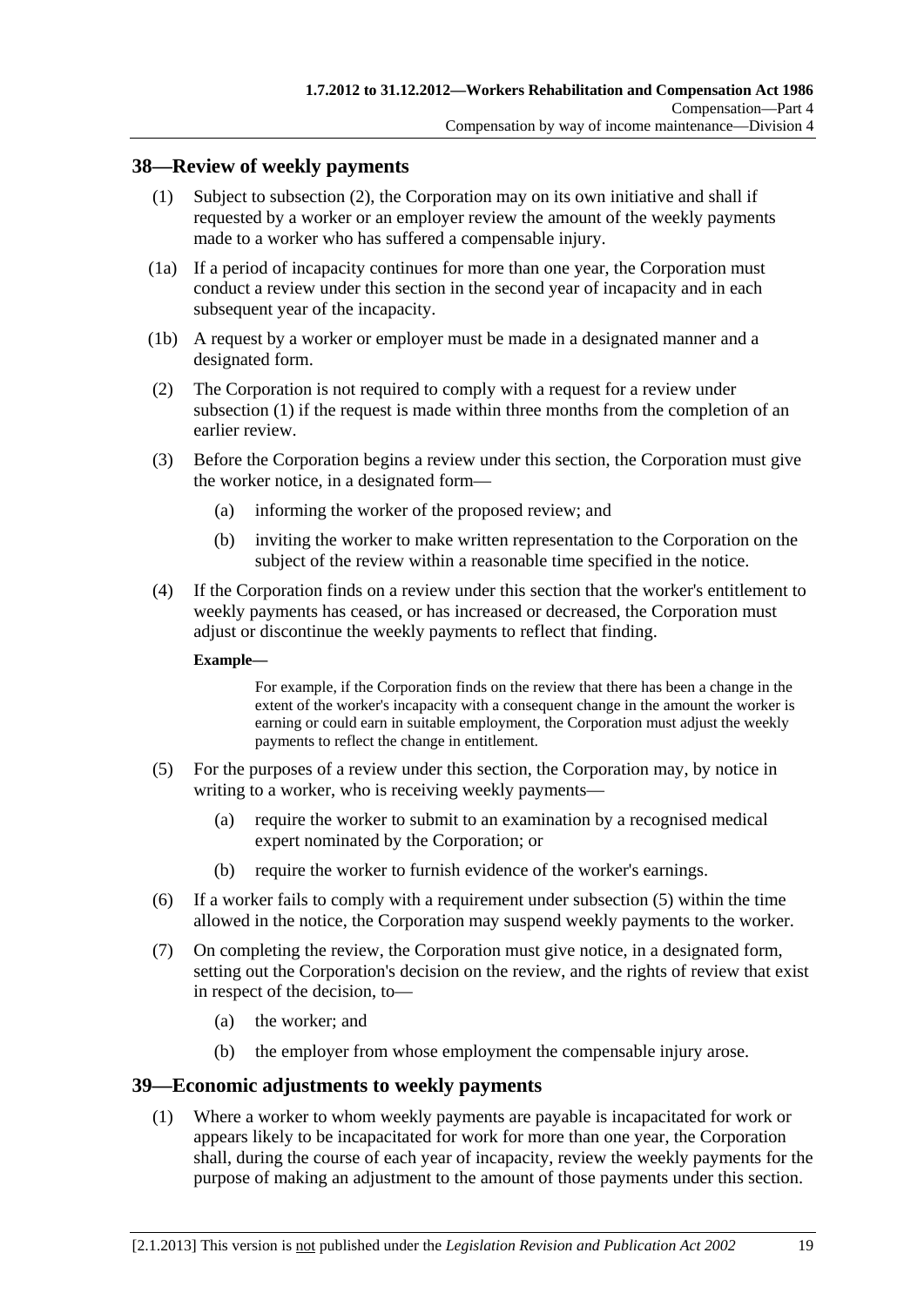## 38—Review of weekly payments

(1) Subject to subsection (2), the Corporation may on its own initiative and shall if requested by a worker or an employer review the amount of the weekly payments made to a worker who has suffered a compensable injury.

(1a) If a period of incapacity continues for more than one year, the Corporation must conduct a review under this section in the second year of incapacity and in each subsequent year of the incapacity.

(1b) A request by a worker or employer must be made in a designated manner and a designated form.

(2) The Corporation is not required to comply with a request for a review under subsection (1) if the request is made within three months from the completion of an earlier review.

(3) Before the Corporation begins a review under this section, the Corporation must give the worker notice, in a designated form—

- (a) informing the worker of the proposed review; and
- (b) inviting the worker to make written representation to the Corporation on the subject of the review within a reasonable time specified in the notice.

(4) If the Corporation finds on a review under this section that the worker's entitlement to weekly payments has ceased, or has increased or decreased, the Corporation must adjust or discontinue the weekly payments to reflect that finding.

**Example—**

For example, if the Corporation finds on the review that there has been a change in the extent of the worker's incapacity with a consequent change in the amount the worker is earning or could earn in suitable employment, the Corporation must adjust the weekly payments to reflect the change in entitlement.

(5) For the purposes of a review under this section, the Corporation may, by notice in writing to a worker, who is receiving weekly payments—

- (a) require the worker to submit to an examination by a recognised medical expert nominated by the Corporation; or
- (b) require the worker to furnish evidence of the worker's earnings.

(6) If a worker fails to comply with a requirement under subsection (5) within the time allowed in the notice, the Corporation may suspend weekly payments to the worker.

(7) On completing the review, the Corporation must give notice, in a designated form, setting out the Corporation's decision on the review, and the rights of review that exist in respect of the decision, to—

- (a) the worker; and
- (b) the employer from whose employment the compensable injury arose.

## 39—Economic adjustments to weekly payments

(1) Where a worker to whom weekly payments are payable is incapacitated for work or appears likely to be incapacitated for work for more than one year, the Corporation shall, during the course of each year of incapacity, review the weekly payments for the purpose of making an adjustment to the amount of those payments under this section.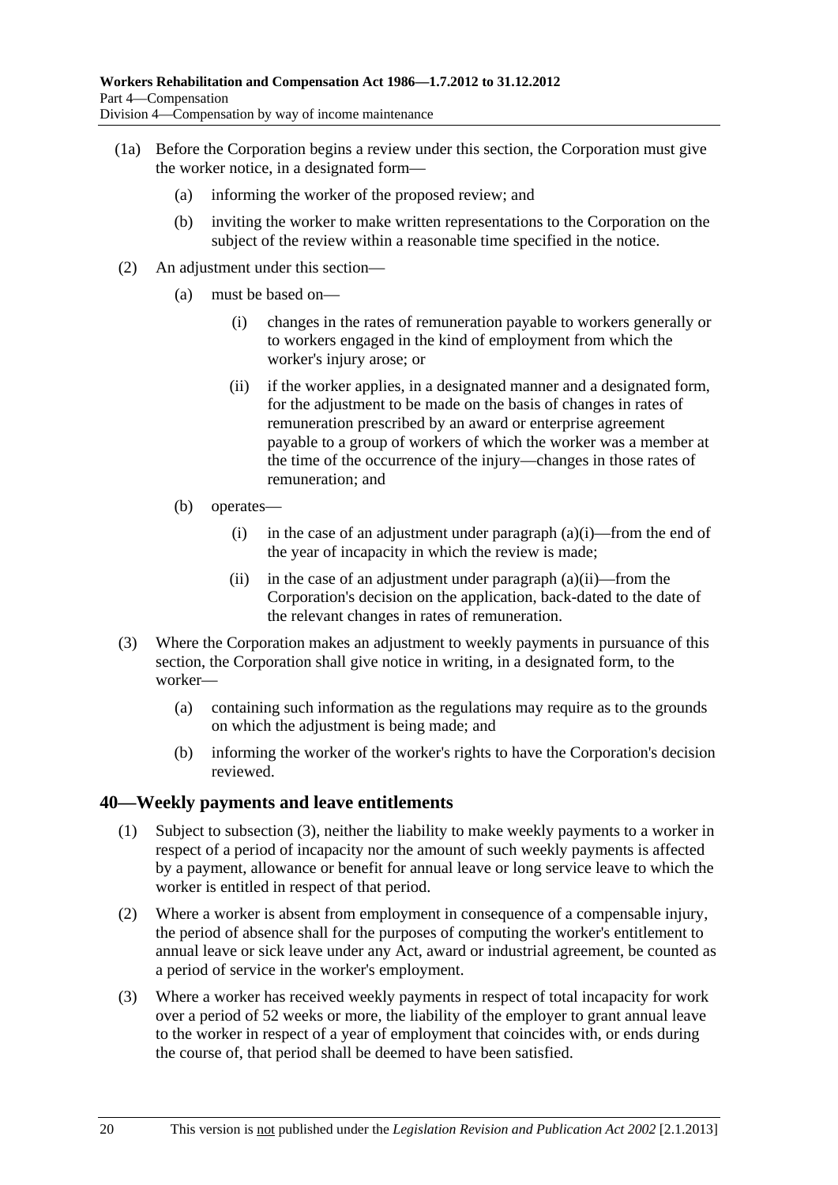(1a) Before the Corporation begins a review under this section, the Corporation must give the worker notice, in a designated form—

(a) informing the worker of the proposed review; and

(b) inviting the worker to make written representations to the Corporation on the subject of the review within a reasonable time specified in the notice.

(2) An adjustment under this section—

(a) must be based on—

(i) changes in the rates of remuneration payable to workers generally or to workers engaged in the kind of employment from which the worker's injury arose; or

(ii) if the worker applies, in a designated manner and a designated form, for the adjustment to be made on the basis of changes in rates of remuneration prescribed by an award or enterprise agreement payable to a group of workers of which the worker was a member at the time of the occurrence of the injury—changes in those rates of remuneration; and

(b) operates—

(i) in the case of an adjustment under paragraph (a)(i)—from the end of the year of incapacity in which the review is made;

(ii) in the case of an adjustment under paragraph (a)(ii)—from the Corporation's decision on the application, back-dated to the date of the relevant changes in rates of remuneration.

(3) Where the Corporation makes an adjustment to weekly payments in pursuance of this section, the Corporation shall give notice in writing, in a designated form, to the worker—

(a) containing such information as the regulations may require as to the grounds on which the adjustment is being made; and

(b) informing the worker of the worker's rights to have the Corporation's decision reviewed.

## 40—Weekly payments and leave entitlements

(1) Subject to subsection (3), neither the liability to make weekly payments to a worker in respect of a period of incapacity nor the amount of such weekly payments is affected by a payment, allowance or benefit for annual leave or long service leave to which the worker is entitled in respect of that period.

(2) Where a worker is absent from employment in consequence of a compensable injury, the period of absence shall for the purposes of computing the worker's entitlement to annual leave or sick leave under any Act, award or industrial agreement, be counted as a period of service in the worker's employment.

(3) Where a worker has received weekly payments in respect of total incapacity for work over a period of 52 weeks or more, the liability of the employer to grant annual leave to the worker in respect of a year of employment that coincides with, or ends during the course of, that period shall be deemed to have been satisfied.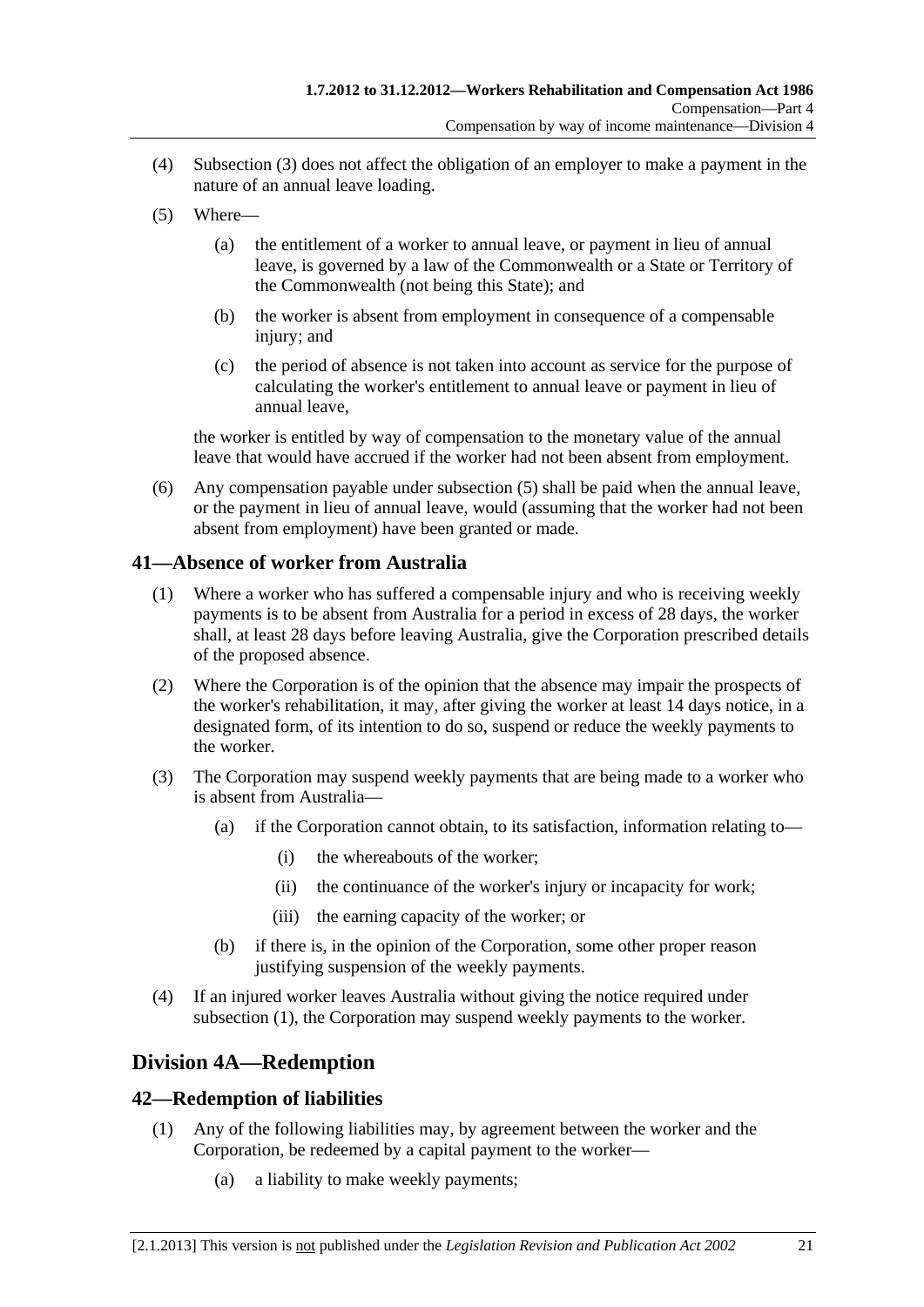(4) Subsection (3) does not affect the obligation of an employer to make a payment in the nature of an annual leave loading.

(5) Where—

(a) the entitlement of a worker to annual leave, or payment in lieu of annual leave, is governed by a law of the Commonwealth or a State or Territory of the Commonwealth (not being this State); and

(b) the worker is absent from employment in consequence of a compensable injury; and

(c) the period of absence is not taken into account as service for the purpose of calculating the worker's entitlement to annual leave or payment in lieu of annual leave,

the worker is entitled by way of compensation to the monetary value of the annual leave that would have accrued if the worker had not been absent from employment.

(6) Any compensation payable under subsection (5) shall be paid when the annual leave, or the payment in lieu of annual leave, would (assuming that the worker had not been absent from employment) have been granted or made.

## 41—Absence of worker from Australia

(1) Where a worker who has suffered a compensable injury and who is receiving weekly payments is to be absent from Australia for a period in excess of 28 days, the worker shall, at least 28 days before leaving Australia, give the Corporation prescribed details of the proposed absence.

(2) Where the Corporation is of the opinion that the absence may impair the prospects of the worker's rehabilitation, it may, after giving the worker at least 14 days notice, in a designated form, of its intention to do so, suspend or reduce the weekly payments to the worker.

(3) The Corporation may suspend weekly payments that are being made to a worker who is absent from Australia—

(a) if the Corporation cannot obtain, to its satisfaction, information relating to—

(i) the whereabouts of the worker;

(ii) the continuance of the worker's injury or incapacity for work;

(iii) the earning capacity of the worker; or

(b) if there is, in the opinion of the Corporation, some other proper reason justifying suspension of the weekly payments.

(4) If an injured worker leaves Australia without giving the notice required under subsection (1), the Corporation may suspend weekly payments to the worker.

# Division 4A—Redemption

## 42—Redemption of liabilities

(1) Any of the following liabilities may, by agreement between the worker and the Corporation, be redeemed by a capital payment to the worker—

(a) a liability to make weekly payments;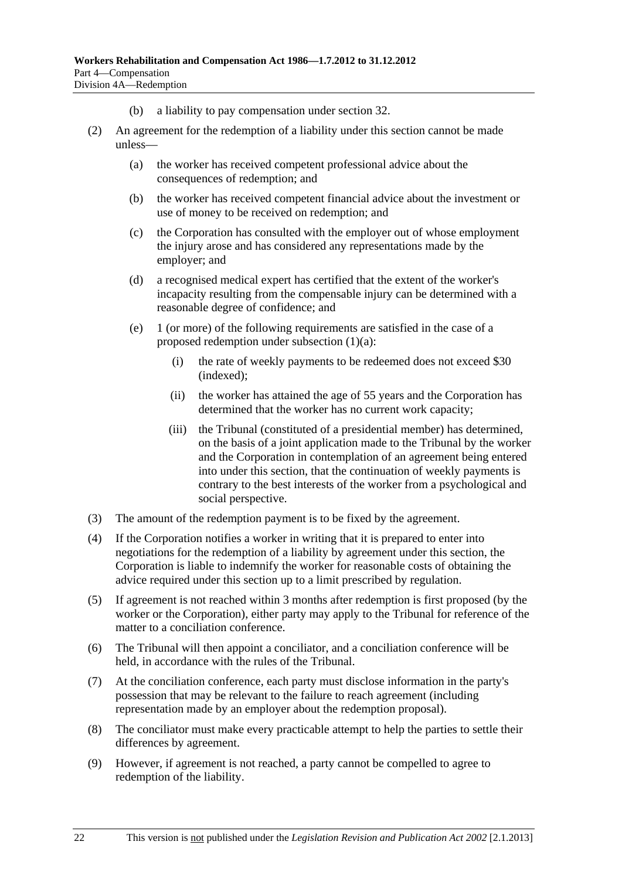(b) a liability to pay compensation under section 32.

(2) An agreement for the redemption of a liability under this section cannot be made unless—

(a) the worker has received competent professional advice about the consequences of redemption; and

(b) the worker has received competent financial advice about the investment or use of money to be received on redemption; and

(c) the Corporation has consulted with the employer out of whose employment the injury arose and has considered any representations made by the employer; and

(d) a recognised medical expert has certified that the extent of the worker's incapacity resulting from the compensable injury can be determined with a reasonable degree of confidence; and

(e) 1 (or more) of the following requirements are satisfied in the case of a proposed redemption under subsection (1)(a):

(i) the rate of weekly payments to be redeemed does not exceed $30 (indexed);

(ii) the worker has attained the age of 55 years and the Corporation has determined that the worker has no current work capacity;

(iii) the Tribunal (constituted of a presidential member) has determined, on the basis of a joint application made to the Tribunal by the worker and the Corporation in contemplation of an agreement being entered into under this section, that the continuation of weekly payments is contrary to the best interests of the worker from a psychological and social perspective.

(3) The amount of the redemption payment is to be fixed by the agreement.

(4) If the Corporation notifies a worker in writing that it is prepared to enter into negotiations for the redemption of a liability by agreement under this section, the Corporation is liable to indemnify the worker for reasonable costs of obtaining the advice required under this section up to a limit prescribed by regulation.

(5) If agreement is not reached within 3 months after redemption is first proposed (by the worker or the Corporation), either party may apply to the Tribunal for reference of the matter to a conciliation conference.

(6) The Tribunal will then appoint a conciliator, and a conciliation conference will be held, in accordance with the rules of the Tribunal.

(7) At the conciliation conference, each party must disclose information in the party's possession that may be relevant to the failure to reach agreement (including representation made by an employer about the redemption proposal).

(8) The conciliator must make every practicable attempt to help the parties to settle their differences by agreement.

(9) However, if agreement is not reached, a party cannot be compelled to agree to redemption of the liability.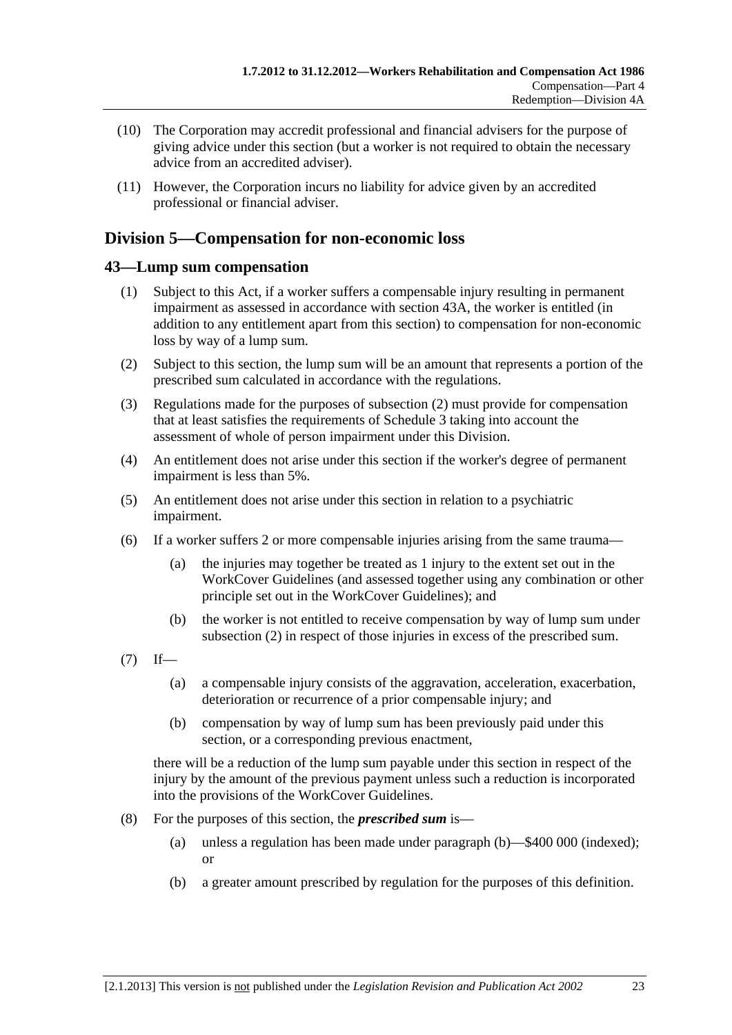(10) The Corporation may accredit professional and financial advisers for the purpose of giving advice under this section (but a worker is not required to obtain the necessary advice from an accredited adviser).

(11) However, the Corporation incurs no liability for advice given by an accredited professional or financial adviser.

## Division 5—Compensation for non-economic loss

### 43—Lump sum compensation

(1) Subject to this Act, if a worker suffers a compensable injury resulting in permanent impairment as assessed in accordance with section 43A, the worker is entitled (in addition to any entitlement apart from this section) to compensation for non-economic loss by way of a lump sum.

(2) Subject to this section, the lump sum will be an amount that represents a portion of the prescribed sum calculated in accordance with the regulations.

(3) Regulations made for the purposes of subsection (2) must provide for compensation that at least satisfies the requirements of Schedule 3 taking into account the assessment of whole of person impairment under this Division.

(4) An entitlement does not arise under this section if the worker's degree of permanent impairment is less than 5%.

(5) An entitlement does not arise under this section in relation to a psychiatric impairment.

(6) If a worker suffers 2 or more compensable injuries arising from the same trauma—

   (a) the injuries may together be treated as 1 injury to the extent set out in the WorkCover Guidelines (and assessed together using any combination or other principle set out in the WorkCover Guidelines); and

   (b) the worker is not entitled to receive compensation by way of lump sum under subsection (2) in respect of those injuries in excess of the prescribed sum.

(7) If—

   (a) a compensable injury consists of the aggravation, acceleration, exacerbation, deterioration or recurrence of a prior compensable injury; and

   (b) compensation by way of lump sum has been previously paid under this section, or a corresponding previous enactment,

   there will be a reduction of the lump sum payable under this section in respect of the injury by the amount of the previous payment unless such a reduction is incorporated into the provisions of the WorkCover Guidelines.

(8) For the purposes of this section, the ***prescribed sum*** is—

   (a) unless a regulation has been made under paragraph (b)—$400 000 (indexed); or

   (b) a greater amount prescribed by regulation for the purposes of this definition.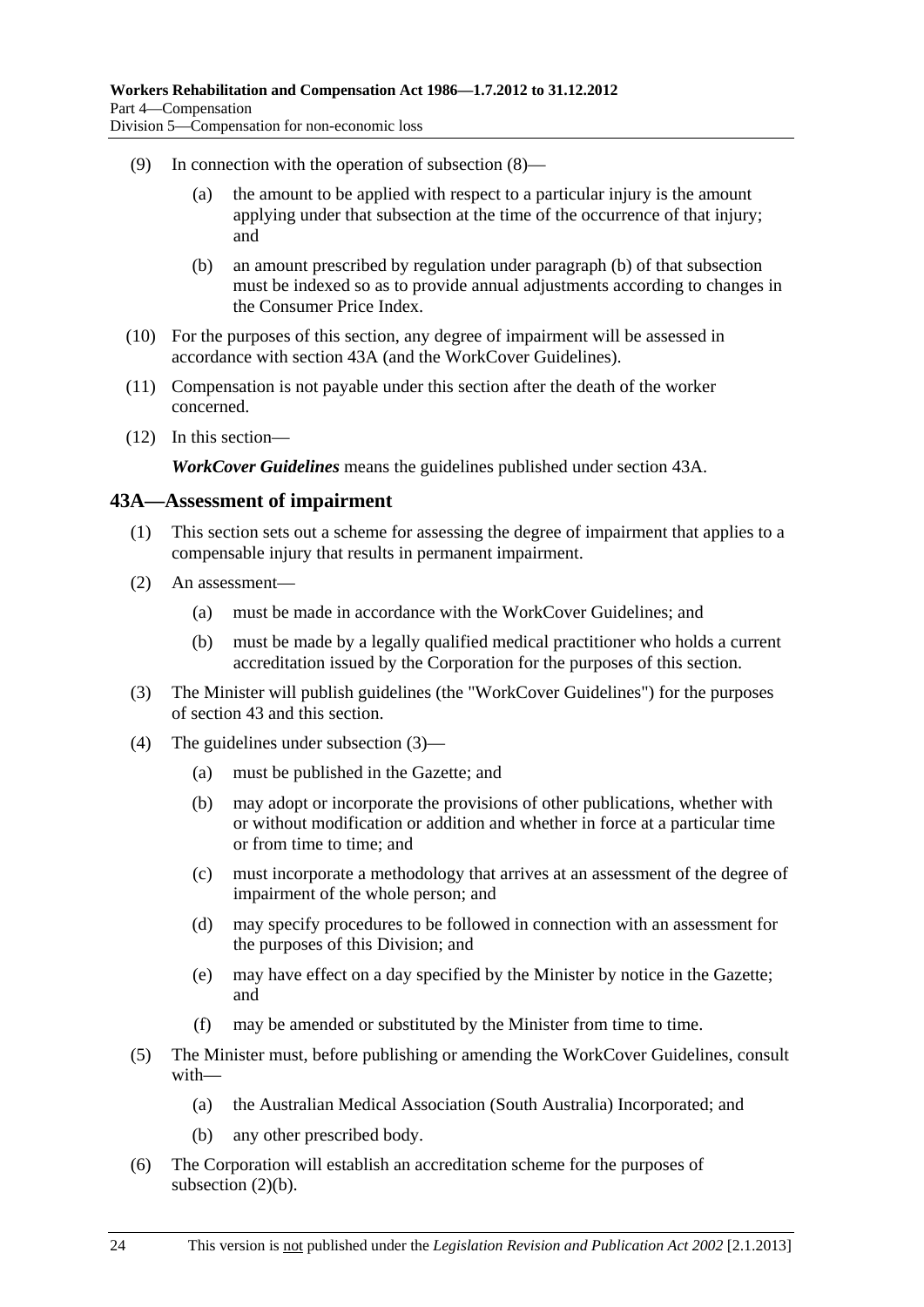(9) In connection with the operation of subsection (8)—

  (a) the amount to be applied with respect to a particular injury is the amount applying under that subsection at the time of the occurrence of that injury; and

  (b) an amount prescribed by regulation under paragraph (b) of that subsection must be indexed so as to provide annual adjustments according to changes in the Consumer Price Index.

(10) For the purposes of this section, any degree of impairment will be assessed in accordance with section 43A (and the WorkCover Guidelines).

(11) Compensation is not payable under this section after the death of the worker concerned.

(12) In this section—

***WorkCover Guidelines*** means the guidelines published under section 43A.

## 43A—Assessment of impairment

(1) This section sets out a scheme for assessing the degree of impairment that applies to a compensable injury that results in permanent impairment.

(2) An assessment—

  (a) must be made in accordance with the WorkCover Guidelines; and

  (b) must be made by a legally qualified medical practitioner who holds a current accreditation issued by the Corporation for the purposes of this section.

(3) The Minister will publish guidelines (the "WorkCover Guidelines") for the purposes of section 43 and this section.

(4) The guidelines under subsection (3)—

  (a) must be published in the Gazette; and

  (b) may adopt or incorporate the provisions of other publications, whether with or without modification or addition and whether in force at a particular time or from time to time; and

  (c) must incorporate a methodology that arrives at an assessment of the degree of impairment of the whole person; and

  (d) may specify procedures to be followed in connection with an assessment for the purposes of this Division; and

  (e) may have effect on a day specified by the Minister by notice in the Gazette; and

  (f) may be amended or substituted by the Minister from time to time.

(5) The Minister must, before publishing or amending the WorkCover Guidelines, consult with—

  (a) the Australian Medical Association (South Australia) Incorporated; and

  (b) any other prescribed body.

(6) The Corporation will establish an accreditation scheme for the purposes of subsection (2)(b).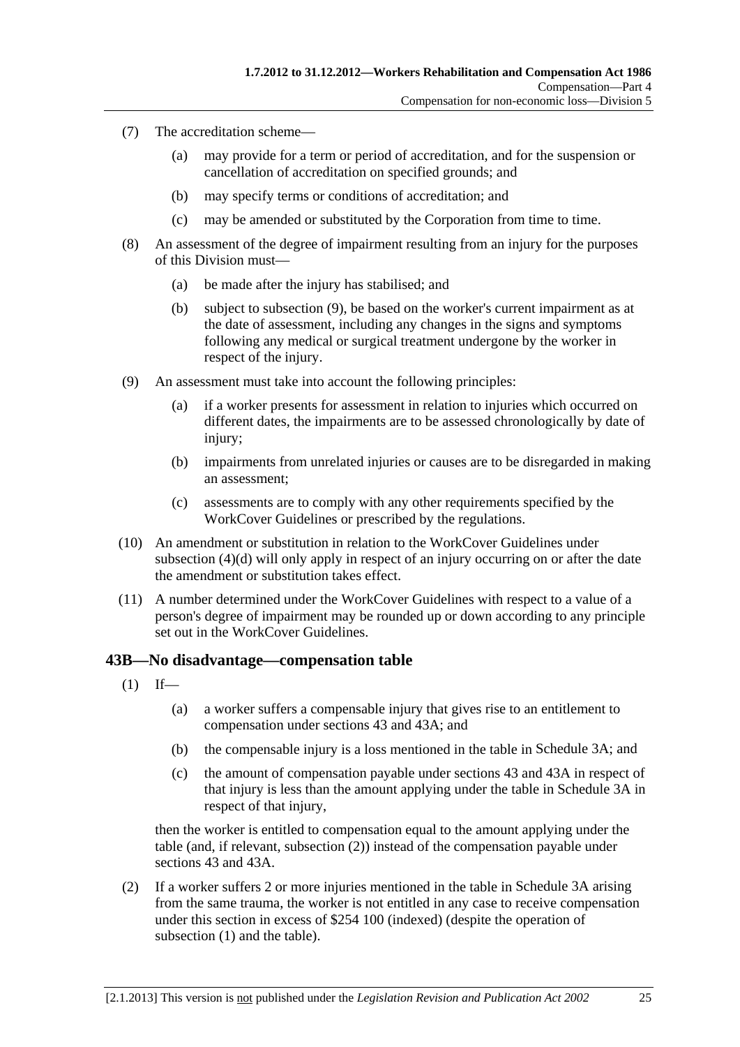(7) The accreditation scheme—

(a) may provide for a term or period of accreditation, and for the suspension or cancellation of accreditation on specified grounds; and

(b) may specify terms or conditions of accreditation; and

(c) may be amended or substituted by the Corporation from time to time.

(8) An assessment of the degree of impairment resulting from an injury for the purposes of this Division must—

(a) be made after the injury has stabilised; and

(b) subject to subsection (9), be based on the worker's current impairment as at the date of assessment, including any changes in the signs and symptoms following any medical or surgical treatment undergone by the worker in respect of the injury.

(9) An assessment must take into account the following principles:

(a) if a worker presents for assessment in relation to injuries which occurred on different dates, the impairments are to be assessed chronologically by date of injury;

(b) impairments from unrelated injuries or causes are to be disregarded in making an assessment;

(c) assessments are to comply with any other requirements specified by the WorkCover Guidelines or prescribed by the regulations.

(10) An amendment or substitution in relation to the WorkCover Guidelines under subsection (4)(d) will only apply in respect of an injury occurring on or after the date the amendment or substitution takes effect.

(11) A number determined under the WorkCover Guidelines with respect to a value of a person's degree of impairment may be rounded up or down according to any principle set out in the WorkCover Guidelines.

## 43B—No disadvantage—compensation table

(1) If—

(a) a worker suffers a compensable injury that gives rise to an entitlement to compensation under sections 43 and 43A; and

(b) the compensable injury is a loss mentioned in the table in Schedule 3A; and

(c) the amount of compensation payable under sections 43 and 43A in respect of that injury is less than the amount applying under the table in Schedule 3A in respect of that injury,

then the worker is entitled to compensation equal to the amount applying under the table (and, if relevant, subsection (2)) instead of the compensation payable under sections 43 and 43A.

(2) If a worker suffers 2 or more injuries mentioned in the table in Schedule 3A arising from the same trauma, the worker is not entitled in any case to receive compensation under this section in excess of $254 100 (indexed) (despite the operation of subsection (1) and the table).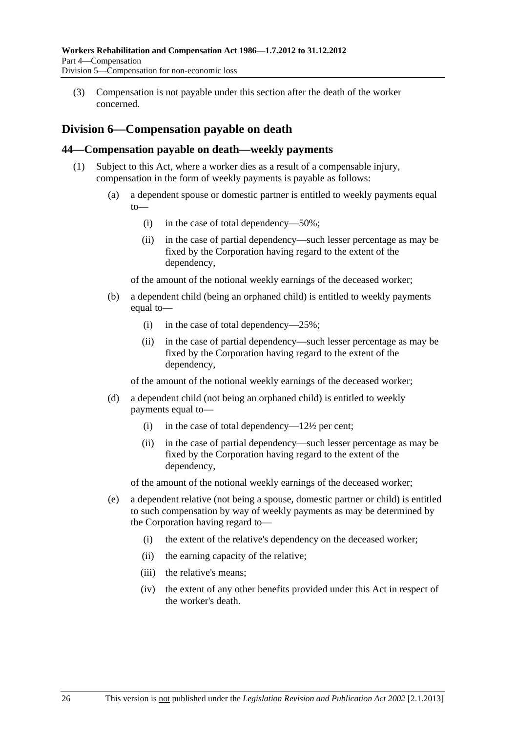(3) Compensation is not payable under this section after the death of the worker concerned.

## Division 6—Compensation payable on death

### 44—Compensation payable on death—weekly payments

(1) Subject to this Act, where a worker dies as a result of a compensable injury, compensation in the form of weekly payments is payable as follows:

(a) a dependent spouse or domestic partner is entitled to weekly payments equal to—

(i) in the case of total dependency—50%;

(ii) in the case of partial dependency—such lesser percentage as may be fixed by the Corporation having regard to the extent of the dependency,

of the amount of the notional weekly earnings of the deceased worker;

(b) a dependent child (being an orphaned child) is entitled to weekly payments equal to—

(i) in the case of total dependency—25%;

(ii) in the case of partial dependency—such lesser percentage as may be fixed by the Corporation having regard to the extent of the dependency,

of the amount of the notional weekly earnings of the deceased worker;

(d) a dependent child (not being an orphaned child) is entitled to weekly payments equal to—

(i) in the case of total dependency—12½ per cent;

(ii) in the case of partial dependency—such lesser percentage as may be fixed by the Corporation having regard to the extent of the dependency,

of the amount of the notional weekly earnings of the deceased worker;

(e) a dependent relative (not being a spouse, domestic partner or child) is entitled to such compensation by way of weekly payments as may be determined by the Corporation having regard to—

(i) the extent of the relative's dependency on the deceased worker;

(ii) the earning capacity of the relative;

(iii) the relative's means;

(iv) the extent of any other benefits provided under this Act in respect of the worker's death.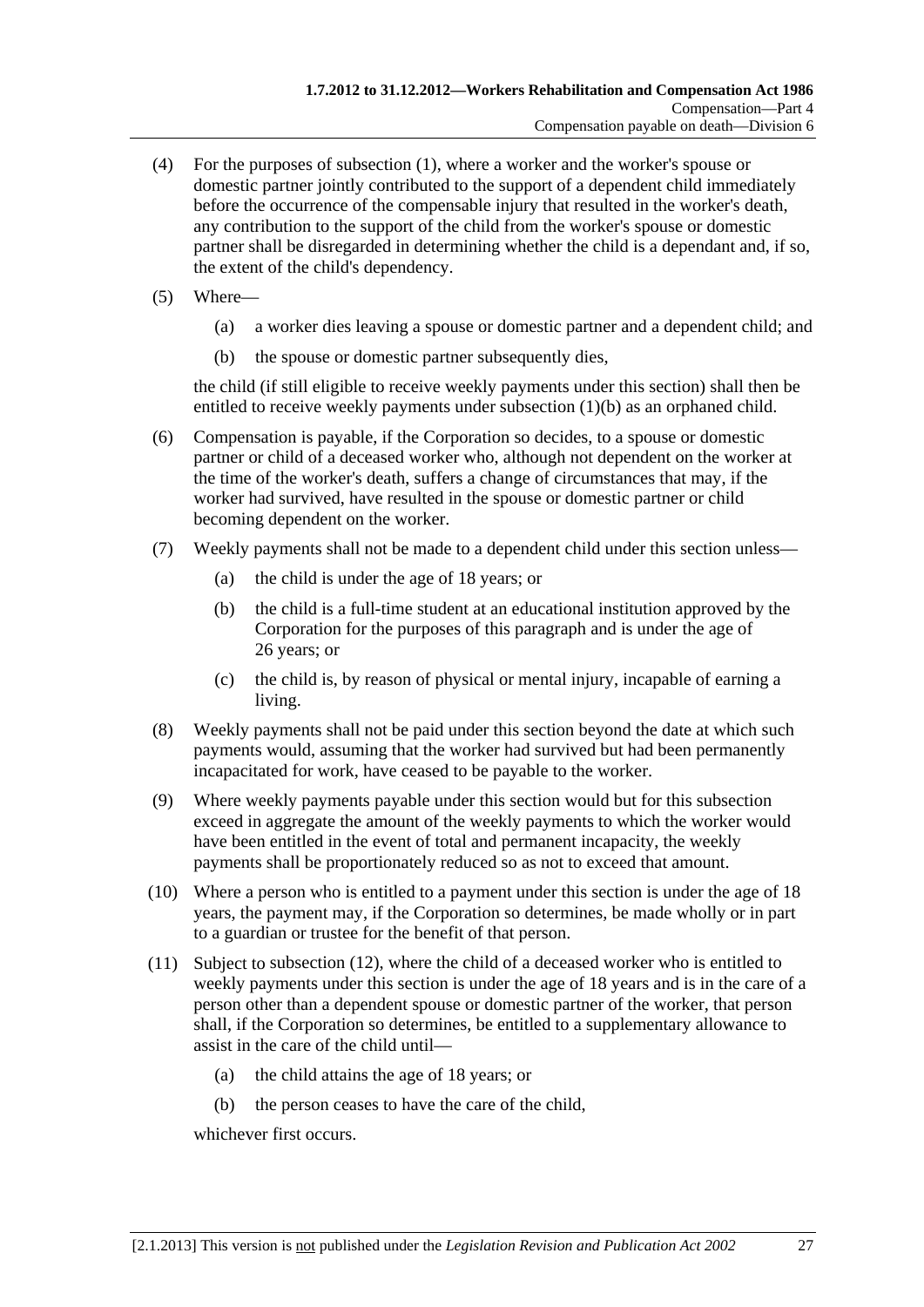(4) For the purposes of subsection (1), where a worker and the worker's spouse or domestic partner jointly contributed to the support of a dependent child immediately before the occurrence of the compensable injury that resulted in the worker's death, any contribution to the support of the child from the worker's spouse or domestic partner shall be disregarded in determining whether the child is a dependant and, if so, the extent of the child's dependency.

(5) Where—

(a) a worker dies leaving a spouse or domestic partner and a dependent child; and

(b) the spouse or domestic partner subsequently dies,

the child (if still eligible to receive weekly payments under this section) shall then be entitled to receive weekly payments under subsection (1)(b) as an orphaned child.

(6) Compensation is payable, if the Corporation so decides, to a spouse or domestic partner or child of a deceased worker who, although not dependent on the worker at the time of the worker's death, suffers a change of circumstances that may, if the worker had survived, have resulted in the spouse or domestic partner or child becoming dependent on the worker.

(7) Weekly payments shall not be made to a dependent child under this section unless—

(a) the child is under the age of 18 years; or

(b) the child is a full-time student at an educational institution approved by the Corporation for the purposes of this paragraph and is under the age of 26 years; or

(c) the child is, by reason of physical or mental injury, incapable of earning a living.

(8) Weekly payments shall not be paid under this section beyond the date at which such payments would, assuming that the worker had survived but had been permanently incapacitated for work, have ceased to be payable to the worker.

(9) Where weekly payments payable under this section would but for this subsection exceed in aggregate the amount of the weekly payments to which the worker would have been entitled in the event of total and permanent incapacity, the weekly payments shall be proportionately reduced so as not to exceed that amount.

(10) Where a person who is entitled to a payment under this section is under the age of 18 years, the payment may, if the Corporation so determines, be made wholly or in part to a guardian or trustee for the benefit of that person.

(11) Subject to subsection (12), where the child of a deceased worker who is entitled to weekly payments under this section is under the age of 18 years and is in the care of a person other than a dependent spouse or domestic partner of the worker, that person shall, if the Corporation so determines, be entitled to a supplementary allowance to assist in the care of the child until—

(a) the child attains the age of 18 years; or

(b) the person ceases to have the care of the child,

whichever first occurs.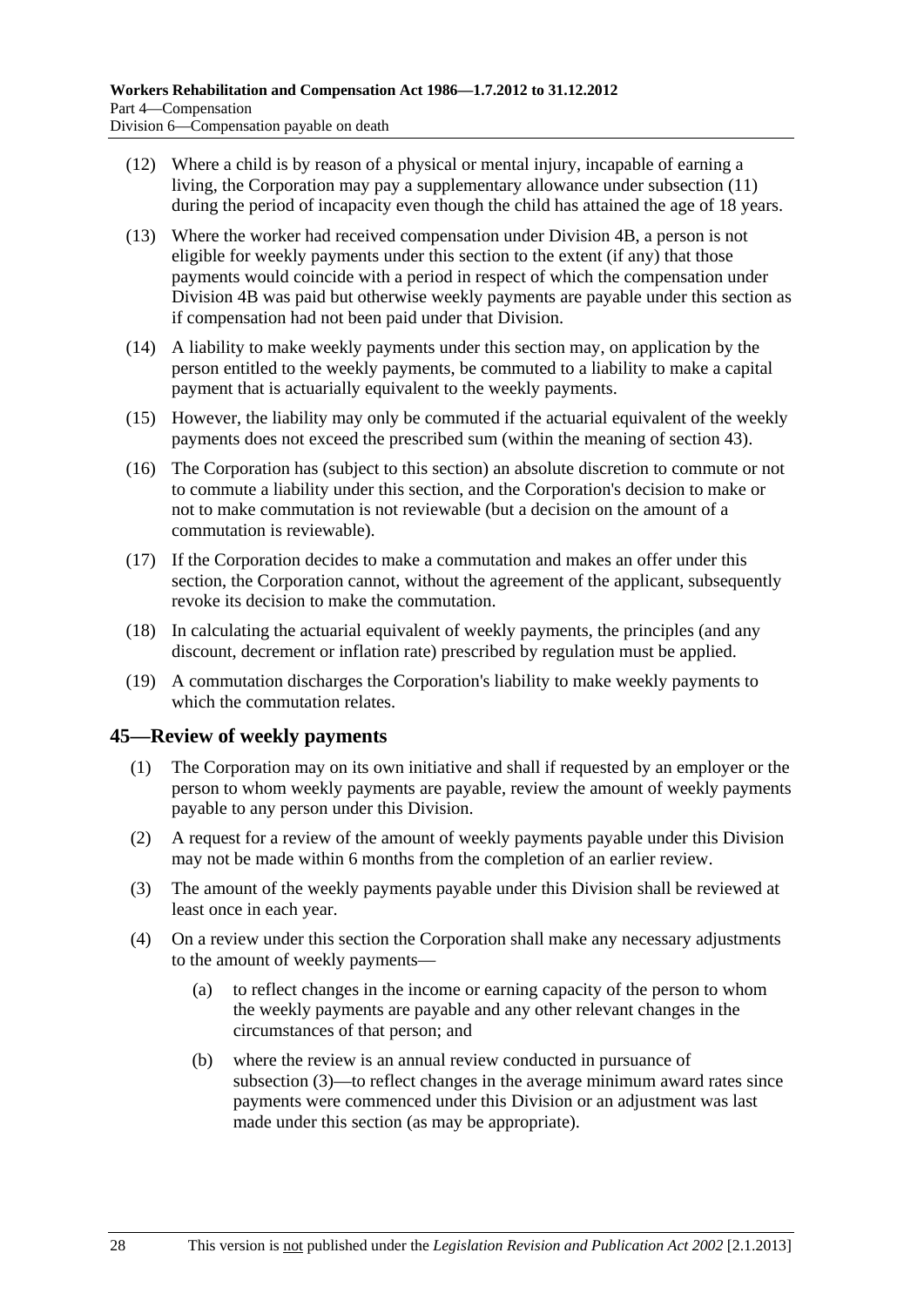(12) Where a child is by reason of a physical or mental injury, incapable of earning a living, the Corporation may pay a supplementary allowance under subsection (11) during the period of incapacity even though the child has attained the age of 18 years.

(13) Where the worker had received compensation under Division 4B, a person is not eligible for weekly payments under this section to the extent (if any) that those payments would coincide with a period in respect of which the compensation under Division 4B was paid but otherwise weekly payments are payable under this section as if compensation had not been paid under that Division.

(14) A liability to make weekly payments under this section may, on application by the person entitled to the weekly payments, be commuted to a liability to make a capital payment that is actuarially equivalent to the weekly payments.

(15) However, the liability may only be commuted if the actuarial equivalent of the weekly payments does not exceed the prescribed sum (within the meaning of section 43).

(16) The Corporation has (subject to this section) an absolute discretion to commute or not to commute a liability under this section, and the Corporation's decision to make or not to make commutation is not reviewable (but a decision on the amount of a commutation is reviewable).

(17) If the Corporation decides to make a commutation and makes an offer under this section, the Corporation cannot, without the agreement of the applicant, subsequently revoke its decision to make the commutation.

(18) In calculating the actuarial equivalent of weekly payments, the principles (and any discount, decrement or inflation rate) prescribed by regulation must be applied.

(19) A commutation discharges the Corporation's liability to make weekly payments to which the commutation relates.

## 45—Review of weekly payments

(1) The Corporation may on its own initiative and shall if requested by an employer or the person to whom weekly payments are payable, review the amount of weekly payments payable to any person under this Division.

(2) A request for a review of the amount of weekly payments payable under this Division may not be made within 6 months from the completion of an earlier review.

(3) The amount of the weekly payments payable under this Division shall be reviewed at least once in each year.

(4) On a review under this section the Corporation shall make any necessary adjustments to the amount of weekly payments—

(a) to reflect changes in the income or earning capacity of the person to whom the weekly payments are payable and any other relevant changes in the circumstances of that person; and

(b) where the review is an annual review conducted in pursuance of subsection (3)—to reflect changes in the average minimum award rates since payments were commenced under this Division or an adjustment was last made under this section (as may be appropriate).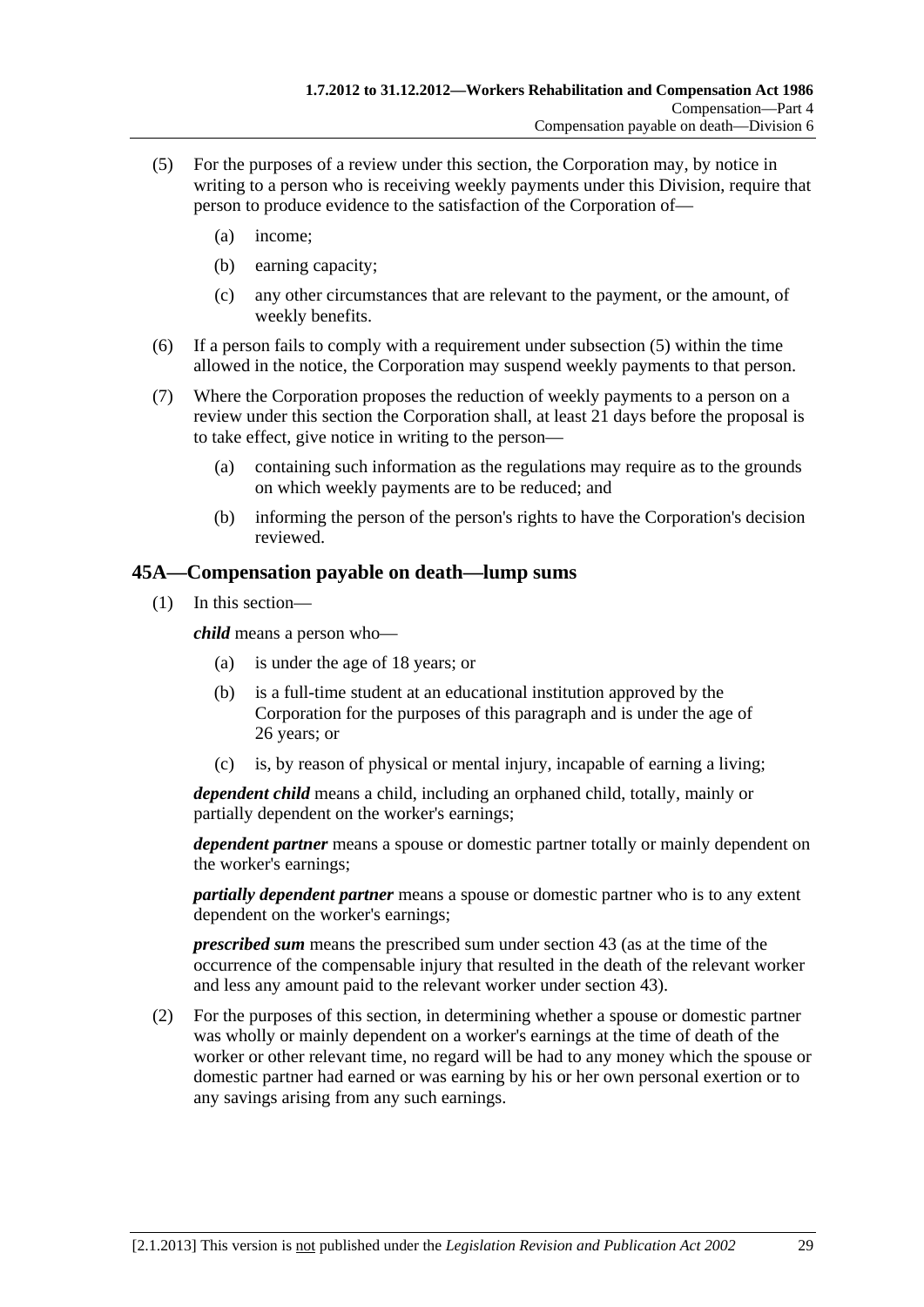(5) For the purposes of a review under this section, the Corporation may, by notice in writing to a person who is receiving weekly payments under this Division, require that person to produce evidence to the satisfaction of the Corporation of—

   (a) income;

   (b) earning capacity;

   (c) any other circumstances that are relevant to the payment, or the amount, of weekly benefits.

(6) If a person fails to comply with a requirement under subsection (5) within the time allowed in the notice, the Corporation may suspend weekly payments to that person.

(7) Where the Corporation proposes the reduction of weekly payments to a person on a review under this section the Corporation shall, at least 21 days before the proposal is to take effect, give notice in writing to the person—

   (a) containing such information as the regulations may require as to the grounds on which weekly payments are to be reduced; and

   (b) informing the person of the person's rights to have the Corporation's decision reviewed.

## 45A—Compensation payable on death—lump sums

(1) In this section—

***child*** means a person who—

   (a) is under the age of 18 years; or

   (b) is a full-time student at an educational institution approved by the Corporation for the purposes of this paragraph and is under the age of 26 years; or

   (c) is, by reason of physical or mental injury, incapable of earning a living;

***dependent child*** means a child, including an orphaned child, totally, mainly or partially dependent on the worker's earnings;

***dependent partner*** means a spouse or domestic partner totally or mainly dependent on the worker's earnings;

***partially dependent partner*** means a spouse or domestic partner who is to any extent dependent on the worker's earnings;

***prescribed sum*** means the prescribed sum under section 43 (as at the time of the occurrence of the compensable injury that resulted in the death of the relevant worker and less any amount paid to the relevant worker under section 43).

(2) For the purposes of this section, in determining whether a spouse or domestic partner was wholly or mainly dependent on a worker's earnings at the time of death of the worker or other relevant time, no regard will be had to any money which the spouse or domestic partner had earned or was earning by his or her own personal exertion or to any savings arising from any such earnings.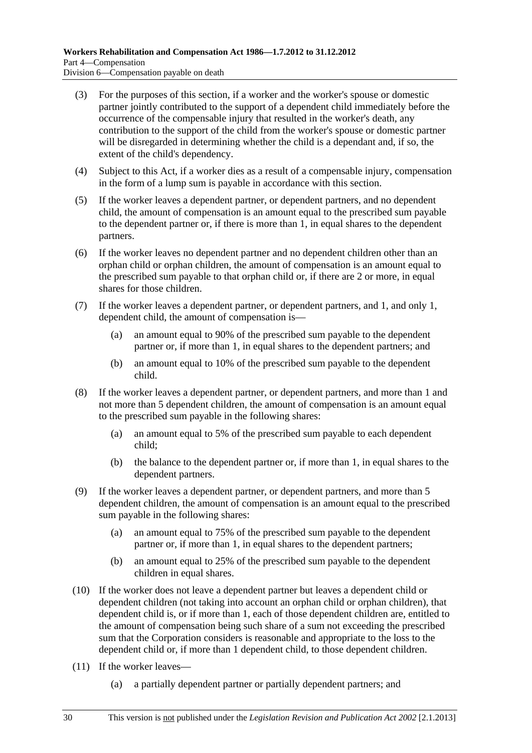(3) For the purposes of this section, if a worker and the worker's spouse or domestic partner jointly contributed to the support of a dependent child immediately before the occurrence of the compensable injury that resulted in the worker's death, any contribution to the support of the child from the worker's spouse or domestic partner will be disregarded in determining whether the child is a dependant and, if so, the extent of the child's dependency.

(4) Subject to this Act, if a worker dies as a result of a compensable injury, compensation in the form of a lump sum is payable in accordance with this section.

(5) If the worker leaves a dependent partner, or dependent partners, and no dependent child, the amount of compensation is an amount equal to the prescribed sum payable to the dependent partner or, if there is more than 1, in equal shares to the dependent partners.

(6) If the worker leaves no dependent partner and no dependent children other than an orphan child or orphan children, the amount of compensation is an amount equal to the prescribed sum payable to that orphan child or, if there are 2 or more, in equal shares for those children.

(7) If the worker leaves a dependent partner, or dependent partners, and 1, and only 1, dependent child, the amount of compensation is—

(a) an amount equal to 90% of the prescribed sum payable to the dependent partner or, if more than 1, in equal shares to the dependent partners; and

(b) an amount equal to 10% of the prescribed sum payable to the dependent child.

(8) If the worker leaves a dependent partner, or dependent partners, and more than 1 and not more than 5 dependent children, the amount of compensation is an amount equal to the prescribed sum payable in the following shares:

(a) an amount equal to 5% of the prescribed sum payable to each dependent child;

(b) the balance to the dependent partner or, if more than 1, in equal shares to the dependent partners.

(9) If the worker leaves a dependent partner, or dependent partners, and more than 5 dependent children, the amount of compensation is an amount equal to the prescribed sum payable in the following shares:

(a) an amount equal to 75% of the prescribed sum payable to the dependent partner or, if more than 1, in equal shares to the dependent partners;

(b) an amount equal to 25% of the prescribed sum payable to the dependent children in equal shares.

(10) If the worker does not leave a dependent partner but leaves a dependent child or dependent children (not taking into account an orphan child or orphan children), that dependent child is, or if more than 1, each of those dependent children are, entitled to the amount of compensation being such share of a sum not exceeding the prescribed sum that the Corporation considers is reasonable and appropriate to the loss to the dependent child or, if more than 1 dependent child, to those dependent children.

(11) If the worker leaves—

(a) a partially dependent partner or partially dependent partners; and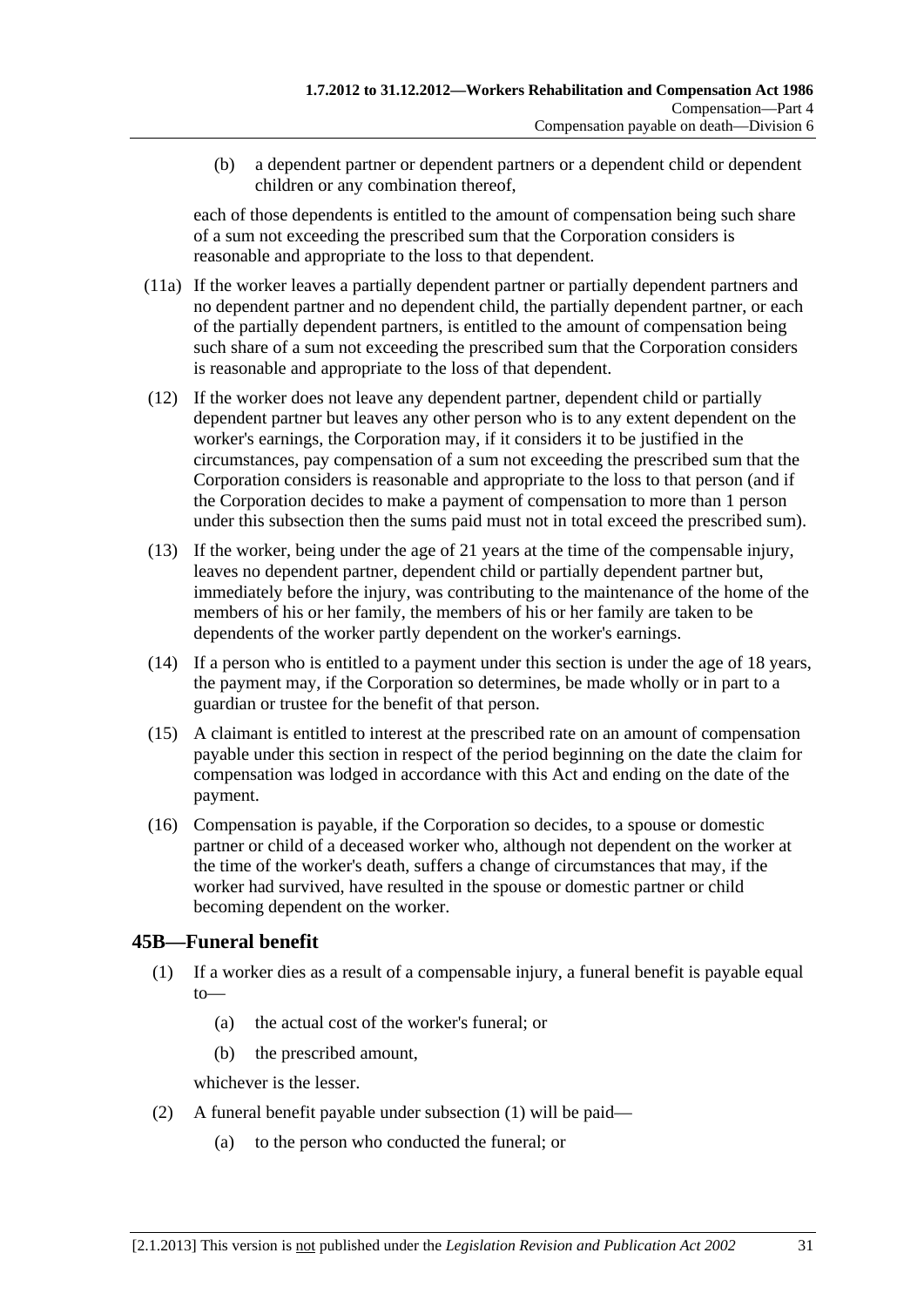(b) a dependent partner or dependent partners or a dependent child or dependent children or any combination thereof,

each of those dependents is entitled to the amount of compensation being such share of a sum not exceeding the prescribed sum that the Corporation considers is reasonable and appropriate to the loss to that dependent.

(11a) If the worker leaves a partially dependent partner or partially dependent partners and no dependent partner and no dependent child, the partially dependent partner, or each of the partially dependent partners, is entitled to the amount of compensation being such share of a sum not exceeding the prescribed sum that the Corporation considers is reasonable and appropriate to the loss of that dependent.

(12) If the worker does not leave any dependent partner, dependent child or partially dependent partner but leaves any other person who is to any extent dependent on the worker's earnings, the Corporation may, if it considers it to be justified in the circumstances, pay compensation of a sum not exceeding the prescribed sum that the Corporation considers is reasonable and appropriate to the loss to that person (and if the Corporation decides to make a payment of compensation to more than 1 person under this subsection then the sums paid must not in total exceed the prescribed sum).

(13) If the worker, being under the age of 21 years at the time of the compensable injury, leaves no dependent partner, dependent child or partially dependent partner but, immediately before the injury, was contributing to the maintenance of the home of the members of his or her family, the members of his or her family are taken to be dependents of the worker partly dependent on the worker's earnings.

(14) If a person who is entitled to a payment under this section is under the age of 18 years, the payment may, if the Corporation so determines, be made wholly or in part to a guardian or trustee for the benefit of that person.

(15) A claimant is entitled to interest at the prescribed rate on an amount of compensation payable under this section in respect of the period beginning on the date the claim for compensation was lodged in accordance with this Act and ending on the date of the payment.

(16) Compensation is payable, if the Corporation so decides, to a spouse or domestic partner or child of a deceased worker who, although not dependent on the worker at the time of the worker's death, suffers a change of circumstances that may, if the worker had survived, have resulted in the spouse or domestic partner or child becoming dependent on the worker.

## 45B—Funeral benefit

(1) If a worker dies as a result of a compensable injury, a funeral benefit is payable equal to—

(a) the actual cost of the worker's funeral; or

(b) the prescribed amount,

whichever is the lesser.

(2) A funeral benefit payable under subsection (1) will be paid—

(a) to the person who conducted the funeral; or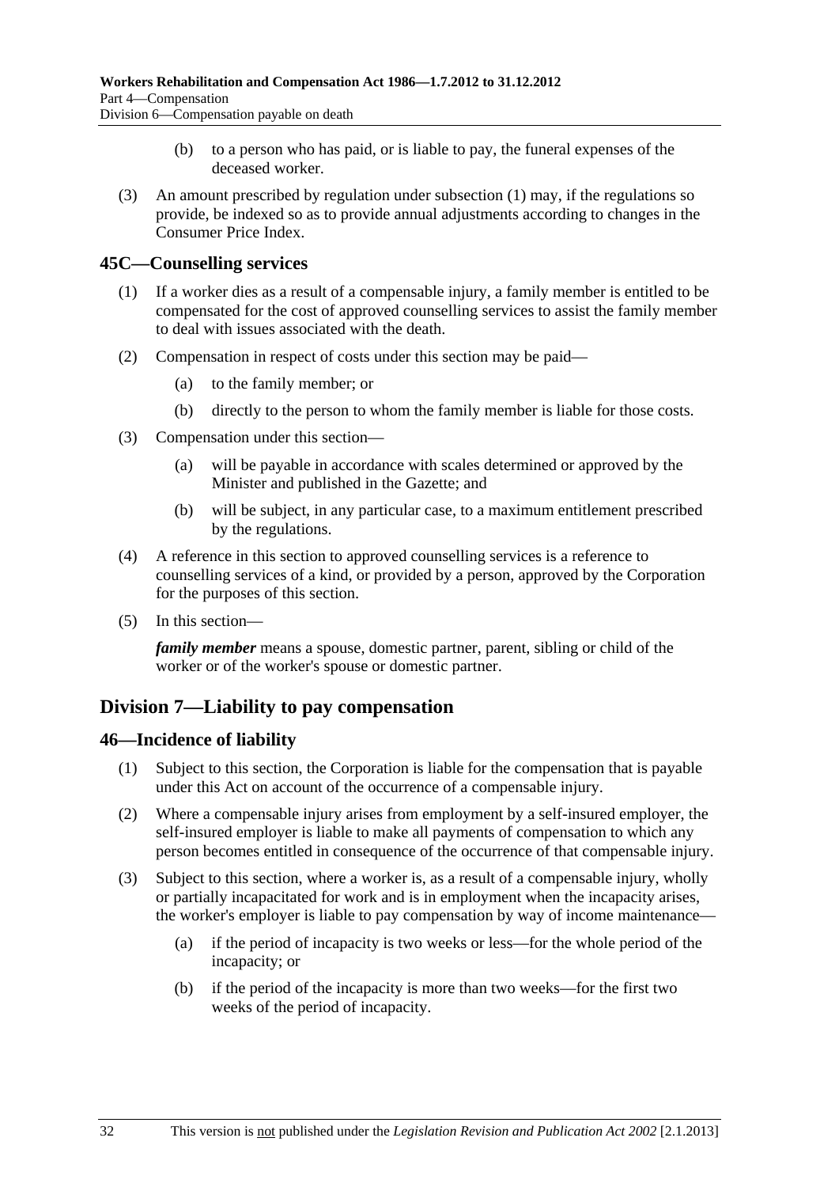(b) to a person who has paid, or is liable to pay, the funeral expenses of the deceased worker.

(3) An amount prescribed by regulation under subsection (1) may, if the regulations so provide, be indexed so as to provide annual adjustments according to changes in the Consumer Price Index.

### 45C—Counselling services

(1) If a worker dies as a result of a compensable injury, a family member is entitled to be compensated for the cost of approved counselling services to assist the family member to deal with issues associated with the death.

(2) Compensation in respect of costs under this section may be paid—

(a) to the family member; or

(b) directly to the person to whom the family member is liable for those costs.

(3) Compensation under this section—

(a) will be payable in accordance with scales determined or approved by the Minister and published in the Gazette; and

(b) will be subject, in any particular case, to a maximum entitlement prescribed by the regulations.

(4) A reference in this section to approved counselling services is a reference to counselling services of a kind, or provided by a person, approved by the Corporation for the purposes of this section.

(5) In this section—

***family member*** means a spouse, domestic partner, parent, sibling or child of the worker or of the worker's spouse or domestic partner.

## Division 7—Liability to pay compensation

### 46—Incidence of liability

(1) Subject to this section, the Corporation is liable for the compensation that is payable under this Act on account of the occurrence of a compensable injury.

(2) Where a compensable injury arises from employment by a self-insured employer, the self-insured employer is liable to make all payments of compensation to which any person becomes entitled in consequence of the occurrence of that compensable injury.

(3) Subject to this section, where a worker is, as a result of a compensable injury, wholly or partially incapacitated for work and is in employment when the incapacity arises, the worker's employer is liable to pay compensation by way of income maintenance—

(a) if the period of incapacity is two weeks or less—for the whole period of the incapacity; or

(b) if the period of the incapacity is more than two weeks—for the first two weeks of the period of incapacity.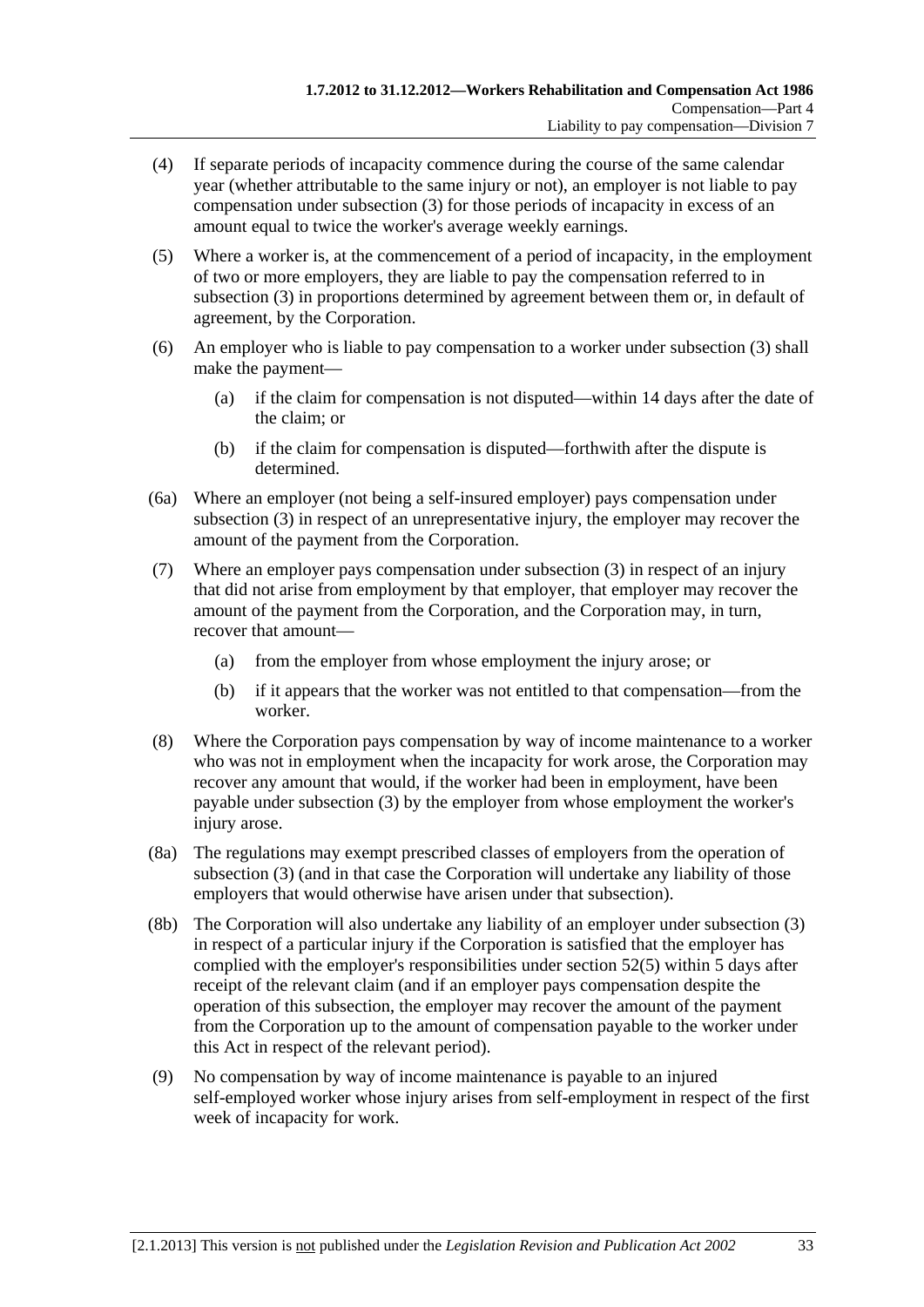(4) If separate periods of incapacity commence during the course of the same calendar year (whether attributable to the same injury or not), an employer is not liable to pay compensation under subsection (3) for those periods of incapacity in excess of an amount equal to twice the worker's average weekly earnings.

(5) Where a worker is, at the commencement of a period of incapacity, in the employment of two or more employers, they are liable to pay the compensation referred to in subsection (3) in proportions determined by agreement between them or, in default of agreement, by the Corporation.

(6) An employer who is liable to pay compensation to a worker under subsection (3) shall make the payment—

(a) if the claim for compensation is not disputed—within 14 days after the date of the claim; or

(b) if the claim for compensation is disputed—forthwith after the dispute is determined.

(6a) Where an employer (not being a self-insured employer) pays compensation under subsection (3) in respect of an unrepresentative injury, the employer may recover the amount of the payment from the Corporation.

(7) Where an employer pays compensation under subsection (3) in respect of an injury that did not arise from employment by that employer, that employer may recover the amount of the payment from the Corporation, and the Corporation may, in turn, recover that amount—

(a) from the employer from whose employment the injury arose; or

(b) if it appears that the worker was not entitled to that compensation—from the worker.

(8) Where the Corporation pays compensation by way of income maintenance to a worker who was not in employment when the incapacity for work arose, the Corporation may recover any amount that would, if the worker had been in employment, have been payable under subsection (3) by the employer from whose employment the worker's injury arose.

(8a) The regulations may exempt prescribed classes of employers from the operation of subsection (3) (and in that case the Corporation will undertake any liability of those employers that would otherwise have arisen under that subsection).

(8b) The Corporation will also undertake any liability of an employer under subsection (3) in respect of a particular injury if the Corporation is satisfied that the employer has complied with the employer's responsibilities under section 52(5) within 5 days after receipt of the relevant claim (and if an employer pays compensation despite the operation of this subsection, the employer may recover the amount of the payment from the Corporation up to the amount of compensation payable to the worker under this Act in respect of the relevant period).

(9) No compensation by way of income maintenance is payable to an injured self-employed worker whose injury arises from self-employment in respect of the first week of incapacity for work.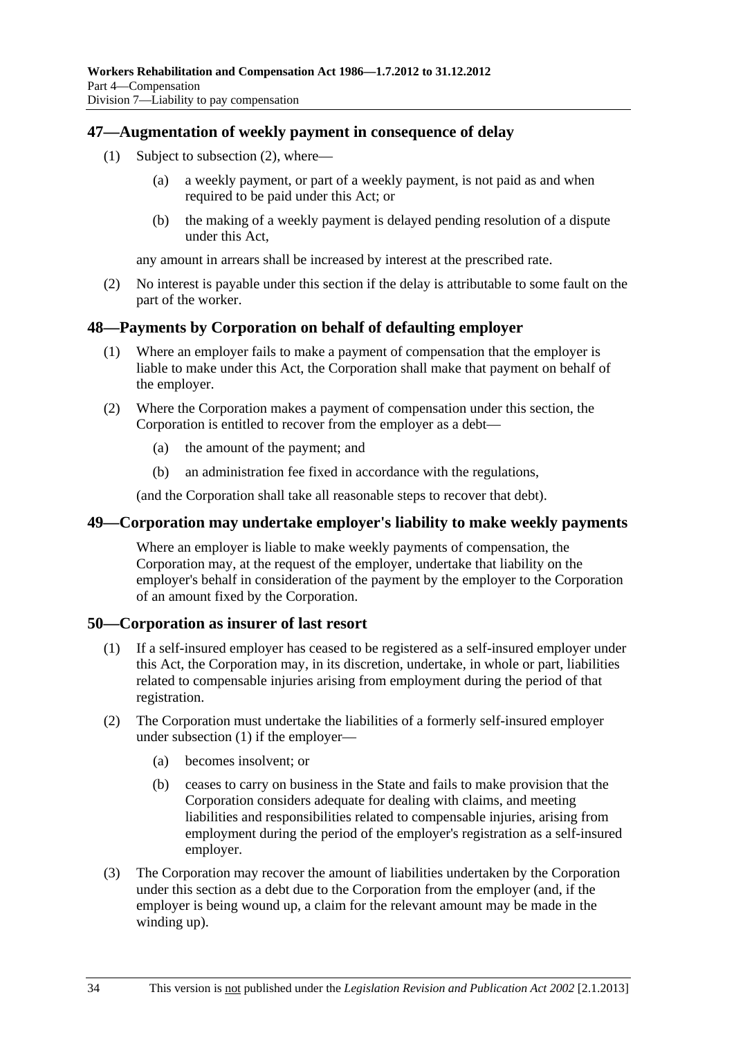## 47—Augmentation of weekly payment in consequence of delay

(1) Subject to subsection (2), where—

(a) a weekly payment, or part of a weekly payment, is not paid as and when required to be paid under this Act; or

(b) the making of a weekly payment is delayed pending resolution of a dispute under this Act,

any amount in arrears shall be increased by interest at the prescribed rate.

(2) No interest is payable under this section if the delay is attributable to some fault on the part of the worker.

## 48—Payments by Corporation on behalf of defaulting employer

(1) Where an employer fails to make a payment of compensation that the employer is liable to make under this Act, the Corporation shall make that payment on behalf of the employer.

(2) Where the Corporation makes a payment of compensation under this section, the Corporation is entitled to recover from the employer as a debt—

(a) the amount of the payment; and

(b) an administration fee fixed in accordance with the regulations,

(and the Corporation shall take all reasonable steps to recover that debt).

## 49—Corporation may undertake employer's liability to make weekly payments

Where an employer is liable to make weekly payments of compensation, the Corporation may, at the request of the employer, undertake that liability on the employer's behalf in consideration of the payment by the employer to the Corporation of an amount fixed by the Corporation.

## 50—Corporation as insurer of last resort

(1) If a self-insured employer has ceased to be registered as a self-insured employer under this Act, the Corporation may, in its discretion, undertake, in whole or part, liabilities related to compensable injuries arising from employment during the period of that registration.

(2) The Corporation must undertake the liabilities of a formerly self-insured employer under subsection (1) if the employer—

(a) becomes insolvent; or

(b) ceases to carry on business in the State and fails to make provision that the Corporation considers adequate for dealing with claims, and meeting liabilities and responsibilities related to compensable injuries, arising from employment during the period of the employer's registration as a self-insured employer.

(3) The Corporation may recover the amount of liabilities undertaken by the Corporation under this section as a debt due to the Corporation from the employer (and, if the employer is being wound up, a claim for the relevant amount may be made in the winding up).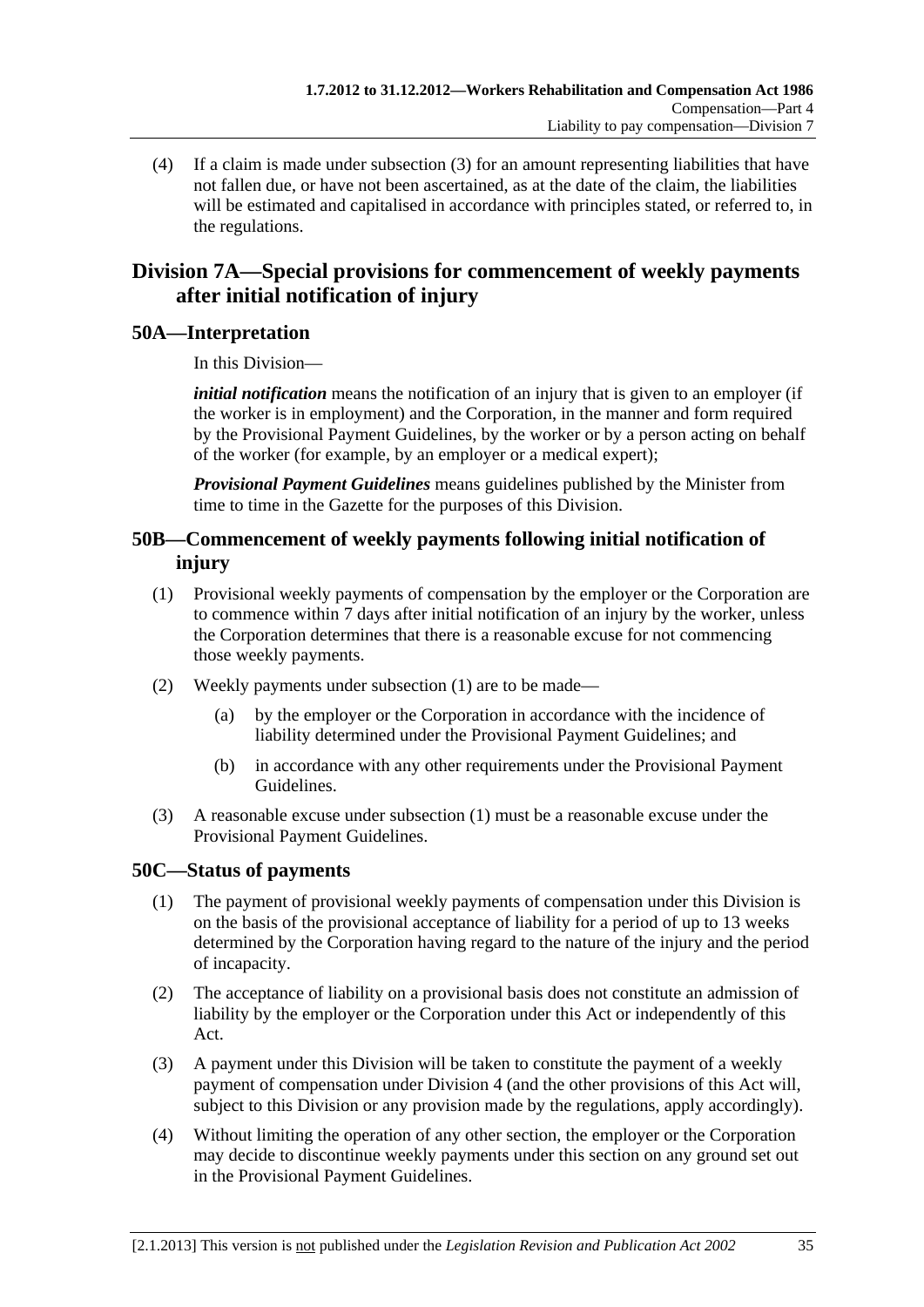(4) If a claim is made under subsection (3) for an amount representing liabilities that have not fallen due, or have not been ascertained, as at the date of the claim, the liabilities will be estimated and capitalised in accordance with principles stated, or referred to, in the regulations.

## Division 7A—Special provisions for commencement of weekly payments after initial notification of injury

### 50A—Interpretation

In this Division—

***initial notification*** means the notification of an injury that is given to an employer (if the worker is in employment) and the Corporation, in the manner and form required by the Provisional Payment Guidelines, by the worker or by a person acting on behalf of the worker (for example, by an employer or a medical expert);

***Provisional Payment Guidelines*** means guidelines published by the Minister from time to time in the Gazette for the purposes of this Division.

### 50B—Commencement of weekly payments following initial notification of injury

(1) Provisional weekly payments of compensation by the employer or the Corporation are to commence within 7 days after initial notification of an injury by the worker, unless the Corporation determines that there is a reasonable excuse for not commencing those weekly payments.

(2) Weekly payments under subsection (1) are to be made—

(a) by the employer or the Corporation in accordance with the incidence of liability determined under the Provisional Payment Guidelines; and

(b) in accordance with any other requirements under the Provisional Payment Guidelines.

(3) A reasonable excuse under subsection (1) must be a reasonable excuse under the Provisional Payment Guidelines.

### 50C—Status of payments

(1) The payment of provisional weekly payments of compensation under this Division is on the basis of the provisional acceptance of liability for a period of up to 13 weeks determined by the Corporation having regard to the nature of the injury and the period of incapacity.

(2) The acceptance of liability on a provisional basis does not constitute an admission of liability by the employer or the Corporation under this Act or independently of this Act.

(3) A payment under this Division will be taken to constitute the payment of a weekly payment of compensation under Division 4 (and the other provisions of this Act will, subject to this Division or any provision made by the regulations, apply accordingly).

(4) Without limiting the operation of any other section, the employer or the Corporation may decide to discontinue weekly payments under this section on any ground set out in the Provisional Payment Guidelines.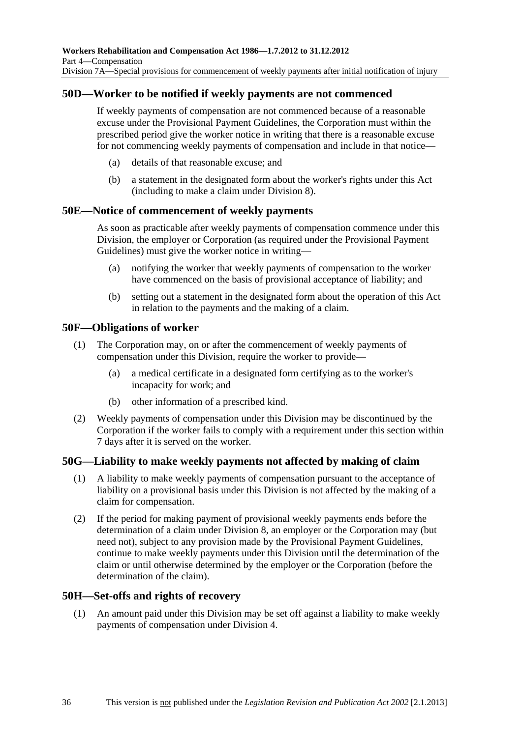## 50D—Worker to be notified if weekly payments are not commenced

If weekly payments of compensation are not commenced because of a reasonable excuse under the Provisional Payment Guidelines, the Corporation must within the prescribed period give the worker notice in writing that there is a reasonable excuse for not commencing weekly payments of compensation and include in that notice—

- (a) details of that reasonable excuse; and
- (b) a statement in the designated form about the worker's rights under this Act (including to make a claim under Division 8).

## 50E—Notice of commencement of weekly payments

As soon as practicable after weekly payments of compensation commence under this Division, the employer or Corporation (as required under the Provisional Payment Guidelines) must give the worker notice in writing—

- (a) notifying the worker that weekly payments of compensation to the worker have commenced on the basis of provisional acceptance of liability; and
- (b) setting out a statement in the designated form about the operation of this Act in relation to the payments and the making of a claim.

## 50F—Obligations of worker

(1) The Corporation may, on or after the commencement of weekly payments of compensation under this Division, require the worker to provide—

- (a) a medical certificate in a designated form certifying as to the worker's incapacity for work; and
- (b) other information of a prescribed kind.

(2) Weekly payments of compensation under this Division may be discontinued by the Corporation if the worker fails to comply with a requirement under this section within 7 days after it is served on the worker.

## 50G—Liability to make weekly payments not affected by making of claim

(1) A liability to make weekly payments of compensation pursuant to the acceptance of liability on a provisional basis under this Division is not affected by the making of a claim for compensation.

(2) If the period for making payment of provisional weekly payments ends before the determination of a claim under Division 8, an employer or the Corporation may (but need not), subject to any provision made by the Provisional Payment Guidelines, continue to make weekly payments under this Division until the determination of the claim or until otherwise determined by the employer or the Corporation (before the determination of the claim).

## 50H—Set-offs and rights of recovery

(1) An amount paid under this Division may be set off against a liability to make weekly payments of compensation under Division 4.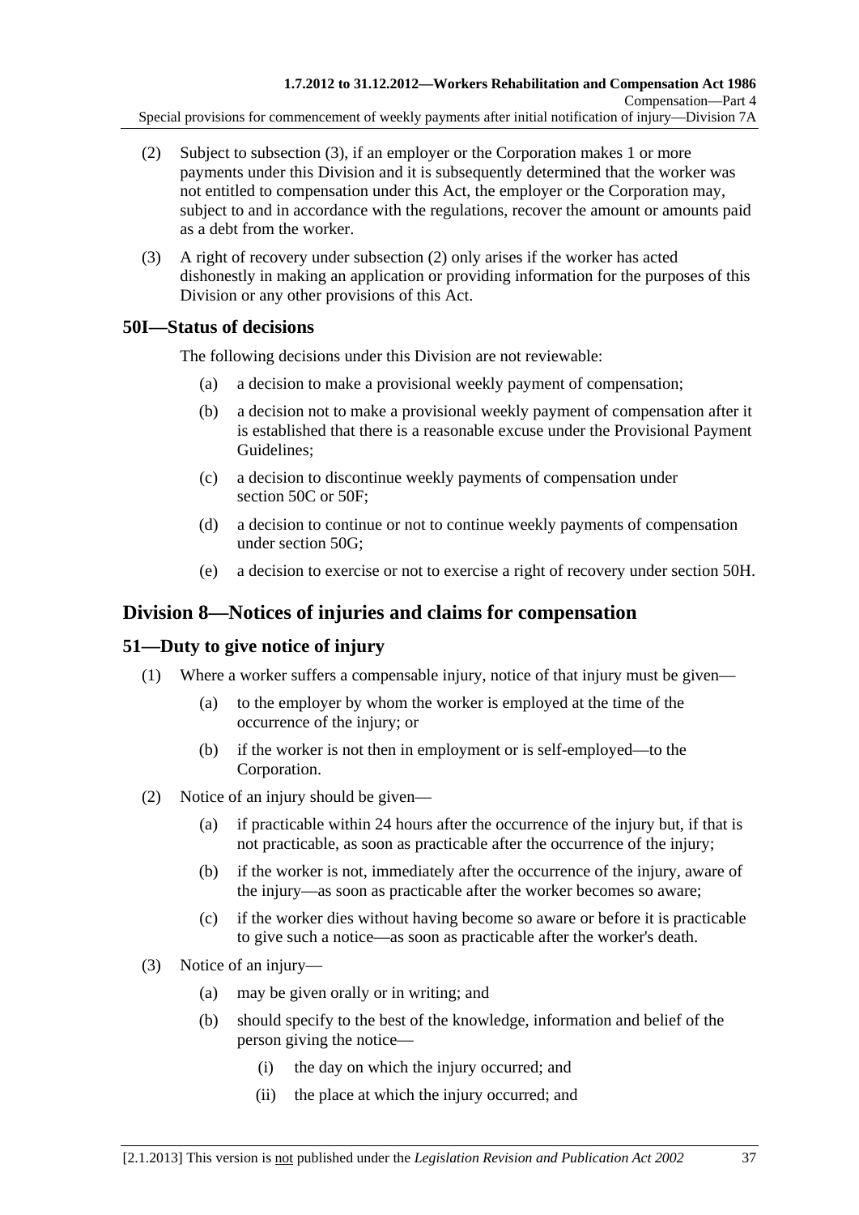(2) Subject to subsection (3), if an employer or the Corporation makes 1 or more payments under this Division and it is subsequently determined that the worker was not entitled to compensation under this Act, the employer or the Corporation may, subject to and in accordance with the regulations, recover the amount or amounts paid as a debt from the worker.

(3) A right of recovery under subsection (2) only arises if the worker has acted dishonestly in making an application or providing information for the purposes of this Division or any other provisions of this Act.

### 50I—Status of decisions

The following decisions under this Division are not reviewable:

(a) a decision to make a provisional weekly payment of compensation;

(b) a decision not to make a provisional weekly payment of compensation after it is established that there is a reasonable excuse under the Provisional Payment Guidelines;

(c) a decision to discontinue weekly payments of compensation under section 50C or 50F;

(d) a decision to continue or not to continue weekly payments of compensation under section 50G;

(e) a decision to exercise or not to exercise a right of recovery under section 50H.

## Division 8—Notices of injuries and claims for compensation

### 51—Duty to give notice of injury

(1) Where a worker suffers a compensable injury, notice of that injury must be given—

(a) to the employer by whom the worker is employed at the time of the occurrence of the injury; or

(b) if the worker is not then in employment or is self-employed—to the Corporation.

(2) Notice of an injury should be given—

(a) if practicable within 24 hours after the occurrence of the injury but, if that is not practicable, as soon as practicable after the occurrence of the injury;

(b) if the worker is not, immediately after the occurrence of the injury, aware of the injury—as soon as practicable after the worker becomes so aware;

(c) if the worker dies without having become so aware or before it is practicable to give such a notice—as soon as practicable after the worker's death.

(3) Notice of an injury—

(a) may be given orally or in writing; and

(b) should specify to the best of the knowledge, information and belief of the person giving the notice—

(i) the day on which the injury occurred; and

(ii) the place at which the injury occurred; and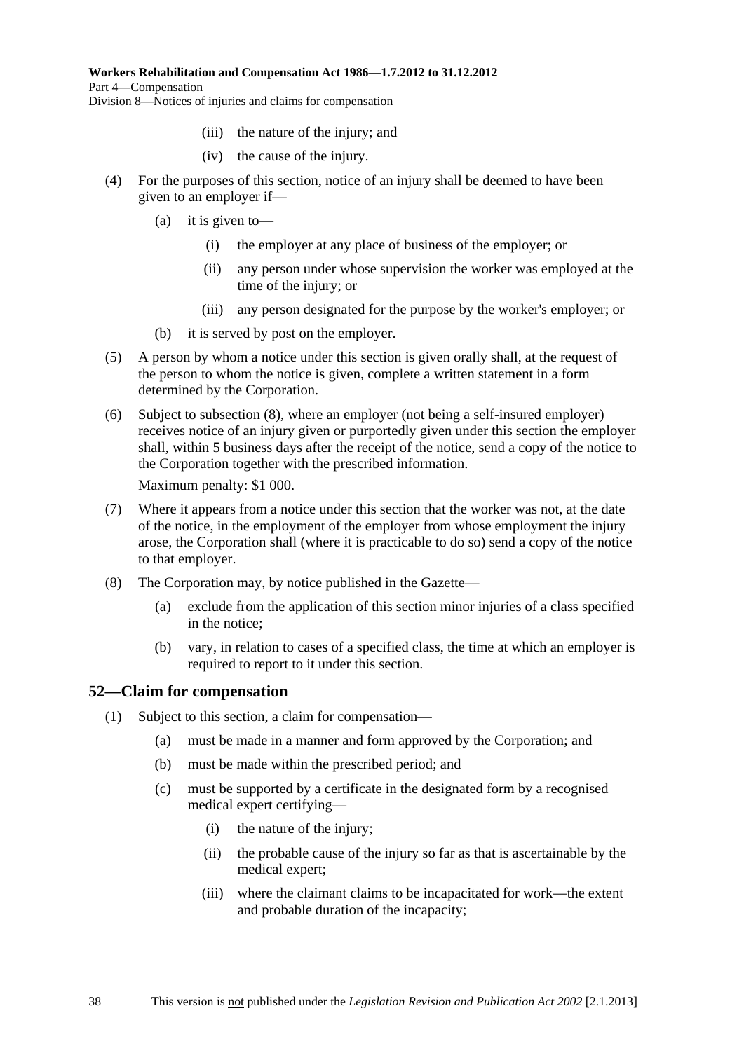(iii) the nature of the injury; and

(iv) the cause of the injury.

(4) For the purposes of this section, notice of an injury shall be deemed to have been given to an employer if—

(a) it is given to—

(i) the employer at any place of business of the employer; or

(ii) any person under whose supervision the worker was employed at the time of the injury; or

(iii) any person designated for the purpose by the worker's employer; or

(b) it is served by post on the employer.

(5) A person by whom a notice under this section is given orally shall, at the request of the person to whom the notice is given, complete a written statement in a form determined by the Corporation.

(6) Subject to subsection (8), where an employer (not being a self-insured employer) receives notice of an injury given or purportedly given under this section the employer shall, within 5 business days after the receipt of the notice, send a copy of the notice to the Corporation together with the prescribed information.

Maximum penalty: $1 000.

(7) Where it appears from a notice under this section that the worker was not, at the date of the notice, in the employment of the employer from whose employment the injury arose, the Corporation shall (where it is practicable to do so) send a copy of the notice to that employer.

(8) The Corporation may, by notice published in the Gazette—

(a) exclude from the application of this section minor injuries of a class specified in the notice;

(b) vary, in relation to cases of a specified class, the time at which an employer is required to report to it under this section.

## 52—Claim for compensation

(1) Subject to this section, a claim for compensation—

(a) must be made in a manner and form approved by the Corporation; and

(b) must be made within the prescribed period; and

(c) must be supported by a certificate in the designated form by a recognised medical expert certifying—

(i) the nature of the injury;

(ii) the probable cause of the injury so far as that is ascertainable by the medical expert;

(iii) where the claimant claims to be incapacitated for work—the extent and probable duration of the incapacity;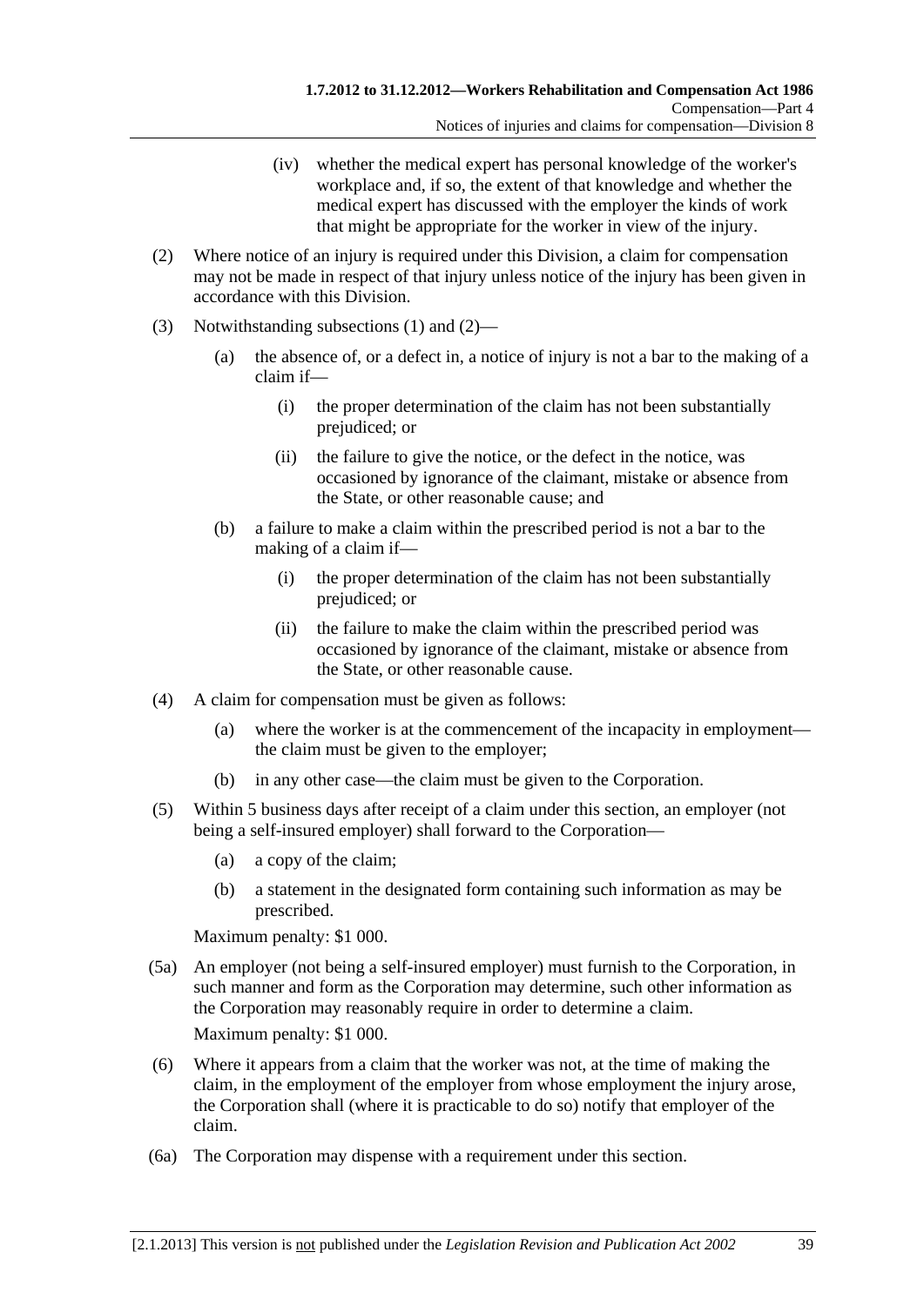(iv) whether the medical expert has personal knowledge of the worker's workplace and, if so, the extent of that knowledge and whether the medical expert has discussed with the employer the kinds of work that might be appropriate for the worker in view of the injury.

(2) Where notice of an injury is required under this Division, a claim for compensation may not be made in respect of that injury unless notice of the injury has been given in accordance with this Division.

(3) Notwithstanding subsections (1) and (2)—

(a) the absence of, or a defect in, a notice of injury is not a bar to the making of a claim if—

(i) the proper determination of the claim has not been substantially prejudiced; or

(ii) the failure to give the notice, or the defect in the notice, was occasioned by ignorance of the claimant, mistake or absence from the State, or other reasonable cause; and

(b) a failure to make a claim within the prescribed period is not a bar to the making of a claim if—

(i) the proper determination of the claim has not been substantially prejudiced; or

(ii) the failure to make the claim within the prescribed period was occasioned by ignorance of the claimant, mistake or absence from the State, or other reasonable cause.

(4) A claim for compensation must be given as follows:

(a) where the worker is at the commencement of the incapacity in employment—the claim must be given to the employer;

(b) in any other case—the claim must be given to the Corporation.

(5) Within 5 business days after receipt of a claim under this section, an employer (not being a self-insured employer) shall forward to the Corporation—

(a) a copy of the claim;

(b) a statement in the designated form containing such information as may be prescribed.

Maximum penalty: $1 000.

(5a) An employer (not being a self-insured employer) must furnish to the Corporation, in such manner and form as the Corporation may determine, such other information as the Corporation may reasonably require in order to determine a claim.

Maximum penalty: $1 000.

(6) Where it appears from a claim that the worker was not, at the time of making the claim, in the employment of the employer from whose employment the injury arose, the Corporation shall (where it is practicable to do so) notify that employer of the claim.

(6a) The Corporation may dispense with a requirement under this section.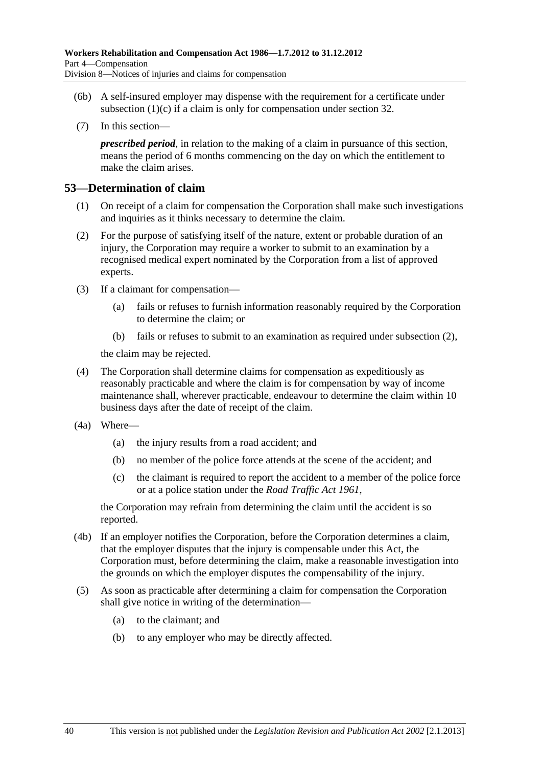(6b) A self-insured employer may dispense with the requirement for a certificate under subsection (1)(c) if a claim is only for compensation under section 32.

(7) In this section—

***prescribed period***, in relation to the making of a claim in pursuance of this section, means the period of 6 months commencing on the day on which the entitlement to make the claim arises.

## 53—Determination of claim

(1) On receipt of a claim for compensation the Corporation shall make such investigations and inquiries as it thinks necessary to determine the claim.

(2) For the purpose of satisfying itself of the nature, extent or probable duration of an injury, the Corporation may require a worker to submit to an examination by a recognised medical expert nominated by the Corporation from a list of approved experts.

(3) If a claimant for compensation—

(a) fails or refuses to furnish information reasonably required by the Corporation to determine the claim; or

(b) fails or refuses to submit to an examination as required under subsection (2),

the claim may be rejected.

(4) The Corporation shall determine claims for compensation as expeditiously as reasonably practicable and where the claim is for compensation by way of income maintenance shall, wherever practicable, endeavour to determine the claim within 10 business days after the date of receipt of the claim.

(4a) Where—

(a) the injury results from a road accident; and

(b) no member of the police force attends at the scene of the accident; and

(c) the claimant is required to report the accident to a member of the police force or at a police station under the *Road Traffic Act 1961*,

the Corporation may refrain from determining the claim until the accident is so reported.

(4b) If an employer notifies the Corporation, before the Corporation determines a claim, that the employer disputes that the injury is compensable under this Act, the Corporation must, before determining the claim, make a reasonable investigation into the grounds on which the employer disputes the compensability of the injury.

(5) As soon as practicable after determining a claim for compensation the Corporation shall give notice in writing of the determination—

(a) to the claimant; and

(b) to any employer who may be directly affected.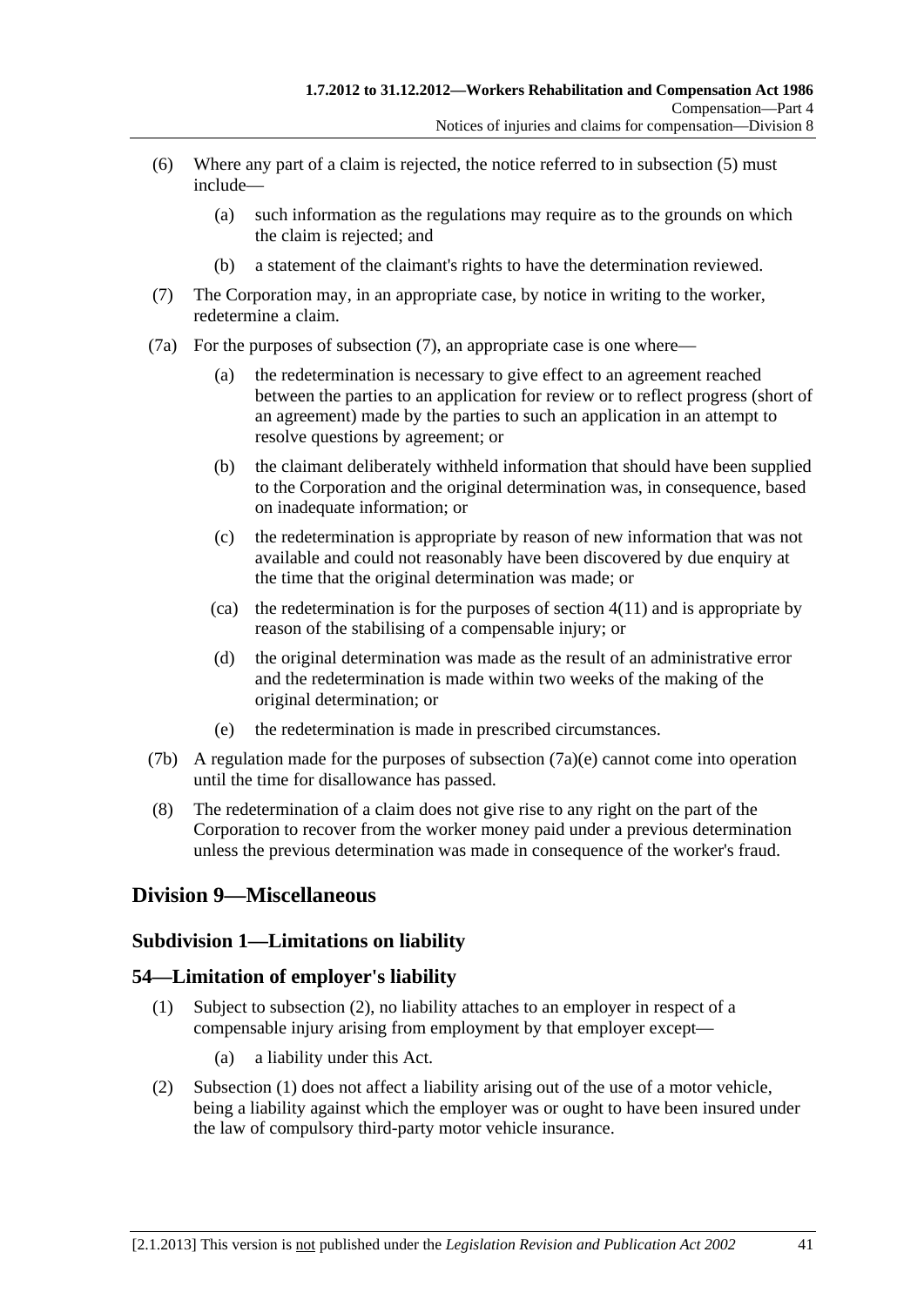(6) Where any part of a claim is rejected, the notice referred to in subsection (5) must include—

(a) such information as the regulations may require as to the grounds on which the claim is rejected; and

(b) a statement of the claimant's rights to have the determination reviewed.

(7) The Corporation may, in an appropriate case, by notice in writing to the worker, redetermine a claim.

(7a) For the purposes of subsection (7), an appropriate case is one where—

(a) the redetermination is necessary to give effect to an agreement reached between the parties to an application for review or to reflect progress (short of an agreement) made by the parties to such an application in an attempt to resolve questions by agreement; or

(b) the claimant deliberately withheld information that should have been supplied to the Corporation and the original determination was, in consequence, based on inadequate information; or

(c) the redetermination is appropriate by reason of new information that was not available and could not reasonably have been discovered by due enquiry at the time that the original determination was made; or

(ca) the redetermination is for the purposes of section 4(11) and is appropriate by reason of the stabilising of a compensable injury; or

(d) the original determination was made as the result of an administrative error and the redetermination is made within two weeks of the making of the original determination; or

(e) the redetermination is made in prescribed circumstances.

(7b) A regulation made for the purposes of subsection (7a)(e) cannot come into operation until the time for disallowance has passed.

(8) The redetermination of a claim does not give rise to any right on the part of the Corporation to recover from the worker money paid under a previous determination unless the previous determination was made in consequence of the worker's fraud.

## Division 9—Miscellaneous

### Subdivision 1—Limitations on liability

### 54—Limitation of employer's liability

(1) Subject to subsection (2), no liability attaches to an employer in respect of a compensable injury arising from employment by that employer except—

(a) a liability under this Act.

(2) Subsection (1) does not affect a liability arising out of the use of a motor vehicle, being a liability against which the employer was or ought to have been insured under the law of compulsory third-party motor vehicle insurance.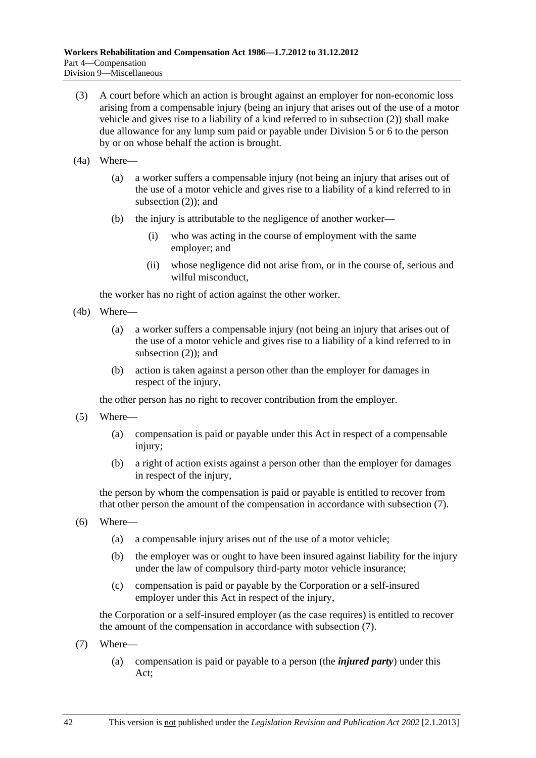(3) A court before which an action is brought against an employer for non-economic loss arising from a compensable injury (being an injury that arises out of the use of a motor vehicle and gives rise to a liability of a kind referred to in subsection (2)) shall make due allowance for any lump sum paid or payable under Division 5 or 6 to the person by or on whose behalf the action is brought.

(4a) Where—

- (a) a worker suffers a compensable injury (not being an injury that arises out of the use of a motor vehicle and gives rise to a liability of a kind referred to in subsection (2)); and
- (b) the injury is attributable to the negligence of another worker—
  - (i) who was acting in the course of employment with the same employer; and
  - (ii) whose negligence did not arise from, or in the course of, serious and wilful misconduct,

the worker has no right of action against the other worker.

(4b) Where—

- (a) a worker suffers a compensable injury (not being an injury that arises out of the use of a motor vehicle and gives rise to a liability of a kind referred to in subsection (2)); and
- (b) action is taken against a person other than the employer for damages in respect of the injury,

the other person has no right to recover contribution from the employer.

(5) Where—

- (a) compensation is paid or payable under this Act in respect of a compensable injury;
- (b) a right of action exists against a person other than the employer for damages in respect of the injury,

the person by whom the compensation is paid or payable is entitled to recover from that other person the amount of the compensation in accordance with subsection (7).

(6) Where—

- (a) a compensable injury arises out of the use of a motor vehicle;
- (b) the employer was or ought to have been insured against liability for the injury under the law of compulsory third-party motor vehicle insurance;
- (c) compensation is paid or payable by the Corporation or a self-insured employer under this Act in respect of the injury,

the Corporation or a self-insured employer (as the case requires) is entitled to recover the amount of the compensation in accordance with subsection (7).

(7) Where—

- (a) compensation is paid or payable to a person (the ***injured party***) under this Act;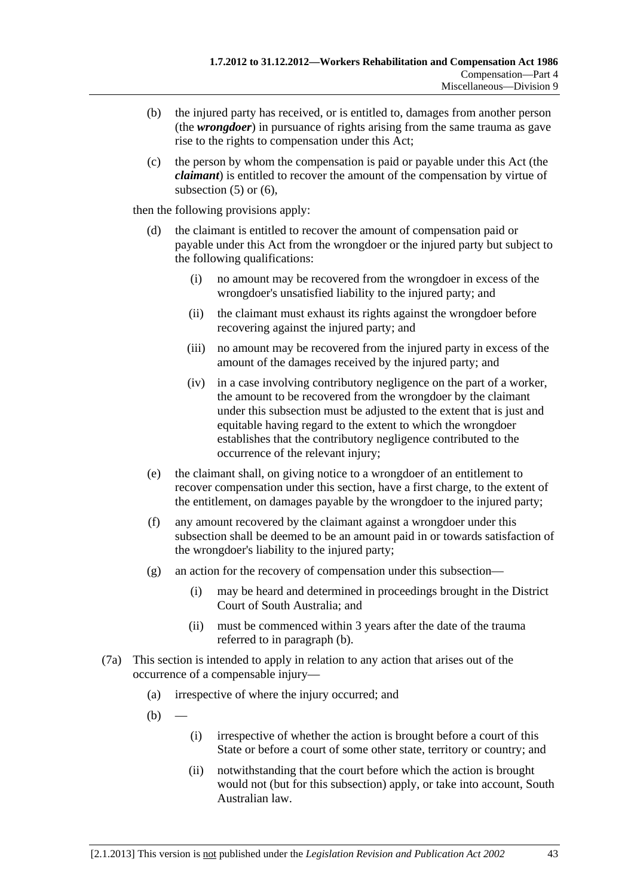(b) the injured party has received, or is entitled to, damages from another person (the ***wrongdoer***) in pursuance of rights arising from the same trauma as gave rise to the rights to compensation under this Act;

(c) the person by whom the compensation is paid or payable under this Act (the ***claimant***) is entitled to recover the amount of the compensation by virtue of subsection (5) or (6),

then the following provisions apply:

(d) the claimant is entitled to recover the amount of compensation paid or payable under this Act from the wrongdoer or the injured party but subject to the following qualifications:

  (i) no amount may be recovered from the wrongdoer in excess of the wrongdoer's unsatisfied liability to the injured party; and

  (ii) the claimant must exhaust its rights against the wrongdoer before recovering against the injured party; and

  (iii) no amount may be recovered from the injured party in excess of the amount of the damages received by the injured party; and

  (iv) in a case involving contributory negligence on the part of a worker, the amount to be recovered from the wrongdoer by the claimant under this subsection must be adjusted to the extent that is just and equitable having regard to the extent to which the wrongdoer establishes that the contributory negligence contributed to the occurrence of the relevant injury;

(e) the claimant shall, on giving notice to a wrongdoer of an entitlement to recover compensation under this section, have a first charge, to the extent of the entitlement, on damages payable by the wrongdoer to the injured party;

(f) any amount recovered by the claimant against a wrongdoer under this subsection shall be deemed to be an amount paid in or towards satisfaction of the wrongdoer's liability to the injured party;

(g) an action for the recovery of compensation under this subsection—

  (i) may be heard and determined in proceedings brought in the District Court of South Australia; and

  (ii) must be commenced within 3 years after the date of the trauma referred to in paragraph (b).

(7a) This section is intended to apply in relation to any action that arises out of the occurrence of a compensable injury—

(a) irrespective of where the injury occurred; and

(b) —

  (i) irrespective of whether the action is brought before a court of this State or before a court of some other state, territory or country; and

  (ii) notwithstanding that the court before which the action is brought would not (but for this subsection) apply, or take into account, South Australian law.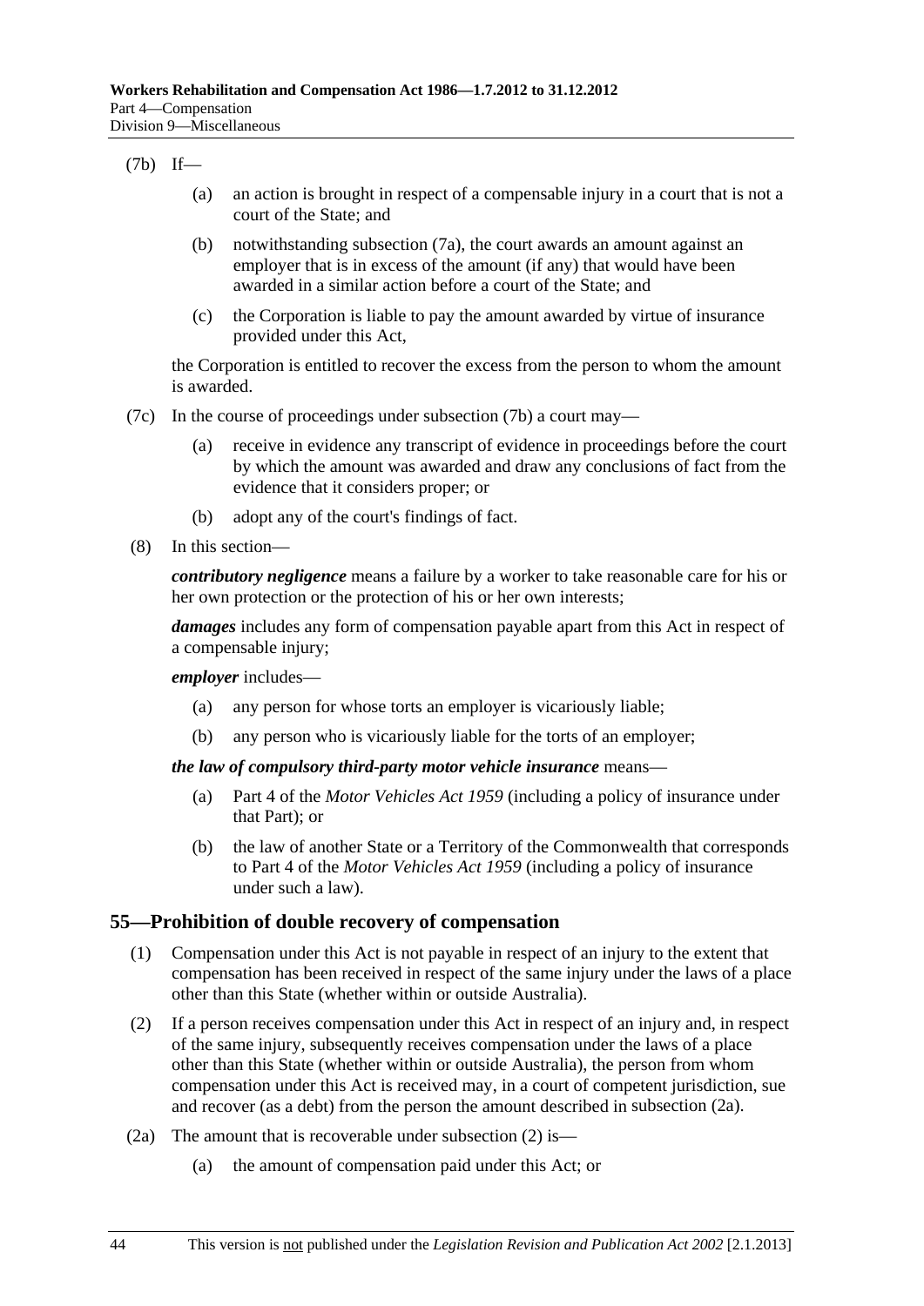(7b) If—

(a) an action is brought in respect of a compensable injury in a court that is not a court of the State; and

(b) notwithstanding subsection (7a), the court awards an amount against an employer that is in excess of the amount (if any) that would have been awarded in a similar action before a court of the State; and

(c) the Corporation is liable to pay the amount awarded by virtue of insurance provided under this Act,

the Corporation is entitled to recover the excess from the person to whom the amount is awarded.

(7c) In the course of proceedings under subsection (7b) a court may—

(a) receive in evidence any transcript of evidence in proceedings before the court by which the amount was awarded and draw any conclusions of fact from the evidence that it considers proper; or

(b) adopt any of the court's findings of fact.

(8) In this section—

***contributory negligence*** means a failure by a worker to take reasonable care for his or her own protection or the protection of his or her own interests;

***damages*** includes any form of compensation payable apart from this Act in respect of a compensable injury;

***employer*** includes—

(a) any person for whose torts an employer is vicariously liable;

(b) any person who is vicariously liable for the torts of an employer;

***the law of compulsory third-party motor vehicle insurance*** means—

(a) Part 4 of the *Motor Vehicles Act 1959* (including a policy of insurance under that Part); or

(b) the law of another State or a Territory of the Commonwealth that corresponds to Part 4 of the *Motor Vehicles Act 1959* (including a policy of insurance under such a law).

## 55—Prohibition of double recovery of compensation

(1) Compensation under this Act is not payable in respect of an injury to the extent that compensation has been received in respect of the same injury under the laws of a place other than this State (whether within or outside Australia).

(2) If a person receives compensation under this Act in respect of an injury and, in respect of the same injury, subsequently receives compensation under the laws of a place other than this State (whether within or outside Australia), the person from whom compensation under this Act is received may, in a court of competent jurisdiction, sue and recover (as a debt) from the person the amount described in subsection (2a).

(2a) The amount that is recoverable under subsection (2) is—

(a) the amount of compensation paid under this Act; or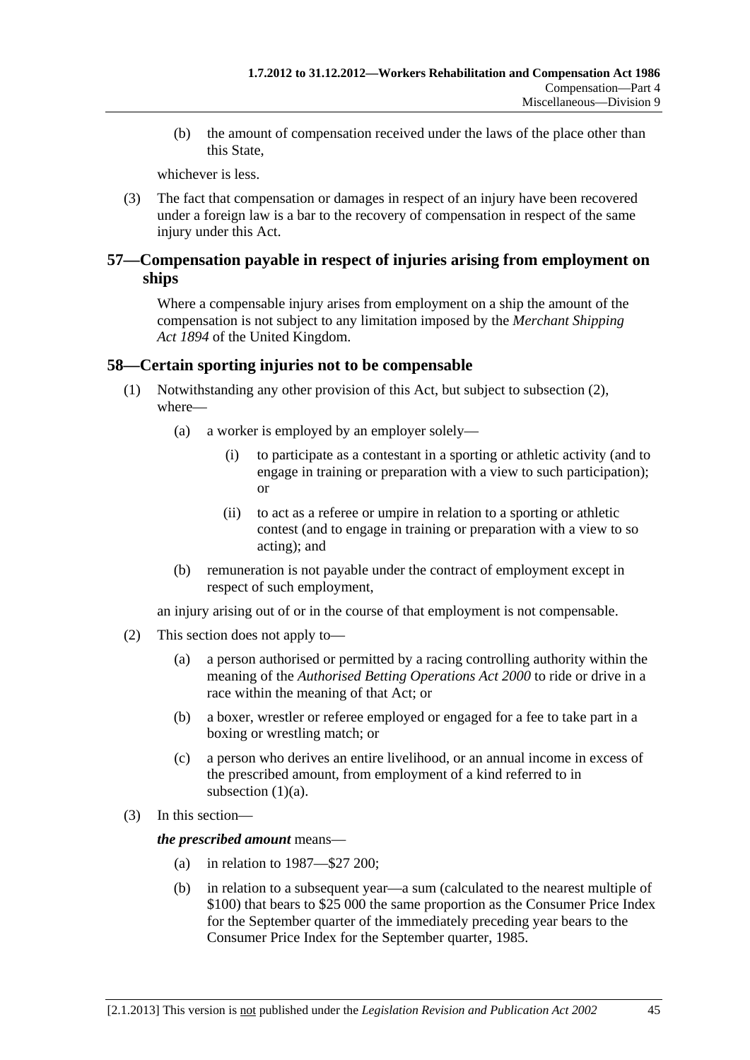(b) the amount of compensation received under the laws of the place other than this State,

whichever is less.

(3) The fact that compensation or damages in respect of an injury have been recovered under a foreign law is a bar to the recovery of compensation in respect of the same injury under this Act.

## 57—Compensation payable in respect of injuries arising from employment on ships

Where a compensable injury arises from employment on a ship the amount of the compensation is not subject to any limitation imposed by the *Merchant Shipping Act 1894* of the United Kingdom.

## 58—Certain sporting injuries not to be compensable

(1) Notwithstanding any other provision of this Act, but subject to subsection (2), where—

(a) a worker is employed by an employer solely—

(i) to participate as a contestant in a sporting or athletic activity (and to engage in training or preparation with a view to such participation); or

(ii) to act as a referee or umpire in relation to a sporting or athletic contest (and to engage in training or preparation with a view to so acting); and

(b) remuneration is not payable under the contract of employment except in respect of such employment,

an injury arising out of or in the course of that employment is not compensable.

(2) This section does not apply to—

(a) a person authorised or permitted by a racing controlling authority within the meaning of the *Authorised Betting Operations Act 2000* to ride or drive in a race within the meaning of that Act; or

(b) a boxer, wrestler or referee employed or engaged for a fee to take part in a boxing or wrestling match; or

(c) a person who derives an entire livelihood, or an annual income in excess of the prescribed amount, from employment of a kind referred to in subsection (1)(a).

(3) In this section—

***the prescribed amount*** means—

(a) in relation to 1987—$27 200;

(b) in relation to a subsequent year—a sum (calculated to the nearest multiple of $100) that bears to $25 000 the same proportion as the Consumer Price Index for the September quarter of the immediately preceding year bears to the Consumer Price Index for the September quarter, 1985.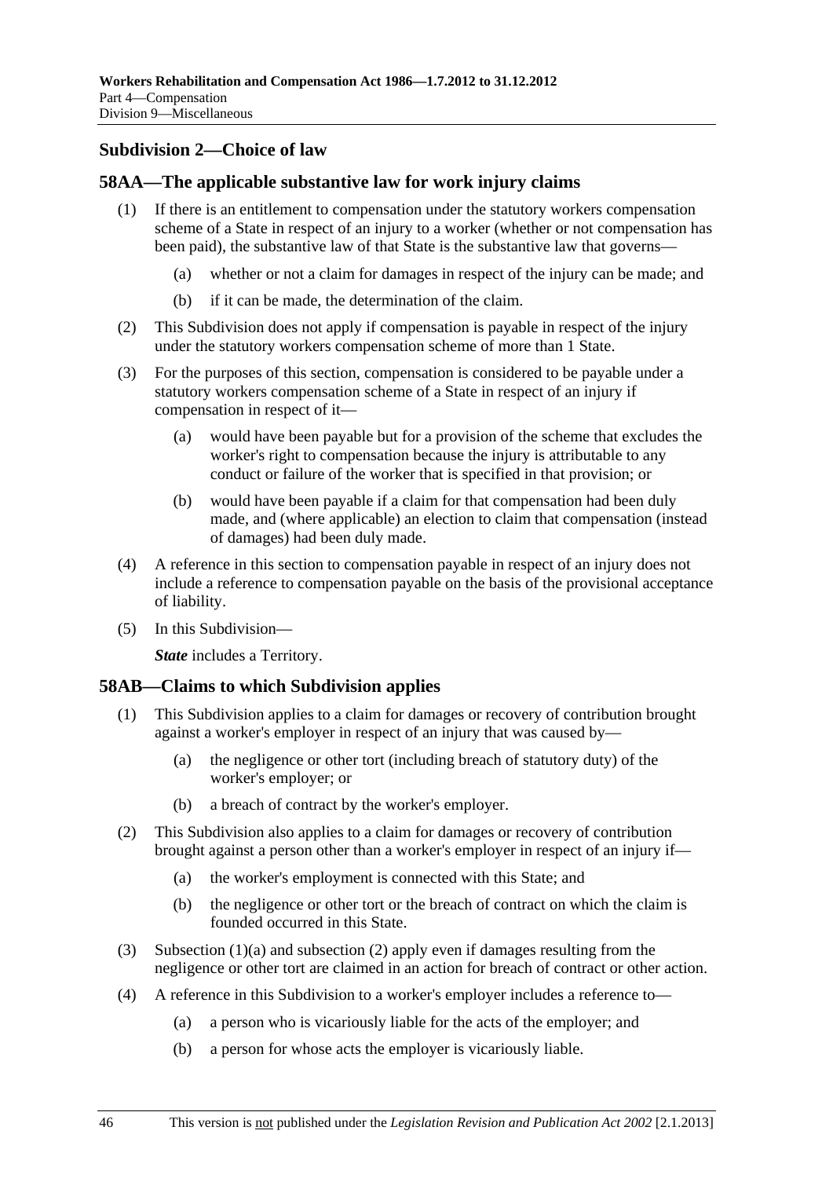## Subdivision 2—Choice of law

### 58AA—The applicable substantive law for work injury claims

(1) If there is an entitlement to compensation under the statutory workers compensation scheme of a State in respect of an injury to a worker (whether or not compensation has been paid), the substantive law of that State is the substantive law that governs—

(a) whether or not a claim for damages in respect of the injury can be made; and

(b) if it can be made, the determination of the claim.

(2) This Subdivision does not apply if compensation is payable in respect of the injury under the statutory workers compensation scheme of more than 1 State.

(3) For the purposes of this section, compensation is considered to be payable under a statutory workers compensation scheme of a State in respect of an injury if compensation in respect of it—

(a) would have been payable but for a provision of the scheme that excludes the worker's right to compensation because the injury is attributable to any conduct or failure of the worker that is specified in that provision; or

(b) would have been payable if a claim for that compensation had been duly made, and (where applicable) an election to claim that compensation (instead of damages) had been duly made.

(4) A reference in this section to compensation payable in respect of an injury does not include a reference to compensation payable on the basis of the provisional acceptance of liability.

(5) In this Subdivision—

***State*** includes a Territory.

### 58AB—Claims to which Subdivision applies

(1) This Subdivision applies to a claim for damages or recovery of contribution brought against a worker's employer in respect of an injury that was caused by—

(a) the negligence or other tort (including breach of statutory duty) of the worker's employer; or

(b) a breach of contract by the worker's employer.

(2) This Subdivision also applies to a claim for damages or recovery of contribution brought against a person other than a worker's employer in respect of an injury if—

(a) the worker's employment is connected with this State; and

(b) the negligence or other tort or the breach of contract on which the claim is founded occurred in this State.

(3) Subsection (1)(a) and subsection (2) apply even if damages resulting from the negligence or other tort are claimed in an action for breach of contract or other action.

(4) A reference in this Subdivision to a worker's employer includes a reference to—

(a) a person who is vicariously liable for the acts of the employer; and

(b) a person for whose acts the employer is vicariously liable.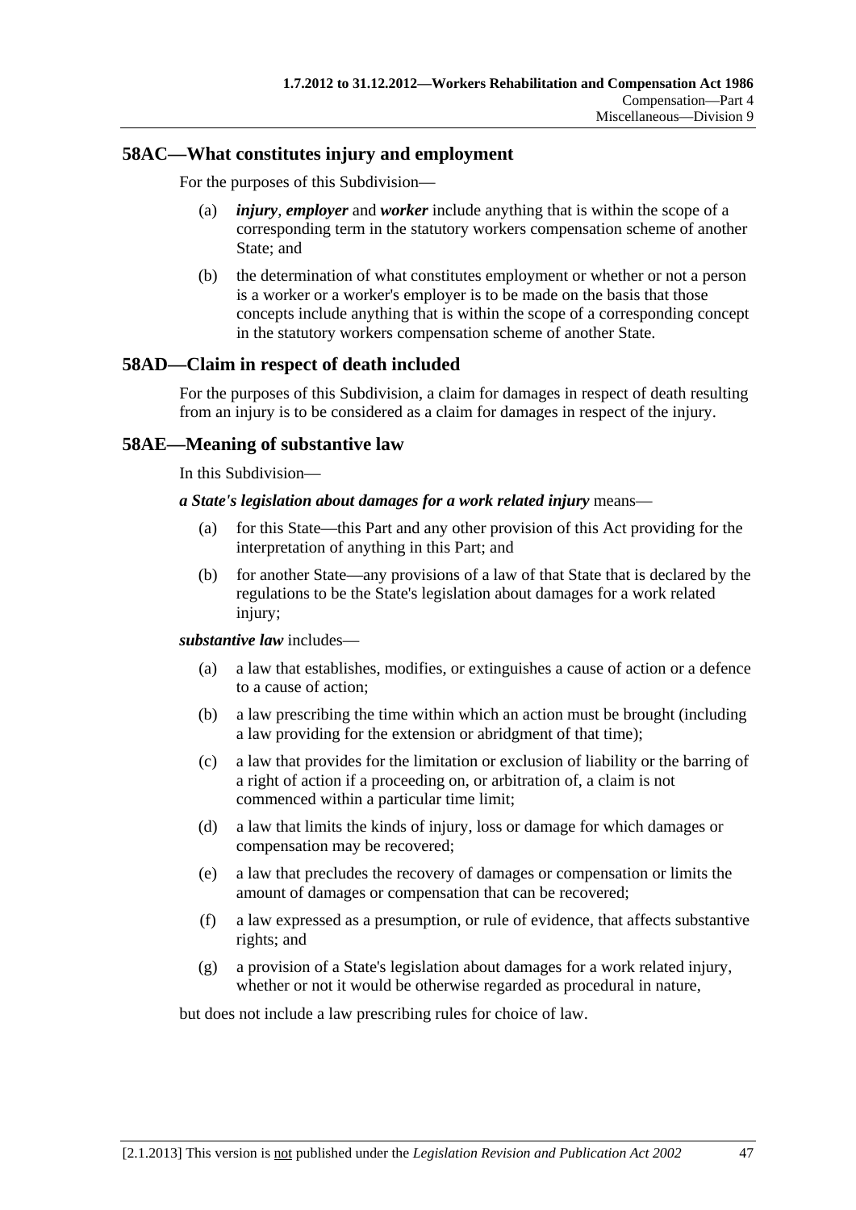## 58AC—What constitutes injury and employment

For the purposes of this Subdivision—

(a) ***injury***, ***employer*** and ***worker*** include anything that is within the scope of a corresponding term in the statutory workers compensation scheme of another State; and

(b) the determination of what constitutes employment or whether or not a person is a worker or a worker's employer is to be made on the basis that those concepts include anything that is within the scope of a corresponding concept in the statutory workers compensation scheme of another State.

## 58AD—Claim in respect of death included

For the purposes of this Subdivision, a claim for damages in respect of death resulting from an injury is to be considered as a claim for damages in respect of the injury.

## 58AE—Meaning of substantive law

In this Subdivision—

***a State's legislation about damages for a work related injury*** means—

(a) for this State—this Part and any other provision of this Act providing for the interpretation of anything in this Part; and

(b) for another State—any provisions of a law of that State that is declared by the regulations to be the State's legislation about damages for a work related injury;

***substantive law*** includes—

(a) a law that establishes, modifies, or extinguishes a cause of action or a defence to a cause of action;

(b) a law prescribing the time within which an action must be brought (including a law providing for the extension or abridgment of that time);

(c) a law that provides for the limitation or exclusion of liability or the barring of a right of action if a proceeding on, or arbitration of, a claim is not commenced within a particular time limit;

(d) a law that limits the kinds of injury, loss or damage for which damages or compensation may be recovered;

(e) a law that precludes the recovery of damages or compensation or limits the amount of damages or compensation that can be recovered;

(f) a law expressed as a presumption, or rule of evidence, that affects substantive rights; and

(g) a provision of a State's legislation about damages for a work related injury, whether or not it would be otherwise regarded as procedural in nature,

but does not include a law prescribing rules for choice of law.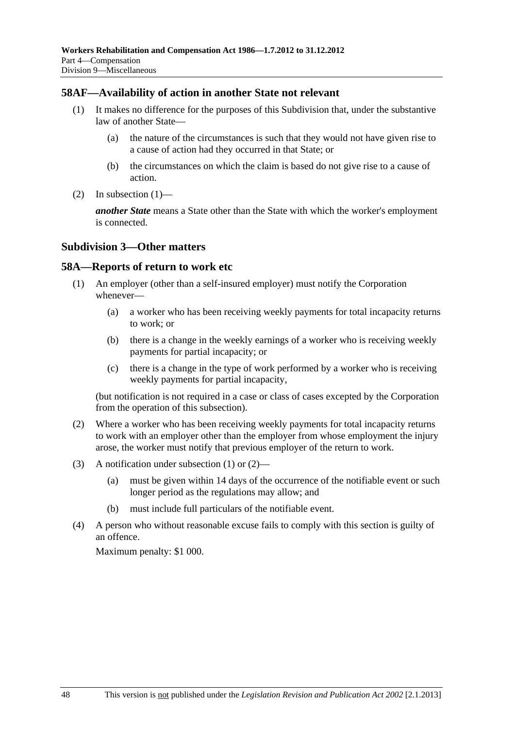## 58AF—Availability of action in another State not relevant

(1) It makes no difference for the purposes of this Subdivision that, under the substantive law of another State—

(a) the nature of the circumstances is such that they would not have given rise to a cause of action had they occurred in that State; or

(b) the circumstances on which the claim is based do not give rise to a cause of action.

(2) In subsection (1)—

***another State*** means a State other than the State with which the worker's employment is connected.

## Subdivision 3—Other matters

## 58A—Reports of return to work etc

(1) An employer (other than a self-insured employer) must notify the Corporation whenever—

(a) a worker who has been receiving weekly payments for total incapacity returns to work; or

(b) there is a change in the weekly earnings of a worker who is receiving weekly payments for partial incapacity; or

(c) there is a change in the type of work performed by a worker who is receiving weekly payments for partial incapacity,

(but notification is not required in a case or class of cases excepted by the Corporation from the operation of this subsection).

(2) Where a worker who has been receiving weekly payments for total incapacity returns to work with an employer other than the employer from whose employment the injury arose, the worker must notify that previous employer of the return to work.

(3) A notification under subsection (1) or (2)—

(a) must be given within 14 days of the occurrence of the notifiable event or such longer period as the regulations may allow; and

(b) must include full particulars of the notifiable event.

(4) A person who without reasonable excuse fails to comply with this section is guilty of an offence.

Maximum penalty: $1 000.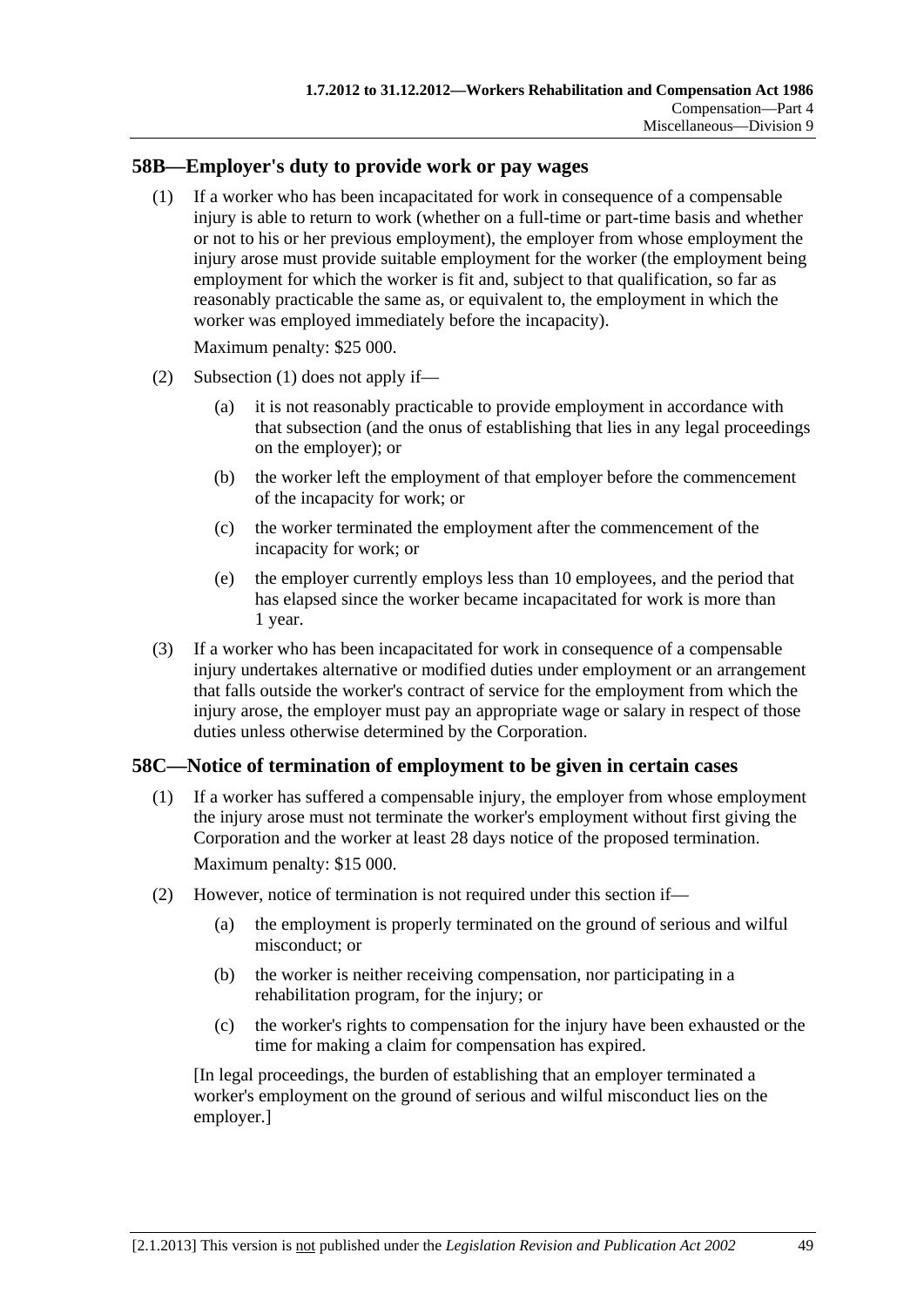## 58B—Employer's duty to provide work or pay wages

(1) If a worker who has been incapacitated for work in consequence of a compensable injury is able to return to work (whether on a full-time or part-time basis and whether or not to his or her previous employment), the employer from whose employment the injury arose must provide suitable employment for the worker (the employment being employment for which the worker is fit and, subject to that qualification, so far as reasonably practicable the same as, or equivalent to, the employment in which the worker was employed immediately before the incapacity).

Maximum penalty: $25 000.

(2) Subsection (1) does not apply if—

(a) it is not reasonably practicable to provide employment in accordance with that subsection (and the onus of establishing that lies in any legal proceedings on the employer); or

(b) the worker left the employment of that employer before the commencement of the incapacity for work; or

(c) the worker terminated the employment after the commencement of the incapacity for work; or

(e) the employer currently employs less than 10 employees, and the period that has elapsed since the worker became incapacitated for work is more than 1 year.

(3) If a worker who has been incapacitated for work in consequence of a compensable injury undertakes alternative or modified duties under employment or an arrangement that falls outside the worker's contract of service for the employment from which the injury arose, the employer must pay an appropriate wage or salary in respect of those duties unless otherwise determined by the Corporation.

## 58C—Notice of termination of employment to be given in certain cases

(1) If a worker has suffered a compensable injury, the employer from whose employment the injury arose must not terminate the worker's employment without first giving the Corporation and the worker at least 28 days notice of the proposed termination.

Maximum penalty: $15 000.

(2) However, notice of termination is not required under this section if—

(a) the employment is properly terminated on the ground of serious and wilful misconduct; or

(b) the worker is neither receiving compensation, nor participating in a rehabilitation program, for the injury; or

(c) the worker's rights to compensation for the injury have been exhausted or the time for making a claim for compensation has expired.

[In legal proceedings, the burden of establishing that an employer terminated a worker's employment on the ground of serious and wilful misconduct lies on the employer.]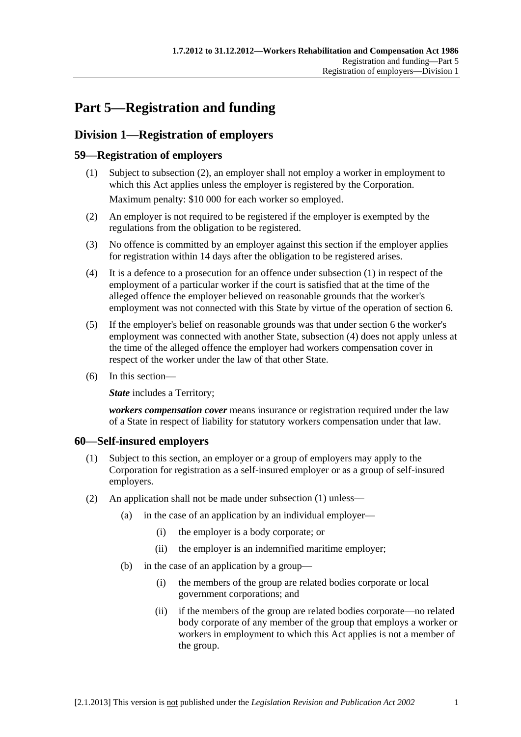# Part 5—Registration and funding

## Division 1—Registration of employers

### 59—Registration of employers

(1) Subject to subsection (2), an employer shall not employ a worker in employment to which this Act applies unless the employer is registered by the Corporation.

Maximum penalty: $10 000 for each worker so employed.

(2) An employer is not required to be registered if the employer is exempted by the regulations from the obligation to be registered.

(3) No offence is committed by an employer against this section if the employer applies for registration within 14 days after the obligation to be registered arises.

(4) It is a defence to a prosecution for an offence under subsection (1) in respect of the employment of a particular worker if the court is satisfied that at the time of the alleged offence the employer believed on reasonable grounds that the worker's employment was not connected with this State by virtue of the operation of section 6.

(5) If the employer's belief on reasonable grounds was that under section 6 the worker's employment was connected with another State, subsection (4) does not apply unless at the time of the alleged offence the employer had workers compensation cover in respect of the worker under the law of that other State.

(6) In this section—

***State*** includes a Territory;

***workers compensation cover*** means insurance or registration required under the law of a State in respect of liability for statutory workers compensation under that law.

### 60—Self-insured employers

(1) Subject to this section, an employer or a group of employers may apply to the Corporation for registration as a self-insured employer or as a group of self-insured employers.

(2) An application shall not be made under subsection (1) unless—

(a) in the case of an application by an individual employer—

(i) the employer is a body corporate; or

(ii) the employer is an indemnified maritime employer;

(b) in the case of an application by a group—

(i) the members of the group are related bodies corporate or local government corporations; and

(ii) if the members of the group are related bodies corporate—no related body corporate of any member of the group that employs a worker or workers in employment to which this Act applies is not a member of the group.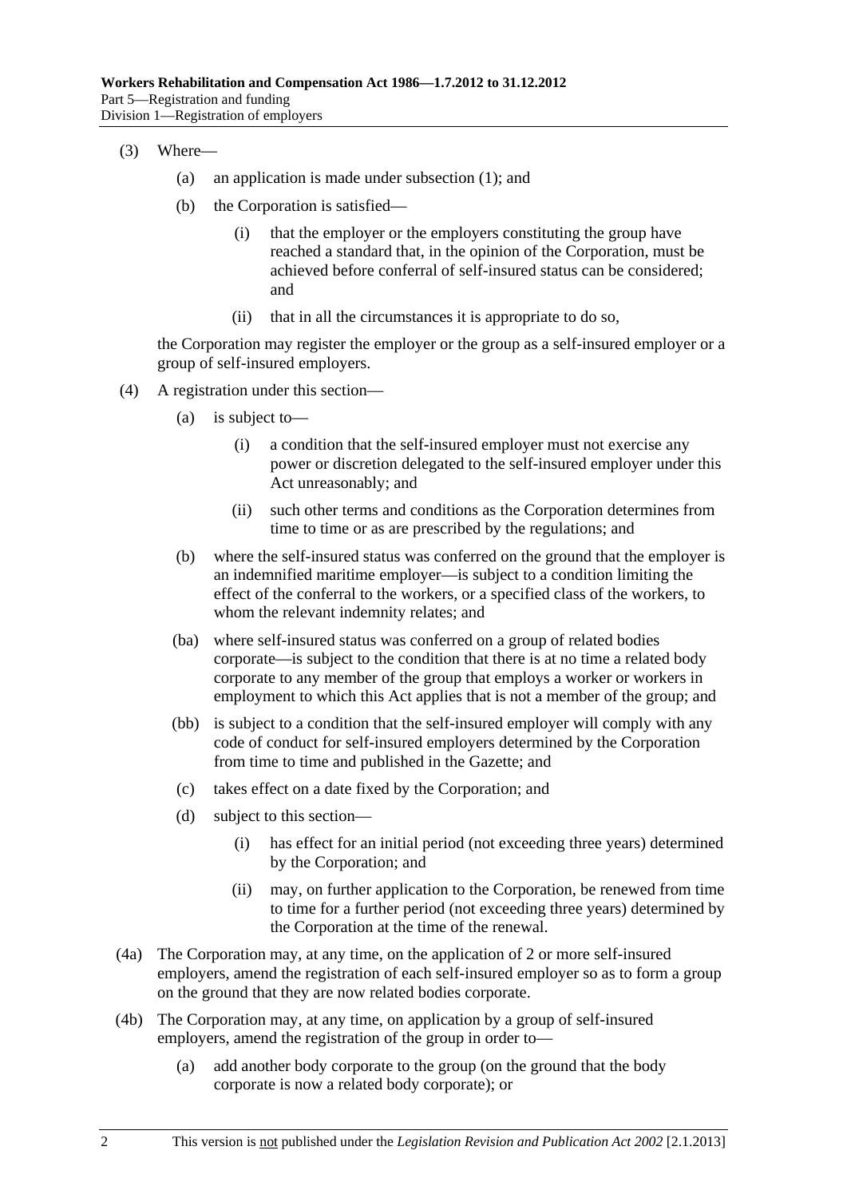(3) Where—

(a) an application is made under subsection (1); and

(b) the Corporation is satisfied—

(i) that the employer or the employers constituting the group have reached a standard that, in the opinion of the Corporation, must be achieved before conferral of self-insured status can be considered; and

(ii) that in all the circumstances it is appropriate to do so,

the Corporation may register the employer or the group as a self-insured employer or a group of self-insured employers.

(4) A registration under this section—

(a) is subject to—

(i) a condition that the self-insured employer must not exercise any power or discretion delegated to the self-insured employer under this Act unreasonably; and

(ii) such other terms and conditions as the Corporation determines from time to time or as are prescribed by the regulations; and

(b) where the self-insured status was conferred on the ground that the employer is an indemnified maritime employer—is subject to a condition limiting the effect of the conferral to the workers, or a specified class of the workers, to whom the relevant indemnity relates; and

(ba) where self-insured status was conferred on a group of related bodies corporate—is subject to the condition that there is at no time a related body corporate to any member of the group that employs a worker or workers in employment to which this Act applies that is not a member of the group; and

(bb) is subject to a condition that the self-insured employer will comply with any code of conduct for self-insured employers determined by the Corporation from time to time and published in the Gazette; and

(c) takes effect on a date fixed by the Corporation; and

(d) subject to this section—

(i) has effect for an initial period (not exceeding three years) determined by the Corporation; and

(ii) may, on further application to the Corporation, be renewed from time to time for a further period (not exceeding three years) determined by the Corporation at the time of the renewal.

(4a) The Corporation may, at any time, on the application of 2 or more self-insured employers, amend the registration of each self-insured employer so as to form a group on the ground that they are now related bodies corporate.

(4b) The Corporation may, at any time, on application by a group of self-insured employers, amend the registration of the group in order to—

(a) add another body corporate to the group (on the ground that the body corporate is now a related body corporate); or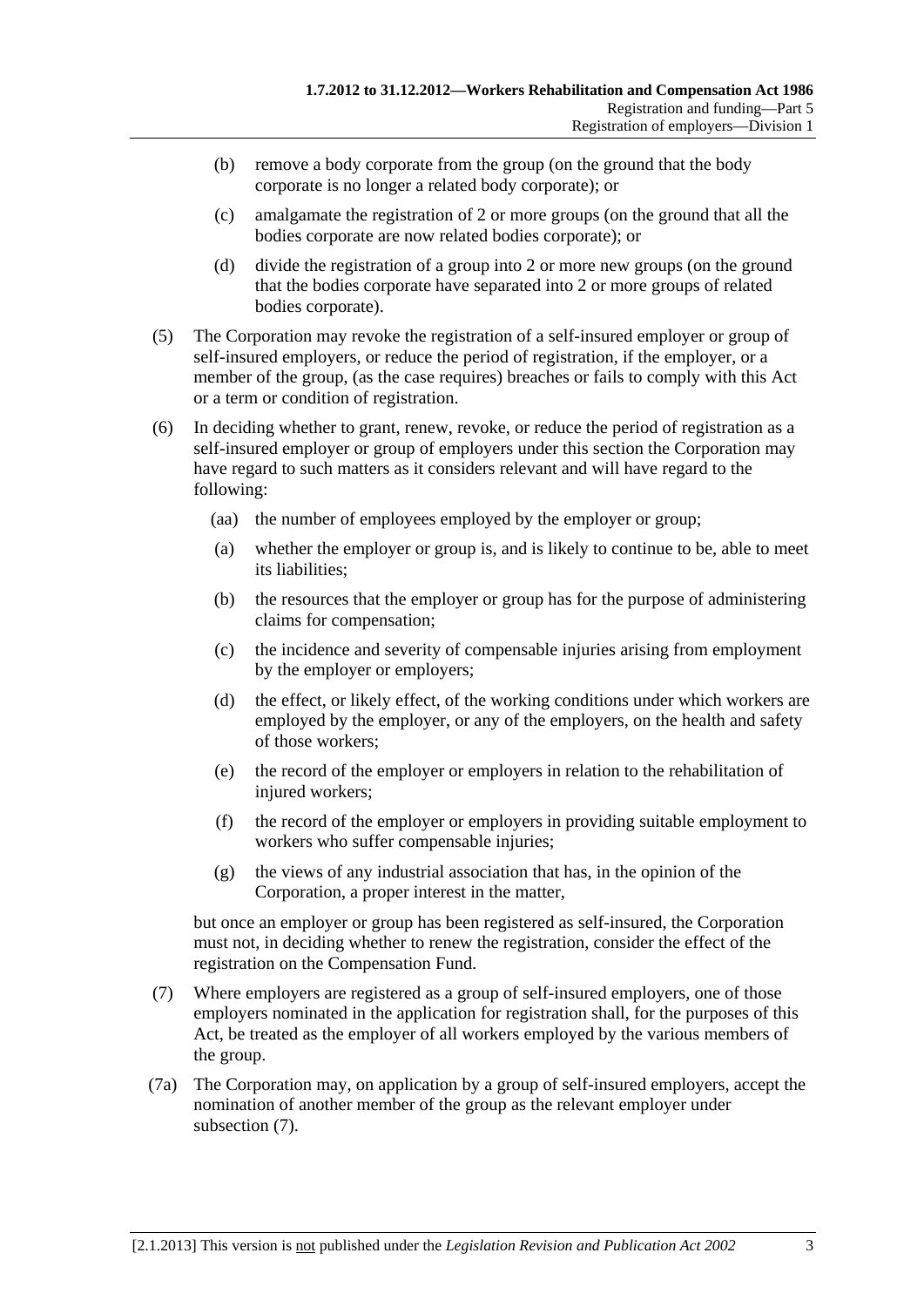(b) remove a body corporate from the group (on the ground that the body corporate is no longer a related body corporate); or

(c) amalgamate the registration of 2 or more groups (on the ground that all the bodies corporate are now related bodies corporate); or

(d) divide the registration of a group into 2 or more new groups (on the ground that the bodies corporate have separated into 2 or more groups of related bodies corporate).

(5) The Corporation may revoke the registration of a self-insured employer or group of self-insured employers, or reduce the period of registration, if the employer, or a member of the group, (as the case requires) breaches or fails to comply with this Act or a term or condition of registration.

(6) In deciding whether to grant, renew, revoke, or reduce the period of registration as a self-insured employer or group of employers under this section the Corporation may have regard to such matters as it considers relevant and will have regard to the following:

(aa) the number of employees employed by the employer or group;

(a) whether the employer or group is, and is likely to continue to be, able to meet its liabilities;

(b) the resources that the employer or group has for the purpose of administering claims for compensation;

(c) the incidence and severity of compensable injuries arising from employment by the employer or employers;

(d) the effect, or likely effect, of the working conditions under which workers are employed by the employer, or any of the employers, on the health and safety of those workers;

(e) the record of the employer or employers in relation to the rehabilitation of injured workers;

(f) the record of the employer or employers in providing suitable employment to workers who suffer compensable injuries;

(g) the views of any industrial association that has, in the opinion of the Corporation, a proper interest in the matter,

but once an employer or group has been registered as self-insured, the Corporation must not, in deciding whether to renew the registration, consider the effect of the registration on the Compensation Fund.

(7) Where employers are registered as a group of self-insured employers, one of those employers nominated in the application for registration shall, for the purposes of this Act, be treated as the employer of all workers employed by the various members of the group.

(7a) The Corporation may, on application by a group of self-insured employers, accept the nomination of another member of the group as the relevant employer under subsection (7).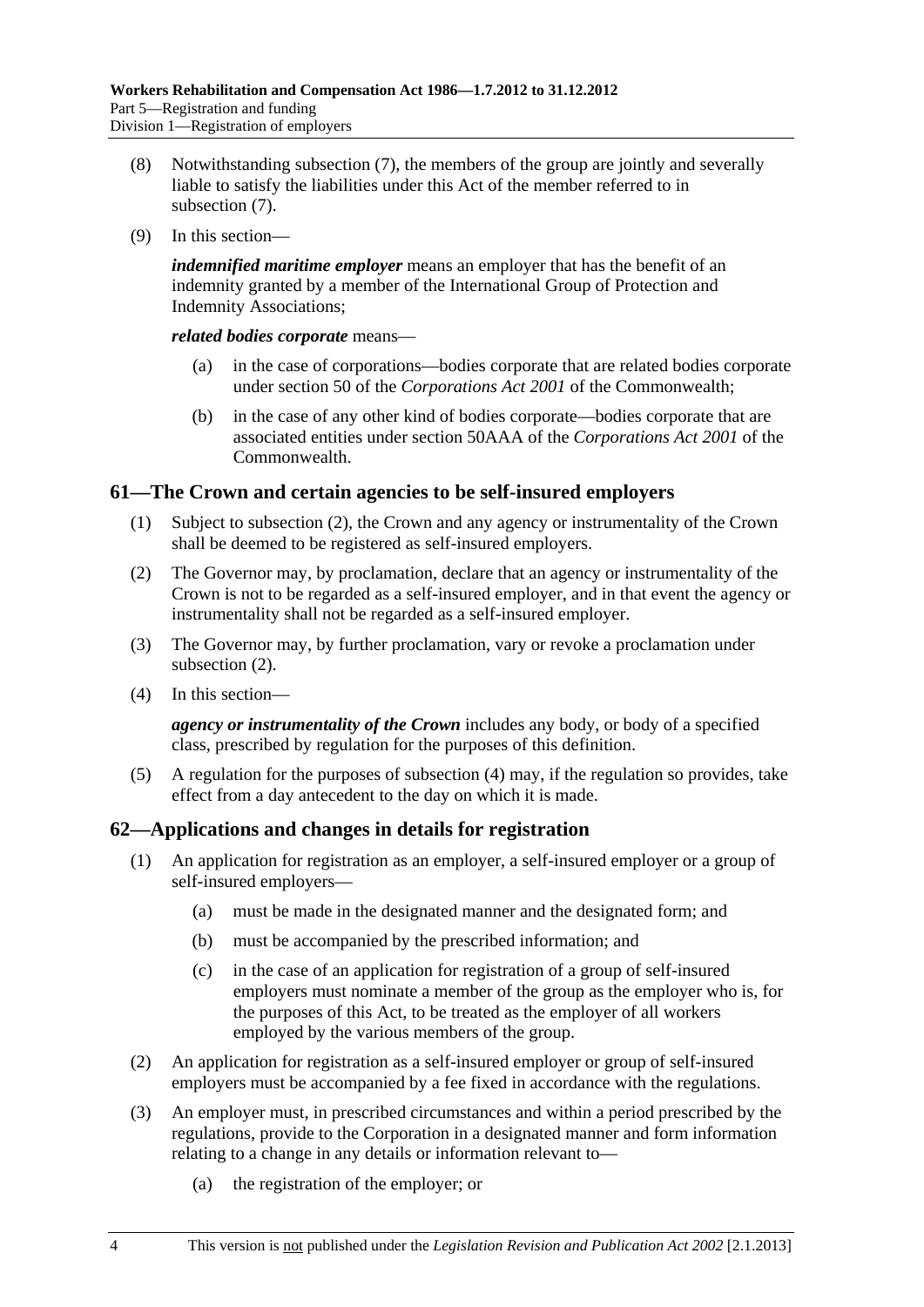(8) Notwithstanding subsection (7), the members of the group are jointly and severally liable to satisfy the liabilities under this Act of the member referred to in subsection (7).

(9) In this section—

***indemnified maritime employer*** means an employer that has the benefit of an indemnity granted by a member of the International Group of Protection and Indemnity Associations;

***related bodies corporate*** means—

- (a) in the case of corporations—bodies corporate that are related bodies corporate under section 50 of the *Corporations Act 2001* of the Commonwealth;
- (b) in the case of any other kind of bodies corporate—bodies corporate that are associated entities under section 50AAA of the *Corporations Act 2001* of the Commonwealth.

## 61—The Crown and certain agencies to be self-insured employers

(1) Subject to subsection (2), the Crown and any agency or instrumentality of the Crown shall be deemed to be registered as self-insured employers.

(2) The Governor may, by proclamation, declare that an agency or instrumentality of the Crown is not to be regarded as a self-insured employer, and in that event the agency or instrumentality shall not be regarded as a self-insured employer.

(3) The Governor may, by further proclamation, vary or revoke a proclamation under subsection (2).

(4) In this section—

***agency or instrumentality of the Crown*** includes any body, or body of a specified class, prescribed by regulation for the purposes of this definition.

(5) A regulation for the purposes of subsection (4) may, if the regulation so provides, take effect from a day antecedent to the day on which it is made.

## 62—Applications and changes in details for registration

(1) An application for registration as an employer, a self-insured employer or a group of self-insured employers—

- (a) must be made in the designated manner and the designated form; and
- (b) must be accompanied by the prescribed information; and
- (c) in the case of an application for registration of a group of self-insured employers must nominate a member of the group as the employer who is, for the purposes of this Act, to be treated as the employer of all workers employed by the various members of the group.

(2) An application for registration as a self-insured employer or group of self-insured employers must be accompanied by a fee fixed in accordance with the regulations.

(3) An employer must, in prescribed circumstances and within a period prescribed by the regulations, provide to the Corporation in a designated manner and form information relating to a change in any details or information relevant to—

- (a) the registration of the employer; or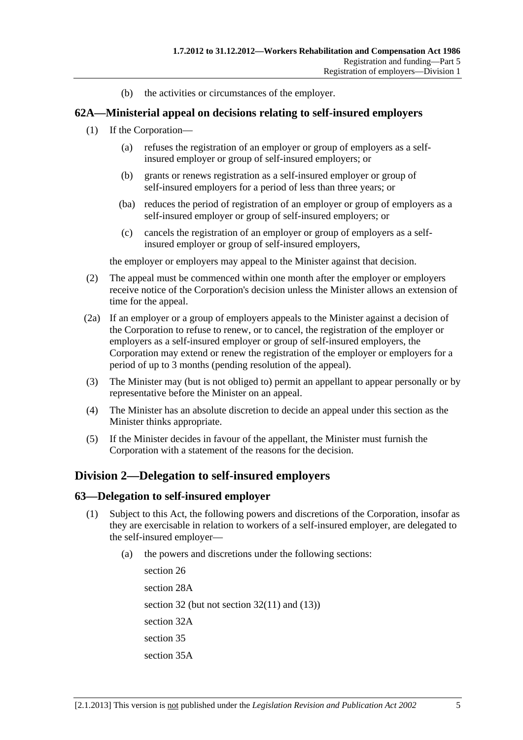(b) the activities or circumstances of the employer.

## 62A—Ministerial appeal on decisions relating to self-insured employers

(1) If the Corporation—

(a) refuses the registration of an employer or group of employers as a self-insured employer or group of self-insured employers; or

(b) grants or renews registration as a self-insured employer or group of self-insured employers for a period of less than three years; or

(ba) reduces the period of registration of an employer or group of employers as a self-insured employer or group of self-insured employers; or

(c) cancels the registration of an employer or group of employers as a self-insured employer or group of self-insured employers,

the employer or employers may appeal to the Minister against that decision.

(2) The appeal must be commenced within one month after the employer or employers receive notice of the Corporation's decision unless the Minister allows an extension of time for the appeal.

(2a) If an employer or a group of employers appeals to the Minister against a decision of the Corporation to refuse to renew, or to cancel, the registration of the employer or employers as a self-insured employer or group of self-insured employers, the Corporation may extend or renew the registration of the employer or employers for a period of up to 3 months (pending resolution of the appeal).

(3) The Minister may (but is not obliged to) permit an appellant to appear personally or by representative before the Minister on an appeal.

(4) The Minister has an absolute discretion to decide an appeal under this section as the Minister thinks appropriate.

(5) If the Minister decides in favour of the appellant, the Minister must furnish the Corporation with a statement of the reasons for the decision.

# Division 2—Delegation to self-insured employers

## 63—Delegation to self-insured employer

(1) Subject to this Act, the following powers and discretions of the Corporation, insofar as they are exercisable in relation to workers of a self-insured employer, are delegated to the self-insured employer—

(a) the powers and discretions under the following sections:

section 26

section 28A

section 32 (but not section 32(11) and (13))

section 32A

section 35

section 35A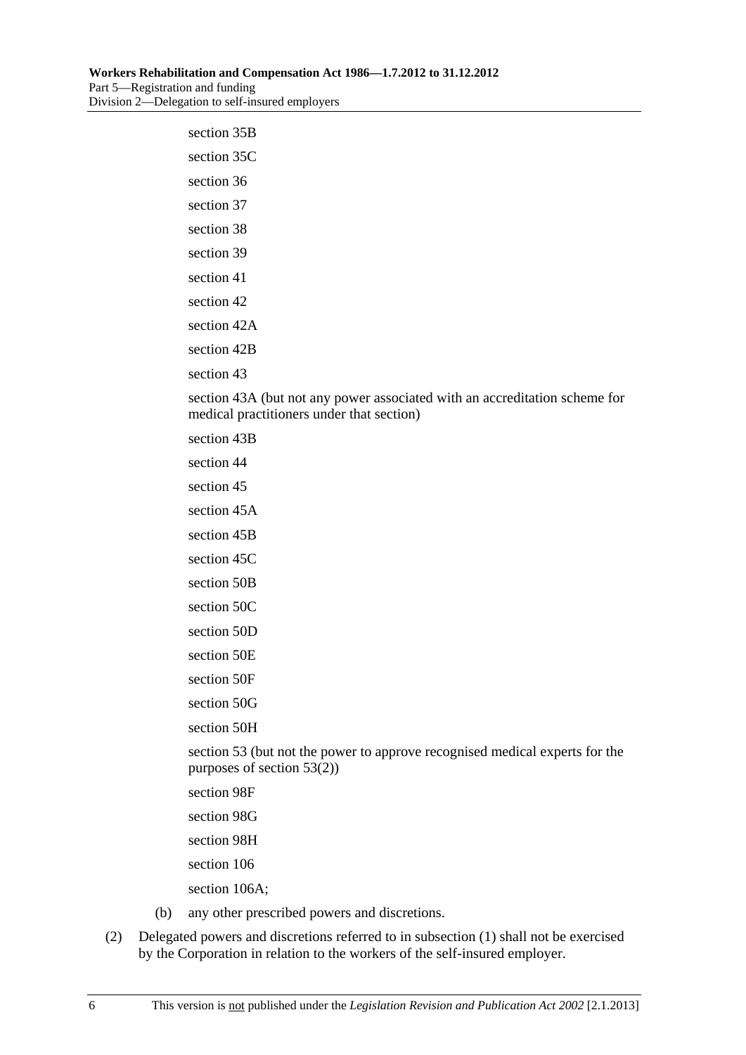section 35B

section 35C

section 36

section 37

section 38

section 39

section 41

section 42

section 42A

section 42B

section 43

section 43A (but not any power associated with an accreditation scheme for medical practitioners under that section)

section 43B

section 44

section 45

section 45A

section 45B

section 45C

section 50B

section 50C

section 50D

section 50E

section 50F

section 50G

section 50H

section 53 (but not the power to approve recognised medical experts for the purposes of section 53(2))

section 98F

section 98G

section 98H

section 106

section 106A;

(b) any other prescribed powers and discretions.

(2) Delegated powers and discretions referred to in subsection (1) shall not be exercised by the Corporation in relation to the workers of the self-insured employer.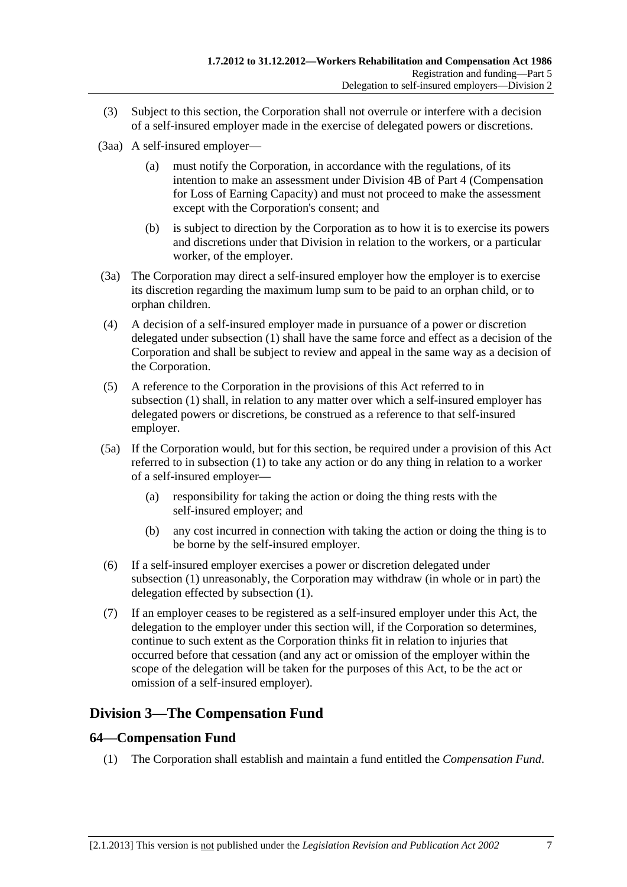(3) Subject to this section, the Corporation shall not overrule or interfere with a decision of a self-insured employer made in the exercise of delegated powers or discretions.

(3aa) A self-insured employer—

(a) must notify the Corporation, in accordance with the regulations, of its intention to make an assessment under Division 4B of Part 4 (Compensation for Loss of Earning Capacity) and must not proceed to make the assessment except with the Corporation's consent; and

(b) is subject to direction by the Corporation as to how it is to exercise its powers and discretions under that Division in relation to the workers, or a particular worker, of the employer.

(3a) The Corporation may direct a self-insured employer how the employer is to exercise its discretion regarding the maximum lump sum to be paid to an orphan child, or to orphan children.

(4) A decision of a self-insured employer made in pursuance of a power or discretion delegated under subsection (1) shall have the same force and effect as a decision of the Corporation and shall be subject to review and appeal in the same way as a decision of the Corporation.

(5) A reference to the Corporation in the provisions of this Act referred to in subsection (1) shall, in relation to any matter over which a self-insured employer has delegated powers or discretions, be construed as a reference to that self-insured employer.

(5a) If the Corporation would, but for this section, be required under a provision of this Act referred to in subsection (1) to take any action or do any thing in relation to a worker of a self-insured employer—

(a) responsibility for taking the action or doing the thing rests with the self-insured employer; and

(b) any cost incurred in connection with taking the action or doing the thing is to be borne by the self-insured employer.

(6) If a self-insured employer exercises a power or discretion delegated under subsection (1) unreasonably, the Corporation may withdraw (in whole or in part) the delegation effected by subsection (1).

(7) If an employer ceases to be registered as a self-insured employer under this Act, the delegation to the employer under this section will, if the Corporation so determines, continue to such extent as the Corporation thinks fit in relation to injuries that occurred before that cessation (and any act or omission of the employer within the scope of the delegation will be taken for the purposes of this Act, to be the act or omission of a self-insured employer).

## Division 3—The Compensation Fund

### 64—Compensation Fund

(1) The Corporation shall establish and maintain a fund entitled the *Compensation Fund*.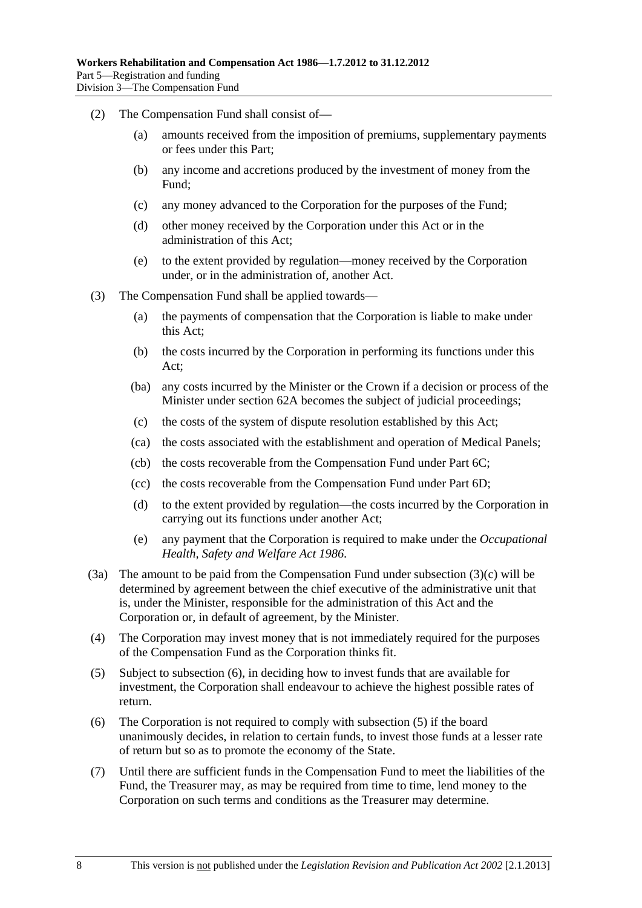(2) The Compensation Fund shall consist of—

(a) amounts received from the imposition of premiums, supplementary payments or fees under this Part;

(b) any income and accretions produced by the investment of money from the Fund;

(c) any money advanced to the Corporation for the purposes of the Fund;

(d) other money received by the Corporation under this Act or in the administration of this Act;

(e) to the extent provided by regulation—money received by the Corporation under, or in the administration of, another Act.

(3) The Compensation Fund shall be applied towards—

(a) the payments of compensation that the Corporation is liable to make under this Act;

(b) the costs incurred by the Corporation in performing its functions under this Act;

(ba) any costs incurred by the Minister or the Crown if a decision or process of the Minister under section 62A becomes the subject of judicial proceedings;

(c) the costs of the system of dispute resolution established by this Act;

(ca) the costs associated with the establishment and operation of Medical Panels;

(cb) the costs recoverable from the Compensation Fund under Part 6C;

(cc) the costs recoverable from the Compensation Fund under Part 6D;

(d) to the extent provided by regulation—the costs incurred by the Corporation in carrying out its functions under another Act;

(e) any payment that the Corporation is required to make under the *Occupational Health, Safety and Welfare Act 1986*.

(3a) The amount to be paid from the Compensation Fund under subsection (3)(c) will be determined by agreement between the chief executive of the administrative unit that is, under the Minister, responsible for the administration of this Act and the Corporation or, in default of agreement, by the Minister.

(4) The Corporation may invest money that is not immediately required for the purposes of the Compensation Fund as the Corporation thinks fit.

(5) Subject to subsection (6), in deciding how to invest funds that are available for investment, the Corporation shall endeavour to achieve the highest possible rates of return.

(6) The Corporation is not required to comply with subsection (5) if the board unanimously decides, in relation to certain funds, to invest those funds at a lesser rate of return but so as to promote the economy of the State.

(7) Until there are sufficient funds in the Compensation Fund to meet the liabilities of the Fund, the Treasurer may, as may be required from time to time, lend money to the Corporation on such terms and conditions as the Treasurer may determine.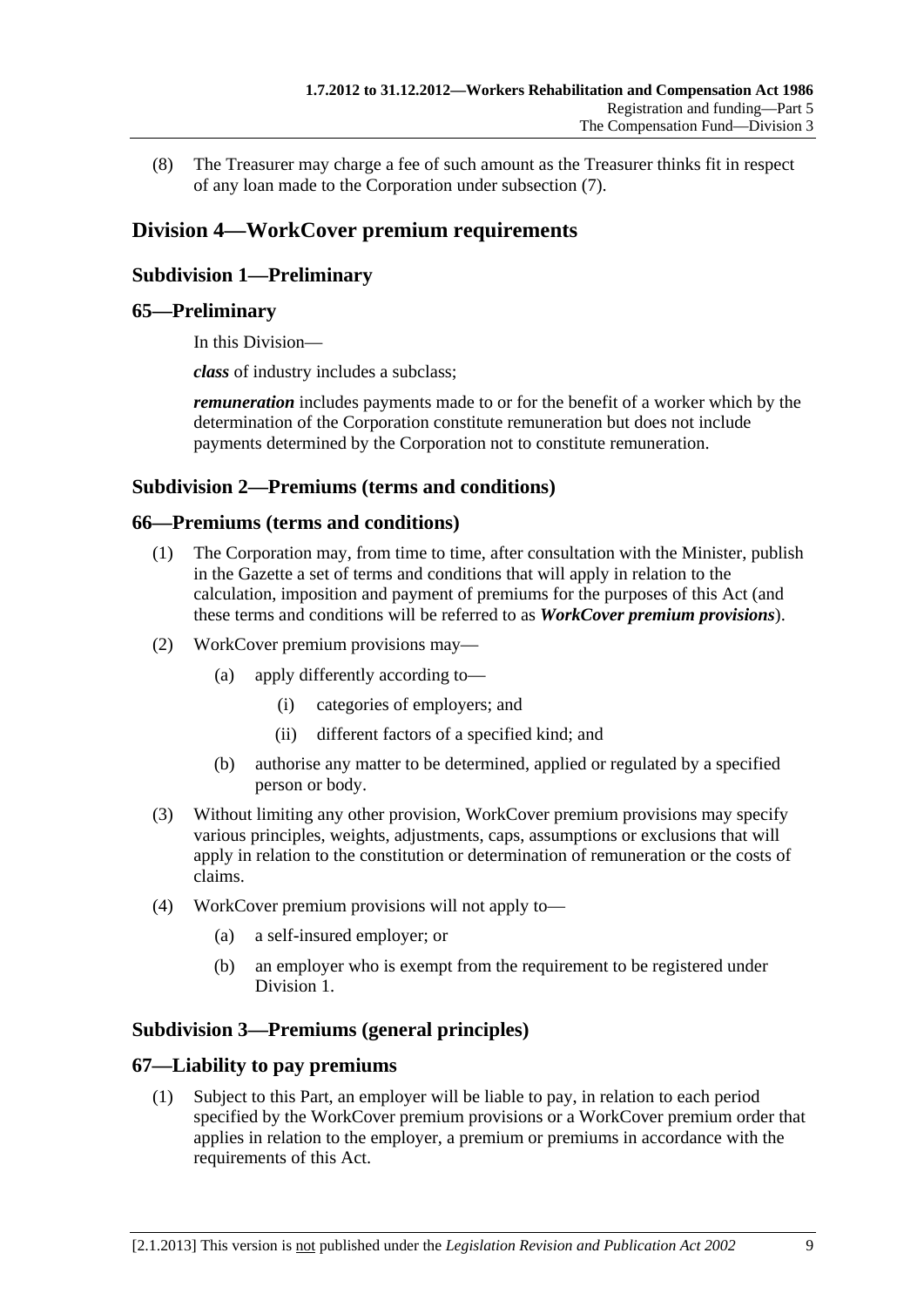(8) The Treasurer may charge a fee of such amount as the Treasurer thinks fit in respect of any loan made to the Corporation under subsection (7).

## Division 4—WorkCover premium requirements

### Subdivision 1—Preliminary

### 65—Preliminary

In this Division—

***class*** of industry includes a subclass;

***remuneration*** includes payments made to or for the benefit of a worker which by the determination of the Corporation constitute remuneration but does not include payments determined by the Corporation not to constitute remuneration.

### Subdivision 2—Premiums (terms and conditions)

### 66—Premiums (terms and conditions)

(1) The Corporation may, from time to time, after consultation with the Minister, publish in the Gazette a set of terms and conditions that will apply in relation to the calculation, imposition and payment of premiums for the purposes of this Act (and these terms and conditions will be referred to as ***WorkCover premium provisions***).

(2) WorkCover premium provisions may—

- (a) apply differently according to—
  - (i) categories of employers; and
  - (ii) different factors of a specified kind; and
- (b) authorise any matter to be determined, applied or regulated by a specified person or body.

(3) Without limiting any other provision, WorkCover premium provisions may specify various principles, weights, adjustments, caps, assumptions or exclusions that will apply in relation to the constitution or determination of remuneration or the costs of claims.

(4) WorkCover premium provisions will not apply to—

- (a) a self-insured employer; or
- (b) an employer who is exempt from the requirement to be registered under Division 1.

### Subdivision 3—Premiums (general principles)

### 67—Liability to pay premiums

(1) Subject to this Part, an employer will be liable to pay, in relation to each period specified by the WorkCover premium provisions or a WorkCover premium order that applies in relation to the employer, a premium or premiums in accordance with the requirements of this Act.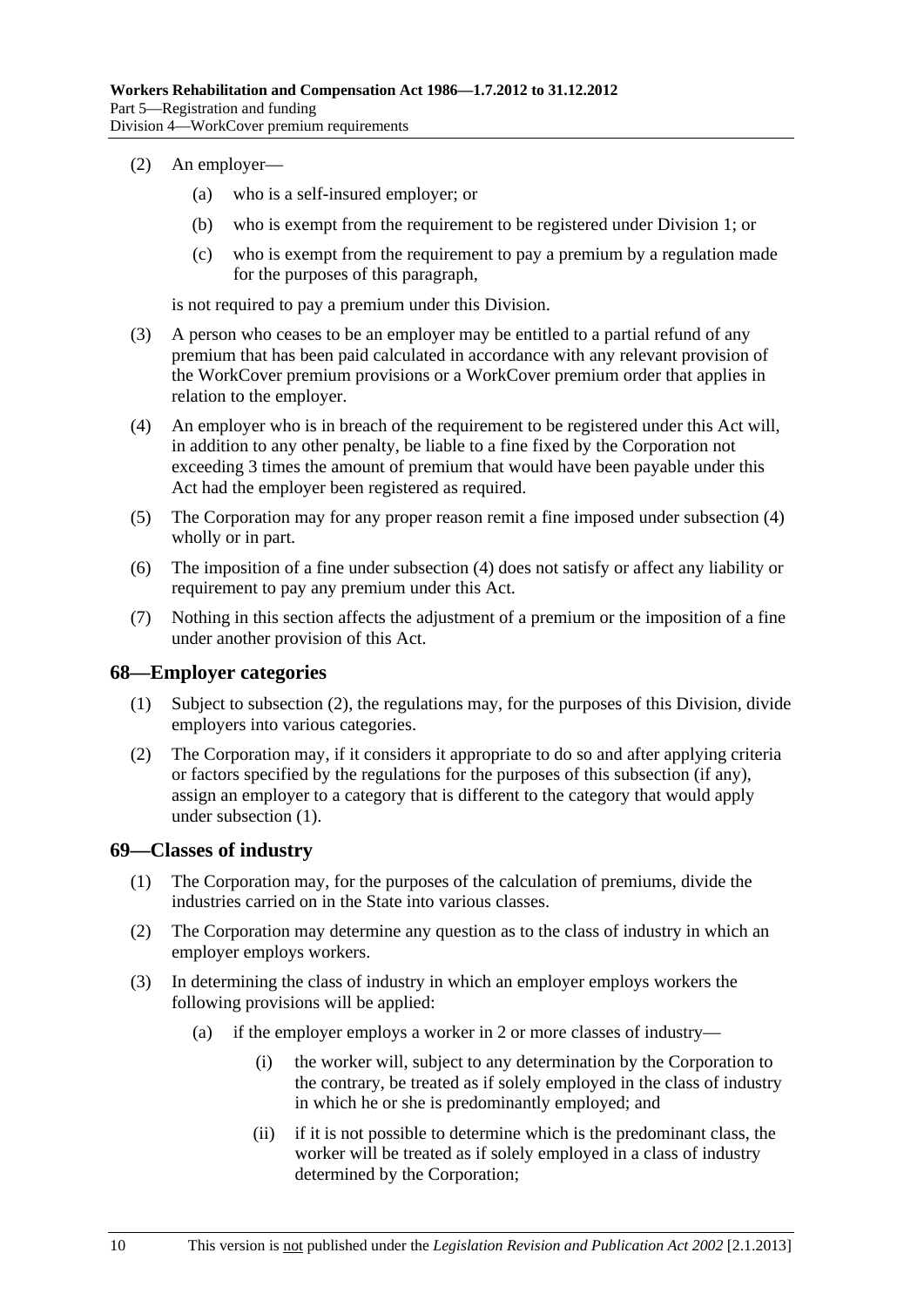(2) An employer—

(a) who is a self-insured employer; or

(b) who is exempt from the requirement to be registered under Division 1; or

(c) who is exempt from the requirement to pay a premium by a regulation made for the purposes of this paragraph,

is not required to pay a premium under this Division.

(3) A person who ceases to be an employer may be entitled to a partial refund of any premium that has been paid calculated in accordance with any relevant provision of the WorkCover premium provisions or a WorkCover premium order that applies in relation to the employer.

(4) An employer who is in breach of the requirement to be registered under this Act will, in addition to any other penalty, be liable to a fine fixed by the Corporation not exceeding 3 times the amount of premium that would have been payable under this Act had the employer been registered as required.

(5) The Corporation may for any proper reason remit a fine imposed under subsection (4) wholly or in part.

(6) The imposition of a fine under subsection (4) does not satisfy or affect any liability or requirement to pay any premium under this Act.

(7) Nothing in this section affects the adjustment of a premium or the imposition of a fine under another provision of this Act.

## 68—Employer categories

(1) Subject to subsection (2), the regulations may, for the purposes of this Division, divide employers into various categories.

(2) The Corporation may, if it considers it appropriate to do so and after applying criteria or factors specified by the regulations for the purposes of this subsection (if any), assign an employer to a category that is different to the category that would apply under subsection (1).

## 69—Classes of industry

(1) The Corporation may, for the purposes of the calculation of premiums, divide the industries carried on in the State into various classes.

(2) The Corporation may determine any question as to the class of industry in which an employer employs workers.

(3) In determining the class of industry in which an employer employs workers the following provisions will be applied:

(a) if the employer employs a worker in 2 or more classes of industry—

(i) the worker will, subject to any determination by the Corporation to the contrary, be treated as if solely employed in the class of industry in which he or she is predominantly employed; and

(ii) if it is not possible to determine which is the predominant class, the worker will be treated as if solely employed in a class of industry determined by the Corporation;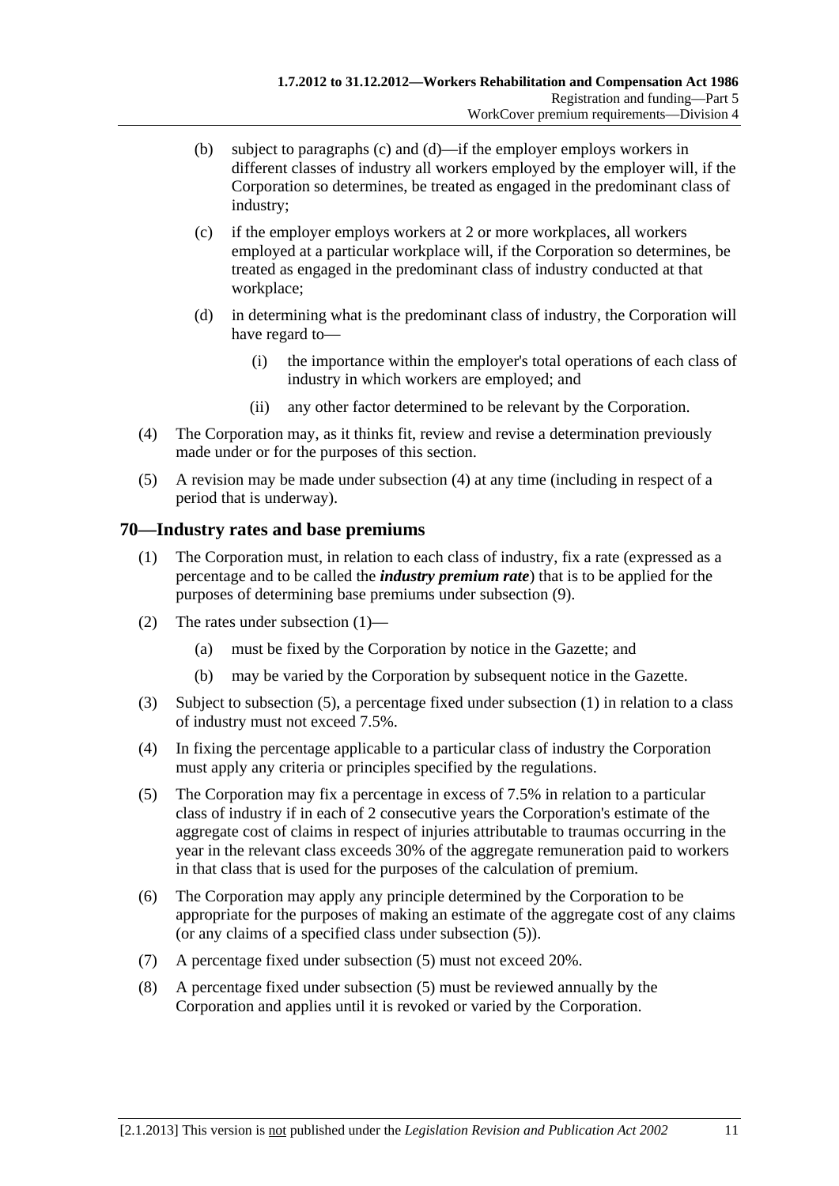(b) subject to paragraphs (c) and (d)—if the employer employs workers in different classes of industry all workers employed by the employer will, if the Corporation so determines, be treated as engaged in the predominant class of industry;

(c) if the employer employs workers at 2 or more workplaces, all workers employed at a particular workplace will, if the Corporation so determines, be treated as engaged in the predominant class of industry conducted at that workplace;

(d) in determining what is the predominant class of industry, the Corporation will have regard to—

(i) the importance within the employer's total operations of each class of industry in which workers are employed; and

(ii) any other factor determined to be relevant by the Corporation.

(4) The Corporation may, as it thinks fit, review and revise a determination previously made under or for the purposes of this section.

(5) A revision may be made under subsection (4) at any time (including in respect of a period that is underway).

## 70—Industry rates and base premiums

(1) The Corporation must, in relation to each class of industry, fix a rate (expressed as a percentage and to be called the ***industry premium rate***) that is to be applied for the purposes of determining base premiums under subsection (9).

(2) The rates under subsection (1)—

(a) must be fixed by the Corporation by notice in the Gazette; and

(b) may be varied by the Corporation by subsequent notice in the Gazette.

(3) Subject to subsection (5), a percentage fixed under subsection (1) in relation to a class of industry must not exceed 7.5%.

(4) In fixing the percentage applicable to a particular class of industry the Corporation must apply any criteria or principles specified by the regulations.

(5) The Corporation may fix a percentage in excess of 7.5% in relation to a particular class of industry if in each of 2 consecutive years the Corporation's estimate of the aggregate cost of claims in respect of injuries attributable to traumas occurring in the year in the relevant class exceeds 30% of the aggregate remuneration paid to workers in that class that is used for the purposes of the calculation of premium.

(6) The Corporation may apply any principle determined by the Corporation to be appropriate for the purposes of making an estimate of the aggregate cost of any claims (or any claims of a specified class under subsection (5)).

(7) A percentage fixed under subsection (5) must not exceed 20%.

(8) A percentage fixed under subsection (5) must be reviewed annually by the Corporation and applies until it is revoked or varied by the Corporation.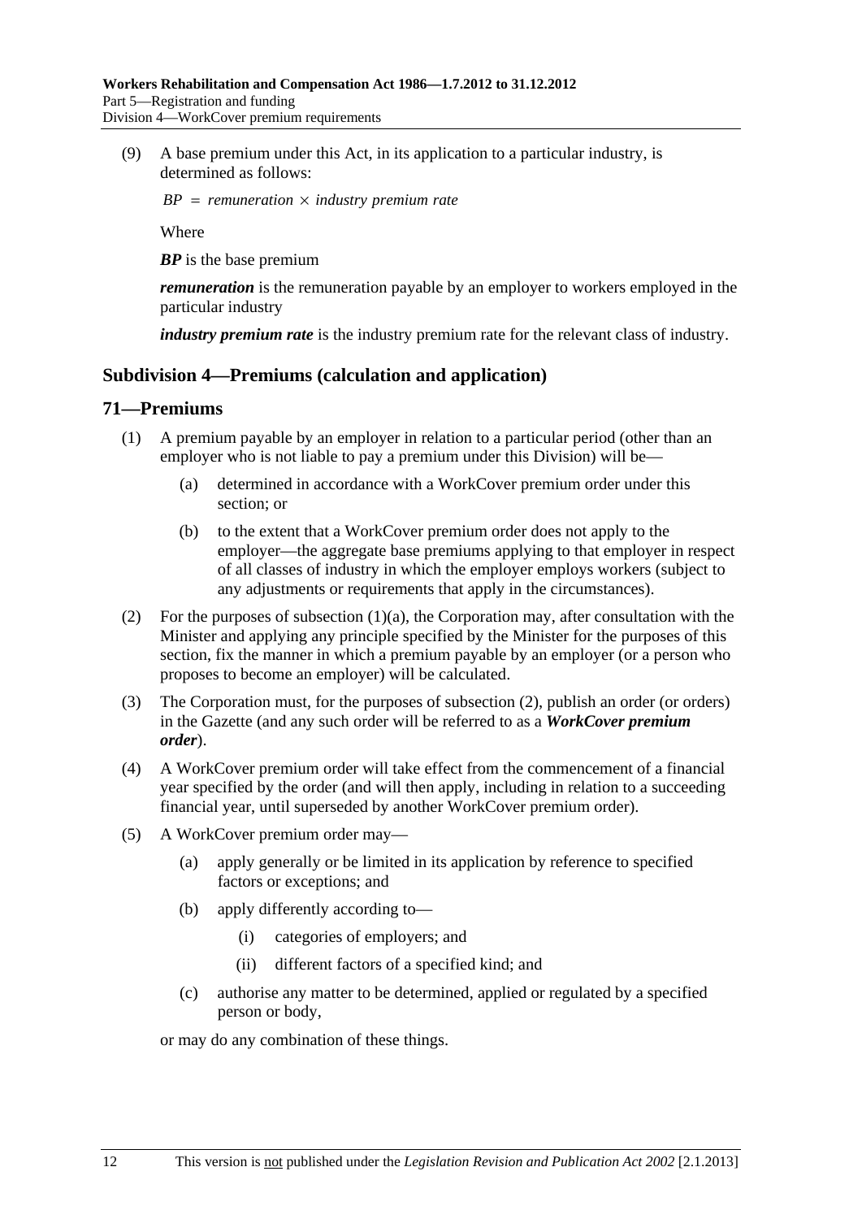(9) A base premium under this Act, in its application to a particular industry, is determined as follows:

$$BP = remuneration \times industry\ premium\ rate$$

Where

***BP*** is the base premium

***remuneration*** is the remuneration payable by an employer to workers employed in the particular industry

***industry premium rate*** is the industry premium rate for the relevant class of industry.

## Subdivision 4—Premiums (calculation and application)

## 71—Premiums

(1) A premium payable by an employer in relation to a particular period (other than an employer who is not liable to pay a premium under this Division) will be—

(a) determined in accordance with a WorkCover premium order under this section; or

(b) to the extent that a WorkCover premium order does not apply to the employer—the aggregate base premiums applying to that employer in respect of all classes of industry in which the employer employs workers (subject to any adjustments or requirements that apply in the circumstances).

(2) For the purposes of subsection (1)(a), the Corporation may, after consultation with the Minister and applying any principle specified by the Minister for the purposes of this section, fix the manner in which a premium payable by an employer (or a person who proposes to become an employer) will be calculated.

(3) The Corporation must, for the purposes of subsection (2), publish an order (or orders) in the Gazette (and any such order will be referred to as a ***WorkCover premium order***).

(4) A WorkCover premium order will take effect from the commencement of a financial year specified by the order (and will then apply, including in relation to a succeeding financial year, until superseded by another WorkCover premium order).

(5) A WorkCover premium order may—

(a) apply generally or be limited in its application by reference to specified factors or exceptions; and

(b) apply differently according to—

(i) categories of employers; and

(ii) different factors of a specified kind; and

(c) authorise any matter to be determined, applied or regulated by a specified person or body,

or may do any combination of these things.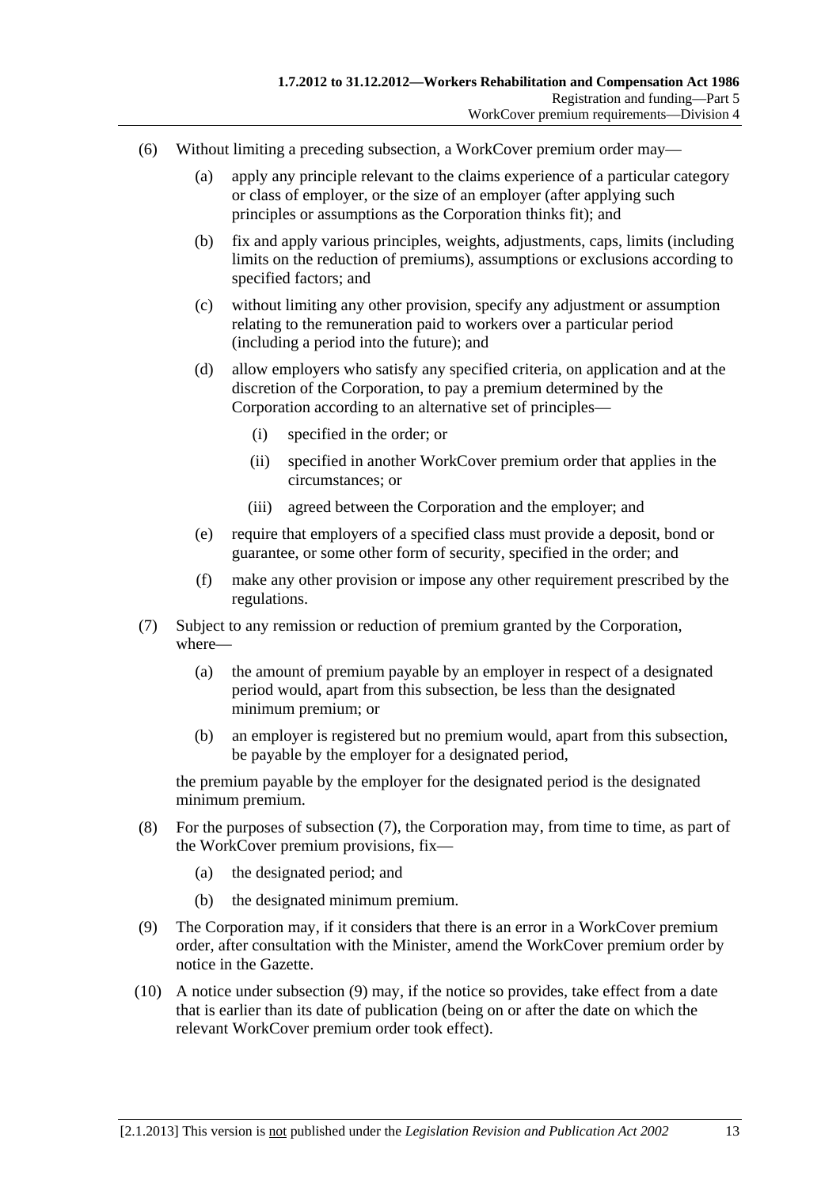(6) Without limiting a preceding subsection, a WorkCover premium order may—

(a) apply any principle relevant to the claims experience of a particular category or class of employer, or the size of an employer (after applying such principles or assumptions as the Corporation thinks fit); and

(b) fix and apply various principles, weights, adjustments, caps, limits (including limits on the reduction of premiums), assumptions or exclusions according to specified factors; and

(c) without limiting any other provision, specify any adjustment or assumption relating to the remuneration paid to workers over a particular period (including a period into the future); and

(d) allow employers who satisfy any specified criteria, on application and at the discretion of the Corporation, to pay a premium determined by the Corporation according to an alternative set of principles—

(i) specified in the order; or

(ii) specified in another WorkCover premium order that applies in the circumstances; or

(iii) agreed between the Corporation and the employer; and

(e) require that employers of a specified class must provide a deposit, bond or guarantee, or some other form of security, specified in the order; and

(f) make any other provision or impose any other requirement prescribed by the regulations.

(7) Subject to any remission or reduction of premium granted by the Corporation, where—

(a) the amount of premium payable by an employer in respect of a designated period would, apart from this subsection, be less than the designated minimum premium; or

(b) an employer is registered but no premium would, apart from this subsection, be payable by the employer for a designated period,

the premium payable by the employer for the designated period is the designated minimum premium.

(8) For the purposes of subsection (7), the Corporation may, from time to time, as part of the WorkCover premium provisions, fix—

(a) the designated period; and

(b) the designated minimum premium.

(9) The Corporation may, if it considers that there is an error in a WorkCover premium order, after consultation with the Minister, amend the WorkCover premium order by notice in the Gazette.

(10) A notice under subsection (9) may, if the notice so provides, take effect from a date that is earlier than its date of publication (being on or after the date on which the relevant WorkCover premium order took effect).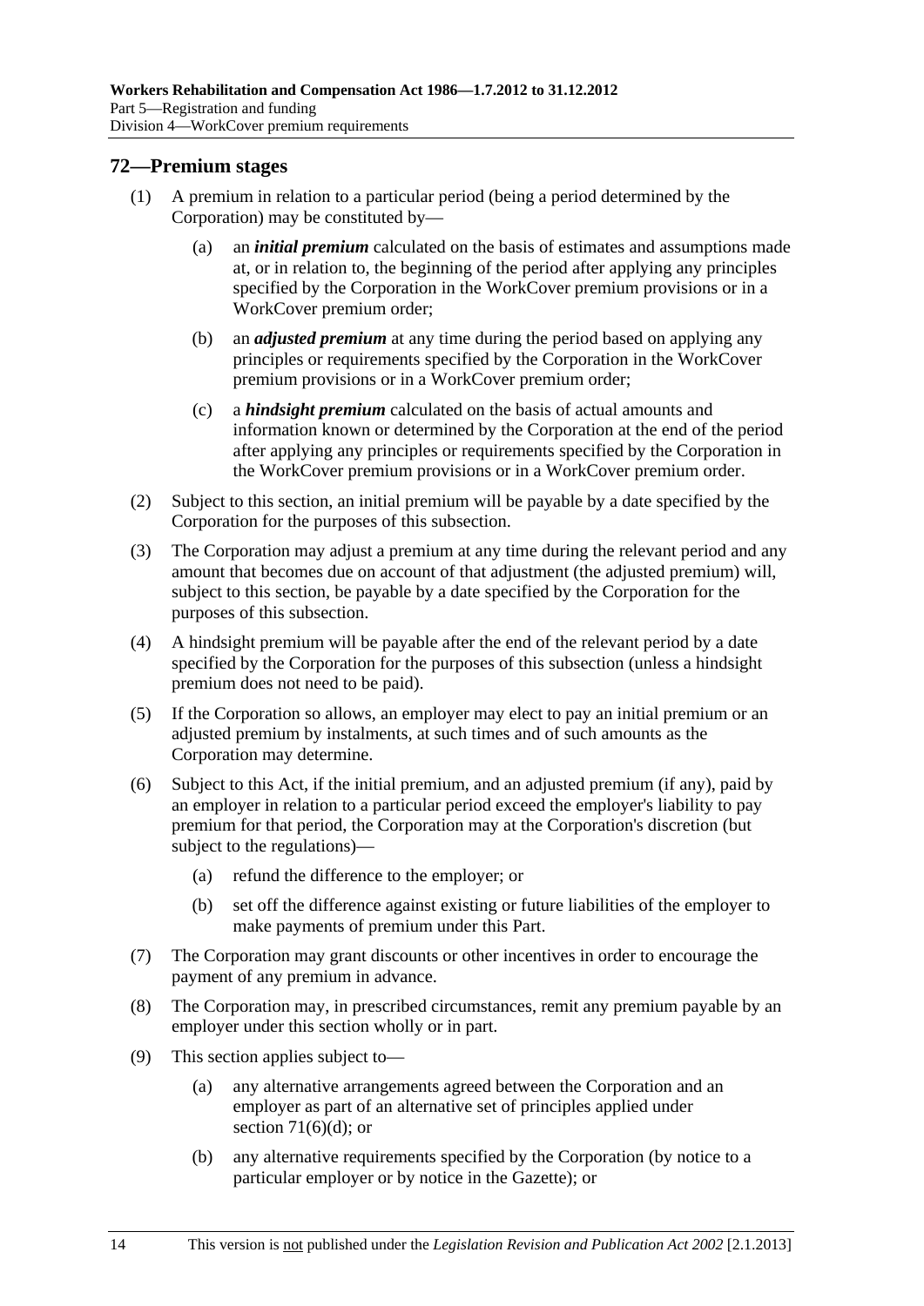## 72—Premium stages

(1) A premium in relation to a particular period (being a period determined by the Corporation) may be constituted by—

  (a) an ***initial premium*** calculated on the basis of estimates and assumptions made at, or in relation to, the beginning of the period after applying any principles specified by the Corporation in the WorkCover premium provisions or in a WorkCover premium order;

  (b) an ***adjusted premium*** at any time during the period based on applying any principles or requirements specified by the Corporation in the WorkCover premium provisions or in a WorkCover premium order;

  (c) a ***hindsight premium*** calculated on the basis of actual amounts and information known or determined by the Corporation at the end of the period after applying any principles or requirements specified by the Corporation in the WorkCover premium provisions or in a WorkCover premium order.

(2) Subject to this section, an initial premium will be payable by a date specified by the Corporation for the purposes of this subsection.

(3) The Corporation may adjust a premium at any time during the relevant period and any amount that becomes due on account of that adjustment (the adjusted premium) will, subject to this section, be payable by a date specified by the Corporation for the purposes of this subsection.

(4) A hindsight premium will be payable after the end of the relevant period by a date specified by the Corporation for the purposes of this subsection (unless a hindsight premium does not need to be paid).

(5) If the Corporation so allows, an employer may elect to pay an initial premium or an adjusted premium by instalments, at such times and of such amounts as the Corporation may determine.

(6) Subject to this Act, if the initial premium, and an adjusted premium (if any), paid by an employer in relation to a particular period exceed the employer's liability to pay premium for that period, the Corporation may at the Corporation's discretion (but subject to the regulations)—

  (a) refund the difference to the employer; or

  (b) set off the difference against existing or future liabilities of the employer to make payments of premium under this Part.

(7) The Corporation may grant discounts or other incentives in order to encourage the payment of any premium in advance.

(8) The Corporation may, in prescribed circumstances, remit any premium payable by an employer under this section wholly or in part.

(9) This section applies subject to—

  (a) any alternative arrangements agreed between the Corporation and an employer as part of an alternative set of principles applied under section 71(6)(d); or

  (b) any alternative requirements specified by the Corporation (by notice to a particular employer or by notice in the Gazette); or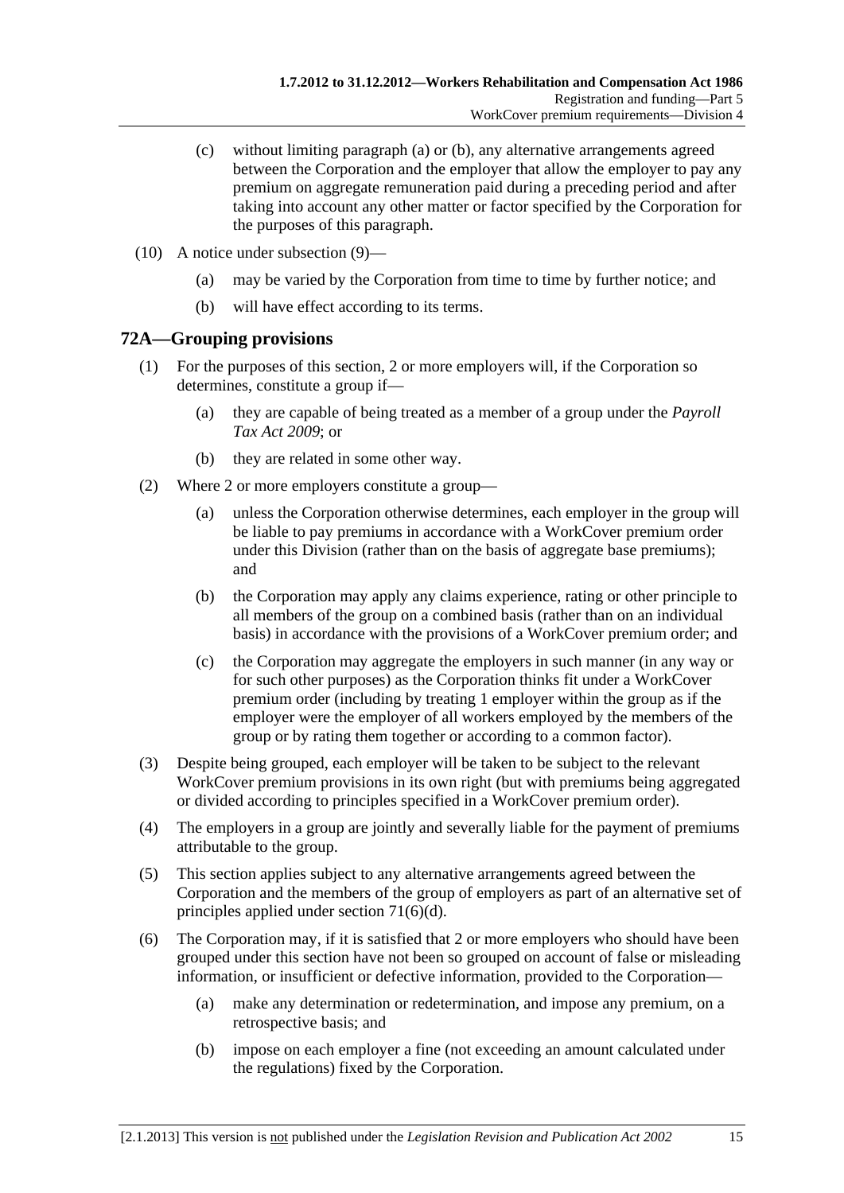(c) without limiting paragraph (a) or (b), any alternative arrangements agreed between the Corporation and the employer that allow the employer to pay any premium on aggregate remuneration paid during a preceding period and after taking into account any other matter or factor specified by the Corporation for the purposes of this paragraph.

(10) A notice under subsection (9)—

(a) may be varied by the Corporation from time to time by further notice; and

(b) will have effect according to its terms.

## 72A—Grouping provisions

(1) For the purposes of this section, 2 or more employers will, if the Corporation so determines, constitute a group if—

(a) they are capable of being treated as a member of a group under the *Payroll Tax Act 2009*; or

(b) they are related in some other way.

(2) Where 2 or more employers constitute a group—

(a) unless the Corporation otherwise determines, each employer in the group will be liable to pay premiums in accordance with a WorkCover premium order under this Division (rather than on the basis of aggregate base premiums); and

(b) the Corporation may apply any claims experience, rating or other principle to all members of the group on a combined basis (rather than on an individual basis) in accordance with the provisions of a WorkCover premium order; and

(c) the Corporation may aggregate the employers in such manner (in any way or for such other purposes) as the Corporation thinks fit under a WorkCover premium order (including by treating 1 employer within the group as if the employer were the employer of all workers employed by the members of the group or by rating them together or according to a common factor).

(3) Despite being grouped, each employer will be taken to be subject to the relevant WorkCover premium provisions in its own right (but with premiums being aggregated or divided according to principles specified in a WorkCover premium order).

(4) The employers in a group are jointly and severally liable for the payment of premiums attributable to the group.

(5) This section applies subject to any alternative arrangements agreed between the Corporation and the members of the group of employers as part of an alternative set of principles applied under section 71(6)(d).

(6) The Corporation may, if it is satisfied that 2 or more employers who should have been grouped under this section have not been so grouped on account of false or misleading information, or insufficient or defective information, provided to the Corporation—

(a) make any determination or redetermination, and impose any premium, on a retrospective basis; and

(b) impose on each employer a fine (not exceeding an amount calculated under the regulations) fixed by the Corporation.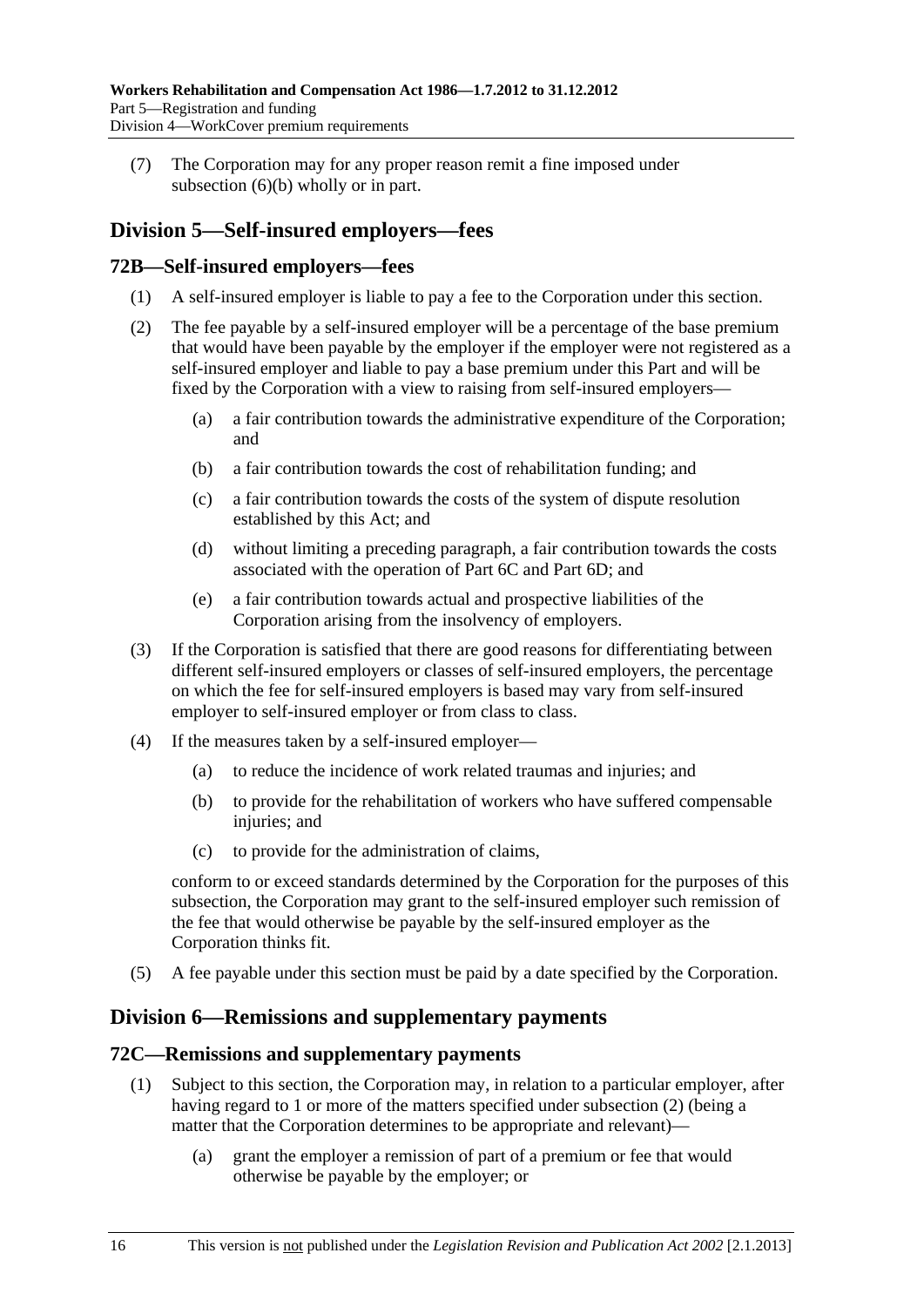(7) The Corporation may for any proper reason remit a fine imposed under subsection (6)(b) wholly or in part.

## Division 5—Self-insured employers—fees

### 72B—Self-insured employers—fees

(1) A self-insured employer is liable to pay a fee to the Corporation under this section.

(2) The fee payable by a self-insured employer will be a percentage of the base premium that would have been payable by the employer if the employer were not registered as a self-insured employer and liable to pay a base premium under this Part and will be fixed by the Corporation with a view to raising from self-insured employers—

(a) a fair contribution towards the administrative expenditure of the Corporation; and

(b) a fair contribution towards the cost of rehabilitation funding; and

(c) a fair contribution towards the costs of the system of dispute resolution established by this Act; and

(d) without limiting a preceding paragraph, a fair contribution towards the costs associated with the operation of Part 6C and Part 6D; and

(e) a fair contribution towards actual and prospective liabilities of the Corporation arising from the insolvency of employers.

(3) If the Corporation is satisfied that there are good reasons for differentiating between different self-insured employers or classes of self-insured employers, the percentage on which the fee for self-insured employers is based may vary from self-insured employer to self-insured employer or from class to class.

(4) If the measures taken by a self-insured employer—

(a) to reduce the incidence of work related traumas and injuries; and

(b) to provide for the rehabilitation of workers who have suffered compensable injuries; and

(c) to provide for the administration of claims,

conform to or exceed standards determined by the Corporation for the purposes of this subsection, the Corporation may grant to the self-insured employer such remission of the fee that would otherwise be payable by the self-insured employer as the Corporation thinks fit.

(5) A fee payable under this section must be paid by a date specified by the Corporation.

## Division 6—Remissions and supplementary payments

### 72C—Remissions and supplementary payments

(1) Subject to this section, the Corporation may, in relation to a particular employer, after having regard to 1 or more of the matters specified under subsection (2) (being a matter that the Corporation determines to be appropriate and relevant)—

(a) grant the employer a remission of part of a premium or fee that would otherwise be payable by the employer; or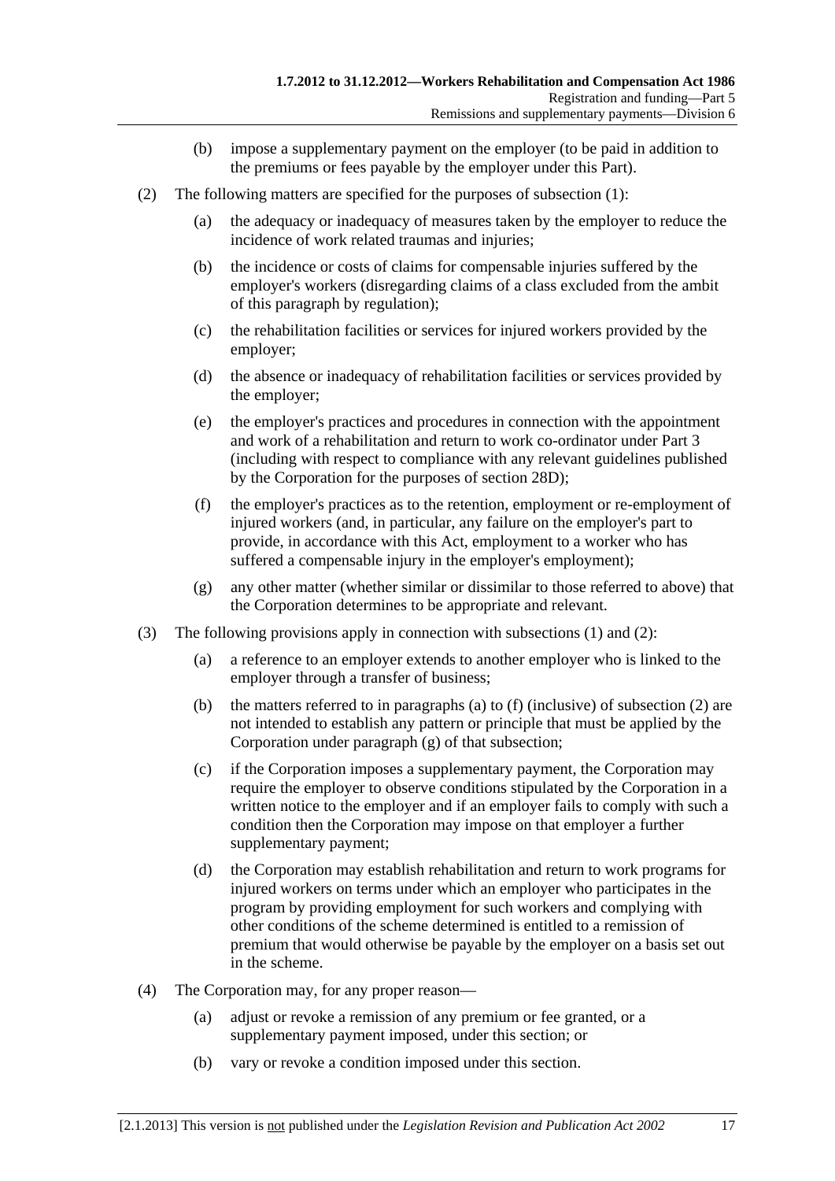(b) impose a supplementary payment on the employer (to be paid in addition to the premiums or fees payable by the employer under this Part).

(2) The following matters are specified for the purposes of subsection (1):

(a) the adequacy or inadequacy of measures taken by the employer to reduce the incidence of work related traumas and injuries;

(b) the incidence or costs of claims for compensable injuries suffered by the employer's workers (disregarding claims of a class excluded from the ambit of this paragraph by regulation);

(c) the rehabilitation facilities or services for injured workers provided by the employer;

(d) the absence or inadequacy of rehabilitation facilities or services provided by the employer;

(e) the employer's practices and procedures in connection with the appointment and work of a rehabilitation and return to work co-ordinator under Part 3 (including with respect to compliance with any relevant guidelines published by the Corporation for the purposes of section 28D);

(f) the employer's practices as to the retention, employment or re-employment of injured workers (and, in particular, any failure on the employer's part to provide, in accordance with this Act, employment to a worker who has suffered a compensable injury in the employer's employment);

(g) any other matter (whether similar or dissimilar to those referred to above) that the Corporation determines to be appropriate and relevant.

(3) The following provisions apply in connection with subsections (1) and (2):

(a) a reference to an employer extends to another employer who is linked to the employer through a transfer of business;

(b) the matters referred to in paragraphs (a) to (f) (inclusive) of subsection (2) are not intended to establish any pattern or principle that must be applied by the Corporation under paragraph (g) of that subsection;

(c) if the Corporation imposes a supplementary payment, the Corporation may require the employer to observe conditions stipulated by the Corporation in a written notice to the employer and if an employer fails to comply with such a condition then the Corporation may impose on that employer a further supplementary payment;

(d) the Corporation may establish rehabilitation and return to work programs for injured workers on terms under which an employer who participates in the program by providing employment for such workers and complying with other conditions of the scheme determined is entitled to a remission of premium that would otherwise be payable by the employer on a basis set out in the scheme.

(4) The Corporation may, for any proper reason—

(a) adjust or revoke a remission of any premium or fee granted, or a supplementary payment imposed, under this section; or

(b) vary or revoke a condition imposed under this section.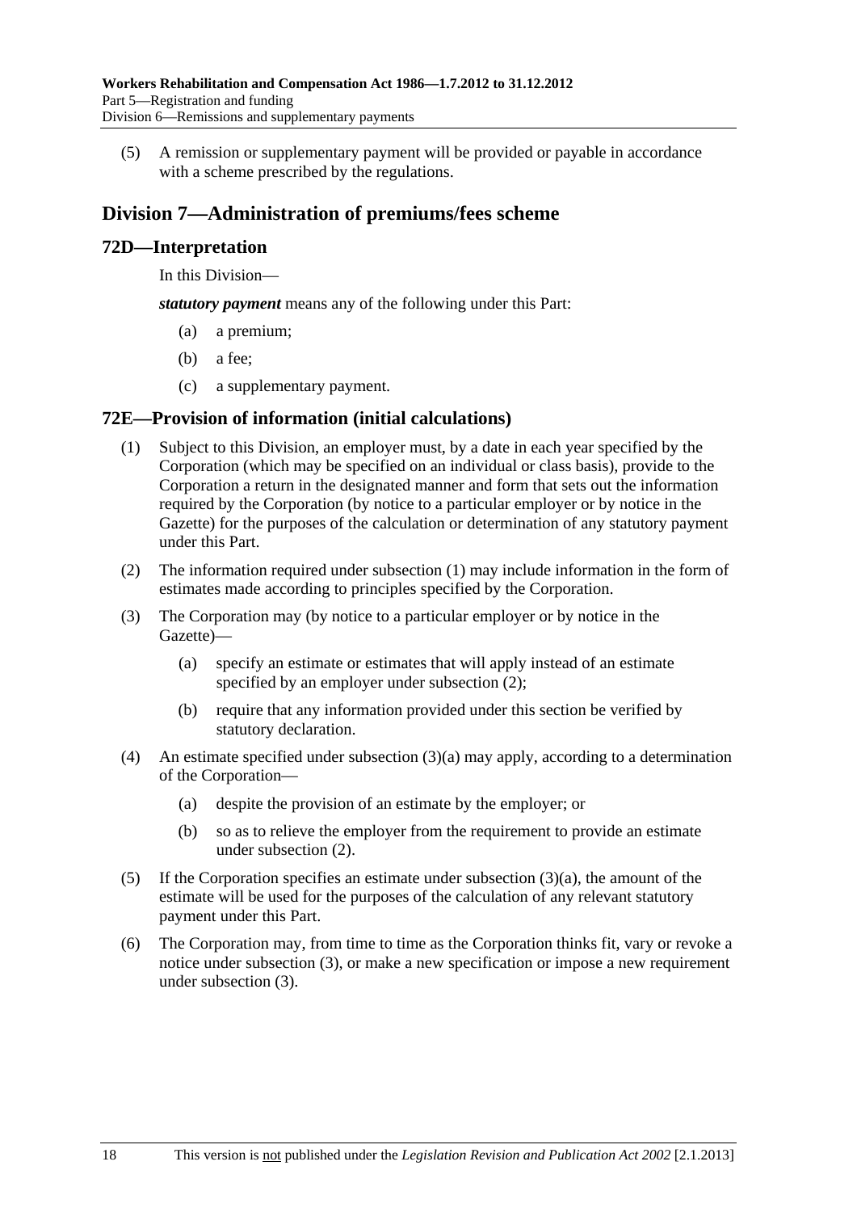(5) A remission or supplementary payment will be provided or payable in accordance with a scheme prescribed by the regulations.

## Division 7—Administration of premiums/fees scheme

### 72D—Interpretation

In this Division—

***statutory payment*** means any of the following under this Part:

(a) a premium;

(b) a fee;

(c) a supplementary payment.

### 72E—Provision of information (initial calculations)

(1) Subject to this Division, an employer must, by a date in each year specified by the Corporation (which may be specified on an individual or class basis), provide to the Corporation a return in the designated manner and form that sets out the information required by the Corporation (by notice to a particular employer or by notice in the Gazette) for the purposes of the calculation or determination of any statutory payment under this Part.

(2) The information required under subsection (1) may include information in the form of estimates made according to principles specified by the Corporation.

(3) The Corporation may (by notice to a particular employer or by notice in the Gazette)—

(a) specify an estimate or estimates that will apply instead of an estimate specified by an employer under subsection (2);

(b) require that any information provided under this section be verified by statutory declaration.

(4) An estimate specified under subsection (3)(a) may apply, according to a determination of the Corporation—

(a) despite the provision of an estimate by the employer; or

(b) so as to relieve the employer from the requirement to provide an estimate under subsection (2).

(5) If the Corporation specifies an estimate under subsection (3)(a), the amount of the estimate will be used for the purposes of the calculation of any relevant statutory payment under this Part.

(6) The Corporation may, from time to time as the Corporation thinks fit, vary or revoke a notice under subsection (3), or make a new specification or impose a new requirement under subsection (3).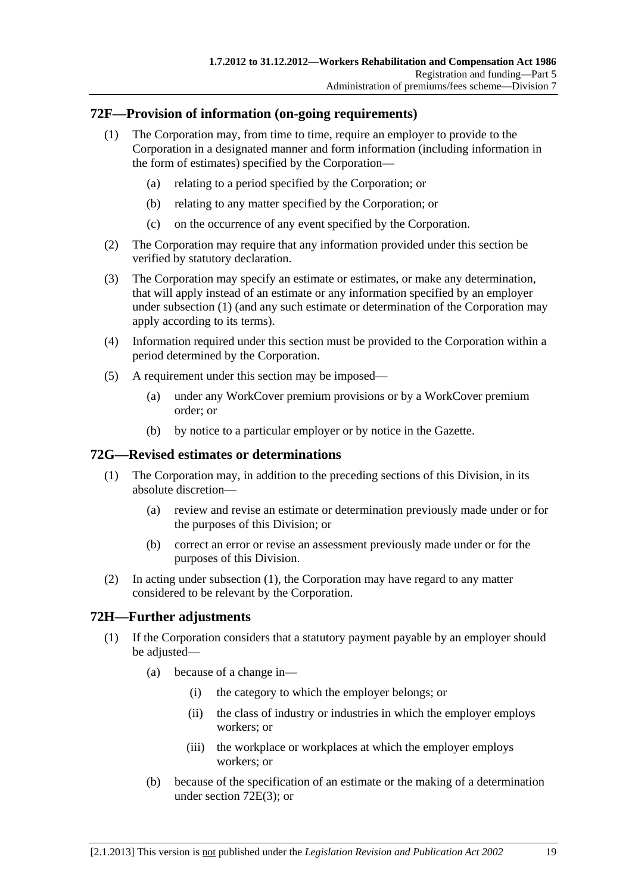## 72F—Provision of information (on-going requirements)

(1) The Corporation may, from time to time, require an employer to provide to the Corporation in a designated manner and form information (including information in the form of estimates) specified by the Corporation—

(a) relating to a period specified by the Corporation; or

(b) relating to any matter specified by the Corporation; or

(c) on the occurrence of any event specified by the Corporation.

(2) The Corporation may require that any information provided under this section be verified by statutory declaration.

(3) The Corporation may specify an estimate or estimates, or make any determination, that will apply instead of an estimate or any information specified by an employer under subsection (1) (and any such estimate or determination of the Corporation may apply according to its terms).

(4) Information required under this section must be provided to the Corporation within a period determined by the Corporation.

(5) A requirement under this section may be imposed—

(a) under any WorkCover premium provisions or by a WorkCover premium order; or

(b) by notice to a particular employer or by notice in the Gazette.

## 72G—Revised estimates or determinations

(1) The Corporation may, in addition to the preceding sections of this Division, in its absolute discretion—

(a) review and revise an estimate or determination previously made under or for the purposes of this Division; or

(b) correct an error or revise an assessment previously made under or for the purposes of this Division.

(2) In acting under subsection (1), the Corporation may have regard to any matter considered to be relevant by the Corporation.

## 72H—Further adjustments

(1) If the Corporation considers that a statutory payment payable by an employer should be adjusted—

(a) because of a change in—

(i) the category to which the employer belongs; or

(ii) the class of industry or industries in which the employer employs workers; or

(iii) the workplace or workplaces at which the employer employs workers; or

(b) because of the specification of an estimate or the making of a determination under section 72E(3); or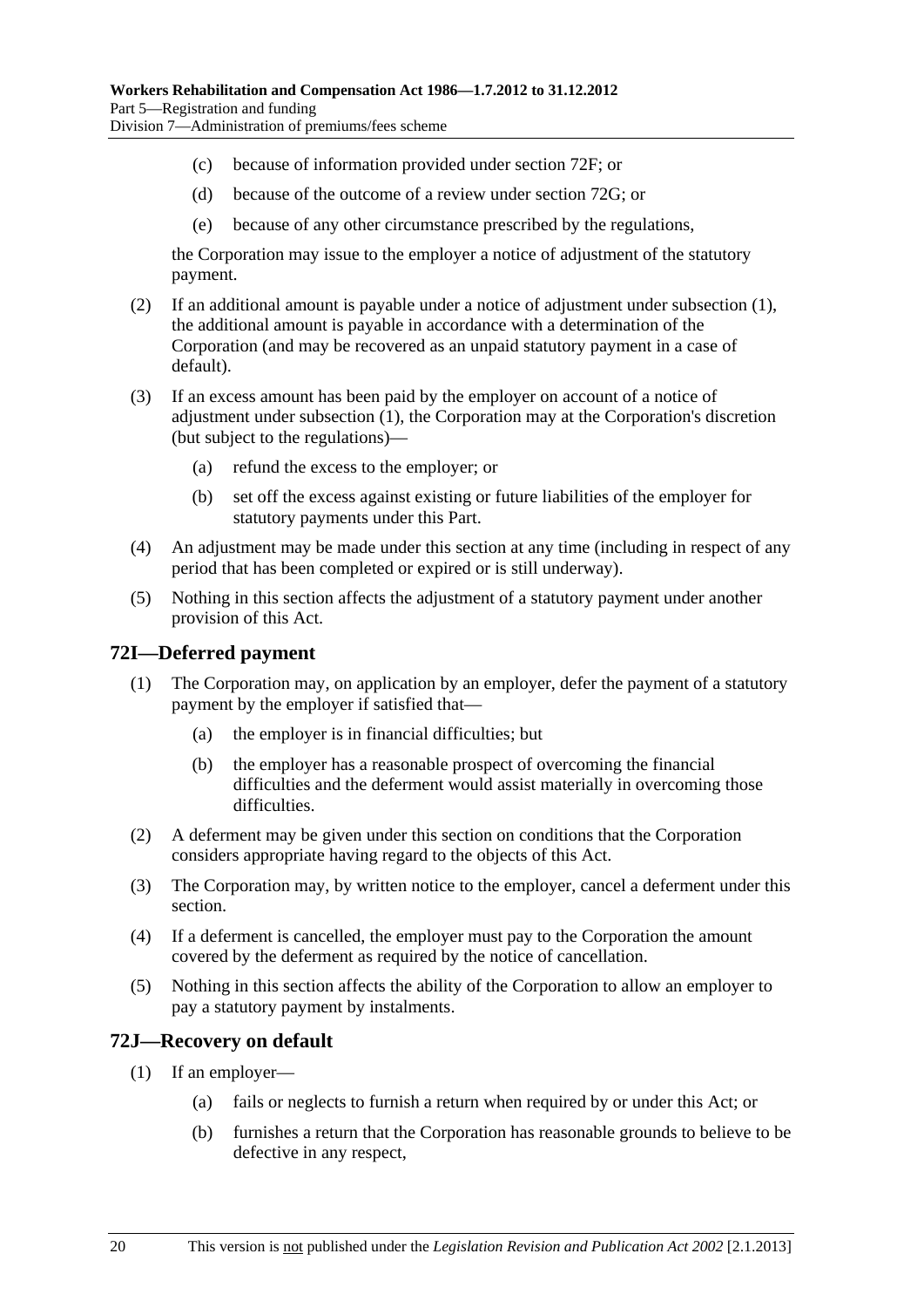(c) because of information provided under section 72F; or

(d) because of the outcome of a review under section 72G; or

(e) because of any other circumstance prescribed by the regulations,

the Corporation may issue to the employer a notice of adjustment of the statutory payment.

(2) If an additional amount is payable under a notice of adjustment under subsection (1), the additional amount is payable in accordance with a determination of the Corporation (and may be recovered as an unpaid statutory payment in a case of default).

(3) If an excess amount has been paid by the employer on account of a notice of adjustment under subsection (1), the Corporation may at the Corporation's discretion (but subject to the regulations)—

(a) refund the excess to the employer; or

(b) set off the excess against existing or future liabilities of the employer for statutory payments under this Part.

(4) An adjustment may be made under this section at any time (including in respect of any period that has been completed or expired or is still underway).

(5) Nothing in this section affects the adjustment of a statutory payment under another provision of this Act.

## 72I—Deferred payment

(1) The Corporation may, on application by an employer, defer the payment of a statutory payment by the employer if satisfied that—

(a) the employer is in financial difficulties; but

(b) the employer has a reasonable prospect of overcoming the financial difficulties and the deferment would assist materially in overcoming those difficulties.

(2) A deferment may be given under this section on conditions that the Corporation considers appropriate having regard to the objects of this Act.

(3) The Corporation may, by written notice to the employer, cancel a deferment under this section.

(4) If a deferment is cancelled, the employer must pay to the Corporation the amount covered by the deferment as required by the notice of cancellation.

(5) Nothing in this section affects the ability of the Corporation to allow an employer to pay a statutory payment by instalments.

## 72J—Recovery on default

(1) If an employer—

(a) fails or neglects to furnish a return when required by or under this Act; or

(b) furnishes a return that the Corporation has reasonable grounds to believe to be defective in any respect,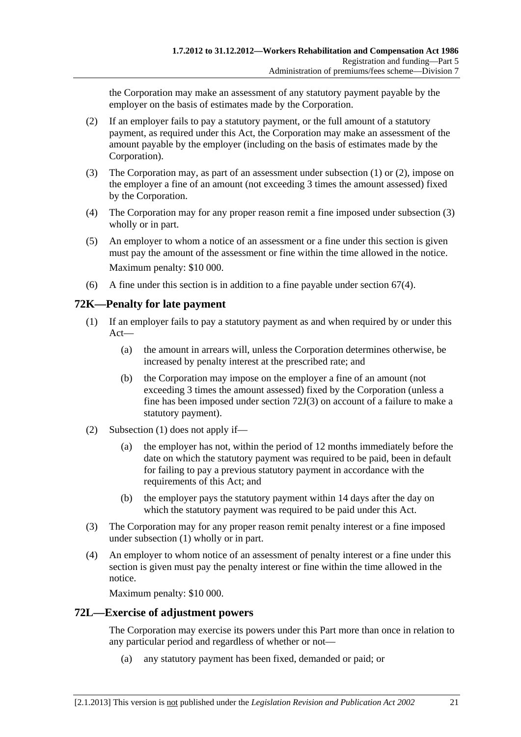the Corporation may make an assessment of any statutory payment payable by the employer on the basis of estimates made by the Corporation.

(2) If an employer fails to pay a statutory payment, or the full amount of a statutory payment, as required under this Act, the Corporation may make an assessment of the amount payable by the employer (including on the basis of estimates made by the Corporation).

(3) The Corporation may, as part of an assessment under subsection (1) or (2), impose on the employer a fine of an amount (not exceeding 3 times the amount assessed) fixed by the Corporation.

(4) The Corporation may for any proper reason remit a fine imposed under subsection (3) wholly or in part.

(5) An employer to whom a notice of an assessment or a fine under this section is given must pay the amount of the assessment or fine within the time allowed in the notice.

Maximum penalty: $10 000.

(6) A fine under this section is in addition to a fine payable under section 67(4).

## 72K—Penalty for late payment

(1) If an employer fails to pay a statutory payment as and when required by or under this Act—

(a) the amount in arrears will, unless the Corporation determines otherwise, be increased by penalty interest at the prescribed rate; and

(b) the Corporation may impose on the employer a fine of an amount (not exceeding 3 times the amount assessed) fixed by the Corporation (unless a fine has been imposed under section 72J(3) on account of a failure to make a statutory payment).

(2) Subsection (1) does not apply if—

(a) the employer has not, within the period of 12 months immediately before the date on which the statutory payment was required to be paid, been in default for failing to pay a previous statutory payment in accordance with the requirements of this Act; and

(b) the employer pays the statutory payment within 14 days after the day on which the statutory payment was required to be paid under this Act.

(3) The Corporation may for any proper reason remit penalty interest or a fine imposed under subsection (1) wholly or in part.

(4) An employer to whom notice of an assessment of penalty interest or a fine under this section is given must pay the penalty interest or fine within the time allowed in the notice.

Maximum penalty: $10 000.

## 72L—Exercise of adjustment powers

The Corporation may exercise its powers under this Part more than once in relation to any particular period and regardless of whether or not—

(a) any statutory payment has been fixed, demanded or paid; or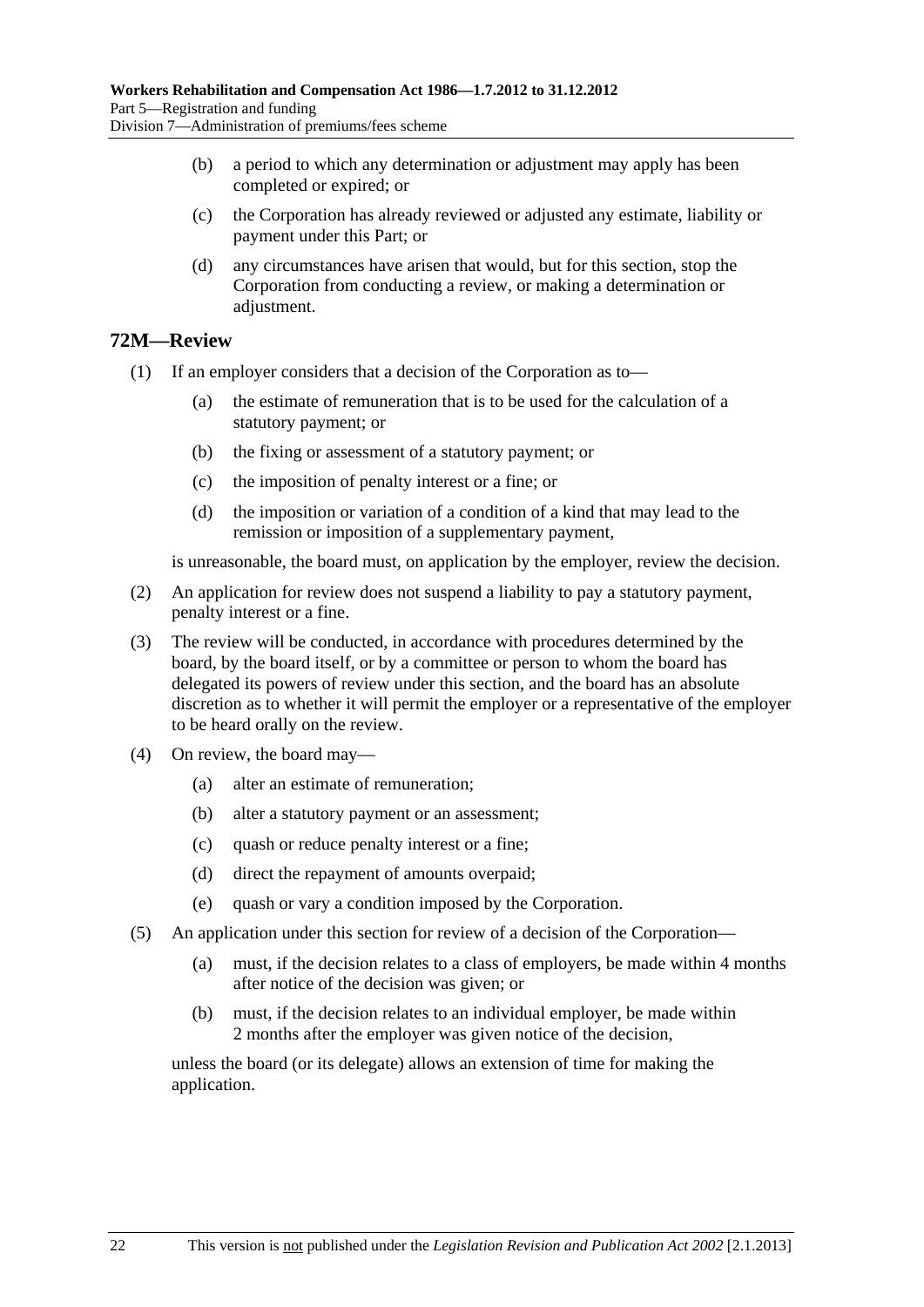(b) a period to which any determination or adjustment may apply has been completed or expired; or

(c) the Corporation has already reviewed or adjusted any estimate, liability or payment under this Part; or

(d) any circumstances have arisen that would, but for this section, stop the Corporation from conducting a review, or making a determination or adjustment.

## 72M—Review

(1) If an employer considers that a decision of the Corporation as to—

(a) the estimate of remuneration that is to be used for the calculation of a statutory payment; or

(b) the fixing or assessment of a statutory payment; or

(c) the imposition of penalty interest or a fine; or

(d) the imposition or variation of a condition of a kind that may lead to the remission or imposition of a supplementary payment,

is unreasonable, the board must, on application by the employer, review the decision.

(2) An application for review does not suspend a liability to pay a statutory payment, penalty interest or a fine.

(3) The review will be conducted, in accordance with procedures determined by the board, by the board itself, or by a committee or person to whom the board has delegated its powers of review under this section, and the board has an absolute discretion as to whether it will permit the employer or a representative of the employer to be heard orally on the review.

(4) On review, the board may—

(a) alter an estimate of remuneration;

(b) alter a statutory payment or an assessment;

(c) quash or reduce penalty interest or a fine;

(d) direct the repayment of amounts overpaid;

(e) quash or vary a condition imposed by the Corporation.

(5) An application under this section for review of a decision of the Corporation—

(a) must, if the decision relates to a class of employers, be made within 4 months after notice of the decision was given; or

(b) must, if the decision relates to an individual employer, be made within 2 months after the employer was given notice of the decision,

unless the board (or its delegate) allows an extension of time for making the application.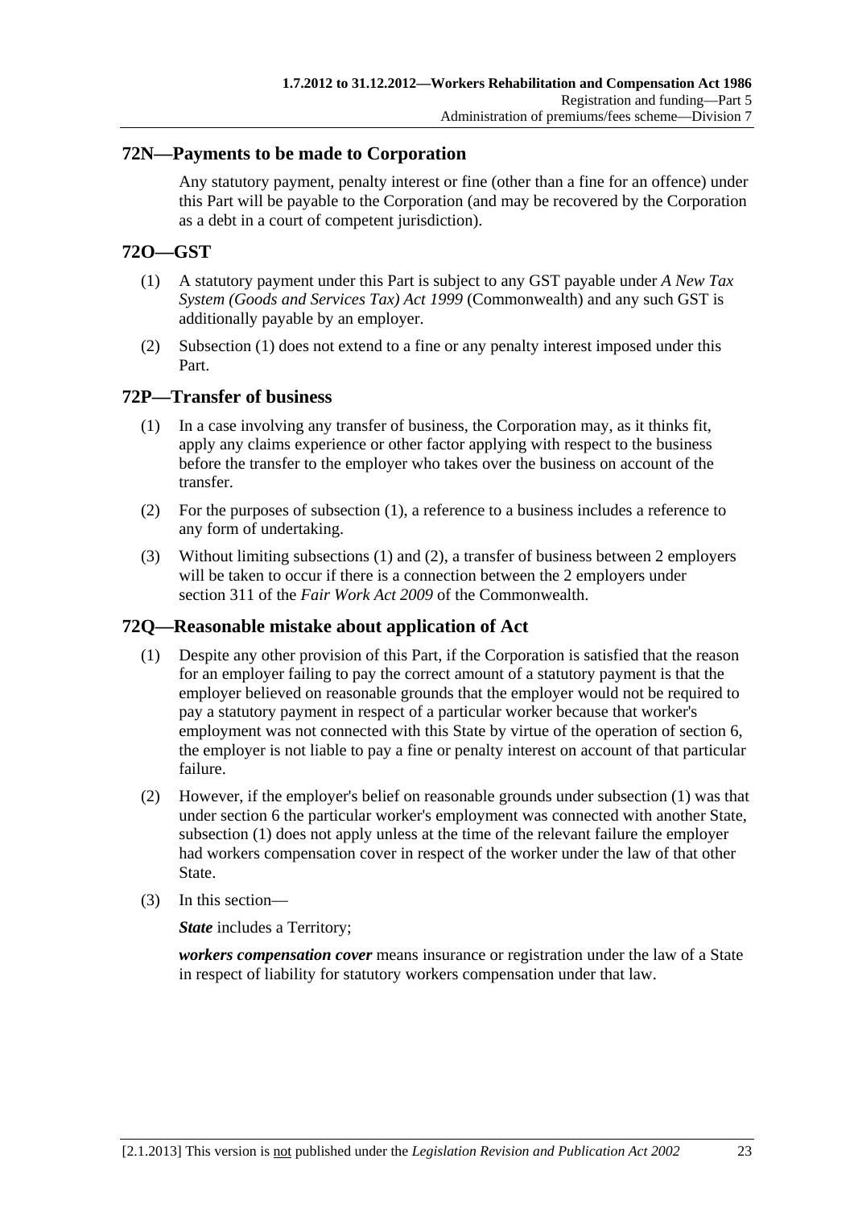## 72N—Payments to be made to Corporation

Any statutory payment, penalty interest or fine (other than a fine for an offence) under this Part will be payable to the Corporation (and may be recovered by the Corporation as a debt in a court of competent jurisdiction).

## 72O—GST

(1) A statutory payment under this Part is subject to any GST payable under *A New Tax System (Goods and Services Tax) Act 1999* (Commonwealth) and any such GST is additionally payable by an employer.

(2) Subsection (1) does not extend to a fine or any penalty interest imposed under this Part.

## 72P—Transfer of business

(1) In a case involving any transfer of business, the Corporation may, as it thinks fit, apply any claims experience or other factor applying with respect to the business before the transfer to the employer who takes over the business on account of the transfer.

(2) For the purposes of subsection (1), a reference to a business includes a reference to any form of undertaking.

(3) Without limiting subsections (1) and (2), a transfer of business between 2 employers will be taken to occur if there is a connection between the 2 employers under section 311 of the *Fair Work Act 2009* of the Commonwealth.

## 72Q—Reasonable mistake about application of Act

(1) Despite any other provision of this Part, if the Corporation is satisfied that the reason for an employer failing to pay the correct amount of a statutory payment is that the employer believed on reasonable grounds that the employer would not be required to pay a statutory payment in respect of a particular worker because that worker's employment was not connected with this State by virtue of the operation of section 6, the employer is not liable to pay a fine or penalty interest on account of that particular failure.

(2) However, if the employer's belief on reasonable grounds under subsection (1) was that under section 6 the particular worker's employment was connected with another State, subsection (1) does not apply unless at the time of the relevant failure the employer had workers compensation cover in respect of the worker under the law of that other State.

(3) In this section—

***State*** includes a Territory;

***workers compensation cover*** means insurance or registration under the law of a State in respect of liability for statutory workers compensation under that law.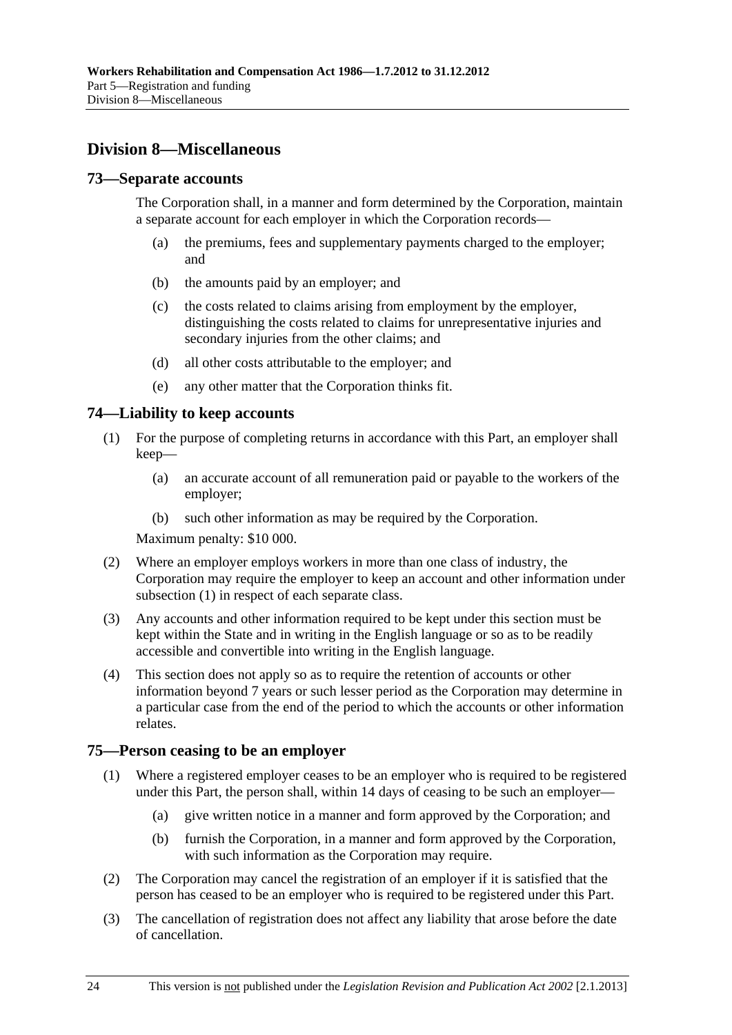## Division 8—Miscellaneous

### 73—Separate accounts

The Corporation shall, in a manner and form determined by the Corporation, maintain a separate account for each employer in which the Corporation records—

(a) the premiums, fees and supplementary payments charged to the employer; and

(b) the amounts paid by an employer; and

(c) the costs related to claims arising from employment by the employer, distinguishing the costs related to claims for unrepresentative injuries and secondary injuries from the other claims; and

(d) all other costs attributable to the employer; and

(e) any other matter that the Corporation thinks fit.

### 74—Liability to keep accounts

(1) For the purpose of completing returns in accordance with this Part, an employer shall keep—

(a) an accurate account of all remuneration paid or payable to the workers of the employer;

(b) such other information as may be required by the Corporation.

Maximum penalty: $10 000.

(2) Where an employer employs workers in more than one class of industry, the Corporation may require the employer to keep an account and other information under subsection (1) in respect of each separate class.

(3) Any accounts and other information required to be kept under this section must be kept within the State and in writing in the English language or so as to be readily accessible and convertible into writing in the English language.

(4) This section does not apply so as to require the retention of accounts or other information beyond 7 years or such lesser period as the Corporation may determine in a particular case from the end of the period to which the accounts or other information relates.

### 75—Person ceasing to be an employer

(1) Where a registered employer ceases to be an employer who is required to be registered under this Part, the person shall, within 14 days of ceasing to be such an employer—

(a) give written notice in a manner and form approved by the Corporation; and

(b) furnish the Corporation, in a manner and form approved by the Corporation, with such information as the Corporation may require.

(2) The Corporation may cancel the registration of an employer if it is satisfied that the person has ceased to be an employer who is required to be registered under this Part.

(3) The cancellation of registration does not affect any liability that arose before the date of cancellation.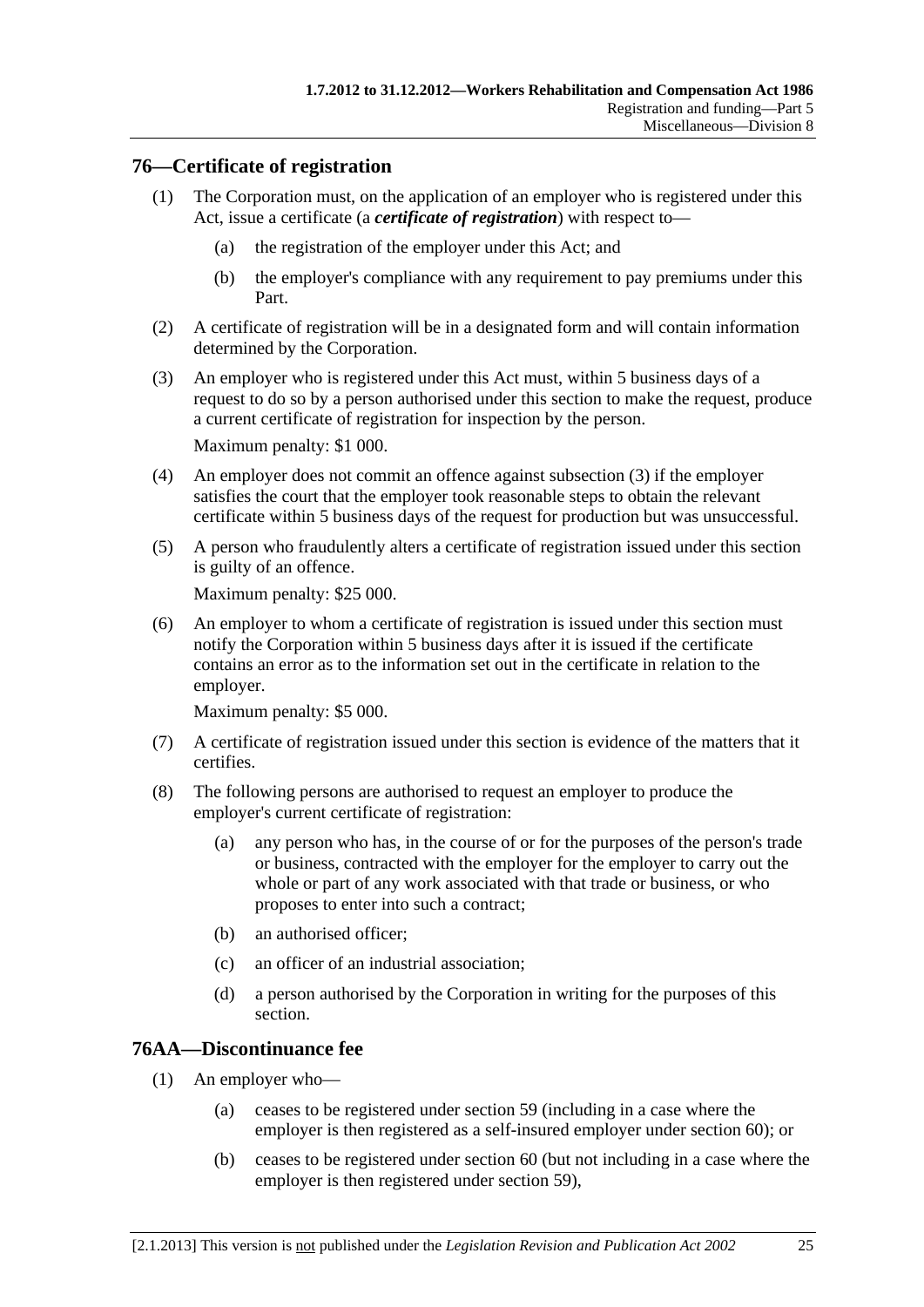## 76—Certificate of registration

(1) The Corporation must, on the application of an employer who is registered under this Act, issue a certificate (a ***certificate of registration***) with respect to—

(a) the registration of the employer under this Act; and

(b) the employer's compliance with any requirement to pay premiums under this Part.

(2) A certificate of registration will be in a designated form and will contain information determined by the Corporation.

(3) An employer who is registered under this Act must, within 5 business days of a request to do so by a person authorised under this section to make the request, produce a current certificate of registration for inspection by the person.

Maximum penalty: $1 000.

(4) An employer does not commit an offence against subsection (3) if the employer satisfies the court that the employer took reasonable steps to obtain the relevant certificate within 5 business days of the request for production but was unsuccessful.

(5) A person who fraudulently alters a certificate of registration issued under this section is guilty of an offence.

Maximum penalty: $25 000.

(6) An employer to whom a certificate of registration is issued under this section must notify the Corporation within 5 business days after it is issued if the certificate contains an error as to the information set out in the certificate in relation to the employer.

Maximum penalty: $5 000.

(7) A certificate of registration issued under this section is evidence of the matters that it certifies.

(8) The following persons are authorised to request an employer to produce the employer's current certificate of registration:

(a) any person who has, in the course of or for the purposes of the person's trade or business, contracted with the employer for the employer to carry out the whole or part of any work associated with that trade or business, or who proposes to enter into such a contract;

(b) an authorised officer;

(c) an officer of an industrial association;

(d) a person authorised by the Corporation in writing for the purposes of this section.

## 76AA—Discontinuance fee

(1) An employer who—

(a) ceases to be registered under section 59 (including in a case where the employer is then registered as a self-insured employer under section 60); or

(b) ceases to be registered under section 60 (but not including in a case where the employer is then registered under section 59),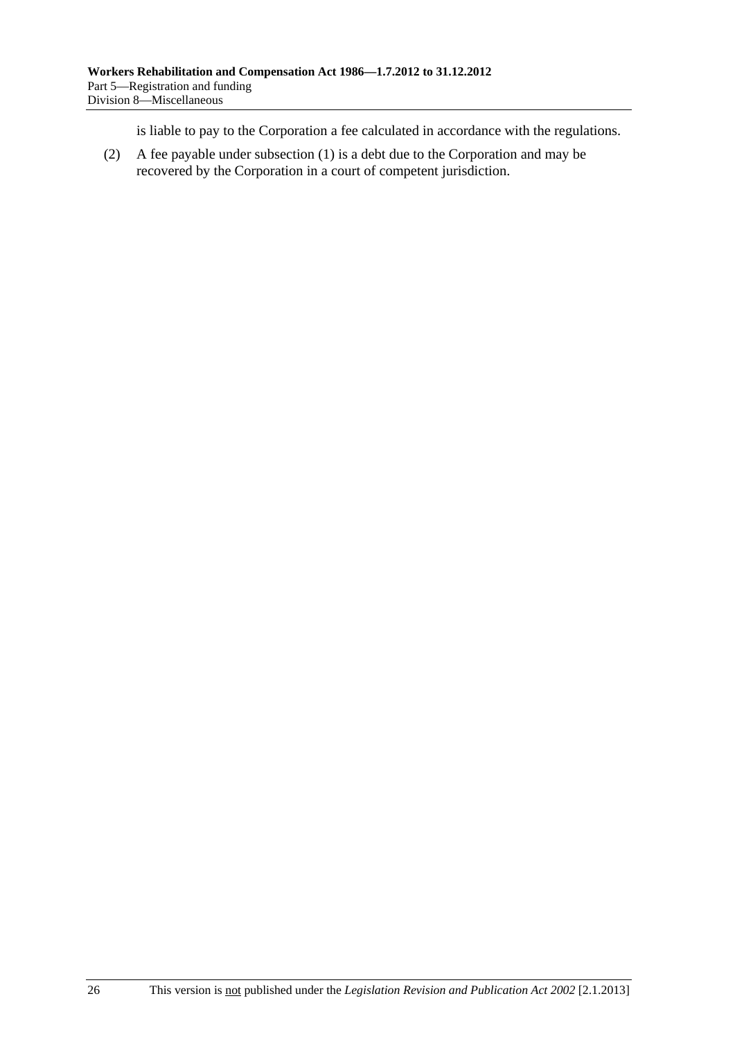is liable to pay to the Corporation a fee calculated in accordance with the regulations.

(2) A fee payable under subsection (1) is a debt due to the Corporation and may be recovered by the Corporation in a court of competent jurisdiction.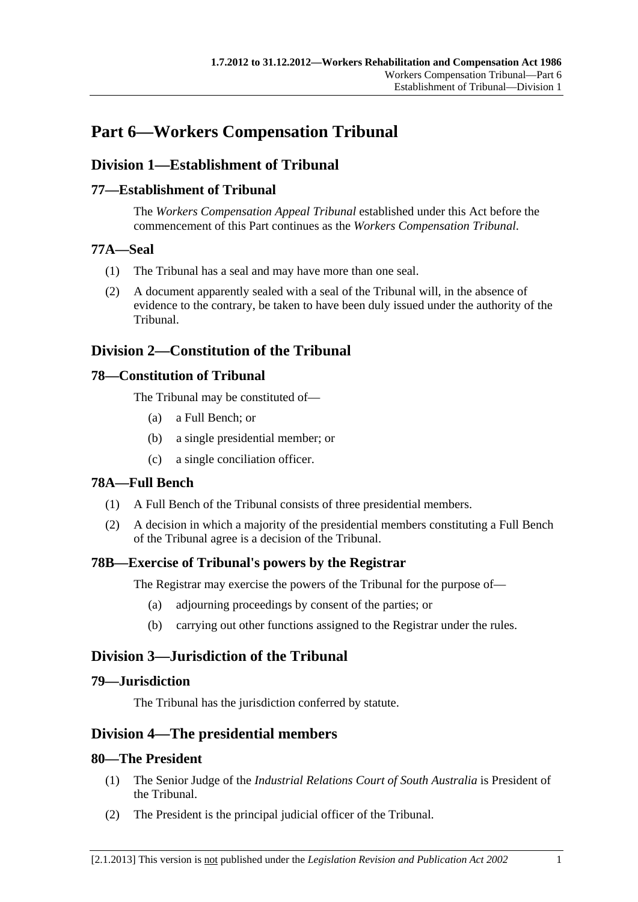# Part 6—Workers Compensation Tribunal

## Division 1—Establishment of Tribunal

### 77—Establishment of Tribunal

The *Workers Compensation Appeal Tribunal* established under this Act before the commencement of this Part continues as the *Workers Compensation Tribunal*.

### 77A—Seal

(1) The Tribunal has a seal and may have more than one seal.

(2) A document apparently sealed with a seal of the Tribunal will, in the absence of evidence to the contrary, be taken to have been duly issued under the authority of the Tribunal.

## Division 2—Constitution of the Tribunal

### 78—Constitution of Tribunal

The Tribunal may be constituted of—

(a) a Full Bench; or

(b) a single presidential member; or

(c) a single conciliation officer.

### 78A—Full Bench

(1) A Full Bench of the Tribunal consists of three presidential members.

(2) A decision in which a majority of the presidential members constituting a Full Bench of the Tribunal agree is a decision of the Tribunal.

### 78B—Exercise of Tribunal's powers by the Registrar

The Registrar may exercise the powers of the Tribunal for the purpose of—

(a) adjourning proceedings by consent of the parties; or

(b) carrying out other functions assigned to the Registrar under the rules.

## Division 3—Jurisdiction of the Tribunal

### 79—Jurisdiction

The Tribunal has the jurisdiction conferred by statute.

## Division 4—The presidential members

### 80—The President

(1) The Senior Judge of the *Industrial Relations Court of South Australia* is President of the Tribunal.

(2) The President is the principal judicial officer of the Tribunal.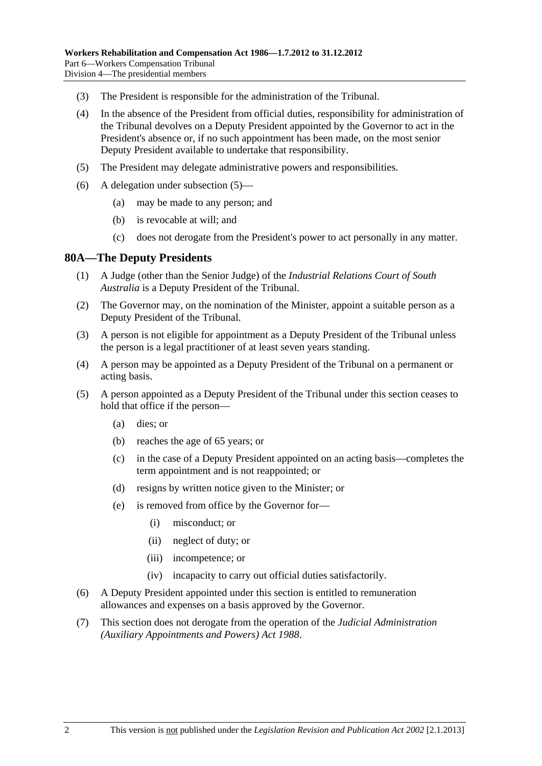(3) The President is responsible for the administration of the Tribunal.

(4) In the absence of the President from official duties, responsibility for administration of the Tribunal devolves on a Deputy President appointed by the Governor to act in the President's absence or, if no such appointment has been made, on the most senior Deputy President available to undertake that responsibility.

(5) The President may delegate administrative powers and responsibilities.

(6) A delegation under subsection (5)—

- (a) may be made to any person; and
- (b) is revocable at will; and
- (c) does not derogate from the President's power to act personally in any matter.

## 80A—The Deputy Presidents

(1) A Judge (other than the Senior Judge) of the *Industrial Relations Court of South Australia* is a Deputy President of the Tribunal.

(2) The Governor may, on the nomination of the Minister, appoint a suitable person as a Deputy President of the Tribunal.

(3) A person is not eligible for appointment as a Deputy President of the Tribunal unless the person is a legal practitioner of at least seven years standing.

(4) A person may be appointed as a Deputy President of the Tribunal on a permanent or acting basis.

(5) A person appointed as a Deputy President of the Tribunal under this section ceases to hold that office if the person—

- (a) dies; or
- (b) reaches the age of 65 years; or
- (c) in the case of a Deputy President appointed on an acting basis—completes the term appointment and is not reappointed; or
- (d) resigns by written notice given to the Minister; or
- (e) is removed from office by the Governor for—
  - (i) misconduct; or
  - (ii) neglect of duty; or
  - (iii) incompetence; or
  - (iv) incapacity to carry out official duties satisfactorily.

(6) A Deputy President appointed under this section is entitled to remuneration allowances and expenses on a basis approved by the Governor.

(7) This section does not derogate from the operation of the *Judicial Administration (Auxiliary Appointments and Powers) Act 1988*.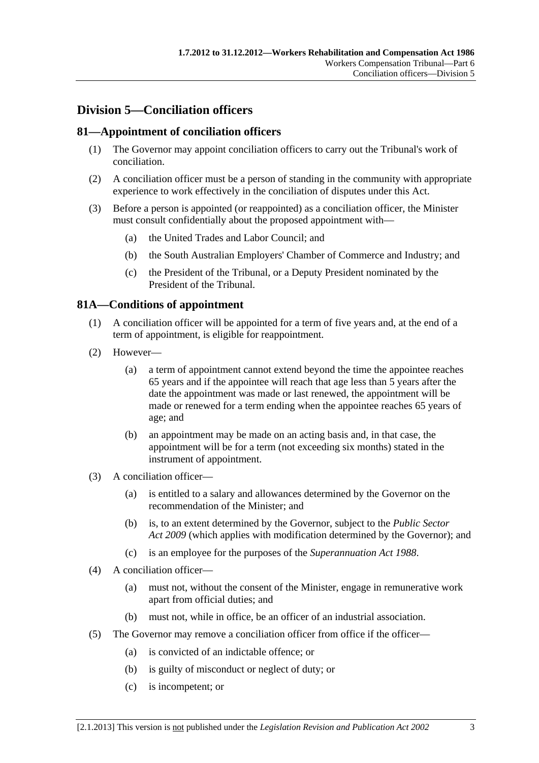## Division 5—Conciliation officers

### 81—Appointment of conciliation officers

(1) The Governor may appoint conciliation officers to carry out the Tribunal's work of conciliation.

(2) A conciliation officer must be a person of standing in the community with appropriate experience to work effectively in the conciliation of disputes under this Act.

(3) Before a person is appointed (or reappointed) as a conciliation officer, the Minister must consult confidentially about the proposed appointment with—

  (a) the United Trades and Labor Council; and

  (b) the South Australian Employers' Chamber of Commerce and Industry; and

  (c) the President of the Tribunal, or a Deputy President nominated by the President of the Tribunal.

### 81A—Conditions of appointment

(1) A conciliation officer will be appointed for a term of five years and, at the end of a term of appointment, is eligible for reappointment.

(2) However—

  (a) a term of appointment cannot extend beyond the time the appointee reaches 65 years and if the appointee will reach that age less than 5 years after the date the appointment was made or last renewed, the appointment will be made or renewed for a term ending when the appointee reaches 65 years of age; and

  (b) an appointment may be made on an acting basis and, in that case, the appointment will be for a term (not exceeding six months) stated in the instrument of appointment.

(3) A conciliation officer—

  (a) is entitled to a salary and allowances determined by the Governor on the recommendation of the Minister; and

  (b) is, to an extent determined by the Governor, subject to the *Public Sector Act 2009* (which applies with modification determined by the Governor); and

  (c) is an employee for the purposes of the *Superannuation Act 1988*.

(4) A conciliation officer—

  (a) must not, without the consent of the Minister, engage in remunerative work apart from official duties; and

  (b) must not, while in office, be an officer of an industrial association.

(5) The Governor may remove a conciliation officer from office if the officer—

  (a) is convicted of an indictable offence; or

  (b) is guilty of misconduct or neglect of duty; or

  (c) is incompetent; or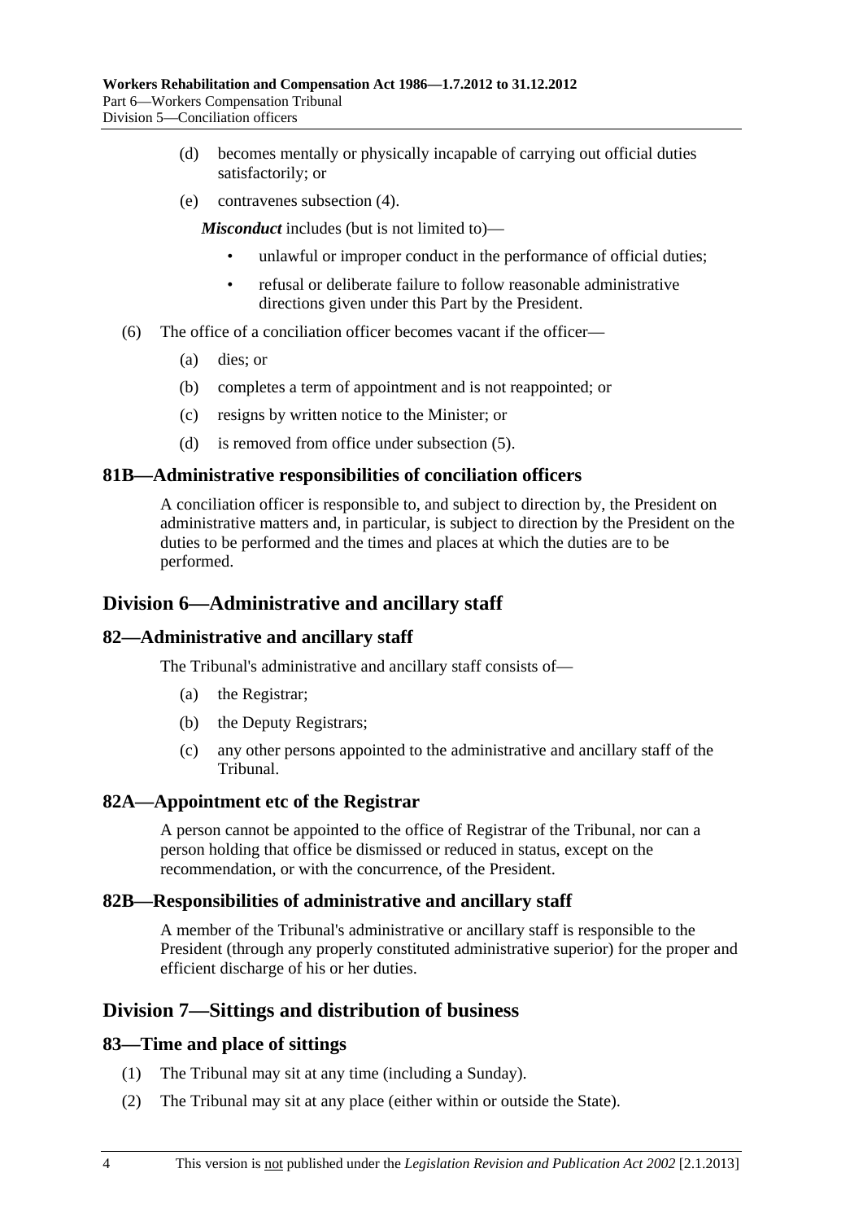(d) becomes mentally or physically incapable of carrying out official duties satisfactorily; or

(e) contravenes subsection (4).

***Misconduct*** includes (but is not limited to)—

- unlawful or improper conduct in the performance of official duties;
- refusal or deliberate failure to follow reasonable administrative directions given under this Part by the President.

(6) The office of a conciliation officer becomes vacant if the officer—

(a) dies; or

(b) completes a term of appointment and is not reappointed; or

(c) resigns by written notice to the Minister; or

(d) is removed from office under subsection (5).

### 81B—Administrative responsibilities of conciliation officers

A conciliation officer is responsible to, and subject to direction by, the President on administrative matters and, in particular, is subject to direction by the President on the duties to be performed and the times and places at which the duties are to be performed.

## Division 6—Administrative and ancillary staff

### 82—Administrative and ancillary staff

The Tribunal's administrative and ancillary staff consists of—

(a) the Registrar;

(b) the Deputy Registrars;

(c) any other persons appointed to the administrative and ancillary staff of the Tribunal.

### 82A—Appointment etc of the Registrar

A person cannot be appointed to the office of Registrar of the Tribunal, nor can a person holding that office be dismissed or reduced in status, except on the recommendation, or with the concurrence, of the President.

### 82B—Responsibilities of administrative and ancillary staff

A member of the Tribunal's administrative or ancillary staff is responsible to the President (through any properly constituted administrative superior) for the proper and efficient discharge of his or her duties.

## Division 7—Sittings and distribution of business

### 83—Time and place of sittings

(1) The Tribunal may sit at any time (including a Sunday).

(2) The Tribunal may sit at any place (either within or outside the State).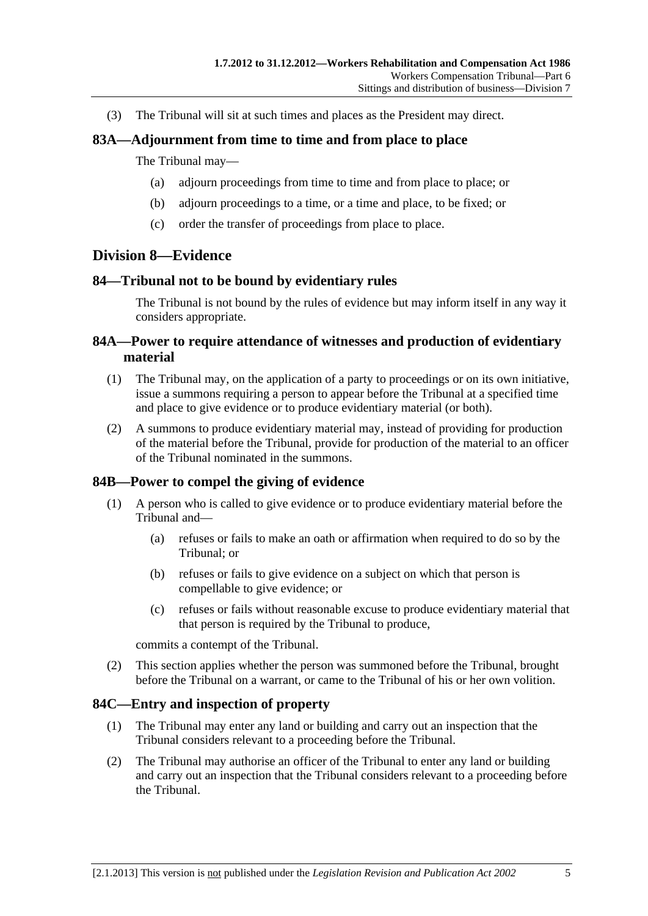(3) The Tribunal will sit at such times and places as the President may direct.

### 83A—Adjournment from time to time and from place to place

The Tribunal may—

(a) adjourn proceedings from time to time and from place to place; or

(b) adjourn proceedings to a time, or a time and place, to be fixed; or

(c) order the transfer of proceedings from place to place.

## Division 8—Evidence

### 84—Tribunal not to be bound by evidentiary rules

The Tribunal is not bound by the rules of evidence but may inform itself in any way it considers appropriate.

### 84A—Power to require attendance of witnesses and production of evidentiary material

(1) The Tribunal may, on the application of a party to proceedings or on its own initiative, issue a summons requiring a person to appear before the Tribunal at a specified time and place to give evidence or to produce evidentiary material (or both).

(2) A summons to produce evidentiary material may, instead of providing for production of the material before the Tribunal, provide for production of the material to an officer of the Tribunal nominated in the summons.

### 84B—Power to compel the giving of evidence

(1) A person who is called to give evidence or to produce evidentiary material before the Tribunal and—

(a) refuses or fails to make an oath or affirmation when required to do so by the Tribunal; or

(b) refuses or fails to give evidence on a subject on which that person is compellable to give evidence; or

(c) refuses or fails without reasonable excuse to produce evidentiary material that that person is required by the Tribunal to produce,

commits a contempt of the Tribunal.

(2) This section applies whether the person was summoned before the Tribunal, brought before the Tribunal on a warrant, or came to the Tribunal of his or her own volition.

### 84C—Entry and inspection of property

(1) The Tribunal may enter any land or building and carry out an inspection that the Tribunal considers relevant to a proceeding before the Tribunal.

(2) The Tribunal may authorise an officer of the Tribunal to enter any land or building and carry out an inspection that the Tribunal considers relevant to a proceeding before the Tribunal.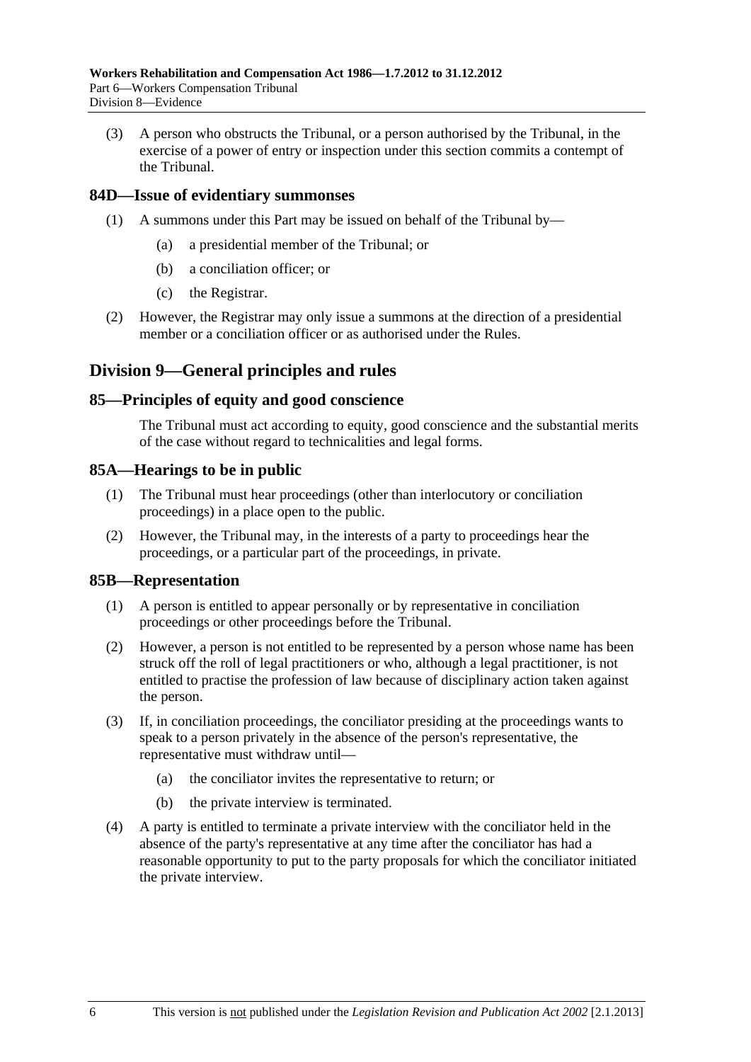(3) A person who obstructs the Tribunal, or a person authorised by the Tribunal, in the exercise of a power of entry or inspection under this section commits a contempt of the Tribunal.

### 84D—Issue of evidentiary summonses

(1) A summons under this Part may be issued on behalf of the Tribunal by—

(a) a presidential member of the Tribunal; or

(b) a conciliation officer; or

(c) the Registrar.

(2) However, the Registrar may only issue a summons at the direction of a presidential member or a conciliation officer or as authorised under the Rules.

## Division 9—General principles and rules

### 85—Principles of equity and good conscience

The Tribunal must act according to equity, good conscience and the substantial merits of the case without regard to technicalities and legal forms.

### 85A—Hearings to be in public

(1) The Tribunal must hear proceedings (other than interlocutory or conciliation proceedings) in a place open to the public.

(2) However, the Tribunal may, in the interests of a party to proceedings hear the proceedings, or a particular part of the proceedings, in private.

### 85B—Representation

(1) A person is entitled to appear personally or by representative in conciliation proceedings or other proceedings before the Tribunal.

(2) However, a person is not entitled to be represented by a person whose name has been struck off the roll of legal practitioners or who, although a legal practitioner, is not entitled to practise the profession of law because of disciplinary action taken against the person.

(3) If, in conciliation proceedings, the conciliator presiding at the proceedings wants to speak to a person privately in the absence of the person's representative, the representative must withdraw until—

(a) the conciliator invites the representative to return; or

(b) the private interview is terminated.

(4) A party is entitled to terminate a private interview with the conciliator held in the absence of the party's representative at any time after the conciliator has had a reasonable opportunity to put to the party proposals for which the conciliator initiated the private interview.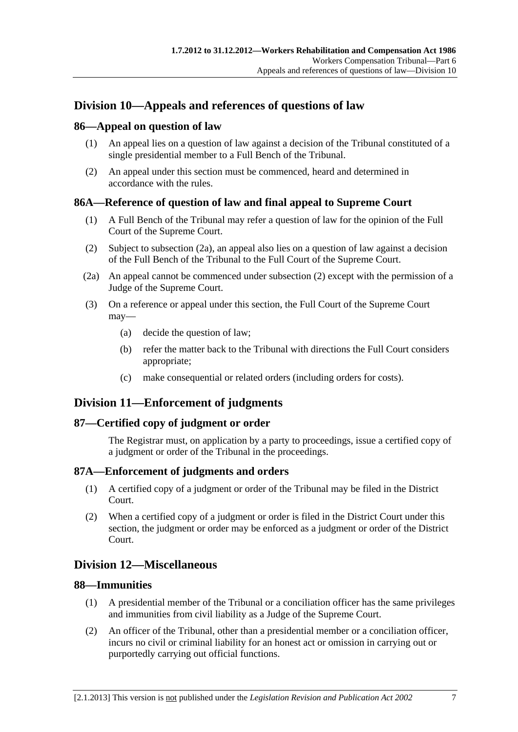## Division 10—Appeals and references of questions of law

### 86—Appeal on question of law

(1) An appeal lies on a question of law against a decision of the Tribunal constituted of a single presidential member to a Full Bench of the Tribunal.

(2) An appeal under this section must be commenced, heard and determined in accordance with the rules.

### 86A—Reference of question of law and final appeal to Supreme Court

(1) A Full Bench of the Tribunal may refer a question of law for the opinion of the Full Court of the Supreme Court.

(2) Subject to subsection (2a), an appeal also lies on a question of law against a decision of the Full Bench of the Tribunal to the Full Court of the Supreme Court.

(2a) An appeal cannot be commenced under subsection (2) except with the permission of a Judge of the Supreme Court.

(3) On a reference or appeal under this section, the Full Court of the Supreme Court may—

- (a) decide the question of law;
- (b) refer the matter back to the Tribunal with directions the Full Court considers appropriate;
- (c) make consequential or related orders (including orders for costs).

## Division 11—Enforcement of judgments

### 87—Certified copy of judgment or order

The Registrar must, on application by a party to proceedings, issue a certified copy of a judgment or order of the Tribunal in the proceedings.

### 87A—Enforcement of judgments and orders

(1) A certified copy of a judgment or order of the Tribunal may be filed in the District Court.

(2) When a certified copy of a judgment or order is filed in the District Court under this section, the judgment or order may be enforced as a judgment or order of the District Court.

## Division 12—Miscellaneous

### 88—Immunities

(1) A presidential member of the Tribunal or a conciliation officer has the same privileges and immunities from civil liability as a Judge of the Supreme Court.

(2) An officer of the Tribunal, other than a presidential member or a conciliation officer, incurs no civil or criminal liability for an honest act or omission in carrying out or purportedly carrying out official functions.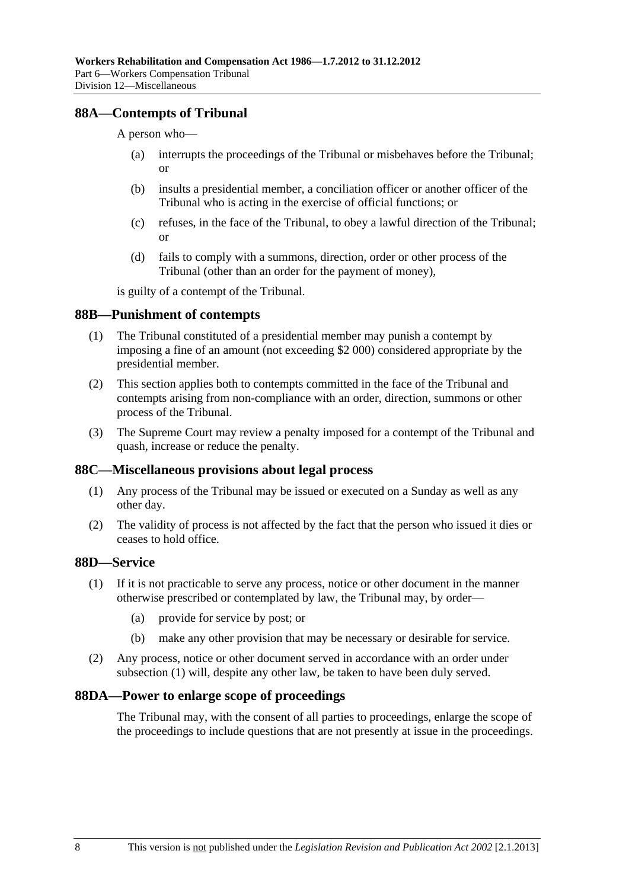## 88A—Contempts of Tribunal

A person who—

(a) interrupts the proceedings of the Tribunal or misbehaves before the Tribunal; or

(b) insults a presidential member, a conciliation officer or another officer of the Tribunal who is acting in the exercise of official functions; or

(c) refuses, in the face of the Tribunal, to obey a lawful direction of the Tribunal; or

(d) fails to comply with a summons, direction, order or other process of the Tribunal (other than an order for the payment of money),

is guilty of a contempt of the Tribunal.

## 88B—Punishment of contempts

(1) The Tribunal constituted of a presidential member may punish a contempt by imposing a fine of an amount (not exceeding $2 000) considered appropriate by the presidential member.

(2) This section applies both to contempts committed in the face of the Tribunal and contempts arising from non-compliance with an order, direction, summons or other process of the Tribunal.

(3) The Supreme Court may review a penalty imposed for a contempt of the Tribunal and quash, increase or reduce the penalty.

## 88C—Miscellaneous provisions about legal process

(1) Any process of the Tribunal may be issued or executed on a Sunday as well as any other day.

(2) The validity of process is not affected by the fact that the person who issued it dies or ceases to hold office.

## 88D—Service

(1) If it is not practicable to serve any process, notice or other document in the manner otherwise prescribed or contemplated by law, the Tribunal may, by order—

(a) provide for service by post; or

(b) make any other provision that may be necessary or desirable for service.

(2) Any process, notice or other document served in accordance with an order under subsection (1) will, despite any other law, be taken to have been duly served.

## 88DA—Power to enlarge scope of proceedings

The Tribunal may, with the consent of all parties to proceedings, enlarge the scope of the proceedings to include questions that are not presently at issue in the proceedings.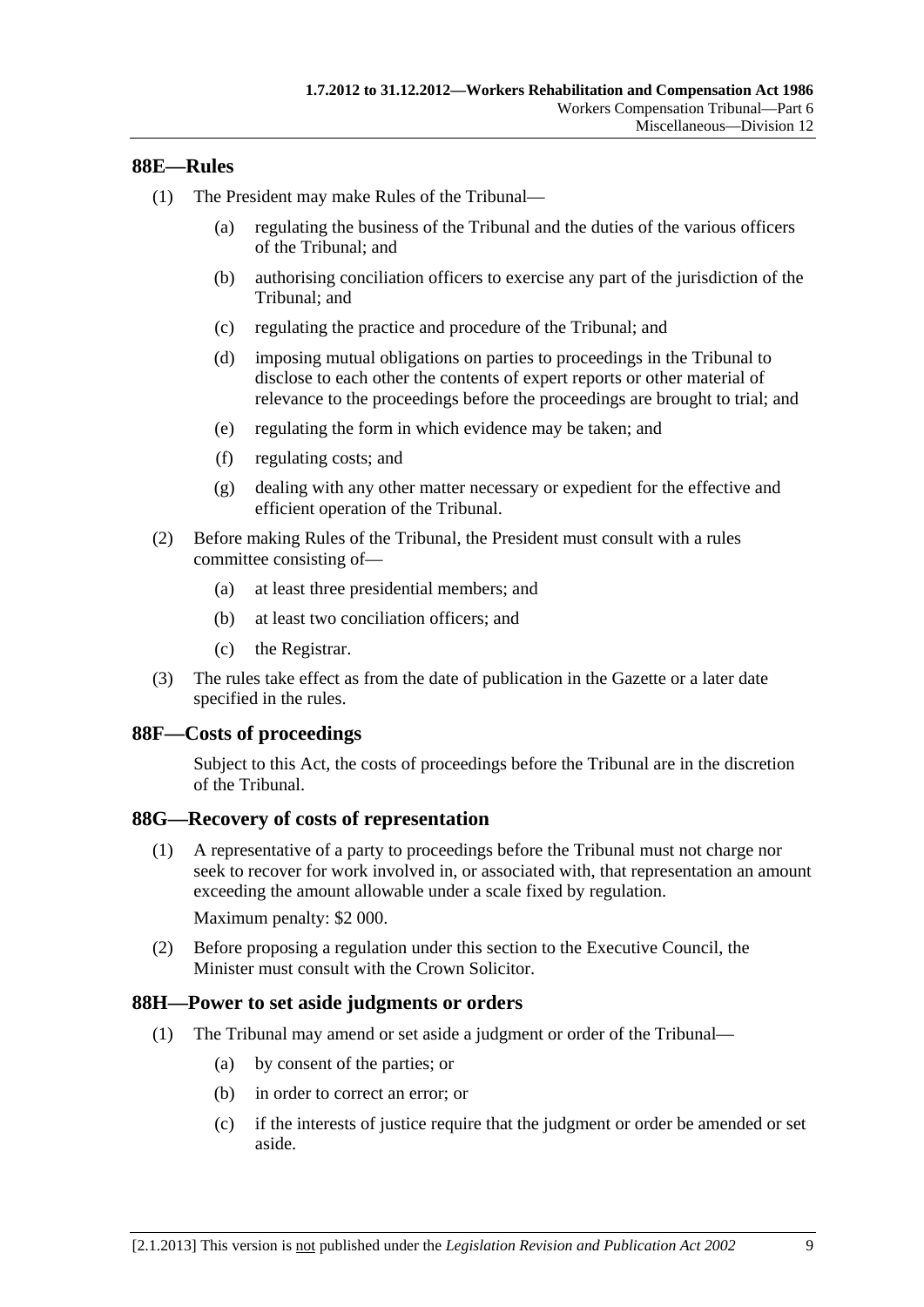## 88E—Rules

(1) The President may make Rules of the Tribunal—

(a) regulating the business of the Tribunal and the duties of the various officers of the Tribunal; and

(b) authorising conciliation officers to exercise any part of the jurisdiction of the Tribunal; and

(c) regulating the practice and procedure of the Tribunal; and

(d) imposing mutual obligations on parties to proceedings in the Tribunal to disclose to each other the contents of expert reports or other material of relevance to the proceedings before the proceedings are brought to trial; and

(e) regulating the form in which evidence may be taken; and

(f) regulating costs; and

(g) dealing with any other matter necessary or expedient for the effective and efficient operation of the Tribunal.

(2) Before making Rules of the Tribunal, the President must consult with a rules committee consisting of—

(a) at least three presidential members; and

(b) at least two conciliation officers; and

(c) the Registrar.

(3) The rules take effect as from the date of publication in the Gazette or a later date specified in the rules.

## 88F—Costs of proceedings

Subject to this Act, the costs of proceedings before the Tribunal are in the discretion of the Tribunal.

## 88G—Recovery of costs of representation

(1) A representative of a party to proceedings before the Tribunal must not charge nor seek to recover for work involved in, or associated with, that representation an amount exceeding the amount allowable under a scale fixed by regulation.

Maximum penalty: $2 000.

(2) Before proposing a regulation under this section to the Executive Council, the Minister must consult with the Crown Solicitor.

## 88H—Power to set aside judgments or orders

(1) The Tribunal may amend or set aside a judgment or order of the Tribunal—

(a) by consent of the parties; or

(b) in order to correct an error; or

(c) if the interests of justice require that the judgment or order be amended or set aside.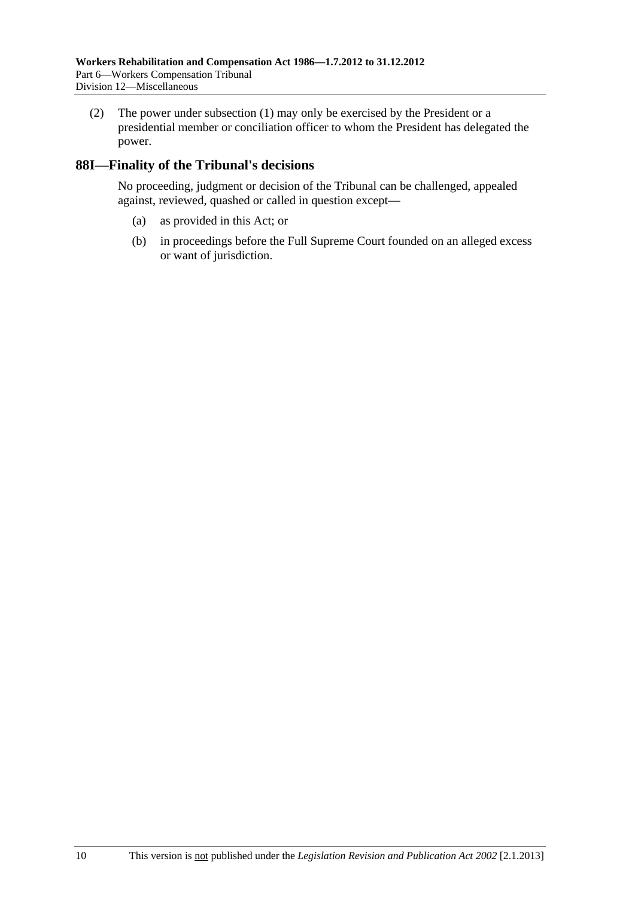(2) The power under subsection (1) may only be exercised by the President or a presidential member or conciliation officer to whom the President has delegated the power.

## 88I—Finality of the Tribunal's decisions

No proceeding, judgment or decision of the Tribunal can be challenged, appealed against, reviewed, quashed or called in question except—

(a) as provided in this Act; or

(b) in proceedings before the Full Supreme Court founded on an alleged excess or want of jurisdiction.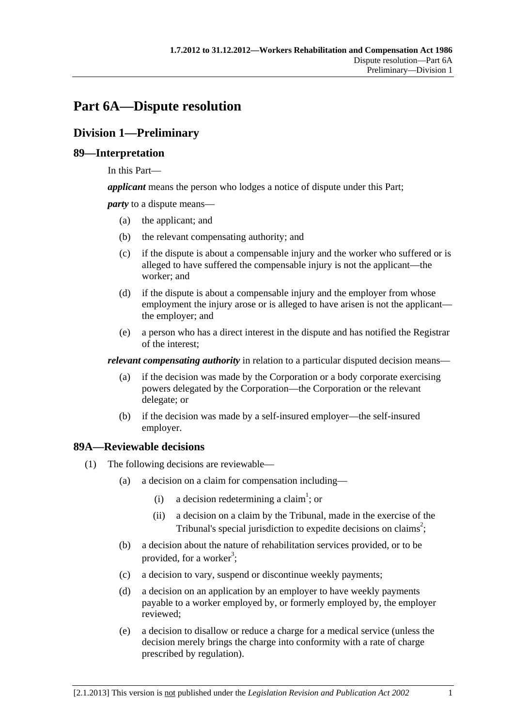# Part 6A—Dispute resolution

## Division 1—Preliminary

### 89—Interpretation

In this Part—

***applicant*** means the person who lodges a notice of dispute under this Part;

***party*** to a dispute means—

(a) the applicant; and

(b) the relevant compensating authority; and

(c) if the dispute is about a compensable injury and the worker who suffered or is alleged to have suffered the compensable injury is not the applicant—the worker; and

(d) if the dispute is about a compensable injury and the employer from whose employment the injury arose or is alleged to have arisen is not the applicant—the employer; and

(e) a person who has a direct interest in the dispute and has notified the Registrar of the interest;

***relevant compensating authority*** in relation to a particular disputed decision means—

(a) if the decision was made by the Corporation or a body corporate exercising powers delegated by the Corporation—the Corporation or the relevant delegate; or

(b) if the decision was made by a self-insured employer—the self-insured employer.

### 89A—Reviewable decisions

(1) The following decisions are reviewable—

(a) a decision on a claim for compensation including—

(i) a decision redetermining a claim[1]; or

(ii) a decision on a claim by the Tribunal, made in the exercise of the Tribunal's special jurisdiction to expedite decisions on claims[2];

(b) a decision about the nature of rehabilitation services provided, or to be provided, for a worker[3];

(c) a decision to vary, suspend or discontinue weekly payments;

(d) a decision on an application by an employer to have weekly payments payable to a worker employed by, or formerly employed by, the employer reviewed;

(e) a decision to disallow or reduce a charge for a medical service (unless the decision merely brings the charge into conformity with a rate of charge prescribed by regulation).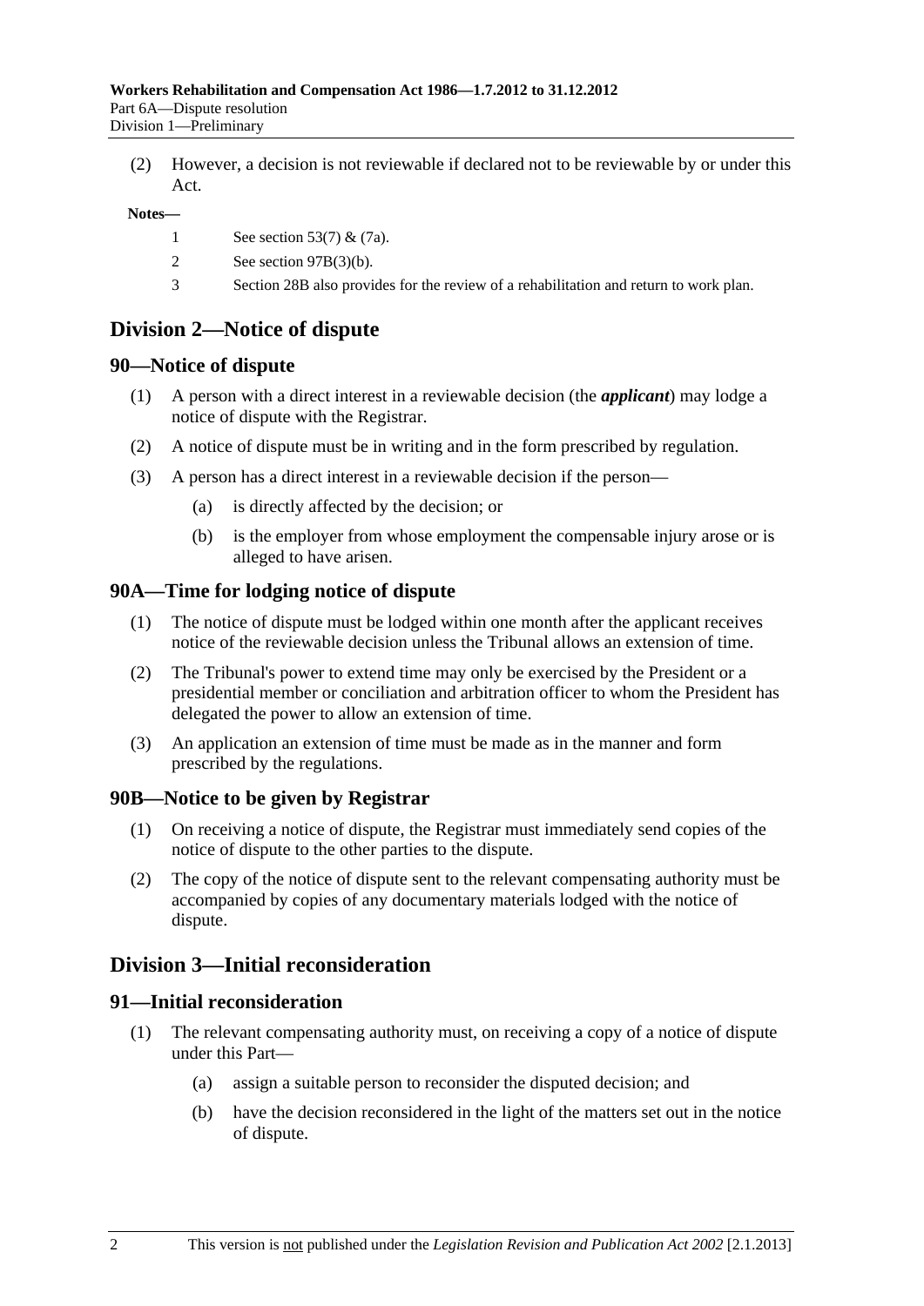(2) However, a decision is not reviewable if declared not to be reviewable by or under this Act.

**Notes—**

1 See section 53(7) & (7a).

2 See section 97B(3)(b).

3 Section 28B also provides for the review of a rehabilitation and return to work plan.

## Division 2—Notice of dispute

### 90—Notice of dispute

(1) A person with a direct interest in a reviewable decision (the ***applicant***) may lodge a notice of dispute with the Registrar.

(2) A notice of dispute must be in writing and in the form prescribed by regulation.

(3) A person has a direct interest in a reviewable decision if the person—

(a) is directly affected by the decision; or

(b) is the employer from whose employment the compensable injury arose or is alleged to have arisen.

### 90A—Time for lodging notice of dispute

(1) The notice of dispute must be lodged within one month after the applicant receives notice of the reviewable decision unless the Tribunal allows an extension of time.

(2) The Tribunal's power to extend time may only be exercised by the President or a presidential member or conciliation and arbitration officer to whom the President has delegated the power to allow an extension of time.

(3) An application an extension of time must be made as in the manner and form prescribed by the regulations.

### 90B—Notice to be given by Registrar

(1) On receiving a notice of dispute, the Registrar must immediately send copies of the notice of dispute to the other parties to the dispute.

(2) The copy of the notice of dispute sent to the relevant compensating authority must be accompanied by copies of any documentary materials lodged with the notice of dispute.

## Division 3—Initial reconsideration

### 91—Initial reconsideration

(1) The relevant compensating authority must, on receiving a copy of a notice of dispute under this Part—

(a) assign a suitable person to reconsider the disputed decision; and

(b) have the decision reconsidered in the light of the matters set out in the notice of dispute.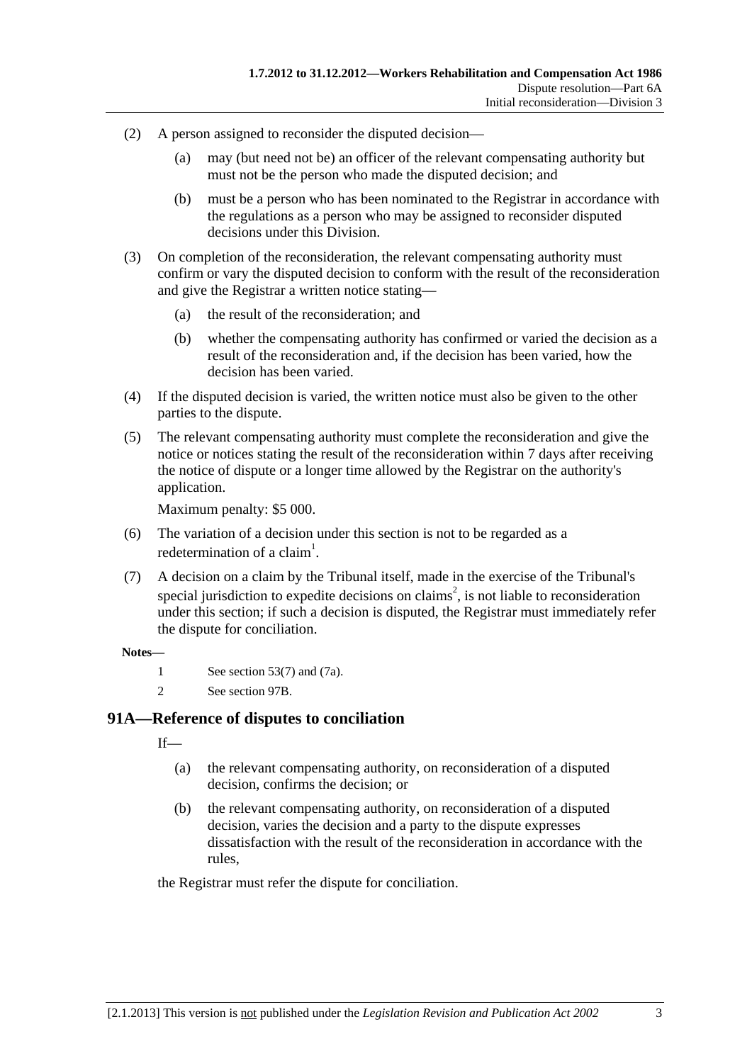(2) A person assigned to reconsider the disputed decision—

(a) may (but need not be) an officer of the relevant compensating authority but must not be the person who made the disputed decision; and

(b) must be a person who has been nominated to the Registrar in accordance with the regulations as a person who may be assigned to reconsider disputed decisions under this Division.

(3) On completion of the reconsideration, the relevant compensating authority must confirm or vary the disputed decision to conform with the result of the reconsideration and give the Registrar a written notice stating—

(a) the result of the reconsideration; and

(b) whether the compensating authority has confirmed or varied the decision as a result of the reconsideration and, if the decision has been varied, how the decision has been varied.

(4) If the disputed decision is varied, the written notice must also be given to the other parties to the dispute.

(5) The relevant compensating authority must complete the reconsideration and give the notice or notices stating the result of the reconsideration within 7 days after receiving the notice of dispute or a longer time allowed by the Registrar on the authority's application.

Maximum penalty: $5 000.

(6) The variation of a decision under this section is not to be regarded as a redetermination of a claim[1].

(7) A decision on a claim by the Tribunal itself, made in the exercise of the Tribunal's special jurisdiction to expedite decisions on claims[2], is not liable to reconsideration under this section; if such a decision is disputed, the Registrar must immediately refer the dispute for conciliation.

**Notes—**

1 See section 53(7) and (7a).

2 See section 97B.

## 91A—Reference of disputes to conciliation

If—

(a) the relevant compensating authority, on reconsideration of a disputed decision, confirms the decision; or

(b) the relevant compensating authority, on reconsideration of a disputed decision, varies the decision and a party to the dispute expresses dissatisfaction with the result of the reconsideration in accordance with the rules,

the Registrar must refer the dispute for conciliation.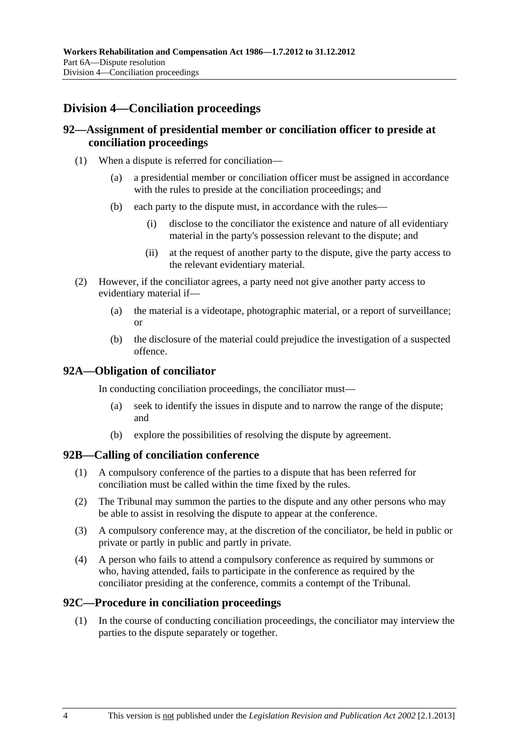## Division 4—Conciliation proceedings

### 92—Assignment of presidential member or conciliation officer to preside at conciliation proceedings

(1) When a dispute is referred for conciliation—

(a) a presidential member or conciliation officer must be assigned in accordance with the rules to preside at the conciliation proceedings; and

(b) each party to the dispute must, in accordance with the rules—

(i) disclose to the conciliator the existence and nature of all evidentiary material in the party's possession relevant to the dispute; and

(ii) at the request of another party to the dispute, give the party access to the relevant evidentiary material.

(2) However, if the conciliator agrees, a party need not give another party access to evidentiary material if—

(a) the material is a videotape, photographic material, or a report of surveillance; or

(b) the disclosure of the material could prejudice the investigation of a suspected offence.

### 92A—Obligation of conciliator

In conducting conciliation proceedings, the conciliator must—

(a) seek to identify the issues in dispute and to narrow the range of the dispute; and

(b) explore the possibilities of resolving the dispute by agreement.

### 92B—Calling of conciliation conference

(1) A compulsory conference of the parties to a dispute that has been referred for conciliation must be called within the time fixed by the rules.

(2) The Tribunal may summon the parties to the dispute and any other persons who may be able to assist in resolving the dispute to appear at the conference.

(3) A compulsory conference may, at the discretion of the conciliator, be held in public or private or partly in public and partly in private.

(4) A person who fails to attend a compulsory conference as required by summons or who, having attended, fails to participate in the conference as required by the conciliator presiding at the conference, commits a contempt of the Tribunal.

### 92C—Procedure in conciliation proceedings

(1) In the course of conducting conciliation proceedings, the conciliator may interview the parties to the dispute separately or together.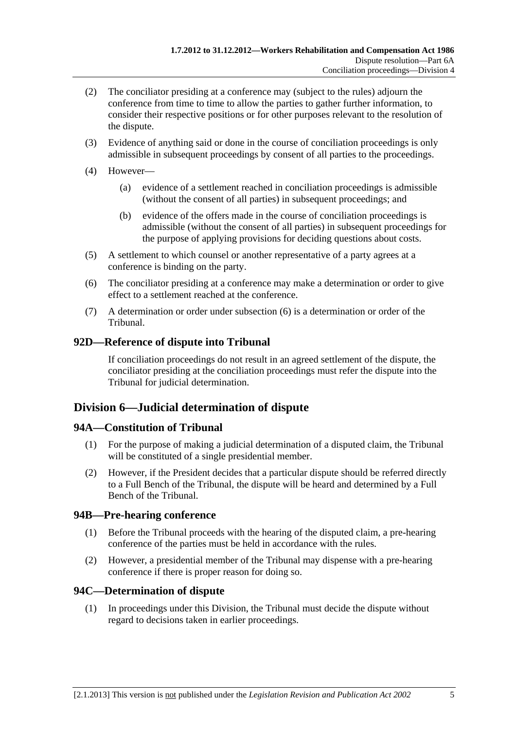(2) The conciliator presiding at a conference may (subject to the rules) adjourn the conference from time to time to allow the parties to gather further information, to consider their respective positions or for other purposes relevant to the resolution of the dispute.

(3) Evidence of anything said or done in the course of conciliation proceedings is only admissible in subsequent proceedings by consent of all parties to the proceedings.

(4) However—

  (a) evidence of a settlement reached in conciliation proceedings is admissible (without the consent of all parties) in subsequent proceedings; and

  (b) evidence of the offers made in the course of conciliation proceedings is admissible (without the consent of all parties) in subsequent proceedings for the purpose of applying provisions for deciding questions about costs.

(5) A settlement to which counsel or another representative of a party agrees at a conference is binding on the party.

(6) The conciliator presiding at a conference may make a determination or order to give effect to a settlement reached at the conference.

(7) A determination or order under subsection (6) is a determination or order of the Tribunal.

### 92D—Reference of dispute into Tribunal

If conciliation proceedings do not result in an agreed settlement of the dispute, the conciliator presiding at the conciliation proceedings must refer the dispute into the Tribunal for judicial determination.

## Division 6—Judicial determination of dispute

### 94A—Constitution of Tribunal

(1) For the purpose of making a judicial determination of a disputed claim, the Tribunal will be constituted of a single presidential member.

(2) However, if the President decides that a particular dispute should be referred directly to a Full Bench of the Tribunal, the dispute will be heard and determined by a Full Bench of the Tribunal.

### 94B—Pre-hearing conference

(1) Before the Tribunal proceeds with the hearing of the disputed claim, a pre-hearing conference of the parties must be held in accordance with the rules.

(2) However, a presidential member of the Tribunal may dispense with a pre-hearing conference if there is proper reason for doing so.

### 94C—Determination of dispute

(1) In proceedings under this Division, the Tribunal must decide the dispute without regard to decisions taken in earlier proceedings.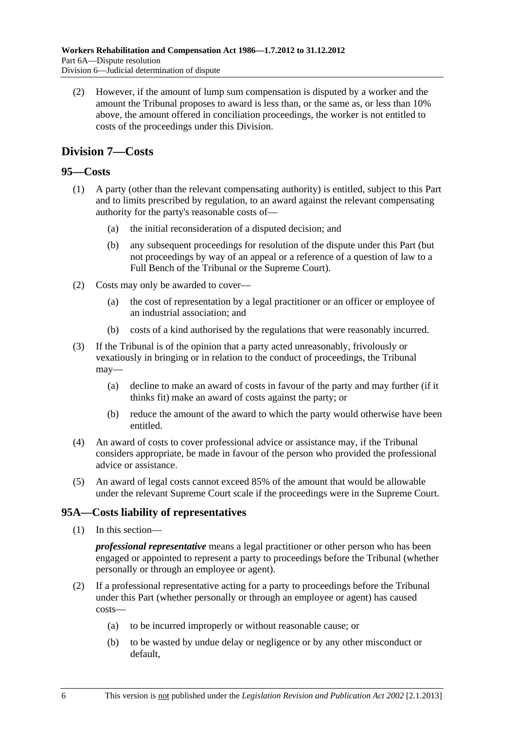(2) However, if the amount of lump sum compensation is disputed by a worker and the amount the Tribunal proposes to award is less than, or the same as, or less than 10% above, the amount offered in conciliation proceedings, the worker is not entitled to costs of the proceedings under this Division.

## Division 7—Costs

### 95—Costs

(1) A party (other than the relevant compensating authority) is entitled, subject to this Part and to limits prescribed by regulation, to an award against the relevant compensating authority for the party's reasonable costs of—

(a) the initial reconsideration of a disputed decision; and

(b) any subsequent proceedings for resolution of the dispute under this Part (but not proceedings by way of an appeal or a reference of a question of law to a Full Bench of the Tribunal or the Supreme Court).

(2) Costs may only be awarded to cover—

(a) the cost of representation by a legal practitioner or an officer or employee of an industrial association; and

(b) costs of a kind authorised by the regulations that were reasonably incurred.

(3) If the Tribunal is of the opinion that a party acted unreasonably, frivolously or vexatiously in bringing or in relation to the conduct of proceedings, the Tribunal may—

(a) decline to make an award of costs in favour of the party and may further (if it thinks fit) make an award of costs against the party; or

(b) reduce the amount of the award to which the party would otherwise have been entitled.

(4) An award of costs to cover professional advice or assistance may, if the Tribunal considers appropriate, be made in favour of the person who provided the professional advice or assistance.

(5) An award of legal costs cannot exceed 85% of the amount that would be allowable under the relevant Supreme Court scale if the proceedings were in the Supreme Court.

### 95A—Costs liability of representatives

(1) In this section—

***professional representative*** means a legal practitioner or other person who has been engaged or appointed to represent a party to proceedings before the Tribunal (whether personally or through an employee or agent).

(2) If a professional representative acting for a party to proceedings before the Tribunal under this Part (whether personally or through an employee or agent) has caused costs—

(a) to be incurred improperly or without reasonable cause; or

(b) to be wasted by undue delay or negligence or by any other misconduct or default,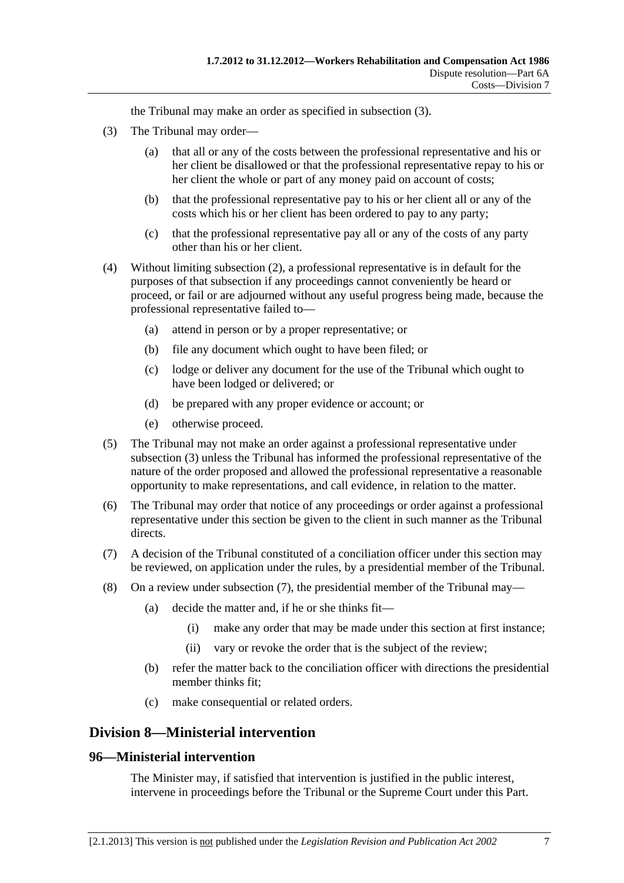the Tribunal may make an order as specified in subsection (3).

(3) The Tribunal may order—

(a) that all or any of the costs between the professional representative and his or her client be disallowed or that the professional representative repay to his or her client the whole or part of any money paid on account of costs;

(b) that the professional representative pay to his or her client all or any of the costs which his or her client has been ordered to pay to any party;

(c) that the professional representative pay all or any of the costs of any party other than his or her client.

(4) Without limiting subsection (2), a professional representative is in default for the purposes of that subsection if any proceedings cannot conveniently be heard or proceed, or fail or are adjourned without any useful progress being made, because the professional representative failed to—

(a) attend in person or by a proper representative; or

(b) file any document which ought to have been filed; or

(c) lodge or deliver any document for the use of the Tribunal which ought to have been lodged or delivered; or

(d) be prepared with any proper evidence or account; or

(e) otherwise proceed.

(5) The Tribunal may not make an order against a professional representative under subsection (3) unless the Tribunal has informed the professional representative of the nature of the order proposed and allowed the professional representative a reasonable opportunity to make representations, and call evidence, in relation to the matter.

(6) The Tribunal may order that notice of any proceedings or order against a professional representative under this section be given to the client in such manner as the Tribunal directs.

(7) A decision of the Tribunal constituted of a conciliation officer under this section may be reviewed, on application under the rules, by a presidential member of the Tribunal.

(8) On a review under subsection (7), the presidential member of the Tribunal may—

(a) decide the matter and, if he or she thinks fit—

(i) make any order that may be made under this section at first instance;

(ii) vary or revoke the order that is the subject of the review;

(b) refer the matter back to the conciliation officer with directions the presidential member thinks fit;

(c) make consequential or related orders.

## Division 8—Ministerial intervention

### 96—Ministerial intervention

The Minister may, if satisfied that intervention is justified in the public interest, intervene in proceedings before the Tribunal or the Supreme Court under this Part.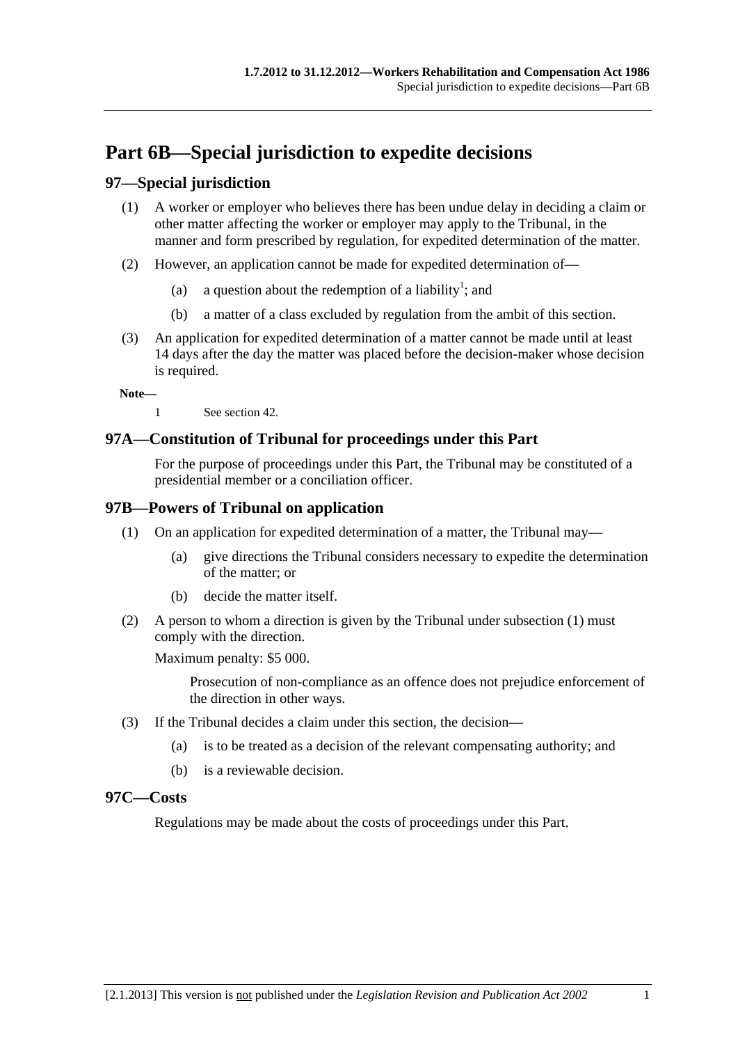# Part 6B—Special jurisdiction to expedite decisions

## 97—Special jurisdiction

(1) A worker or employer who believes there has been undue delay in deciding a claim or other matter affecting the worker or employer may apply to the Tribunal, in the manner and form prescribed by regulation, for expedited determination of the matter.

(2) However, an application cannot be made for expedited determination of—

- (a) a question about the redemption of a liability[1]; and
- (b) a matter of a class excluded by regulation from the ambit of this section.

(3) An application for expedited determination of a matter cannot be made until at least 14 days after the day the matter was placed before the decision-maker whose decision is required.

**Note—**

1 See section 42.

## 97A—Constitution of Tribunal for proceedings under this Part

For the purpose of proceedings under this Part, the Tribunal may be constituted of a presidential member or a conciliation officer.

## 97B—Powers of Tribunal on application

(1) On an application for expedited determination of a matter, the Tribunal may—

- (a) give directions the Tribunal considers necessary to expedite the determination of the matter; or
- (b) decide the matter itself.

(2) A person to whom a direction is given by the Tribunal under subsection (1) must comply with the direction.

Maximum penalty: $5 000.

Prosecution of non-compliance as an offence does not prejudice enforcement of the direction in other ways.

(3) If the Tribunal decides a claim under this section, the decision—

- (a) is to be treated as a decision of the relevant compensating authority; and
- (b) is a reviewable decision.

## 97C—Costs

Regulations may be made about the costs of proceedings under this Part.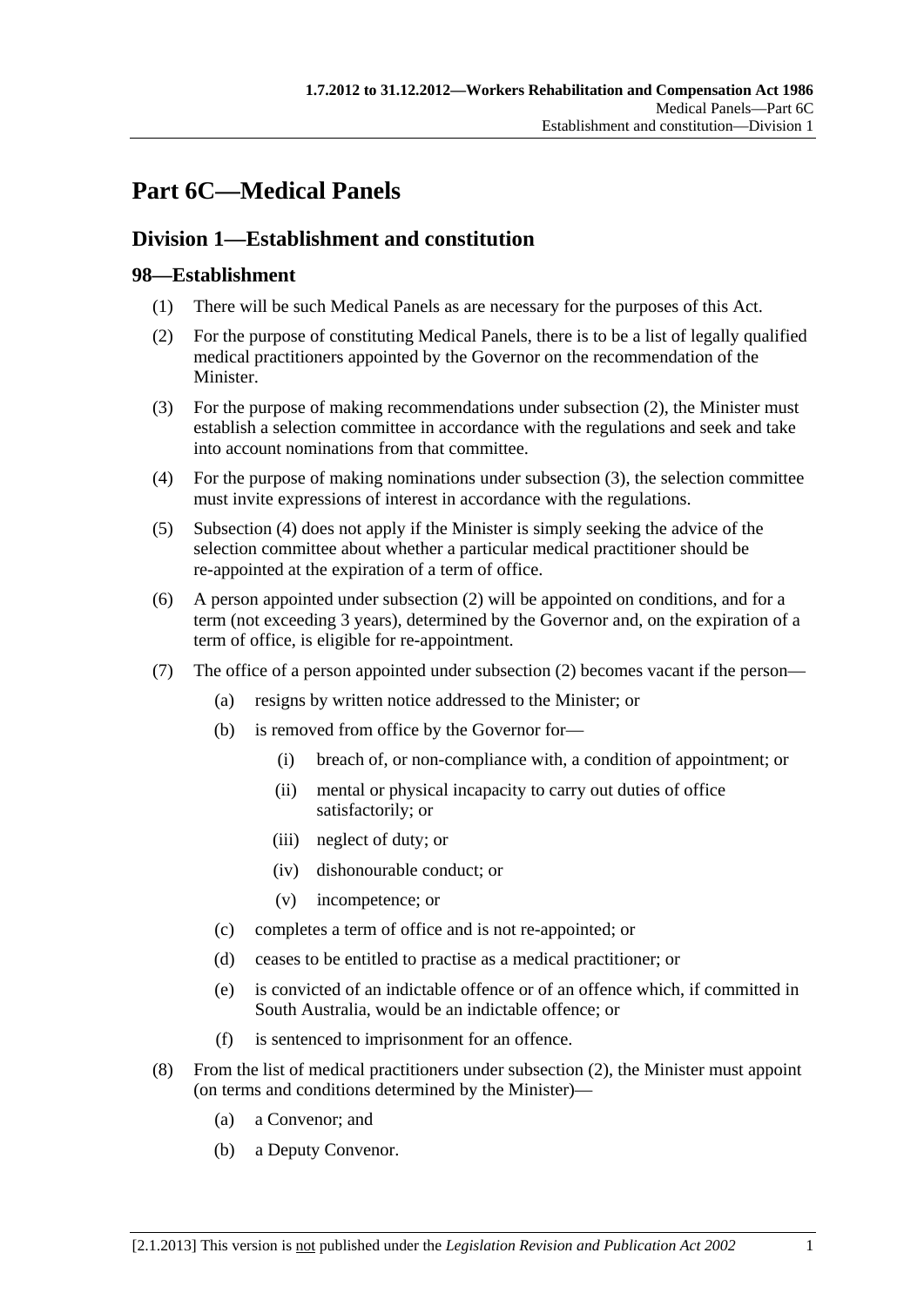# Part 6C—Medical Panels

## Division 1—Establishment and constitution

### 98—Establishment

(1) There will be such Medical Panels as are necessary for the purposes of this Act.

(2) For the purpose of constituting Medical Panels, there is to be a list of legally qualified medical practitioners appointed by the Governor on the recommendation of the Minister.

(3) For the purpose of making recommendations under subsection (2), the Minister must establish a selection committee in accordance with the regulations and seek and take into account nominations from that committee.

(4) For the purpose of making nominations under subsection (3), the selection committee must invite expressions of interest in accordance with the regulations.

(5) Subsection (4) does not apply if the Minister is simply seeking the advice of the selection committee about whether a particular medical practitioner should be re-appointed at the expiration of a term of office.

(6) A person appointed under subsection (2) will be appointed on conditions, and for a term (not exceeding 3 years), determined by the Governor and, on the expiration of a term of office, is eligible for re-appointment.

(7) The office of a person appointed under subsection (2) becomes vacant if the person—

- (a) resigns by written notice addressed to the Minister; or
- (b) is removed from office by the Governor for—
  - (i) breach of, or non-compliance with, a condition of appointment; or
  - (ii) mental or physical incapacity to carry out duties of office satisfactorily; or
  - (iii) neglect of duty; or
  - (iv) dishonourable conduct; or
  - (v) incompetence; or
- (c) completes a term of office and is not re-appointed; or
- (d) ceases to be entitled to practise as a medical practitioner; or
- (e) is convicted of an indictable offence or of an offence which, if committed in South Australia, would be an indictable offence; or
- (f) is sentenced to imprisonment for an offence.

(8) From the list of medical practitioners under subsection (2), the Minister must appoint (on terms and conditions determined by the Minister)—

- (a) a Convenor; and
- (b) a Deputy Convenor.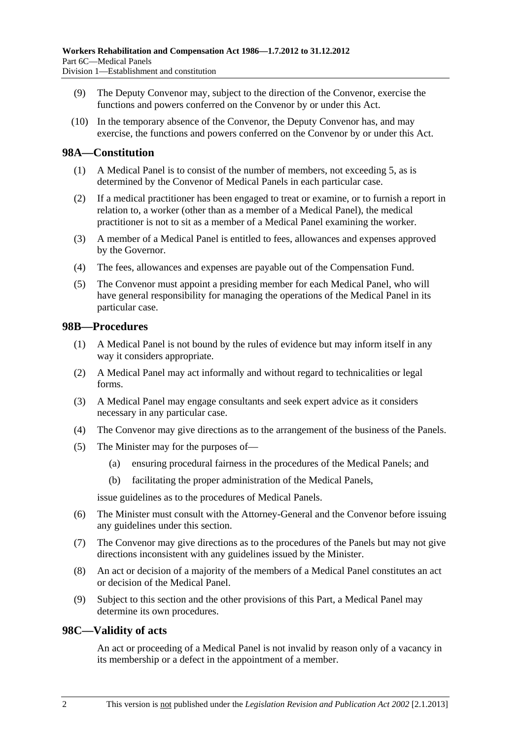(9) The Deputy Convenor may, subject to the direction of the Convenor, exercise the functions and powers conferred on the Convenor by or under this Act.

(10) In the temporary absence of the Convenor, the Deputy Convenor has, and may exercise, the functions and powers conferred on the Convenor by or under this Act.

## 98A—Constitution

(1) A Medical Panel is to consist of the number of members, not exceeding 5, as is determined by the Convenor of Medical Panels in each particular case.

(2) If a medical practitioner has been engaged to treat or examine, or to furnish a report in relation to, a worker (other than as a member of a Medical Panel), the medical practitioner is not to sit as a member of a Medical Panel examining the worker.

(3) A member of a Medical Panel is entitled to fees, allowances and expenses approved by the Governor.

(4) The fees, allowances and expenses are payable out of the Compensation Fund.

(5) The Convenor must appoint a presiding member for each Medical Panel, who will have general responsibility for managing the operations of the Medical Panel in its particular case.

## 98B—Procedures

(1) A Medical Panel is not bound by the rules of evidence but may inform itself in any way it considers appropriate.

(2) A Medical Panel may act informally and without regard to technicalities or legal forms.

(3) A Medical Panel may engage consultants and seek expert advice as it considers necessary in any particular case.

(4) The Convenor may give directions as to the arrangement of the business of the Panels.

(5) The Minister may for the purposes of—

- (a) ensuring procedural fairness in the procedures of the Medical Panels; and
- (b) facilitating the proper administration of the Medical Panels,

issue guidelines as to the procedures of Medical Panels.

(6) The Minister must consult with the Attorney-General and the Convenor before issuing any guidelines under this section.

(7) The Convenor may give directions as to the procedures of the Panels but may not give directions inconsistent with any guidelines issued by the Minister.

(8) An act or decision of a majority of the members of a Medical Panel constitutes an act or decision of the Medical Panel.

(9) Subject to this section and the other provisions of this Part, a Medical Panel may determine its own procedures.

## 98C—Validity of acts

An act or proceeding of a Medical Panel is not invalid by reason only of a vacancy in its membership or a defect in the appointment of a member.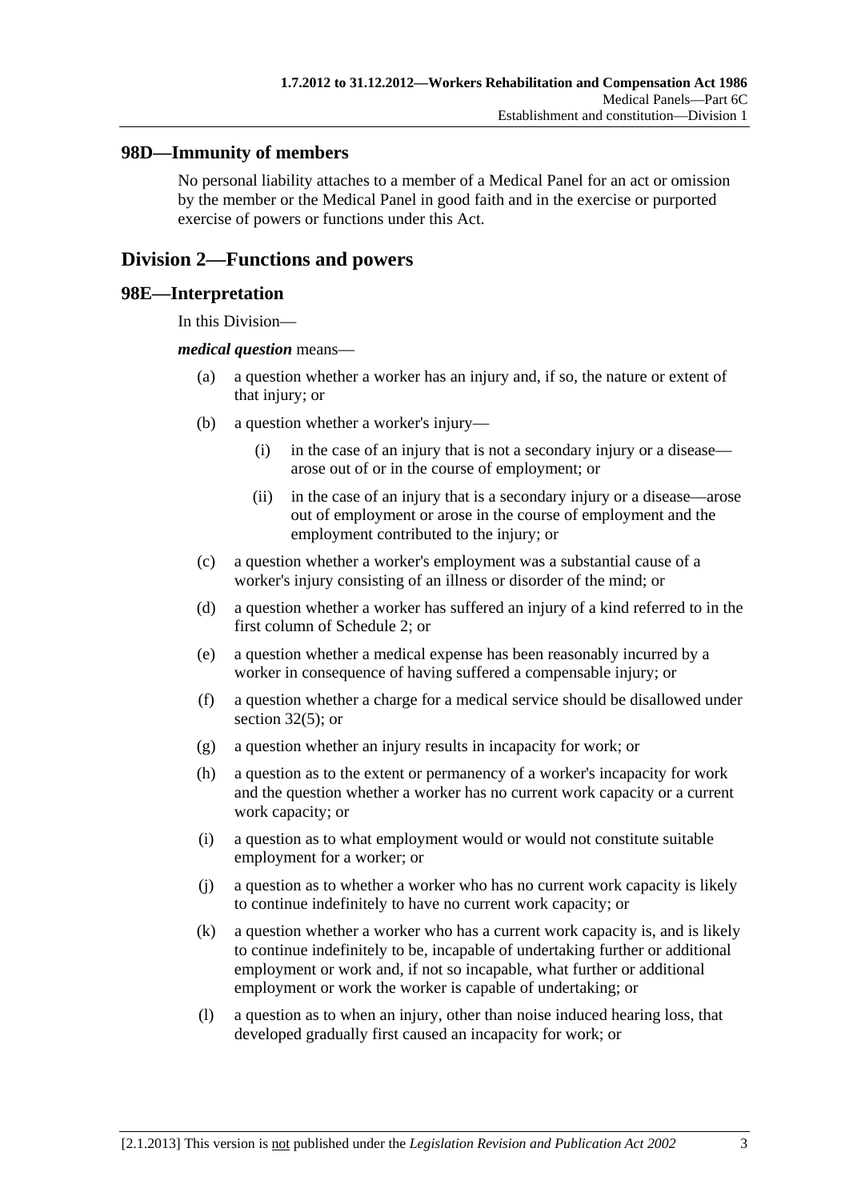## 98D—Immunity of members

No personal liability attaches to a member of a Medical Panel for an act or omission by the member or the Medical Panel in good faith and in the exercise or purported exercise of powers or functions under this Act.

# Division 2—Functions and powers

## 98E—Interpretation

In this Division—

***medical question*** means—

(a) a question whether a worker has an injury and, if so, the nature or extent of that injury; or

(b) a question whether a worker's injury—

(i) in the case of an injury that is not a secondary injury or a disease—arose out of or in the course of employment; or

(ii) in the case of an injury that is a secondary injury or a disease—arose out of employment or arose in the course of employment and the employment contributed to the injury; or

(c) a question whether a worker's employment was a substantial cause of a worker's injury consisting of an illness or disorder of the mind; or

(d) a question whether a worker has suffered an injury of a kind referred to in the first column of Schedule 2; or

(e) a question whether a medical expense has been reasonably incurred by a worker in consequence of having suffered a compensable injury; or

(f) a question whether a charge for a medical service should be disallowed under section 32(5); or

(g) a question whether an injury results in incapacity for work; or

(h) a question as to the extent or permanency of a worker's incapacity for work and the question whether a worker has no current work capacity or a current work capacity; or

(i) a question as to what employment would or would not constitute suitable employment for a worker; or

(j) a question as to whether a worker who has no current work capacity is likely to continue indefinitely to have no current work capacity; or

(k) a question whether a worker who has a current work capacity is, and is likely to continue indefinitely to be, incapable of undertaking further or additional employment or work and, if not so incapable, what further or additional employment or work the worker is capable of undertaking; or

(l) a question as to when an injury, other than noise induced hearing loss, that developed gradually first caused an incapacity for work; or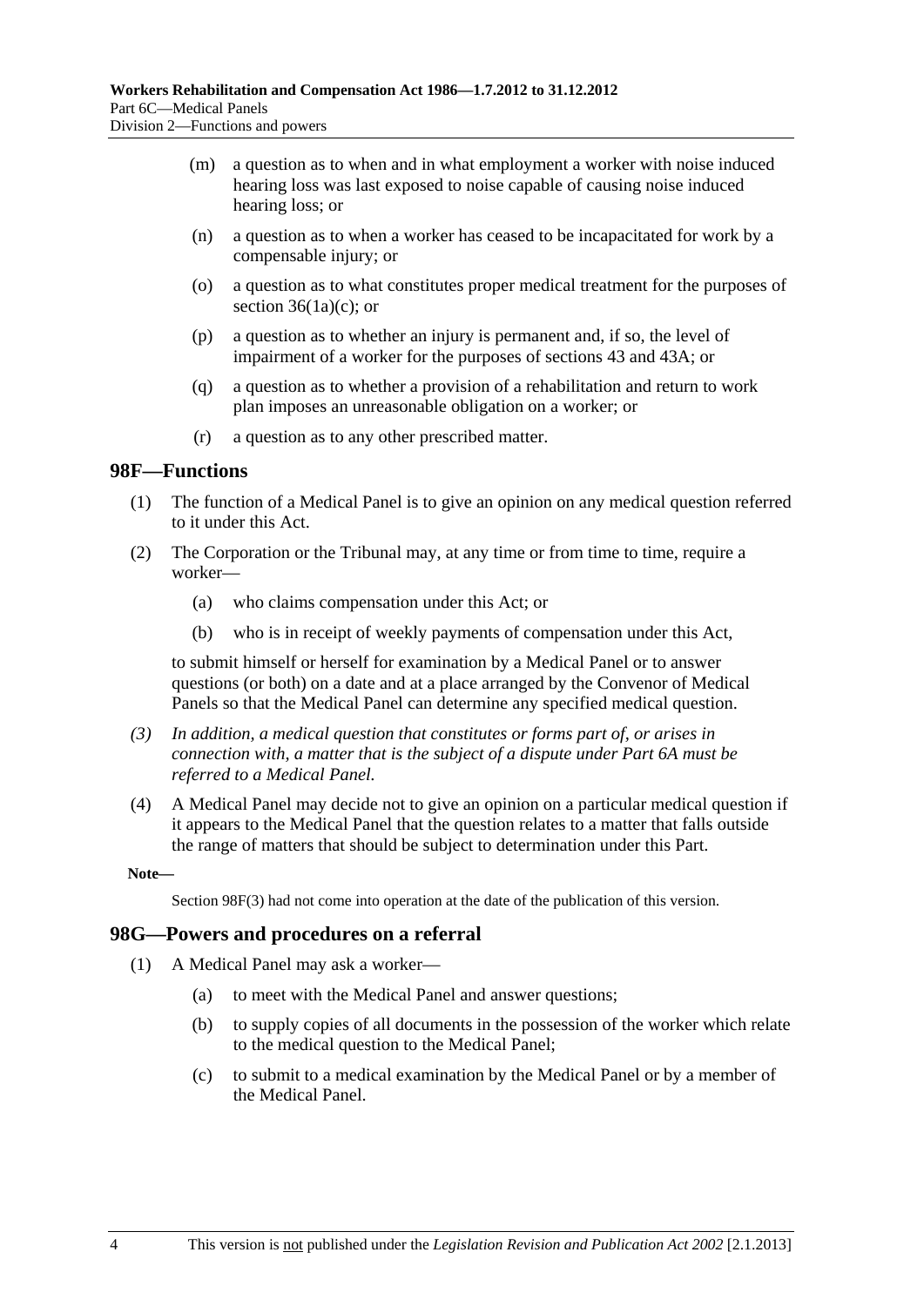(m) a question as to when and in what employment a worker with noise induced hearing loss was last exposed to noise capable of causing noise induced hearing loss; or

(n) a question as to when a worker has ceased to be incapacitated for work by a compensable injury; or

(o) a question as to what constitutes proper medical treatment for the purposes of section 36(1a)(c); or

(p) a question as to whether an injury is permanent and, if so, the level of impairment of a worker for the purposes of sections 43 and 43A; or

(q) a question as to whether a provision of a rehabilitation and return to work plan imposes an unreasonable obligation on a worker; or

(r) a question as to any other prescribed matter.

## 98F—Functions

(1) The function of a Medical Panel is to give an opinion on any medical question referred to it under this Act.

(2) The Corporation or the Tribunal may, at any time or from time to time, require a worker—

(a) who claims compensation under this Act; or

(b) who is in receipt of weekly payments of compensation under this Act,

to submit himself or herself for examination by a Medical Panel or to answer questions (or both) on a date and at a place arranged by the Convenor of Medical Panels so that the Medical Panel can determine any specified medical question.

*(3) In addition, a medical question that constitutes or forms part of, or arises in connection with, a matter that is the subject of a dispute under Part 6A must be referred to a Medical Panel.*

(4) A Medical Panel may decide not to give an opinion on a particular medical question if it appears to the Medical Panel that the question relates to a matter that falls outside the range of matters that should be subject to determination under this Part.

**Note—**

Section 98F(3) had not come into operation at the date of the publication of this version.

## 98G—Powers and procedures on a referral

(1) A Medical Panel may ask a worker—

(a) to meet with the Medical Panel and answer questions;

(b) to supply copies of all documents in the possession of the worker which relate to the medical question to the Medical Panel;

(c) to submit to a medical examination by the Medical Panel or by a member of the Medical Panel.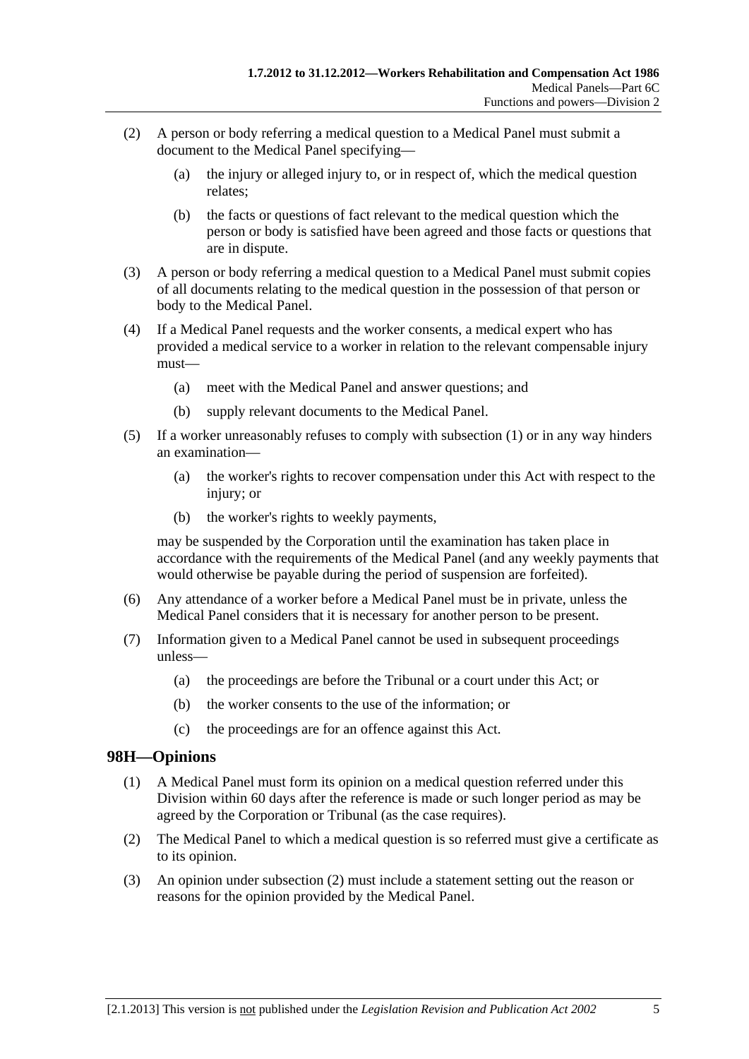(2) A person or body referring a medical question to a Medical Panel must submit a document to the Medical Panel specifying—

 (a) the injury or alleged injury to, or in respect of, which the medical question relates;

 (b) the facts or questions of fact relevant to the medical question which the person or body is satisfied have been agreed and those facts or questions that are in dispute.

(3) A person or body referring a medical question to a Medical Panel must submit copies of all documents relating to the medical question in the possession of that person or body to the Medical Panel.

(4) If a Medical Panel requests and the worker consents, a medical expert who has provided a medical service to a worker in relation to the relevant compensable injury must—

 (a) meet with the Medical Panel and answer questions; and

 (b) supply relevant documents to the Medical Panel.

(5) If a worker unreasonably refuses to comply with subsection (1) or in any way hinders an examination—

 (a) the worker's rights to recover compensation under this Act with respect to the injury; or

 (b) the worker's rights to weekly payments,

 may be suspended by the Corporation until the examination has taken place in accordance with the requirements of the Medical Panel (and any weekly payments that would otherwise be payable during the period of suspension are forfeited).

(6) Any attendance of a worker before a Medical Panel must be in private, unless the Medical Panel considers that it is necessary for another person to be present.

(7) Information given to a Medical Panel cannot be used in subsequent proceedings unless—

 (a) the proceedings are before the Tribunal or a court under this Act; or

 (b) the worker consents to the use of the information; or

 (c) the proceedings are for an offence against this Act.

## 98H—Opinions

(1) A Medical Panel must form its opinion on a medical question referred under this Division within 60 days after the reference is made or such longer period as may be agreed by the Corporation or Tribunal (as the case requires).

(2) The Medical Panel to which a medical question is so referred must give a certificate as to its opinion.

(3) An opinion under subsection (2) must include a statement setting out the reason or reasons for the opinion provided by the Medical Panel.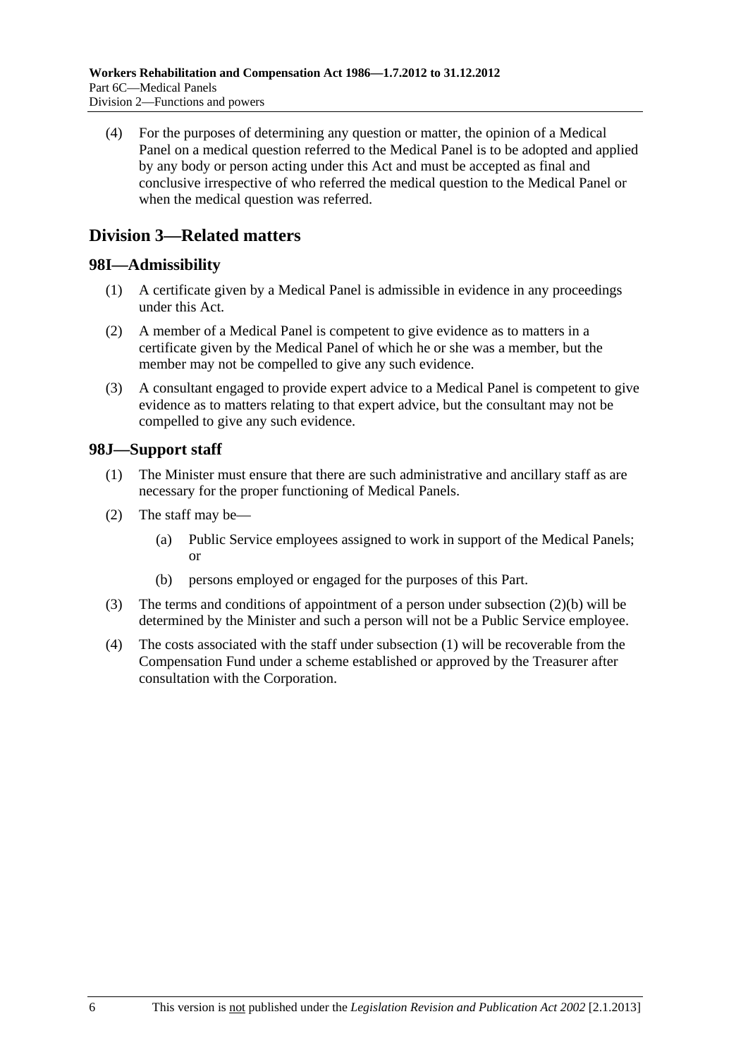(4) For the purposes of determining any question or matter, the opinion of a Medical Panel on a medical question referred to the Medical Panel is to be adopted and applied by any body or person acting under this Act and must be accepted as final and conclusive irrespective of who referred the medical question to the Medical Panel or when the medical question was referred.

## Division 3—Related matters

### 98I—Admissibility

(1) A certificate given by a Medical Panel is admissible in evidence in any proceedings under this Act.

(2) A member of a Medical Panel is competent to give evidence as to matters in a certificate given by the Medical Panel of which he or she was a member, but the member may not be compelled to give any such evidence.

(3) A consultant engaged to provide expert advice to a Medical Panel is competent to give evidence as to matters relating to that expert advice, but the consultant may not be compelled to give any such evidence.

### 98J—Support staff

(1) The Minister must ensure that there are such administrative and ancillary staff as are necessary for the proper functioning of Medical Panels.

(2) The staff may be—

- (a) Public Service employees assigned to work in support of the Medical Panels; or
- (b) persons employed or engaged for the purposes of this Part.

(3) The terms and conditions of appointment of a person under subsection (2)(b) will be determined by the Minister and such a person will not be a Public Service employee.

(4) The costs associated with the staff under subsection (1) will be recoverable from the Compensation Fund under a scheme established or approved by the Treasurer after consultation with the Corporation.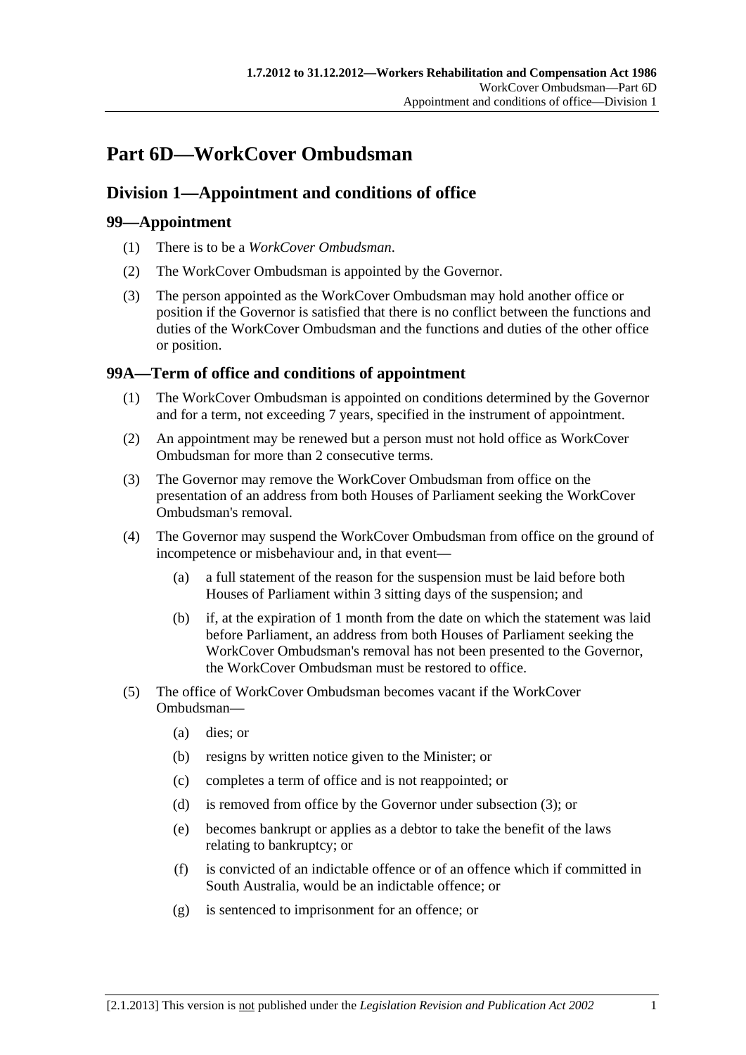# Part 6D—WorkCover Ombudsman

## Division 1—Appointment and conditions of office

### 99—Appointment

(1) There is to be a *WorkCover Ombudsman*.

(2) The WorkCover Ombudsman is appointed by the Governor.

(3) The person appointed as the WorkCover Ombudsman may hold another office or position if the Governor is satisfied that there is no conflict between the functions and duties of the WorkCover Ombudsman and the functions and duties of the other office or position.

### 99A—Term of office and conditions of appointment

(1) The WorkCover Ombudsman is appointed on conditions determined by the Governor and for a term, not exceeding 7 years, specified in the instrument of appointment.

(2) An appointment may be renewed but a person must not hold office as WorkCover Ombudsman for more than 2 consecutive terms.

(3) The Governor may remove the WorkCover Ombudsman from office on the presentation of an address from both Houses of Parliament seeking the WorkCover Ombudsman's removal.

(4) The Governor may suspend the WorkCover Ombudsman from office on the ground of incompetence or misbehaviour and, in that event—

- (a) a full statement of the reason for the suspension must be laid before both Houses of Parliament within 3 sitting days of the suspension; and
- (b) if, at the expiration of 1 month from the date on which the statement was laid before Parliament, an address from both Houses of Parliament seeking the WorkCover Ombudsman's removal has not been presented to the Governor, the WorkCover Ombudsman must be restored to office.

(5) The office of WorkCover Ombudsman becomes vacant if the WorkCover Ombudsman—

- (a) dies; or
- (b) resigns by written notice given to the Minister; or
- (c) completes a term of office and is not reappointed; or
- (d) is removed from office by the Governor under subsection (3); or
- (e) becomes bankrupt or applies as a debtor to take the benefit of the laws relating to bankruptcy; or
- (f) is convicted of an indictable offence or of an offence which if committed in South Australia, would be an indictable offence; or
- (g) is sentenced to imprisonment for an offence; or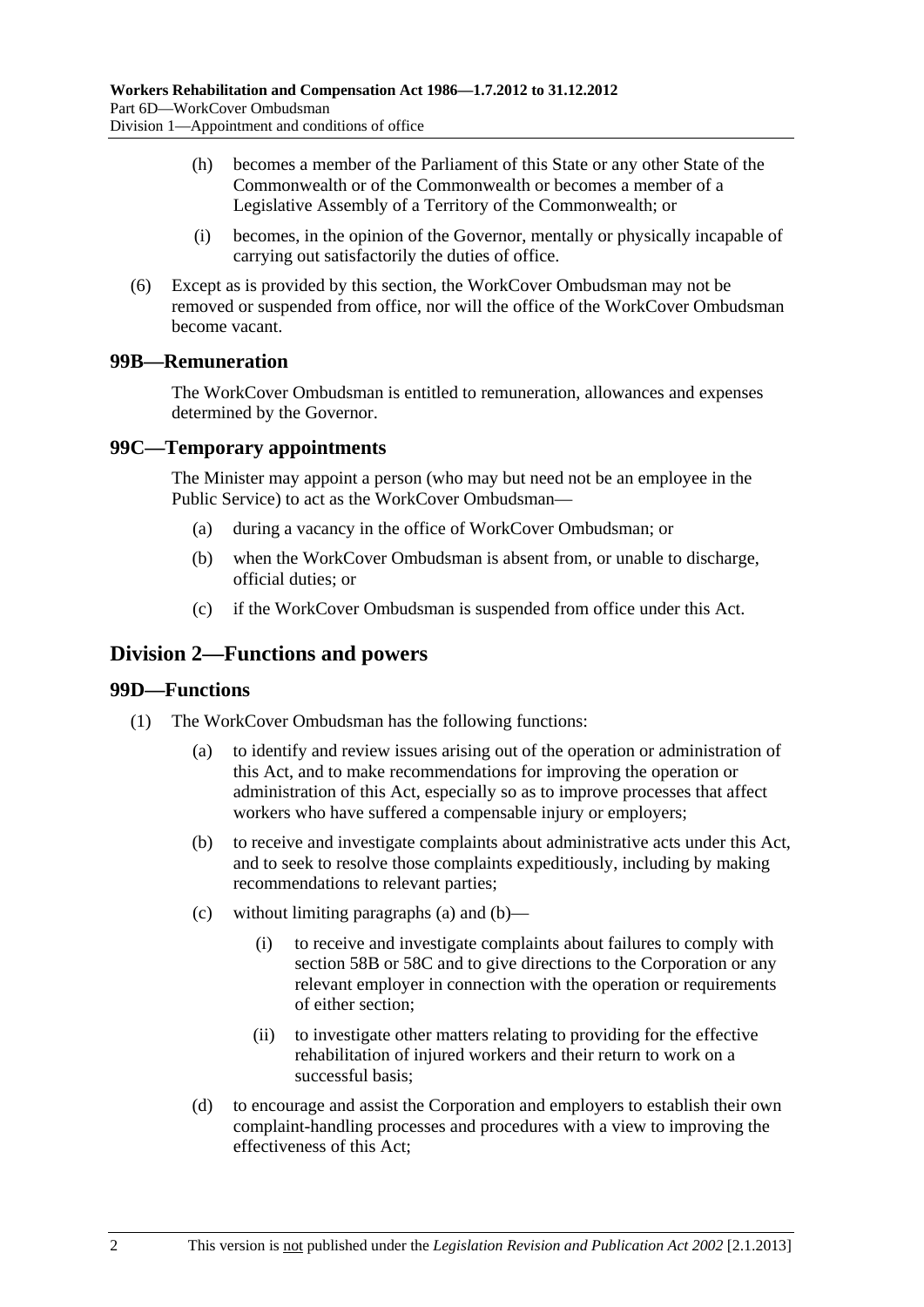(h) becomes a member of the Parliament of this State or any other State of the Commonwealth or of the Commonwealth or becomes a member of a Legislative Assembly of a Territory of the Commonwealth; or

(i) becomes, in the opinion of the Governor, mentally or physically incapable of carrying out satisfactorily the duties of office.

(6) Except as is provided by this section, the WorkCover Ombudsman may not be removed or suspended from office, nor will the office of the WorkCover Ombudsman become vacant.

### 99B—Remuneration

The WorkCover Ombudsman is entitled to remuneration, allowances and expenses determined by the Governor.

### 99C—Temporary appointments

The Minister may appoint a person (who may but need not be an employee in the Public Service) to act as the WorkCover Ombudsman—

(a) during a vacancy in the office of WorkCover Ombudsman; or

(b) when the WorkCover Ombudsman is absent from, or unable to discharge, official duties; or

(c) if the WorkCover Ombudsman is suspended from office under this Act.

## Division 2—Functions and powers

### 99D—Functions

(1) The WorkCover Ombudsman has the following functions:

(a) to identify and review issues arising out of the operation or administration of this Act, and to make recommendations for improving the operation or administration of this Act, especially so as to improve processes that affect workers who have suffered a compensable injury or employers;

(b) to receive and investigate complaints about administrative acts under this Act, and to seek to resolve those complaints expeditiously, including by making recommendations to relevant parties;

(c) without limiting paragraphs (a) and (b)—

(i) to receive and investigate complaints about failures to comply with section 58B or 58C and to give directions to the Corporation or any relevant employer in connection with the operation or requirements of either section;

(ii) to investigate other matters relating to providing for the effective rehabilitation of injured workers and their return to work on a successful basis;

(d) to encourage and assist the Corporation and employers to establish their own complaint-handling processes and procedures with a view to improving the effectiveness of this Act;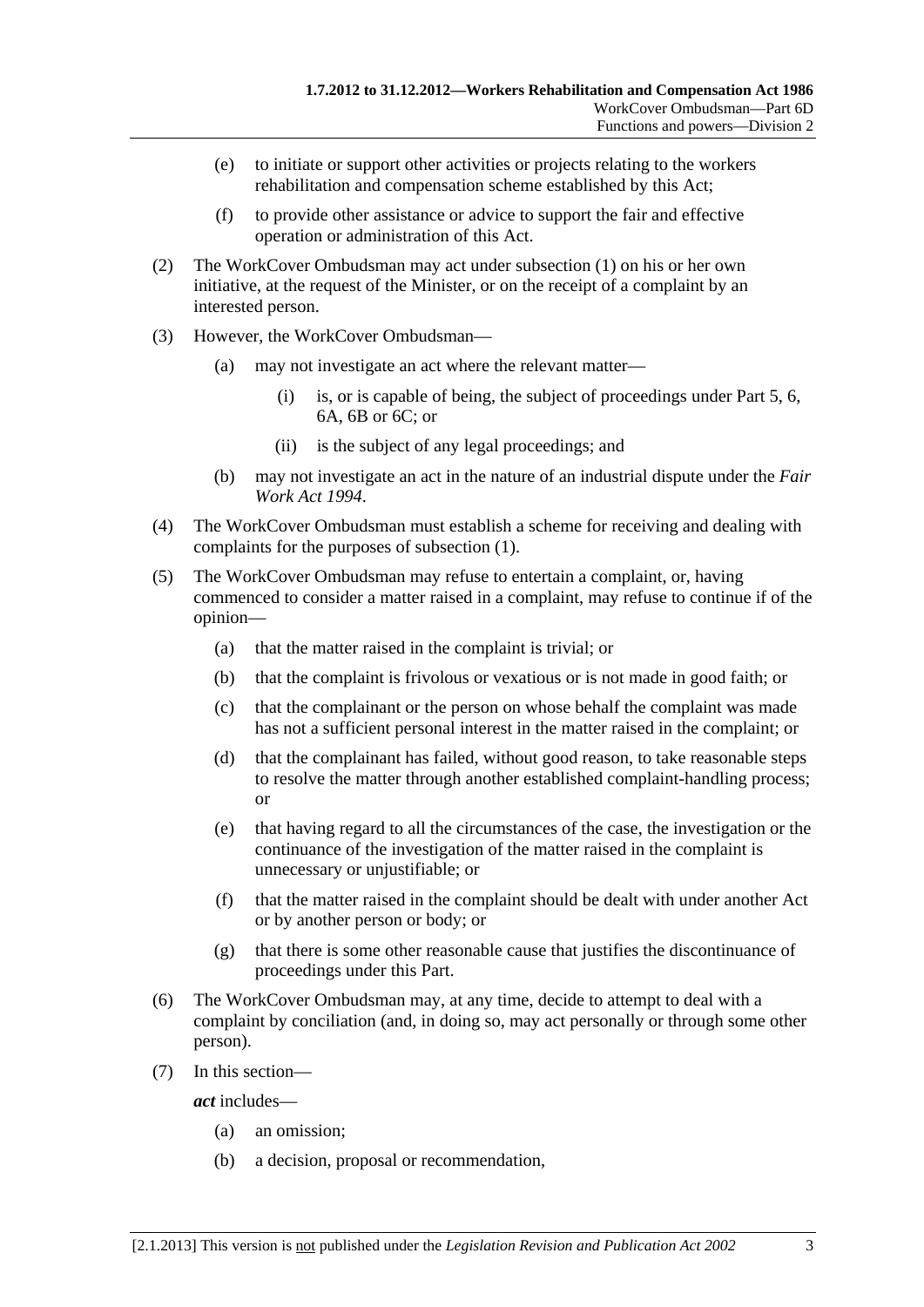(e) to initiate or support other activities or projects relating to the workers rehabilitation and compensation scheme established by this Act;

(f) to provide other assistance or advice to support the fair and effective operation or administration of this Act.

(2) The WorkCover Ombudsman may act under subsection (1) on his or her own initiative, at the request of the Minister, or on the receipt of a complaint by an interested person.

(3) However, the WorkCover Ombudsman—

(a) may not investigate an act where the relevant matter—

(i) is, or is capable of being, the subject of proceedings under Part 5, 6, 6A, 6B or 6C; or

(ii) is the subject of any legal proceedings; and

(b) may not investigate an act in the nature of an industrial dispute under the *Fair Work Act 1994*.

(4) The WorkCover Ombudsman must establish a scheme for receiving and dealing with complaints for the purposes of subsection (1).

(5) The WorkCover Ombudsman may refuse to entertain a complaint, or, having commenced to consider a matter raised in a complaint, may refuse to continue if of the opinion—

(a) that the matter raised in the complaint is trivial; or

(b) that the complaint is frivolous or vexatious or is not made in good faith; or

(c) that the complainant or the person on whose behalf the complaint was made has not a sufficient personal interest in the matter raised in the complaint; or

(d) that the complainant has failed, without good reason, to take reasonable steps to resolve the matter through another established complaint-handling process; or

(e) that having regard to all the circumstances of the case, the investigation or the continuance of the investigation of the matter raised in the complaint is unnecessary or unjustifiable; or

(f) that the matter raised in the complaint should be dealt with under another Act or by another person or body; or

(g) that there is some other reasonable cause that justifies the discontinuance of proceedings under this Part.

(6) The WorkCover Ombudsman may, at any time, decide to attempt to deal with a complaint by conciliation (and, in doing so, may act personally or through some other person).

(7) In this section—

***act*** includes—

(a) an omission;

(b) a decision, proposal or recommendation,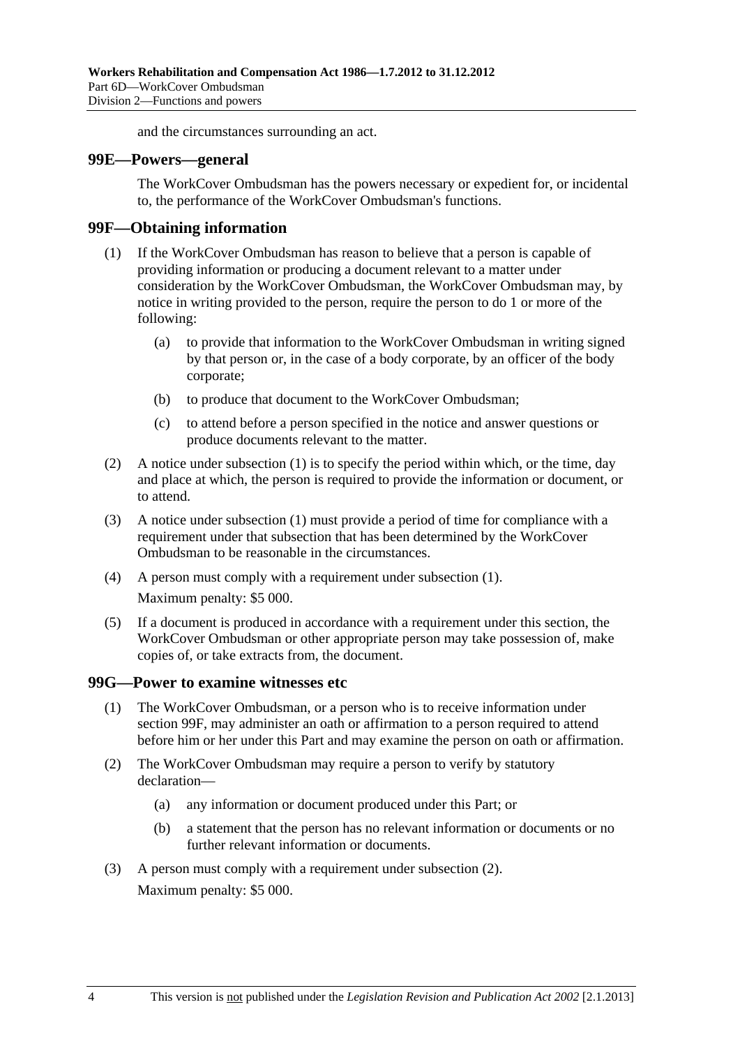and the circumstances surrounding an act.

## 99E—Powers—general

The WorkCover Ombudsman has the powers necessary or expedient for, or incidental to, the performance of the WorkCover Ombudsman's functions.

## 99F—Obtaining information

(1) If the WorkCover Ombudsman has reason to believe that a person is capable of providing information or producing a document relevant to a matter under consideration by the WorkCover Ombudsman, the WorkCover Ombudsman may, by notice in writing provided to the person, require the person to do 1 or more of the following:

- (a) to provide that information to the WorkCover Ombudsman in writing signed by that person or, in the case of a body corporate, by an officer of the body corporate;
- (b) to produce that document to the WorkCover Ombudsman;
- (c) to attend before a person specified in the notice and answer questions or produce documents relevant to the matter.

(2) A notice under subsection (1) is to specify the period within which, or the time, day and place at which, the person is required to provide the information or document, or to attend.

(3) A notice under subsection (1) must provide a period of time for compliance with a requirement under that subsection that has been determined by the WorkCover Ombudsman to be reasonable in the circumstances.

(4) A person must comply with a requirement under subsection (1).

Maximum penalty: $5 000.

(5) If a document is produced in accordance with a requirement under this section, the WorkCover Ombudsman or other appropriate person may take possession of, make copies of, or take extracts from, the document.

## 99G—Power to examine witnesses etc

(1) The WorkCover Ombudsman, or a person who is to receive information under section 99F, may administer an oath or affirmation to a person required to attend before him or her under this Part and may examine the person on oath or affirmation.

(2) The WorkCover Ombudsman may require a person to verify by statutory declaration—

- (a) any information or document produced under this Part; or
- (b) a statement that the person has no relevant information or documents or no further relevant information or documents.

(3) A person must comply with a requirement under subsection (2).

Maximum penalty: $5 000.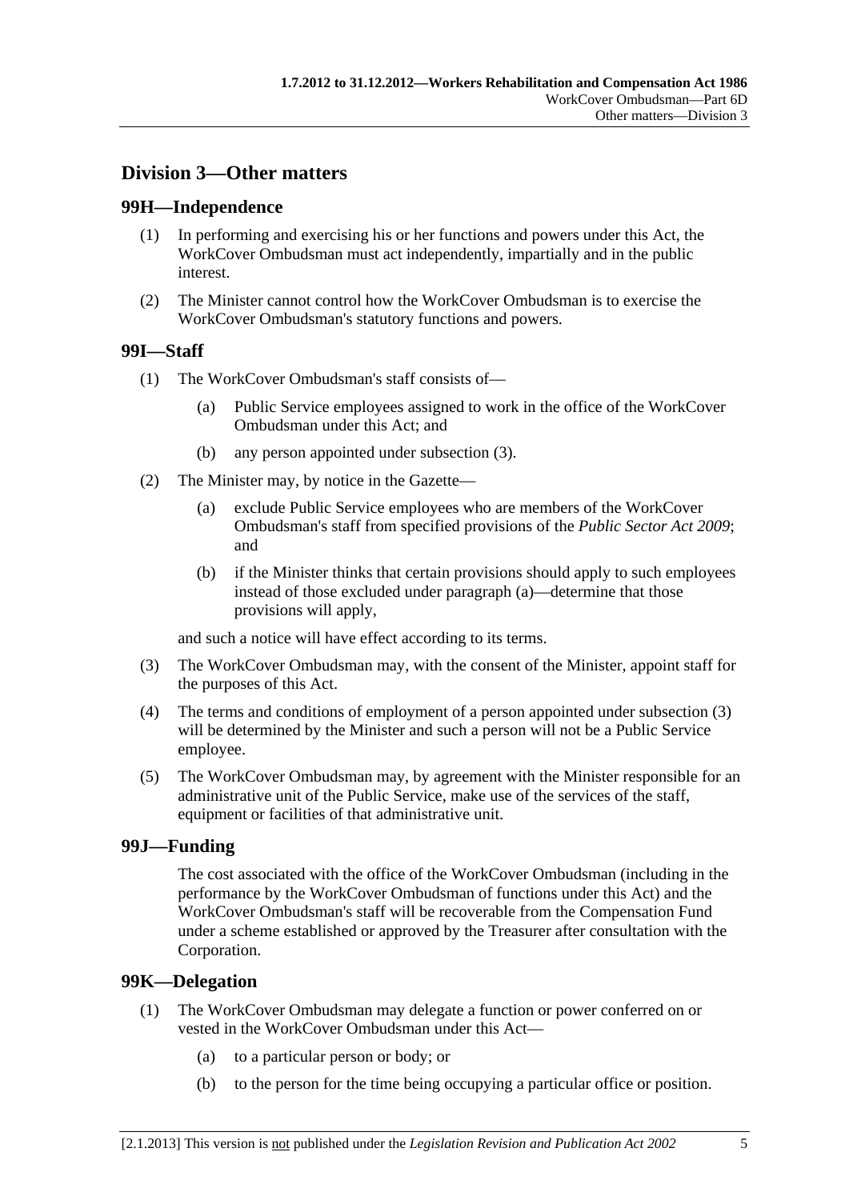## Division 3—Other matters

### 99H—Independence

(1) In performing and exercising his or her functions and powers under this Act, the WorkCover Ombudsman must act independently, impartially and in the public interest.

(2) The Minister cannot control how the WorkCover Ombudsman is to exercise the WorkCover Ombudsman's statutory functions and powers.

### 99I—Staff

(1) The WorkCover Ombudsman's staff consists of—

- (a) Public Service employees assigned to work in the office of the WorkCover Ombudsman under this Act; and
- (b) any person appointed under subsection (3).

(2) The Minister may, by notice in the Gazette—

- (a) exclude Public Service employees who are members of the WorkCover Ombudsman's staff from specified provisions of the *Public Sector Act 2009*; and
- (b) if the Minister thinks that certain provisions should apply to such employees instead of those excluded under paragraph (a)—determine that those provisions will apply,

and such a notice will have effect according to its terms.

(3) The WorkCover Ombudsman may, with the consent of the Minister, appoint staff for the purposes of this Act.

(4) The terms and conditions of employment of a person appointed under subsection (3) will be determined by the Minister and such a person will not be a Public Service employee.

(5) The WorkCover Ombudsman may, by agreement with the Minister responsible for an administrative unit of the Public Service, make use of the services of the staff, equipment or facilities of that administrative unit.

### 99J—Funding

The cost associated with the office of the WorkCover Ombudsman (including in the performance by the WorkCover Ombudsman of functions under this Act) and the WorkCover Ombudsman's staff will be recoverable from the Compensation Fund under a scheme established or approved by the Treasurer after consultation with the Corporation.

### 99K—Delegation

(1) The WorkCover Ombudsman may delegate a function or power conferred on or vested in the WorkCover Ombudsman under this Act—

- (a) to a particular person or body; or
- (b) to the person for the time being occupying a particular office or position.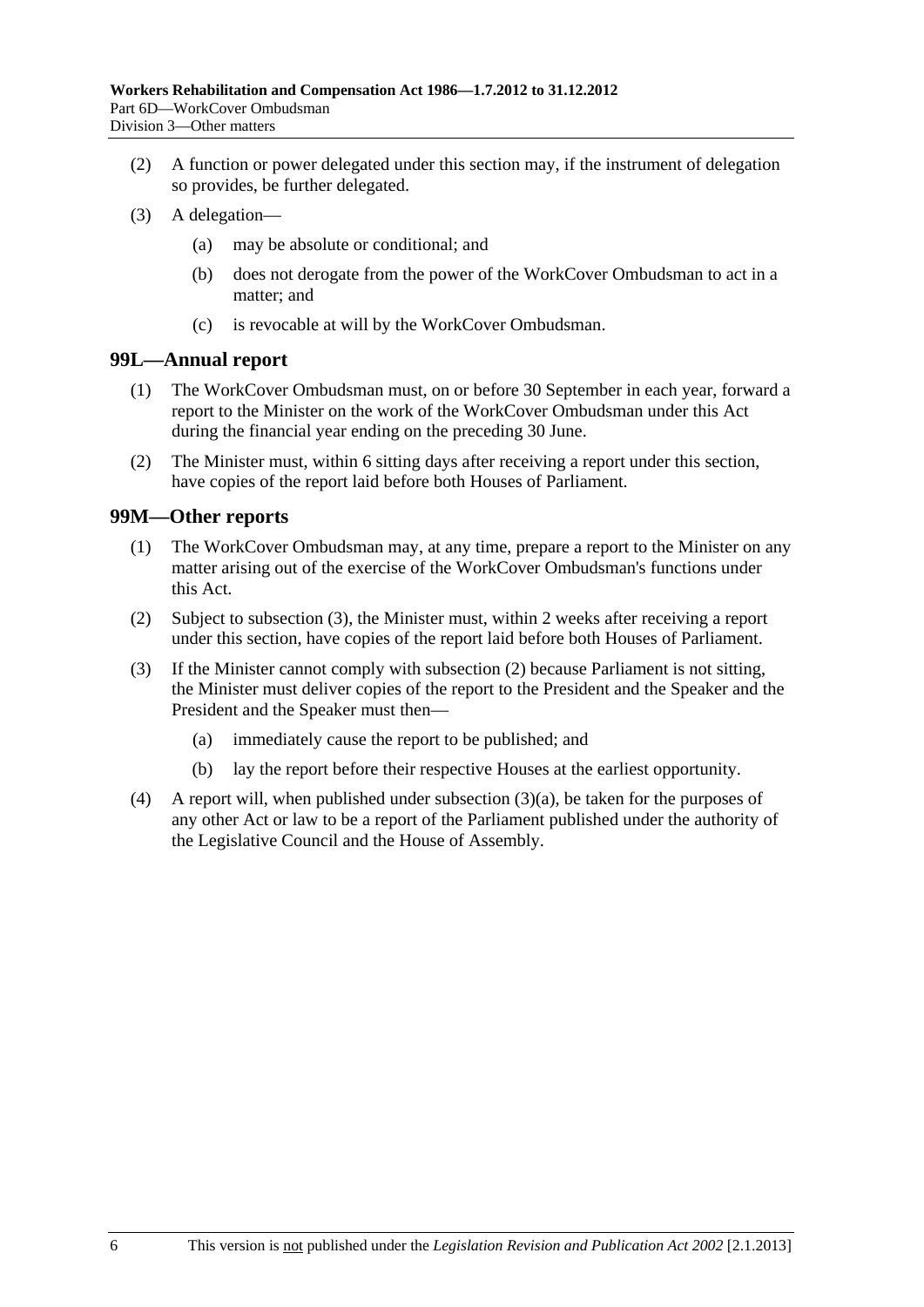(2) A function or power delegated under this section may, if the instrument of delegation so provides, be further delegated.

(3) A delegation—

(a) may be absolute or conditional; and

(b) does not derogate from the power of the WorkCover Ombudsman to act in a matter; and

(c) is revocable at will by the WorkCover Ombudsman.

## 99L—Annual report

(1) The WorkCover Ombudsman must, on or before 30 September in each year, forward a report to the Minister on the work of the WorkCover Ombudsman under this Act during the financial year ending on the preceding 30 June.

(2) The Minister must, within 6 sitting days after receiving a report under this section, have copies of the report laid before both Houses of Parliament.

## 99M—Other reports

(1) The WorkCover Ombudsman may, at any time, prepare a report to the Minister on any matter arising out of the exercise of the WorkCover Ombudsman's functions under this Act.

(2) Subject to subsection (3), the Minister must, within 2 weeks after receiving a report under this section, have copies of the report laid before both Houses of Parliament.

(3) If the Minister cannot comply with subsection (2) because Parliament is not sitting, the Minister must deliver copies of the report to the President and the Speaker and the President and the Speaker must then—

(a) immediately cause the report to be published; and

(b) lay the report before their respective Houses at the earliest opportunity.

(4) A report will, when published under subsection (3)(a), be taken for the purposes of any other Act or law to be a report of the Parliament published under the authority of the Legislative Council and the House of Assembly.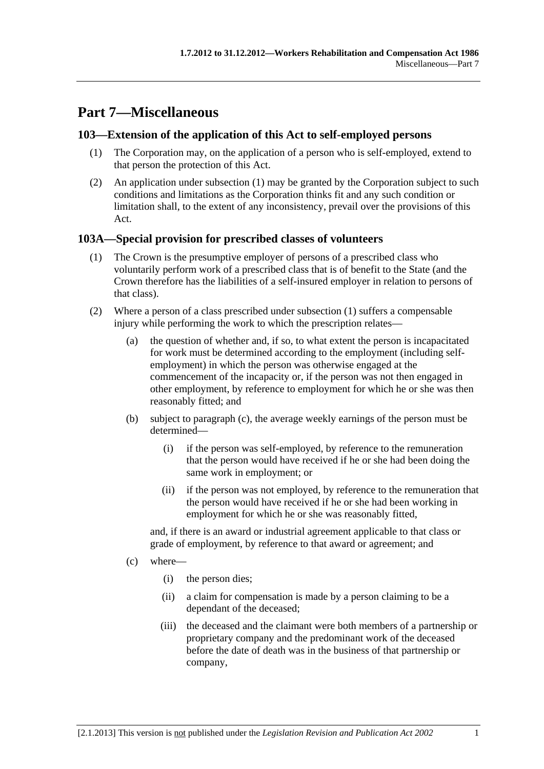# Part 7—Miscellaneous

## 103—Extension of the application of this Act to self-employed persons

(1) The Corporation may, on the application of a person who is self-employed, extend to that person the protection of this Act.

(2) An application under subsection (1) may be granted by the Corporation subject to such conditions and limitations as the Corporation thinks fit and any such condition or limitation shall, to the extent of any inconsistency, prevail over the provisions of this Act.

## 103A—Special provision for prescribed classes of volunteers

(1) The Crown is the presumptive employer of persons of a prescribed class who voluntarily perform work of a prescribed class that is of benefit to the State (and the Crown therefore has the liabilities of a self-insured employer in relation to persons of that class).

(2) Where a person of a class prescribed under subsection (1) suffers a compensable injury while performing the work to which the prescription relates—

(a) the question of whether and, if so, to what extent the person is incapacitated for work must be determined according to the employment (including self-employment) in which the person was otherwise engaged at the commencement of the incapacity or, if the person was not then engaged in other employment, by reference to employment for which he or she was then reasonably fitted; and

(b) subject to paragraph (c), the average weekly earnings of the person must be determined—

(i) if the person was self-employed, by reference to the remuneration that the person would have received if he or she had been doing the same work in employment; or

(ii) if the person was not employed, by reference to the remuneration that the person would have received if he or she had been working in employment for which he or she was reasonably fitted,

and, if there is an award or industrial agreement applicable to that class or grade of employment, by reference to that award or agreement; and

(c) where—

(i) the person dies;

(ii) a claim for compensation is made by a person claiming to be a dependant of the deceased;

(iii) the deceased and the claimant were both members of a partnership or proprietary company and the predominant work of the deceased before the date of death was in the business of that partnership or company,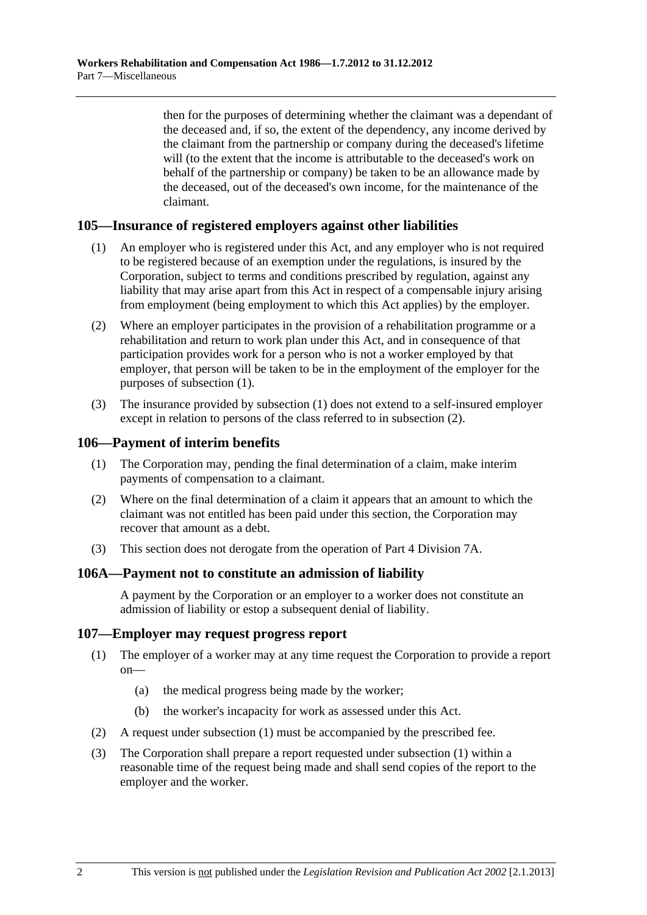then for the purposes of determining whether the claimant was a dependant of the deceased and, if so, the extent of the dependency, any income derived by the claimant from the partnership or company during the deceased's lifetime will (to the extent that the income is attributable to the deceased's work on behalf of the partnership or company) be taken to be an allowance made by the deceased, out of the deceased's own income, for the maintenance of the claimant.

## 105—Insurance of registered employers against other liabilities

(1) An employer who is registered under this Act, and any employer who is not required to be registered because of an exemption under the regulations, is insured by the Corporation, subject to terms and conditions prescribed by regulation, against any liability that may arise apart from this Act in respect of a compensable injury arising from employment (being employment to which this Act applies) by the employer.

(2) Where an employer participates in the provision of a rehabilitation programme or a rehabilitation and return to work plan under this Act, and in consequence of that participation provides work for a person who is not a worker employed by that employer, that person will be taken to be in the employment of the employer for the purposes of subsection (1).

(3) The insurance provided by subsection (1) does not extend to a self-insured employer except in relation to persons of the class referred to in subsection (2).

## 106—Payment of interim benefits

(1) The Corporation may, pending the final determination of a claim, make interim payments of compensation to a claimant.

(2) Where on the final determination of a claim it appears that an amount to which the claimant was not entitled has been paid under this section, the Corporation may recover that amount as a debt.

(3) This section does not derogate from the operation of Part 4 Division 7A.

## 106A—Payment not to constitute an admission of liability

A payment by the Corporation or an employer to a worker does not constitute an admission of liability or estop a subsequent denial of liability.

## 107—Employer may request progress report

(1) The employer of a worker may at any time request the Corporation to provide a report on—

(a) the medical progress being made by the worker;

(b) the worker's incapacity for work as assessed under this Act.

(2) A request under subsection (1) must be accompanied by the prescribed fee.

(3) The Corporation shall prepare a report requested under subsection (1) within a reasonable time of the request being made and shall send copies of the report to the employer and the worker.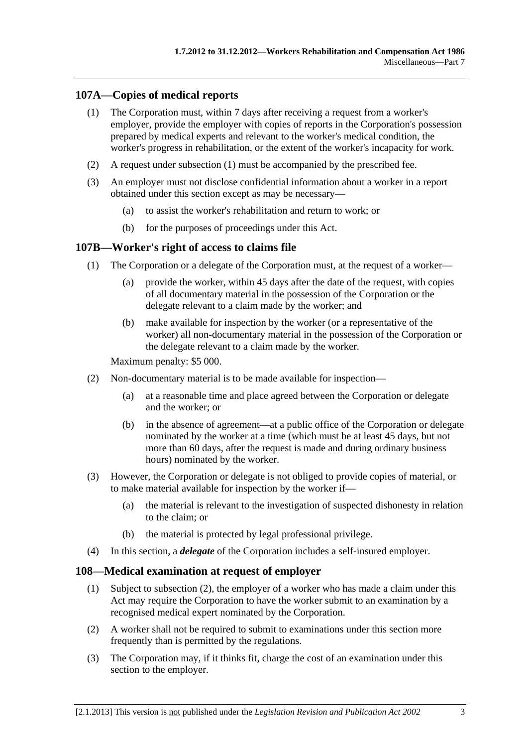## 107A—Copies of medical reports

(1) The Corporation must, within 7 days after receiving a request from a worker's employer, provide the employer with copies of reports in the Corporation's possession prepared by medical experts and relevant to the worker's medical condition, the worker's progress in rehabilitation, or the extent of the worker's incapacity for work.

(2) A request under subsection (1) must be accompanied by the prescribed fee.

(3) An employer must not disclose confidential information about a worker in a report obtained under this section except as may be necessary—

(a) to assist the worker's rehabilitation and return to work; or

(b) for the purposes of proceedings under this Act.

## 107B—Worker's right of access to claims file

(1) The Corporation or a delegate of the Corporation must, at the request of a worker—

(a) provide the worker, within 45 days after the date of the request, with copies of all documentary material in the possession of the Corporation or the delegate relevant to a claim made by the worker; and

(b) make available for inspection by the worker (or a representative of the worker) all non-documentary material in the possession of the Corporation or the delegate relevant to a claim made by the worker.

Maximum penalty: $5 000.

(2) Non-documentary material is to be made available for inspection—

(a) at a reasonable time and place agreed between the Corporation or delegate and the worker; or

(b) in the absence of agreement—at a public office of the Corporation or delegate nominated by the worker at a time (which must be at least 45 days, but not more than 60 days, after the request is made and during ordinary business hours) nominated by the worker.

(3) However, the Corporation or delegate is not obliged to provide copies of material, or to make material available for inspection by the worker if—

(a) the material is relevant to the investigation of suspected dishonesty in relation to the claim; or

(b) the material is protected by legal professional privilege.

(4) In this section, a ***delegate*** of the Corporation includes a self-insured employer.

## 108—Medical examination at request of employer

(1) Subject to subsection (2), the employer of a worker who has made a claim under this Act may require the Corporation to have the worker submit to an examination by a recognised medical expert nominated by the Corporation.

(2) A worker shall not be required to submit to examinations under this section more frequently than is permitted by the regulations.

(3) The Corporation may, if it thinks fit, charge the cost of an examination under this section to the employer.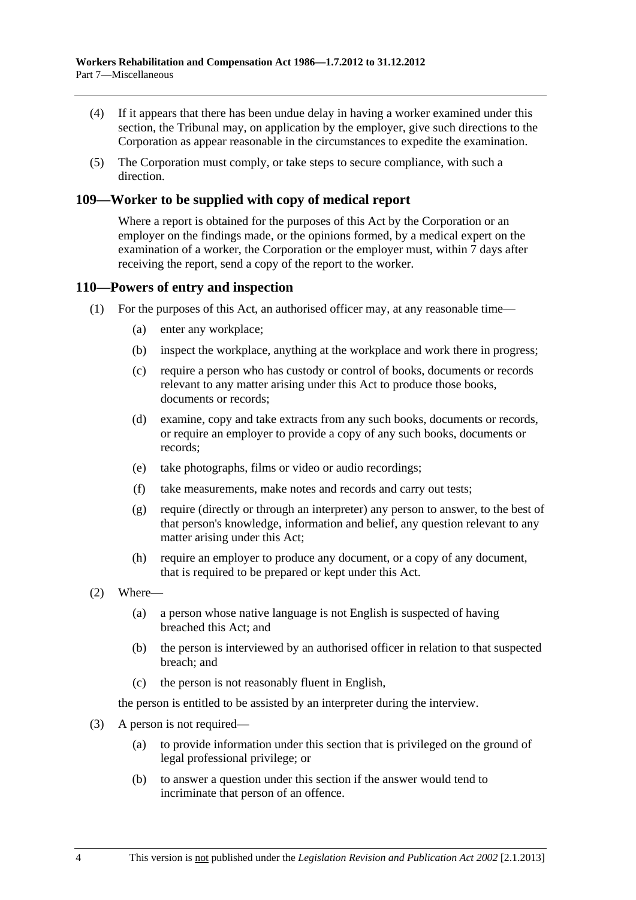(4) If it appears that there has been undue delay in having a worker examined under this section, the Tribunal may, on application by the employer, give such directions to the Corporation as appear reasonable in the circumstances to expedite the examination.

(5) The Corporation must comply, or take steps to secure compliance, with such a direction.

## 109—Worker to be supplied with copy of medical report

Where a report is obtained for the purposes of this Act by the Corporation or an employer on the findings made, or the opinions formed, by a medical expert on the examination of a worker, the Corporation or the employer must, within 7 days after receiving the report, send a copy of the report to the worker.

## 110—Powers of entry and inspection

(1) For the purposes of this Act, an authorised officer may, at any reasonable time—

- (a) enter any workplace;
- (b) inspect the workplace, anything at the workplace and work there in progress;
- (c) require a person who has custody or control of books, documents or records relevant to any matter arising under this Act to produce those books, documents or records;
- (d) examine, copy and take extracts from any such books, documents or records, or require an employer to provide a copy of any such books, documents or records;
- (e) take photographs, films or video or audio recordings;
- (f) take measurements, make notes and records and carry out tests;
- (g) require (directly or through an interpreter) any person to answer, to the best of that person's knowledge, information and belief, any question relevant to any matter arising under this Act;
- (h) require an employer to produce any document, or a copy of any document, that is required to be prepared or kept under this Act.

(2) Where—

- (a) a person whose native language is not English is suspected of having breached this Act; and
- (b) the person is interviewed by an authorised officer in relation to that suspected breach; and
- (c) the person is not reasonably fluent in English,

the person is entitled to be assisted by an interpreter during the interview.

(3) A person is not required—

- (a) to provide information under this section that is privileged on the ground of legal professional privilege; or
- (b) to answer a question under this section if the answer would tend to incriminate that person of an offence.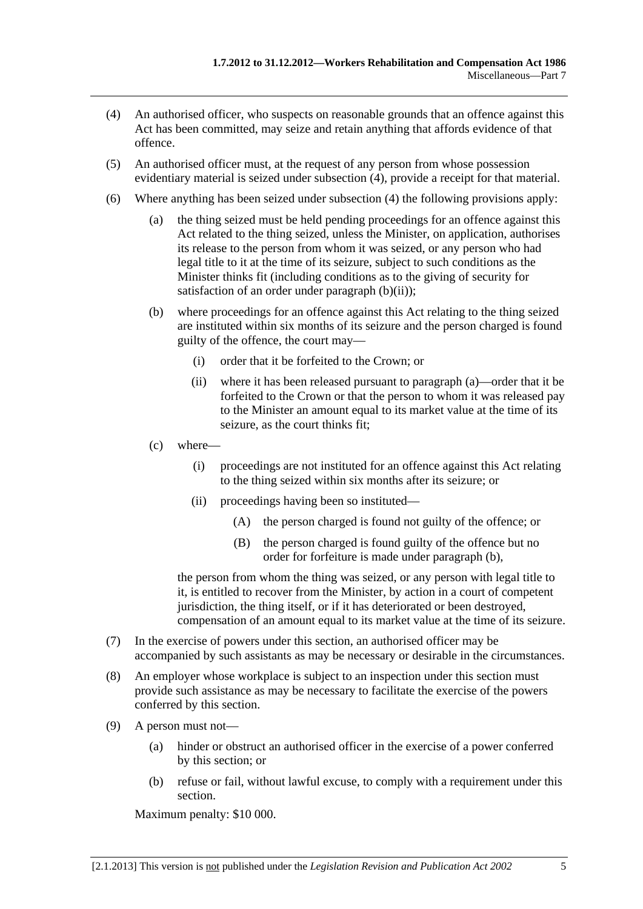(4) An authorised officer, who suspects on reasonable grounds that an offence against this Act has been committed, may seize and retain anything that affords evidence of that offence.

(5) An authorised officer must, at the request of any person from whose possession evidentiary material is seized under subsection (4), provide a receipt for that material.

(6) Where anything has been seized under subsection (4) the following provisions apply:

(a) the thing seized must be held pending proceedings for an offence against this Act related to the thing seized, unless the Minister, on application, authorises its release to the person from whom it was seized, or any person who had legal title to it at the time of its seizure, subject to such conditions as the Minister thinks fit (including conditions as to the giving of security for satisfaction of an order under paragraph (b)(ii));

(b) where proceedings for an offence against this Act relating to the thing seized are instituted within six months of its seizure and the person charged is found guilty of the offence, the court may—

(i) order that it be forfeited to the Crown; or

(ii) where it has been released pursuant to paragraph (a)—order that it be forfeited to the Crown or that the person to whom it was released pay to the Minister an amount equal to its market value at the time of its seizure, as the court thinks fit;

(c) where—

(i) proceedings are not instituted for an offence against this Act relating to the thing seized within six months after its seizure; or

(ii) proceedings having been so instituted—

(A) the person charged is found not guilty of the offence; or

(B) the person charged is found guilty of the offence but no order for forfeiture is made under paragraph (b),

the person from whom the thing was seized, or any person with legal title to it, is entitled to recover from the Minister, by action in a court of competent jurisdiction, the thing itself, or if it has deteriorated or been destroyed, compensation of an amount equal to its market value at the time of its seizure.

(7) In the exercise of powers under this section, an authorised officer may be accompanied by such assistants as may be necessary or desirable in the circumstances.

(8) An employer whose workplace is subject to an inspection under this section must provide such assistance as may be necessary to facilitate the exercise of the powers conferred by this section.

(9) A person must not—

(a) hinder or obstruct an authorised officer in the exercise of a power conferred by this section; or

(b) refuse or fail, without lawful excuse, to comply with a requirement under this section.

Maximum penalty: $10 000.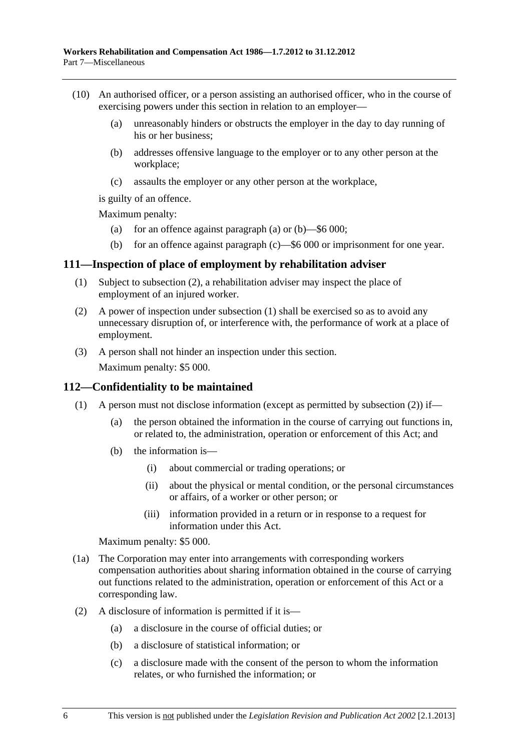(10) An authorised officer, or a person assisting an authorised officer, who in the course of exercising powers under this section in relation to an employer—

- (a) unreasonably hinders or obstructs the employer in the day to day running of his or her business;
- (b) addresses offensive language to the employer or to any other person at the workplace;
- (c) assaults the employer or any other person at the workplace,

is guilty of an offence.

Maximum penalty:

- (a) for an offence against paragraph (a) or (b)—$6 000;
- (b) for an offence against paragraph (c)—$6 000 or imprisonment for one year.

## 111—Inspection of place of employment by rehabilitation adviser

(1) Subject to subsection (2), a rehabilitation adviser may inspect the place of employment of an injured worker.

(2) A power of inspection under subsection (1) shall be exercised so as to avoid any unnecessary disruption of, or interference with, the performance of work at a place of employment.

(3) A person shall not hinder an inspection under this section.

Maximum penalty: $5 000.

## 112—Confidentiality to be maintained

(1) A person must not disclose information (except as permitted by subsection (2)) if—

- (a) the person obtained the information in the course of carrying out functions in, or related to, the administration, operation or enforcement of this Act; and
- (b) the information is—
    - (i) about commercial or trading operations; or
    - (ii) about the physical or mental condition, or the personal circumstances or affairs, of a worker or other person; or
    - (iii) information provided in a return or in response to a request for information under this Act.

Maximum penalty: $5 000.

(1a) The Corporation may enter into arrangements with corresponding workers compensation authorities about sharing information obtained in the course of carrying out functions related to the administration, operation or enforcement of this Act or a corresponding law.

(2) A disclosure of information is permitted if it is—

- (a) a disclosure in the course of official duties; or
- (b) a disclosure of statistical information; or
- (c) a disclosure made with the consent of the person to whom the information relates, or who furnished the information; or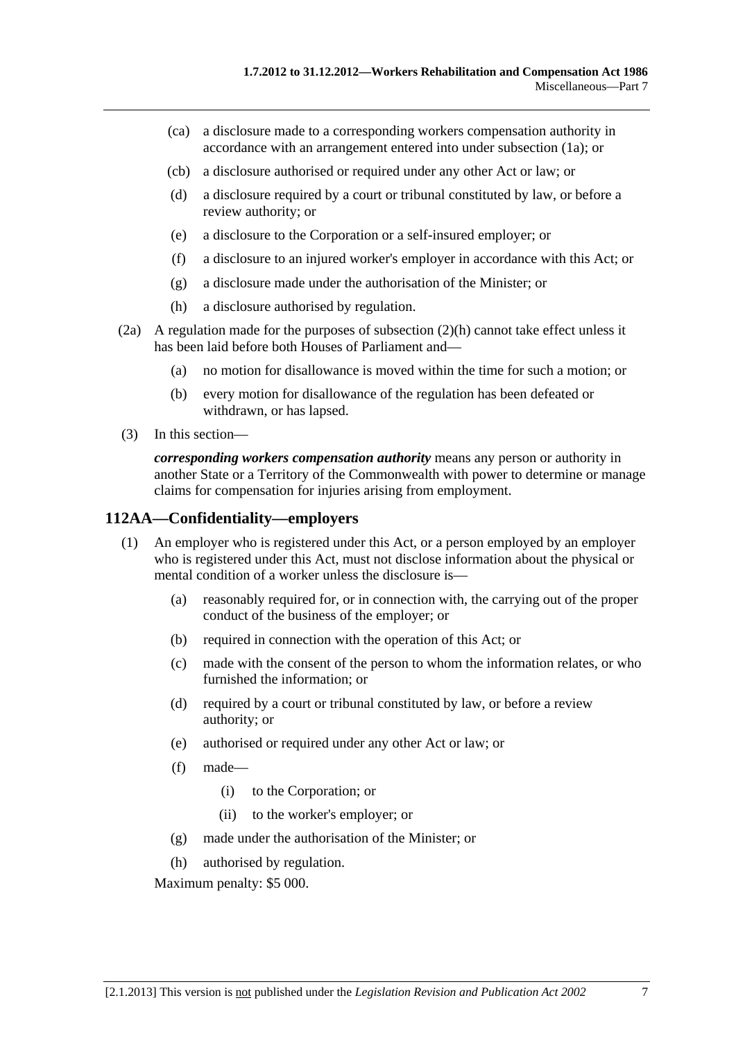(ca) a disclosure made to a corresponding workers compensation authority in accordance with an arrangement entered into under subsection (1a); or

(cb) a disclosure authorised or required under any other Act or law; or

(d) a disclosure required by a court or tribunal constituted by law, or before a review authority; or

(e) a disclosure to the Corporation or a self-insured employer; or

(f) a disclosure to an injured worker's employer in accordance with this Act; or

(g) a disclosure made under the authorisation of the Minister; or

(h) a disclosure authorised by regulation.

(2a) A regulation made for the purposes of subsection (2)(h) cannot take effect unless it has been laid before both Houses of Parliament and—

(a) no motion for disallowance is moved within the time for such a motion; or

(b) every motion for disallowance of the regulation has been defeated or withdrawn, or has lapsed.

(3) In this section—

***corresponding workers compensation authority*** means any person or authority in another State or a Territory of the Commonwealth with power to determine or manage claims for compensation for injuries arising from employment.

## 112AA—Confidentiality—employers

(1) An employer who is registered under this Act, or a person employed by an employer who is registered under this Act, must not disclose information about the physical or mental condition of a worker unless the disclosure is—

(a) reasonably required for, or in connection with, the carrying out of the proper conduct of the business of the employer; or

(b) required in connection with the operation of this Act; or

(c) made with the consent of the person to whom the information relates, or who furnished the information; or

(d) required by a court or tribunal constituted by law, or before a review authority; or

(e) authorised or required under any other Act or law; or

(f) made—

(i) to the Corporation; or

(ii) to the worker's employer; or

(g) made under the authorisation of the Minister; or

(h) authorised by regulation.

Maximum penalty: $5 000.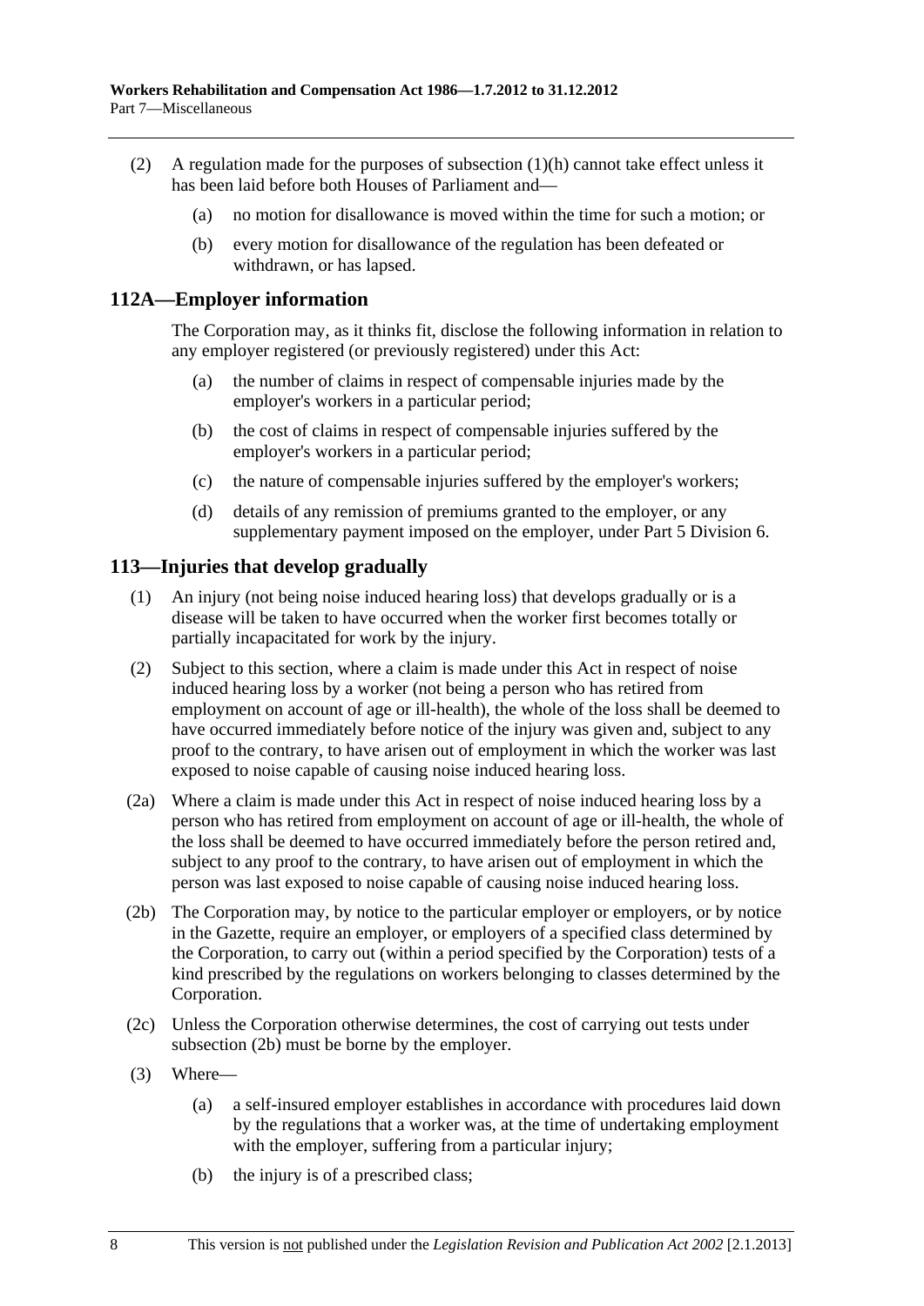(2) A regulation made for the purposes of subsection (1)(h) cannot take effect unless it has been laid before both Houses of Parliament and—

(a) no motion for disallowance is moved within the time for such a motion; or

(b) every motion for disallowance of the regulation has been defeated or withdrawn, or has lapsed.

## 112A—Employer information

The Corporation may, as it thinks fit, disclose the following information in relation to any employer registered (or previously registered) under this Act:

(a) the number of claims in respect of compensable injuries made by the employer's workers in a particular period;

(b) the cost of claims in respect of compensable injuries suffered by the employer's workers in a particular period;

(c) the nature of compensable injuries suffered by the employer's workers;

(d) details of any remission of premiums granted to the employer, or any supplementary payment imposed on the employer, under Part 5 Division 6.

## 113—Injuries that develop gradually

(1) An injury (not being noise induced hearing loss) that develops gradually or is a disease will be taken to have occurred when the worker first becomes totally or partially incapacitated for work by the injury.

(2) Subject to this section, where a claim is made under this Act in respect of noise induced hearing loss by a worker (not being a person who has retired from employment on account of age or ill-health), the whole of the loss shall be deemed to have occurred immediately before notice of the injury was given and, subject to any proof to the contrary, to have arisen out of employment in which the worker was last exposed to noise capable of causing noise induced hearing loss.

(2a) Where a claim is made under this Act in respect of noise induced hearing loss by a person who has retired from employment on account of age or ill-health, the whole of the loss shall be deemed to have occurred immediately before the person retired and, subject to any proof to the contrary, to have arisen out of employment in which the person was last exposed to noise capable of causing noise induced hearing loss.

(2b) The Corporation may, by notice to the particular employer or employers, or by notice in the Gazette, require an employer, or employers of a specified class determined by the Corporation, to carry out (within a period specified by the Corporation) tests of a kind prescribed by the regulations on workers belonging to classes determined by the Corporation.

(2c) Unless the Corporation otherwise determines, the cost of carrying out tests under subsection (2b) must be borne by the employer.

(3) Where—

(a) a self-insured employer establishes in accordance with procedures laid down by the regulations that a worker was, at the time of undertaking employment with the employer, suffering from a particular injury;

(b) the injury is of a prescribed class;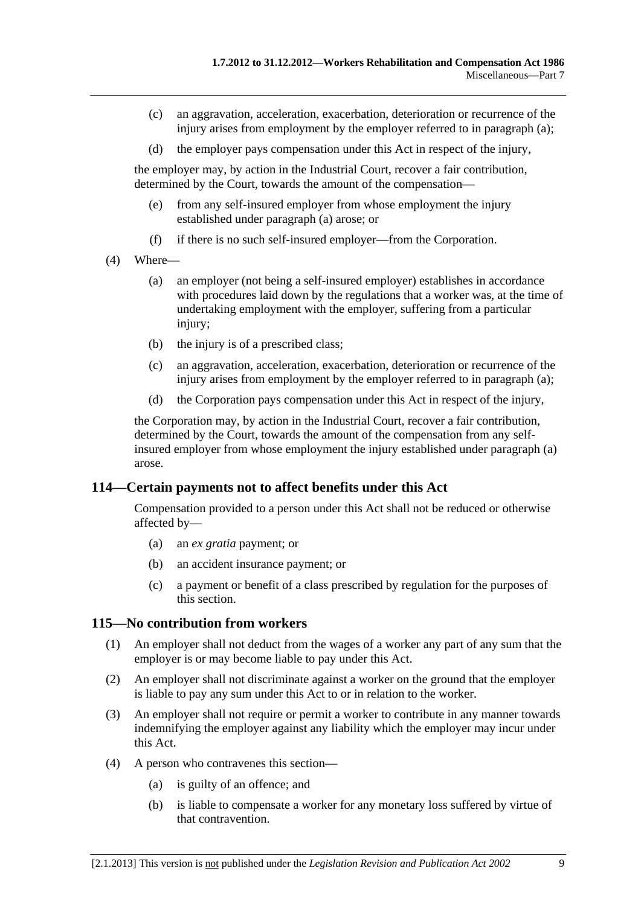(c) an aggravation, acceleration, exacerbation, deterioration or recurrence of the injury arises from employment by the employer referred to in paragraph (a);

(d) the employer pays compensation under this Act in respect of the injury,

the employer may, by action in the Industrial Court, recover a fair contribution, determined by the Court, towards the amount of the compensation—

(e) from any self-insured employer from whose employment the injury established under paragraph (a) arose; or

(f) if there is no such self-insured employer—from the Corporation.

(4) Where—

(a) an employer (not being a self-insured employer) establishes in accordance with procedures laid down by the regulations that a worker was, at the time of undertaking employment with the employer, suffering from a particular injury;

(b) the injury is of a prescribed class;

(c) an aggravation, acceleration, exacerbation, deterioration or recurrence of the injury arises from employment by the employer referred to in paragraph (a);

(d) the Corporation pays compensation under this Act in respect of the injury,

the Corporation may, by action in the Industrial Court, recover a fair contribution, determined by the Court, towards the amount of the compensation from any self-insured employer from whose employment the injury established under paragraph (a) arose.

## 114—Certain payments not to affect benefits under this Act

Compensation provided to a person under this Act shall not be reduced or otherwise affected by—

(a) an *ex gratia* payment; or

(b) an accident insurance payment; or

(c) a payment or benefit of a class prescribed by regulation for the purposes of this section.

## 115—No contribution from workers

(1) An employer shall not deduct from the wages of a worker any part of any sum that the employer is or may become liable to pay under this Act.

(2) An employer shall not discriminate against a worker on the ground that the employer is liable to pay any sum under this Act to or in relation to the worker.

(3) An employer shall not require or permit a worker to contribute in any manner towards indemnifying the employer against any liability which the employer may incur under this Act.

(4) A person who contravenes this section—

(a) is guilty of an offence; and

(b) is liable to compensate a worker for any monetary loss suffered by virtue of that contravention.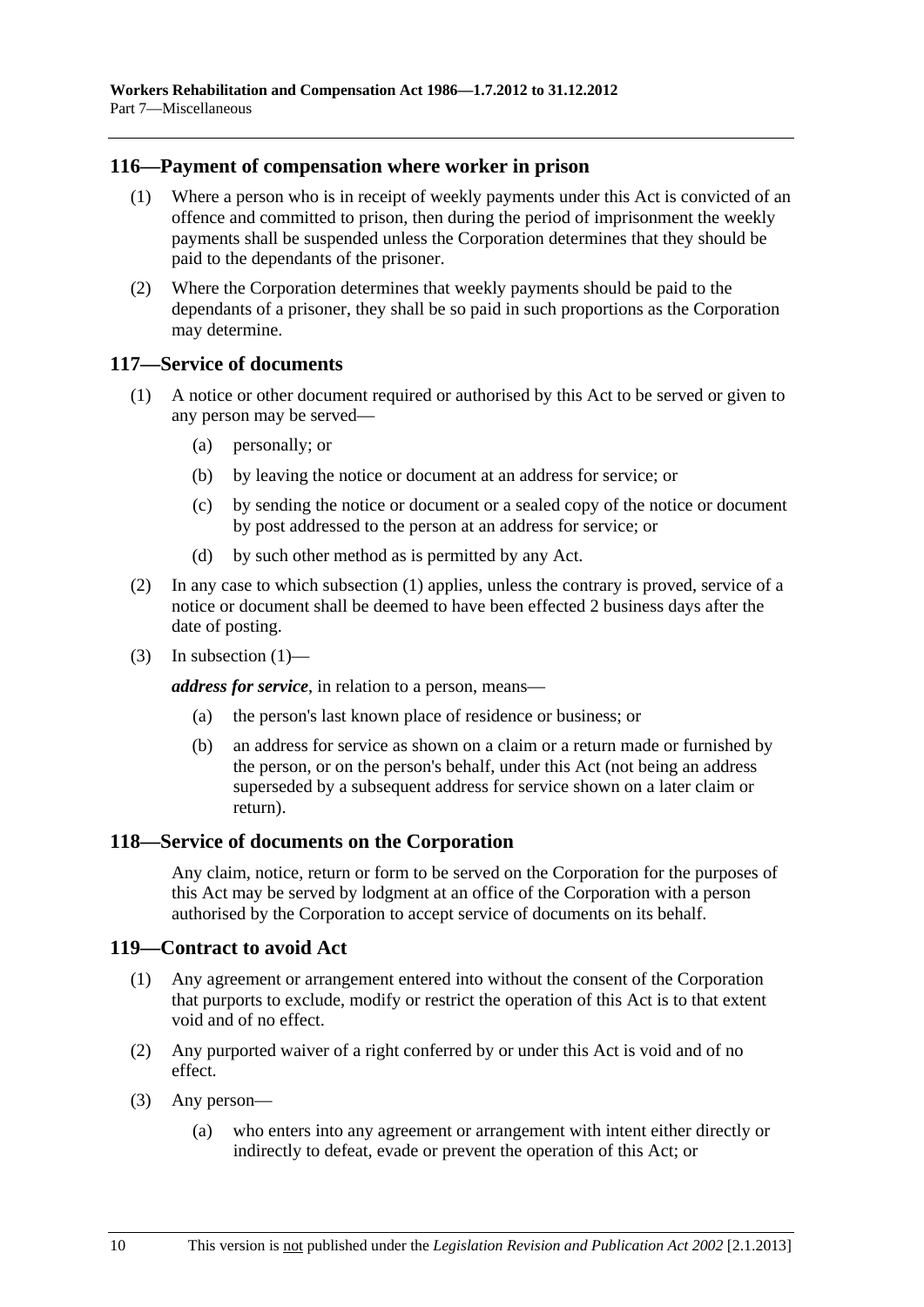## 116—Payment of compensation where worker in prison

(1) Where a person who is in receipt of weekly payments under this Act is convicted of an offence and committed to prison, then during the period of imprisonment the weekly payments shall be suspended unless the Corporation determines that they should be paid to the dependants of the prisoner.

(2) Where the Corporation determines that weekly payments should be paid to the dependants of a prisoner, they shall be so paid in such proportions as the Corporation may determine.

## 117—Service of documents

(1) A notice or other document required or authorised by this Act to be served or given to any person may be served—

- (a) personally; or
- (b) by leaving the notice or document at an address for service; or
- (c) by sending the notice or document or a sealed copy of the notice or document by post addressed to the person at an address for service; or
- (d) by such other method as is permitted by any Act.

(2) In any case to which subsection (1) applies, unless the contrary is proved, service of a notice or document shall be deemed to have been effected 2 business days after the date of posting.

(3) In subsection (1)—

***address for service***, in relation to a person, means—

- (a) the person's last known place of residence or business; or
- (b) an address for service as shown on a claim or a return made or furnished by the person, or on the person's behalf, under this Act (not being an address superseded by a subsequent address for service shown on a later claim or return).

## 118—Service of documents on the Corporation

Any claim, notice, return or form to be served on the Corporation for the purposes of this Act may be served by lodgment at an office of the Corporation with a person authorised by the Corporation to accept service of documents on its behalf.

## 119—Contract to avoid Act

(1) Any agreement or arrangement entered into without the consent of the Corporation that purports to exclude, modify or restrict the operation of this Act is to that extent void and of no effect.

(2) Any purported waiver of a right conferred by or under this Act is void and of no effect.

(3) Any person—

- (a) who enters into any agreement or arrangement with intent either directly or indirectly to defeat, evade or prevent the operation of this Act; or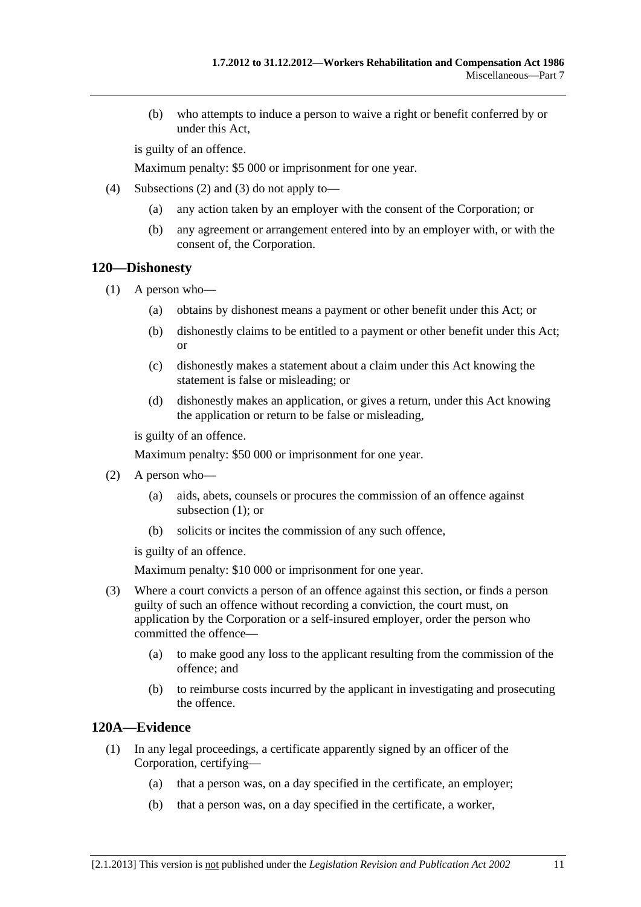(b) who attempts to induce a person to waive a right or benefit conferred by or under this Act,

is guilty of an offence.

Maximum penalty: $5 000 or imprisonment for one year.

(4) Subsections (2) and (3) do not apply to—

(a) any action taken by an employer with the consent of the Corporation; or

(b) any agreement or arrangement entered into by an employer with, or with the consent of, the Corporation.

## 120—Dishonesty

(1) A person who—

(a) obtains by dishonest means a payment or other benefit under this Act; or

(b) dishonestly claims to be entitled to a payment or other benefit under this Act; or

(c) dishonestly makes a statement about a claim under this Act knowing the statement is false or misleading; or

(d) dishonestly makes an application, or gives a return, under this Act knowing the application or return to be false or misleading,

is guilty of an offence.

Maximum penalty: $50 000 or imprisonment for one year.

(2) A person who—

(a) aids, abets, counsels or procures the commission of an offence against subsection (1); or

(b) solicits or incites the commission of any such offence,

is guilty of an offence.

Maximum penalty: $10 000 or imprisonment for one year.

(3) Where a court convicts a person of an offence against this section, or finds a person guilty of such an offence without recording a conviction, the court must, on application by the Corporation or a self-insured employer, order the person who committed the offence—

(a) to make good any loss to the applicant resulting from the commission of the offence; and

(b) to reimburse costs incurred by the applicant in investigating and prosecuting the offence.

## 120A—Evidence

(1) In any legal proceedings, a certificate apparently signed by an officer of the Corporation, certifying—

(a) that a person was, on a day specified in the certificate, an employer;

(b) that a person was, on a day specified in the certificate, a worker,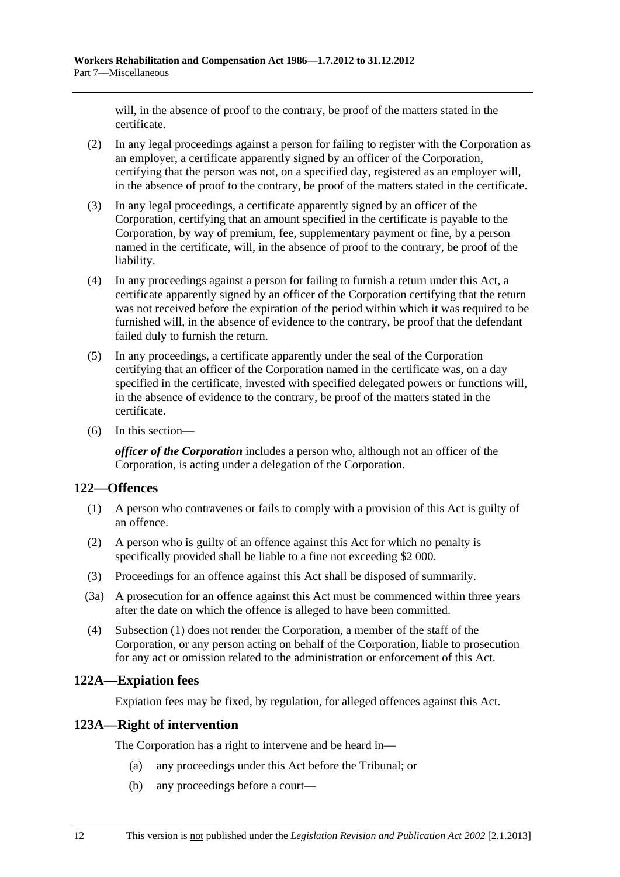will, in the absence of proof to the contrary, be proof of the matters stated in the certificate.

(2) In any legal proceedings against a person for failing to register with the Corporation as an employer, a certificate apparently signed by an officer of the Corporation, certifying that the person was not, on a specified day, registered as an employer will, in the absence of proof to the contrary, be proof of the matters stated in the certificate.

(3) In any legal proceedings, a certificate apparently signed by an officer of the Corporation, certifying that an amount specified in the certificate is payable to the Corporation, by way of premium, fee, supplementary payment or fine, by a person named in the certificate, will, in the absence of proof to the contrary, be proof of the liability.

(4) In any proceedings against a person for failing to furnish a return under this Act, a certificate apparently signed by an officer of the Corporation certifying that the return was not received before the expiration of the period within which it was required to be furnished will, in the absence of evidence to the contrary, be proof that the defendant failed duly to furnish the return.

(5) In any proceedings, a certificate apparently under the seal of the Corporation certifying that an officer of the Corporation named in the certificate was, on a day specified in the certificate, invested with specified delegated powers or functions will, in the absence of evidence to the contrary, be proof of the matters stated in the certificate.

(6) In this section—

***officer of the Corporation*** includes a person who, although not an officer of the Corporation, is acting under a delegation of the Corporation.

## 122—Offences

(1) A person who contravenes or fails to comply with a provision of this Act is guilty of an offence.

(2) A person who is guilty of an offence against this Act for which no penalty is specifically provided shall be liable to a fine not exceeding $2 000.

(3) Proceedings for an offence against this Act shall be disposed of summarily.

(3a) A prosecution for an offence against this Act must be commenced within three years after the date on which the offence is alleged to have been committed.

(4) Subsection (1) does not render the Corporation, a member of the staff of the Corporation, or any person acting on behalf of the Corporation, liable to prosecution for any act or omission related to the administration or enforcement of this Act.

## 122A—Expiation fees

Expiation fees may be fixed, by regulation, for alleged offences against this Act.

## 123A—Right of intervention

The Corporation has a right to intervene and be heard in—

(a) any proceedings under this Act before the Tribunal; or

(b) any proceedings before a court—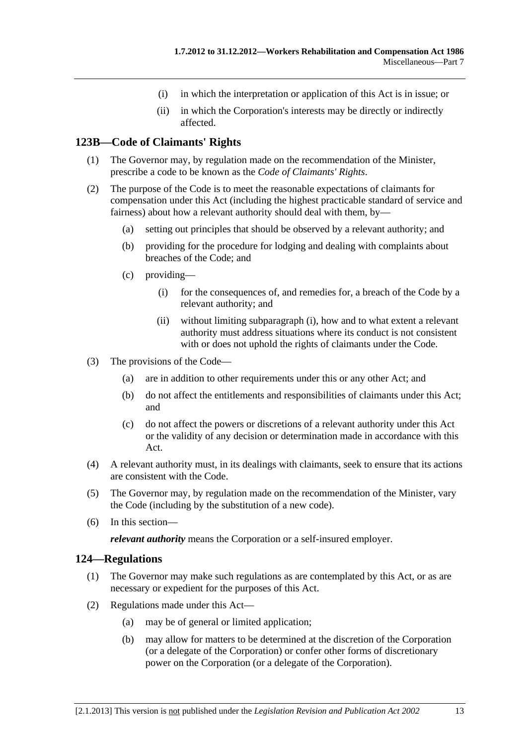(i) in which the interpretation or application of this Act is in issue; or

(ii) in which the Corporation's interests may be directly or indirectly affected.

## 123B—Code of Claimants' Rights

(1) The Governor may, by regulation made on the recommendation of the Minister, prescribe a code to be known as the *Code of Claimants' Rights*.

(2) The purpose of the Code is to meet the reasonable expectations of claimants for compensation under this Act (including the highest practicable standard of service and fairness) about how a relevant authority should deal with them, by—

(a) setting out principles that should be observed by a relevant authority; and

(b) providing for the procedure for lodging and dealing with complaints about breaches of the Code; and

(c) providing—

(i) for the consequences of, and remedies for, a breach of the Code by a relevant authority; and

(ii) without limiting subparagraph (i), how and to what extent a relevant authority must address situations where its conduct is not consistent with or does not uphold the rights of claimants under the Code.

(3) The provisions of the Code—

(a) are in addition to other requirements under this or any other Act; and

(b) do not affect the entitlements and responsibilities of claimants under this Act; and

(c) do not affect the powers or discretions of a relevant authority under this Act or the validity of any decision or determination made in accordance with this Act.

(4) A relevant authority must, in its dealings with claimants, seek to ensure that its actions are consistent with the Code.

(5) The Governor may, by regulation made on the recommendation of the Minister, vary the Code (including by the substitution of a new code).

(6) In this section—

***relevant authority*** means the Corporation or a self-insured employer.

## 124—Regulations

(1) The Governor may make such regulations as are contemplated by this Act, or as are necessary or expedient for the purposes of this Act.

(2) Regulations made under this Act—

(a) may be of general or limited application;

(b) may allow for matters to be determined at the discretion of the Corporation (or a delegate of the Corporation) or confer other forms of discretionary power on the Corporation (or a delegate of the Corporation).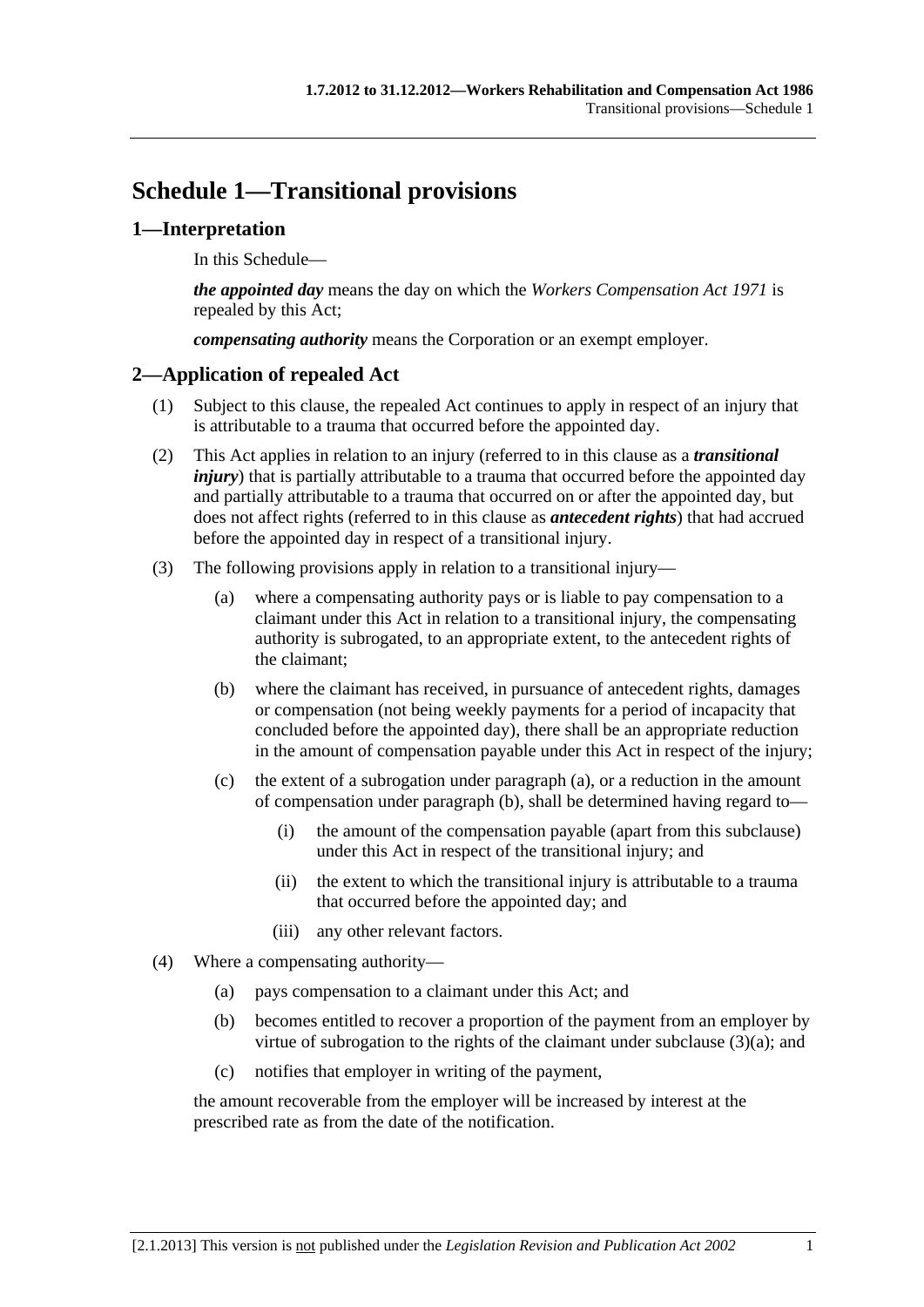# Schedule 1—Transitional provisions

## 1—Interpretation

In this Schedule—

***the appointed day*** means the day on which the *Workers Compensation Act 1971* is repealed by this Act;

***compensating authority*** means the Corporation or an exempt employer.

## 2—Application of repealed Act

(1) Subject to this clause, the repealed Act continues to apply in respect of an injury that is attributable to a trauma that occurred before the appointed day.

(2) This Act applies in relation to an injury (referred to in this clause as a ***transitional injury***) that is partially attributable to a trauma that occurred before the appointed day and partially attributable to a trauma that occurred on or after the appointed day, but does not affect rights (referred to in this clause as ***antecedent rights***) that had accrued before the appointed day in respect of a transitional injury.

(3) The following provisions apply in relation to a transitional injury—

(a) where a compensating authority pays or is liable to pay compensation to a claimant under this Act in relation to a transitional injury, the compensating authority is subrogated, to an appropriate extent, to the antecedent rights of the claimant;

(b) where the claimant has received, in pursuance of antecedent rights, damages or compensation (not being weekly payments for a period of incapacity that concluded before the appointed day), there shall be an appropriate reduction in the amount of compensation payable under this Act in respect of the injury;

(c) the extent of a subrogation under paragraph (a), or a reduction in the amount of compensation under paragraph (b), shall be determined having regard to—

(i) the amount of the compensation payable (apart from this subclause) under this Act in respect of the transitional injury; and

(ii) the extent to which the transitional injury is attributable to a trauma that occurred before the appointed day; and

(iii) any other relevant factors.

(4) Where a compensating authority—

(a) pays compensation to a claimant under this Act; and

(b) becomes entitled to recover a proportion of the payment from an employer by virtue of subrogation to the rights of the claimant under subclause (3)(a); and

(c) notifies that employer in writing of the payment,

the amount recoverable from the employer will be increased by interest at the prescribed rate as from the date of the notification.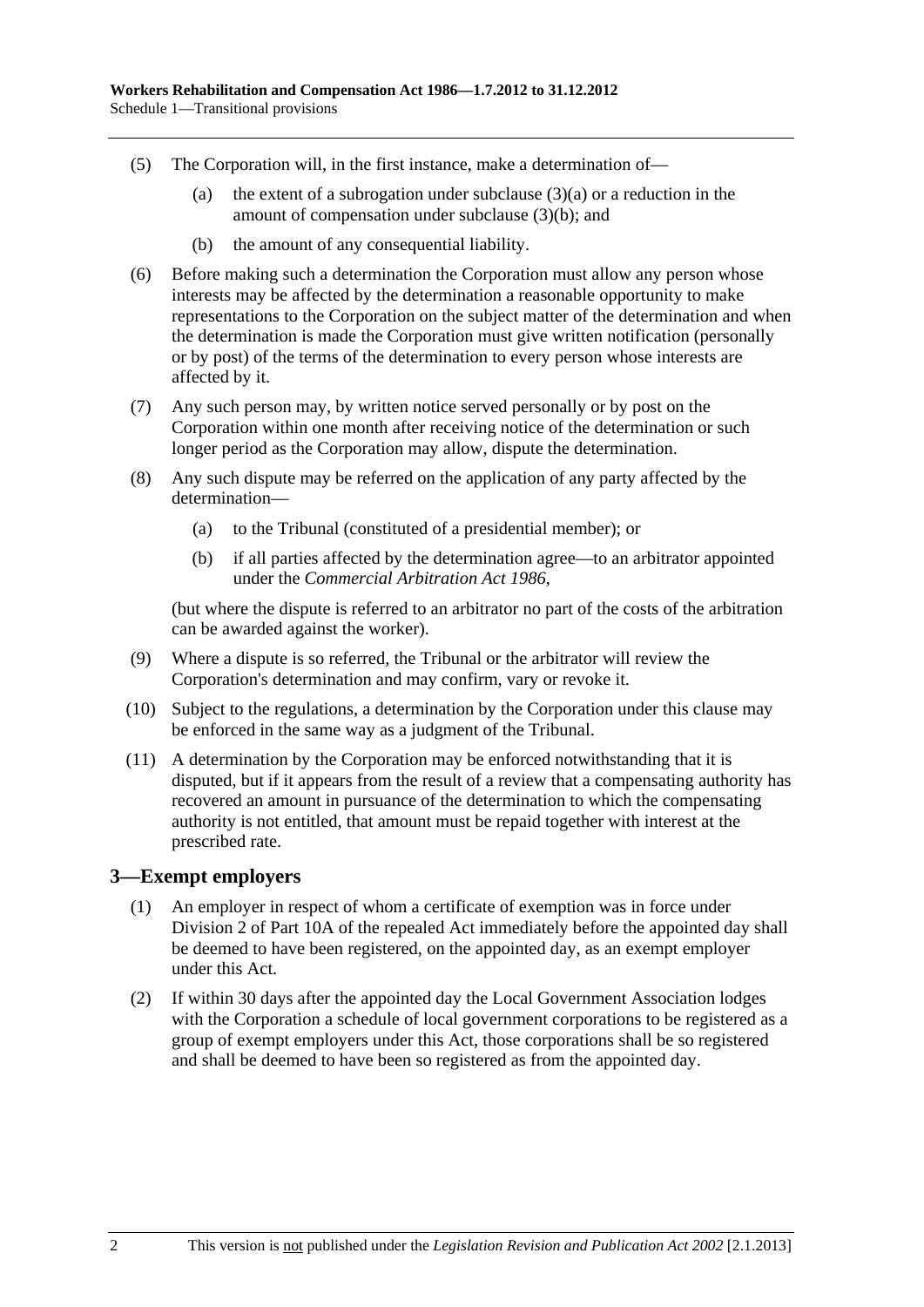(5) The Corporation will, in the first instance, make a determination of—

(a) the extent of a subrogation under subclause (3)(a) or a reduction in the amount of compensation under subclause (3)(b); and

(b) the amount of any consequential liability.

(6) Before making such a determination the Corporation must allow any person whose interests may be affected by the determination a reasonable opportunity to make representations to the Corporation on the subject matter of the determination and when the determination is made the Corporation must give written notification (personally or by post) of the terms of the determination to every person whose interests are affected by it.

(7) Any such person may, by written notice served personally or by post on the Corporation within one month after receiving notice of the determination or such longer period as the Corporation may allow, dispute the determination.

(8) Any such dispute may be referred on the application of any party affected by the determination—

(a) to the Tribunal (constituted of a presidential member); or

(b) if all parties affected by the determination agree—to an arbitrator appointed under the *Commercial Arbitration Act 1986*,

(but where the dispute is referred to an arbitrator no part of the costs of the arbitration can be awarded against the worker).

(9) Where a dispute is so referred, the Tribunal or the arbitrator will review the Corporation's determination and may confirm, vary or revoke it.

(10) Subject to the regulations, a determination by the Corporation under this clause may be enforced in the same way as a judgment of the Tribunal.

(11) A determination by the Corporation may be enforced notwithstanding that it is disputed, but if it appears from the result of a review that a compensating authority has recovered an amount in pursuance of the determination to which the compensating authority is not entitled, that amount must be repaid together with interest at the prescribed rate.

## 3—Exempt employers

(1) An employer in respect of whom a certificate of exemption was in force under Division 2 of Part 10A of the repealed Act immediately before the appointed day shall be deemed to have been registered, on the appointed day, as an exempt employer under this Act.

(2) If within 30 days after the appointed day the Local Government Association lodges with the Corporation a schedule of local government corporations to be registered as a group of exempt employers under this Act, those corporations shall be so registered and shall be deemed to have been so registered as from the appointed day.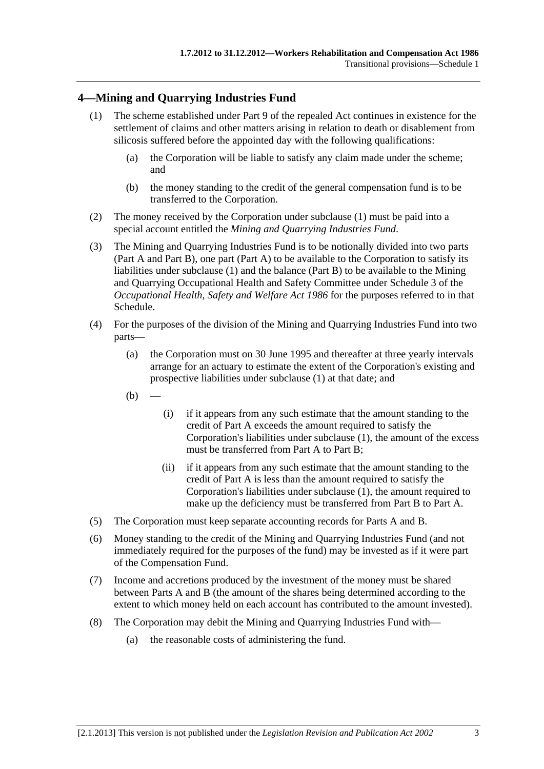## 4—Mining and Quarrying Industries Fund

(1) The scheme established under Part 9 of the repealed Act continues in existence for the settlement of claims and other matters arising in relation to death or disablement from silicosis suffered before the appointed day with the following qualifications:

(a) the Corporation will be liable to satisfy any claim made under the scheme; and

(b) the money standing to the credit of the general compensation fund is to be transferred to the Corporation.

(2) The money received by the Corporation under subclause (1) must be paid into a special account entitled the *Mining and Quarrying Industries Fund*.

(3) The Mining and Quarrying Industries Fund is to be notionally divided into two parts (Part A and Part B), one part (Part A) to be available to the Corporation to satisfy its liabilities under subclause (1) and the balance (Part B) to be available to the Mining and Quarrying Occupational Health and Safety Committee under Schedule 3 of the *Occupational Health, Safety and Welfare Act 1986* for the purposes referred to in that Schedule.

(4) For the purposes of the division of the Mining and Quarrying Industries Fund into two parts—

(a) the Corporation must on 30 June 1995 and thereafter at three yearly intervals arrange for an actuary to estimate the extent of the Corporation's existing and prospective liabilities under subclause (1) at that date; and

(b) —

(i) if it appears from any such estimate that the amount standing to the credit of Part A exceeds the amount required to satisfy the Corporation's liabilities under subclause (1), the amount of the excess must be transferred from Part A to Part B;

(ii) if it appears from any such estimate that the amount standing to the credit of Part A is less than the amount required to satisfy the Corporation's liabilities under subclause (1), the amount required to make up the deficiency must be transferred from Part B to Part A.

(5) The Corporation must keep separate accounting records for Parts A and B.

(6) Money standing to the credit of the Mining and Quarrying Industries Fund (and not immediately required for the purposes of the fund) may be invested as if it were part of the Compensation Fund.

(7) Income and accretions produced by the investment of the money must be shared between Parts A and B (the amount of the shares being determined according to the extent to which money held on each account has contributed to the amount invested).

(8) The Corporation may debit the Mining and Quarrying Industries Fund with—

(a) the reasonable costs of administering the fund.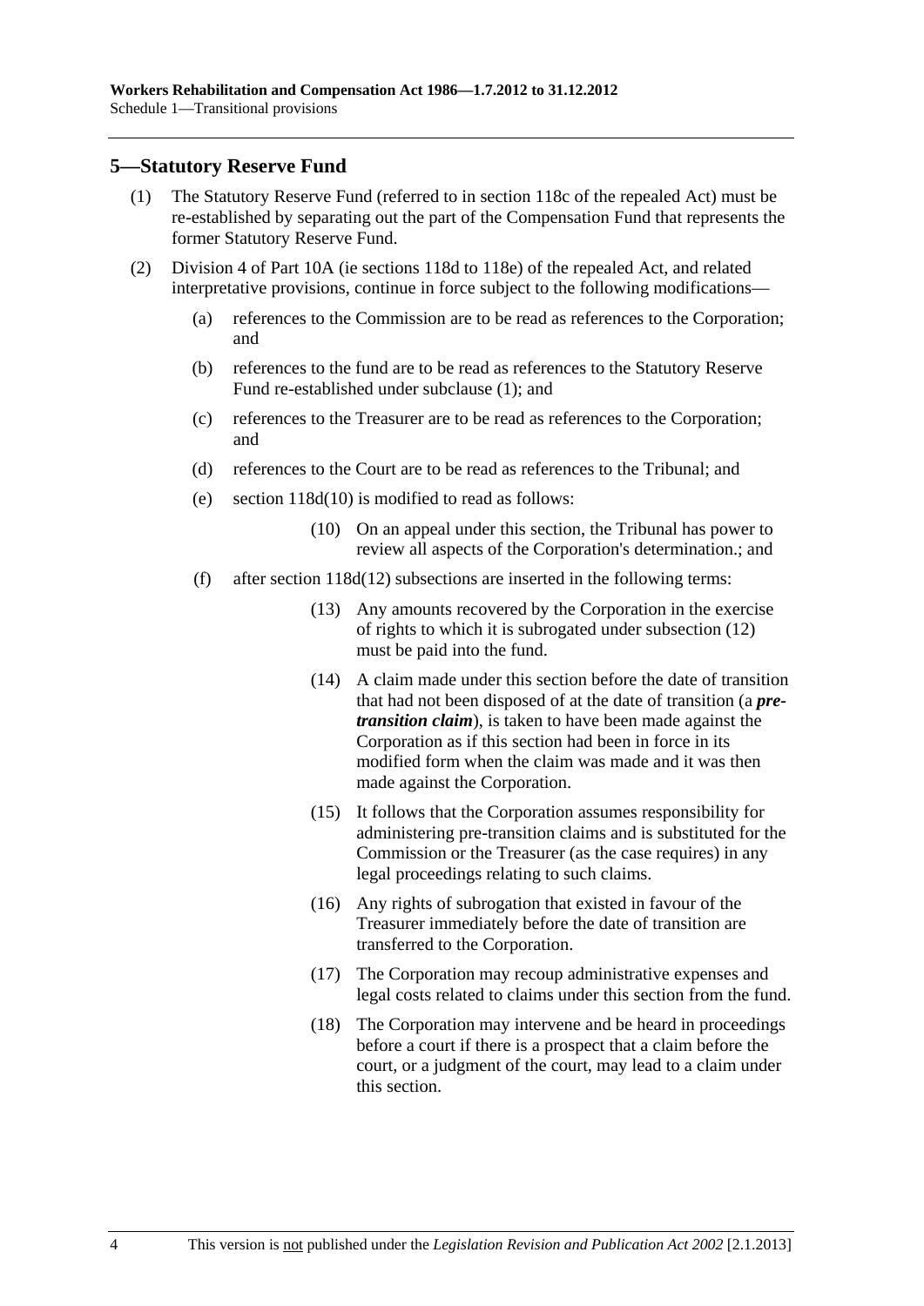## 5—Statutory Reserve Fund

(1) The Statutory Reserve Fund (referred to in section 118c of the repealed Act) must be re-established by separating out the part of the Compensation Fund that represents the former Statutory Reserve Fund.

(2) Division 4 of Part 10A (ie sections 118d to 118e) of the repealed Act, and related interpretative provisions, continue in force subject to the following modifications—

- (a) references to the Commission are to be read as references to the Corporation; and
- (b) references to the fund are to be read as references to the Statutory Reserve Fund re-established under subclause (1); and
- (c) references to the Treasurer are to be read as references to the Corporation; and
- (d) references to the Court are to be read as references to the Tribunal; and
- (e) section 118d(10) is modified to read as follows:

  (10) On an appeal under this section, the Tribunal has power to review all aspects of the Corporation's determination.; and

- (f) after section 118d(12) subsections are inserted in the following terms:

  (13) Any amounts recovered by the Corporation in the exercise of rights to which it is subrogated under subsection (12) must be paid into the fund.

  (14) A claim made under this section before the date of transition that had not been disposed of at the date of transition (a ***pre-transition claim***), is taken to have been made against the Corporation as if this section had been in force in its modified form when the claim was made and it was then made against the Corporation.

  (15) It follows that the Corporation assumes responsibility for administering pre-transition claims and is substituted for the Commission or the Treasurer (as the case requires) in any legal proceedings relating to such claims.

  (16) Any rights of subrogation that existed in favour of the Treasurer immediately before the date of transition are transferred to the Corporation.

  (17) The Corporation may recoup administrative expenses and legal costs related to claims under this section from the fund.

  (18) The Corporation may intervene and be heard in proceedings before a court if there is a prospect that a claim before the court, or a judgment of the court, may lead to a claim under this section.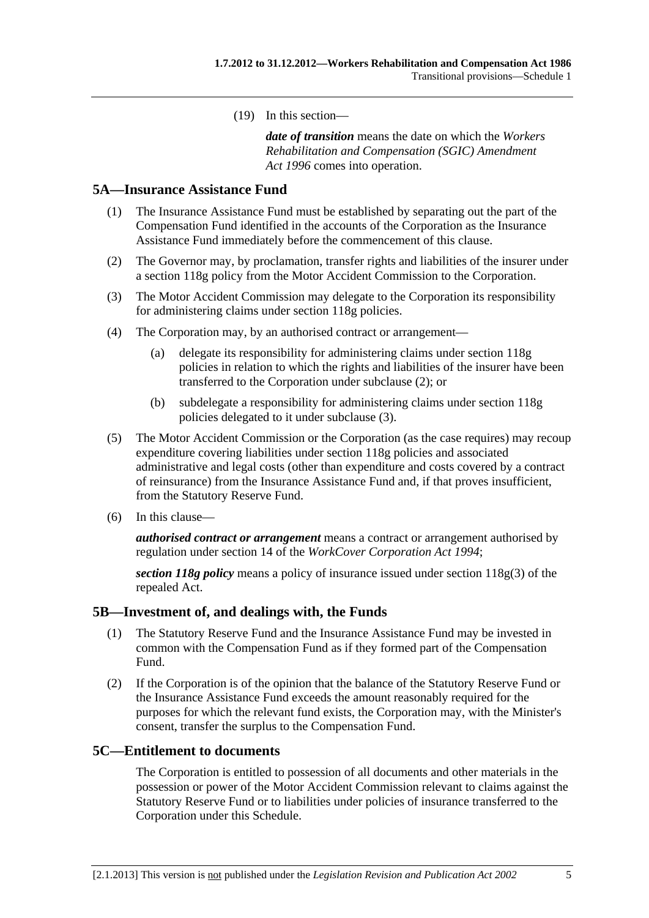(19) In this section—

***date of transition*** means the date on which the *Workers Rehabilitation and Compensation (SGIC) Amendment Act 1996* comes into operation.

## 5A—Insurance Assistance Fund

(1) The Insurance Assistance Fund must be established by separating out the part of the Compensation Fund identified in the accounts of the Corporation as the Insurance Assistance Fund immediately before the commencement of this clause.

(2) The Governor may, by proclamation, transfer rights and liabilities of the insurer under a section 118g policy from the Motor Accident Commission to the Corporation.

(3) The Motor Accident Commission may delegate to the Corporation its responsibility for administering claims under section 118g policies.

(4) The Corporation may, by an authorised contract or arrangement—

(a) delegate its responsibility for administering claims under section 118g policies in relation to which the rights and liabilities of the insurer have been transferred to the Corporation under subclause (2); or

(b) subdelegate a responsibility for administering claims under section 118g policies delegated to it under subclause (3).

(5) The Motor Accident Commission or the Corporation (as the case requires) may recoup expenditure covering liabilities under section 118g policies and associated administrative and legal costs (other than expenditure and costs covered by a contract of reinsurance) from the Insurance Assistance Fund and, if that proves insufficient, from the Statutory Reserve Fund.

(6) In this clause—

***authorised contract or arrangement*** means a contract or arrangement authorised by regulation under section 14 of the *WorkCover Corporation Act 1994*;

***section 118g policy*** means a policy of insurance issued under section 118g(3) of the repealed Act.

## 5B—Investment of, and dealings with, the Funds

(1) The Statutory Reserve Fund and the Insurance Assistance Fund may be invested in common with the Compensation Fund as if they formed part of the Compensation Fund.

(2) If the Corporation is of the opinion that the balance of the Statutory Reserve Fund or the Insurance Assistance Fund exceeds the amount reasonably required for the purposes for which the relevant fund exists, the Corporation may, with the Minister's consent, transfer the surplus to the Compensation Fund.

## 5C—Entitlement to documents

The Corporation is entitled to possession of all documents and other materials in the possession or power of the Motor Accident Commission relevant to claims against the Statutory Reserve Fund or to liabilities under policies of insurance transferred to the Corporation under this Schedule.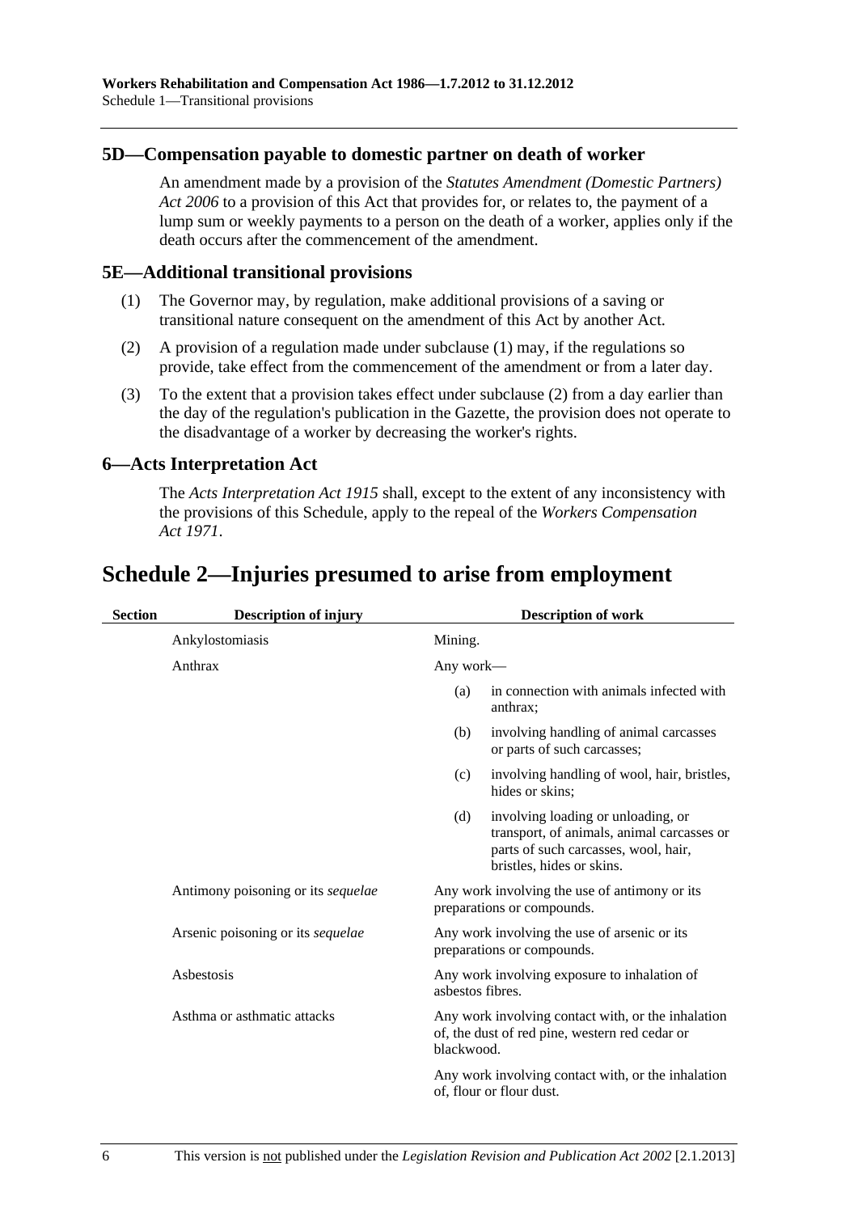### 5D—Compensation payable to domestic partner on death of worker

An amendment made by a provision of the *Statutes Amendment (Domestic Partners) Act 2006* to a provision of this Act that provides for, or relates to, the payment of a lump sum or weekly payments to a person on the death of a worker, applies only if the death occurs after the commencement of the amendment.

### 5E—Additional transitional provisions

(1) The Governor may, by regulation, make additional provisions of a saving or transitional nature consequent on the amendment of this Act by another Act.

(2) A provision of a regulation made under subclause (1) may, if the regulations so provide, take effect from the commencement of the amendment or from a later day.

(3) To the extent that a provision takes effect under subclause (2) from a day earlier than the day of the regulation's publication in the Gazette, the provision does not operate to the disadvantage of a worker by decreasing the worker's rights.

### 6—Acts Interpretation Act

The *Acts Interpretation Act 1915* shall, except to the extent of any inconsistency with the provisions of this Schedule, apply to the repeal of the *Workers Compensation Act 1971*.

## Schedule 2—Injuries presumed to arise from employment

| Section | Description of injury | Description of work |
|---|---|---|
| | Ankylostomiasis | Mining. |
| | Anthrax | Any work—<br>(a) in connection with animals infected with anthrax;<br>(b) involving handling of animal carcasses or parts of such carcasses;<br>(c) involving handling of wool, hair, bristles, hides or skins;<br>(d) involving loading or unloading, or transport, of animals, animal carcasses or parts of such carcasses, wool, hair, bristles, hides or skins. |
| | Antimony poisoning or its *sequelae* | Any work involving the use of antimony or its preparations or compounds. |
| | Arsenic poisoning or its *sequelae* | Any work involving the use of arsenic or its preparations or compounds. |
| | Asbestosis | Any work involving exposure to inhalation of asbestos fibres. |
| | Asthma or asthmatic attacks | Any work involving contact with, or the inhalation of, the dust of red pine, western red cedar or blackwood. |
| | | Any work involving contact with, or the inhalation of, flour or flour dust. |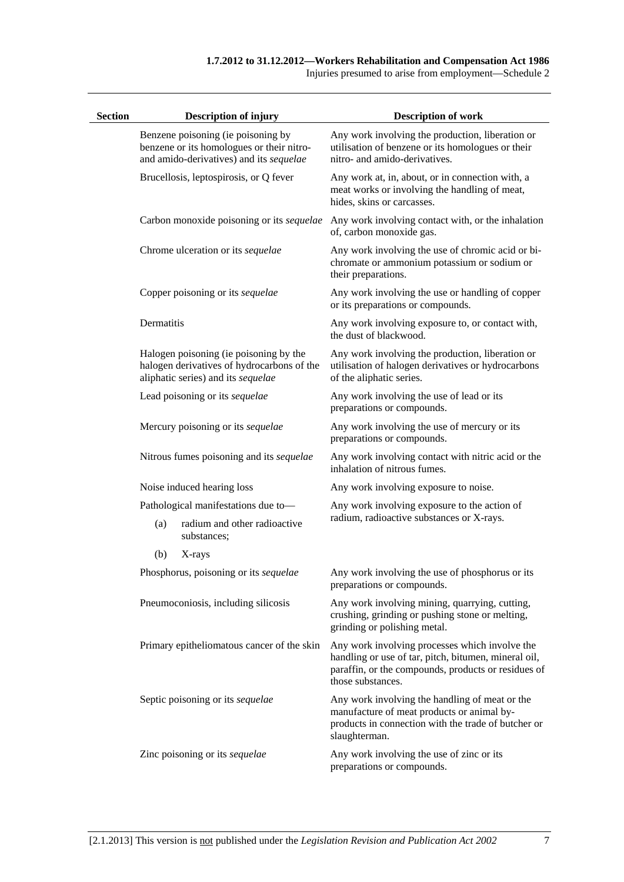| Section | Description of injury | Description of work |
|---|---|---|
| | Benzene poisoning (ie poisoning by benzene or its homologues or their nitro- and amido-derivatives) and its *sequelae* | Any work involving the production, liberation or utilisation of benzene or its homologues or their nitro- and amido-derivatives. |
| | Brucellosis, leptospirosis, or Q fever | Any work at, in, about, or in connection with, a meat works or involving the handling of meat, hides, skins or carcasses. |
| | Carbon monoxide poisoning or its *sequelae* | Any work involving contact with, or the inhalation of, carbon monoxide gas. |
| | Chrome ulceration or its *sequelae* | Any work involving the use of chromic acid or bi-chromate or ammonium potassium or sodium or their preparations. |
| | Copper poisoning or its *sequelae* | Any work involving the use or handling of copper or its preparations or compounds. |
| | Dermatitis | Any work involving exposure to, or contact with, the dust of blackwood. |
| | Halogen poisoning (ie poisoning by the halogen derivatives of hydrocarbons of the aliphatic series) and its *sequelae* | Any work involving the production, liberation or utilisation of halogen derivatives or hydrocarbons of the aliphatic series. |
| | Lead poisoning or its *sequelae* | Any work involving the use of lead or its preparations or compounds. |
| | Mercury poisoning or its *sequelae* | Any work involving the use of mercury or its preparations or compounds. |
| | Nitrous fumes poisoning and its *sequelae* | Any work involving contact with nitric acid or the inhalation of nitrous fumes. |
| | Noise induced hearing loss | Any work involving exposure to noise. |
| | Pathological manifestations due to—<br>(a) radium and other radioactive substances;<br>(b) X-rays | Any work involving exposure to the action of radium, radioactive substances or X-rays. |
| | Phosphorus, poisoning or its *sequelae* | Any work involving the use of phosphorus or its preparations or compounds. |
| | Pneumoconiosis, including silicosis | Any work involving mining, quarrying, cutting, crushing, grinding or pushing stone or melting, grinding or polishing metal. |
| | Primary epitheliomatous cancer of the skin | Any work involving processes which involve the handling or use of tar, pitch, bitumen, mineral oil, paraffin, or the compounds, products or residues of those substances. |
| | Septic poisoning or its *sequelae* | Any work involving the handling of meat or the manufacture of meat products or animal by-products in connection with the trade of butcher or slaughterman. |
| | Zinc poisoning or its *sequelae* | Any work involving the use of zinc or its preparations or compounds. |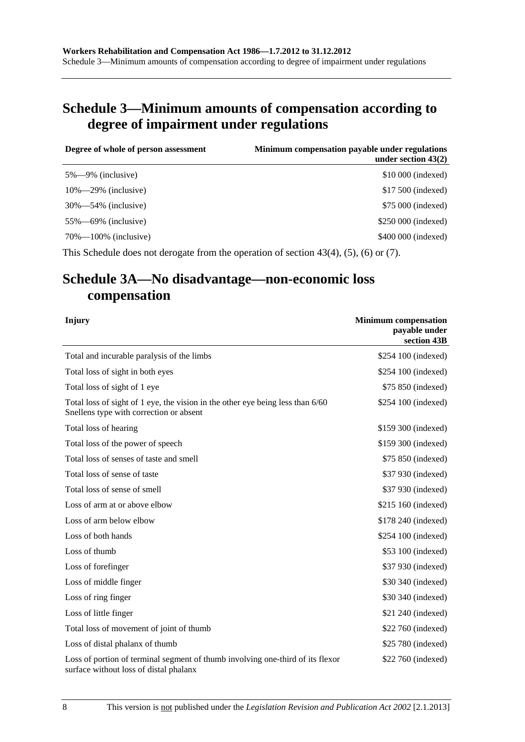## Schedule 3—Minimum amounts of compensation according to degree of impairment under regulations

| Degree of whole of person assessment | Minimum compensation payable under regulations under section 43(2) |
|---|---|
| 5%—9% (inclusive) | $10 000 (indexed) |
| 10%—29% (inclusive) | $17 500 (indexed) |
| 30%—54% (inclusive) | $75 000 (indexed) |
| 55%—69% (inclusive) | $250 000 (indexed) |
| 70%—100% (inclusive) | $400 000 (indexed) |

This Schedule does not derogate from the operation of section 43(4), (5), (6) or (7).

## Schedule 3A—No disadvantage—non-economic loss compensation

| Injury | Minimum compensation payable under section 43B |
|---|---|
| Total and incurable paralysis of the limbs | $254 100 (indexed) |
| Total loss of sight in both eyes | $254 100 (indexed) |
| Total loss of sight of 1 eye | $75 850 (indexed) |
| Total loss of sight of 1 eye, the vision in the other eye being less than 6/60 Snellens type with correction or absent | $254 100 (indexed) |
| Total loss of hearing | $159 300 (indexed) |
| Total loss of the power of speech | $159 300 (indexed) |
| Total loss of senses of taste and smell | $75 850 (indexed) |
| Total loss of sense of taste | $37 930 (indexed) |
| Total loss of sense of smell | $37 930 (indexed) |
| Loss of arm at or above elbow | $215 160 (indexed) |
| Loss of arm below elbow | $178 240 (indexed) |
| Loss of both hands | $254 100 (indexed) |
| Loss of thumb | $53 100 (indexed) |
| Loss of forefinger | $37 930 (indexed) |
| Loss of middle finger | $30 340 (indexed) |
| Loss of ring finger | $30 340 (indexed) |
| Loss of little finger | $21 240 (indexed) |
| Total loss of movement of joint of thumb | $22 760 (indexed) |
| Loss of distal phalanx of thumb | $25 780 (indexed) |
| Loss of portion of terminal segment of thumb involving one-third of its flexor surface without loss of distal phalanx | $22 760 (indexed) |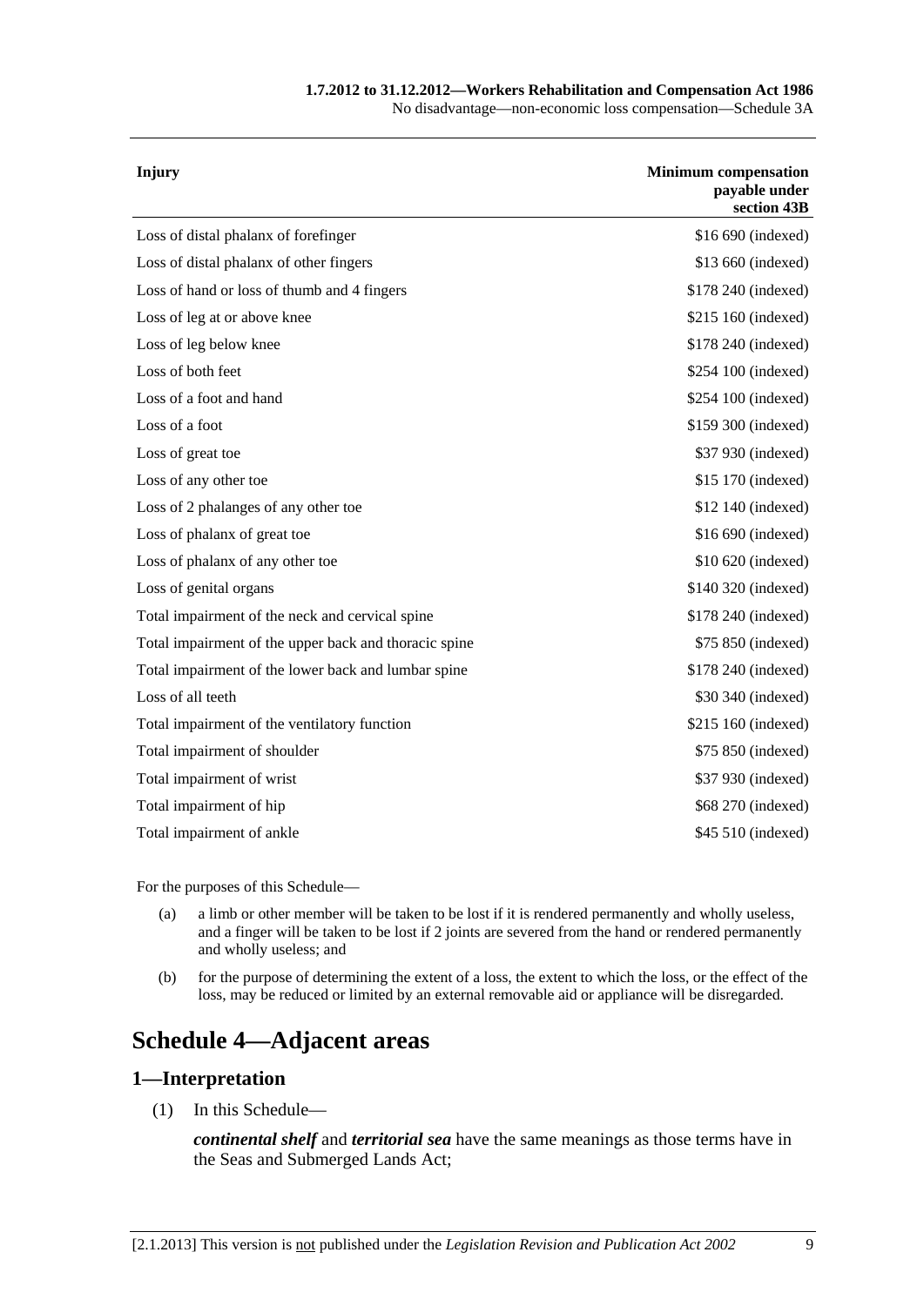| Injury | Minimum compensation payable under section 43B |
|---|---|
| Loss of distal phalanx of forefinger | $16 690 (indexed) |
| Loss of distal phalanx of other fingers | $13 660 (indexed) |
| Loss of hand or loss of thumb and 4 fingers | $178 240 (indexed) |
| Loss of leg at or above knee | $215 160 (indexed) |
| Loss of leg below knee | $178 240 (indexed) |
| Loss of both feet | $254 100 (indexed) |
| Loss of a foot and hand | $254 100 (indexed) |
| Loss of a foot | $159 300 (indexed) |
| Loss of great toe | $37 930 (indexed) |
| Loss of any other toe | $15 170 (indexed) |
| Loss of 2 phalanges of any other toe | $12 140 (indexed) |
| Loss of phalanx of great toe | $16 690 (indexed) |
| Loss of phalanx of any other toe | $10 620 (indexed) |
| Loss of genital organs | $140 320 (indexed) |
| Total impairment of the neck and cervical spine | $178 240 (indexed) |
| Total impairment of the upper back and thoracic spine | $75 850 (indexed) |
| Total impairment of the lower back and lumbar spine | $178 240 (indexed) |
| Loss of all teeth | $30 340 (indexed) |
| Total impairment of the ventilatory function | $215 160 (indexed) |
| Total impairment of shoulder | $75 850 (indexed) |
| Total impairment of wrist | $37 930 (indexed) |
| Total impairment of hip | $68 270 (indexed) |
| Total impairment of ankle | $45 510 (indexed) |

For the purposes of this Schedule—

(a) a limb or other member will be taken to be lost if it is rendered permanently and wholly useless, and a finger will be taken to be lost if 2 joints are severed from the hand or rendered permanently and wholly useless; and

(b) for the purpose of determining the extent of a loss, the extent to which the loss, or the effect of the loss, may be reduced or limited by an external removable aid or appliance will be disregarded.

# Schedule 4—Adjacent areas

## 1—Interpretation

(1) In this Schedule—

***continental shelf*** and ***territorial sea*** have the same meanings as those terms have in the Seas and Submerged Lands Act;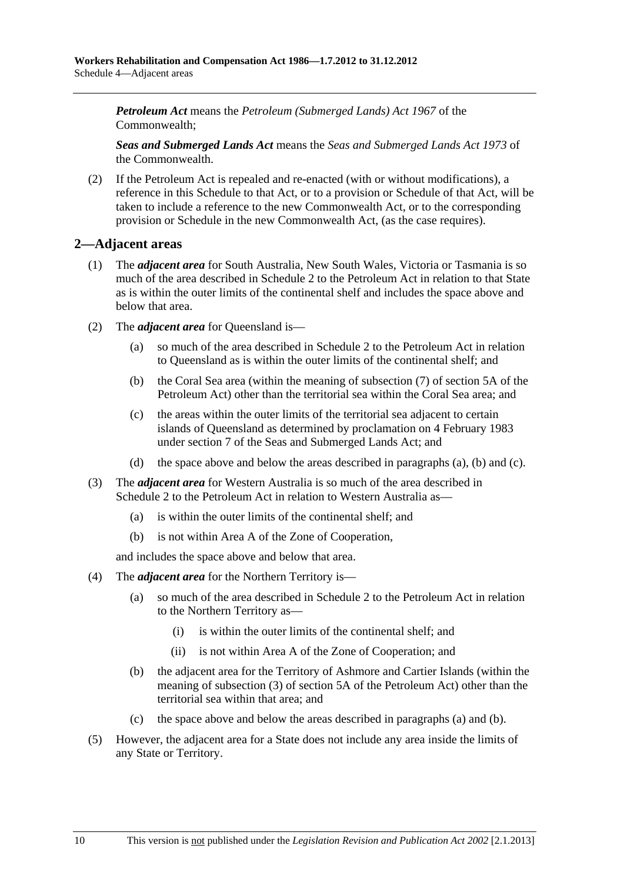***Petroleum Act*** means the *Petroleum (Submerged Lands) Act 1967* of the Commonwealth;

***Seas and Submerged Lands Act*** means the *Seas and Submerged Lands Act 1973* of the Commonwealth.

(2) If the Petroleum Act is repealed and re-enacted (with or without modifications), a reference in this Schedule to that Act, or to a provision or Schedule of that Act, will be taken to include a reference to the new Commonwealth Act, or to the corresponding provision or Schedule in the new Commonwealth Act, (as the case requires).

## 2—Adjacent areas

(1) The ***adjacent area*** for South Australia, New South Wales, Victoria or Tasmania is so much of the area described in Schedule 2 to the Petroleum Act in relation to that State as is within the outer limits of the continental shelf and includes the space above and below that area.

(2) The ***adjacent area*** for Queensland is—

(a) so much of the area described in Schedule 2 to the Petroleum Act in relation to Queensland as is within the outer limits of the continental shelf; and

(b) the Coral Sea area (within the meaning of subsection (7) of section 5A of the Petroleum Act) other than the territorial sea within the Coral Sea area; and

(c) the areas within the outer limits of the territorial sea adjacent to certain islands of Queensland as determined by proclamation on 4 February 1983 under section 7 of the Seas and Submerged Lands Act; and

(d) the space above and below the areas described in paragraphs (a), (b) and (c).

(3) The ***adjacent area*** for Western Australia is so much of the area described in Schedule 2 to the Petroleum Act in relation to Western Australia as—

(a) is within the outer limits of the continental shelf; and

(b) is not within Area A of the Zone of Cooperation,

and includes the space above and below that area.

(4) The ***adjacent area*** for the Northern Territory is—

(a) so much of the area described in Schedule 2 to the Petroleum Act in relation to the Northern Territory as—

(i) is within the outer limits of the continental shelf; and

(ii) is not within Area A of the Zone of Cooperation; and

(b) the adjacent area for the Territory of Ashmore and Cartier Islands (within the meaning of subsection (3) of section 5A of the Petroleum Act) other than the territorial sea within that area; and

(c) the space above and below the areas described in paragraphs (a) and (b).

(5) However, the adjacent area for a State does not include any area inside the limits of any State or Territory.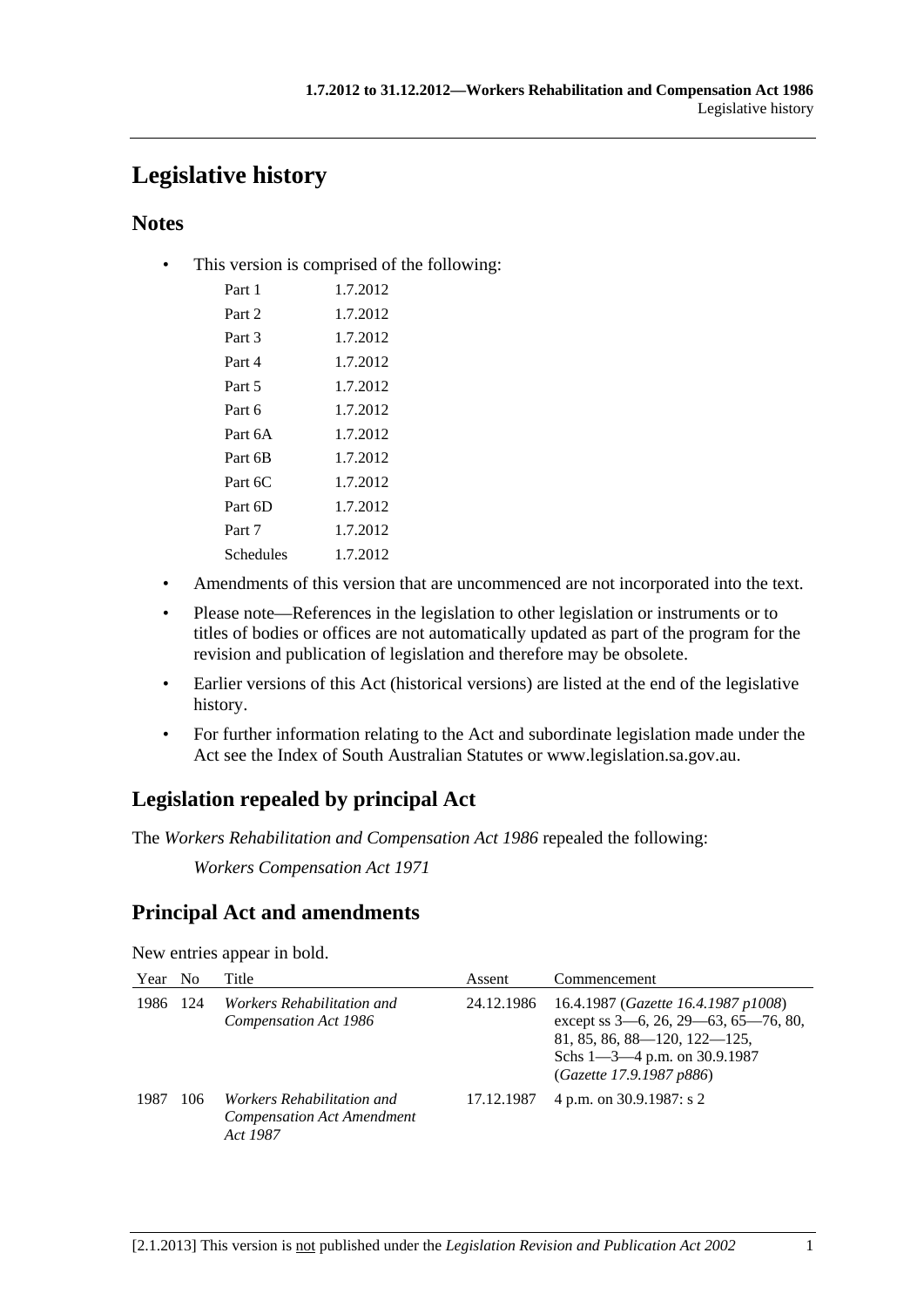# Legislative history

## Notes

- This version is comprised of the following:

| | |
|---|---|
| Part 1 | 1.7.2012 |
| Part 2 | 1.7.2012 |
| Part 3 | 1.7.2012 |
| Part 4 | 1.7.2012 |
| Part 5 | 1.7.2012 |
| Part 6 | 1.7.2012 |
| Part 6A | 1.7.2012 |
| Part 6B | 1.7.2012 |
| Part 6C | 1.7.2012 |
| Part 6D | 1.7.2012 |
| Part 7 | 1.7.2012 |
| Schedules | 1.7.2012 |

- Amendments of this version that are uncommenced are not incorporated into the text.
- Please note—References in the legislation to other legislation or instruments or to titles of bodies or offices are not automatically updated as part of the program for the revision and publication of legislation and therefore may be obsolete.
- Earlier versions of this Act (historical versions) are listed at the end of the legislative history.
- For further information relating to the Act and subordinate legislation made under the Act see the Index of South Australian Statutes or www.legislation.sa.gov.au.

## Legislation repealed by principal Act

The *Workers Rehabilitation and Compensation Act 1986* repealed the following:

*Workers Compensation Act 1971*

## Principal Act and amendments

New entries appear in bold.

| Year | No | Title | Assent | Commencement |
|---|---|---|---|---|
| 1986 | 124 | *Workers Rehabilitation and Compensation Act 1986* | 24.12.1986 | 16.4.1987 (*Gazette 16.4.1987 p1008*) except ss 3—6, 26, 29—63, 65—76, 80, 81, 85, 86, 88—120, 122—125, Schs 1—3—4 p.m. on 30.9.1987 (*Gazette 17.9.1987 p886*) |
| 1987 | 106 | *Workers Rehabilitation and Compensation Act Amendment Act 1987* | 17.12.1987 | 4 p.m. on 30.9.1987: s 2 |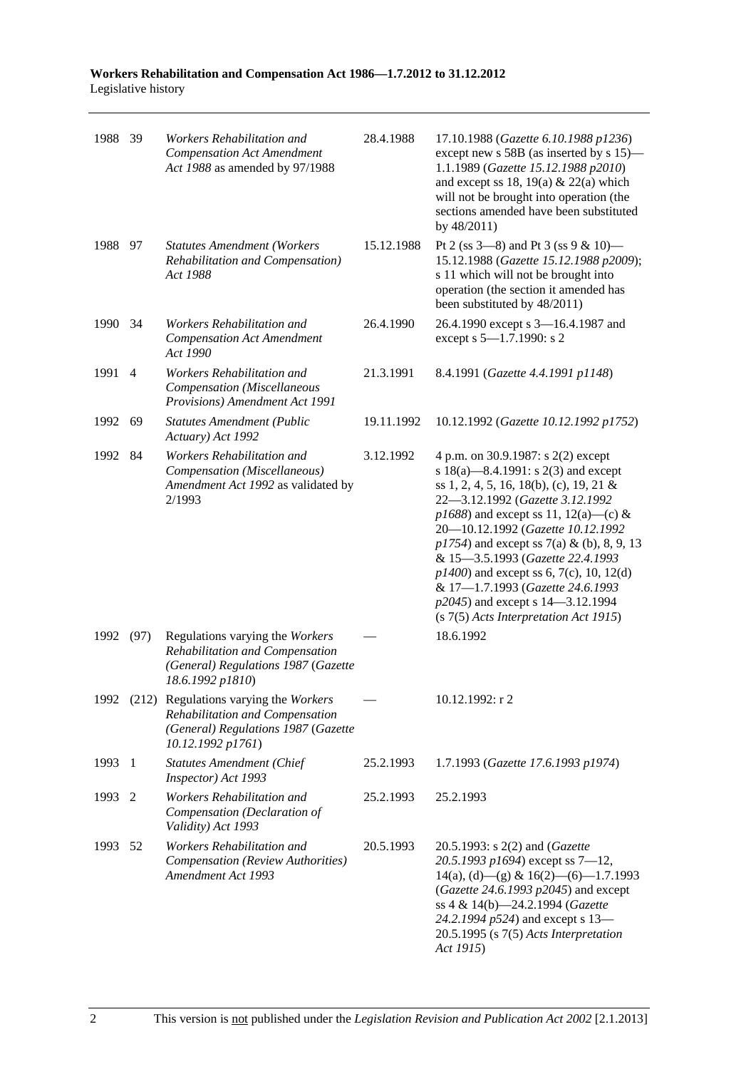| 1988 | 39 | *Workers Rehabilitation and Compensation Act Amendment Act 1988* as amended by 97/1988 | 28.4.1988 | 17.10.1988 (*Gazette 6.10.1988 p1236*) except new s 58B (as inserted by s 15)—1.1.1989 (*Gazette 15.12.1988 p2010*) and except ss 18, 19(a) & 22(a) which will not be brought into operation (the sections amended have been substituted by 48/2011) |
|---|---|---|---|---|
| 1988 | 97 | *Statutes Amendment (Workers Rehabilitation and Compensation) Act 1988* | 15.12.1988 | Pt 2 (ss 3—8) and Pt 3 (ss 9 & 10)—15.12.1988 (*Gazette 15.12.1988 p2009*); s 11 which will not be brought into operation (the section it amended has been substituted by 48/2011) |
| 1990 | 34 | *Workers Rehabilitation and Compensation Act Amendment Act 1990* | 26.4.1990 | 26.4.1990 except s 3—16.4.1987 and except s 5—1.7.1990: s 2 |
| 1991 | 4 | *Workers Rehabilitation and Compensation (Miscellaneous Provisions) Amendment Act 1991* | 21.3.1991 | 8.4.1991 (*Gazette 4.4.1991 p1148*) |
| 1992 | 69 | *Statutes Amendment (Public Actuary) Act 1992* | 19.11.1992 | 10.12.1992 (*Gazette 10.12.1992 p1752*) |
| 1992 | 84 | *Workers Rehabilitation and Compensation (Miscellaneous) Amendment Act 1992* as validated by 2/1993 | 3.12.1992 | 4 p.m. on 30.9.1987: s 2(2) except s 18(a)—8.4.1991: s 2(3) and except ss 1, 2, 4, 5, 16, 18(b), (c), 19, 21 & 22—3.12.1992 (*Gazette 3.12.1992 p1688*) and except ss 11, 12(a)—(c) & 20—10.12.1992 (*Gazette 10.12.1992 p1754*) and except ss 7(a) & (b), 8, 9, 13 & 15—3.5.1993 (*Gazette 22.4.1993 p1400*) and except ss 6, 7(c), 10, 12(d) & 17—1.7.1993 (*Gazette 24.6.1993 p2045*) and except s 14—3.12.1994 (s 7(5) *Acts Interpretation Act 1915*) |
| 1992 | (97) | Regulations varying the *Workers Rehabilitation and Compensation (General) Regulations 1987* (*Gazette 18.6.1992 p1810*) | — | 18.6.1992 |
| 1992 | (212) | Regulations varying the *Workers Rehabilitation and Compensation (General) Regulations 1987* (*Gazette 10.12.1992 p1761*) | — | 10.12.1992: r 2 |
| 1993 | 1 | *Statutes Amendment (Chief Inspector) Act 1993* | 25.2.1993 | 1.7.1993 (*Gazette 17.6.1993 p1974*) |
| 1993 | 2 | *Workers Rehabilitation and Compensation (Declaration of Validity) Act 1993* | 25.2.1993 | 25.2.1993 |
| 1993 | 52 | *Workers Rehabilitation and Compensation (Review Authorities) Amendment Act 1993* | 20.5.1993 | 20.5.1993: s 2(2) and (*Gazette 20.5.1993 p1694*) except ss 7—12, 14(a), (d)—(g) & 16(2)—(6)—1.7.1993 (*Gazette 24.6.1993 p2045*) and except ss 4 & 14(b)—24.2.1994 (*Gazette 24.2.1994 p524*) and except s 13—20.5.1995 (s 7(5) *Acts Interpretation Act 1915*) |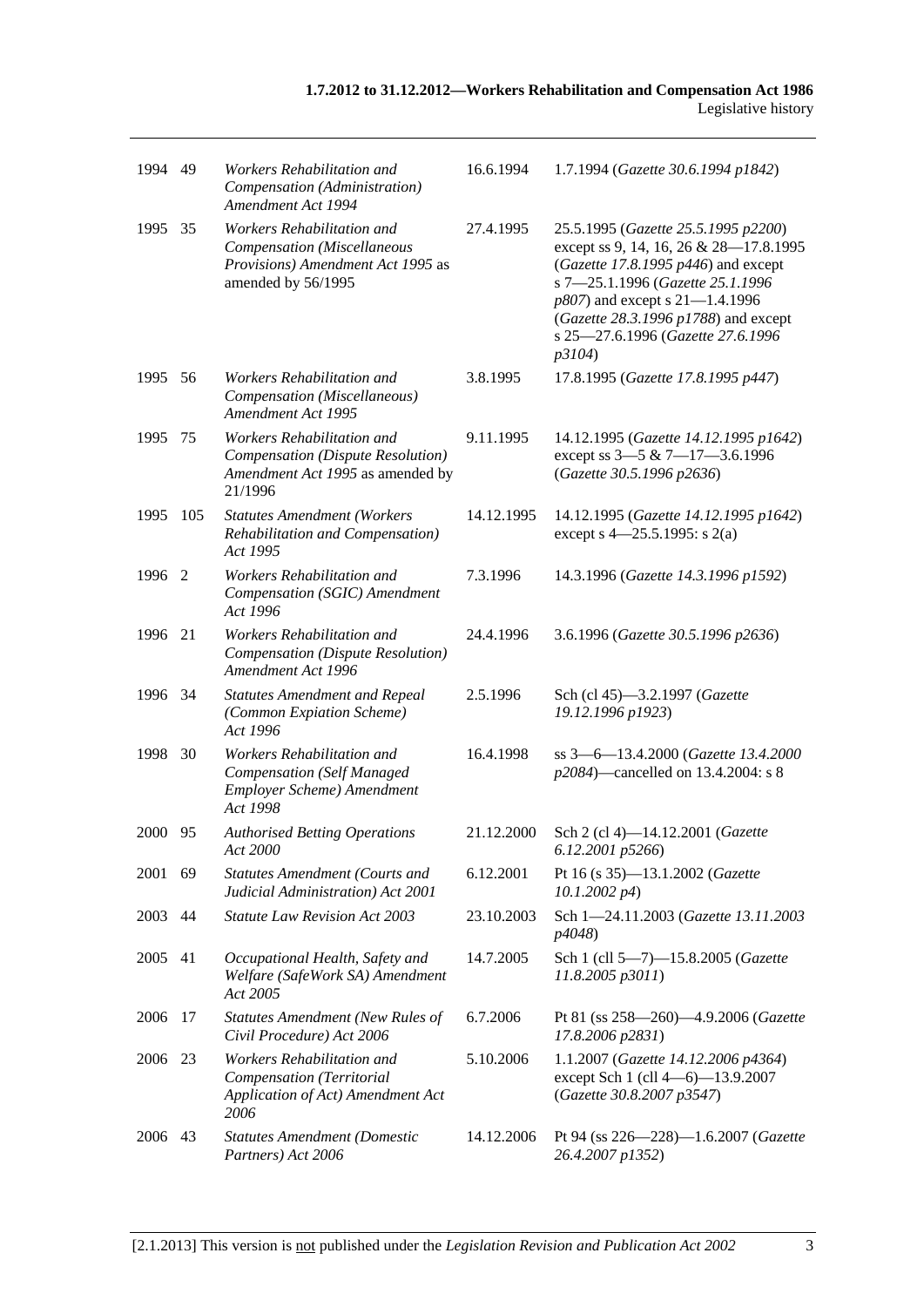| | | | | |
|---|---|---|---|---|
| 1994 | 49 | *Workers Rehabilitation and Compensation (Administration) Amendment Act 1994* | 16.6.1994 | 1.7.1994 (*Gazette 30.6.1994 p1842*) |
| 1995 | 35 | *Workers Rehabilitation and Compensation (Miscellaneous Provisions) Amendment Act 1995* as amended by 56/1995 | 27.4.1995 | 25.5.1995 (*Gazette 25.5.1995 p2200*) except ss 9, 14, 16, 26 & 28—17.8.1995 (*Gazette 17.8.1995 p446*) and except s 7—25.1.1996 (*Gazette 25.1.1996 p807*) and except s 21—1.4.1996 (*Gazette 28.3.1996 p1788*) and except s 25—27.6.1996 (*Gazette 27.6.1996 p3104*) |
| 1995 | 56 | *Workers Rehabilitation and Compensation (Miscellaneous) Amendment Act 1995* | 3.8.1995 | 17.8.1995 (*Gazette 17.8.1995 p447*) |
| 1995 | 75 | *Workers Rehabilitation and Compensation (Dispute Resolution) Amendment Act 1995* as amended by 21/1996 | 9.11.1995 | 14.12.1995 (*Gazette 14.12.1995 p1642*) except ss 3—5 & 7—17—3.6.1996 (*Gazette 30.5.1996 p2636*) |
| 1995 | 105 | *Statutes Amendment (Workers Rehabilitation and Compensation) Act 1995* | 14.12.1995 | 14.12.1995 (*Gazette 14.12.1995 p1642*) except s 4—25.5.1995: s 2(a) |
| 1996 | 2 | *Workers Rehabilitation and Compensation (SGIC) Amendment Act 1996* | 7.3.1996 | 14.3.1996 (*Gazette 14.3.1996 p1592*) |
| 1996 | 21 | *Workers Rehabilitation and Compensation (Dispute Resolution) Amendment Act 1996* | 24.4.1996 | 3.6.1996 (*Gazette 30.5.1996 p2636*) |
| 1996 | 34 | *Statutes Amendment and Repeal (Common Expiation Scheme) Act 1996* | 2.5.1996 | Sch (cl 45)—3.2.1997 (*Gazette 19.12.1996 p1923*) |
| 1998 | 30 | *Workers Rehabilitation and Compensation (Self Managed Employer Scheme) Amendment Act 1998* | 16.4.1998 | ss 3—6—13.4.2000 (*Gazette 13.4.2000 p2084*)—cancelled on 13.4.2004: s 8 |
| 2000 | 95 | *Authorised Betting Operations Act 2000* | 21.12.2000 | Sch 2 (cl 4)—14.12.2001 (*Gazette 6.12.2001 p5266*) |
| 2001 | 69 | *Statutes Amendment (Courts and Judicial Administration) Act 2001* | 6.12.2001 | Pt 16 (s 35)—13.1.2002 (*Gazette 10.1.2002 p4*) |
| 2003 | 44 | *Statute Law Revision Act 2003* | 23.10.2003 | Sch 1—24.11.2003 (*Gazette 13.11.2003 p4048*) |
| 2005 | 41 | *Occupational Health, Safety and Welfare (SafeWork SA) Amendment Act 2005* | 14.7.2005 | Sch 1 (cll 5—7)—15.8.2005 (*Gazette 11.8.2005 p3011*) |
| 2006 | 17 | *Statutes Amendment (New Rules of Civil Procedure) Act 2006* | 6.7.2006 | Pt 81 (ss 258—260)—4.9.2006 (*Gazette 17.8.2006 p2831*) |
| 2006 | 23 | *Workers Rehabilitation and Compensation (Territorial Application of Act) Amendment Act 2006* | 5.10.2006 | 1.1.2007 (*Gazette 14.12.2006 p4364*) except Sch 1 (cll 4—6)—13.9.2007 (*Gazette 30.8.2007 p3547*) |
| 2006 | 43 | *Statutes Amendment (Domestic Partners) Act 2006* | 14.12.2006 | Pt 94 (ss 226—228)—1.6.2007 (*Gazette 26.4.2007 p1352*) |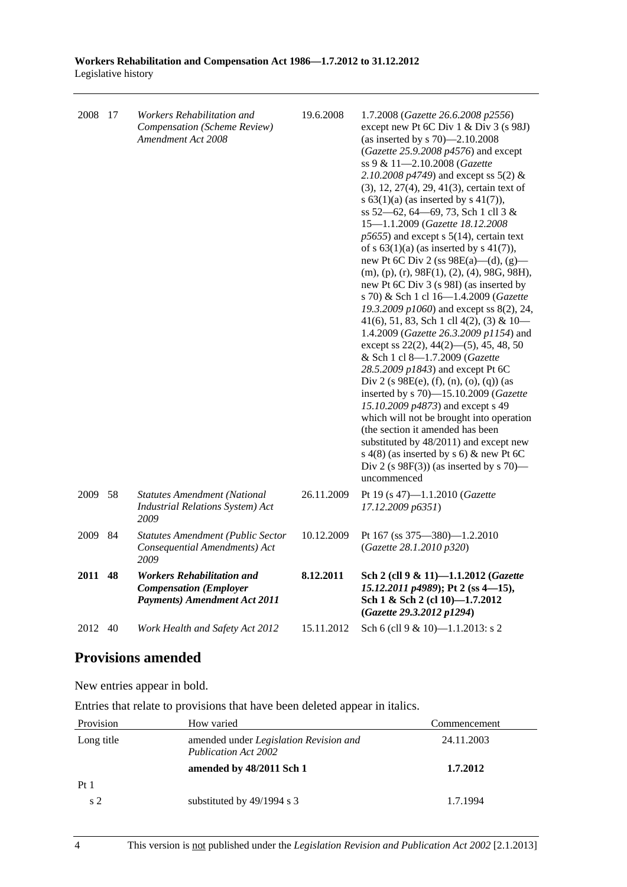| | | | | |
|---|---|---|---|---|
| 2008 | 17 | *Workers Rehabilitation and Compensation (Scheme Review) Amendment Act 2008* | 19.6.2008 | 1.7.2008 (*Gazette 26.6.2008 p2556*) except new Pt 6C Div 1 & Div 3 (s 98J) (as inserted by s 70)—2.10.2008 (*Gazette 25.9.2008 p4576*) and except ss 9 & 11—2.10.2008 (*Gazette 2.10.2008 p4749*) and except ss 5(2) & (3), 12, 27(4), 29, 41(3), certain text of s 63(1)(a) (as inserted by s 41(7)), ss 52—62, 64—69, 73, Sch 1 cll 3 & 15—1.1.2009 (*Gazette 18.12.2008 p5655*) and except s 5(14), certain text of s 63(1)(a) (as inserted by s 41(7)), new Pt 6C Div 2 (ss 98E(a)—(d), (g)—(m), (p), (r), 98F(1), (2), (4), 98G, 98H), new Pt 6C Div 3 (s 98I) (as inserted by s 70) & Sch 1 cl 16—1.4.2009 (*Gazette 19.3.2009 p1060*) and except ss 8(2), 24, 41(6), 51, 83, Sch 1 cll 4(2), (3) & 10—1.4.2009 (*Gazette 26.3.2009 p1154*) and except ss 22(2), 44(2)—(5), 45, 48, 50 & Sch 1 cl 8—1.7.2009 (*Gazette 28.5.2009 p1843*) and except Pt 6C Div 2 (s 98E(e), (f), (n), (o), (q)) (as inserted by s 70)—15.10.2009 (*Gazette 15.10.2009 p4873*) and except s 49 which will not be brought into operation (the section it amended has been substituted by 48/2011) and except new s 4(8) (as inserted by s 6) & new Pt 6C Div 2 (s 98F(3)) (as inserted by s 70)—uncommenced |
| 2009 | 58 | *Statutes Amendment (National Industrial Relations System) Act 2009* | 26.11.2009 | Pt 19 (s 47)—1.1.2010 (*Gazette 17.12.2009 p6351*) |
| 2009 | 84 | *Statutes Amendment (Public Sector Consequential Amendments) Act 2009* | 10.12.2009 | Pt 167 (ss 375—380)—1.2.2010 (*Gazette 28.1.2010 p320*) |
| **2011** | **48** | ***Workers Rehabilitation and Compensation (Employer Payments) Amendment Act 2011*** | **8.12.2011** | **Sch 2 (cll 9 & 11)—1.1.2012 (*Gazette 15.12.2011 p4989*); Pt 2 (ss 4—15), Sch 1 & Sch 2 (cl 10)—1.7.2012 (*Gazette 29.3.2012 p1294*)** |
| 2012 | 40 | *Work Health and Safety Act 2012* | 15.11.2012 | Sch 6 (cll 9 & 10)—1.1.2013: s 2 |

## Provisions amended

New entries appear in bold.

Entries that relate to provisions that have been deleted appear in italics.

| Provision | How varied | Commencement |
|---|---|---|
| Long title | amended under *Legislation Revision and Publication Act 2002* | 24.11.2003 |
| | **amended by 48/2011 Sch 1** | **1.7.2012** |
| Pt 1 | | |
| s 2 | substituted by 49/1994 s 3 | 1.7.1994 |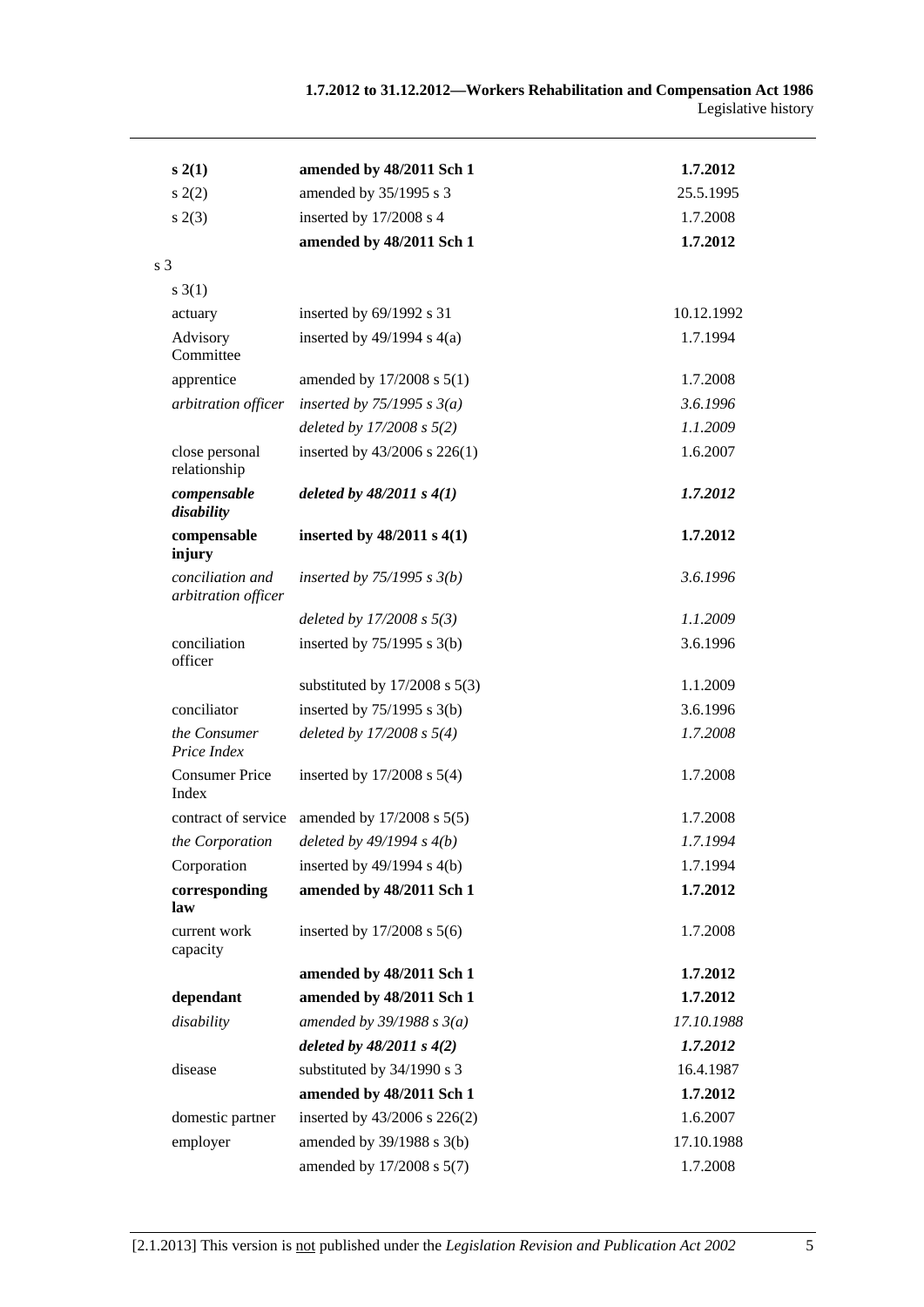| | | |
|---|---|---|
| **s 2(1)** | **amended by 48/2011 Sch 1** | **1.7.2012** |
| s 2(2) | amended by 35/1995 s 3 | 25.5.1995 |
| s 2(3) | inserted by 17/2008 s 4 | 1.7.2008 |
| | **amended by 48/2011 Sch 1** | **1.7.2012** |
| s 3 | | |
| s 3(1) | | |
| actuary | inserted by 69/1992 s 31 | 10.12.1992 |
| Advisory Committee | inserted by 49/1994 s 4(a) | 1.7.1994 |
| apprentice | amended by 17/2008 s 5(1) | 1.7.2008 |
| *arbitration officer* | *inserted by 75/1995 s 3(a)* | *3.6.1996* |
| | *deleted by 17/2008 s 5(2)* | *1.1.2009* |
| close personal relationship | inserted by 43/2006 s 226(1) | 1.6.2007 |
| ***compensable disability*** | ***deleted by 48/2011 s 4(1)*** | ***1.7.2012*** |
| **compensable injury** | **inserted by 48/2011 s 4(1)** | **1.7.2012** |
| *conciliation and arbitration officer* | *inserted by 75/1995 s 3(b)* | *3.6.1996* |
| | *deleted by 17/2008 s 5(3)* | *1.1.2009* |
| conciliation officer | inserted by 75/1995 s 3(b) | 3.6.1996 |
| | substituted by 17/2008 s 5(3) | 1.1.2009 |
| conciliator | inserted by 75/1995 s 3(b) | 3.6.1996 |
| *the Consumer Price Index* | *deleted by 17/2008 s 5(4)* | *1.7.2008* |
| Consumer Price Index | inserted by 17/2008 s 5(4) | 1.7.2008 |
| contract of service | amended by 17/2008 s 5(5) | 1.7.2008 |
| *the Corporation* | *deleted by 49/1994 s 4(b)* | *1.7.1994* |
| Corporation | inserted by 49/1994 s 4(b) | 1.7.1994 |
| **corresponding law** | **amended by 48/2011 Sch 1** | **1.7.2012** |
| current work capacity | inserted by 17/2008 s 5(6) | 1.7.2008 |
| | **amended by 48/2011 Sch 1** | **1.7.2012** |
| **dependant** | **amended by 48/2011 Sch 1** | **1.7.2012** |
| *disability* | *amended by 39/1988 s 3(a)* | *17.10.1988* |
| | ***deleted by 48/2011 s 4(2)*** | ***1.7.2012*** |
| disease | substituted by 34/1990 s 3 | 16.4.1987 |
| | **amended by 48/2011 Sch 1** | **1.7.2012** |
| domestic partner | inserted by 43/2006 s 226(2) | 1.6.2007 |
| employer | amended by 39/1988 s 3(b) | 17.10.1988 |
| | amended by 17/2008 s 5(7) | 1.7.2008 |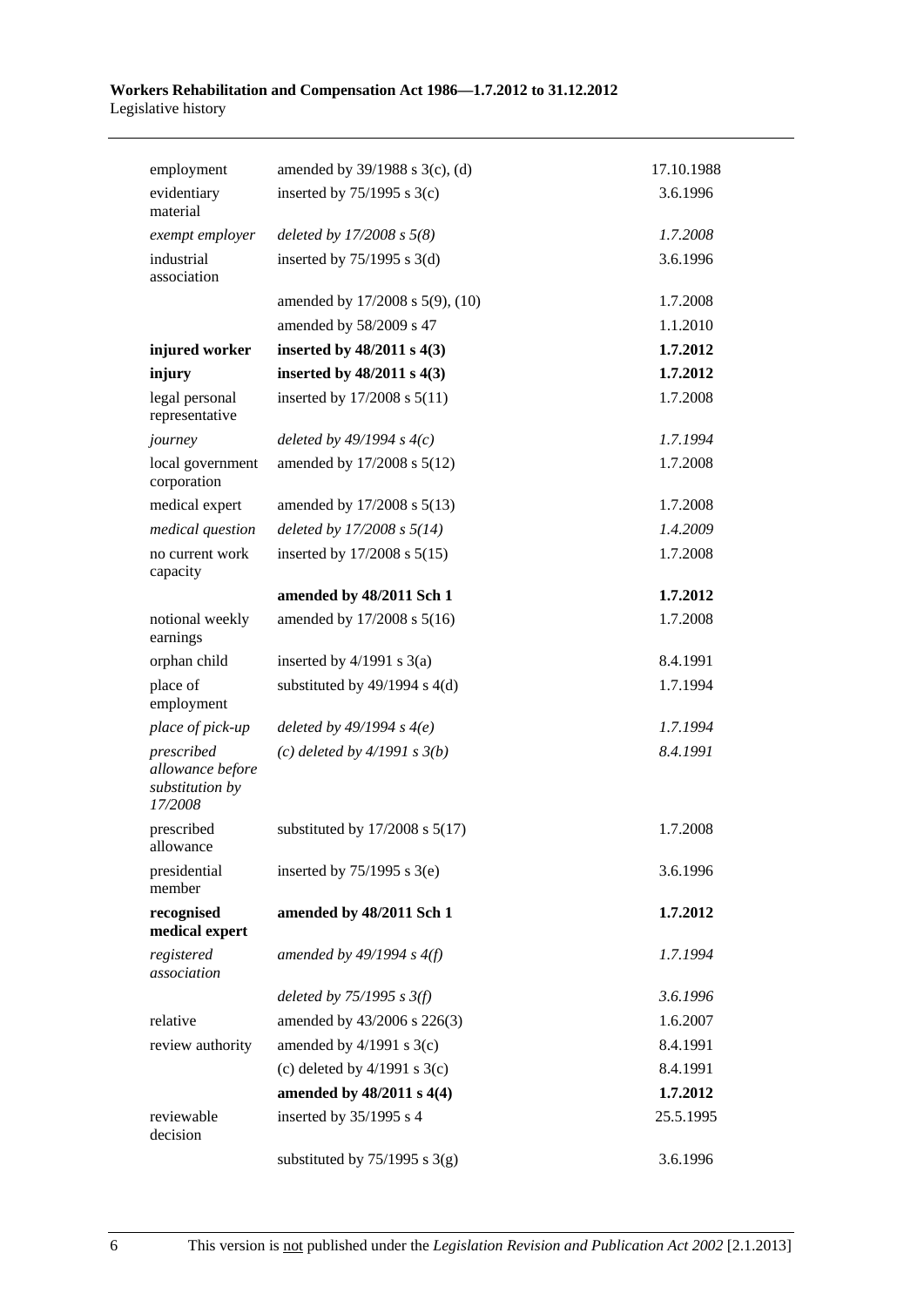| | | |
|---|---|---|
| employment | amended by 39/1988 s 3(c), (d) | 17.10.1988 |
| evidentiary material | inserted by 75/1995 s 3(c) | 3.6.1996 |
| *exempt employer* | *deleted by 17/2008 s 5(8)* | *1.7.2008* |
| industrial association | inserted by 75/1995 s 3(d) | 3.6.1996 |
| | amended by 17/2008 s 5(9), (10) | 1.7.2008 |
| | amended by 58/2009 s 47 | 1.1.2010 |
| **injured worker** | **inserted by 48/2011 s 4(3)** | **1.7.2012** |
| **injury** | **inserted by 48/2011 s 4(3)** | **1.7.2012** |
| legal personal representative | inserted by 17/2008 s 5(11) | 1.7.2008 |
| *journey* | *deleted by 49/1994 s 4(c)* | *1.7.1994* |
| local government corporation | amended by 17/2008 s 5(12) | 1.7.2008 |
| medical expert | amended by 17/2008 s 5(13) | 1.7.2008 |
| *medical question* | *deleted by 17/2008 s 5(14)* | *1.4.2009* |
| no current work capacity | inserted by 17/2008 s 5(15) | 1.7.2008 |
| | **amended by 48/2011 Sch 1** | **1.7.2012** |
| notional weekly earnings | amended by 17/2008 s 5(16) | 1.7.2008 |
| orphan child | inserted by 4/1991 s 3(a) | 8.4.1991 |
| place of employment | substituted by 49/1994 s 4(d) | 1.7.1994 |
| *place of pick-up* | *deleted by 49/1994 s 4(e)* | *1.7.1994* |
| *prescribed allowance before substitution by 17/2008* | *(c) deleted by 4/1991 s 3(b)* | *8.4.1991* |
| prescribed allowance | substituted by 17/2008 s 5(17) | 1.7.2008 |
| presidential member | inserted by 75/1995 s 3(e) | 3.6.1996 |
| **recognised medical expert** | **amended by 48/2011 Sch 1** | **1.7.2012** |
| *registered association* | *amended by 49/1994 s 4(f)* | *1.7.1994* |
| | *deleted by 75/1995 s 3(f)* | *3.6.1996* |
| relative | amended by 43/2006 s 226(3) | 1.6.2007 |
| review authority | amended by 4/1991 s 3(c) | 8.4.1991 |
| | (c) deleted by 4/1991 s 3(c) | 8.4.1991 |
| | **amended by 48/2011 s 4(4)** | **1.7.2012** |
| reviewable decision | inserted by 35/1995 s 4 | 25.5.1995 |
| | substituted by 75/1995 s 3(g) | 3.6.1996 |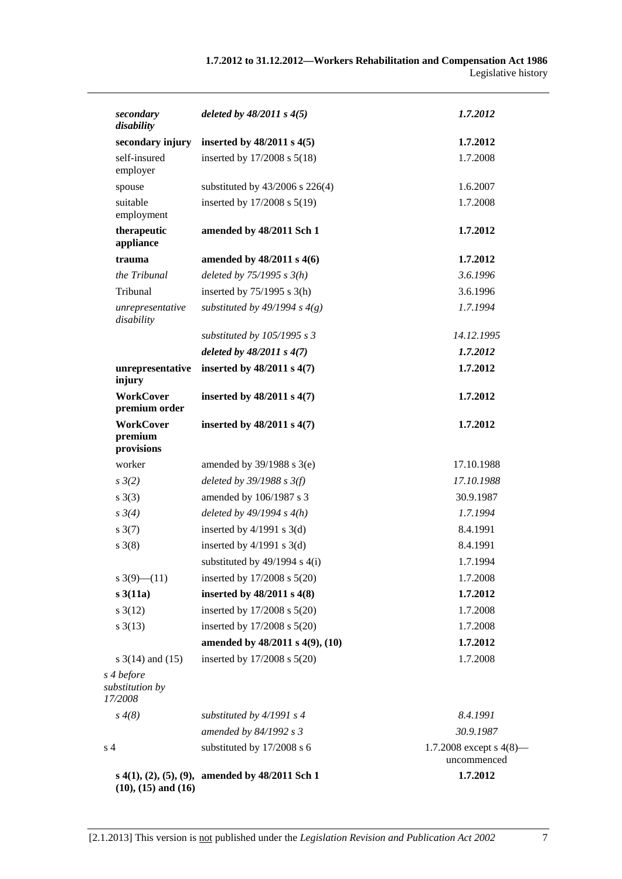| | | |
|---|---|---|
| *secondary disability* | *deleted by 48/2011 s 4(5)* | *1.7.2012* |
| **secondary injury** | **inserted by 48/2011 s 4(5)** | **1.7.2012** |
| self-insured employer | inserted by 17/2008 s 5(18) | 1.7.2008 |
| spouse | substituted by 43/2006 s 226(4) | 1.6.2007 |
| suitable employment | inserted by 17/2008 s 5(19) | 1.7.2008 |
| **therapeutic appliance** | **amended by 48/2011 Sch 1** | **1.7.2012** |
| **trauma** | **amended by 48/2011 s 4(6)** | **1.7.2012** |
| *the Tribunal* | *deleted by 75/1995 s 3(h)* | *3.6.1996* |
| Tribunal | inserted by 75/1995 s 3(h) | 3.6.1996 |
| *unrepresentative disability* | *substituted by 49/1994 s 4(g)* | *1.7.1994* |
| | *substituted by 105/1995 s 3* | *14.12.1995* |
| | ***deleted by 48/2011 s 4(7)*** | ***1.7.2012*** |
| **unrepresentative injury** | **inserted by 48/2011 s 4(7)** | **1.7.2012** |
| **WorkCover premium order** | **inserted by 48/2011 s 4(7)** | **1.7.2012** |
| **WorkCover premium provisions** | **inserted by 48/2011 s 4(7)** | **1.7.2012** |
| worker | amended by 39/1988 s 3(e) | 17.10.1988 |
| *s 3(2)* | *deleted by 39/1988 s 3(f)* | *17.10.1988* |
| s 3(3) | amended by 106/1987 s 3 | 30.9.1987 |
| *s 3(4)* | *deleted by 49/1994 s 4(h)* | *1.7.1994* |
| s 3(7) | inserted by 4/1991 s 3(d) | 8.4.1991 |
| s 3(8) | inserted by 4/1991 s 3(d) | 8.4.1991 |
| | substituted by 49/1994 s 4(i) | 1.7.1994 |
| s 3(9)—(11) | inserted by 17/2008 s 5(20) | 1.7.2008 |
| **s 3(11a)** | **inserted by 48/2011 s 4(8)** | **1.7.2012** |
| s 3(12) | inserted by 17/2008 s 5(20) | 1.7.2008 |
| s 3(13) | inserted by 17/2008 s 5(20) | 1.7.2008 |
| | **amended by 48/2011 s 4(9), (10)** | **1.7.2012** |
| s 3(14) and (15) | inserted by 17/2008 s 5(20) | 1.7.2008 |
| *s 4 before substitution by 17/2008* | | |
| *s 4(8)* | *substituted by 4/1991 s 4* | *8.4.1991* |
| | *amended by 84/1992 s 3* | *30.9.1987* |
| s 4 | substituted by 17/2008 s 6 | 1.7.2008 except s 4(8)—uncommenced |
| **s 4(1), (2), (5), (9), (10), (15) and (16)** | **amended by 48/2011 Sch 1** | **1.7.2012** |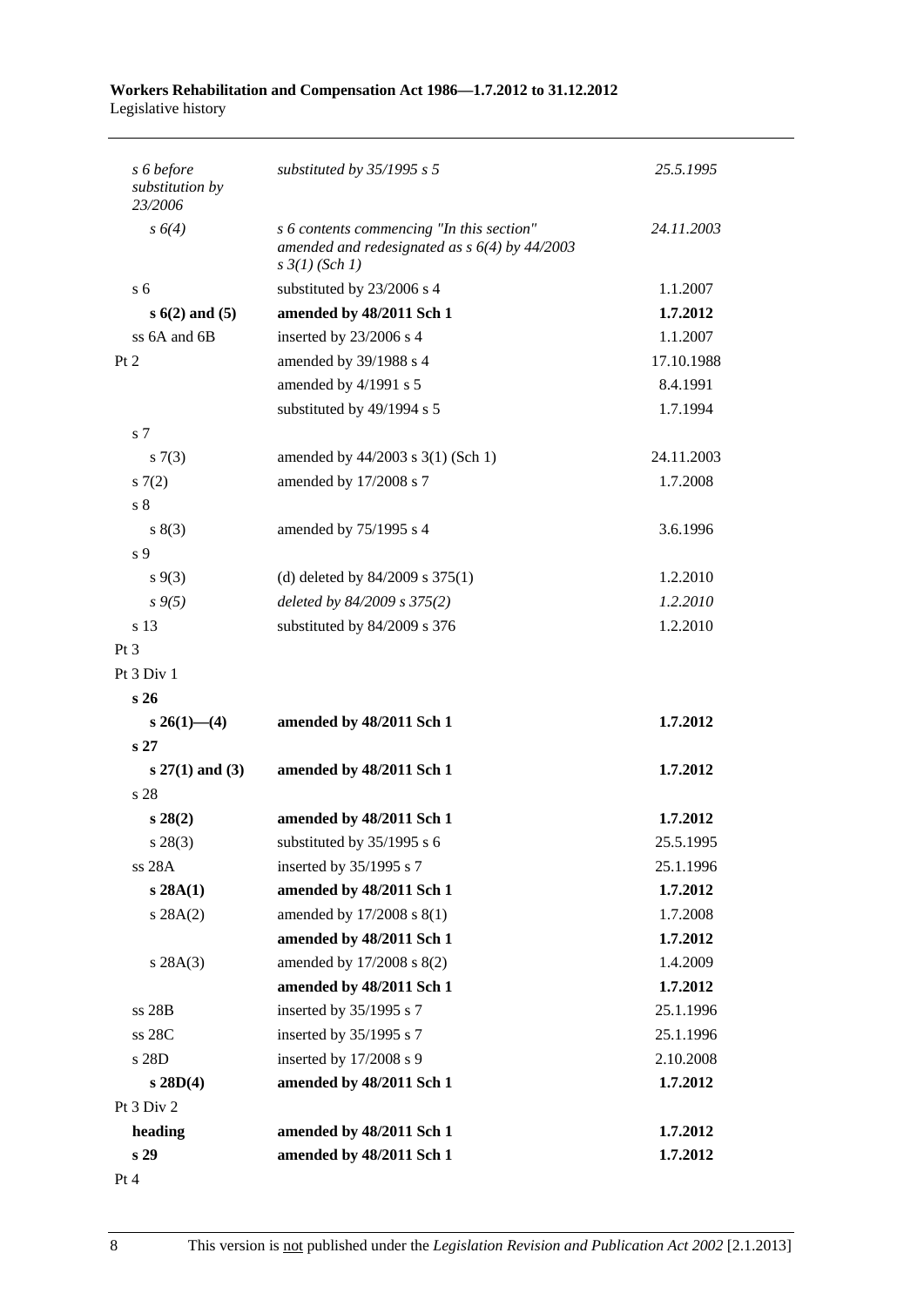| | | |
|---|---|---|
| *s 6 before substitution by 23/2006* | *substituted by 35/1995 s 5* | *25.5.1995* |
| *s 6(4)* | *s 6 contents commencing "In this section" amended and redesignated as s 6(4) by 44/2003 s 3(1) (Sch 1)* | *24.11.2003* |
| s 6 | substituted by 23/2006 s 4 | 1.1.2007 |
| **s 6(2) and (5)** | **amended by 48/2011 Sch 1** | **1.7.2012** |
| ss 6A and 6B | inserted by 23/2006 s 4 | 1.1.2007 |
| Pt 2 | amended by 39/1988 s 4 | 17.10.1988 |
| | amended by 4/1991 s 5 | 8.4.1991 |
| | substituted by 49/1994 s 5 | 1.7.1994 |
| s 7 | | |
| s 7(3) | amended by 44/2003 s 3(1) (Sch 1) | 24.11.2003 |
| s 7(2) | amended by 17/2008 s 7 | 1.7.2008 |
| s 8 | | |
| s 8(3) | amended by 75/1995 s 4 | 3.6.1996 |
| s 9 | | |
| s 9(3) | (d) deleted by 84/2009 s 375(1) | 1.2.2010 |
| *s 9(5)* | *deleted by 84/2009 s 375(2)* | *1.2.2010* |
| s 13 | substituted by 84/2009 s 376 | 1.2.2010 |
| Pt 3 | | |
| Pt 3 Div 1 | | |
| **s 26** | | |
| **s 26(1)—(4)** | **amended by 48/2011 Sch 1** | **1.7.2012** |
| **s 27** | | |
| **s 27(1) and (3)** | **amended by 48/2011 Sch 1** | **1.7.2012** |
| s 28 | | |
| **s 28(2)** | **amended by 48/2011 Sch 1** | **1.7.2012** |
| s 28(3) | substituted by 35/1995 s 6 | 25.5.1995 |
| ss 28A | inserted by 35/1995 s 7 | 25.1.1996 |
| **s 28A(1)** | **amended by 48/2011 Sch 1** | **1.7.2012** |
| s 28A(2) | amended by 17/2008 s 8(1) | 1.7.2008 |
| | **amended by 48/2011 Sch 1** | **1.7.2012** |
| s 28A(3) | amended by 17/2008 s 8(2) | 1.4.2009 |
| | **amended by 48/2011 Sch 1** | **1.7.2012** |
| ss 28B | inserted by 35/1995 s 7 | 25.1.1996 |
| ss 28C | inserted by 35/1995 s 7 | 25.1.1996 |
| s 28D | inserted by 17/2008 s 9 | 2.10.2008 |
| **s 28D(4)** | **amended by 48/2011 Sch 1** | **1.7.2012** |
| Pt 3 Div 2 | | |
| **heading** | **amended by 48/2011 Sch 1** | **1.7.2012** |
| **s 29** | **amended by 48/2011 Sch 1** | **1.7.2012** |
| Pt 4 | | |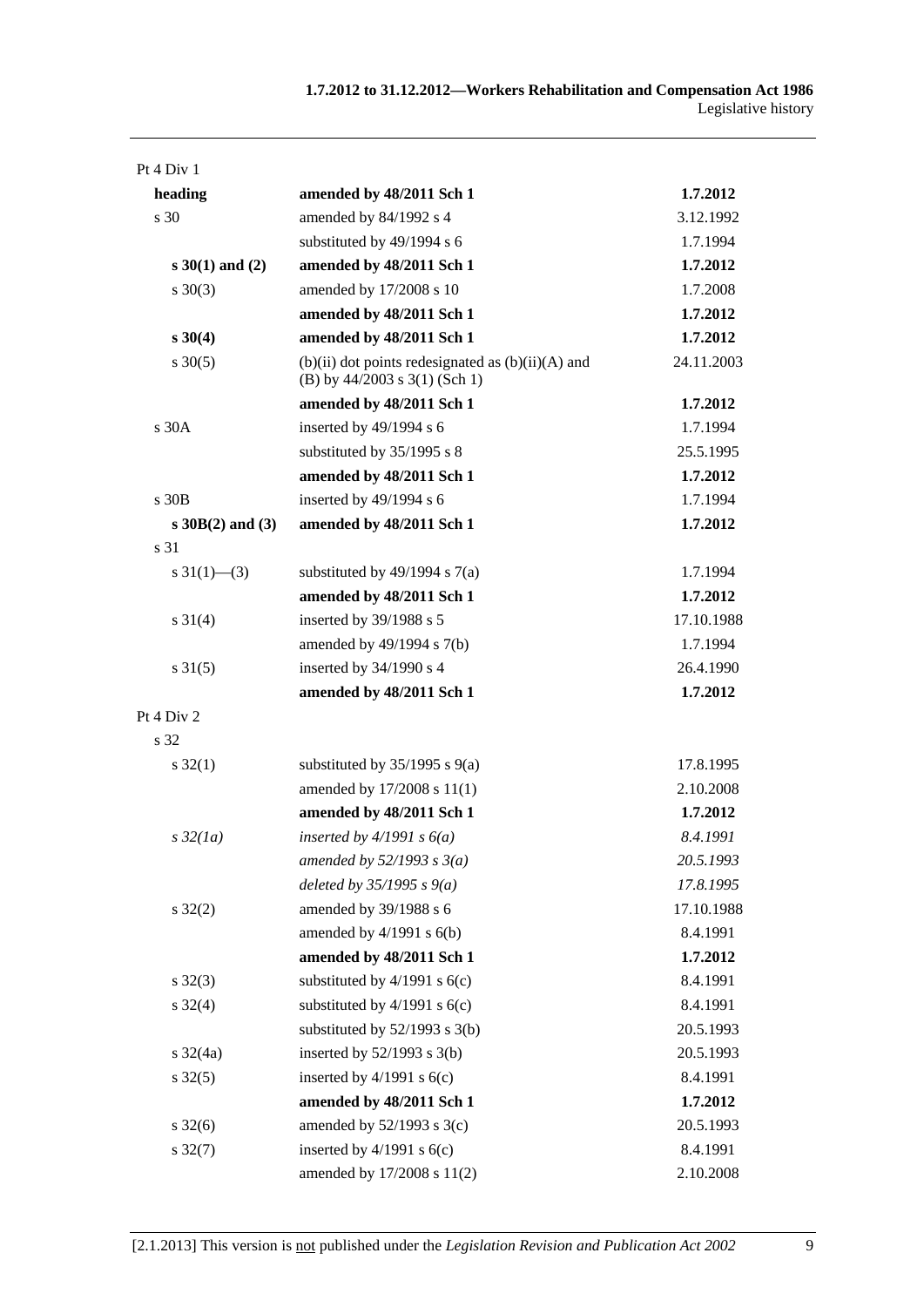| | | |
|---|---|---|
| Pt 4 Div 1 | | |
| **heading** | **amended by 48/2011 Sch 1** | **1.7.2012** |
| s 30 | amended by 84/1992 s 4 | 3.12.1992 |
| | substituted by 49/1994 s 6 | 1.7.1994 |
| **s 30(1) and (2)** | **amended by 48/2011 Sch 1** | **1.7.2012** |
| s 30(3) | amended by 17/2008 s 10 | 1.7.2008 |
| | **amended by 48/2011 Sch 1** | **1.7.2012** |
| **s 30(4)** | **amended by 48/2011 Sch 1** | **1.7.2012** |
| s 30(5) | (b)(ii) dot points redesignated as (b)(ii)(A) and (B) by 44/2003 s 3(1) (Sch 1) | 24.11.2003 |
| | **amended by 48/2011 Sch 1** | **1.7.2012** |
| s 30A | inserted by 49/1994 s 6 | 1.7.1994 |
| | substituted by 35/1995 s 8 | 25.5.1995 |
| | **amended by 48/2011 Sch 1** | **1.7.2012** |
| s 30B | inserted by 49/1994 s 6 | 1.7.1994 |
| **s 30B(2) and (3)** | **amended by 48/2011 Sch 1** | **1.7.2012** |
| s 31 | | |
| s 31(1)—(3) | substituted by 49/1994 s 7(a) | 1.7.1994 |
| | **amended by 48/2011 Sch 1** | **1.7.2012** |
| s 31(4) | inserted by 39/1988 s 5 | 17.10.1988 |
| | amended by 49/1994 s 7(b) | 1.7.1994 |
| s 31(5) | inserted by 34/1990 s 4 | 26.4.1990 |
| | **amended by 48/2011 Sch 1** | **1.7.2012** |
| Pt 4 Div 2 | | |
| s 32 | | |
| s 32(1) | substituted by 35/1995 s 9(a) | 17.8.1995 |
| | amended by 17/2008 s 11(1) | 2.10.2008 |
| | **amended by 48/2011 Sch 1** | **1.7.2012** |
| *s 32(1a)* | *inserted by 4/1991 s 6(a)* | *8.4.1991* |
| | *amended by 52/1993 s 3(a)* | *20.5.1993* |
| | *deleted by 35/1995 s 9(a)* | *17.8.1995* |
| s 32(2) | amended by 39/1988 s 6 | 17.10.1988 |
| | amended by 4/1991 s 6(b) | 8.4.1991 |
| | **amended by 48/2011 Sch 1** | **1.7.2012** |
| s 32(3) | substituted by 4/1991 s 6(c) | 8.4.1991 |
| s 32(4) | substituted by 4/1991 s 6(c) | 8.4.1991 |
| | substituted by 52/1993 s 3(b) | 20.5.1993 |
| s 32(4a) | inserted by 52/1993 s 3(b) | 20.5.1993 |
| s 32(5) | inserted by 4/1991 s 6(c) | 8.4.1991 |
| | **amended by 48/2011 Sch 1** | **1.7.2012** |
| s 32(6) | amended by 52/1993 s 3(c) | 20.5.1993 |
| s 32(7) | inserted by 4/1991 s 6(c) | 8.4.1991 |
| | amended by 17/2008 s 11(2) | 2.10.2008 |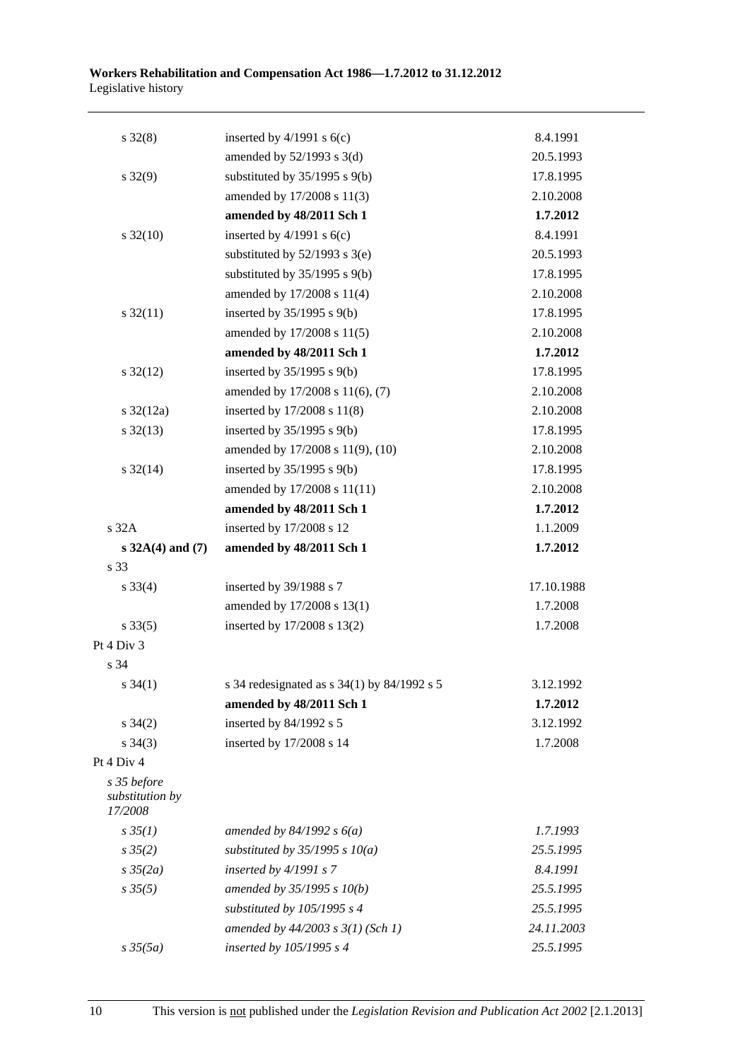| | | |
|---|---|---|
| s 32(8) | inserted by 4/1991 s 6(c) | 8.4.1991 |
| | amended by 52/1993 s 3(d) | 20.5.1993 |
| s 32(9) | substituted by 35/1995 s 9(b) | 17.8.1995 |
| | amended by 17/2008 s 11(3) | 2.10.2008 |
| | **amended by 48/2011 Sch 1** | **1.7.2012** |
| s 32(10) | inserted by 4/1991 s 6(c) | 8.4.1991 |
| | substituted by 52/1993 s 3(e) | 20.5.1993 |
| | substituted by 35/1995 s 9(b) | 17.8.1995 |
| | amended by 17/2008 s 11(4) | 2.10.2008 |
| s 32(11) | inserted by 35/1995 s 9(b) | 17.8.1995 |
| | amended by 17/2008 s 11(5) | 2.10.2008 |
| | **amended by 48/2011 Sch 1** | **1.7.2012** |
| s 32(12) | inserted by 35/1995 s 9(b) | 17.8.1995 |
| | amended by 17/2008 s 11(6), (7) | 2.10.2008 |
| s 32(12a) | inserted by 17/2008 s 11(8) | 2.10.2008 |
| s 32(13) | inserted by 35/1995 s 9(b) | 17.8.1995 |
| | amended by 17/2008 s 11(9), (10) | 2.10.2008 |
| s 32(14) | inserted by 35/1995 s 9(b) | 17.8.1995 |
| | amended by 17/2008 s 11(11) | 2.10.2008 |
| | **amended by 48/2011 Sch 1** | **1.7.2012** |
| s 32A | inserted by 17/2008 s 12 | 1.1.2009 |
| **s 32A(4) and (7)** | **amended by 48/2011 Sch 1** | **1.7.2012** |
| s 33 | | |
| s 33(4) | inserted by 39/1988 s 7 | 17.10.1988 |
| | amended by 17/2008 s 13(1) | 1.7.2008 |
| s 33(5) | inserted by 17/2008 s 13(2) | 1.7.2008 |
| Pt 4 Div 3 | | |
| s 34 | | |
| s 34(1) | s 34 redesignated as s 34(1) by 84/1992 s 5 | 3.12.1992 |
| | **amended by 48/2011 Sch 1** | **1.7.2012** |
| s 34(2) | inserted by 84/1992 s 5 | 3.12.1992 |
| s 34(3) | inserted by 17/2008 s 14 | 1.7.2008 |
| Pt 4 Div 4 | | |
| *s 35 before substitution by 17/2008* | | |
| *s 35(1)* | *amended by 84/1992 s 6(a)* | *1.7.1993* |
| *s 35(2)* | *substituted by 35/1995 s 10(a)* | *25.5.1995* |
| *s 35(2a)* | *inserted by 4/1991 s 7* | *8.4.1991* |
| *s 35(5)* | *amended by 35/1995 s 10(b)* | *25.5.1995* |
| | *substituted by 105/1995 s 4* | *25.5.1995* |
| | *amended by 44/2003 s 3(1) (Sch 1)* | *24.11.2003* |
| *s 35(5a)* | *inserted by 105/1995 s 4* | *25.5.1995* |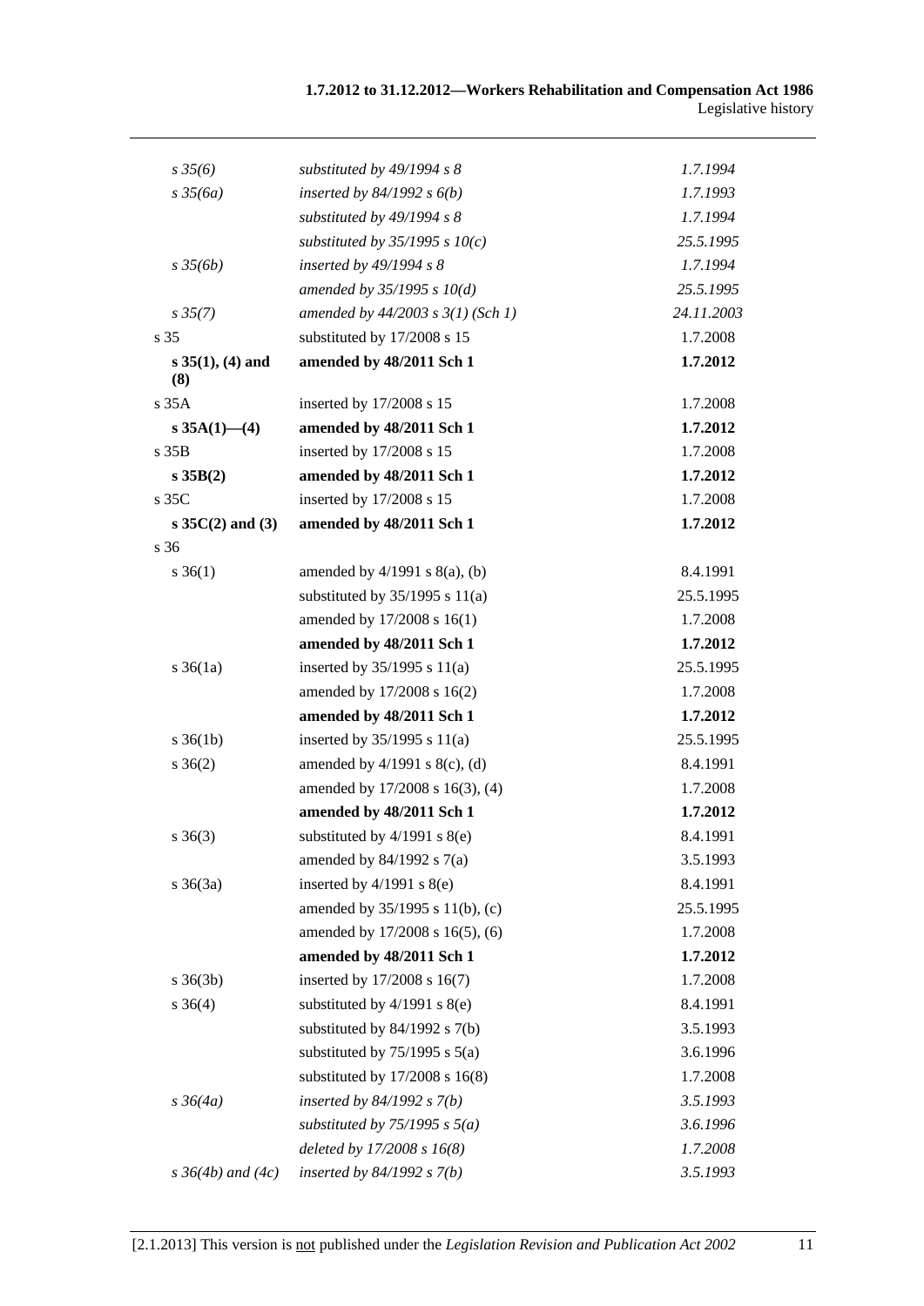| | | |
|---|---|---|
| *s 35(6)* | *substituted by 49/1994 s 8* | *1.7.1994* |
| *s 35(6a)* | *inserted by 84/1992 s 6(b)* | *1.7.1993* |
| | *substituted by 49/1994 s 8* | *1.7.1994* |
| | *substituted by 35/1995 s 10(c)* | *25.5.1995* |
| *s 35(6b)* | *inserted by 49/1994 s 8* | *1.7.1994* |
| | *amended by 35/1995 s 10(d)* | *25.5.1995* |
| *s 35(7)* | *amended by 44/2003 s 3(1) (Sch 1)* | *24.11.2003* |
| s 35 | substituted by 17/2008 s 15 | 1.7.2008 |
| **s 35(1), (4) and (8)** | **amended by 48/2011 Sch 1** | **1.7.2012** |
| s 35A | inserted by 17/2008 s 15 | 1.7.2008 |
| **s 35A(1)—(4)** | **amended by 48/2011 Sch 1** | **1.7.2012** |
| s 35B | inserted by 17/2008 s 15 | 1.7.2008 |
| **s 35B(2)** | **amended by 48/2011 Sch 1** | **1.7.2012** |
| s 35C | inserted by 17/2008 s 15 | 1.7.2008 |
| **s 35C(2) and (3)** | **amended by 48/2011 Sch 1** | **1.7.2012** |
| s 36 | | |
| s 36(1) | amended by 4/1991 s 8(a), (b) | 8.4.1991 |
| | substituted by 35/1995 s 11(a) | 25.5.1995 |
| | amended by 17/2008 s 16(1) | 1.7.2008 |
| | **amended by 48/2011 Sch 1** | **1.7.2012** |
| s 36(1a) | inserted by 35/1995 s 11(a) | 25.5.1995 |
| | amended by 17/2008 s 16(2) | 1.7.2008 |
| | **amended by 48/2011 Sch 1** | **1.7.2012** |
| s 36(1b) | inserted by 35/1995 s 11(a) | 25.5.1995 |
| s 36(2) | amended by 4/1991 s 8(c), (d) | 8.4.1991 |
| | amended by 17/2008 s 16(3), (4) | 1.7.2008 |
| | **amended by 48/2011 Sch 1** | **1.7.2012** |
| s 36(3) | substituted by 4/1991 s 8(e) | 8.4.1991 |
| | amended by 84/1992 s 7(a) | 3.5.1993 |
| s 36(3a) | inserted by 4/1991 s 8(e) | 8.4.1991 |
| | amended by 35/1995 s 11(b), (c) | 25.5.1995 |
| | amended by 17/2008 s 16(5), (6) | 1.7.2008 |
| | **amended by 48/2011 Sch 1** | **1.7.2012** |
| s 36(3b) | inserted by 17/2008 s 16(7) | 1.7.2008 |
| s 36(4) | substituted by 4/1991 s 8(e) | 8.4.1991 |
| | substituted by 84/1992 s 7(b) | 3.5.1993 |
| | substituted by 75/1995 s 5(a) | 3.6.1996 |
| | substituted by 17/2008 s 16(8) | 1.7.2008 |
| *s 36(4a)* | *inserted by 84/1992 s 7(b)* | *3.5.1993* |
| | *substituted by 75/1995 s 5(a)* | *3.6.1996* |
| | *deleted by 17/2008 s 16(8)* | *1.7.2008* |
| *s 36(4b) and (4c)* | *inserted by 84/1992 s 7(b)* | *3.5.1993* |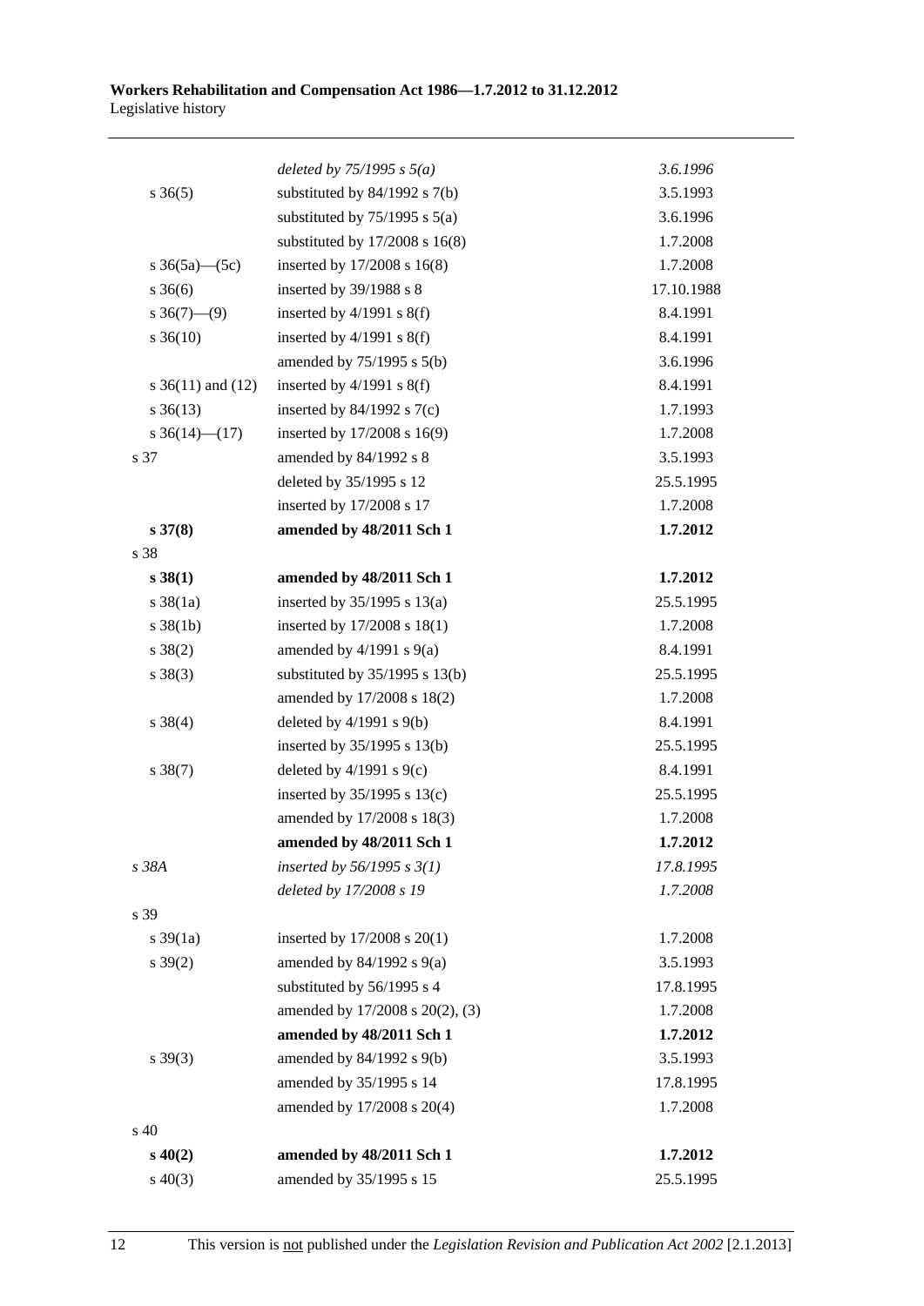| | | |
|---|---|---|
| | *deleted by 75/1995 s 5(a)* | *3.6.1996* |
| s 36(5) | substituted by 84/1992 s 7(b) | 3.5.1993 |
| | substituted by 75/1995 s 5(a) | 3.6.1996 |
| | substituted by 17/2008 s 16(8) | 1.7.2008 |
| s 36(5a)—(5c) | inserted by 17/2008 s 16(8) | 1.7.2008 |
| s 36(6) | inserted by 39/1988 s 8 | 17.10.1988 |
| s 36(7)—(9) | inserted by 4/1991 s 8(f) | 8.4.1991 |
| s 36(10) | inserted by 4/1991 s 8(f) | 8.4.1991 |
| | amended by 75/1995 s 5(b) | 3.6.1996 |
| s 36(11) and (12) | inserted by 4/1991 s 8(f) | 8.4.1991 |
| s 36(13) | inserted by 84/1992 s 7(c) | 1.7.1993 |
| s 36(14)—(17) | inserted by 17/2008 s 16(9) | 1.7.2008 |
| s 37 | amended by 84/1992 s 8 | 3.5.1993 |
| | deleted by 35/1995 s 12 | 25.5.1995 |
| | inserted by 17/2008 s 17 | 1.7.2008 |
| **s 37(8)** | **amended by 48/2011 Sch 1** | **1.7.2012** |
| s 38 | | |
| **s 38(1)** | **amended by 48/2011 Sch 1** | **1.7.2012** |
| s 38(1a) | inserted by 35/1995 s 13(a) | 25.5.1995 |
| s 38(1b) | inserted by 17/2008 s 18(1) | 1.7.2008 |
| s 38(2) | amended by 4/1991 s 9(a) | 8.4.1991 |
| s 38(3) | substituted by 35/1995 s 13(b) | 25.5.1995 |
| | amended by 17/2008 s 18(2) | 1.7.2008 |
| s 38(4) | deleted by 4/1991 s 9(b) | 8.4.1991 |
| | inserted by 35/1995 s 13(b) | 25.5.1995 |
| s 38(7) | deleted by 4/1991 s 9(c) | 8.4.1991 |
| | inserted by 35/1995 s 13(c) | 25.5.1995 |
| | amended by 17/2008 s 18(3) | 1.7.2008 |
| | **amended by 48/2011 Sch 1** | **1.7.2012** |
| *s 38A* | *inserted by 56/1995 s 3(1)* | *17.8.1995* |
| | *deleted by 17/2008 s 19* | *1.7.2008* |
| s 39 | | |
| s 39(1a) | inserted by 17/2008 s 20(1) | 1.7.2008 |
| s 39(2) | amended by 84/1992 s 9(a) | 3.5.1993 |
| | substituted by 56/1995 s 4 | 17.8.1995 |
| | amended by 17/2008 s 20(2), (3) | 1.7.2008 |
| | **amended by 48/2011 Sch 1** | **1.7.2012** |
| s 39(3) | amended by 84/1992 s 9(b) | 3.5.1993 |
| | amended by 35/1995 s 14 | 17.8.1995 |
| | amended by 17/2008 s 20(4) | 1.7.2008 |
| s 40 | | |
| **s 40(2)** | **amended by 48/2011 Sch 1** | **1.7.2012** |
| s 40(3) | amended by 35/1995 s 15 | 25.5.1995 |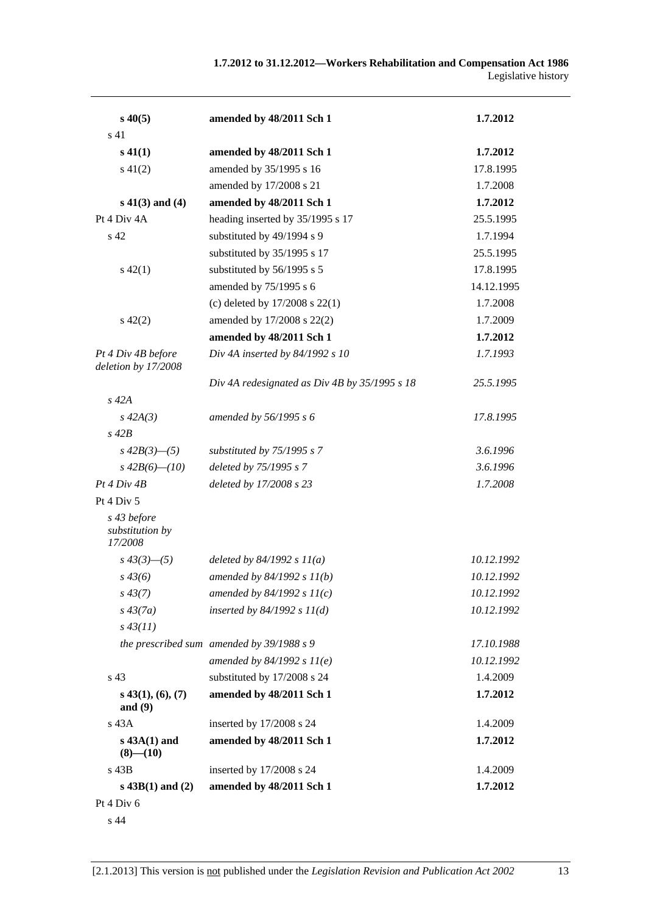| | | |
|---|---|---|
| **s 40(5)** | **amended by 48/2011 Sch 1** | **1.7.2012** |
| s 41 | | |
| **s 41(1)** | **amended by 48/2011 Sch 1** | **1.7.2012** |
| s 41(2) | amended by 35/1995 s 16 | 17.8.1995 |
| | amended by 17/2008 s 21 | 1.7.2008 |
| **s 41(3) and (4)** | **amended by 48/2011 Sch 1** | **1.7.2012** |
| Pt 4 Div 4A | heading inserted by 35/1995 s 17 | 25.5.1995 |
| s 42 | substituted by 49/1994 s 9 | 1.7.1994 |
| | substituted by 35/1995 s 17 | 25.5.1995 |
| s 42(1) | substituted by 56/1995 s 5 | 17.8.1995 |
| | amended by 75/1995 s 6 | 14.12.1995 |
| | (c) deleted by 17/2008 s 22(1) | 1.7.2008 |
| s 42(2) | amended by 17/2008 s 22(2) | 1.7.2009 |
| | **amended by 48/2011 Sch 1** | **1.7.2012** |
| *Pt 4 Div 4B before deletion by 17/2008* | *Div 4A inserted by 84/1992 s 10* | *1.7.1993* |
| | *Div 4A redesignated as Div 4B by 35/1995 s 18* | *25.5.1995* |
| *s 42A* | | |
| *s 42A(3)* | *amended by 56/1995 s 6* | *17.8.1995* |
| *s 42B* | | |
| *s 42B(3)—(5)* | *substituted by 75/1995 s 7* | *3.6.1996* |
| *s 42B(6)—(10)* | *deleted by 75/1995 s 7* | *3.6.1996* |
| *Pt 4 Div 4B* | *deleted by 17/2008 s 23* | *1.7.2008* |
| Pt 4 Div 5 | | |
| *s 43 before substitution by 17/2008* | | |
| *s 43(3)—(5)* | *deleted by 84/1992 s 11(a)* | *10.12.1992* |
| *s 43(6)* | *amended by 84/1992 s 11(b)* | *10.12.1992* |
| *s 43(7)* | *amended by 84/1992 s 11(c)* | *10.12.1992* |
| *s 43(7a)* | *inserted by 84/1992 s 11(d)* | *10.12.1992* |
| *s 43(11)* | | |
| *the prescribed sum* | *amended by 39/1988 s 9* | *17.10.1988* |
| | *amended by 84/1992 s 11(e)* | *10.12.1992* |
| s 43 | substituted by 17/2008 s 24 | 1.4.2009 |
| **s 43(1), (6), (7) and (9)** | **amended by 48/2011 Sch 1** | **1.7.2012** |
| s 43A | inserted by 17/2008 s 24 | 1.4.2009 |
| **s 43A(1) and (8)—(10)** | **amended by 48/2011 Sch 1** | **1.7.2012** |
| s 43B | inserted by 17/2008 s 24 | 1.4.2009 |
| **s 43B(1) and (2)** | **amended by 48/2011 Sch 1** | **1.7.2012** |
| Pt 4 Div 6 | | |
| s 44 | | |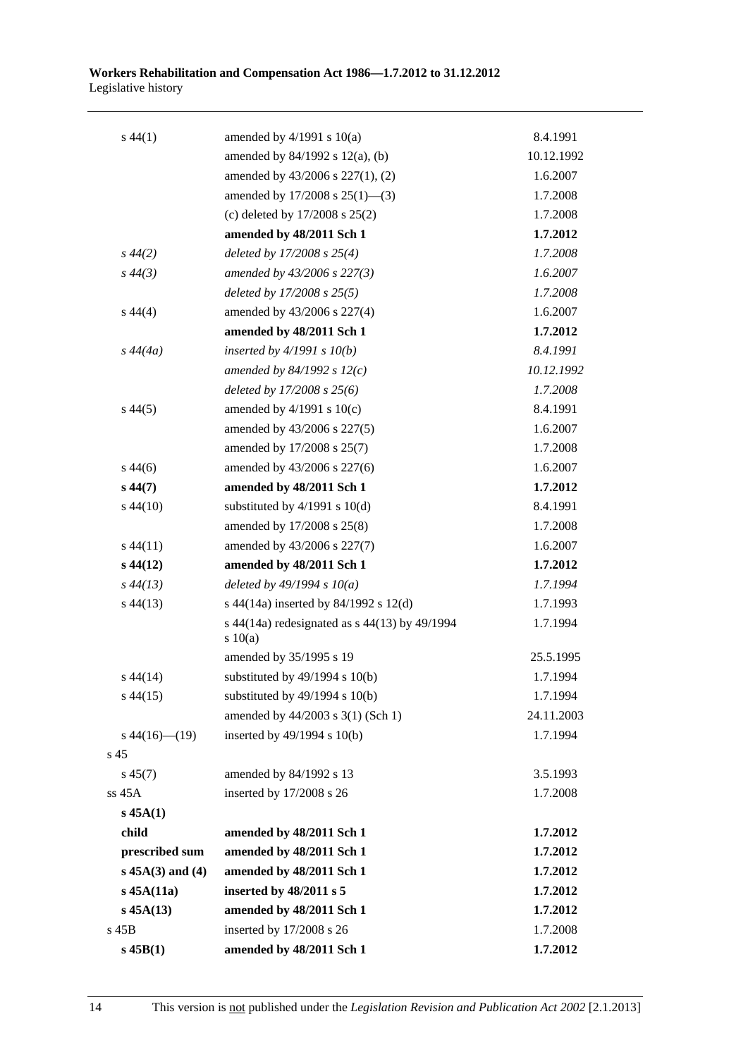| | | |
|---|---|---|
| s 44(1) | amended by 4/1991 s 10(a) | 8.4.1991 |
| | amended by 84/1992 s 12(a), (b) | 10.12.1992 |
| | amended by 43/2006 s 227(1), (2) | 1.6.2007 |
| | amended by 17/2008 s 25(1)—(3) | 1.7.2008 |
| | (c) deleted by 17/2008 s 25(2) | 1.7.2008 |
| | **amended by 48/2011 Sch 1** | **1.7.2012** |
| *s 44(2)* | *deleted by 17/2008 s 25(4)* | *1.7.2008* |
| *s 44(3)* | *amended by 43/2006 s 227(3)* | *1.6.2007* |
| | *deleted by 17/2008 s 25(5)* | *1.7.2008* |
| s 44(4) | amended by 43/2006 s 227(4) | 1.6.2007 |
| | **amended by 48/2011 Sch 1** | **1.7.2012** |
| *s 44(4a)* | *inserted by 4/1991 s 10(b)* | *8.4.1991* |
| | *amended by 84/1992 s 12(c)* | *10.12.1992* |
| | *deleted by 17/2008 s 25(6)* | *1.7.2008* |
| s 44(5) | amended by 4/1991 s 10(c) | 8.4.1991 |
| | amended by 43/2006 s 227(5) | 1.6.2007 |
| | amended by 17/2008 s 25(7) | 1.7.2008 |
| s 44(6) | amended by 43/2006 s 227(6) | 1.6.2007 |
| **s 44(7)** | **amended by 48/2011 Sch 1** | **1.7.2012** |
| s 44(10) | substituted by 4/1991 s 10(d) | 8.4.1991 |
| | amended by 17/2008 s 25(8) | 1.7.2008 |
| s 44(11) | amended by 43/2006 s 227(7) | 1.6.2007 |
| **s 44(12)** | **amended by 48/2011 Sch 1** | **1.7.2012** |
| *s 44(13)* | *deleted by 49/1994 s 10(a)* | *1.7.1994* |
| s 44(13) | s 44(14a) inserted by 84/1992 s 12(d) | 1.7.1993 |
| | s 44(14a) redesignated as s 44(13) by 49/1994 s 10(a) | 1.7.1994 |
| | amended by 35/1995 s 19 | 25.5.1995 |
| s 44(14) | substituted by 49/1994 s 10(b) | 1.7.1994 |
| s 44(15) | substituted by 49/1994 s 10(b) | 1.7.1994 |
| | amended by 44/2003 s 3(1) (Sch 1) | 24.11.2003 |
| s 44(16)—(19) | inserted by 49/1994 s 10(b) | 1.7.1994 |
| s 45 | | |
| s 45(7) | amended by 84/1992 s 13 | 3.5.1993 |
| ss 45A | inserted by 17/2008 s 26 | 1.7.2008 |
| **s 45A(1)** | | |
| **child** | **amended by 48/2011 Sch 1** | **1.7.2012** |
| **prescribed sum** | **amended by 48/2011 Sch 1** | **1.7.2012** |
| **s 45A(3) and (4)** | **amended by 48/2011 Sch 1** | **1.7.2012** |
| **s 45A(11a)** | **inserted by 48/2011 s 5** | **1.7.2012** |
| **s 45A(13)** | **amended by 48/2011 Sch 1** | **1.7.2012** |
| s 45B | inserted by 17/2008 s 26 | 1.7.2008 |
| **s 45B(1)** | **amended by 48/2011 Sch 1** | **1.7.2012** |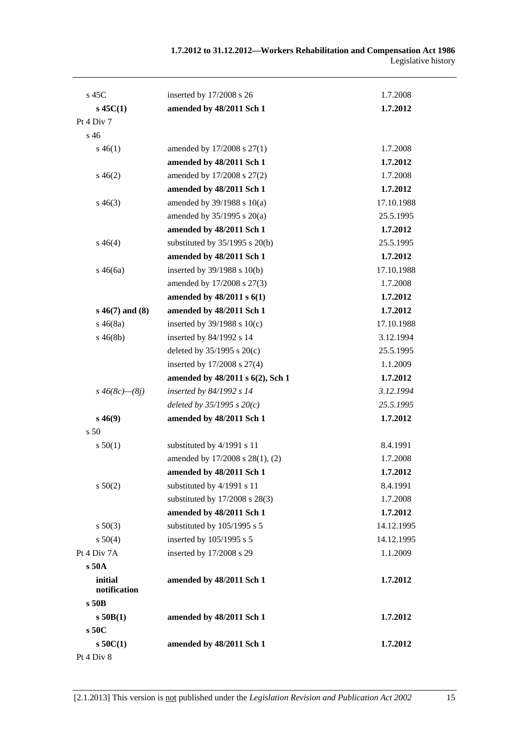| | | |
|---|---|---|
| s 45C | inserted by 17/2008 s 26 | 1.7.2008 |
| **s 45C(1)** | **amended by 48/2011 Sch 1** | **1.7.2012** |
| Pt 4 Div 7 | | |
| s 46 | | |
| s 46(1) | amended by 17/2008 s 27(1) | 1.7.2008 |
| | **amended by 48/2011 Sch 1** | **1.7.2012** |
| s 46(2) | amended by 17/2008 s 27(2) | 1.7.2008 |
| | **amended by 48/2011 Sch 1** | **1.7.2012** |
| s 46(3) | amended by 39/1988 s 10(a) | 17.10.1988 |
| | amended by 35/1995 s 20(a) | 25.5.1995 |
| | **amended by 48/2011 Sch 1** | **1.7.2012** |
| s 46(4) | substituted by 35/1995 s 20(b) | 25.5.1995 |
| | **amended by 48/2011 Sch 1** | **1.7.2012** |
| s 46(6a) | inserted by 39/1988 s 10(b) | 17.10.1988 |
| | amended by 17/2008 s 27(3) | 1.7.2008 |
| | **amended by 48/2011 s 6(1)** | **1.7.2012** |
| **s 46(7) and (8)** | **amended by 48/2011 Sch 1** | **1.7.2012** |
| s 46(8a) | inserted by 39/1988 s 10(c) | 17.10.1988 |
| s 46(8b) | inserted by 84/1992 s 14 | 3.12.1994 |
| | deleted by 35/1995 s 20(c) | 25.5.1995 |
| | inserted by 17/2008 s 27(4) | 1.1.2009 |
| | **amended by 48/2011 s 6(2), Sch 1** | **1.7.2012** |
| *s 46(8c)—(8j)* | *inserted by 84/1992 s 14* | *3.12.1994* |
| | *deleted by 35/1995 s 20(c)* | *25.5.1995* |
| **s 46(9)** | **amended by 48/2011 Sch 1** | **1.7.2012** |
| s 50 | | |
| s 50(1) | substituted by 4/1991 s 11 | 8.4.1991 |
| | amended by 17/2008 s 28(1), (2) | 1.7.2008 |
| | **amended by 48/2011 Sch 1** | **1.7.2012** |
| s 50(2) | substituted by 4/1991 s 11 | 8.4.1991 |
| | substituted by 17/2008 s 28(3) | 1.7.2008 |
| | **amended by 48/2011 Sch 1** | **1.7.2012** |
| s 50(3) | substituted by 105/1995 s 5 | 14.12.1995 |
| s 50(4) | inserted by 105/1995 s 5 | 14.12.1995 |
| Pt 4 Div 7A | inserted by 17/2008 s 29 | 1.1.2009 |
| **s 50A** | | |
| **initial notification** | **amended by 48/2011 Sch 1** | **1.7.2012** |
| **s 50B** | | |
| **s 50B(1)** | **amended by 48/2011 Sch 1** | **1.7.2012** |
| **s 50C** | | |
| **s 50C(1)** | **amended by 48/2011 Sch 1** | **1.7.2012** |
| Pt 4 Div 8 | | |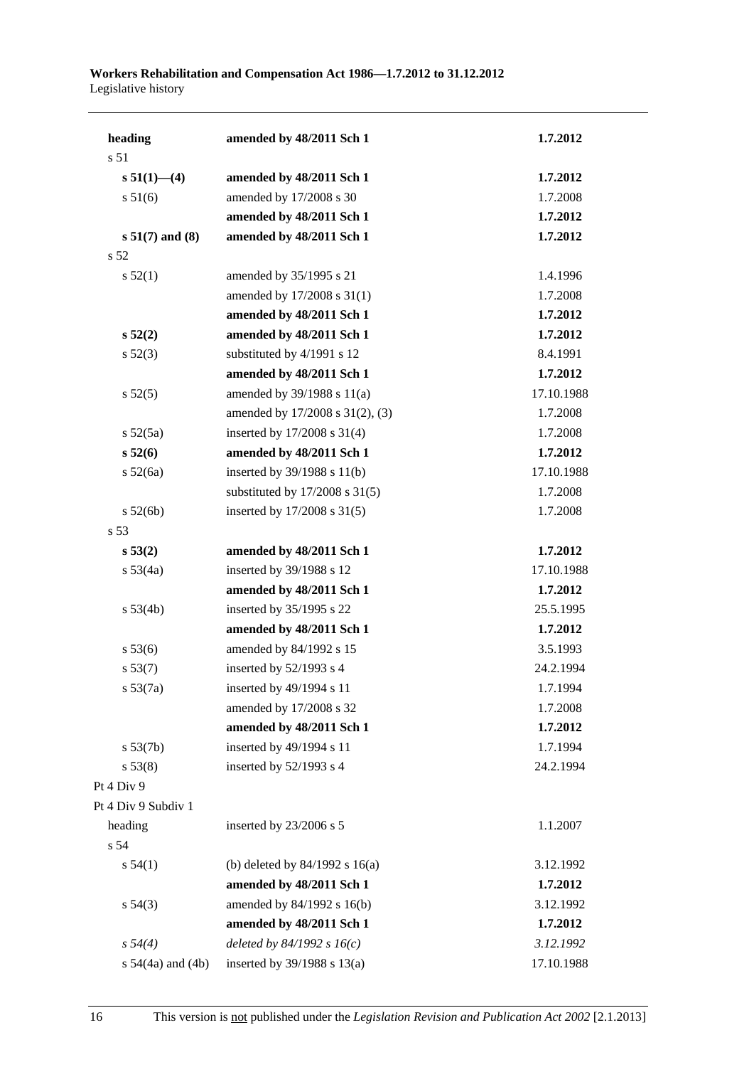| | | |
|---|---|---|
| **heading** | **amended by 48/2011 Sch 1** | **1.7.2012** |
| s 51 | | |
| **s 51(1)—(4)** | **amended by 48/2011 Sch 1** | **1.7.2012** |
| s 51(6) | amended by 17/2008 s 30 | 1.7.2008 |
| | **amended by 48/2011 Sch 1** | **1.7.2012** |
| **s 51(7) and (8)** | **amended by 48/2011 Sch 1** | **1.7.2012** |
| s 52 | | |
| s 52(1) | amended by 35/1995 s 21 | 1.4.1996 |
| | amended by 17/2008 s 31(1) | 1.7.2008 |
| | **amended by 48/2011 Sch 1** | **1.7.2012** |
| **s 52(2)** | **amended by 48/2011 Sch 1** | **1.7.2012** |
| s 52(3) | substituted by 4/1991 s 12 | 8.4.1991 |
| | **amended by 48/2011 Sch 1** | **1.7.2012** |
| s 52(5) | amended by 39/1988 s 11(a) | 17.10.1988 |
| | amended by 17/2008 s 31(2), (3) | 1.7.2008 |
| s 52(5a) | inserted by 17/2008 s 31(4) | 1.7.2008 |
| **s 52(6)** | **amended by 48/2011 Sch 1** | **1.7.2012** |
| s 52(6a) | inserted by 39/1988 s 11(b) | 17.10.1988 |
| | substituted by 17/2008 s 31(5) | 1.7.2008 |
| s 52(6b) | inserted by 17/2008 s 31(5) | 1.7.2008 |
| s 53 | | |
| **s 53(2)** | **amended by 48/2011 Sch 1** | **1.7.2012** |
| s 53(4a) | inserted by 39/1988 s 12 | 17.10.1988 |
| | **amended by 48/2011 Sch 1** | **1.7.2012** |
| s 53(4b) | inserted by 35/1995 s 22 | 25.5.1995 |
| | **amended by 48/2011 Sch 1** | **1.7.2012** |
| s 53(6) | amended by 84/1992 s 15 | 3.5.1993 |
| s 53(7) | inserted by 52/1993 s 4 | 24.2.1994 |
| s 53(7a) | inserted by 49/1994 s 11 | 1.7.1994 |
| | amended by 17/2008 s 32 | 1.7.2008 |
| | **amended by 48/2011 Sch 1** | **1.7.2012** |
| s 53(7b) | inserted by 49/1994 s 11 | 1.7.1994 |
| s 53(8) | inserted by 52/1993 s 4 | 24.2.1994 |
| Pt 4 Div 9 | | |
| Pt 4 Div 9 Subdiv 1 | | |
| heading | inserted by 23/2006 s 5 | 1.1.2007 |
| s 54 | | |
| s 54(1) | (b) deleted by 84/1992 s 16(a) | 3.12.1992 |
| | **amended by 48/2011 Sch 1** | **1.7.2012** |
| s 54(3) | amended by 84/1992 s 16(b) | 3.12.1992 |
| | **amended by 48/2011 Sch 1** | **1.7.2012** |
| *s 54(4)* | *deleted by 84/1992 s 16(c)* | *3.12.1992* |
| s 54(4a) and (4b) | inserted by 39/1988 s 13(a) | 17.10.1988 |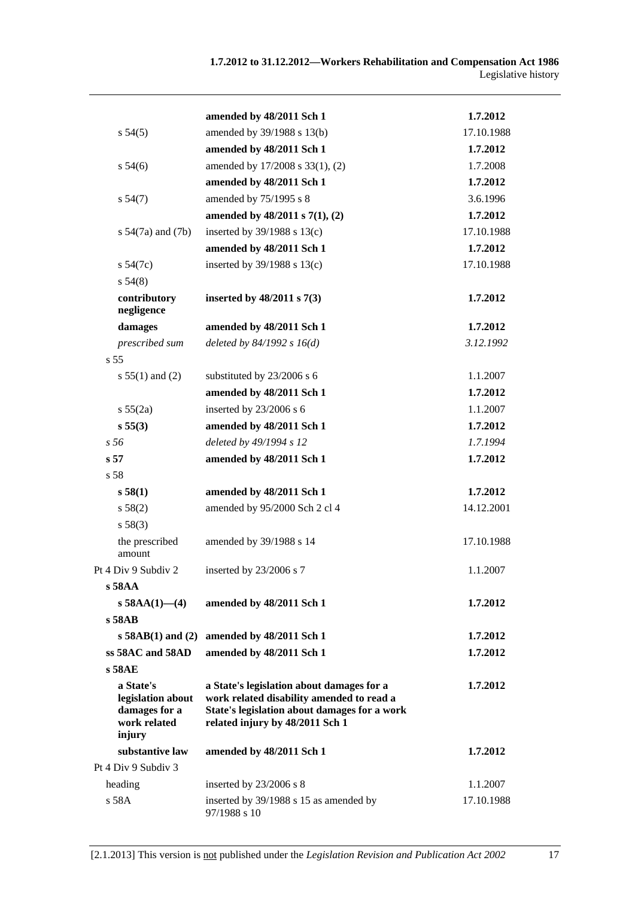| | | |
|---|---|---|
| | **amended by 48/2011 Sch 1** | **1.7.2012** |
| s 54(5) | amended by 39/1988 s 13(b) | 17.10.1988 |
| | **amended by 48/2011 Sch 1** | **1.7.2012** |
| s 54(6) | amended by 17/2008 s 33(1), (2) | 1.7.2008 |
| | **amended by 48/2011 Sch 1** | **1.7.2012** |
| s 54(7) | amended by 75/1995 s 8 | 3.6.1996 |
| | **amended by 48/2011 s 7(1), (2)** | **1.7.2012** |
| s 54(7a) and (7b) | inserted by 39/1988 s 13(c) | 17.10.1988 |
| | **amended by 48/2011 Sch 1** | **1.7.2012** |
| s 54(7c) | inserted by 39/1988 s 13(c) | 17.10.1988 |
| s 54(8) | | |
| **contributory negligence** | **inserted by 48/2011 s 7(3)** | **1.7.2012** |
| **damages** | **amended by 48/2011 Sch 1** | **1.7.2012** |
| *prescribed sum* | *deleted by 84/1992 s 16(d)* | *3.12.1992* |
| s 55 | | |
| s 55(1) and (2) | substituted by 23/2006 s 6 | 1.1.2007 |
| | **amended by 48/2011 Sch 1** | **1.7.2012** |
| s 55(2a) | inserted by 23/2006 s 6 | 1.1.2007 |
| **s 55(3)** | **amended by 48/2011 Sch 1** | **1.7.2012** |
| *s 56* | *deleted by 49/1994 s 12* | *1.7.1994* |
| **s 57** | **amended by 48/2011 Sch 1** | **1.7.2012** |
| s 58 | | |
| **s 58(1)** | **amended by 48/2011 Sch 1** | **1.7.2012** |
| s 58(2) | amended by 95/2000 Sch 2 cl 4 | 14.12.2001 |
| s 58(3) | | |
| the prescribed amount | amended by 39/1988 s 14 | 17.10.1988 |
| Pt 4 Div 9 Subdiv 2 | inserted by 23/2006 s 7 | 1.1.2007 |
| **s 58AA** | | |
| **s 58AA(1)—(4)** | **amended by 48/2011 Sch 1** | **1.7.2012** |
| **s 58AB** | | |
| **s 58AB(1) and (2)** | **amended by 48/2011 Sch 1** | **1.7.2012** |
| **ss 58AC and 58AD** | **amended by 48/2011 Sch 1** | **1.7.2012** |
| **s 58AE** | | |
| **a State's legislation about damages for a work related injury** | **a State's legislation about damages for a work related disability amended to read a State's legislation about damages for a work related injury by 48/2011 Sch 1** | **1.7.2012** |
| **substantive law** | **amended by 48/2011 Sch 1** | **1.7.2012** |
| Pt 4 Div 9 Subdiv 3 | | |
| heading | inserted by 23/2006 s 8 | 1.1.2007 |
| s 58A | inserted by 39/1988 s 15 as amended by 97/1988 s 10 | 17.10.1988 |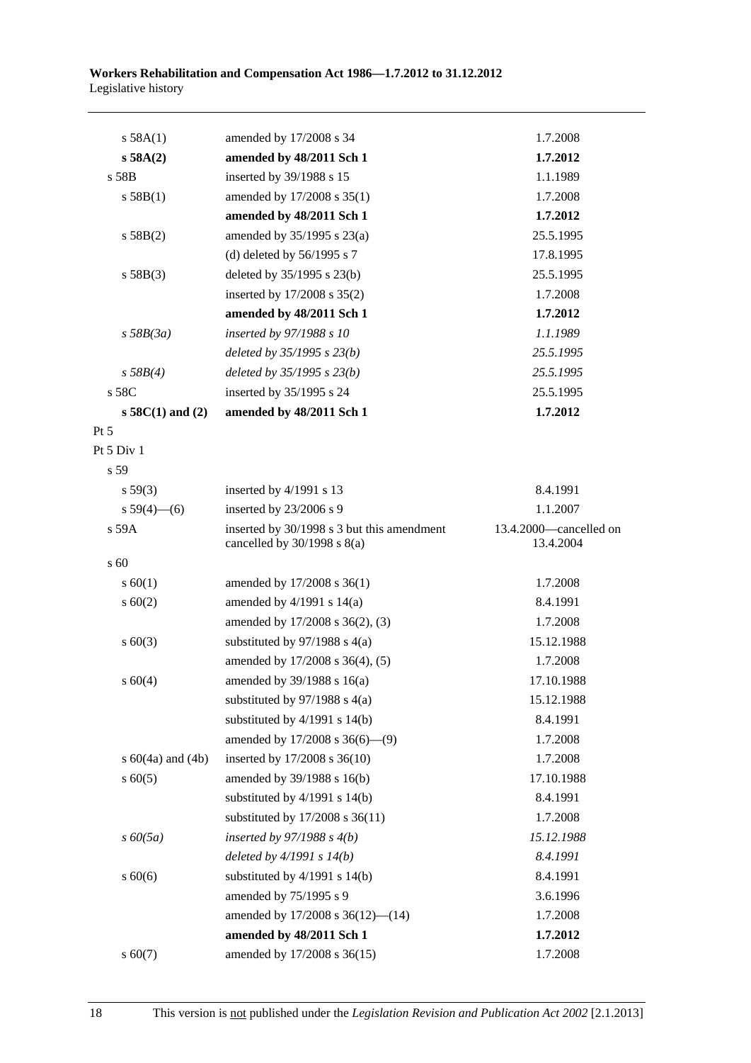| | | |
|---|---|---|
| s 58A(1) | amended by 17/2008 s 34 | 1.7.2008 |
| **s 58A(2)** | **amended by 48/2011 Sch 1** | **1.7.2012** |
| s 58B | inserted by 39/1988 s 15 | 1.1.1989 |
| s 58B(1) | amended by 17/2008 s 35(1) | 1.7.2008 |
| | **amended by 48/2011 Sch 1** | **1.7.2012** |
| s 58B(2) | amended by 35/1995 s 23(a) | 25.5.1995 |
| | (d) deleted by 56/1995 s 7 | 17.8.1995 |
| s 58B(3) | deleted by 35/1995 s 23(b) | 25.5.1995 |
| | inserted by 17/2008 s 35(2) | 1.7.2008 |
| | **amended by 48/2011 Sch 1** | **1.7.2012** |
| *s 58B(3a)* | *inserted by 97/1988 s 10* | *1.1.1989* |
| | *deleted by 35/1995 s 23(b)* | *25.5.1995* |
| *s 58B(4)* | *deleted by 35/1995 s 23(b)* | *25.5.1995* |
| s 58C | inserted by 35/1995 s 24 | 25.5.1995 |
| **s 58C(1) and (2)** | **amended by 48/2011 Sch 1** | **1.7.2012** |
| Pt 5 | | |
| Pt 5 Div 1 | | |
| s 59 | | |
| s 59(3) | inserted by 4/1991 s 13 | 8.4.1991 |
| s 59(4)—(6) | inserted by 23/2006 s 9 | 1.1.2007 |
| s 59A | inserted by 30/1998 s 3 but this amendment cancelled by 30/1998 s 8(a) | 13.4.2000—cancelled on 13.4.2004 |
| s 60 | | |
| s 60(1) | amended by 17/2008 s 36(1) | 1.7.2008 |
| s 60(2) | amended by 4/1991 s 14(a) | 8.4.1991 |
| | amended by 17/2008 s 36(2), (3) | 1.7.2008 |
| s 60(3) | substituted by 97/1988 s 4(a) | 15.12.1988 |
| | amended by 17/2008 s 36(4), (5) | 1.7.2008 |
| s 60(4) | amended by 39/1988 s 16(a) | 17.10.1988 |
| | substituted by 97/1988 s 4(a) | 15.12.1988 |
| | substituted by 4/1991 s 14(b) | 8.4.1991 |
| | amended by 17/2008 s 36(6)—(9) | 1.7.2008 |
| s 60(4a) and (4b) | inserted by 17/2008 s 36(10) | 1.7.2008 |
| s 60(5) | amended by 39/1988 s 16(b) | 17.10.1988 |
| | substituted by 4/1991 s 14(b) | 8.4.1991 |
| | substituted by 17/2008 s 36(11) | 1.7.2008 |
| *s 60(5a)* | *inserted by 97/1988 s 4(b)* | *15.12.1988* |
| | *deleted by 4/1991 s 14(b)* | *8.4.1991* |
| s 60(6) | substituted by 4/1991 s 14(b) | 8.4.1991 |
| | amended by 75/1995 s 9 | 3.6.1996 |
| | amended by 17/2008 s 36(12)—(14) | 1.7.2008 |
| | **amended by 48/2011 Sch 1** | **1.7.2012** |
| s 60(7) | amended by 17/2008 s 36(15) | 1.7.2008 |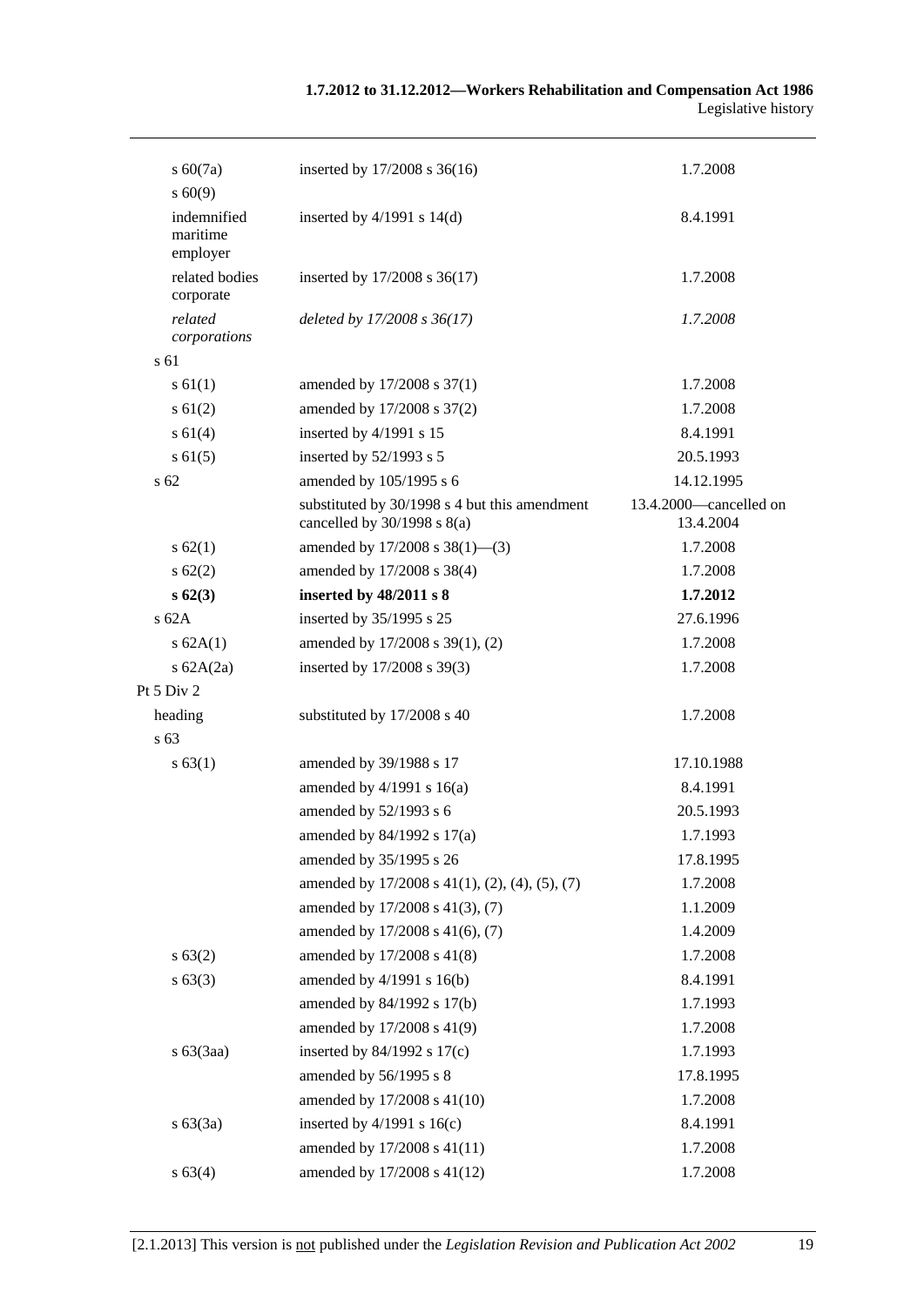| | | |
|---|---|---|
| s 60(7a) | inserted by 17/2008 s 36(16) | 1.7.2008 |
| s 60(9) | | |
| indemnified maritime employer | inserted by 4/1991 s 14(d) | 8.4.1991 |
| related bodies corporate | inserted by 17/2008 s 36(17) | 1.7.2008 |
| *related corporations* | *deleted by 17/2008 s 36(17)* | *1.7.2008* |
| s 61 | | |
| s 61(1) | amended by 17/2008 s 37(1) | 1.7.2008 |
| s 61(2) | amended by 17/2008 s 37(2) | 1.7.2008 |
| s 61(4) | inserted by 4/1991 s 15 | 8.4.1991 |
| s 61(5) | inserted by 52/1993 s 5 | 20.5.1993 |
| s 62 | amended by 105/1995 s 6 | 14.12.1995 |
| | substituted by 30/1998 s 4 but this amendment cancelled by 30/1998 s 8(a) | 13.4.2000—cancelled on 13.4.2004 |
| s 62(1) | amended by 17/2008 s 38(1)—(3) | 1.7.2008 |
| s 62(2) | amended by 17/2008 s 38(4) | 1.7.2008 |
| **s 62(3)** | **inserted by 48/2011 s 8** | **1.7.2012** |
| s 62A | inserted by 35/1995 s 25 | 27.6.1996 |
| s 62A(1) | amended by 17/2008 s 39(1), (2) | 1.7.2008 |
| s 62A(2a) | inserted by 17/2008 s 39(3) | 1.7.2008 |
| Pt 5 Div 2 | | |
| heading | substituted by 17/2008 s 40 | 1.7.2008 |
| s 63 | | |
| s 63(1) | amended by 39/1988 s 17 | 17.10.1988 |
| | amended by 4/1991 s 16(a) | 8.4.1991 |
| | amended by 52/1993 s 6 | 20.5.1993 |
| | amended by 84/1992 s 17(a) | 1.7.1993 |
| | amended by 35/1995 s 26 | 17.8.1995 |
| | amended by 17/2008 s 41(1), (2), (4), (5), (7) | 1.7.2008 |
| | amended by 17/2008 s 41(3), (7) | 1.1.2009 |
| | amended by 17/2008 s 41(6), (7) | 1.4.2009 |
| s 63(2) | amended by 17/2008 s 41(8) | 1.7.2008 |
| s 63(3) | amended by 4/1991 s 16(b) | 8.4.1991 |
| | amended by 84/1992 s 17(b) | 1.7.1993 |
| | amended by 17/2008 s 41(9) | 1.7.2008 |
| s 63(3aa) | inserted by 84/1992 s 17(c) | 1.7.1993 |
| | amended by 56/1995 s 8 | 17.8.1995 |
| | amended by 17/2008 s 41(10) | 1.7.2008 |
| s 63(3a) | inserted by 4/1991 s 16(c) | 8.4.1991 |
| | amended by 17/2008 s 41(11) | 1.7.2008 |
| s 63(4) | amended by 17/2008 s 41(12) | 1.7.2008 |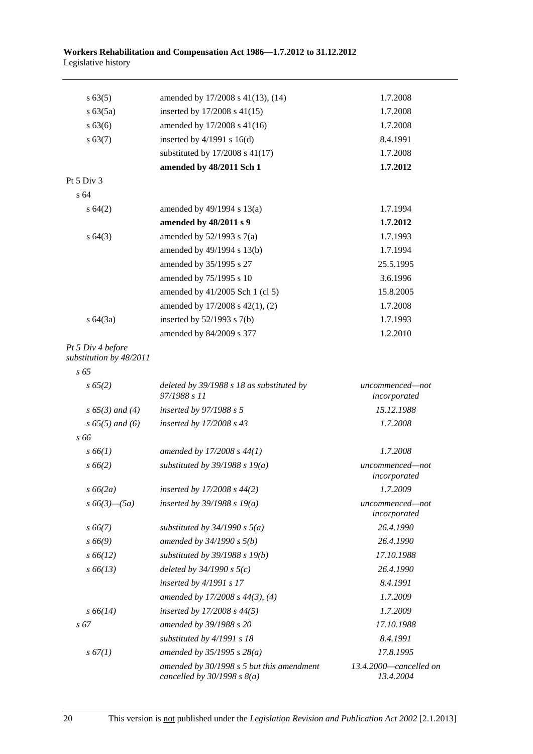| | | |
|---|---|---|
| s 63(5) | amended by 17/2008 s 41(13), (14) | 1.7.2008 |
| s 63(5a) | inserted by 17/2008 s 41(15) | 1.7.2008 |
| s 63(6) | amended by 17/2008 s 41(16) | 1.7.2008 |
| s 63(7) | inserted by 4/1991 s 16(d) | 8.4.1991 |
| | substituted by 17/2008 s 41(17) | 1.7.2008 |
| | **amended by 48/2011 Sch 1** | **1.7.2012** |
| Pt 5 Div 3 | | |
| s 64 | | |
| s 64(2) | amended by 49/1994 s 13(a) | 1.7.1994 |
| | **amended by 48/2011 s 9** | **1.7.2012** |
| s 64(3) | amended by 52/1993 s 7(a) | 1.7.1993 |
| | amended by 49/1994 s 13(b) | 1.7.1994 |
| | amended by 35/1995 s 27 | 25.5.1995 |
| | amended by 75/1995 s 10 | 3.6.1996 |
| | amended by 41/2005 Sch 1 (cl 5) | 15.8.2005 |
| | amended by 17/2008 s 42(1), (2) | 1.7.2008 |
| s 64(3a) | inserted by 52/1993 s 7(b) | 1.7.1993 |
| | amended by 84/2009 s 377 | 1.2.2010 |
| *Pt 5 Div 4 before substitution by 48/2011* | | |
| *s 65* | | |
| *s 65(2)* | *deleted by 39/1988 s 18 as substituted by 97/1988 s 11* | *uncommenced—not incorporated* |
| *s 65(3) and (4)* | *inserted by 97/1988 s 5* | *15.12.1988* |
| *s 65(5) and (6)* | *inserted by 17/2008 s 43* | *1.7.2008* |
| *s 66* | | |
| *s 66(1)* | *amended by 17/2008 s 44(1)* | *1.7.2008* |
| *s 66(2)* | *substituted by 39/1988 s 19(a)* | *uncommenced—not incorporated* |
| *s 66(2a)* | *inserted by 17/2008 s 44(2)* | *1.7.2009* |
| *s 66(3)—(5a)* | *inserted by 39/1988 s 19(a)* | *uncommenced—not incorporated* |
| *s 66(7)* | *substituted by 34/1990 s 5(a)* | *26.4.1990* |
| *s 66(9)* | *amended by 34/1990 s 5(b)* | *26.4.1990* |
| *s 66(12)* | *substituted by 39/1988 s 19(b)* | *17.10.1988* |
| *s 66(13)* | *deleted by 34/1990 s 5(c)* | *26.4.1990* |
| | *inserted by 4/1991 s 17* | *8.4.1991* |
| | *amended by 17/2008 s 44(3), (4)* | *1.7.2009* |
| *s 66(14)* | *inserted by 17/2008 s 44(5)* | *1.7.2009* |
| *s 67* | *amended by 39/1988 s 20* | *17.10.1988* |
| | *substituted by 4/1991 s 18* | *8.4.1991* |
| *s 67(1)* | *amended by 35/1995 s 28(a)* | *17.8.1995* |
| | *amended by 30/1998 s 5 but this amendment cancelled by 30/1998 s 8(a)* | *13.4.2000—cancelled on 13.4.2004* |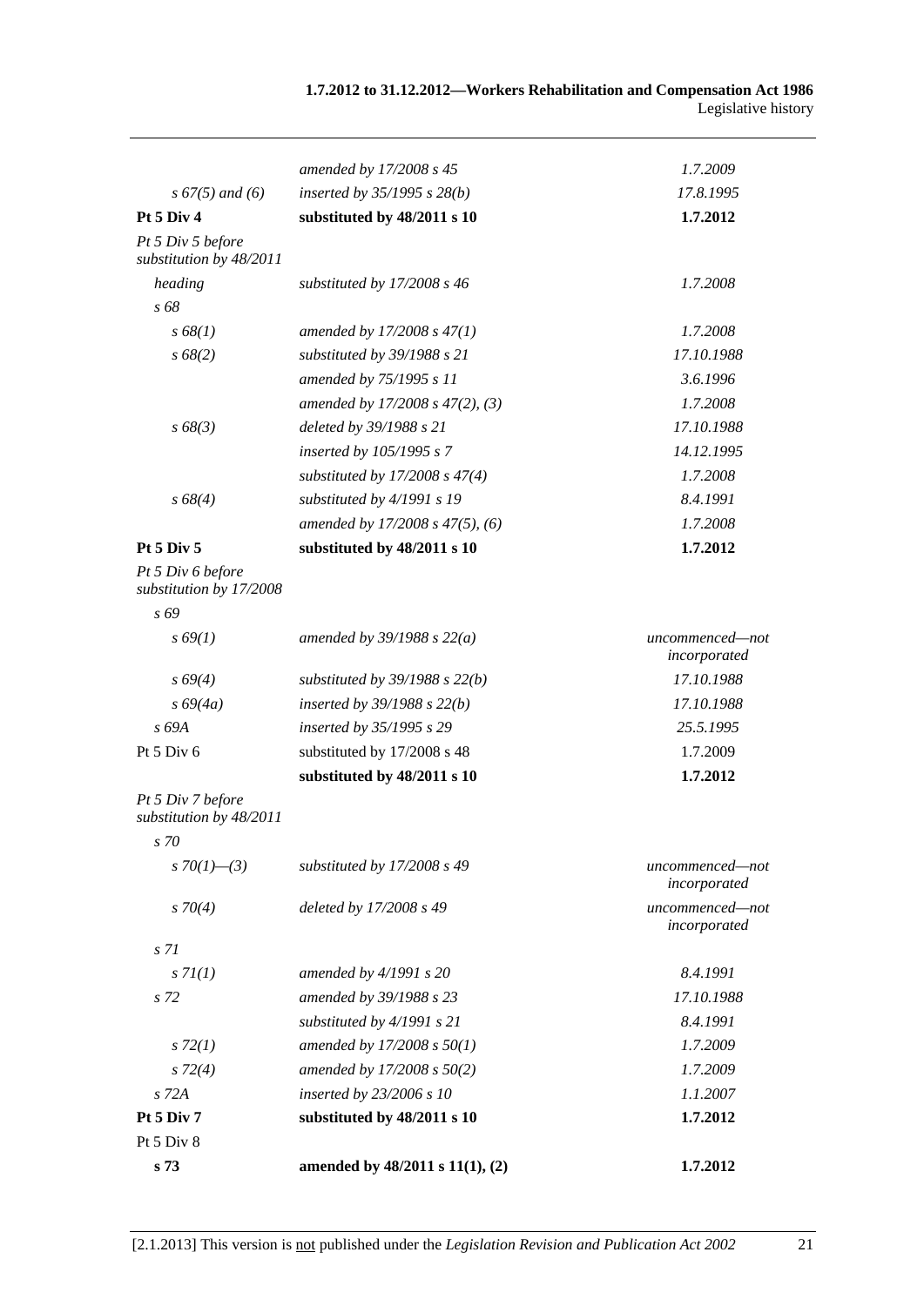| | | |
|---|---|---|
| | *amended by 17/2008 s 45* | *1.7.2009* |
| *s 67(5) and (6)* | *inserted by 35/1995 s 28(b)* | *17.8.1995* |
| **Pt 5 Div 4** | **substituted by 48/2011 s 10** | **1.7.2012** |
| *Pt 5 Div 5 before substitution by 48/2011* | | |
| *heading* | *substituted by 17/2008 s 46* | *1.7.2008* |
| *s 68* | | |
| *s 68(1)* | *amended by 17/2008 s 47(1)* | *1.7.2008* |
| *s 68(2)* | *substituted by 39/1988 s 21* | *17.10.1988* |
| | *amended by 75/1995 s 11* | *3.6.1996* |
| | *amended by 17/2008 s 47(2), (3)* | *1.7.2008* |
| *s 68(3)* | *deleted by 39/1988 s 21* | *17.10.1988* |
| | *inserted by 105/1995 s 7* | *14.12.1995* |
| | *substituted by 17/2008 s 47(4)* | *1.7.2008* |
| *s 68(4)* | *substituted by 4/1991 s 19* | *8.4.1991* |
| | *amended by 17/2008 s 47(5), (6)* | *1.7.2008* |
| **Pt 5 Div 5** | **substituted by 48/2011 s 10** | **1.7.2012** |
| *Pt 5 Div 6 before substitution by 17/2008* | | |
| *s 69* | | |
| *s 69(1)* | *amended by 39/1988 s 22(a)* | *uncommenced—not incorporated* |
| *s 69(4)* | *substituted by 39/1988 s 22(b)* | *17.10.1988* |
| *s 69(4a)* | *inserted by 39/1988 s 22(b)* | *17.10.1988* |
| *s 69A* | *inserted by 35/1995 s 29* | *25.5.1995* |
| Pt 5 Div 6 | substituted by 17/2008 s 48 | 1.7.2009 |
| | **substituted by 48/2011 s 10** | **1.7.2012** |
| *Pt 5 Div 7 before substitution by 48/2011* | | |
| *s 70* | | |
| *s 70(1)—(3)* | *substituted by 17/2008 s 49* | *uncommenced—not incorporated* |
| *s 70(4)* | *deleted by 17/2008 s 49* | *uncommenced—not incorporated* |
| *s 71* | | |
| *s 71(1)* | *amended by 4/1991 s 20* | *8.4.1991* |
| *s 72* | *amended by 39/1988 s 23* | *17.10.1988* |
| | *substituted by 4/1991 s 21* | *8.4.1991* |
| *s 72(1)* | *amended by 17/2008 s 50(1)* | *1.7.2009* |
| *s 72(4)* | *amended by 17/2008 s 50(2)* | *1.7.2009* |
| *s 72A* | *inserted by 23/2006 s 10* | *1.1.2007* |
| **Pt 5 Div 7** | **substituted by 48/2011 s 10** | **1.7.2012** |
| Pt 5 Div 8 | | |
| **s 73** | **amended by 48/2011 s 11(1), (2)** | **1.7.2012** |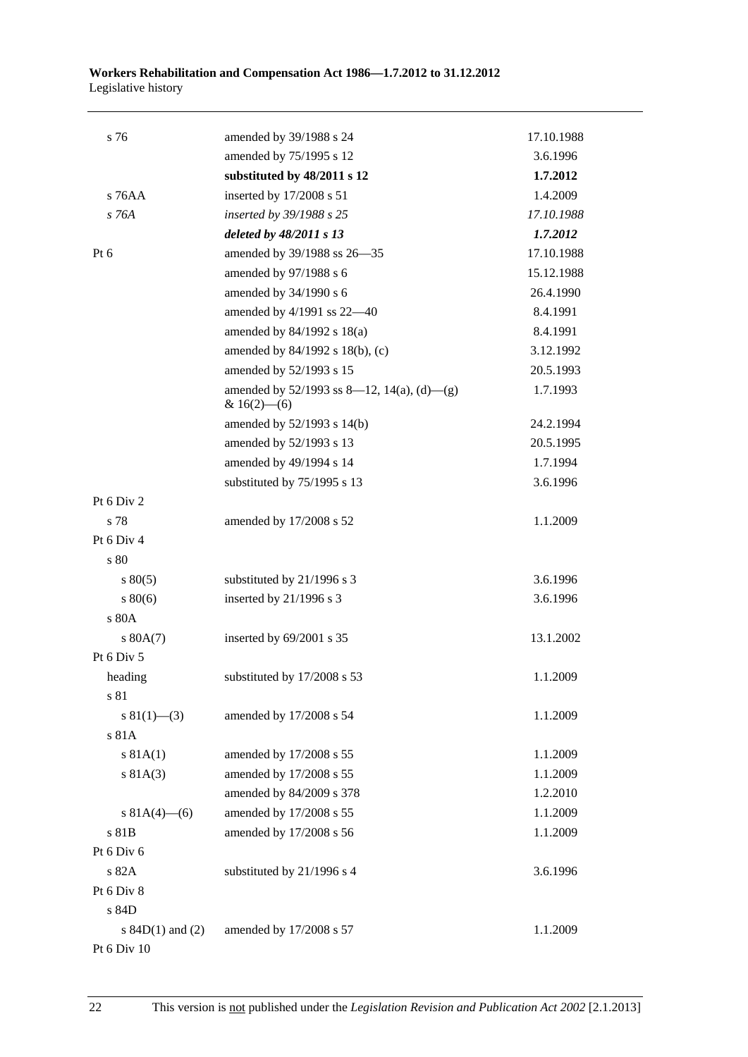| | | |
|---|---|---|
| s 76 | amended by 39/1988 s 24 | 17.10.1988 |
| | amended by 75/1995 s 12 | 3.6.1996 |
| | **substituted by 48/2011 s 12** | **1.7.2012** |
| s 76AA | inserted by 17/2008 s 51 | 1.4.2009 |
| *s 76A* | *inserted by 39/1988 s 25* | *17.10.1988* |
| | ***deleted by 48/2011 s 13*** | ***1.7.2012*** |
| Pt 6 | amended by 39/1988 ss 26—35 | 17.10.1988 |
| | amended by 97/1988 s 6 | 15.12.1988 |
| | amended by 34/1990 s 6 | 26.4.1990 |
| | amended by 4/1991 ss 22—40 | 8.4.1991 |
| | amended by 84/1992 s 18(a) | 8.4.1991 |
| | amended by 84/1992 s 18(b), (c) | 3.12.1992 |
| | amended by 52/1993 s 15 | 20.5.1993 |
| | amended by 52/1993 ss 8—12, 14(a), (d)—(g) & 16(2)—(6) | 1.7.1993 |
| | amended by 52/1993 s 14(b) | 24.2.1994 |
| | amended by 52/1993 s 13 | 20.5.1995 |
| | amended by 49/1994 s 14 | 1.7.1994 |
| | substituted by 75/1995 s 13 | 3.6.1996 |
| Pt 6 Div 2 | | |
| s 78 | amended by 17/2008 s 52 | 1.1.2009 |
| Pt 6 Div 4 | | |
| s 80 | | |
| s 80(5) | substituted by 21/1996 s 3 | 3.6.1996 |
| s 80(6) | inserted by 21/1996 s 3 | 3.6.1996 |
| s 80A | | |
| s 80A(7) | inserted by 69/2001 s 35 | 13.1.2002 |
| Pt 6 Div 5 | | |
| heading | substituted by 17/2008 s 53 | 1.1.2009 |
| s 81 | | |
| s 81(1)—(3) | amended by 17/2008 s 54 | 1.1.2009 |
| s 81A | | |
| s 81A(1) | amended by 17/2008 s 55 | 1.1.2009 |
| s 81A(3) | amended by 17/2008 s 55 | 1.1.2009 |
| | amended by 84/2009 s 378 | 1.2.2010 |
| s 81A(4)—(6) | amended by 17/2008 s 55 | 1.1.2009 |
| s 81B | amended by 17/2008 s 56 | 1.1.2009 |
| Pt 6 Div 6 | | |
| s 82A | substituted by 21/1996 s 4 | 3.6.1996 |
| Pt 6 Div 8 | | |
| s 84D | | |
| s 84D(1) and (2) | amended by 17/2008 s 57 | 1.1.2009 |
| Pt 6 Div 10 | | |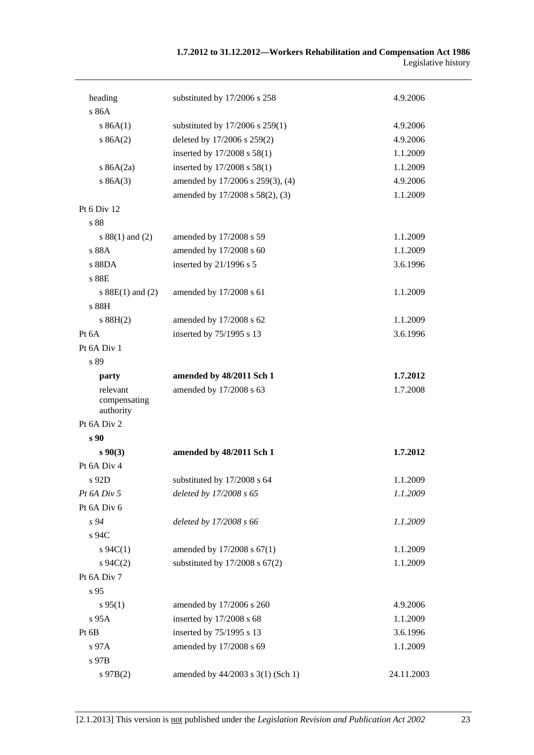| | | |
|---|---|---|
| heading | substituted by 17/2006 s 258 | 4.9.2006 |
| s 86A | | |
| s 86A(1) | substituted by 17/2006 s 259(1) | 4.9.2006 |
| s 86A(2) | deleted by 17/2006 s 259(2) | 4.9.2006 |
| | inserted by 17/2008 s 58(1) | 1.1.2009 |
| s 86A(2a) | inserted by 17/2008 s 58(1) | 1.1.2009 |
| s 86A(3) | amended by 17/2006 s 259(3), (4) | 4.9.2006 |
| | amended by 17/2008 s 58(2), (3) | 1.1.2009 |
| Pt 6 Div 12 | | |
| s 88 | | |
| s 88(1) and (2) | amended by 17/2008 s 59 | 1.1.2009 |
| s 88A | amended by 17/2008 s 60 | 1.1.2009 |
| s 88DA | inserted by 21/1996 s 5 | 3.6.1996 |
| s 88E | | |
| s 88E(1) and (2) | amended by 17/2008 s 61 | 1.1.2009 |
| s 88H | | |
| s 88H(2) | amended by 17/2008 s 62 | 1.1.2009 |
| Pt 6A | inserted by 75/1995 s 13 | 3.6.1996 |
| Pt 6A Div 1 | | |
| s 89 | | |
| **party** | **amended by 48/2011 Sch 1** | **1.7.2012** |
| relevant compensating authority | amended by 17/2008 s 63 | 1.7.2008 |
| Pt 6A Div 2 | | |
| **s 90** | | |
| **s 90(3)** | **amended by 48/2011 Sch 1** | **1.7.2012** |
| Pt 6A Div 4 | | |
| s 92D | substituted by 17/2008 s 64 | 1.1.2009 |
| *Pt 6A Div 5* | *deleted by 17/2008 s 65* | *1.1.2009* |
| Pt 6A Div 6 | | |
| *s 94* | *deleted by 17/2008 s 66* | *1.1.2009* |
| s 94C | | |
| s 94C(1) | amended by 17/2008 s 67(1) | 1.1.2009 |
| s 94C(2) | substituted by 17/2008 s 67(2) | 1.1.2009 |
| Pt 6A Div 7 | | |
| s 95 | | |
| s 95(1) | amended by 17/2006 s 260 | 4.9.2006 |
| s 95A | inserted by 17/2008 s 68 | 1.1.2009 |
| Pt 6B | inserted by 75/1995 s 13 | 3.6.1996 |
| s 97A | amended by 17/2008 s 69 | 1.1.2009 |
| s 97B | | |
| s 97B(2) | amended by 44/2003 s 3(1) (Sch 1) | 24.11.2003 |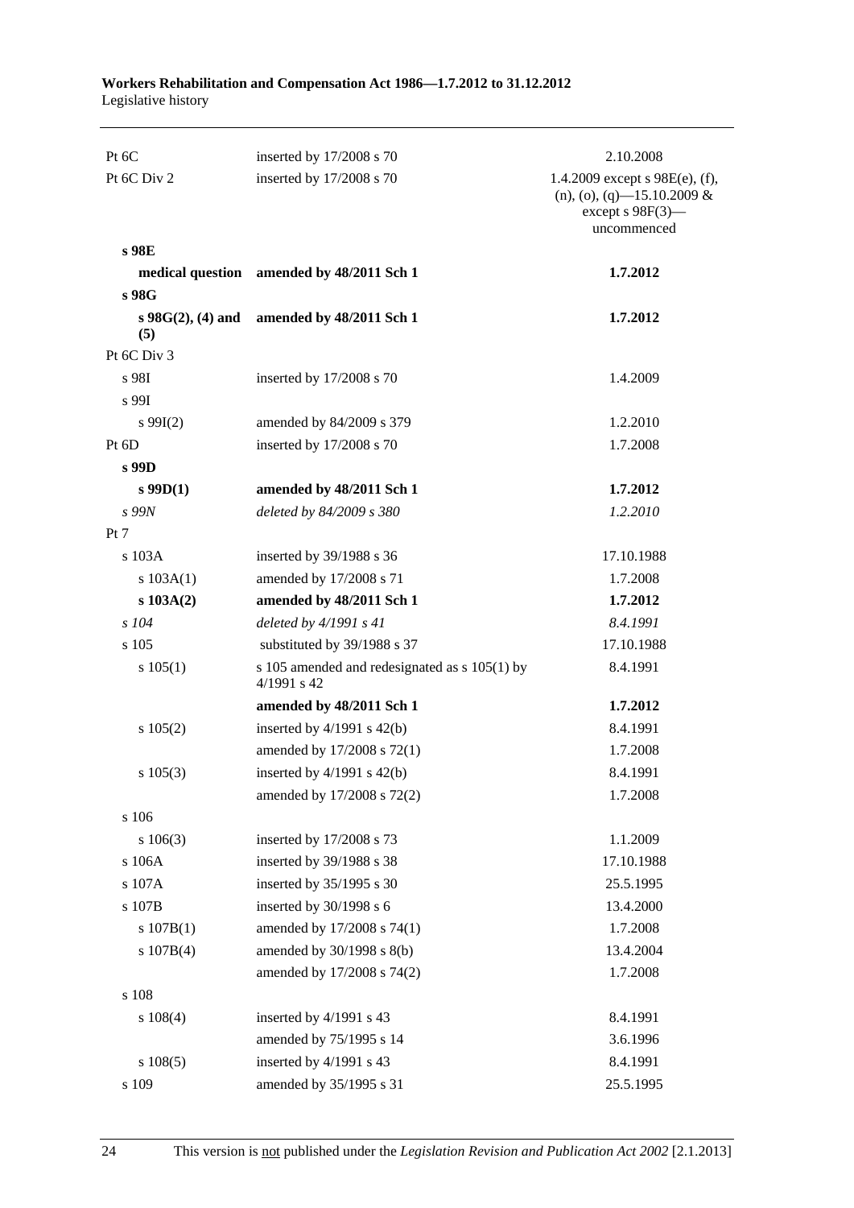| | | |
|---|---|---|
| Pt 6C | inserted by 17/2008 s 70 | 2.10.2008 |
| Pt 6C Div 2 | inserted by 17/2008 s 70 | 1.4.2009 except s 98E(e), (f), (n), (o), (q)—15.10.2009 & except s 98F(3)—uncommenced |
| **s 98E** | | |
| **medical question** | **amended by 48/2011 Sch 1** | **1.7.2012** |
| **s 98G** | | |
| **s 98G(2), (4) and (5)** | **amended by 48/2011 Sch 1** | **1.7.2012** |
| Pt 6C Div 3 | | |
| s 98I | inserted by 17/2008 s 70 | 1.4.2009 |
| s 99I | | |
| s 99I(2) | amended by 84/2009 s 379 | 1.2.2010 |
| Pt 6D | inserted by 17/2008 s 70 | 1.7.2008 |
| **s 99D** | | |
| **s 99D(1)** | **amended by 48/2011 Sch 1** | **1.7.2012** |
| *s 99N* | *deleted by 84/2009 s 380* | *1.2.2010* |
| Pt 7 | | |
| s 103A | inserted by 39/1988 s 36 | 17.10.1988 |
| s 103A(1) | amended by 17/2008 s 71 | 1.7.2008 |
| **s 103A(2)** | **amended by 48/2011 Sch 1** | **1.7.2012** |
| *s 104* | *deleted by 4/1991 s 41* | *8.4.1991* |
| s 105 | substituted by 39/1988 s 37 | 17.10.1988 |
| s 105(1) | s 105 amended and redesignated as s 105(1) by 4/1991 s 42 | 8.4.1991 |
| | **amended by 48/2011 Sch 1** | **1.7.2012** |
| s 105(2) | inserted by 4/1991 s 42(b) | 8.4.1991 |
| | amended by 17/2008 s 72(1) | 1.7.2008 |
| s 105(3) | inserted by 4/1991 s 42(b) | 8.4.1991 |
| | amended by 17/2008 s 72(2) | 1.7.2008 |
| s 106 | | |
| s 106(3) | inserted by 17/2008 s 73 | 1.1.2009 |
| s 106A | inserted by 39/1988 s 38 | 17.10.1988 |
| s 107A | inserted by 35/1995 s 30 | 25.5.1995 |
| s 107B | inserted by 30/1998 s 6 | 13.4.2000 |
| s 107B(1) | amended by 17/2008 s 74(1) | 1.7.2008 |
| s 107B(4) | amended by 30/1998 s 8(b) | 13.4.2004 |
| | amended by 17/2008 s 74(2) | 1.7.2008 |
| s 108 | | |
| s 108(4) | inserted by 4/1991 s 43 | 8.4.1991 |
| | amended by 75/1995 s 14 | 3.6.1996 |
| s 108(5) | inserted by 4/1991 s 43 | 8.4.1991 |
| s 109 | amended by 35/1995 s 31 | 25.5.1995 |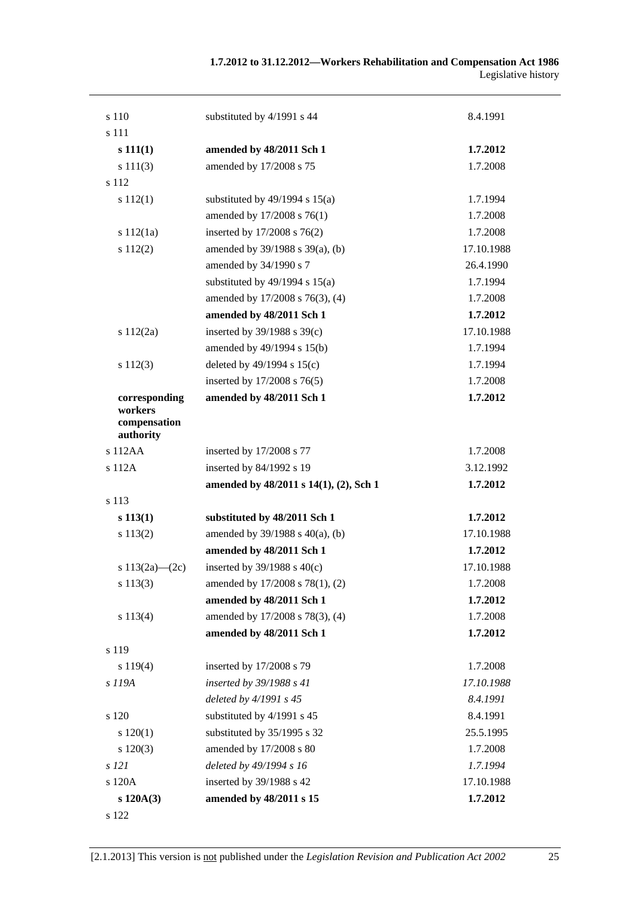| | | |
|---|---|---|
| s 110 | substituted by 4/1991 s 44 | 8.4.1991 |
| s 111 | | |
| **s 111(1)** | **amended by 48/2011 Sch 1** | **1.7.2012** |
| s 111(3) | amended by 17/2008 s 75 | 1.7.2008 |
| s 112 | | |
| s 112(1) | substituted by 49/1994 s 15(a) | 1.7.1994 |
| | amended by 17/2008 s 76(1) | 1.7.2008 |
| s 112(1a) | inserted by 17/2008 s 76(2) | 1.7.2008 |
| s 112(2) | amended by 39/1988 s 39(a), (b) | 17.10.1988 |
| | amended by 34/1990 s 7 | 26.4.1990 |
| | substituted by 49/1994 s 15(a) | 1.7.1994 |
| | amended by 17/2008 s 76(3), (4) | 1.7.2008 |
| | **amended by 48/2011 Sch 1** | **1.7.2012** |
| s 112(2a) | inserted by 39/1988 s 39(c) | 17.10.1988 |
| | amended by 49/1994 s 15(b) | 1.7.1994 |
| s 112(3) | deleted by 49/1994 s 15(c) | 1.7.1994 |
| | inserted by 17/2008 s 76(5) | 1.7.2008 |
| **corresponding workers compensation authority** | **amended by 48/2011 Sch 1** | **1.7.2012** |
| s 112AA | inserted by 17/2008 s 77 | 1.7.2008 |
| s 112A | inserted by 84/1992 s 19 | 3.12.1992 |
| | **amended by 48/2011 s 14(1), (2), Sch 1** | **1.7.2012** |
| s 113 | | |
| **s 113(1)** | **substituted by 48/2011 Sch 1** | **1.7.2012** |
| s 113(2) | amended by 39/1988 s 40(a), (b) | 17.10.1988 |
| | **amended by 48/2011 Sch 1** | **1.7.2012** |
| s 113(2a)—(2c) | inserted by 39/1988 s 40(c) | 17.10.1988 |
| s 113(3) | amended by 17/2008 s 78(1), (2) | 1.7.2008 |
| | **amended by 48/2011 Sch 1** | **1.7.2012** |
| s 113(4) | amended by 17/2008 s 78(3), (4) | 1.7.2008 |
| | **amended by 48/2011 Sch 1** | **1.7.2012** |
| s 119 | | |
| s 119(4) | inserted by 17/2008 s 79 | 1.7.2008 |
| *s 119A* | *inserted by 39/1988 s 41* | *17.10.1988* |
| | *deleted by 4/1991 s 45* | *8.4.1991* |
| s 120 | substituted by 4/1991 s 45 | 8.4.1991 |
| s 120(1) | substituted by 35/1995 s 32 | 25.5.1995 |
| s 120(3) | amended by 17/2008 s 80 | 1.7.2008 |
| *s 121* | *deleted by 49/1994 s 16* | *1.7.1994* |
| s 120A | inserted by 39/1988 s 42 | 17.10.1988 |
| **s 120A(3)** | **amended by 48/2011 s 15** | **1.7.2012** |
| s 122 | | |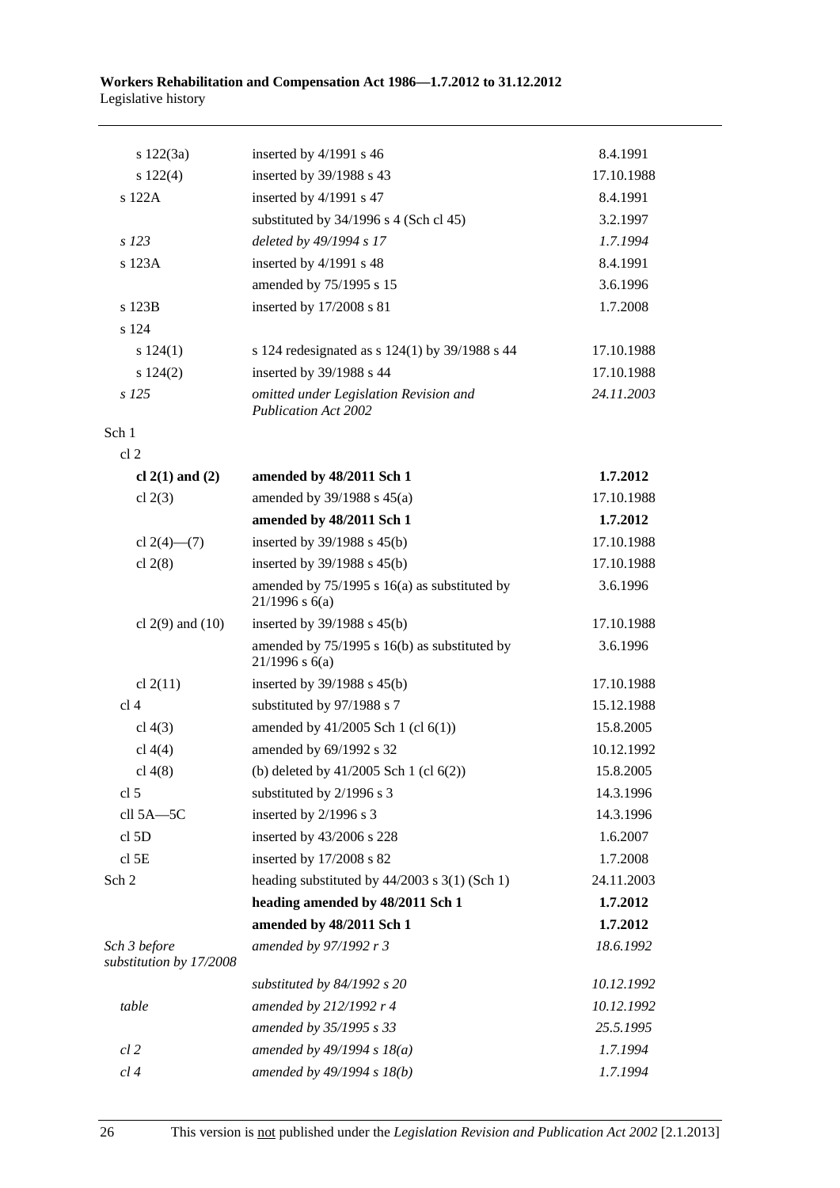| | | |
|---|---|---|
| s 122(3a) | inserted by 4/1991 s 46 | 8.4.1991 |
| s 122(4) | inserted by 39/1988 s 43 | 17.10.1988 |
| s 122A | inserted by 4/1991 s 47 | 8.4.1991 |
| | substituted by 34/1996 s 4 (Sch cl 45) | 3.2.1997 |
| *s 123* | *deleted by 49/1994 s 17* | *1.7.1994* |
| s 123A | inserted by 4/1991 s 48 | 8.4.1991 |
| | amended by 75/1995 s 15 | 3.6.1996 |
| s 123B | inserted by 17/2008 s 81 | 1.7.2008 |
| s 124 | | |
| s 124(1) | s 124 redesignated as s 124(1) by 39/1988 s 44 | 17.10.1988 |
| s 124(2) | inserted by 39/1988 s 44 | 17.10.1988 |
| *s 125* | *omitted under Legislation Revision and Publication Act 2002* | *24.11.2003* |
| Sch 1 | | |
| cl 2 | | |
| **cl 2(1) and (2)** | **amended by 48/2011 Sch 1** | **1.7.2012** |
| cl 2(3) | amended by 39/1988 s 45(a) | 17.10.1988 |
| | **amended by 48/2011 Sch 1** | **1.7.2012** |
| cl 2(4)—(7) | inserted by 39/1988 s 45(b) | 17.10.1988 |
| cl 2(8) | inserted by 39/1988 s 45(b) | 17.10.1988 |
| | amended by 75/1995 s 16(a) as substituted by 21/1996 s 6(a) | 3.6.1996 |
| cl 2(9) and (10) | inserted by 39/1988 s 45(b) | 17.10.1988 |
| | amended by 75/1995 s 16(b) as substituted by 21/1996 s 6(a) | 3.6.1996 |
| cl 2(11) | inserted by 39/1988 s 45(b) | 17.10.1988 |
| cl 4 | substituted by 97/1988 s 7 | 15.12.1988 |
| cl 4(3) | amended by 41/2005 Sch 1 (cl 6(1)) | 15.8.2005 |
| cl 4(4) | amended by 69/1992 s 32 | 10.12.1992 |
| cl 4(8) | (b) deleted by 41/2005 Sch 1 (cl 6(2)) | 15.8.2005 |
| cl 5 | substituted by 2/1996 s 3 | 14.3.1996 |
| cll 5A—5C | inserted by 2/1996 s 3 | 14.3.1996 |
| cl 5D | inserted by 43/2006 s 228 | 1.6.2007 |
| cl 5E | inserted by 17/2008 s 82 | 1.7.2008 |
| Sch 2 | heading substituted by 44/2003 s 3(1) (Sch 1) | 24.11.2003 |
| | **heading amended by 48/2011 Sch 1** | **1.7.2012** |
| | **amended by 48/2011 Sch 1** | **1.7.2012** |
| *Sch 3 before substitution by 17/2008* | *amended by 97/1992 r 3* | *18.6.1992* |
| | *substituted by 84/1992 s 20* | *10.12.1992* |
| *table* | *amended by 212/1992 r 4* | *10.12.1992* |
| | *amended by 35/1995 s 33* | *25.5.1995* |
| *cl 2* | *amended by 49/1994 s 18(a)* | *1.7.1994* |
| *cl 4* | *amended by 49/1994 s 18(b)* | *1.7.1994* |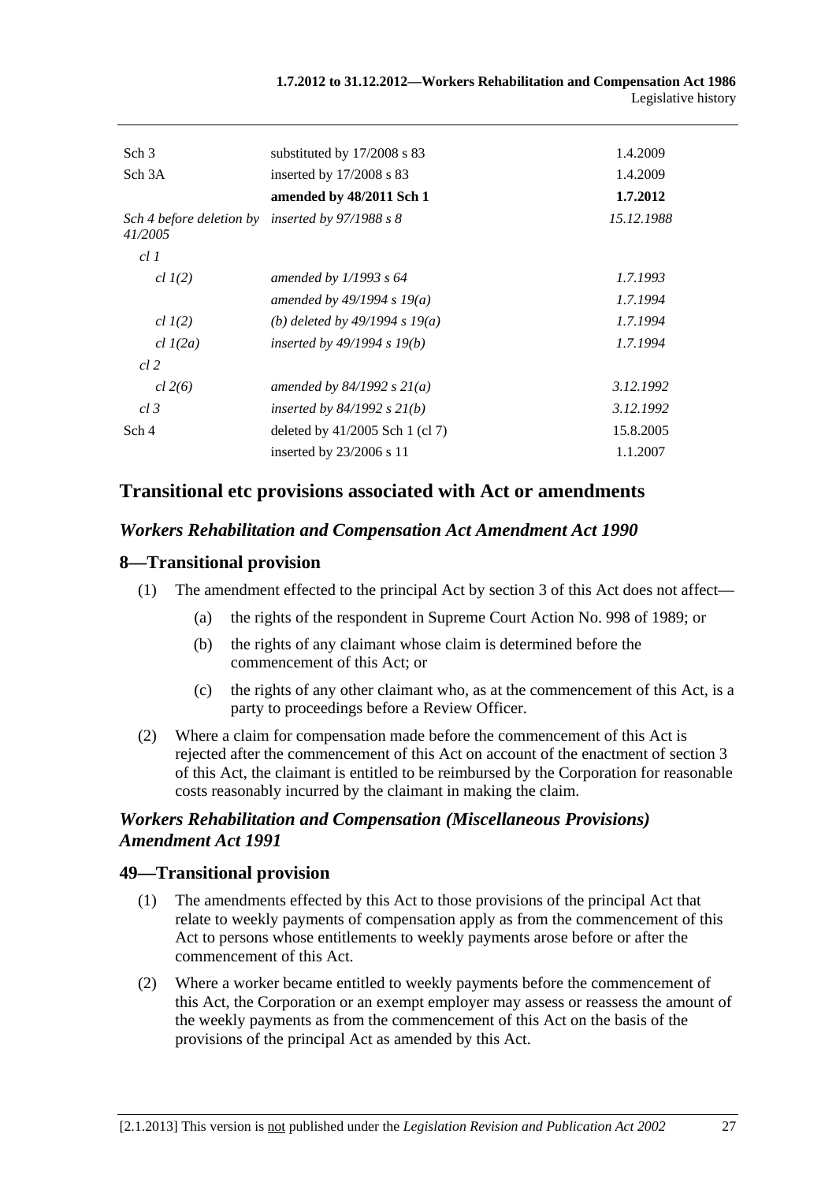| | | |
|---|---|---|
| Sch 3 | substituted by 17/2008 s 83 | 1.4.2009 |
| Sch 3A | inserted by 17/2008 s 83 | 1.4.2009 |
| | **amended by 48/2011 Sch 1** | **1.7.2012** |
| *Sch 4 before deletion by 41/2005* | *inserted by 97/1988 s 8* | *15.12.1988* |
| *cl 1* | | |
| *cl 1(2)* | *amended by 1/1993 s 64* | *1.7.1993* |
| | *amended by 49/1994 s 19(a)* | *1.7.1994* |
| *cl 1(2)* | *(b) deleted by 49/1994 s 19(a)* | *1.7.1994* |
| *cl 1(2a)* | *inserted by 49/1994 s 19(b)* | *1.7.1994* |
| *cl 2* | | |
| *cl 2(6)* | *amended by 84/1992 s 21(a)* | *3.12.1992* |
| *cl 3* | *inserted by 84/1992 s 21(b)* | *3.12.1992* |
| Sch 4 | deleted by 41/2005 Sch 1 (cl 7) | 15.8.2005 |
| | inserted by 23/2006 s 11 | 1.1.2007 |

## Transitional etc provisions associated with Act or amendments

### *Workers Rehabilitation and Compensation Act Amendment Act 1990*

### 8—Transitional provision

(1) The amendment effected to the principal Act by section 3 of this Act does not affect—

- (a) the rights of the respondent in Supreme Court Action No. 998 of 1989; or
- (b) the rights of any claimant whose claim is determined before the commencement of this Act; or
- (c) the rights of any other claimant who, as at the commencement of this Act, is a party to proceedings before a Review Officer.

(2) Where a claim for compensation made before the commencement of this Act is rejected after the commencement of this Act on account of the enactment of section 3 of this Act, the claimant is entitled to be reimbursed by the Corporation for reasonable costs reasonably incurred by the claimant in making the claim.

### *Workers Rehabilitation and Compensation (Miscellaneous Provisions) Amendment Act 1991*

### 49—Transitional provision

(1) The amendments effected by this Act to those provisions of the principal Act that relate to weekly payments of compensation apply as from the commencement of this Act to persons whose entitlements to weekly payments arose before or after the commencement of this Act.

(2) Where a worker became entitled to weekly payments before the commencement of this Act, the Corporation or an exempt employer may assess or reassess the amount of the weekly payments as from the commencement of this Act on the basis of the provisions of the principal Act as amended by this Act.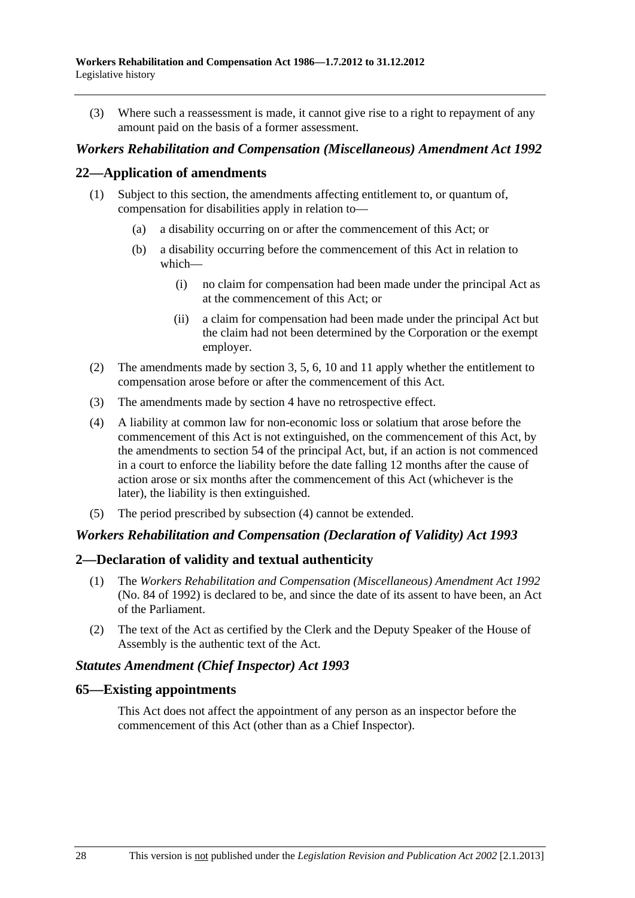(3) Where such a reassessment is made, it cannot give rise to a right to repayment of any amount paid on the basis of a former assessment.

### *Workers Rehabilitation and Compensation (Miscellaneous) Amendment Act 1992*

## 22—Application of amendments

(1) Subject to this section, the amendments affecting entitlement to, or quantum of, compensation for disabilities apply in relation to—

- (a) a disability occurring on or after the commencement of this Act; or
- (b) a disability occurring before the commencement of this Act in relation to which—
  - (i) no claim for compensation had been made under the principal Act as at the commencement of this Act; or
  - (ii) a claim for compensation had been made under the principal Act but the claim had not been determined by the Corporation or the exempt employer.

(2) The amendments made by section 3, 5, 6, 10 and 11 apply whether the entitlement to compensation arose before or after the commencement of this Act.

(3) The amendments made by section 4 have no retrospective effect.

(4) A liability at common law for non-economic loss or solatium that arose before the commencement of this Act is not extinguished, on the commencement of this Act, by the amendments to section 54 of the principal Act, but, if an action is not commenced in a court to enforce the liability before the date falling 12 months after the cause of action arose or six months after the commencement of this Act (whichever is the later), the liability is then extinguished.

(5) The period prescribed by subsection (4) cannot be extended.

### *Workers Rehabilitation and Compensation (Declaration of Validity) Act 1993*

## 2—Declaration of validity and textual authenticity

(1) The *Workers Rehabilitation and Compensation (Miscellaneous) Amendment Act 1992* (No. 84 of 1992) is declared to be, and since the date of its assent to have been, an Act of the Parliament.

(2) The text of the Act as certified by the Clerk and the Deputy Speaker of the House of Assembly is the authentic text of the Act.

### *Statutes Amendment (Chief Inspector) Act 1993*

## 65—Existing appointments

This Act does not affect the appointment of any person as an inspector before the commencement of this Act (other than as a Chief Inspector).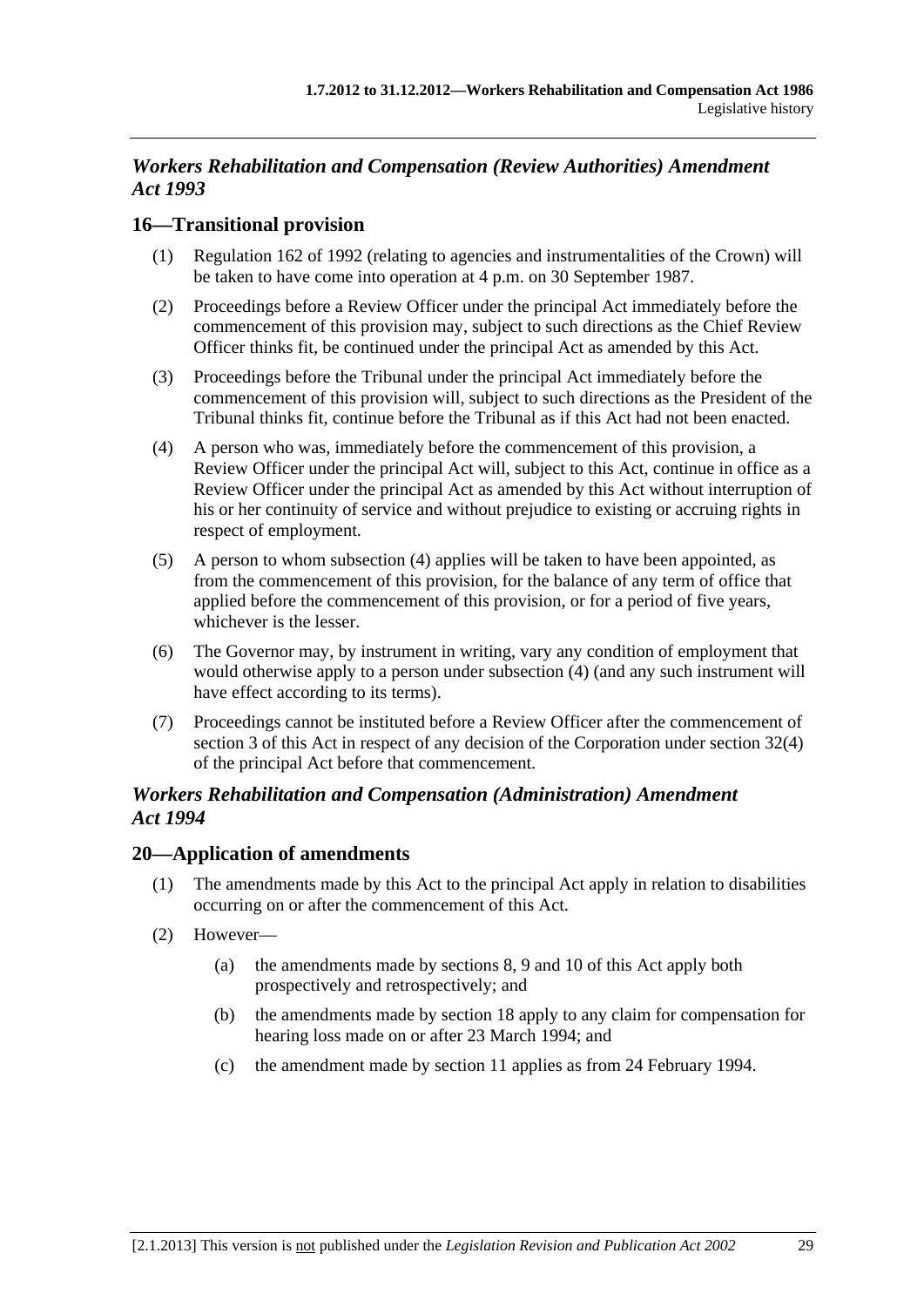## *Workers Rehabilitation and Compensation (Review Authorities) Amendment Act 1993*

### 16—Transitional provision

(1) Regulation 162 of 1992 (relating to agencies and instrumentalities of the Crown) will be taken to have come into operation at 4 p.m. on 30 September 1987.

(2) Proceedings before a Review Officer under the principal Act immediately before the commencement of this provision may, subject to such directions as the Chief Review Officer thinks fit, be continued under the principal Act as amended by this Act.

(3) Proceedings before the Tribunal under the principal Act immediately before the commencement of this provision will, subject to such directions as the President of the Tribunal thinks fit, continue before the Tribunal as if this Act had not been enacted.

(4) A person who was, immediately before the commencement of this provision, a Review Officer under the principal Act will, subject to this Act, continue in office as a Review Officer under the principal Act as amended by this Act without interruption of his or her continuity of service and without prejudice to existing or accruing rights in respect of employment.

(5) A person to whom subsection (4) applies will be taken to have been appointed, as from the commencement of this provision, for the balance of any term of office that applied before the commencement of this provision, or for a period of five years, whichever is the lesser.

(6) The Governor may, by instrument in writing, vary any condition of employment that would otherwise apply to a person under subsection (4) (and any such instrument will have effect according to its terms).

(7) Proceedings cannot be instituted before a Review Officer after the commencement of section 3 of this Act in respect of any decision of the Corporation under section 32(4) of the principal Act before that commencement.

## *Workers Rehabilitation and Compensation (Administration) Amendment Act 1994*

### 20—Application of amendments

(1) The amendments made by this Act to the principal Act apply in relation to disabilities occurring on or after the commencement of this Act.

(2) However—

(a) the amendments made by sections 8, 9 and 10 of this Act apply both prospectively and retrospectively; and

(b) the amendments made by section 18 apply to any claim for compensation for hearing loss made on or after 23 March 1994; and

(c) the amendment made by section 11 applies as from 24 February 1994.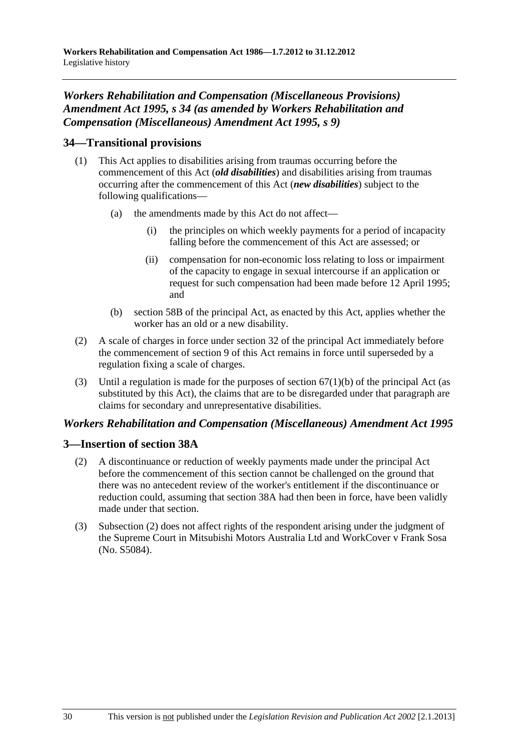## *Workers Rehabilitation and Compensation (Miscellaneous Provisions) Amendment Act 1995, s 34 (as amended by Workers Rehabilitation and Compensation (Miscellaneous) Amendment Act 1995, s 9)*

### 34—Transitional provisions

(1) This Act applies to disabilities arising from traumas occurring before the commencement of this Act (***old disabilities***) and disabilities arising from traumas occurring after the commencement of this Act (***new disabilities***) subject to the following qualifications—

   (a) the amendments made by this Act do not affect—

      (i) the principles on which weekly payments for a period of incapacity falling before the commencement of this Act are assessed; or

      (ii) compensation for non-economic loss relating to loss or impairment of the capacity to engage in sexual intercourse if an application or request for such compensation had been made before 12 April 1995; and

   (b) section 58B of the principal Act, as enacted by this Act, applies whether the worker has an old or a new disability.

(2) A scale of charges in force under section 32 of the principal Act immediately before the commencement of section 9 of this Act remains in force until superseded by a regulation fixing a scale of charges.

(3) Until a regulation is made for the purposes of section 67(1)(b) of the principal Act (as substituted by this Act), the claims that are to be disregarded under that paragraph are claims for secondary and unrepresentative disabilities.

## *Workers Rehabilitation and Compensation (Miscellaneous) Amendment Act 1995*

### 3—Insertion of section 38A

(2) A discontinuance or reduction of weekly payments made under the principal Act before the commencement of this section cannot be challenged on the ground that there was no antecedent review of the worker's entitlement if the discontinuance or reduction could, assuming that section 38A had then been in force, have been validly made under that section.

(3) Subsection (2) does not affect rights of the respondent arising under the judgment of the Supreme Court in Mitsubishi Motors Australia Ltd and WorkCover v Frank Sosa (No. S5084).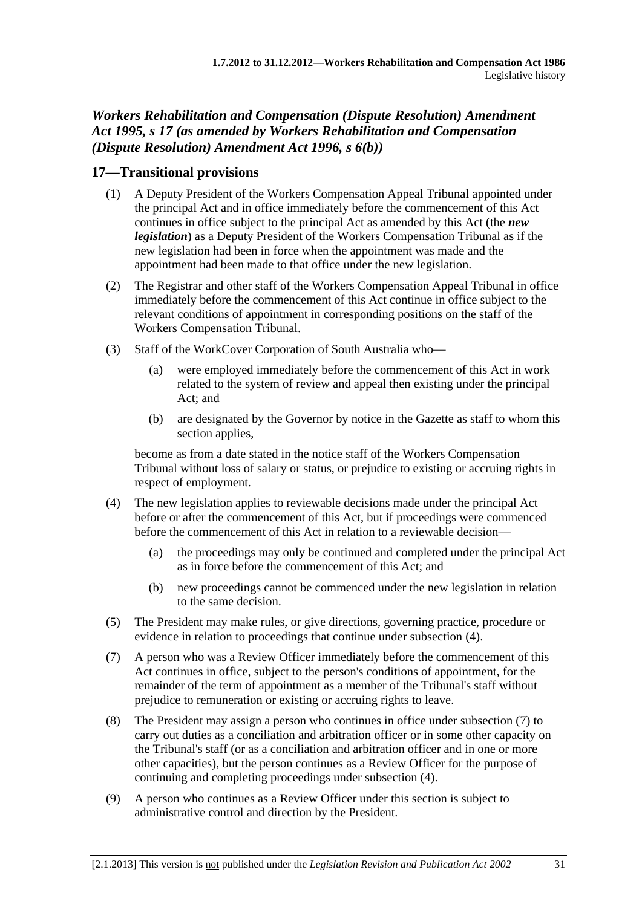## *Workers Rehabilitation and Compensation (Dispute Resolution) Amendment Act 1995, s 17 (as amended by Workers Rehabilitation and Compensation (Dispute Resolution) Amendment Act 1996, s 6(b))*

### 17—Transitional provisions

(1) A Deputy President of the Workers Compensation Appeal Tribunal appointed under the principal Act and in office immediately before the commencement of this Act continues in office subject to the principal Act as amended by this Act (the ***new legislation***) as a Deputy President of the Workers Compensation Tribunal as if the new legislation had been in force when the appointment was made and the appointment had been made to that office under the new legislation.

(2) The Registrar and other staff of the Workers Compensation Appeal Tribunal in office immediately before the commencement of this Act continue in office subject to the relevant conditions of appointment in corresponding positions on the staff of the Workers Compensation Tribunal.

(3) Staff of the WorkCover Corporation of South Australia who—

(a) were employed immediately before the commencement of this Act in work related to the system of review and appeal then existing under the principal Act; and

(b) are designated by the Governor by notice in the Gazette as staff to whom this section applies,

become as from a date stated in the notice staff of the Workers Compensation Tribunal without loss of salary or status, or prejudice to existing or accruing rights in respect of employment.

(4) The new legislation applies to reviewable decisions made under the principal Act before or after the commencement of this Act, but if proceedings were commenced before the commencement of this Act in relation to a reviewable decision—

(a) the proceedings may only be continued and completed under the principal Act as in force before the commencement of this Act; and

(b) new proceedings cannot be commenced under the new legislation in relation to the same decision.

(5) The President may make rules, or give directions, governing practice, procedure or evidence in relation to proceedings that continue under subsection (4).

(7) A person who was a Review Officer immediately before the commencement of this Act continues in office, subject to the person's conditions of appointment, for the remainder of the term of appointment as a member of the Tribunal's staff without prejudice to remuneration or existing or accruing rights to leave.

(8) The President may assign a person who continues in office under subsection (7) to carry out duties as a conciliation and arbitration officer or in some other capacity on the Tribunal's staff (or as a conciliation and arbitration officer and in one or more other capacities), but the person continues as a Review Officer for the purpose of continuing and completing proceedings under subsection (4).

(9) A person who continues as a Review Officer under this section is subject to administrative control and direction by the President.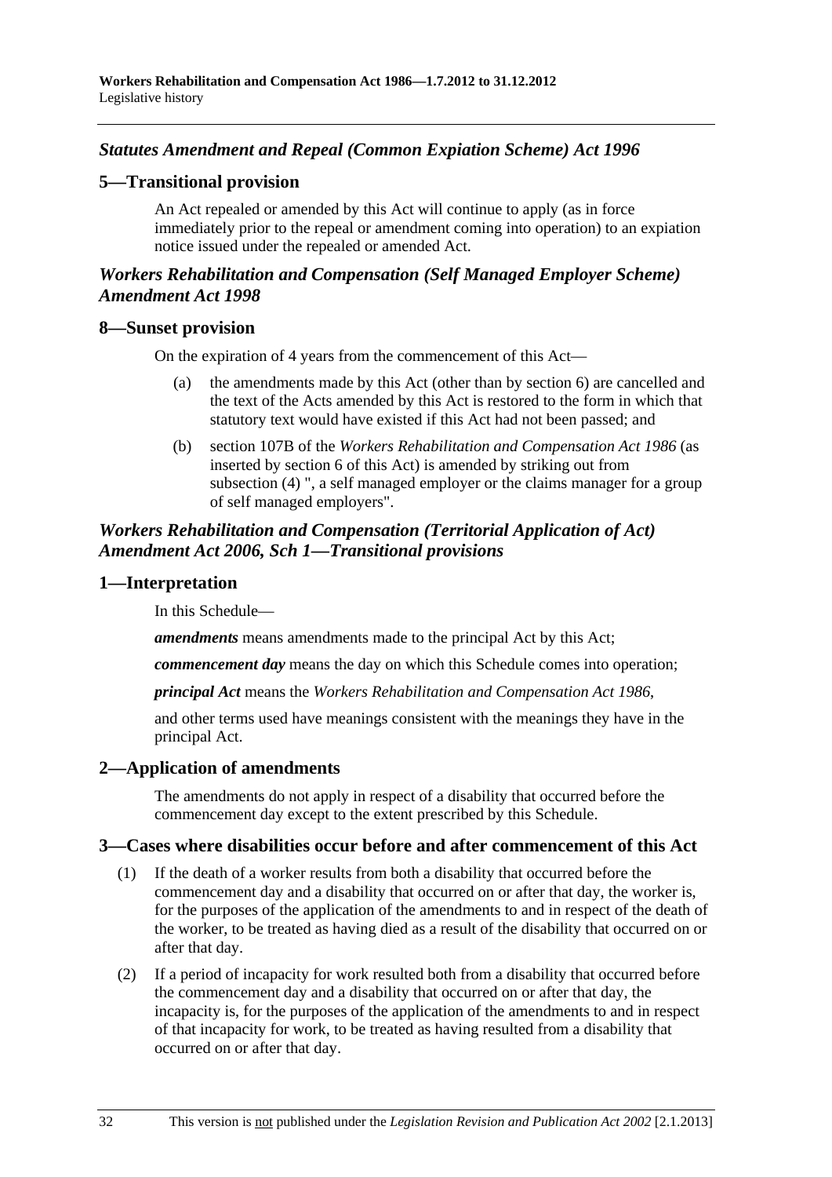### *Statutes Amendment and Repeal (Common Expiation Scheme) Act 1996*

## 5—Transitional provision

An Act repealed or amended by this Act will continue to apply (as in force immediately prior to the repeal or amendment coming into operation) to an expiation notice issued under the repealed or amended Act.

### *Workers Rehabilitation and Compensation (Self Managed Employer Scheme) Amendment Act 1998*

## 8—Sunset provision

On the expiration of 4 years from the commencement of this Act—

(a) the amendments made by this Act (other than by section 6) are cancelled and the text of the Acts amended by this Act is restored to the form in which that statutory text would have existed if this Act had not been passed; and

(b) section 107B of the *Workers Rehabilitation and Compensation Act 1986* (as inserted by section 6 of this Act) is amended by striking out from subsection (4) ", a self managed employer or the claims manager for a group of self managed employers".

### *Workers Rehabilitation and Compensation (Territorial Application of Act) Amendment Act 2006, Sch 1—Transitional provisions*

## 1—Interpretation

In this Schedule—

***amendments*** means amendments made to the principal Act by this Act;

***commencement day*** means the day on which this Schedule comes into operation;

***principal Act*** means the *Workers Rehabilitation and Compensation Act 1986*,

and other terms used have meanings consistent with the meanings they have in the principal Act.

## 2—Application of amendments

The amendments do not apply in respect of a disability that occurred before the commencement day except to the extent prescribed by this Schedule.

## 3—Cases where disabilities occur before and after commencement of this Act

(1) If the death of a worker results from both a disability that occurred before the commencement day and a disability that occurred on or after that day, the worker is, for the purposes of the application of the amendments to and in respect of the death of the worker, to be treated as having died as a result of the disability that occurred on or after that day.

(2) If a period of incapacity for work resulted both from a disability that occurred before the commencement day and a disability that occurred on or after that day, the incapacity is, for the purposes of the application of the amendments to and in respect of that incapacity for work, to be treated as having resulted from a disability that occurred on or after that day.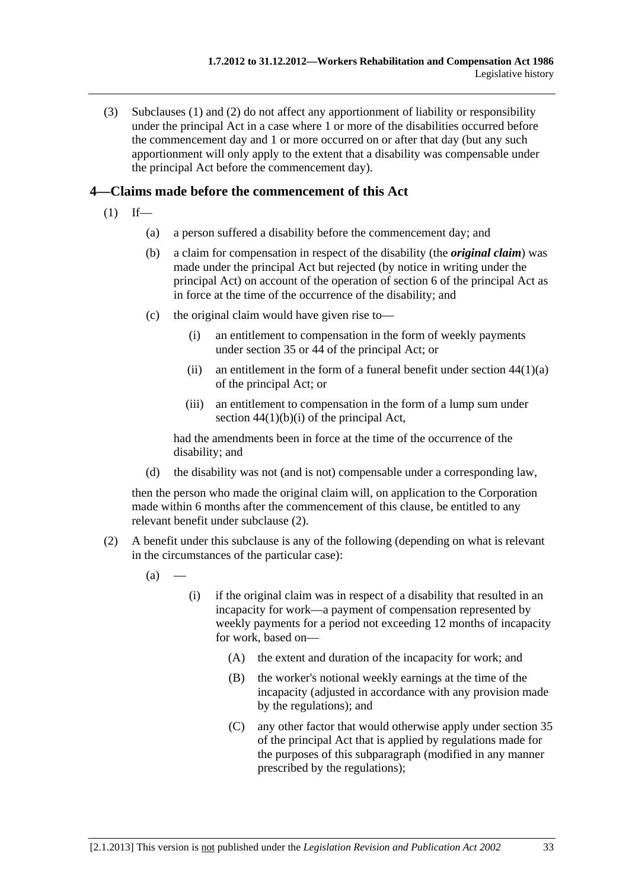(3) Subclauses (1) and (2) do not affect any apportionment of liability or responsibility under the principal Act in a case where 1 or more of the disabilities occurred before the commencement day and 1 or more occurred on or after that day (but any such apportionment will only apply to the extent that a disability was compensable under the principal Act before the commencement day).

## 4—Claims made before the commencement of this Act

(1) If—

(a) a person suffered a disability before the commencement day; and

(b) a claim for compensation in respect of the disability (the ***original claim***) was made under the principal Act but rejected (by notice in writing under the principal Act) on account of the operation of section 6 of the principal Act as in force at the time of the occurrence of the disability; and

(c) the original claim would have given rise to—

(i) an entitlement to compensation in the form of weekly payments under section 35 or 44 of the principal Act; or

(ii) an entitlement in the form of a funeral benefit under section 44(1)(a) of the principal Act; or

(iii) an entitlement to compensation in the form of a lump sum under section 44(1)(b)(i) of the principal Act,

had the amendments been in force at the time of the occurrence of the disability; and

(d) the disability was not (and is not) compensable under a corresponding law,

then the person who made the original claim will, on application to the Corporation made within 6 months after the commencement of this clause, be entitled to any relevant benefit under subclause (2).

(2) A benefit under this subclause is any of the following (depending on what is relevant in the circumstances of the particular case):

(a) —

(i) if the original claim was in respect of a disability that resulted in an incapacity for work—a payment of compensation represented by weekly payments for a period not exceeding 12 months of incapacity for work, based on—

(A) the extent and duration of the incapacity for work; and

(B) the worker's notional weekly earnings at the time of the incapacity (adjusted in accordance with any provision made by the regulations); and

(C) any other factor that would otherwise apply under section 35 of the principal Act that is applied by regulations made for the purposes of this subparagraph (modified in any manner prescribed by the regulations);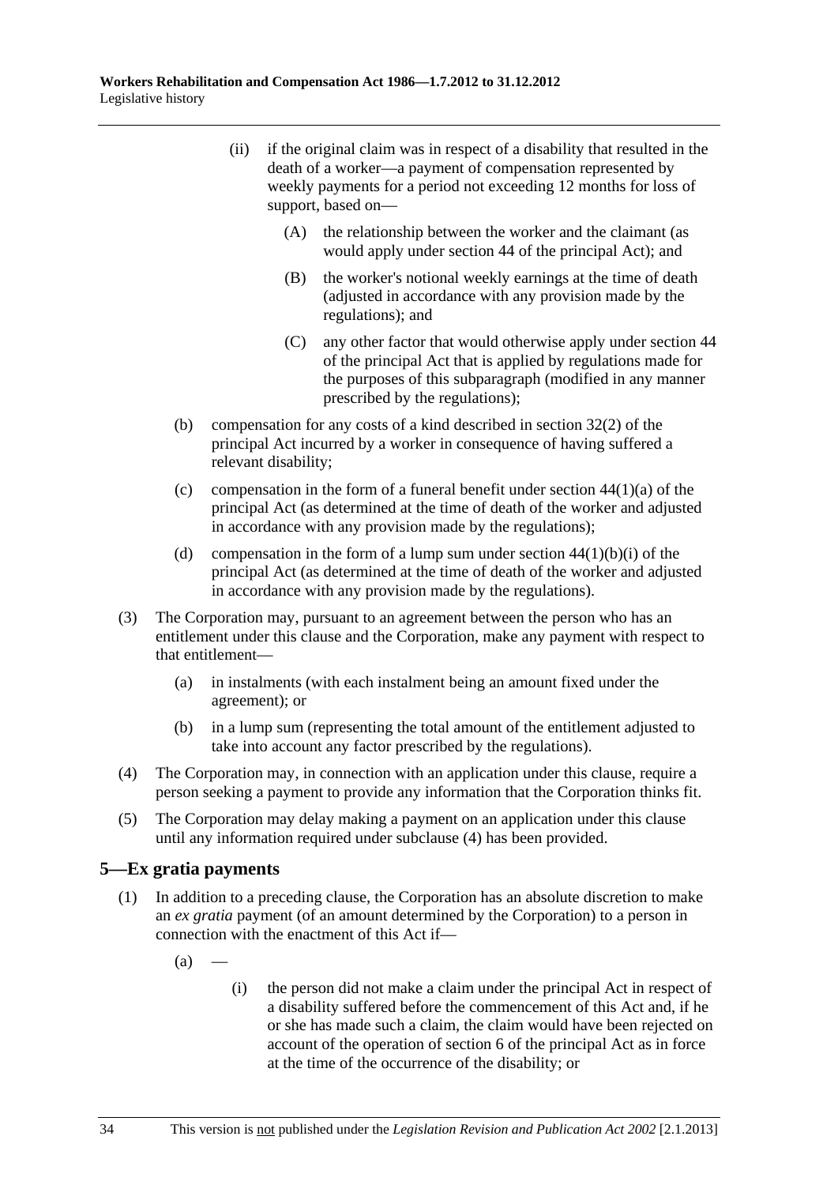(ii) if the original claim was in respect of a disability that resulted in the death of a worker—a payment of compensation represented by weekly payments for a period not exceeding 12 months for loss of support, based on—

(A) the relationship between the worker and the claimant (as would apply under section 44 of the principal Act); and

(B) the worker's notional weekly earnings at the time of death (adjusted in accordance with any provision made by the regulations); and

(C) any other factor that would otherwise apply under section 44 of the principal Act that is applied by regulations made for the purposes of this subparagraph (modified in any manner prescribed by the regulations);

(b) compensation for any costs of a kind described in section 32(2) of the principal Act incurred by a worker in consequence of having suffered a relevant disability;

(c) compensation in the form of a funeral benefit under section 44(1)(a) of the principal Act (as determined at the time of death of the worker and adjusted in accordance with any provision made by the regulations);

(d) compensation in the form of a lump sum under section 44(1)(b)(i) of the principal Act (as determined at the time of death of the worker and adjusted in accordance with any provision made by the regulations).

(3) The Corporation may, pursuant to an agreement between the person who has an entitlement under this clause and the Corporation, make any payment with respect to that entitlement—

(a) in instalments (with each instalment being an amount fixed under the agreement); or

(b) in a lump sum (representing the total amount of the entitlement adjusted to take into account any factor prescribed by the regulations).

(4) The Corporation may, in connection with an application under this clause, require a person seeking a payment to provide any information that the Corporation thinks fit.

(5) The Corporation may delay making a payment on an application under this clause until any information required under subclause (4) has been provided.

## 5—Ex gratia payments

(1) In addition to a preceding clause, the Corporation has an absolute discretion to make an *ex gratia* payment (of an amount determined by the Corporation) to a person in connection with the enactment of this Act if—

(a) —

(i) the person did not make a claim under the principal Act in respect of a disability suffered before the commencement of this Act and, if he or she has made such a claim, the claim would have been rejected on account of the operation of section 6 of the principal Act as in force at the time of the occurrence of the disability; or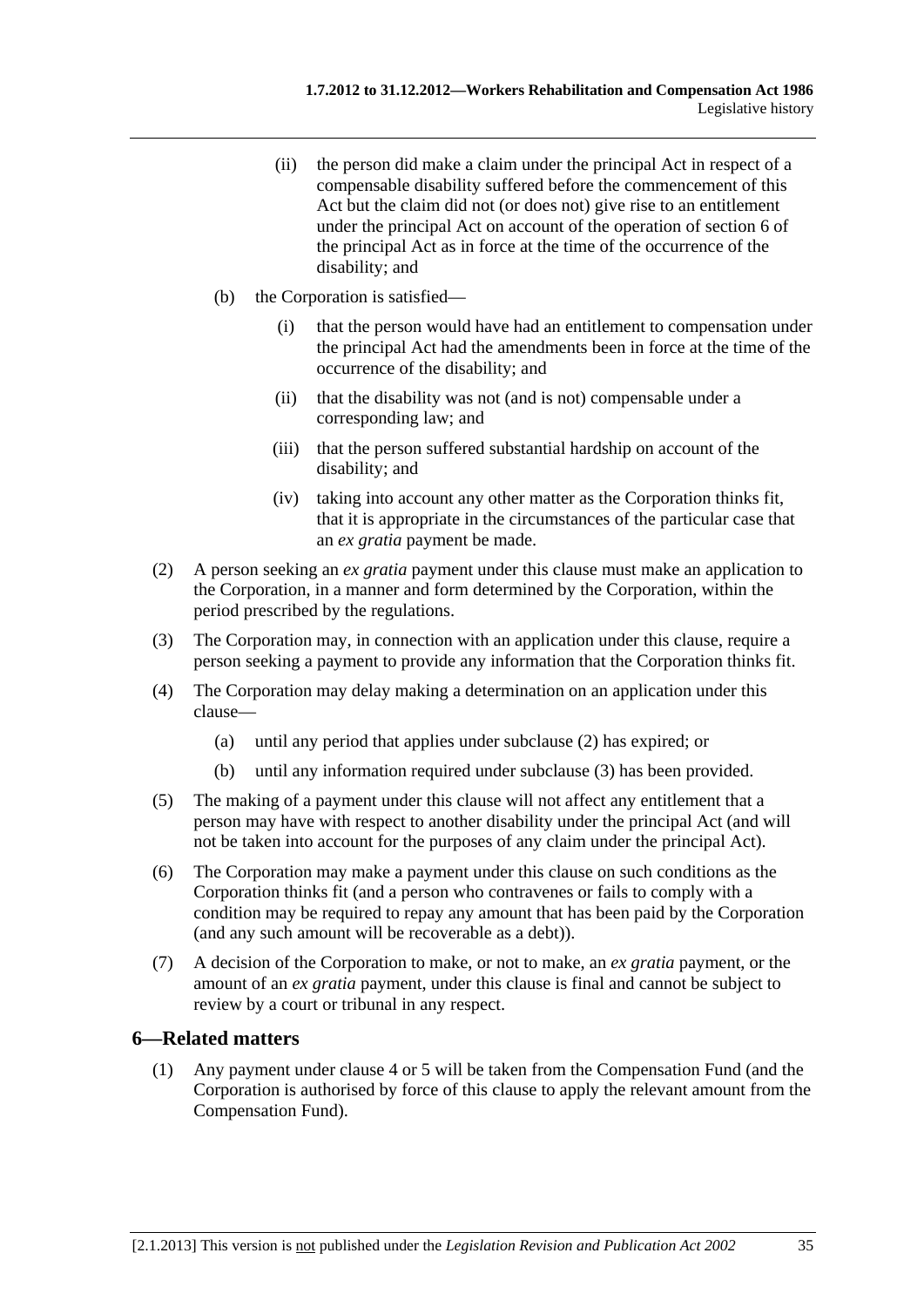(ii) the person did make a claim under the principal Act in respect of a compensable disability suffered before the commencement of this Act but the claim did not (or does not) give rise to an entitlement under the principal Act on account of the operation of section 6 of the principal Act as in force at the time of the occurrence of the disability; and

(b) the Corporation is satisfied—

(i) that the person would have had an entitlement to compensation under the principal Act had the amendments been in force at the time of the occurrence of the disability; and

(ii) that the disability was not (and is not) compensable under a corresponding law; and

(iii) that the person suffered substantial hardship on account of the disability; and

(iv) taking into account any other matter as the Corporation thinks fit, that it is appropriate in the circumstances of the particular case that an *ex gratia* payment be made.

(2) A person seeking an *ex gratia* payment under this clause must make an application to the Corporation, in a manner and form determined by the Corporation, within the period prescribed by the regulations.

(3) The Corporation may, in connection with an application under this clause, require a person seeking a payment to provide any information that the Corporation thinks fit.

(4) The Corporation may delay making a determination on an application under this clause—

(a) until any period that applies under subclause (2) has expired; or

(b) until any information required under subclause (3) has been provided.

(5) The making of a payment under this clause will not affect any entitlement that a person may have with respect to another disability under the principal Act (and will not be taken into account for the purposes of any claim under the principal Act).

(6) The Corporation may make a payment under this clause on such conditions as the Corporation thinks fit (and a person who contravenes or fails to comply with a condition may be required to repay any amount that has been paid by the Corporation (and any such amount will be recoverable as a debt)).

(7) A decision of the Corporation to make, or not to make, an *ex gratia* payment, or the amount of an *ex gratia* payment, under this clause is final and cannot be subject to review by a court or tribunal in any respect.

## 6—Related matters

(1) Any payment under clause 4 or 5 will be taken from the Compensation Fund (and the Corporation is authorised by force of this clause to apply the relevant amount from the Compensation Fund).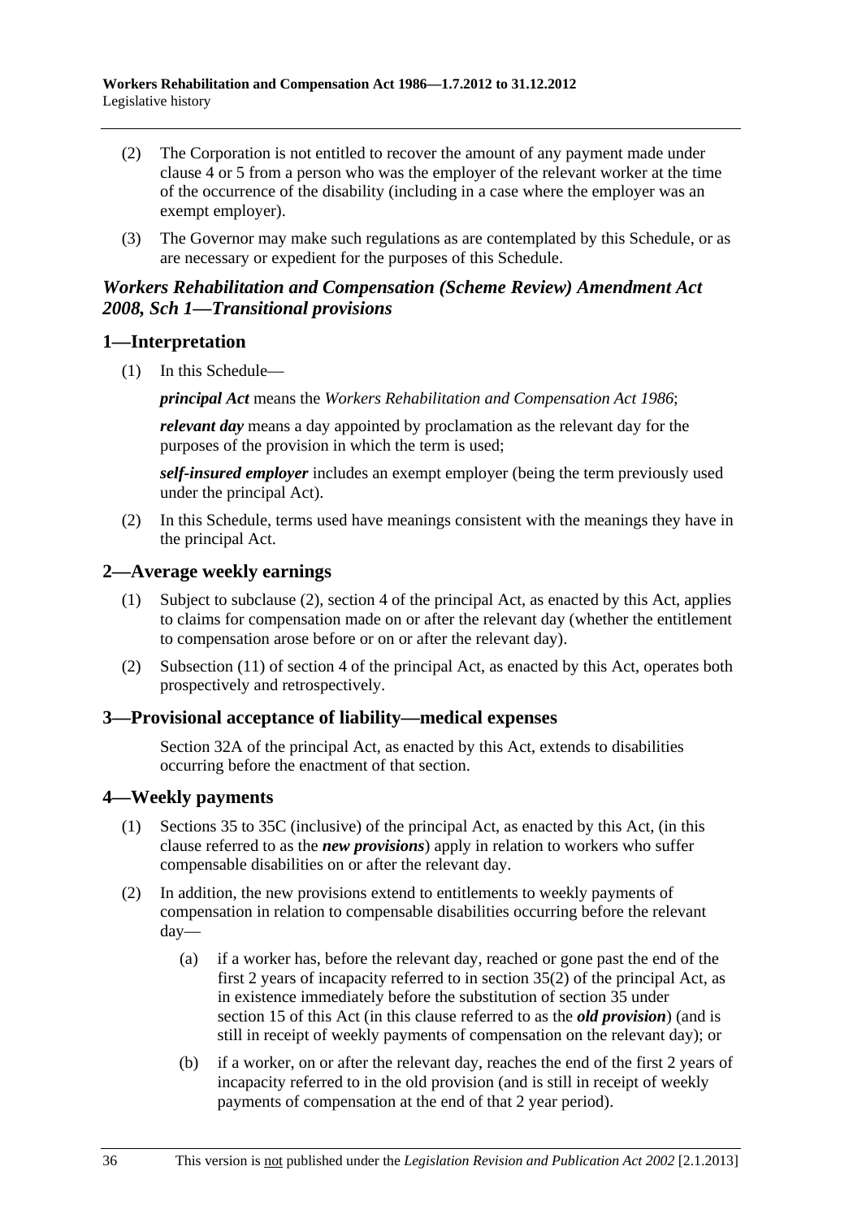(2) The Corporation is not entitled to recover the amount of any payment made under clause 4 or 5 from a person who was the employer of the relevant worker at the time of the occurrence of the disability (including in a case where the employer was an exempt employer).

(3) The Governor may make such regulations as are contemplated by this Schedule, or as are necessary or expedient for the purposes of this Schedule.

## *Workers Rehabilitation and Compensation (Scheme Review) Amendment Act 2008, Sch 1—Transitional provisions*

## 1—Interpretation

(1) In this Schedule—

***principal Act*** means the *Workers Rehabilitation and Compensation Act 1986*;

***relevant day*** means a day appointed by proclamation as the relevant day for the purposes of the provision in which the term is used;

***self-insured employer*** includes an exempt employer (being the term previously used under the principal Act).

(2) In this Schedule, terms used have meanings consistent with the meanings they have in the principal Act.

## 2—Average weekly earnings

(1) Subject to subclause (2), section 4 of the principal Act, as enacted by this Act, applies to claims for compensation made on or after the relevant day (whether the entitlement to compensation arose before or on or after the relevant day).

(2) Subsection (11) of section 4 of the principal Act, as enacted by this Act, operates both prospectively and retrospectively.

## 3—Provisional acceptance of liability—medical expenses

Section 32A of the principal Act, as enacted by this Act, extends to disabilities occurring before the enactment of that section.

## 4—Weekly payments

(1) Sections 35 to 35C (inclusive) of the principal Act, as enacted by this Act, (in this clause referred to as the ***new provisions***) apply in relation to workers who suffer compensable disabilities on or after the relevant day.

(2) In addition, the new provisions extend to entitlements to weekly payments of compensation in relation to compensable disabilities occurring before the relevant day—

(a) if a worker has, before the relevant day, reached or gone past the end of the first 2 years of incapacity referred to in section 35(2) of the principal Act, as in existence immediately before the substitution of section 35 under section 15 of this Act (in this clause referred to as the ***old provision***) (and is still in receipt of weekly payments of compensation on the relevant day); or

(b) if a worker, on or after the relevant day, reaches the end of the first 2 years of incapacity referred to in the old provision (and is still in receipt of weekly payments of compensation at the end of that 2 year period).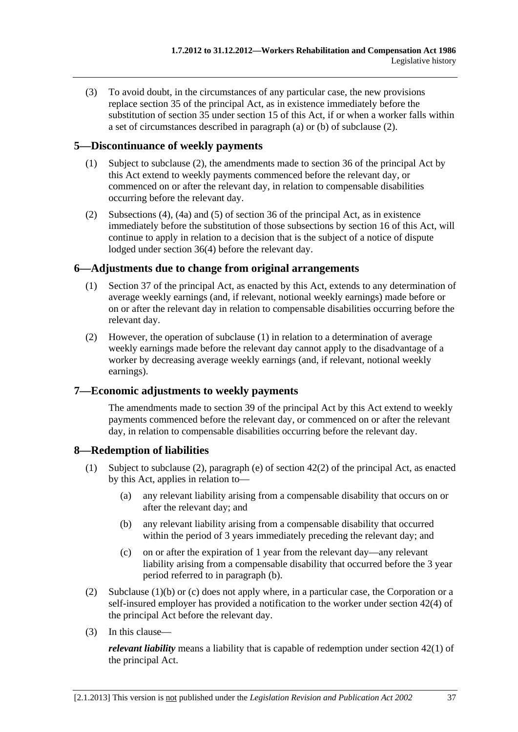(3) To avoid doubt, in the circumstances of any particular case, the new provisions replace section 35 of the principal Act, as in existence immediately before the substitution of section 35 under section 15 of this Act, if or when a worker falls within a set of circumstances described in paragraph (a) or (b) of subclause (2).

## 5—Discontinuance of weekly payments

(1) Subject to subclause (2), the amendments made to section 36 of the principal Act by this Act extend to weekly payments commenced before the relevant day, or commenced on or after the relevant day, in relation to compensable disabilities occurring before the relevant day.

(2) Subsections (4), (4a) and (5) of section 36 of the principal Act, as in existence immediately before the substitution of those subsections by section 16 of this Act, will continue to apply in relation to a decision that is the subject of a notice of dispute lodged under section 36(4) before the relevant day.

## 6—Adjustments due to change from original arrangements

(1) Section 37 of the principal Act, as enacted by this Act, extends to any determination of average weekly earnings (and, if relevant, notional weekly earnings) made before or on or after the relevant day in relation to compensable disabilities occurring before the relevant day.

(2) However, the operation of subclause (1) in relation to a determination of average weekly earnings made before the relevant day cannot apply to the disadvantage of a worker by decreasing average weekly earnings (and, if relevant, notional weekly earnings).

## 7—Economic adjustments to weekly payments

The amendments made to section 39 of the principal Act by this Act extend to weekly payments commenced before the relevant day, or commenced on or after the relevant day, in relation to compensable disabilities occurring before the relevant day.

## 8—Redemption of liabilities

(1) Subject to subclause (2), paragraph (e) of section 42(2) of the principal Act, as enacted by this Act, applies in relation to—

(a) any relevant liability arising from a compensable disability that occurs on or after the relevant day; and

(b) any relevant liability arising from a compensable disability that occurred within the period of 3 years immediately preceding the relevant day; and

(c) on or after the expiration of 1 year from the relevant day—any relevant liability arising from a compensable disability that occurred before the 3 year period referred to in paragraph (b).

(2) Subclause (1)(b) or (c) does not apply where, in a particular case, the Corporation or a self-insured employer has provided a notification to the worker under section 42(4) of the principal Act before the relevant day.

(3) In this clause—

***relevant liability*** means a liability that is capable of redemption under section 42(1) of the principal Act.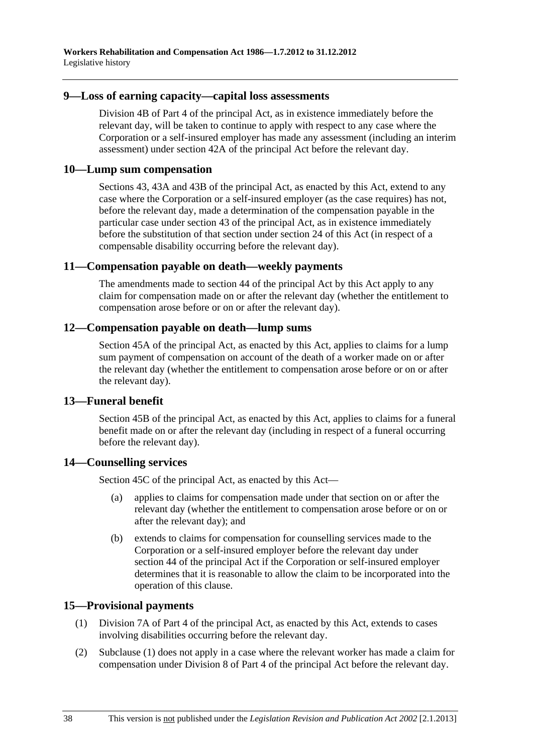## 9—Loss of earning capacity—capital loss assessments

Division 4B of Part 4 of the principal Act, as in existence immediately before the relevant day, will be taken to continue to apply with respect to any case where the Corporation or a self-insured employer has made any assessment (including an interim assessment) under section 42A of the principal Act before the relevant day.

## 10—Lump sum compensation

Sections 43, 43A and 43B of the principal Act, as enacted by this Act, extend to any case where the Corporation or a self-insured employer (as the case requires) has not, before the relevant day, made a determination of the compensation payable in the particular case under section 43 of the principal Act, as in existence immediately before the substitution of that section under section 24 of this Act (in respect of a compensable disability occurring before the relevant day).

## 11—Compensation payable on death—weekly payments

The amendments made to section 44 of the principal Act by this Act apply to any claim for compensation made on or after the relevant day (whether the entitlement to compensation arose before or on or after the relevant day).

## 12—Compensation payable on death—lump sums

Section 45A of the principal Act, as enacted by this Act, applies to claims for a lump sum payment of compensation on account of the death of a worker made on or after the relevant day (whether the entitlement to compensation arose before or on or after the relevant day).

## 13—Funeral benefit

Section 45B of the principal Act, as enacted by this Act, applies to claims for a funeral benefit made on or after the relevant day (including in respect of a funeral occurring before the relevant day).

## 14—Counselling services

Section 45C of the principal Act, as enacted by this Act—

(a) applies to claims for compensation made under that section on or after the relevant day (whether the entitlement to compensation arose before or on or after the relevant day); and

(b) extends to claims for compensation for counselling services made to the Corporation or a self-insured employer before the relevant day under section 44 of the principal Act if the Corporation or self-insured employer determines that it is reasonable to allow the claim to be incorporated into the operation of this clause.

## 15—Provisional payments

(1) Division 7A of Part 4 of the principal Act, as enacted by this Act, extends to cases involving disabilities occurring before the relevant day.

(2) Subclause (1) does not apply in a case where the relevant worker has made a claim for compensation under Division 8 of Part 4 of the principal Act before the relevant day.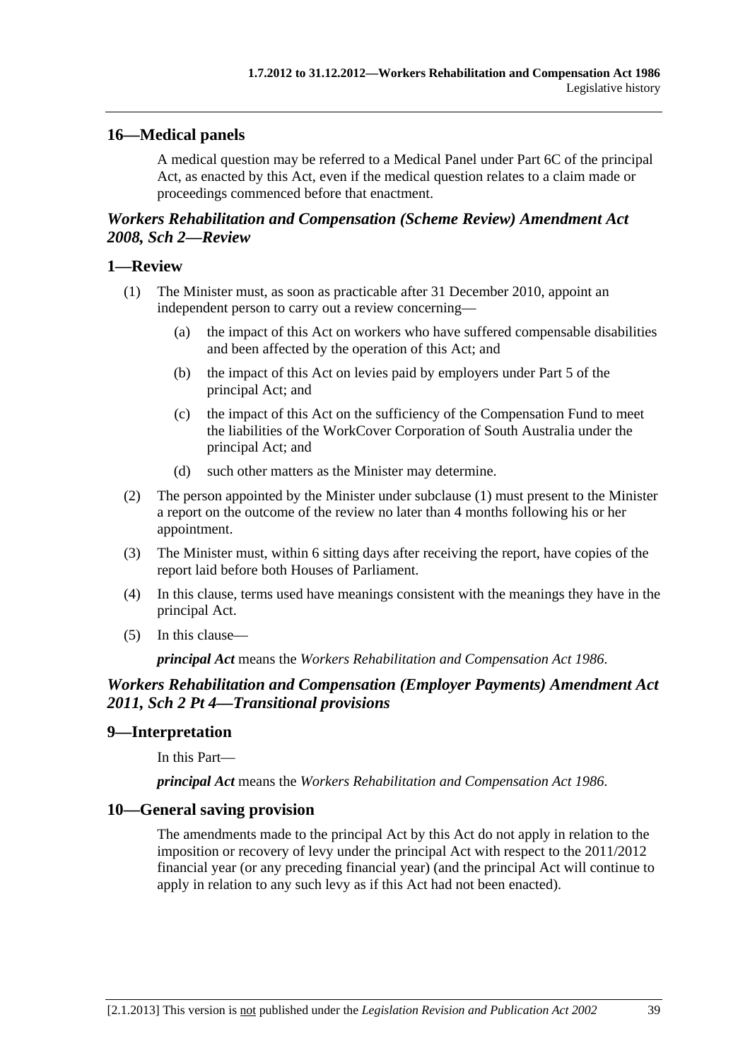## 16—Medical panels

A medical question may be referred to a Medical Panel under Part 6C of the principal Act, as enacted by this Act, even if the medical question relates to a claim made or proceedings commenced before that enactment.

### *Workers Rehabilitation and Compensation (Scheme Review) Amendment Act 2008, Sch 2—Review*

## 1—Review

(1) The Minister must, as soon as practicable after 31 December 2010, appoint an independent person to carry out a review concerning—

(a) the impact of this Act on workers who have suffered compensable disabilities and been affected by the operation of this Act; and

(b) the impact of this Act on levies paid by employers under Part 5 of the principal Act; and

(c) the impact of this Act on the sufficiency of the Compensation Fund to meet the liabilities of the WorkCover Corporation of South Australia under the principal Act; and

(d) such other matters as the Minister may determine.

(2) The person appointed by the Minister under subclause (1) must present to the Minister a report on the outcome of the review no later than 4 months following his or her appointment.

(3) The Minister must, within 6 sitting days after receiving the report, have copies of the report laid before both Houses of Parliament.

(4) In this clause, terms used have meanings consistent with the meanings they have in the principal Act.

(5) In this clause—

***principal Act*** means the *Workers Rehabilitation and Compensation Act 1986*.

### *Workers Rehabilitation and Compensation (Employer Payments) Amendment Act 2011, Sch 2 Pt 4—Transitional provisions*

## 9—Interpretation

In this Part—

***principal Act*** means the *Workers Rehabilitation and Compensation Act 1986*.

## 10—General saving provision

The amendments made to the principal Act by this Act do not apply in relation to the imposition or recovery of levy under the principal Act with respect to the 2011/2012 financial year (or any preceding financial year) (and the principal Act will continue to apply in relation to any such levy as if this Act had not been enacted).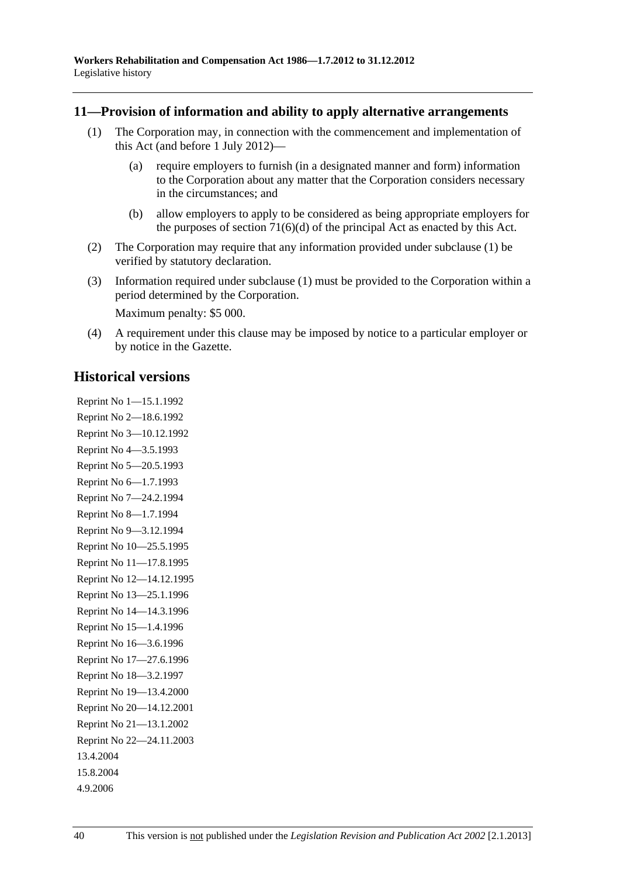## 11—Provision of information and ability to apply alternative arrangements

(1) The Corporation may, in connection with the commencement and implementation of this Act (and before 1 July 2012)—

  (a) require employers to furnish (in a designated manner and form) information to the Corporation about any matter that the Corporation considers necessary in the circumstances; and

  (b) allow employers to apply to be considered as being appropriate employers for the purposes of section 71(6)(d) of the principal Act as enacted by this Act.

(2) The Corporation may require that any information provided under subclause (1) be verified by statutory declaration.

(3) Information required under subclause (1) must be provided to the Corporation within a period determined by the Corporation.

Maximum penalty: $5 000.

(4) A requirement under this clause may be imposed by notice to a particular employer or by notice in the Gazette.

# Historical versions

Reprint No 1—15.1.1992
Reprint No 2—18.6.1992
Reprint No 3—10.12.1992
Reprint No 4—3.5.1993
Reprint No 5—20.5.1993
Reprint No 6—1.7.1993
Reprint No 7—24.2.1994
Reprint No 8—1.7.1994
Reprint No 9—3.12.1994
Reprint No 10—25.5.1995
Reprint No 11—17.8.1995
Reprint No 12—14.12.1995
Reprint No 13—25.1.1996
Reprint No 14—14.3.1996
Reprint No 15—1.4.1996
Reprint No 16—3.6.1996
Reprint No 17—27.6.1996
Reprint No 18—3.2.1997
Reprint No 19—13.4.2000
Reprint No 20—14.12.2001
Reprint No 21—13.1.2002
Reprint No 22—24.11.2003
13.4.2004
15.8.2004
4.9.2006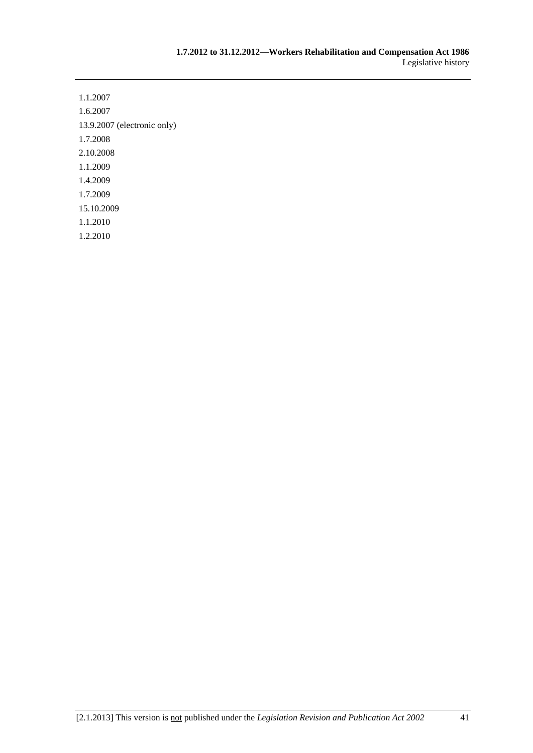1.1.2007

1.6.2007

13.9.2007 (electronic only)

1.7.2008

2.10.2008

1.1.2009

1.4.2009

1.7.2009

15.10.2009

1.1.2010

1.2.2010